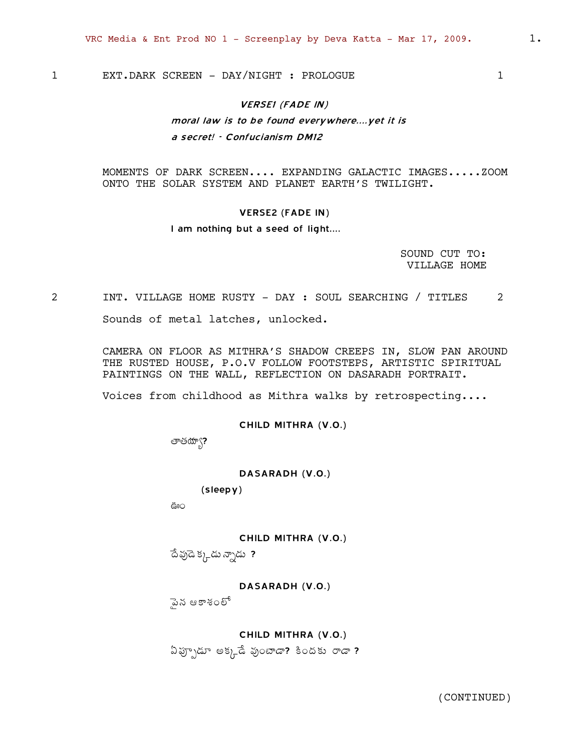1 EXT.DARK SCREEN - DAY/NIGHT : PROLOGUE 1

*VERSE1 (FADE IN)*

*moral law is to be found everywhere....yet it is a secret! - Confucianism DM12*

MOMENTS OF DARK SCREEN.... EXPANDING GALACTIC IMAGES.....ZOOM ONTO THE SOLAR SYSTEM AND PLANET EARTH'S TWILIGHT.

VERSE2 (FADE IN)

I am nothing but a seed of light....

SOUND CUT TO: VILLAGE HOME

2 INT. VILLAGE HOME RUSTY - DAY : SOUL SEARCHING / TITLES 2

Sounds of metal latches, unlocked.

CAMERA ON FLOOR AS MITHRA'S SHADOW CREEPS IN, SLOW PAN AROUND THE RUSTED HOUSE, P.O.V FOLLOW FOOTSTEPS, ARTISTIC SPIRITUAL PAINTINGS ON THE WALL, REFLECTION ON DASARADH PORTRAIT.

Voices from childhood as Mithra walks by retrospecting....

CHILD MITHRA (V.O.)

తాతయ్యా?

DASARADH (V.O.)

(sleepy)

ఊం

CHILD MITHRA (V.O.)

దేవుడెక్కడున్నాడు ?

DASARADH (V.O.)

పైన ఆకాశంలో

CHILD MITHRA (V.O.)

ఎప్పుడూ అక్కడే వుంటాడా? కిందకు రాడా ?

(CONTINUED)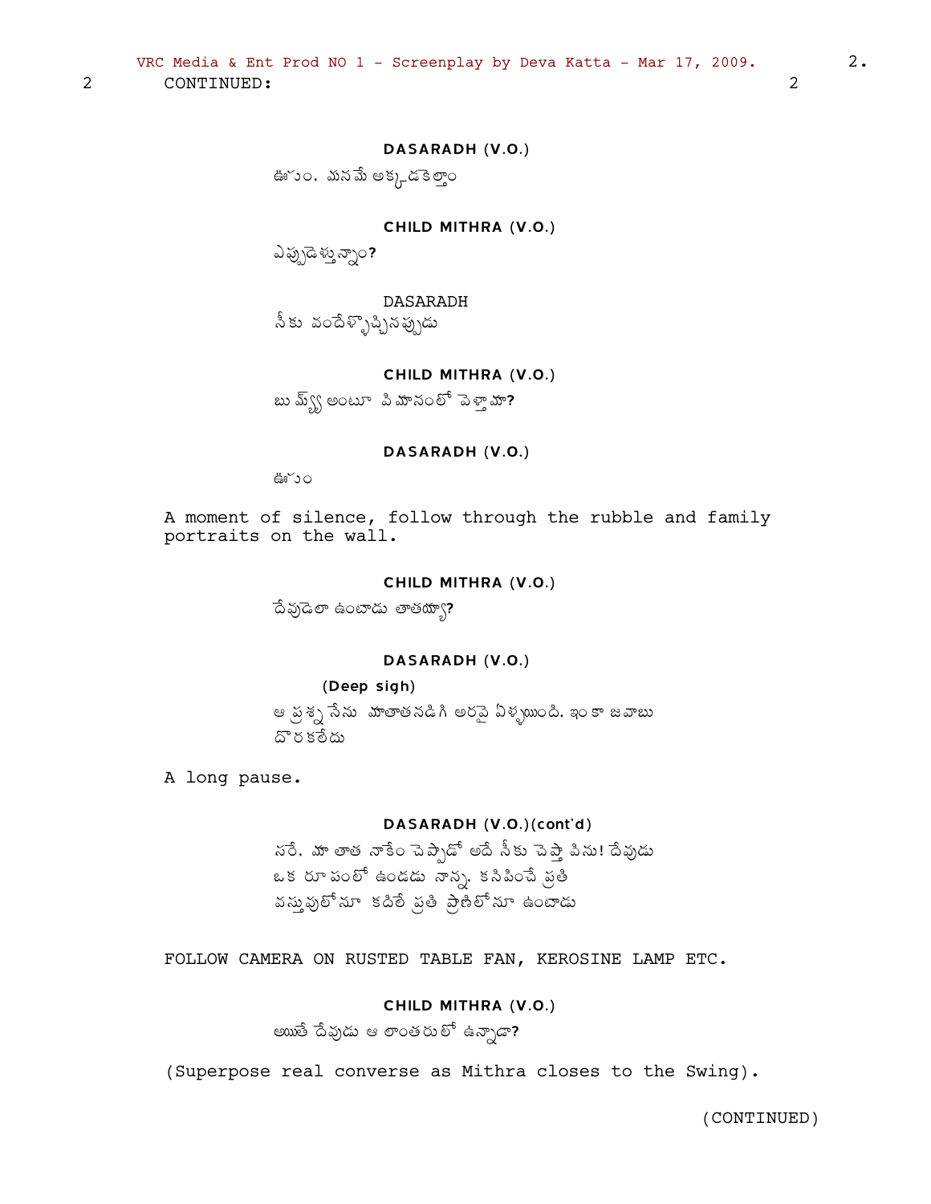2 CONTINUED: 2

**DASARADH (V.O.)**

ఊం. మనమే అక్కడకెల్తాం

**CHILD MITHRA (V.O.)**

ఎప్పుడెళ్తున్నాం?

DASARADH

నీకు వందేళ్ళొచ్చినప్పుడు

**CHILD MITHRA (V.O.)**

బుయ్య్ అంటూ విమానంలో వెళ్తామా?

**DASARADH (V.O.)**

ఊం

A moment of silence, follow through the rubble and family portraits on the wall.

**CHILD MITHRA (V.O.)**

దేవుడెలా ఉంటాడు తాతయ్యా?

**DASARADH (V.O.)**

**(Deep sigh)**

ఆ ప్రశ్న నేను మా తాతనడిగి అరవై ఏళ్ళయింది. ఇంకా జవాబు దొరకలేదు

A long pause.

**DASARADH (V.O.)(cont'd)**

సరే. మా తాత నాకేం చెప్పాడో అదే నీకు చెప్తా విను! దేవుడు ఒక రూపంలో ఉండడు నాన్న. కనిపించే ప్రతి వస్తువులోనూ కదిలే ప్రతి ప్రాణిలోనూ ఉంటాడు

FOLLOW CAMERA ON RUSTED TABLE FAN, KEROSINE LAMP ETC.

**CHILD MITHRA (V.O.)**

అయితే దేవుడు ఆ లాంతరులో ఉన్నాడా?

(Superpose real converse as Mithra closes to the Swing).

(CONTINUED)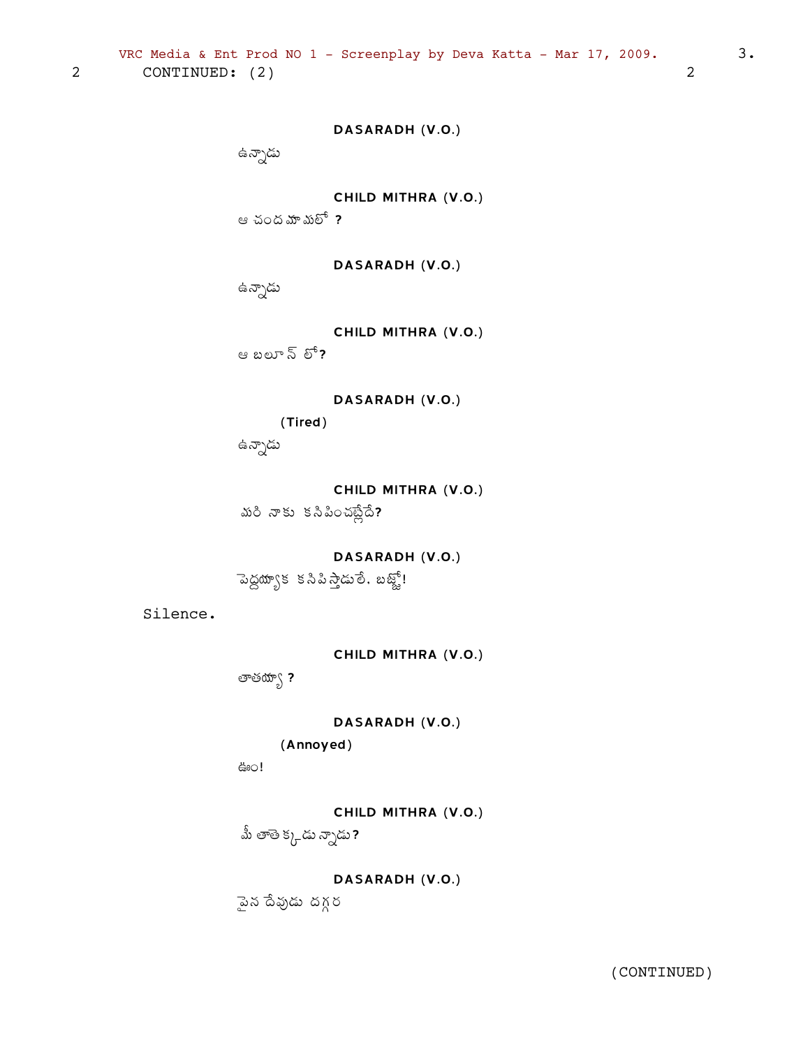2 CONTINUED: (2) 2

**DASARADH (V.O.)**

ఉన్నాడు

**CHILD MITHRA (V.O.)**

ఆ చందమామలో ?

**DASARADH (V.O.)**

ఉన్నాడు

**CHILD MITHRA (V.O.)**

ఆ బలూన్ లో?

**DASARADH (V.O.)**

(Tired)

ఉన్నాడు

**CHILD MITHRA (V.O.)**

మరి నాకు కనిపించట్లేదే?

**DASARADH (V.O.)**

పెద్దయ్యాక కనిపిస్తాడులే. బజ్జో!

Silence.

**CHILD MITHRA (V.O.)**

తాతయ్యా ?

**DASARADH (V.O.)**

(Annoyed)

ఊం!

**CHILD MITHRA (V.O.)**

మీ తాతెక్కడున్నాడు?

**DASARADH (V.O.)**

పైన దేవుడు దగ్గర

(CONTINUED)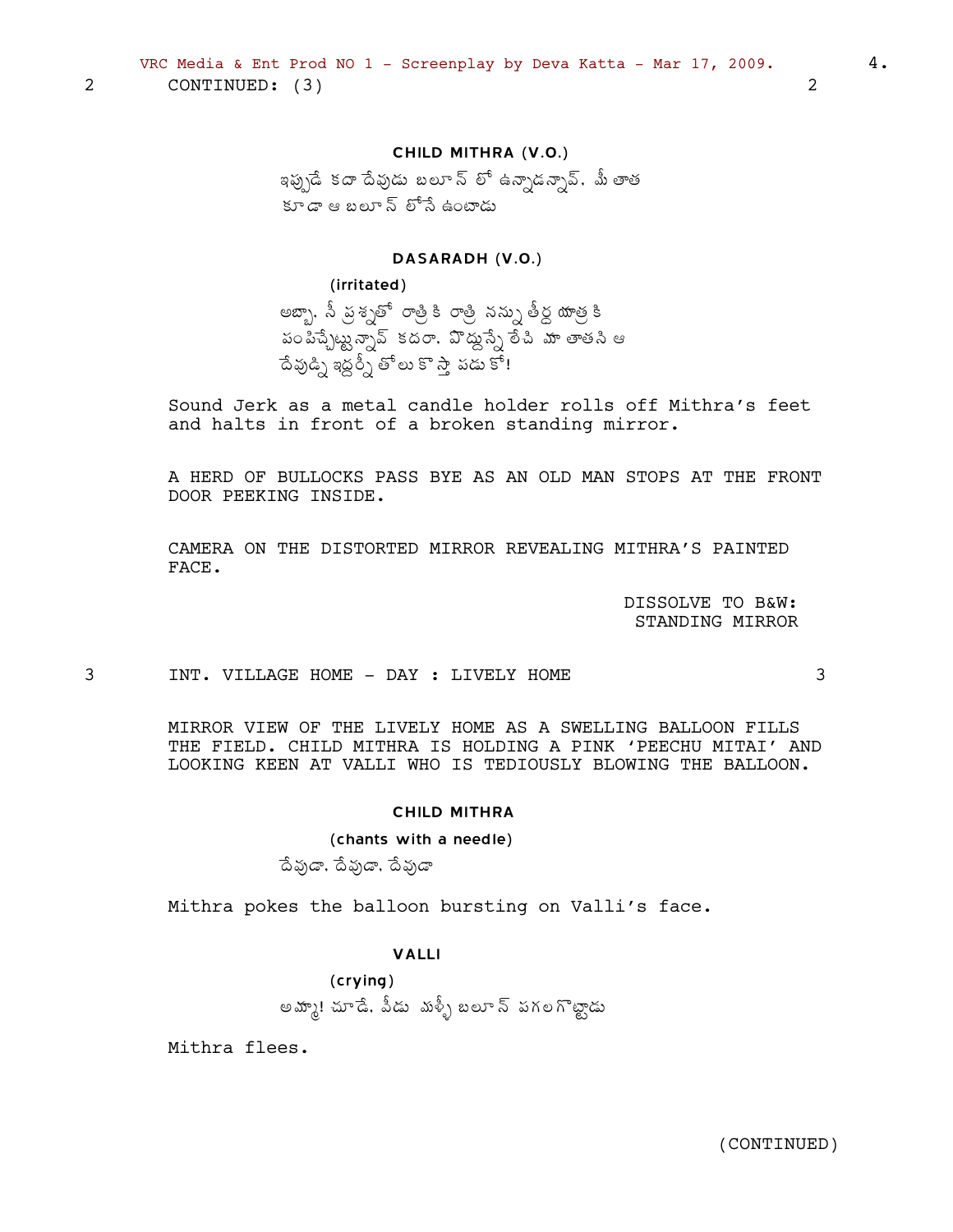2 CONTINUED: (3) 2

**CHILD MITHRA (V.O.)**

ఇప్పుడే కదా దేవుడు బలూన్ లో ఉన్నాడన్నావ్. మీ తాత కూడా ఆ బలూన్ లోనే ఉంటాడు

**DASARADH (V.O.)**

(irritated)

అబ్బా. నీ ప్రశ్నతో రాత్రి కి రాత్రి నన్ను తీర్థ యాత్ర కి పంపిచ్చేట్టున్నావ్ కదరా. పొద్దున్నే లేచి మా తాతని ఆ దేవుడ్ని ఇద్దర్నీ తోలుకొస్తా పడుకో!

Sound Jerk as a metal candle holder rolls off Mithra's feet and halts in front of a broken standing mirror.

A HERD OF BULLOCKS PASS BYE AS AN OLD MAN STOPS AT THE FRONT DOOR PEEKING INSIDE.

CAMERA ON THE DISTORTED MIRROR REVEALING MITHRA'S PAINTED FACE.

DISSOLVE TO B&W:
STANDING MIRROR

3 INT. VILLAGE HOME - DAY : LIVELY HOME 3

MIRROR VIEW OF THE LIVELY HOME AS A SWELLING BALLOON FILLS THE FIELD. CHILD MITHRA IS HOLDING A PINK 'PEECHU MITAI' AND LOOKING KEEN AT VALLI WHO IS TEDIOUSLY BLOWING THE BALLOON.

**CHILD MITHRA**

(chants with a needle)

దేవుడా. దేవుడా. దేవుడా

Mithra pokes the balloon bursting on Valli's face.

**VALLI**

(crying)

అమ్మో! చూడే. వీడు మళ్ళీ బలూన్ పగలగొట్టాడు

Mithra flees.

(CONTINUED)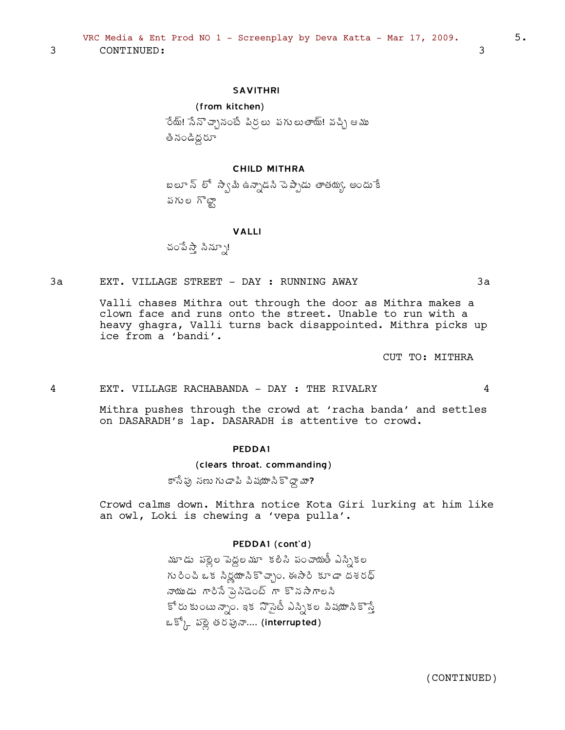3 CONTINUED: 3

**SAVITHRI**

(from kitchen)

రేయ్! నేనొచ్చానంటే పిర్రలు పగులుతాయ్! వచ్చి అమ్మ తినండిద్దరూ

**CHILD MITHRA**

బలూన్ లో స్వామి ఉన్నాడని చెప్పాడు తాతయ్య. అందుకే పగుల గొట్టా

**VALLI**

చంపేస్తా నిన్నూ!

3a EXT. VILLAGE STREET - DAY : RUNNING AWAY 3a

Valli chases Mithra out through the door as Mithra makes a clown face and runs onto the street. Unable to run with a heavy ghagra, Valli turns back disappointed. Mithra picks up ice from a 'bandi'.

CUT TO: MITHRA

4 EXT. VILLAGE RACHABANDA - DAY : THE RIVALRY 4

Mithra pushes through the crowd at 'racha banda' and settles on DASARADH's lap. DASARADH is attentive to crowd.

**PEDDA1**

(clears throat, commanding)

కాసేపు సణుగుడాపి విషయానికొద్దామా?

Crowd calms down. Mithra notice Kota Giri lurking at him like an owl, Loki is chewing a 'vepa pulla'.

**PEDDA1 (cont'd)**

మూడు పల్లెల పెద్దలమూ కలిసి పంచాయతీ ఎన్నికల గురించి ఒక నిర్ణయానికొచ్చాం. ఈసారి కూడా దశరథ్ నాయుడు గారినే ప్రెసిడెంట్ గా కొనసాగాలని కోరుకుంటున్నాం. ఇక సొసైటీ ఎన్నికల విషయానికొస్తే ఒక్కో పల్లె తరఫునా.... (interrupted)

(CONTINUED)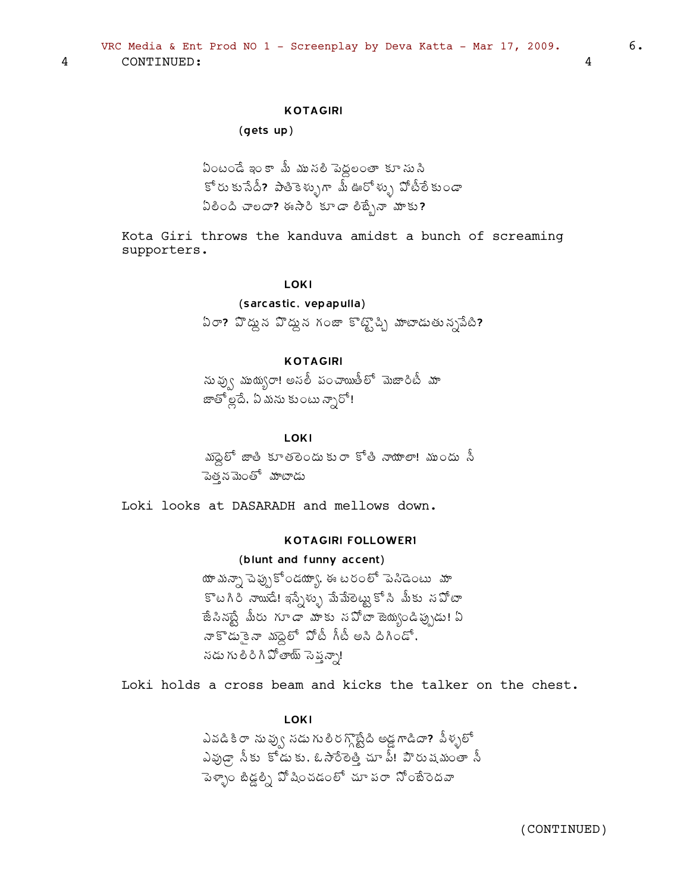4 CONTINUED: 4

**KOTAGIRI**

(gets up)

ఏంటండే ఇంకా మీ ముసలి పెద్దలంతా కూసుని
కోరుకునేదీ? పాతికేళ్ళుగా మీ ఊరోళ్ళు పోటీలేకుండా
ఏలింది చాలదా? ఈసారి కూడా లిబ్బేనా మాకు?

Kota Giri throws the kanduva amidst a bunch of screaming supporters.

**LOKI**

(sarcastic, vepapulla)

ఏరా? పొద్దున పొద్దున గంజా కొట్టొచ్చి మాటాడుతున్నవేటి?

**KOTAGIRI**

నువ్వు ముయ్యరా! అసలీ పంచాయితీలో మెజారిటీ మా
జాతోల్లదే. ఏమనుకుంటున్నారో!

**LOKI**

మద్దెలో జాతి కూతలెందుకురా కోతి నాయాలా! ముందు నీ
పెత్తనమెంతో మాటాడు

Loki looks at DASARADH and mellows down.

**KOTAGIRI FOLLOWER1**

(blunt and funny accent)

యామన్నా చెప్పుకోండయ్యా. ఈ టరంలో పెసిడెంటు మా
కొటగిరి నాయుడే! ఇన్నేళ్ళు మేమేలెట్టుకోసి మీకు సపోటా
జేసినట్టే మీరు గూడా మాకు సపోటా జెయ్యండిప్పుడు! ఏ
నాకొడుకైనా మద్దెలో పోటీ గీటీ అని దిగిండో.
నడుగులిరిగిపోతాయ్ సెప్తన్నా!

Loki holds a cross beam and kicks the talker on the chest.

**LOKI**

ఎవడికిరా నువ్వు నడుగులిరగ్గొట్టేది అడ్డగాడిదా? వీళ్ళలో
ఎవుడ్రా నీకు కోడుకు. ఓసారెత్తి చూపే! పౌరుషమంతా నీ
పెళ్ళాం బిడ్డల్ని పోషించడంలో చూపరా నోంబేరెదవా

(CONTINUED)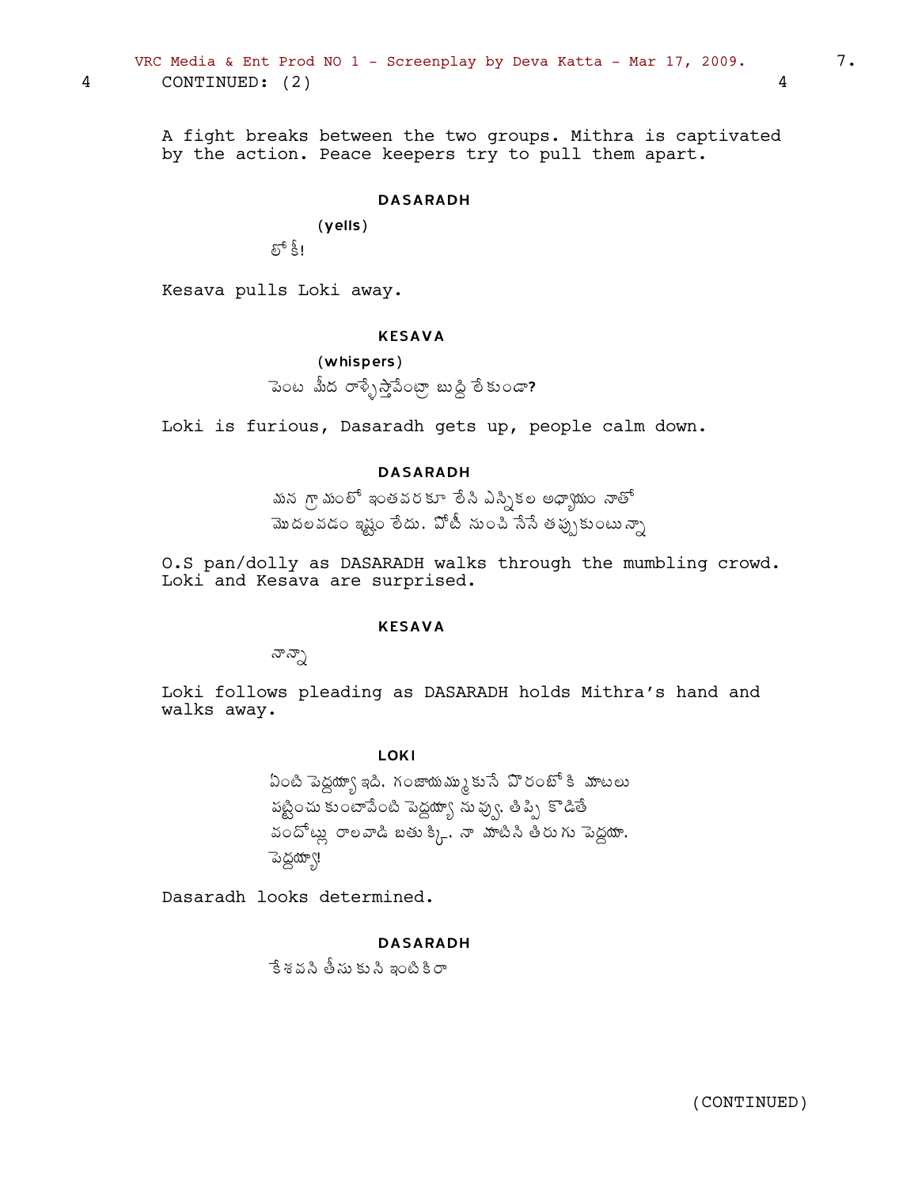4 CONTINUED: (2) 4

A fight breaks between the two groups. Mithra is captivated by the action. Peace keepers try to pull them apart.

**DASARADH**

(yells)

లోకీ!

Kesava pulls Loki away.

**KESAVA**

(whispers)

పెంట మీద రాళ్ళేస్తావేంట్రా బుద్ధి లేకుండా?

Loki is furious, Dasaradh gets up, people calm down.

**DASARADH**

మన గ్రామంలో ఇంతవరకూ లేని ఎన్నికల అధ్యాయం నాతో మొదలవడం ఇష్టం లేదు. పోటీ నుంచి నేనే తప్పుకుంటున్నా

O.S pan/dolly as DASARADH walks through the mumbling crowd. Loki and Kesava are surprised.

**KESAVA**

నాన్నా

Loki follows pleading as DASARADH holds Mithra's hand and walks away.

**LOKI**

ఏంటి పెద్దయ్యా ఇది. గంజాయమ్ముకునే పోరంబోకి మాటలు పట్టించుకుంటావేంటి పెద్దయ్యా నువ్వు. తిప్పి కొడితే వందోట్లు రాలవాడి బతుక్కి. నా మాటిని తిరుగు పెద్దయా. పెద్దయ్యా!

Dasaradh looks determined.

**DASARADH**

కేశవని తీసుకుని ఇంటికిరా

(CONTINUED)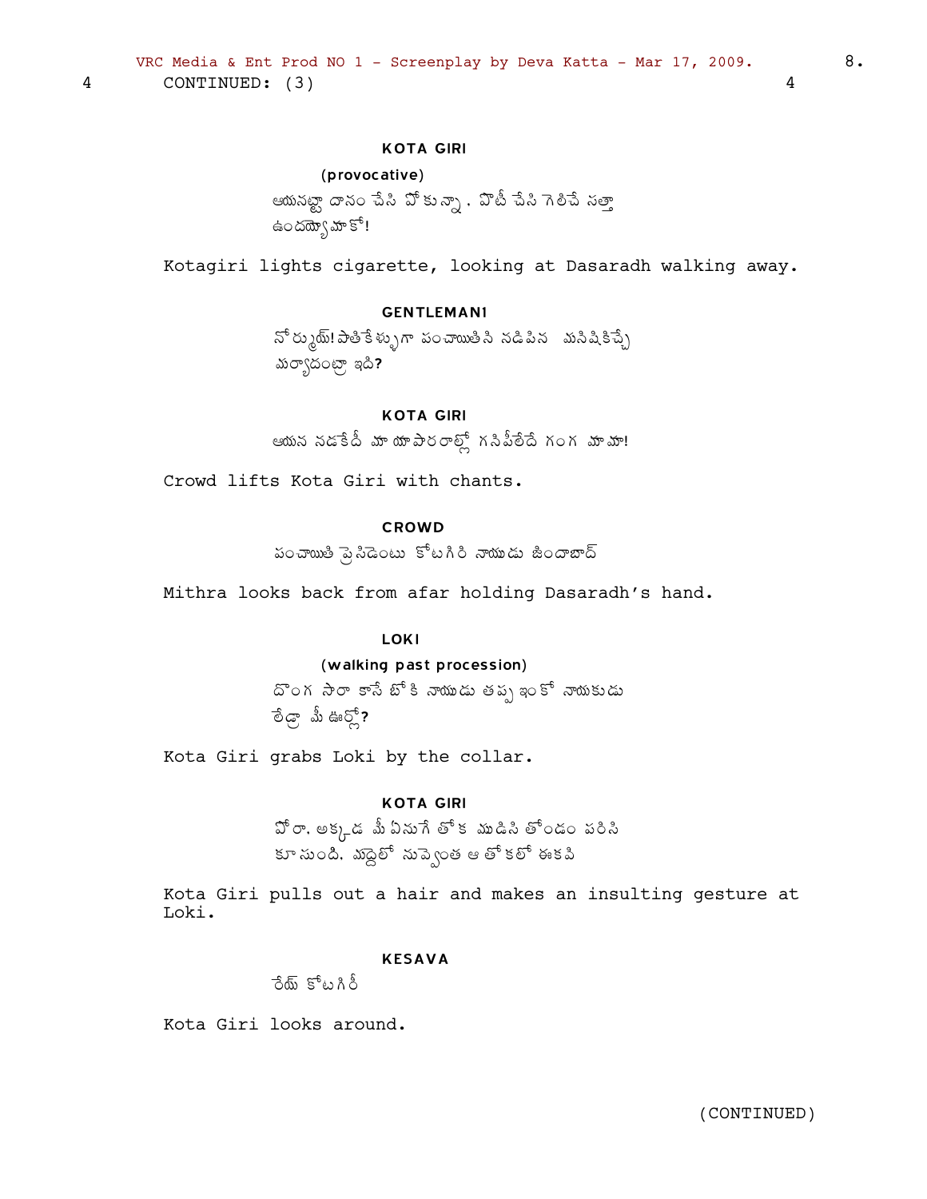4 CONTINUED: (3) 4

**KOTA GIRI**

(provocative)

ఆయనట్టా దానం చేసి పోకున్నా. పోటీ చేసి గెలిచే సత్తా ఉందయ్యా మాకో!

Kotagiri lights cigarette, looking at Dasaradh walking away.

**GENTLEMAN1**

నోర్మూయ్! పాతికేళ్ళుగా పంచాయితిని నడిపిన మనిషికిచ్చే మర్యాదంట్రా ఇది?

**KOTA GIRI**

ఆయన నడకేదీ మా యాపారాల్లో గనిపీలేదే గంగ మామా!

Crowd lifts Kota Giri with chants.

**CROWD**

పంచాయితి ప్రెసిడెంటు కోటగిరి నాయుడు జిందాబాద్

Mithra looks back from afar holding Dasaradh's hand.

**LOKI**

(walking past procession)

దొంగ సారా కాసే బోకి నాయుడు తప్ప ఇంకో నాయకుడు లేడ్రా మీ ఊర్లో?

Kota Giri grabs Loki by the collar.

**KOTA GIRI**

పోరా. అక్కడ మీ ఏనుగే తోక ముడిసి తోండం పరిసి కూసుంది. మద్దెలో నువ్వెంత ఆ తోకలో ఈకవి

Kota Giri pulls out a hair and makes an insulting gesture at Loki.

**KESAVA**

రేయ్ కోటగిరీ

Kota Giri looks around.

(CONTINUED)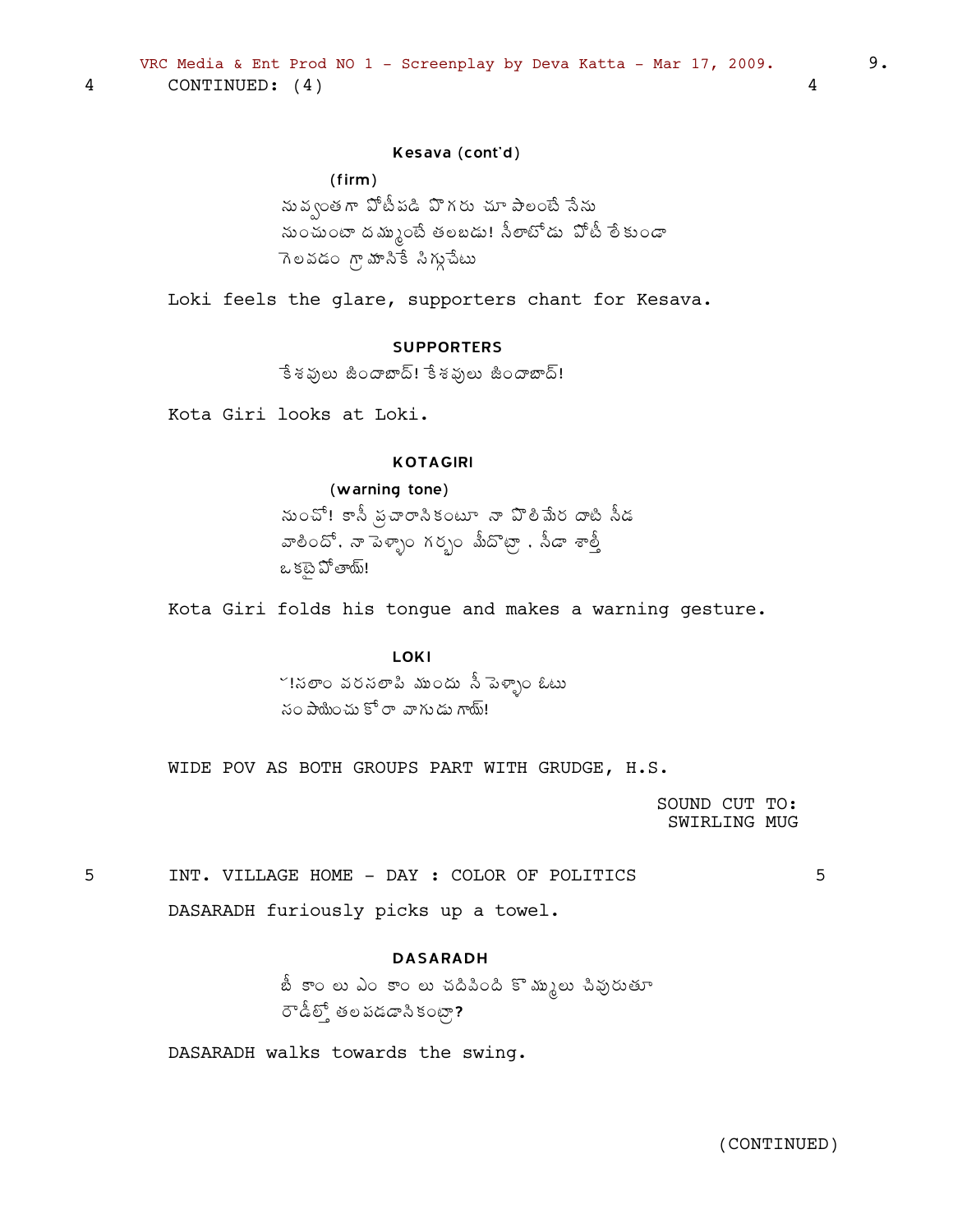4 CONTINUED: (4) 4

**Kesava (cont'd)**

(firm)

నువ్వంతగా పోటీపడి పొగరు చూపాలంటే నేను నుంచుంటా దమ్ముంటే తలబడు! నీలాటోడు పోటీ లేకుండా గెలవడం గ్రామానికే సిగ్గుచేటు

Loki feels the glare, supporters chant for Kesava.

**SUPPORTERS**

కేశవులు జిందాబాద్! కేశవులు జిందాబాద్!

Kota Giri looks at Loki.

**KOTAGIRI**

(warning tone)

నుంచో! కానీ ప్రచారానికంటూ నా పొలిమేర దాటి నీడ వాలిందో, నా పెళ్ళాం గర్భం మీదొట్టా, నీడా శాల్తీ ఒకటై పోతాయ్!

Kota Giri folds his tongue and makes a warning gesture.

**LOKI**

!సలాం వరసలాపి ముందు నీ పెళ్ళాం ఓటు సంపాయించుకోరా వాగుడు గాయ్!

WIDE POV AS BOTH GROUPS PART WITH GRUDGE, H.S.

SOUND CUT TO:
SWIRLING MUG

5 INT. VILLAGE HOME - DAY : COLOR OF POLITICS 5

DASARADH furiously picks up a towel.

**DASARADH**

బీ కాంలు ఎం కాంలు చదివింది కొమ్ములు చివురుతూ రౌడీల్తో తలపడడానికంట్రా?

DASARADH walks towards the swing.

(CONTINUED)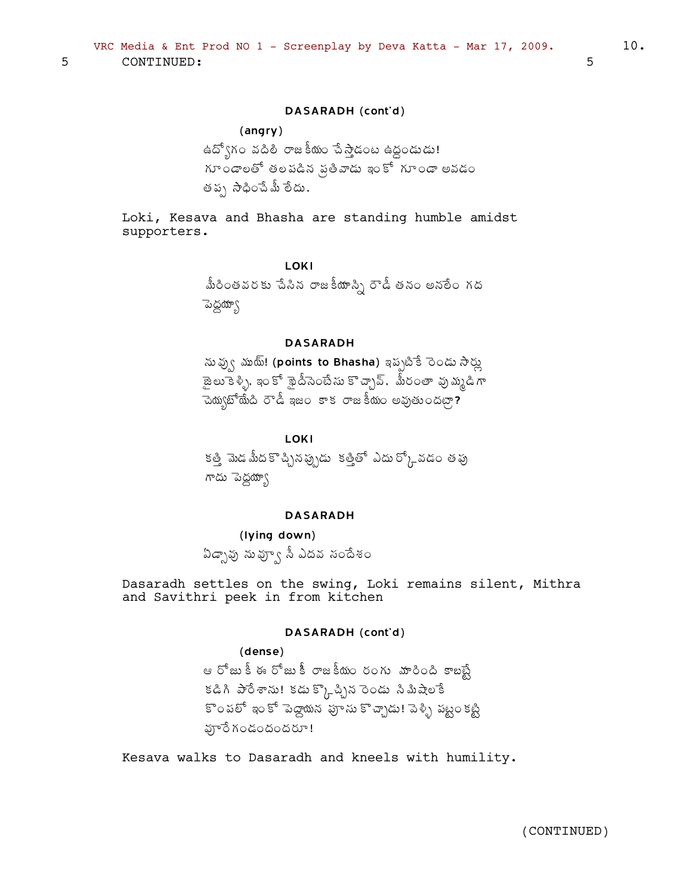5 CONTINUED: 5

DASARADH (cont'd)

(angry)

ఉద్యోగం వదిలి రాజకీయం చేస్తాడంట ఉద్దండుడు!
గూండాలతో తలపడిన ప్రతివాడు ఇంకో గూండా అవడం
తప్ప సాధించేమీ లేదు.

Loki, Kesava and Bhasha are standing humble amidst supporters.

LOKI

మీరింతవరకు చేసిన రాజకీయాన్ని రౌడీ తనం అనలేం గద
పెద్దయ్యా

DASARADH

నువ్వు మియా! (points to Bhasha) ఇప్పటికే రెండు సార్లు
జైలుకెళ్ళి, ఇంకో ఖైదీసెంటేసు కొచ్చావ్. మీరంతా ఉమ్మడిగా
చెయ్యబోయేది రౌడీ ఇజం కాక రాజకీయం అవుతుందట్రా?

LOKI

కత్తి మెడ మీదకొచ్చినప్పుడు కత్తితో ఎదుర్కోవడం తప్పు
గాదు పెద్దయ్యా

DASARADH

(lying down)

ఏడ్చావు నువ్వూ నీ ఎదవ సందేశం

Dasaradh settles on the swing, Loki remains silent, Mithra and Savithri peek in from kitchen

DASARADH (cont'd)

(dense)

ఆ రోజుకీ ఈ రోజుకీ రాజకీయం రంగు మారింది కాబట్టే
కడిగి పారేశాను! కడుక్కొచ్చిన రెండు నిమిషాలకే
కొంపలో ఇంకో పెద్దాయన పూసుకొచ్చాడు! వెళ్ళి పట్టంకట్టి
పూరేగండందండరూ!

Kesava walks to Dasaradh and kneels with humility.

(CONTINUED)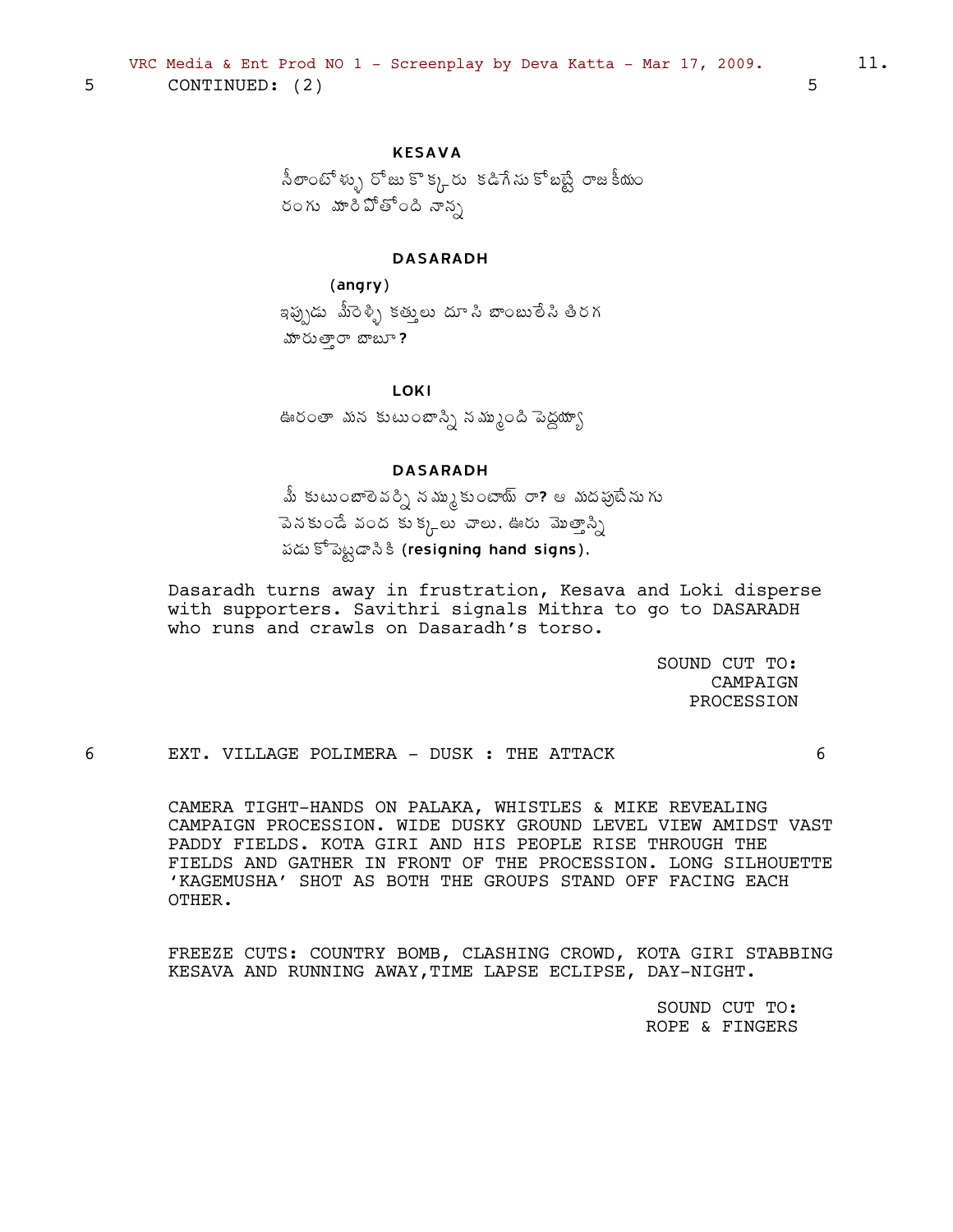5 CONTINUED: (2) 5

**KESAVA**

నీలాంటోళ్ళు రోజు కొక్కరు కడిగేసుకోబట్టే రాజకీయం రంగు మారిపోతోంది నాన్న

**DASARADH**

(angry)

ఇప్పుడు మీరెళ్ళి కత్తులు దూసి బాంబులేసి తిరగ మారుత్తారా బాబూ?

**LOKI**

ఊరంతా మన కుటుంబాన్ని నమ్ముంది పెద్దయ్యా

**DASARADH**

మీ కుటుంబాలెవర్ని నమ్ముకుంటాయ్ రా? ఆ మదపుటేనుగు వెనకుండే వంద కుక్కలు చాలు. ఊరు మొత్తాన్ని పడుకోపెట్టడానికి (resigning hand signs).

Dasaradh turns away in frustration, Kesava and Loki disperse with supporters. Savithri signals Mithra to go to DASARADH who runs and crawls on Dasaradh's torso.

SOUND CUT TO: CAMPAIGN PROCESSION

6 EXT. VILLAGE POLIMERA - DUSK : THE ATTACK 6

CAMERA TIGHT-HANDS ON PALAKA, WHISTLES & MIKE REVEALING CAMPAIGN PROCESSION. WIDE DUSKY GROUND LEVEL VIEW AMIDST VAST PADDY FIELDS. KOTA GIRI AND HIS PEOPLE RISE THROUGH THE FIELDS AND GATHER IN FRONT OF THE PROCESSION. LONG SILHOUETTE 'KAGEMUSHA' SHOT AS BOTH THE GROUPS STAND OFF FACING EACH OTHER.

FREEZE CUTS: COUNTRY BOMB, CLASHING CROWD, KOTA GIRI STABBING KESAVA AND RUNNING AWAY,TIME LAPSE ECLIPSE, DAY-NIGHT.

SOUND CUT TO: ROPE & FINGERS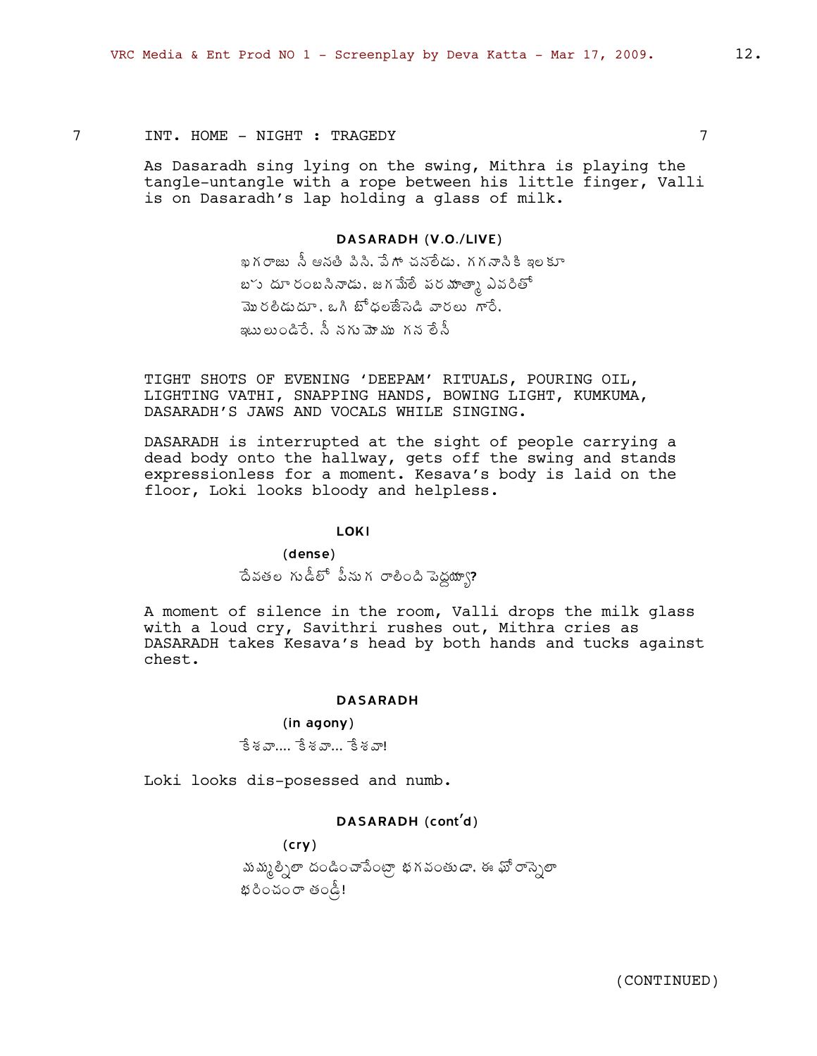7 INT. HOME - NIGHT : TRAGEDY 7

As Dasaradh sing lying on the swing, Mithra is playing the tangle-untangle with a rope between his little finger, Valli is on Dasaradh's lap holding a glass of milk.

**DASARADH (V.O./LIVE)**

ఖగరాజు నీ ఆనతి విని. వేగ చనలేడు. గగనానికి ఇలకూ బహు దూరంబనినాడు. జగమేలే పరమాత్మా ఎవరితో మొరలిడుదూ. ఒగి బోధలజేసెడి వారలు గారే. ఇటులుండిరే. నీ నగుమోము గన లేని

TIGHT SHOTS OF EVENING 'DEEPAM' RITUALS, POURING OIL, LIGHTING VATHI, SNAPPING HANDS, BOWING LIGHT, KUMKUMA, DASARADH'S JAWS AND VOCALS WHILE SINGING.

DASARADH is interrupted at the sight of people carrying a dead body onto the hallway, gets off the swing and stands expressionless for a moment. Kesava's body is laid on the floor, Loki looks bloody and helpless.

**LOKI**

(dense)

దేవతల గుడిలో పీనుగ రాలింది పెద్దయ్యా?

A moment of silence in the room, Valli drops the milk glass with a loud cry, Savithri rushes out, Mithra cries as DASARADH takes Kesava's head by both hands and tucks against chest.

**DASARADH**

(in agony)

కేశవా.... కేశవా... కేశవా!

Loki looks dis-posessed and numb.

**DASARADH (cont'd)**

(cry)

మమ్మల్నిలా దండించావేంట్రా భగవంతుడా. ఈ ఘోరాన్నెలా భరించంరా తండ్రీ!

(CONTINUED)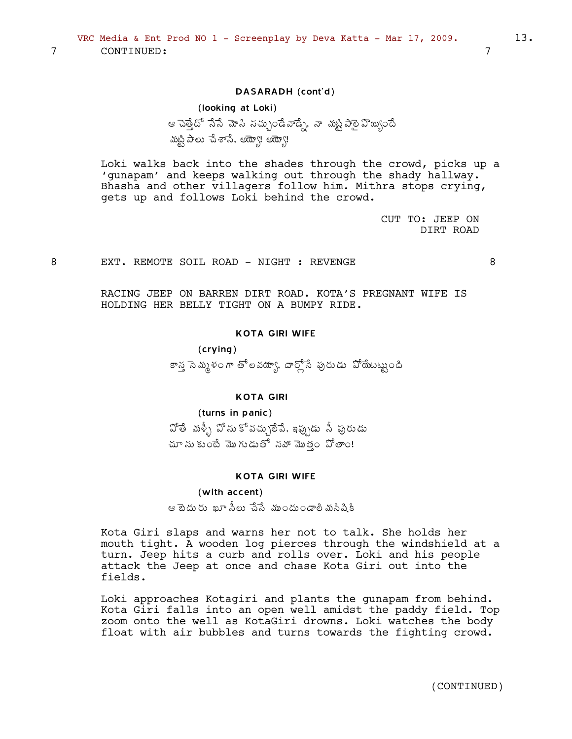7 CONTINUED: 7

DASARADH (cont'd)

(looking at Loki)

ఆ చెత్తోదో నేసే మోసి సచ్చుండేవాడ్నే. నా మట్టి పాలై పొయ్యిందే మట్టి పాలు చేశానే. అయ్యో! అయ్యో!

Loki walks back into the shades through the crowd, picks up a 'gunapam' and keeps walking out through the shady hallway. Bhasha and other villagers follow him. Mithra stops crying, gets up and follows Loki behind the crowd.

CUT TO: JEEP ON DIRT ROAD

8 EXT. REMOTE SOIL ROAD - NIGHT : REVENGE 8

RACING JEEP ON BARREN DIRT ROAD. KOTA'S PREGNANT WIFE IS HOLDING HER BELLY TIGHT ON A BUMPY RIDE.

KOTA GIRI WIFE

(crying)

కాస్త నెమ్మళంగా తోలవయ్యా. దార్లోనే పురుడు పోయేటట్టుంది

KOTA GIRI

(turns in panic)

పోతే మళ్ళీ పోసుకోవచ్చులేవే. ఇప్పుడు నీ పురుడు చూసుకుంటే మొగుడుతో సహా మొత్తం పోతాం!

KOTA GIRI WIFE

(with accent)

ఆ బెదురు ఖూనీలు చేసే ముందుండాలి మనిషికి

Kota Giri slaps and warns her not to talk. She holds her mouth tight. A wooden log pierces through the windshield at a turn. Jeep hits a curb and rolls over. Loki and his people attack the Jeep at once and chase Kota Giri out into the fields.

Loki approaches Kotagiri and plants the gunapam from behind. Kota Giri falls into an open well amidst the paddy field. Top zoom onto the well as KotaGiri drowns. Loki watches the body float with air bubbles and turns towards the fighting crowd.

(CONTINUED)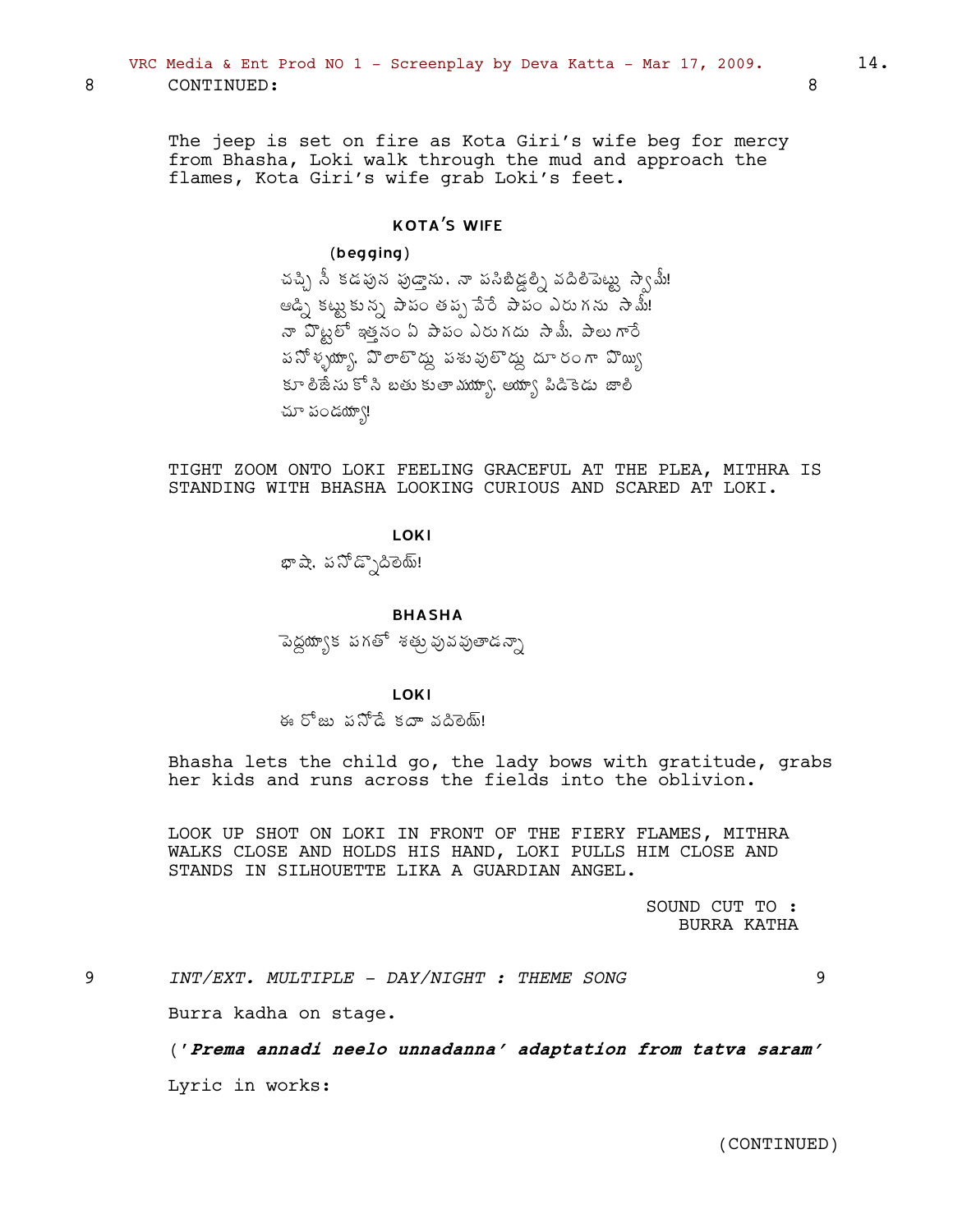8 CONTINUED: 8

The jeep is set on fire as Kota Giri's wife beg for mercy from Bhasha, Loki walk through the mud and approach the flames, Kota Giri's wife grab Loki's feet.

**KOTA'S WIFE**

(begging)

చచ్చి నీ కడుపున పుడ్తాను. నా పసిబిడ్డల్ని వదిలిపెట్టు స్వామీ! ఆడ్ని కట్టుకున్న పాపం తప్ప వేరే పాపం ఎరుగను సామీ! నా పొట్టలో ఇత్తనం ఏ పాపం ఎరుగదు సామీ. పాలు గారే పనోళ్ళయ్యా. పొలాలొద్దు పశువులొద్దు దూరంగా పొయ్యి కూలిజేసుకోని బతుకుతామయ్యా. అయ్యా పిడికెడు జాలి చూపండయ్యా!

TIGHT ZOOM ONTO LOKI FEELING GRACEFUL AT THE PLEA, MITHRA IS STANDING WITH BHASHA LOOKING CURIOUS AND SCARED AT LOKI.

**LOKI**

భాషా. పనోడ్నొదిలెయ్!

**BHASHA**

పెద్దయ్యాక పగతో శత్రువవుతాడన్నా

**LOKI**

ఈ రోజు పనోడే కదా వదిలెయ్!

Bhasha lets the child go, the lady bows with gratitude, grabs her kids and runs across the fields into the oblivion.

LOOK UP SHOT ON LOKI IN FRONT OF THE FIERY FLAMES, MITHRA WALKS CLOSE AND HOLDS HIS HAND, LOKI PULLS HIM CLOSE AND STANDS IN SILHOUETTE LIKA A GUARDIAN ANGEL.

SOUND CUT TO :
BURRA KATHA

9 *INT/EXT. MULTIPLE - DAY/NIGHT : THEME SONG* 9

Burra kadha on stage.

*(**'Prema annadi neelo unnadanna' adaptation from tatva saram'**)*

Lyric in works:

(CONTINUED)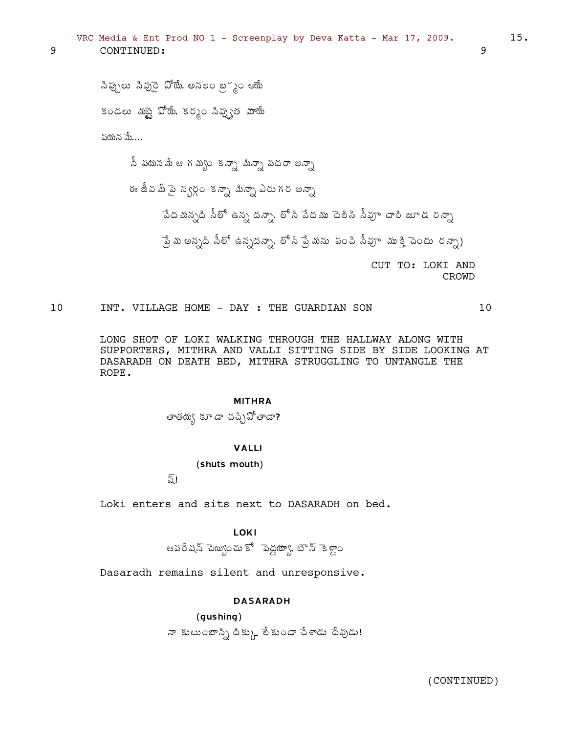9 CONTINUED: 9

సిప్పులు సివురై పోయే. అనలం బ్రహ్మం ఆయే

కండలు మట్టై పోయే. కర్మం సివ్వుత మాయే

పయనమే....

నీ పయనమే ఆ గమ్యం కన్నా మిన్నా పదరా అన్నా

ఈ జీవమే పై స్వర్గం కన్నా మిన్నా ఎరుగర అన్నా

వేదమన్నది నీలో ఉన్న దన్నా. లోని వేదము దెలిసి నీవూ దారి జూడ రన్నా

ప్రేమ అన్నది నీలో ఉన్నదన్నా. లోని ప్రేమను పంచి నీవూ ముక్తి చెందు రన్నా)

CUT TO: LOKI AND CROWD

10 INT. VILLAGE HOME - DAY : THE GUARDIAN SON 10

LONG SHOT OF LOKI WALKING THROUGH THE HALLWAY ALONG WITH SUPPORTERS, MITHRA AND VALLI SITTING SIDE BY SIDE LOOKING AT DASARADH ON DEATH BED, MITHRA STRUGGLING TO UNTANGLE THE ROPE.

**MITHRA**

తాతయ్య కూడా చచ్చిపోతాడా?

**VALLI**

(shuts mouth)

ష్!

Loki enters and sits next to DASARADH on bed.

**LOKI**

ఆపరేషన్ చెయ్యించుకో పెద్దయ్యా. టౌన్ కెళ్దాం

Dasaradh remains silent and unresponsive.

**DASARADH**

(gushing)

నా కుటుంబాన్ని దిక్కు లేకుండా చేశాడు దేవుడు!

(CONTINUED)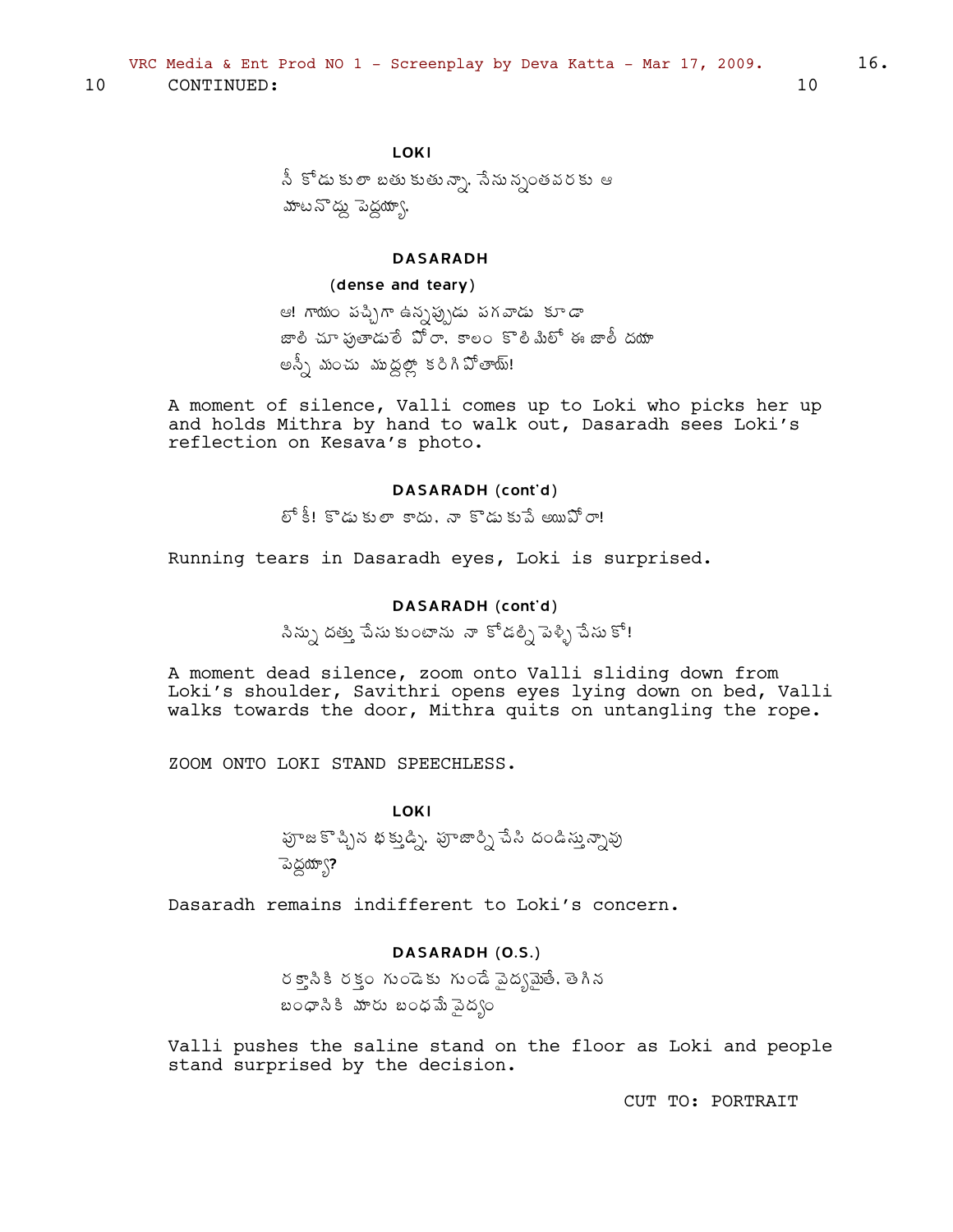10 CONTINUED: 10

**LOKI**

నీ కోడు కులా బతుకుతున్నా. నేనున్నంతవరకు ఆ మాటనొద్దు పెద్దయ్యా.

**DASARADH**

(dense and teary)

ఆ! గాయం పచ్చిగా ఉన్నప్పుడు పగవాడు కూడా జాలి చూపుతాడులే పోరా. కాలం కొలిమిలో ఈ జాలీ దయా అన్నీ మంచు ముద్దల్లా కరిగిపోతాయ్!

A moment of silence, Valli comes up to Loki who picks her up and holds Mithra by hand to walk out, Dasaradh sees Loki's reflection on Kesava's photo.

**DASARADH (cont'd)**

లోకీ! కొడుకులా కాదు. నా కొడుకువే అయిపోరా!

Running tears in Dasaradh eyes, Loki is surprised.

**DASARADH (cont'd)**

నిన్ను దత్తు చేసుకుంటాను నా కోడల్ని పెళ్ళి చేసుకో!

A moment dead silence, zoom onto Valli sliding down from Loki's shoulder, Savithri opens eyes lying down on bed, Valli walks towards the door, Mithra quits on untangling the rope.

ZOOM ONTO LOKI STAND SPEECHLESS.

**LOKI**

పూజకొచ్చిన భక్తుడ్ని. పూజార్ని చేసి దండిస్తున్నావు పెద్దయ్యా?

Dasaradh remains indifferent to Loki's concern.

**DASARADH (O.S.)**

రక్తానికి రక్తం గుండెకు గుండే వైద్యమైతే. తెగిన బంధానికి మారు బంధమే వైద్యం

Valli pushes the saline stand on the floor as Loki and people stand surprised by the decision.

CUT TO: PORTRAIT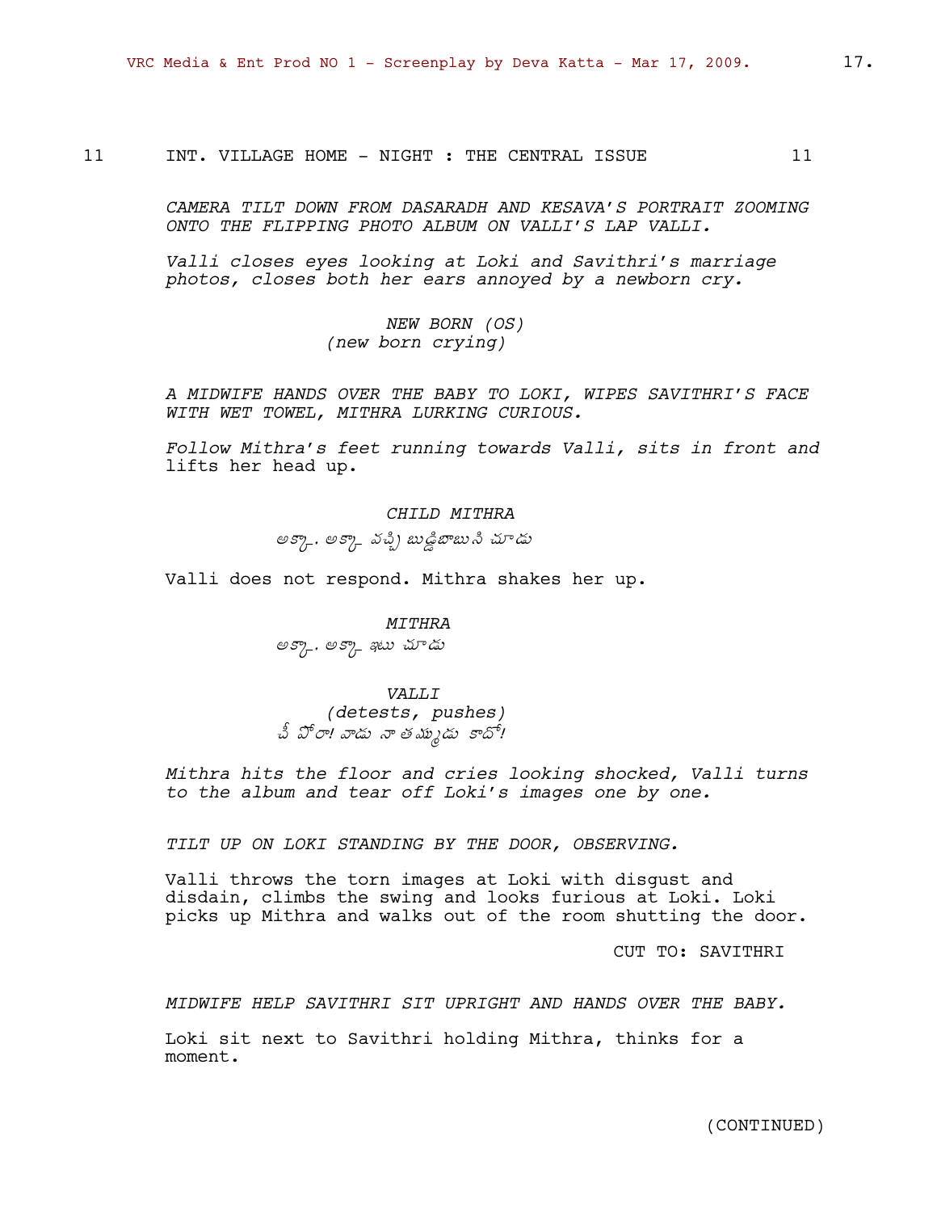11 INT. VILLAGE HOME - NIGHT : THE CENTRAL ISSUE 11

*CAMERA TILT DOWN FROM DASARADH AND KESAVA'S PORTRAIT ZOOMING ONTO THE FLIPPING PHOTO ALBUM ON VALLI'S LAP VALLI.*

*Valli closes eyes looking at Loki and Savithri's marriage photos, closes both her ears annoyed by a newborn cry.*

*NEW BORN (OS)*
*(new born crying)*

*A MIDWIFE HANDS OVER THE BABY TO LOKI, WIPES SAVITHRI'S FACE WITH WET TOWEL, MITHRA LURKING CURIOUS.*

*Follow Mithra's feet running towards Valli, sits in front and* lifts her head up.

*CHILD MITHRA*
*అక్కా. అక్కా వచ్చి బుడ్డిబాబుని చూడు*

Valli does not respond. Mithra shakes her up.

*MITHRA*
*అక్కా. అక్కా ఇటు చూడు*

*VALLI*
*(detests, pushes)*
*ఛీ పోరా! వాడు నా తమ్ముడు కాదో!*

*Mithra hits the floor and cries looking shocked, Valli turns to the album and tear off Loki's images one by one.*

*TILT UP ON LOKI STANDING BY THE DOOR, OBSERVING.*

Valli throws the torn images at Loki with disgust and disdain, climbs the swing and looks furious at Loki. Loki picks up Mithra and walks out of the room shutting the door.

CUT TO: SAVITHRI

*MIDWIFE HELP SAVITHRI SIT UPRIGHT AND HANDS OVER THE BABY.*

Loki sit next to Savithri holding Mithra, thinks for a moment.

(CONTINUED)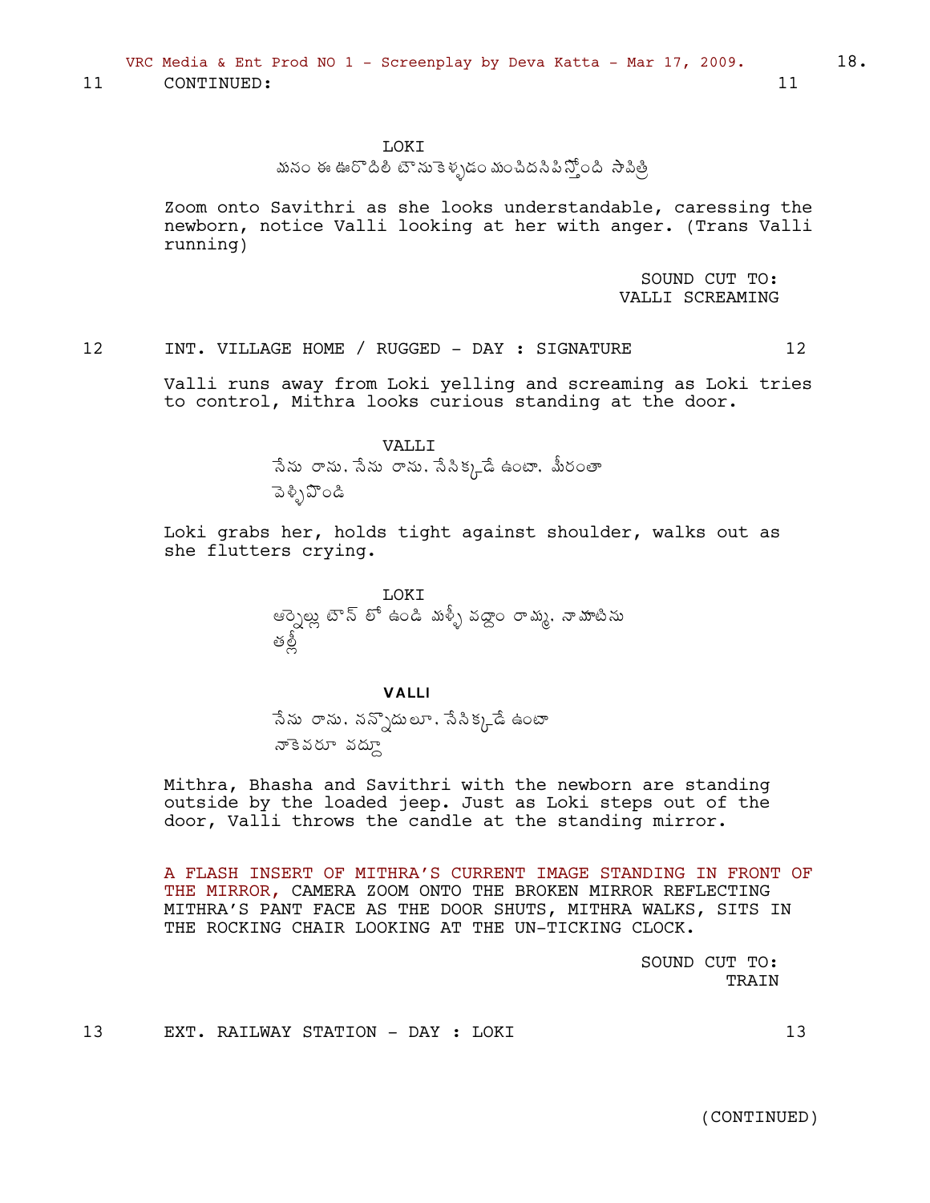11 CONTINUED: 11

LOKI

మనం ఈ ఊరొదిలి టౌనుకెళ్ళడం మంచిదనిపిస్తోంది సావిత్రి

Zoom onto Savithri as she looks understandable, caressing the newborn, notice Valli looking at her with anger. (Trans Valli running)

SOUND CUT TO:
VALLI SCREAMING

12 INT. VILLAGE HOME / RUGGED - DAY : SIGNATURE 12

Valli runs away from Loki yelling and screaming as Loki tries to control, Mithra looks curious standing at the door.

VALLI

నేను రాను. నేను రాను. నేనిక్కడే ఉంటా. మీరంతా వెళ్ళిపొండి

Loki grabs her, holds tight against shoulder, walks out as she flutters crying.

LOKI

ఆర్నెల్లు టౌన్ లో ఉండి మళ్ళీ వద్దాం రామ్మా. నా మాటిను తల్లీ

**VALLI**

నేను రాను. నన్నొదులూ. నేనిక్కడే ఉంటా నాకెవరూ వద్దూ

Mithra, Bhasha and Savithri with the newborn are standing outside by the loaded jeep. Just as Loki steps out of the door, Valli throws the candle at the standing mirror.

A FLASH INSERT OF MITHRA'S CURRENT IMAGE STANDING IN FRONT OF THE MIRROR, CAMERA ZOOM ONTO THE BROKEN MIRROR REFLECTING MITHRA'S PANT FACE AS THE DOOR SHUTS, MITHRA WALKS, SITS IN THE ROCKING CHAIR LOOKING AT THE UN-TICKING CLOCK.

SOUND CUT TO:
TRAIN

13 EXT. RAILWAY STATION - DAY : LOKI 13

(CONTINUED)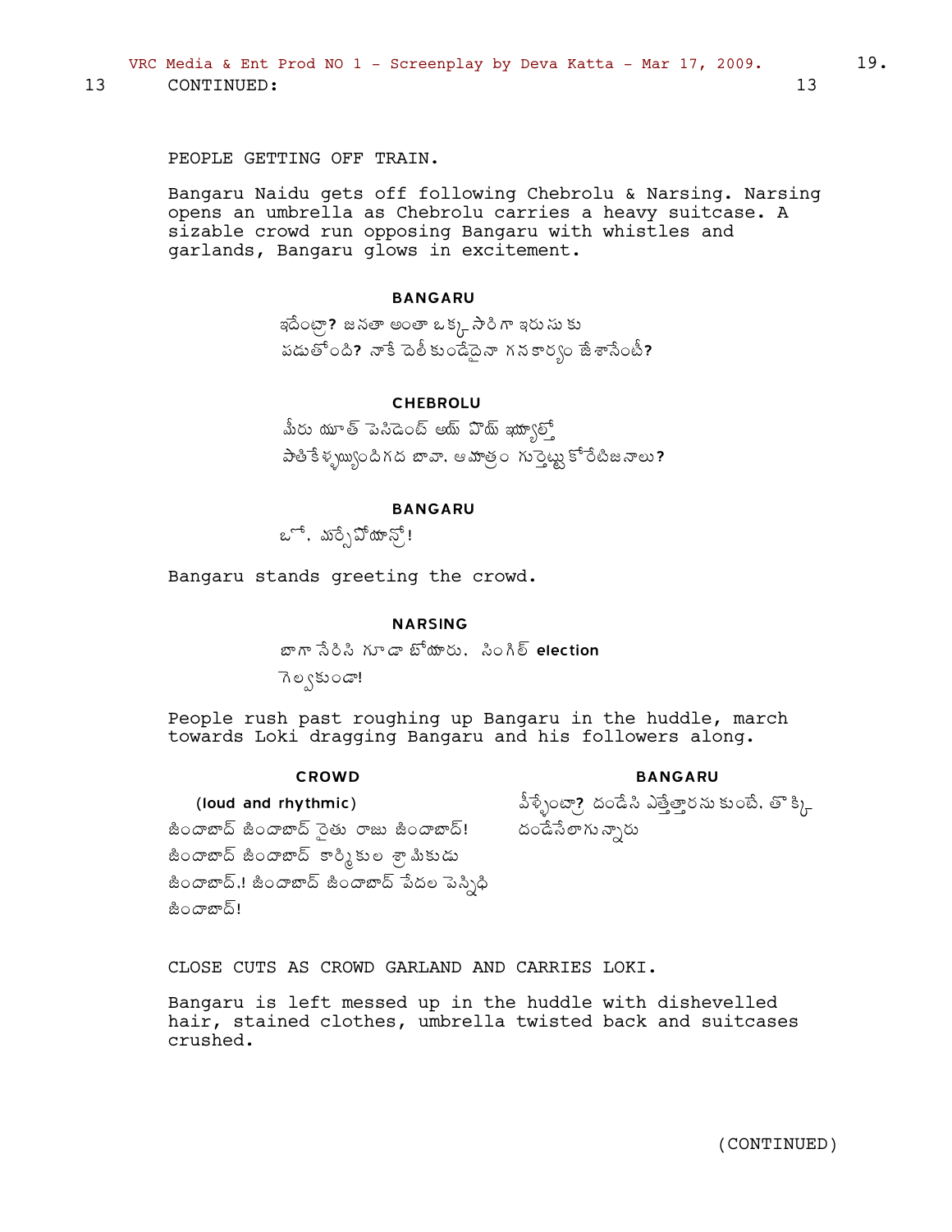13 CONTINUED: 13

PEOPLE GETTING OFF TRAIN.

Bangaru Naidu gets off following Chebrolu & Narsing. Narsing opens an umbrella as Chebrolu carries a heavy suitcase. A sizable crowd run opposing Bangaru with whistles and garlands, Bangaru glows in excitement.

**BANGARU**

ఇదేంట్రా? జనతా అంతా ఒక్క సారి గా ఇరుసుకు పడుతోంది? నాకే దెలీకుండేదైనా గనకార్యం జేశానేంటీ?

**CHEBROLU**

మీరు యూత్ పెసిడెంట్ అయ్ హొయ్ ఇష్యూల్తో పాతికేళ్ళయ్యిందిగద బావా. ఆమాత్రం గుర్తెట్టుకోరేటిజనాలు?

**BANGARU**

ఒసో. మర్చేపోయాన్రో!

Bangaru stands greeting the crowd.

**NARSING**

బాగా సేరిపి గూడా బోయారు. సింగిల్ election గెల్వకుండా!

People rush past roughing up Bangaru in the huddle, march towards Loki dragging Bangaru and his followers along.

**CROWD**

(loud and rhythmic)

జిందాబాద్ జిందాబాద్ రైతు రాజు జిందాబాద్! జిందాబాద్ జిందాబాద్ కార్మికుల శ్రామికుడు జిందాబాద్.! జిందాబాద్ జిందాబాద్ పేదల పెన్నిధి జిందాబాద్!

**BANGARU**

వీళ్ళేంటా? దండేసి ఎత్తేత్తారనుకుంటే. తొక్కి దండేసేలాగున్నారు

CLOSE CUTS AS CROWD GARLAND AND CARRIES LOKI.

Bangaru is left messed up in the huddle with dishevelled hair, stained clothes, umbrella twisted back and suitcases crushed.

(CONTINUED)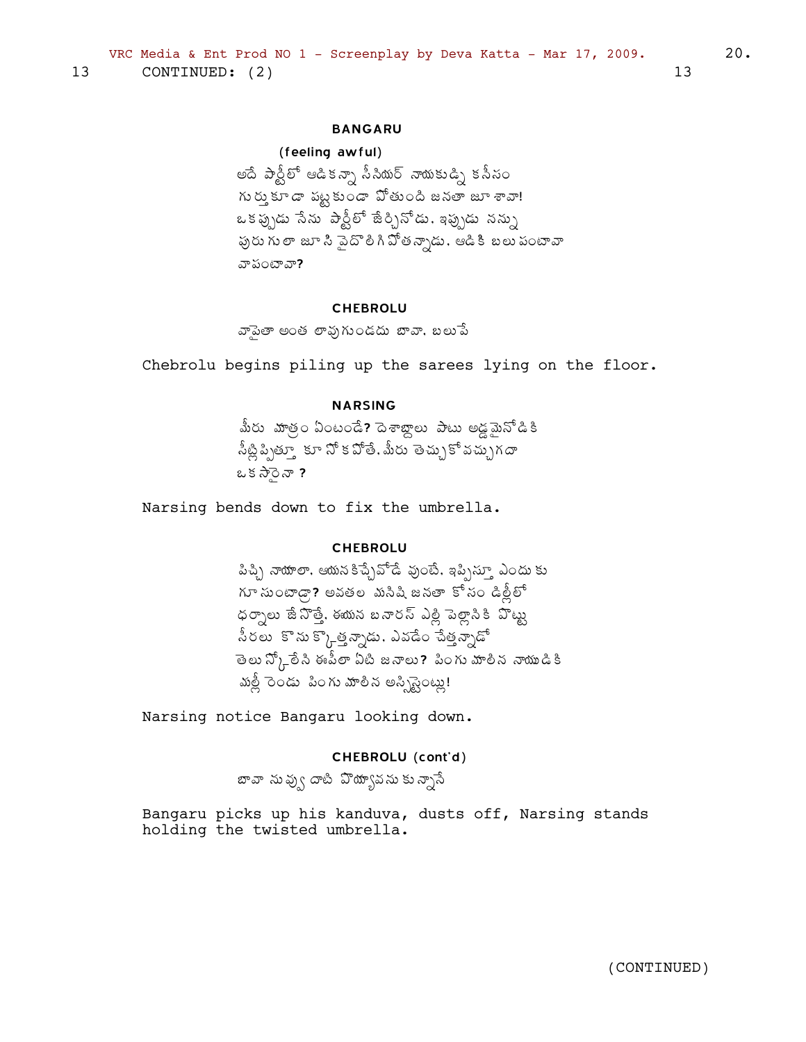13 CONTINUED: (2) 13

**BANGARU**

(feeling awful)

అదే పార్టీలో ఆడికన్నా సీనియర్ నాయకుడ్ని కనీసం గుర్తుకూడా పట్టకుండా పోతుంది జనతా జూశావా! ఒకప్పుడు నేను పార్టీలో జేర్చినోడు. ఇప్పుడు నన్ను పురుగులా జూసి పైదొలిగిపోతన్నాడు. ఆడికి బలుపంటావా వాపంటావా?

**CHEBROLU**

వాపైతా అంత లావుగుండదు బావా. బలుపే

Chebrolu begins piling up the sarees lying on the floor.

**NARSING**

మీరు మాత్రం ఏంటండే? దెశాబ్దాలు పాటు అడ్డమైనోడికి సీట్లిప్పిత్తూ కూనోకపోతే. మీరు తెచ్చుకోవచ్చుగదా ఒకస్సారైనా ?

Narsing bends down to fix the umbrella.

**CHEBROLU**

పిచ్చి నాయాలా. ఆయనకిచ్చేవోడే వుంటే. ఇప్పిస్తూ ఎందుకు గూసుంటాడ్రా? అవతల మనిషి జనతా కోసం డిల్లీలో ధర్నాలు జేసొత్తే. ఈయన బనారస్ ఎల్లి పెల్లానికి పొట్టు సీరలు కొనుక్కొత్తన్నాడు. ఎవడేం చేత్తన్నాడో తెలుస్కోలేసి ఈపీలా ఏటి జనాలు? పింగు మాలిన నాయుడికి మల్లీ రెండు పింగు మాలిన అస్సిస్టెంట్లు!

Narsing notice Bangaru looking down.

**CHEBROLU (cont'd)**

బావా నువ్వు దాటి పొయ్యావనుకున్నానే

Bangaru picks up his kanduva, dusts off, Narsing stands holding the twisted umbrella.

(CONTINUED)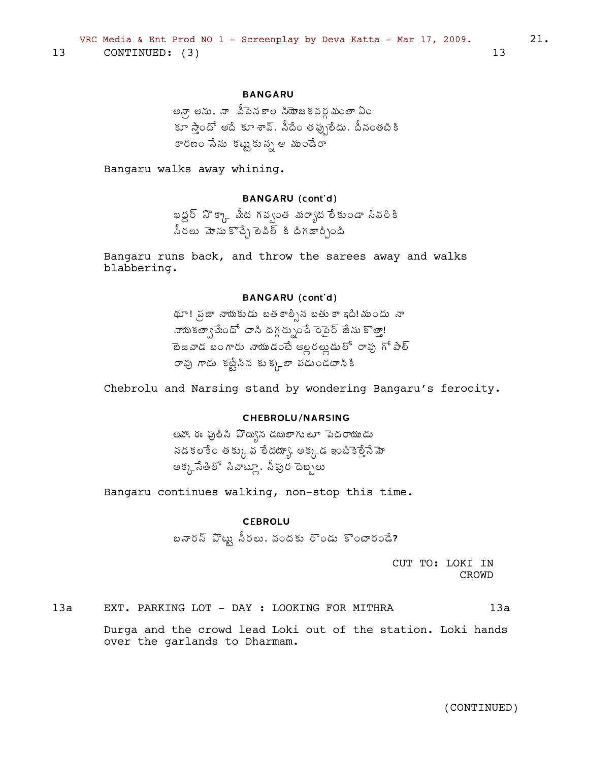13 CONTINUED: (3) 13

**BANGARU**

అన్నా అను. నా పీపెనకాల నియోజకవర్గమంతా ఏం
కూస్తాందో అదే కూశావ్. నీదేం తప్పులేదు. దీనంతటికి
కారణం నేను కట్టుకున్న ఆ ముండేరా

Bangaru walks away whining.

**BANGARU (cont'd)**

ఖద్దర్ నొక్కా మీద గవ్వంత మర్యాద లేకుండా నివరికి
సీరలు మోసుకొచ్చే లెవిల్ కి దిగజార్చింది

Bangaru runs back, and throw the sarees away and walks blabbering.

**BANGARU (cont'd)**

థూ! ప్రజా నాయకుడు బతకాల్సిన బతుకా ఇది! ముందు నా
నాయకత్వమేందో దాని దగ్గర్నుంచే రెపైర్ జేసుకొత్తా!
బెజవాడ బంగారు నాయుడంటే అల్లరల్లుడులో రావు గోపాల్
రావు గాడు కట్టేసిన కుక్కలా పడుండటానికి

Chebrolu and Narsing stand by wondering Bangaru's ferocity.

**CHEBROLU/NARSING**

అహో. ఈ పులిసి పొయ్యిన డయిలాగులూ పెదరాయుడు
నడకలకేం తక్కువ లేదయ్యా. అక్కడ ఇంటికెళ్తేనేమో
అక్కసేతిలో సివాట్లూ. సీపుర దెబ్బలు

Bangaru continues walking, non-stop this time.

**CEBROLU**

బనారస్ పొట్టు సీరలు. వందకు రొండు కొంటారండే?

CUT TO: LOKI IN CROWD

13a EXT. PARKING LOT - DAY : LOOKING FOR MITHRA 13a

Durga and the crowd lead Loki out of the station. Loki hands over the garlands to Dharmam.

(CONTINUED)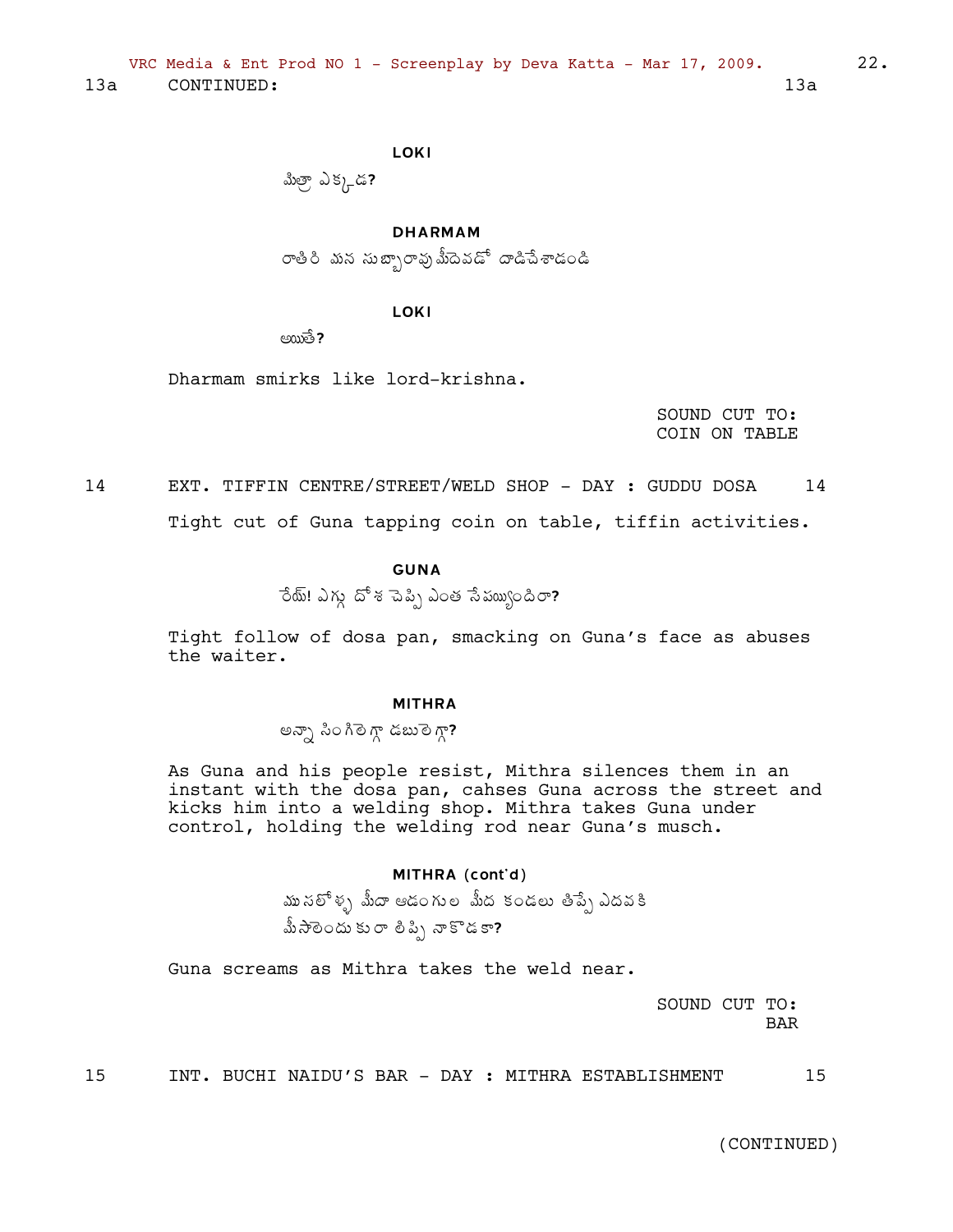13a CONTINUED: 13a

**LOKI**

మిత్రా ఎక్కడ?

**DHARMAM**

రాతిరి మన సుబ్బారావు మీదెవడో దాడిచేశాడండి

**LOKI**

అయితే?

Dharmam smirks like lord-krishna.

SOUND CUT TO:
COIN ON TABLE

14 EXT. TIFFIN CENTRE/STREET/WELD SHOP - DAY : GUDDU DOSA 14

Tight cut of Guna tapping coin on table, tiffin activities.

**GUNA**

రేయ్! ఎగ్గు దోశ చెప్పి ఎంత సేపయ్యిందిరా?

Tight follow of dosa pan, smacking on Guna's face as abuses the waiter.

**MITHRA**

అన్నా సింగిలెగ్గా డబులెగ్గా?

As Guna and his people resist, Mithra silences them in an instant with the dosa pan, cahses Guna across the street and kicks him into a welding shop. Mithra takes Guna under control, holding the welding rod near Guna's musch.

**MITHRA (cont'd)**

ముసలోళ్ళ మీదా ఆడంగుల మీద కండలు తిప్పే ఎదవకి
మీసాలెందుకురా తిప్పి నాకొడకా?

Guna screams as Mithra takes the weld near.

SOUND CUT TO:
BAR

15 INT. BUCHI NAIDU'S BAR - DAY : MITHRA ESTABLISHMENT 15

(CONTINUED)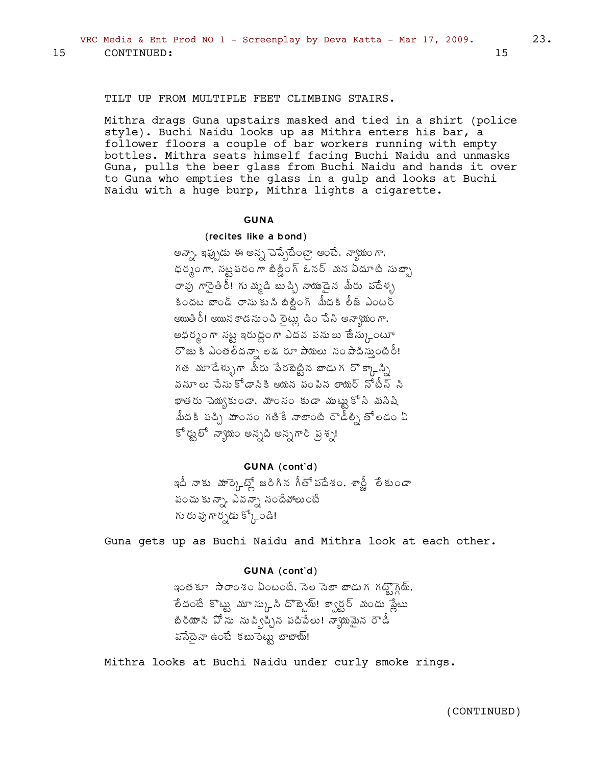15 CONTINUED: 15

TILT UP FROM MULTIPLE FEET CLIMBING STAIRS.

Mithra drags Guna upstairs masked and tied in a shirt (police style). Buchi Naidu looks up as Mithra enters his bar, a follower floors a couple of bar workers running with empty bottles. Mithra seats himself facing Buchi Naidu and unmasks Guna, pulls the beer glass from Buchi Naidu and hands it over to Guna who empties the glass in a gulp and looks at Buchi Naidu with a huge burp, Mithra lights a cigarette.

**GUNA**

(recites like a bond)

అన్నా. ఇప్పుడు ఈ అన్న చెప్పేదేంట్రా అంటే. న్యాయంగా. ధర్మంగా. సట్టపరంగా బిల్డింగ్ ఓనర్ మన ఏదూటి సుబ్బారావు గారైతిరి! గుమ్మడి బుచ్చి నాయుడైన మీరు పదేళ్ళ కిందట బాండ్ రాసుకుని బిల్డింగ్ మీదకి లీజ్ ఎంటర్ అయితిరి! అయినకాడనుంచి లైట్లు డిం చేసి అన్యాయంగా. అధర్మంగా సట్ట ఇరుద్దంగా ఎదవ పనులు జేస్కుంటూ రొజుకి ఎంతలేదన్నా లక్ష రూపాయలు సంపాదిస్తుంటిరి! గత మూడేళ్ళుగా మీరు పేరబెట్టిన బాడుగ రొక్కాన్ని వసూలు చేసుకోడానికి ఆయన పంపిన లాయర్ నోటీస్ సిఖాతరు చెయ్యకుండా. మాంసం కుడా ముట్టుకోని మనిషి మీదకి పచ్చి మాంసం గతికే నాలాంటి రౌడీల్ని తోలడం ఏ కోర్టులో న్యాయం అన్నది అన్నగారి ప్రశ్న!

**GUNA (cont'd)**

ఇదీ నాకు మార్కెట్లో జరిగిన గీతోపదేశం. శార్జీ లేకుండా పంచుకున్నా. ఎవన్నా సందేహాలుంటే గురువుగార్నడుక్కోండి!

Guna gets up as Buchi Naidu and Mithra look at each other.

**GUNA (cont'd)**

ఇంతకూ సారాంశం ఏంటంటే. నెల నెలా బాడుగ గట్టాగ్గియ్. లేదంటే కొట్టు మూస్కుని దొబ్బెయ్! క్వార్టర్ మందు ప్లేటు బిరియాని పోను నువ్విచ్చిన పదిపేలు! న్యాయమైన రౌడీ పనేదైనా ఉంటే కబురెట్టు బాబాయ్!

Mithra looks at Buchi Naidu under curly smoke rings.

(CONTINUED)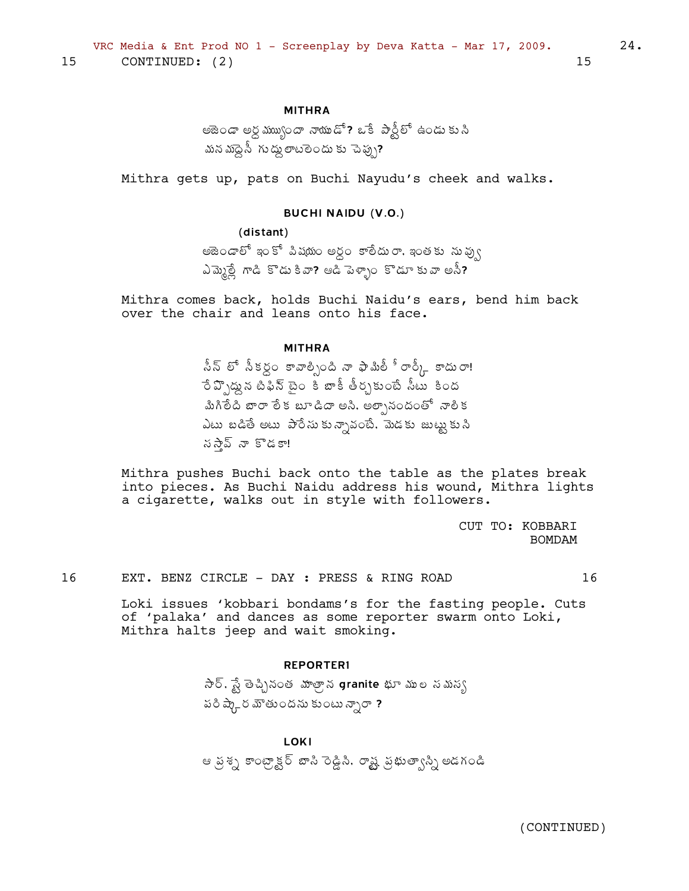15 CONTINUED: (2) 15

**MITHRA**

అజెండా అర్థమయ్యిందా నాయుడో? ఒకే పార్టీలో ఉండుకుని
మన మద్దెనీ గుద్దులాటలెందుకు చెప్పు?

Mithra gets up, pats on Buchi Nayudu's cheek and walks.

**BUCHI NAIDU (V.O.)**

(distant)

అజెండాలో ఇంకో విషయం అర్థం కాలేదురా. ఇంతకు నువ్వు
ఎమ్మెల్లే గాడి కొడుకివా? ఆడి పెళ్ళాం కొడూకువా అనీ?

Mithra comes back, holds Buchi Naidu's ears, bend him back over the chair and leans onto his face.

**MITHRA**

సీన్ లో నీకర్థం కావాల్సింది నా ఫామిలీ హిస్టరీ కాదురా!
రేపొద్దున టిఫిన్ టైం కి బాకీ తీర్చకుంటే సీటు కింద
మిగిలేది బాడా లేక బూడిదా అని. అల్పానందంతో నాలిక
ఎటు బడితే అటు పారేసుకున్నావంటే. మెడకు జుట్టుకుని
నస్తావ్ నా కొడకా!

Mithra pushes Buchi back onto the table as the plates break into pieces. As Buchi Naidu address his wound, Mithra lights a cigarette, walks out in style with followers.

CUT TO: KOBBARI BOMDAM

16 EXT. BENZ CIRCLE - DAY : PRESS & RING ROAD 16

Loki issues 'kobbari bondams's for the fasting people. Cuts of 'palaka' and dances as some reporter swarm onto Loki, Mithra halts jeep and wait smoking.

**REPORTER1**

సార్. స్టే తెచ్చినంత మాత్రాన **granite** భూముల సమస్య
పరిష్కారమౌతుందనుకుంటున్నారా ?

**LOKI**

ఆ ప్రశ్న కాంట్రాక్టర్ బాసిరెడ్డిని. రాష్ట్ర ప్రభుత్వాన్ని అడగండి

(CONTINUED)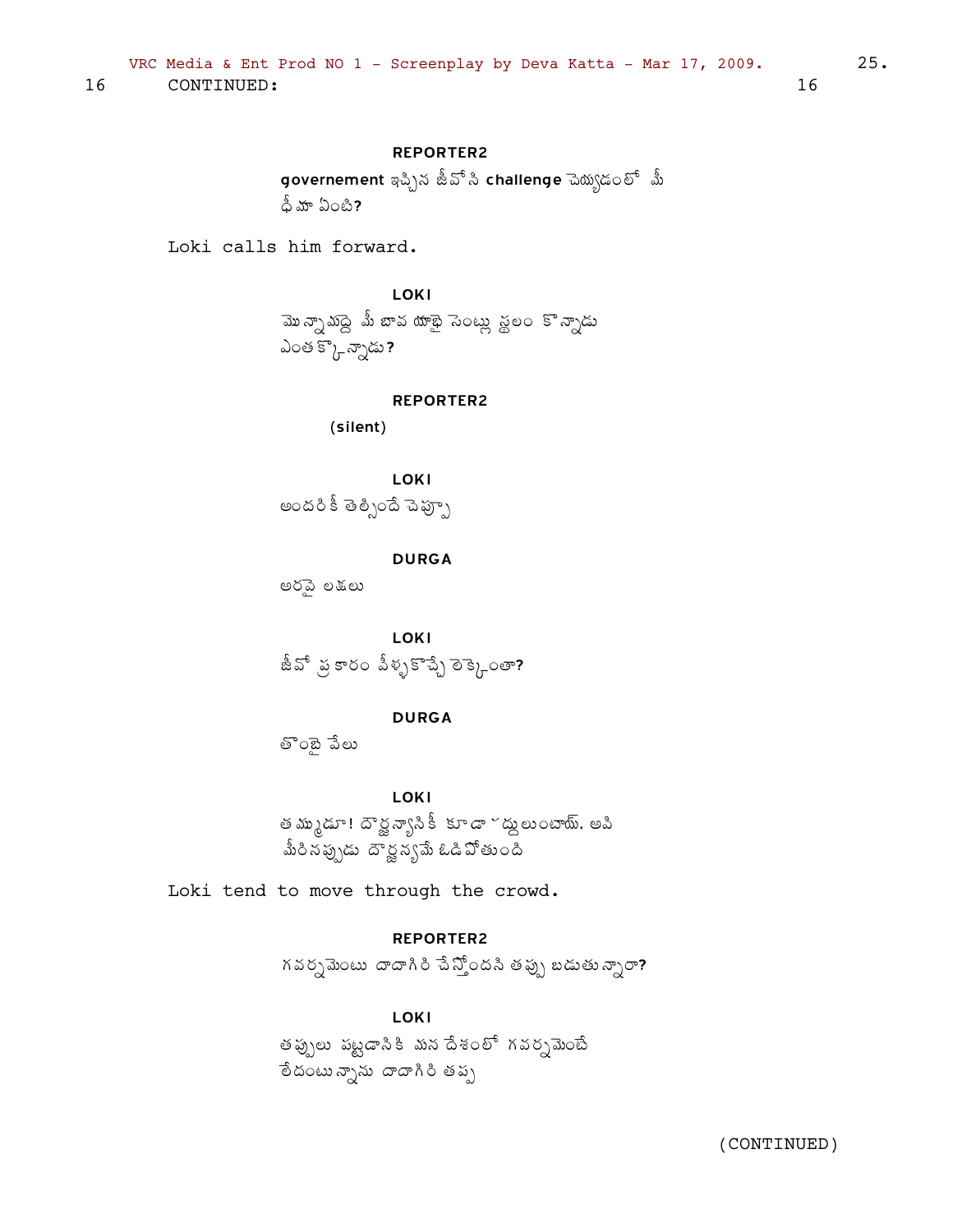16 CONTINUED: 16

REPORTER2

governement ఇచ్చిన జీవోని challenge చెయ్యడంలో మీ ధీమా ఏంటి?

Loki calls him forward.

LOKI

మొన్నామధ్య మీ బావ యాభై సెంట్ల స్థలం కొన్నాడు ఎంతకొన్నాడు?

REPORTER2

(silent)

LOKI

అందరికీ తెల్సిందే చెప్పా

DURGA

అరవై లక్షలు

LOKI

జీవో ప్రకారం వీళ్ళకొచ్చే లెక్కెంతా?

DURGA

తొంభై వేలు

LOKI

తమ్ముడూ! దౌర్జన్యానికి కూడా హద్దులుంటాయ్. అవి మీరినప్పుడు దౌర్జన్యమే ఓడిపోతుంది

Loki tend to move through the crowd.

REPORTER2

గవర్నమెంటు దాదాగిరి చేస్తోందని తప్పు బడుతున్నారా?

LOKI

తప్పులు పట్టడానికి మన దేశంలో గవర్నమెంటే లేదంటున్నాను దాదాగిరి తప్ప

(CONTINUED)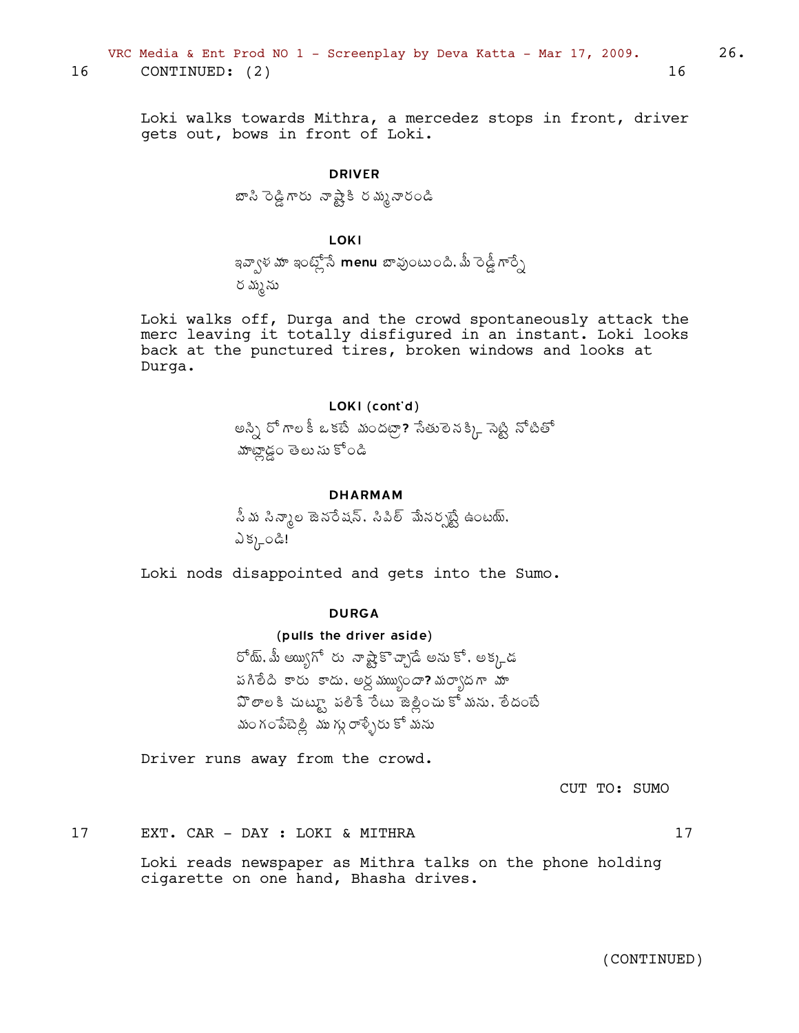16 CONTINUED: (2) 16

Loki walks towards Mithra, a mercedez stops in front, driver gets out, bows in front of Loki.

**DRIVER**

బాసి రెడ్డిగారు నాష్టాకి రమ్మన్నారండి

**LOKI**

ఇవ్వాళ మా ఇంట్లోనే **menu** బావుంటుంది. మీ రెడ్డిగార్నే రమ్మను

Loki walks off, Durga and the crowd spontaneously attack the merc leaving it totally disfigured in an instant. Loki looks back at the punctured tires, broken windows and looks at Durga.

**LOKI (cont'd)**

అన్ని రోగాలకీ ఒకటే మందబ్బా? సేతులెనక్కి పెట్టి నోటితో మాట్లాడ్డం తెలుసుకోండి

**DHARMAM**

సీమ సిన్మాల జెనరేషన్. సివిల్ మేనర్సట్టే ఉంటయ్. ఎక్కండి!

Loki nods disappointed and gets into the Sumo.

**DURGA**

(pulls the driver aside)

రోయ్. మీ అయ్యగోరు నాష్టాకొచ్చాడే అనుకో. అక్కడ పగిలేది కారు కాదు. అర్ధమయ్యిందా? మర్యాదగా మా పొలాలకి చుట్టూ పలికే రేటు జెల్లించుకోమను. లేదంటే మంగంపేటెల్లి ముగ్గురాళ్ళేరుకోమను

Driver runs away from the crowd.

CUT TO: SUMO

17 EXT. CAR - DAY : LOKI & MITHRA 17

Loki reads newspaper as Mithra talks on the phone holding cigarette on one hand, Bhasha drives.

(CONTINUED)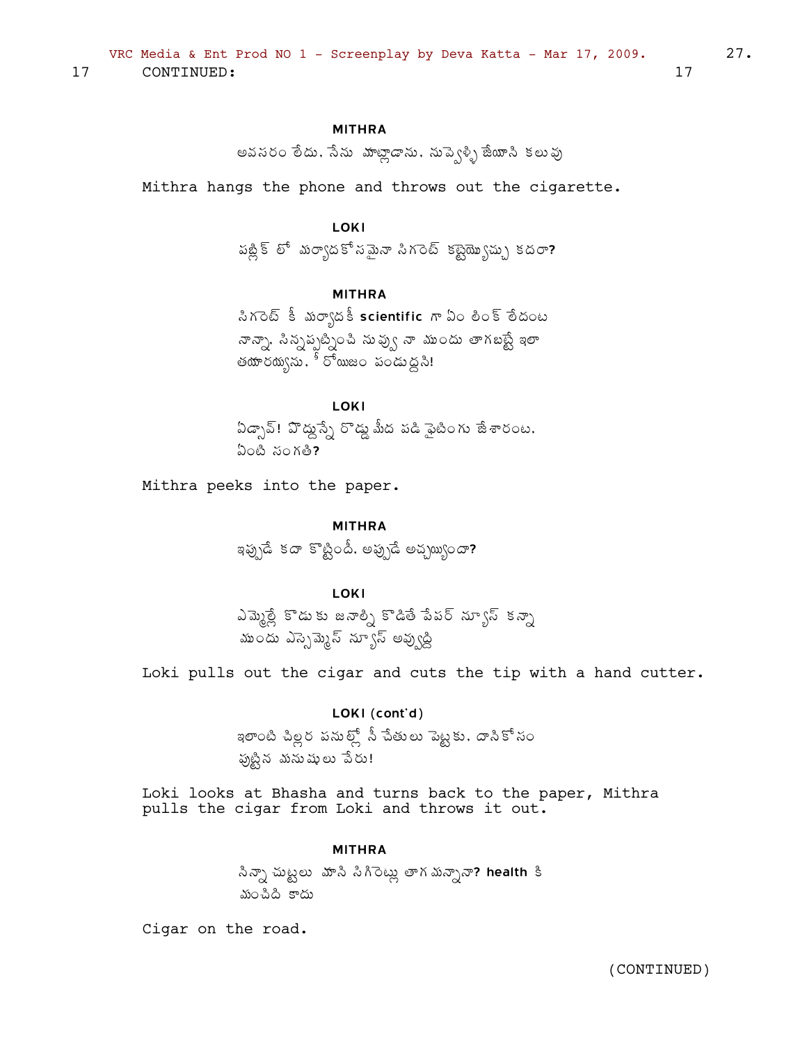17 CONTINUED: 17

**MITHRA**

అవసరం లేదు. నేను మాట్లాడాను. నువ్వెళ్ళి జేయాసి కలువు

Mithra hangs the phone and throws out the cigarette.

**LOKI**

పబ్లిక్ లో మర్యాదకోసమైనా సిగరెట్ కట్టెయ్యొచ్చు కదరా?

**MITHRA**

సిగరెట్ కీ మర్యాదకీ **scientific** గా ఏం లింక్ లేదంట నాన్నా. సిన్నప్పట్నించి నువ్వు నా ముందు తాగబట్టే ఇలా తయారయ్యాను. రోయిజం పండుద్దసి!

**LOKI**

ఏడ్సావ్! పొద్దున్నే రొడ్డు మీద పడి ఫైటింగు జేశారంట. ఏంటి సంగతి?

Mithra peeks into the paper.

**MITHRA**

ఇప్పుడే కదా కొట్టిందీ. అప్పుడే అచ్చయ్యిందా?

**LOKI**

ఎమ్మెల్లే కొడుకు జనాల్ని కొడితే పేపర్ న్యూస్ కన్నా ముందు ఎస్సెమ్మెస్ న్యూస్ అవ్వుద్ది

Loki pulls out the cigar and cuts the tip with a hand cutter.

**LOKI (cont'd)**

ఇలాంటి చిల్లర పనుల్లో నీ చేతులు పెట్టకు. దానికోసం పుట్టిన మనుషులు వేరు!

Loki looks at Bhasha and turns back to the paper, Mithra pulls the cigar from Loki and throws it out.

**MITHRA**

సిన్నా చుట్టలు మాని సిగిరెట్లు తాగమన్నానా? **health** కి మంచిది కాదు

Cigar on the road.

(CONTINUED)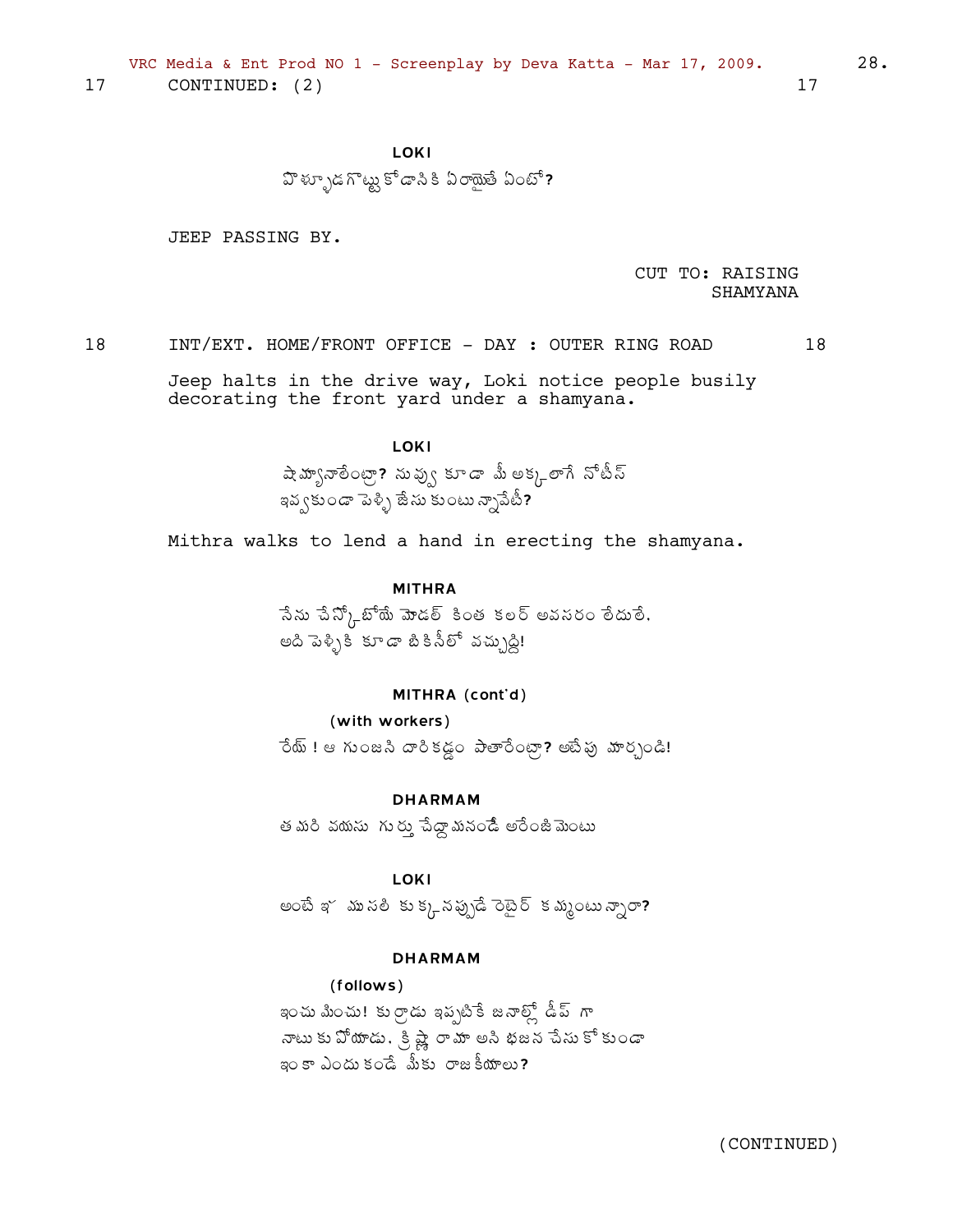17 CONTINUED: (2) 17

LOKI

పొళ్ళొడగొట్టుకోడానికి ఏర్పాటైతే ఏంటో?

JEEP PASSING BY.

CUT TO: RAISING SHAMYANA

18 INT/EXT. HOME/FRONT OFFICE - DAY : OUTER RING ROAD 18

Jeep halts in the drive way, Loki notice people busily decorating the front yard under a shamyana.

LOKI

షమ్యానాలేంట్రా? నువ్వు కూడా మీ అక్కలాగే నోటీస్ ఇవ్వకుండా పెళ్ళి జేసుకుంటున్నావేటీ?

Mithra walks to lend a hand in erecting the shamyana.

MITHRA

నేను చేస్కోబోయే మోడల్ కింత కలర్ అవసరం లేదులే. అది పెళ్ళికి కూడా బికినీలో వచ్చుద్ది!

MITHRA (cont'd)

(with workers)

రేయ్ ! ఆ గుంజని దారికడ్డం పెతారేంట్రా? అటేపు మార్చండి!

DHARMAM

తమరి వయసు గుర్తు చేద్దామనండీ అరేంజిమెంటు

LOKI

అంటే ఈ ముసలి కుక్కనప్పుడే రెటైర్ కమ్మంటున్నారా?

DHARMAM

(follows)

ఇంచుమించు! కుర్రాడు ఇప్పటికే జనాల్లో డీప్ గా నాటుకుపోయాడు. క్రిష్ణో రామా అని భజన చేసుకోకుండా ఇంకా ఎందుకండే మీకు రాజకీయాలు?

(CONTINUED)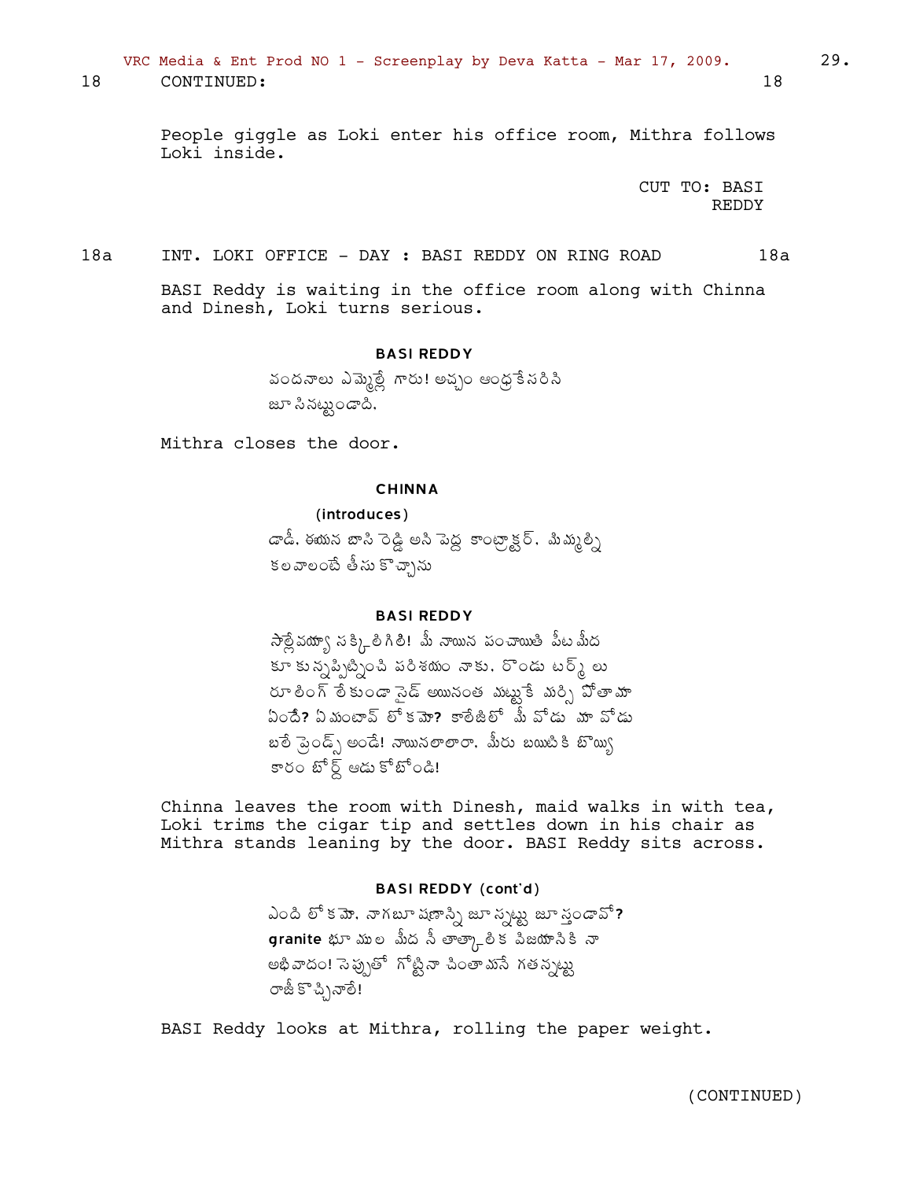18 CONTINUED: 18

People giggle as Loki enter his office room, Mithra follows Loki inside.

CUT TO: BASI REDDY

18a INT. LOKI OFFICE - DAY : BASI REDDY ON RING ROAD 18a

BASI Reddy is waiting in the office room along with Chinna and Dinesh, Loki turns serious.

**BASI REDDY**

వందనాలు ఎమ్మెల్లే గారు! అచ్చం ఆంధ్రకేసరిని జూసినట్టుండాది.

Mithra closes the door.

**CHINNA**

**(introduces)**

డాడీ, ఈయన బాసి రెడ్డి అని పెద్ద కాంట్రాక్టర్. మిమ్మల్ని కలవాలంటే తీసుకొచ్చాను

**BASI REDDY**

సాల్లేవయ్యా సక్కిలిగిలి! మీ నాయిన పంచాయితీ పీట మీద కూకున్నప్పట్నించి పరిశయం నాకు. రొండు టర్మ్ లు రూలింగ్ లేకుండా సైడ్ అయినంత మట్టుకే మర్సి పోతామా ఏందే? ఏమంటావ్ లోకమా? కాలేజిలో మీ వోడు మా వోడు బలే ఫ్రెండ్స్ అండే! నాయినలాలారా, మీరు బయిటికి బొయ్యి కారం బోర్డ్ ఆడుకోబోండి!

Chinna leaves the room with Dinesh, maid walks in with tea, Loki trims the cigar tip and settles down in his chair as Mithra stands leaning by the door. BASI Reddy sits across.

**BASI REDDY (cont'd)**

ఎంది లోకమా, నాగభూషణాన్ని జూస్నట్టు జూస్తుండావో? **granite** భూముల మీద నీ తాత్కాలిక విజయానికి నా అభివాదం! సెప్పుతో గోట్టినా పింతామనే గతన్నట్టు రాజీకొచ్చినాలే!

BASI Reddy looks at Mithra, rolling the paper weight.

(CONTINUED)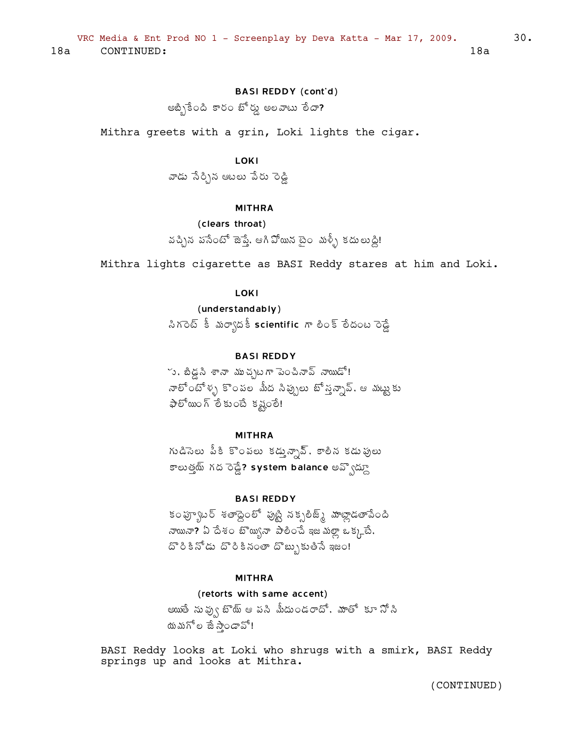18a CONTINUED: 18a

**BASI REDDY (cont'd)**

అబ్బీకేంది కారం బోర్డు అలవాటు లేదా?

Mithra greets with a grin, Loki lights the cigar.

**LOKI**

వాడు నేర్చిన ఆటలు పేరు రెడ్డి

**MITHRA**

(clears throat)

వచ్చిన పనేంటో జెప్తే. ఆగి పోయిన టైం మళ్ళీ కదులుద్ది!

Mithra lights cigarette as BASI Reddy stares at him and Loki.

**LOKI**

(understandably)

సిగరెట్ కీ మర్యాదకీ **scientific** గా లింక్ లేదంట రెడ్డే

**BASI REDDY**

ఁ. బిడ్డని శానా ముచ్చటగా పెంచినావ్ నాయిడో!
నాలోంటోళ్ళ కొంపల మీద నిప్పులు బోస్తన్నావ్. ఆ మట్టుకు
ఫాలోయింగ్ లేకుంటే కష్టంలే!

**MITHRA**

గుడిసెలు పీకి కొంపలు కడ్తున్నావ్. కాలిన కడుపులు
కాలుత్తయ్ గద రెడ్డే? **system balance** అవ్వొద్దూ

**BASI REDDY**

కంప్యూటర్ శతాబ్దంలో పుట్టి నక్సలిజ్మ్ మాట్లాడతావేంది
నాయినా? ఏ దేశం బొయ్యినా పాలించే ఇజమల్లా ఒక్కటే.
దొరికినోడు దొరికినంతా దొబ్బుకుతినే ఇజం!

**MITHRA**

(retorts with same accent)

అయితే నువ్వు బొయ్ ఆ పని మీదుండరాదో. మాతో కూ నోసి
యమగోల జేస్తాండావో!

BASI Reddy looks at Loki who shrugs with a smirk, BASI Reddy springs up and looks at Mithra.

(CONTINUED)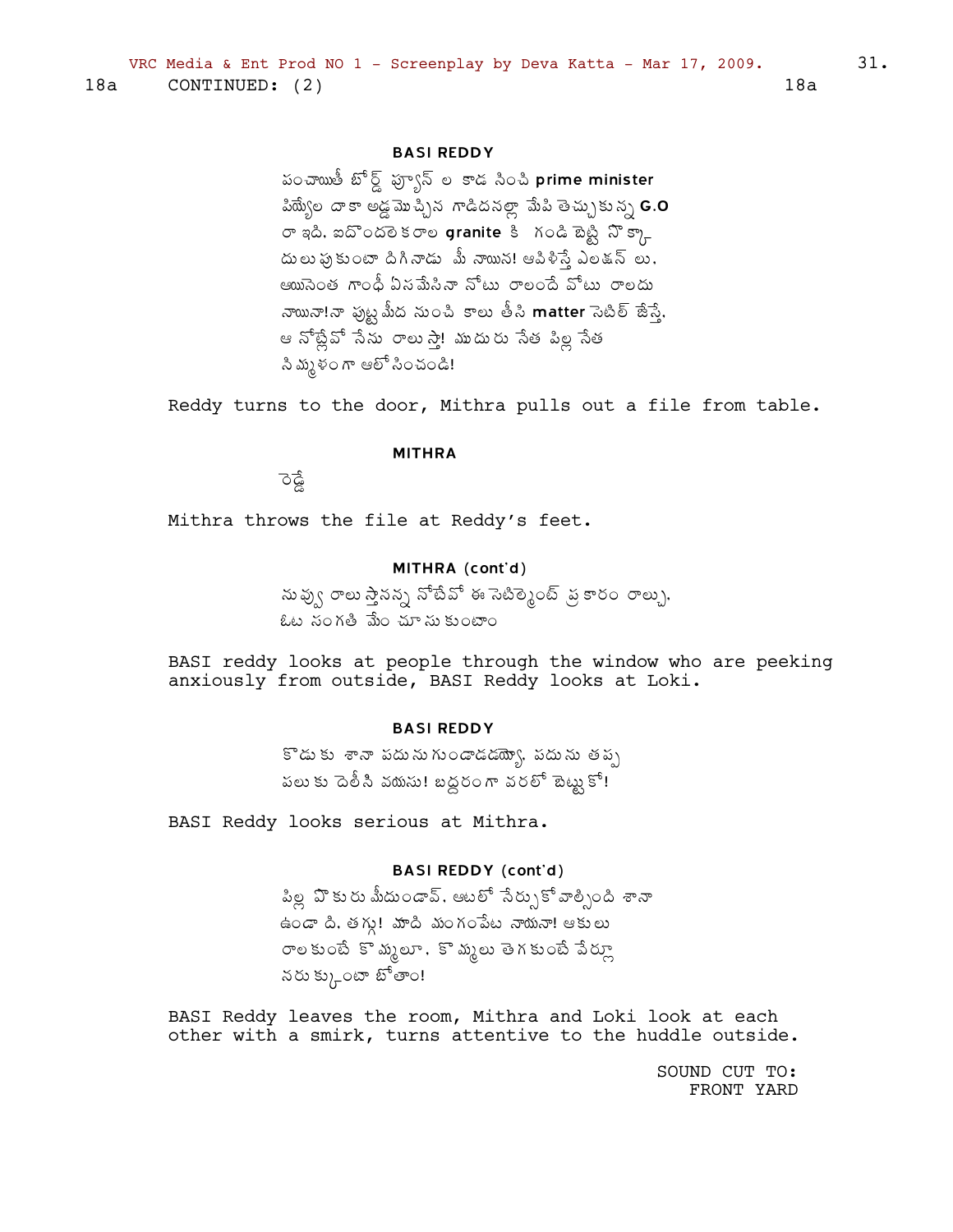18a CONTINUED: (2) 18a

**BASI REDDY**

పంచాయితీ బోర్డ్ ప్యూన్ ల కాడ నుంచి prime minister పిడ్యేల దాకా అడ్డమొచ్చిన గాడిదనల్లా మేపి తెచ్చుకున్న G.O రా ఇది. ఐదొందలెకరాల granite కి గండి బెట్టి నొక్కా దులు పుకుంటా దిగినాడు మీ నాయిన! ఆపిళిస్తే ఎలక్షన్ లు. ఆయినెంత గాంధీ ఏసమేసినా నోటు రాలందే వోటు రాలదు నాయినా!నా పుట్ట మీద నుంచి కాలు తీసి matter సెటిల్ జేస్తే. ఆ నోట్లేవో నేను రాలుస్తా! ముదురు నేత పిల్ల నేత నిమ్మళంగా ఆలోసించండి!

Reddy turns to the door, Mithra pulls out a file from table.

**MITHRA**

రెడ్డీ

Mithra throws the file at Reddy's feet.

**MITHRA (cont'd)**

నువ్వు రాలుస్తానన్న నోటేవో ఈ సెటిల్మెంట్ ప్రకారం రాల్చు. ఓట సంగతి మేం చూసుకుంటాం

BASI reddy looks at people through the window who are peeking anxiously from outside, BASI Reddy looks at Loki.

**BASI REDDY**

కొడుకు శానా పదును గుండాడయ్యో. పదును తప్ప పలుకు దెలీని వయసు! బద్దరంగా వరలో బెట్టుకో!

BASI Reddy looks serious at Mithra.

**BASI REDDY (cont'd)**

పిల్ల వొకురు మీదుండావ్. ఆటలో నేర్సుకోవాల్సింది శానా ఉండాది. తగ్గు! మాది మంగంపేట నాయనా! ఆకులు రాలకుంటే కొమ్మలూ. కొమ్మలు తెగకుంటే వేర్లూ నరుక్కుంటా బోతాం!

BASI Reddy leaves the room, Mithra and Loki look at each other with a smirk, turns attentive to the huddle outside.

SOUND CUT TO:
FRONT YARD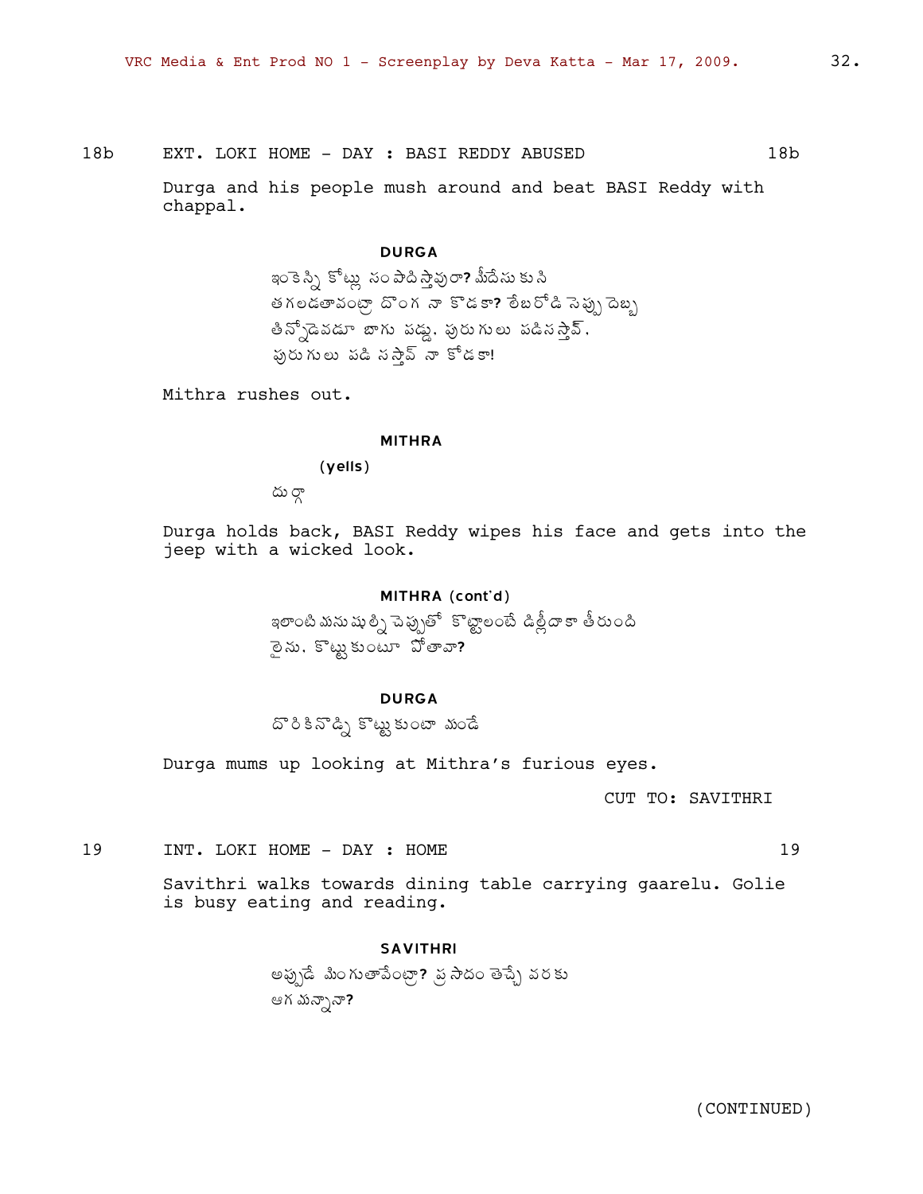18b EXT. LOKI HOME - DAY : BASI REDDY ABUSED 18b

Durga and his people mush around and beat BASI Reddy with chappal.

**DURGA**

ఇంకెన్ని కోట్లు సంపాదిస్తావురా? మీదేసుకుని తగలడతావంట్రా దొంగ నా కొడకా? లేబరోడి సెప్పు దెబ్బ తిన్నోడెవడూ బాగు పడ్డు. పురుగులు పడిసస్తావ్. పురుగులు పడి సస్తావ్ నా కోడకా!

Mithra rushes out.

**MITHRA**

(yells)

దుర్గా

Durga holds back, BASI Reddy wipes his face and gets into the jeep with a wicked look.

**MITHRA (cont'd)**

ఇలాంటి మనుషుల్ని చెప్పుతో కొట్టాలంటే డిల్లీదాకా తీరుంది లైను. కొట్టుకుంటూ పోతావా?

**DURGA**

దొరికినోడ్ని కొట్టుకుంటా మండే

Durga mums up looking at Mithra's furious eyes.

CUT TO: SAVITHRI

19 INT. LOKI HOME - DAY : HOME 19

Savithri walks towards dining table carrying gaarelu. Golie is busy eating and reading.

**SAVITHRI**

అప్పుడే మింగుతావేంట్రా? ప్రసాదం తెచ్చే వరకు ఆగమన్నానా?

(CONTINUED)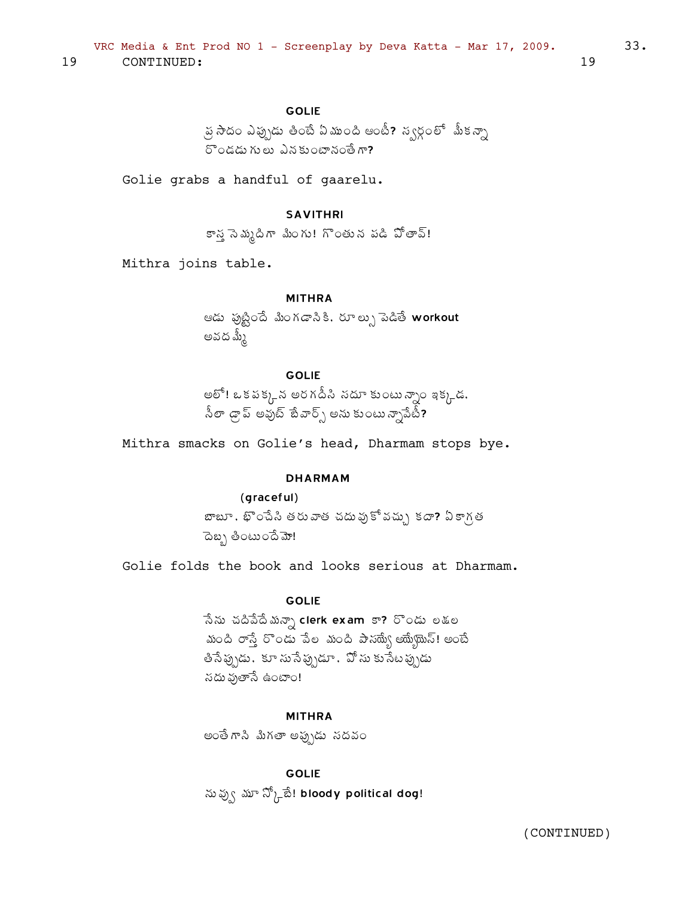19 CONTINUED: 19

**GOLIE**

ప్రసాదం ఎప్పుడు తింటే ఏముంది ఆంటీ? స్వర్గంలో మీకన్నా రొండడుగులు ఎనకుంటానంతే గా?

Golie grabs a handful of gaarelu.

**SAVITHRI**

కాస్త నెమ్మదిగా మింగు! గొంతున పడి పోతావ్!

Mithra joins table.

**MITHRA**

ఆడు పుట్టిందే మింగడానికి. రూల్సు పెడితే **workout** అవదమ్మీ

**GOLIE**

అలో! ఒకపక్కన అరగదీసి సదూకుంటున్నాం ఇక్కడ. నీలా డ్రాప్ అవుట్ బేవార్స్ అనుకుంటున్నావేటీ?

Mithra smacks on Golie's head, Dharmam stops bye.

**DHARMAM**

(graceful)

బాబూ. భోంచేసి తరువాత చదువుకోవచ్చు కదా? ఏకాగ్రత దెబ్బ తింటుందేమో!

Golie folds the book and looks serious at Dharmam.

**GOLIE**

నేను చదివేదేమన్నా **clerk exam** కా? రొండు లక్షల మంది రాస్తే రొండు వేల మంది పాసయ్యే ఆయ్యేయెస్! అంటే తినేప్పుడు. కూసునేప్పుడూ. పోసుకునేటప్పుడు సదువుతానే ఉంటాం!

**MITHRA**

అంతేగాని మిగతా అప్పుడు సదవం

**GOLIE**

నువ్వు మూస్కోబే! **bloody political dog!**

(CONTINUED)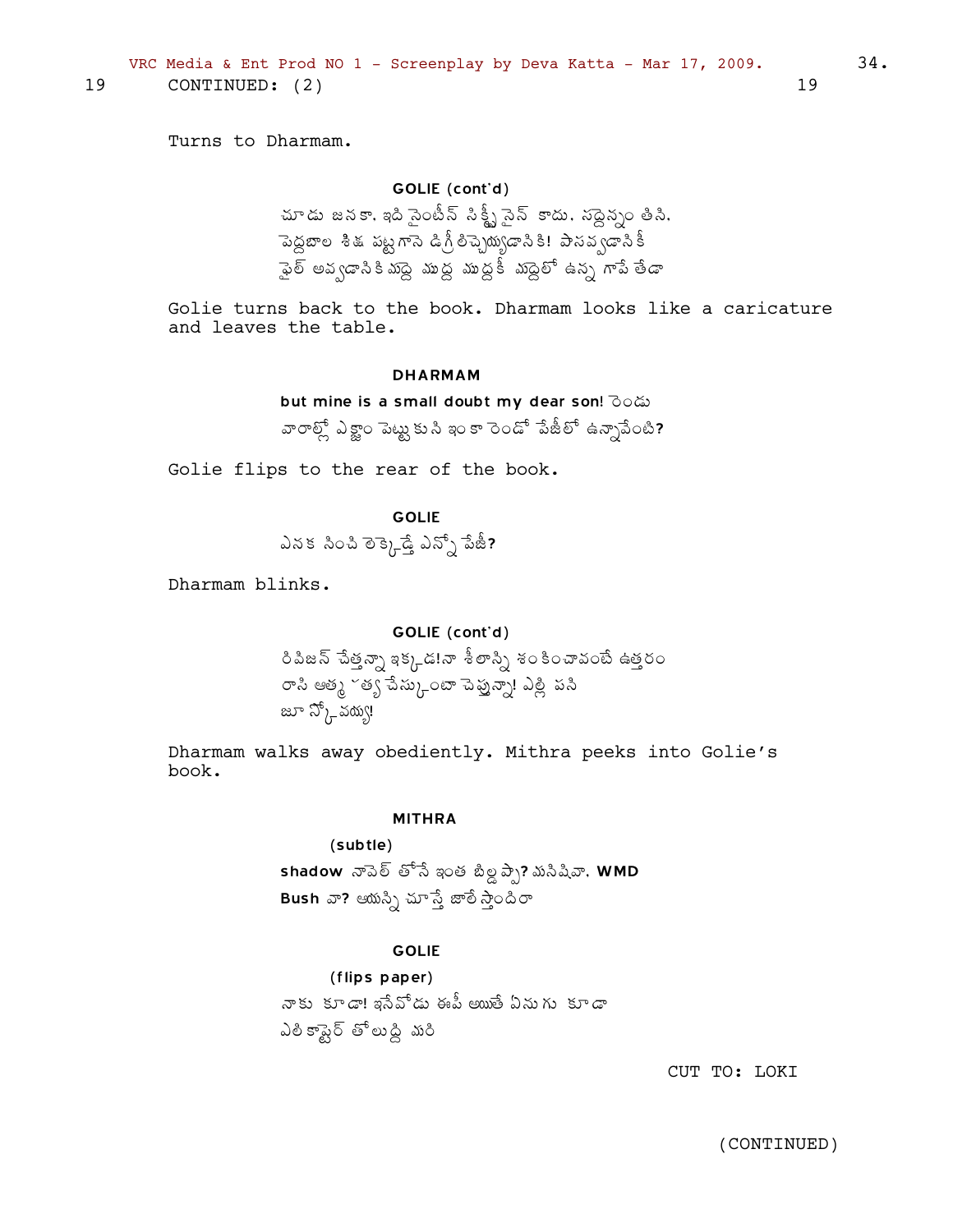19 CONTINUED: (2) 19

Turns to Dharmam.

**GOLIE (cont'd)**

చూడు జనకా, ఇది సైంటిఫిక్ సిక్త్ సెన్స్ కాదు. సద్దెన్నం తిసి, పెద్దబాల శిక్ష పట్టగానె డిగ్రీ లిచ్చెయ్యడానికి! పాసవ్వడానికీ ఫైల్ అవ్వడానికి మద్దె ముద్ద ముద్దకీ మద్దెలో ఉన్న గాపే తేడా

Golie turns back to the book. Dharmam looks like a caricature and leaves the table.

**DHARMAM**

but mine is a small doubt my dear son! రెండు వారాల్లో ఎగ్జాం పెట్టుకుని ఇంకా రెండో పేజీలో ఉన్నావేంటి?

Golie flips to the rear of the book.

**GOLIE**

ఎనక సించి లెక్కెడ్తే ఎన్నో పేజీ?

Dharmam blinks.

**GOLIE (cont'd)**

రివిజన్ చేత్తన్నా ఇక్కడ!నా శీలాన్ని శంకించావంటే ఉత్తరం రాసి ఆత్మహత్య చేసుకుంటా చెప్తున్నా! ఎల్లి పని జూస్కోవయ్య!

Dharmam walks away obediently. Mithra peeks into Golie's book.

**MITHRA**

(subtle)

shadow నావెల్ తోనే ఇంత బిల్డప్పా? మనిషివా, WMD Bush వా? అయన్ని చూస్తే జాలేస్తొందిరా

**GOLIE**

(flips paper)

నాకు కూడా! ఇనేవోడు ఈపీ అయితే ఏనుగు కూడా ఎలికాప్టర్ తోలుద్ది మరి

CUT TO: LOKI

(CONTINUED)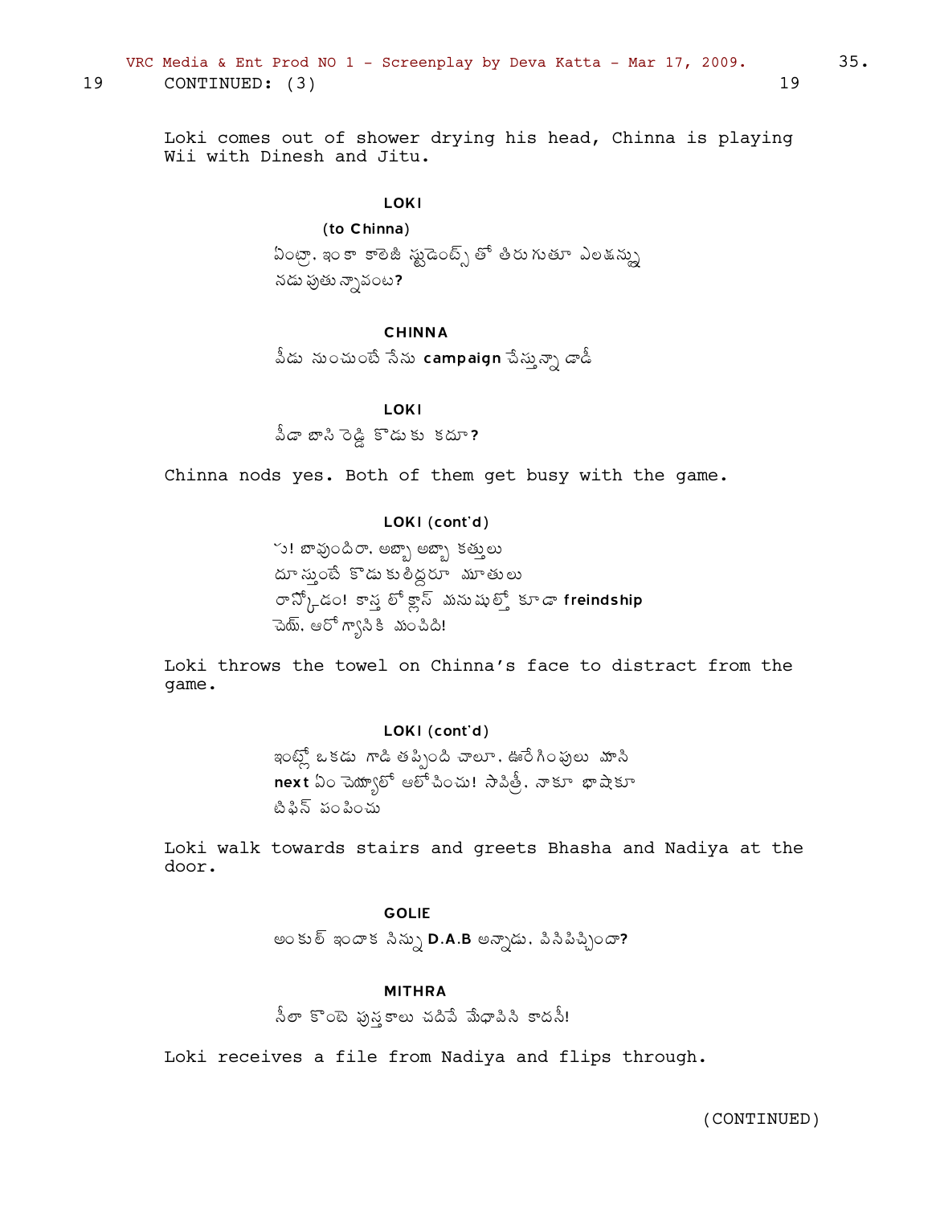19 CONTINUED: (3) 19

Loki comes out of shower drying his head, Chinna is playing Wii with Dinesh and Jitu.

**LOKI**

(to Chinna)

ఏంట్రా, ఇంకా కాలెజీ స్టుడెంట్స్ తో తిరుగుతూ ఎలక్షన్లు నడుపుతున్నావంట?

**CHINNA**

వీడు నుంచుంటే నేను **campaign** చేస్తున్నా డాడీ

**LOKI**

వీడా బాసి రెడ్డి కొడుకు కదూ?

Chinna nods yes. Both of them get busy with the game.

**LOKI (cont'd)**

ఆ! బావుందిరా, అబ్బా అబ్బా కత్తులు దూస్తుంటే కొడుకులిద్దరూ మూతులు రాస్కోడం! కాస్త లో క్లాస్ మనుషుల్తో కూడా **freindship** చెయ్, ఆరోగ్యానికి మంచిది!

Loki throws the towel on Chinna's face to distract from the game.

**LOKI (cont'd)**

ఇంట్లో ఒకడు గాడి తప్పింది చాలూ, ఊరేగింపులు మాని **next** ఏం చెయ్యాలో ఆలోచించు! సావిత్రీ, నాకూ భాషాకూ టిఫిన్ పంపించు

Loki walk towards stairs and greets Bhasha and Nadiya at the door.

**GOLIE**

అంకుల్ ఇందాక నిన్ను **D.A.B** అన్నాడు, వినిపిచ్చిందా?

**MITHRA**

నీలా కొంటె పుస్తకాలు చదివే మేధావిని కాదనీ!

Loki receives a file from Nadiya and flips through.

(CONTINUED)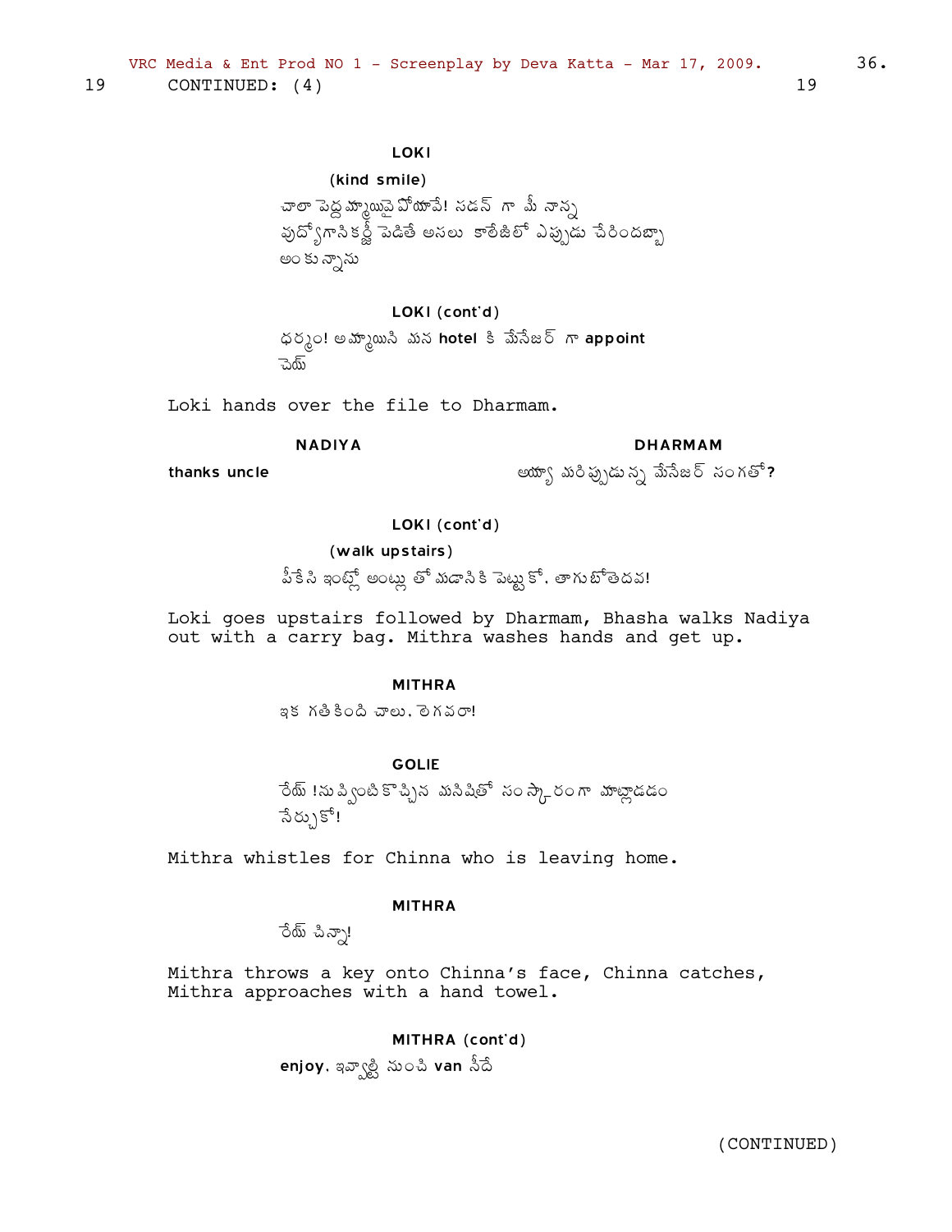19 CONTINUED: (4) 19

**LOKI**

(kind smile)

చాలా పెద్దమ్మాయివై పోయావే! సడన్ గా మీ నాన్న వుద్యోగానికర్జీ పెడితే అసలు కాలేజిలో ఎప్పుడు చేరిందబ్బా అంకున్నాను

**LOKI (cont'd)**

ధర్మం! అమ్మాయిని మన **hotel** కి మేనేజర్ గా **appoint** చెయ్

Loki hands over the file to Dharmam.

**NADIYA**

thanks uncle

**DHARMAM**

అయ్యా మరిప్పుడున్న మేనేజర్ సంగతో?

**LOKI (cont'd)**

(walk upstairs)

పీకేసి ఇంట్లో అంట్లు తో మడానికి పెట్టుకో. తాగుబోతెదవ!

Loki goes upstairs followed by Dharmam, Bhasha walks Nadiya out with a carry bag. Mithra washes hands and get up.

**MITHRA**

ఇక గతికింది చాలు. లెగవరా!

**GOLIE**

రేయ్ !నువ్వింటికొచ్చిన మనిషితో సంస్కారంగా మాట్లాడడం నేర్చుకో!

Mithra whistles for Chinna who is leaving home.

**MITHRA**

రేయ్ చిన్నా!

Mithra throws a key onto Chinna's face, Chinna catches, Mithra approaches with a hand towel.

**MITHRA (cont'd)**

**enjoy**. ఇవ్వాల్టి నుంచి **van** నీదే

(CONTINUED)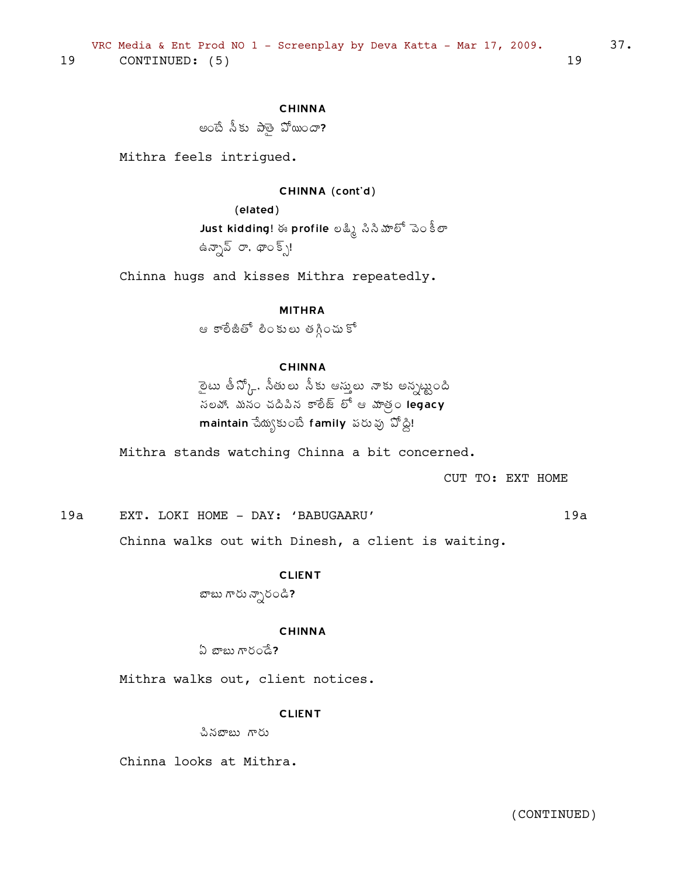19 CONTINUED: (5) 19

**CHINNA**

అంటే నీకు పొత్తై పోయిందా?

Mithra feels intrigued.

**CHINNA (cont'd)**

(elated)

Just kidding! ఈ profile లక్ష్మి సినిమాలో వెంకీలా ఉన్నావ్ రా. థాంక్స్!

Chinna hugs and kisses Mithra repeatedly.

**MITHRA**

ఆ కాలేజితో లింకులు తగ్గించుకో

**CHINNA**

లైటు తీస్కో. నీతులు నీకు ఆస్తులు నాకు అన్నట్టుంది సలహా. మనం చదివిన కాలేజ్ లో ఆ మాత్రం legacy maintain చేయ్యకుంటే family పరువు పోద్ది!

Mithra stands watching Chinna a bit concerned.

CUT TO: EXT HOME

19a EXT. LOKI HOME - DAY: 'BABUGAARU' 19a

Chinna walks out with Dinesh, a client is waiting.

**CLIENT**

బాబు గారున్నారండి?

**CHINNA**

ఏ బాబు గారండే?

Mithra walks out, client notices.

**CLIENT**

చినబాబు గారు

Chinna looks at Mithra.

(CONTINUED)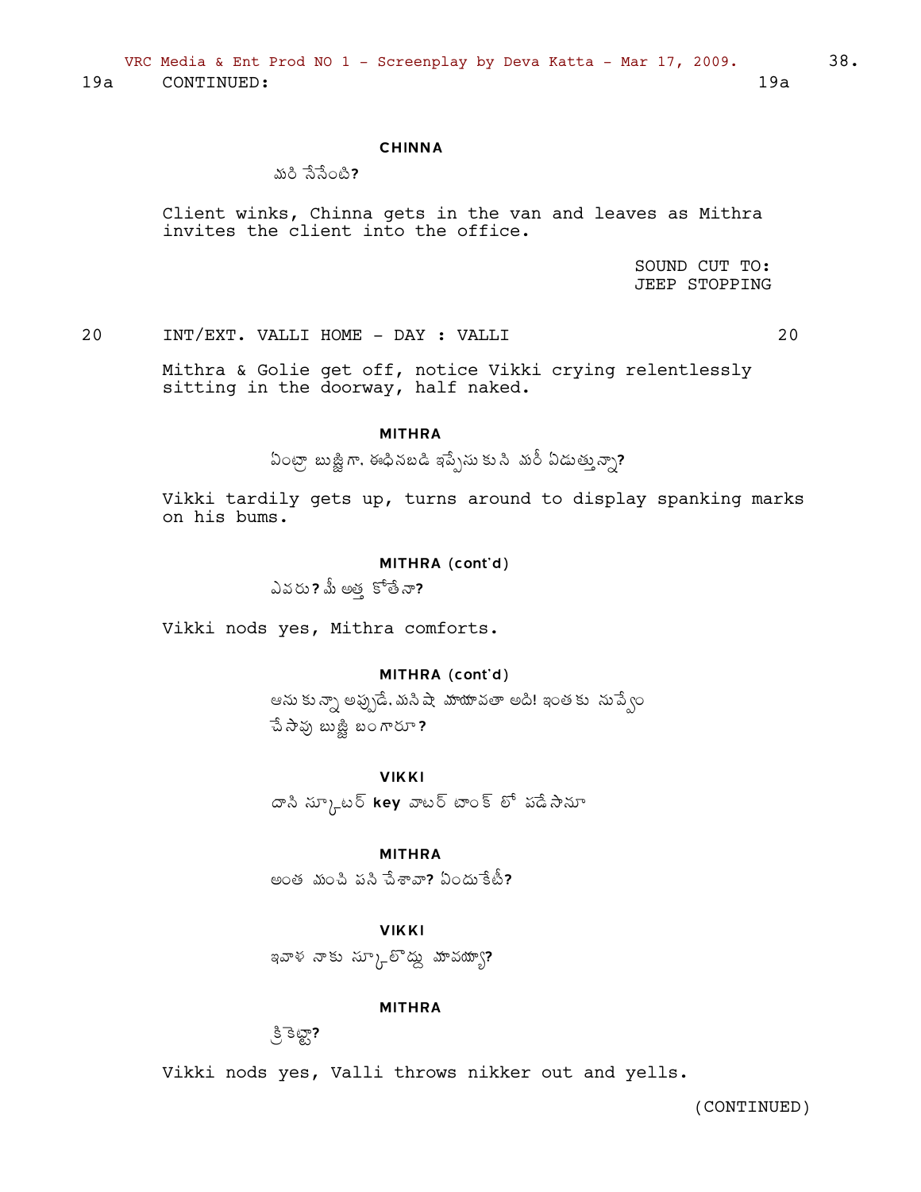19a CONTINUED: 19a

**CHINNA**

మరి నేనేంటి?

Client winks, Chinna gets in the van and leaves as Mithra invites the client into the office.

SOUND CUT TO:
JEEP STOPPING

20 INT/EXT. VALLI HOME - DAY : VALLI 20

Mithra & Golie get off, notice Vikki crying relentlessly sitting in the doorway, half naked.

**MITHRA**

ఏంట్రా బుజ్జిగా. ఈధినబడి ఇప్పేసుకుని మరీ ఏడుత్తున్నా?

Vikki tardily gets up, turns around to display spanking marks on his bums.

**MITHRA (cont'd)**

ఎవరు? మీ అత్త కోతేనా?

Vikki nods yes, Mithra comforts.

**MITHRA (cont'd)**

అనుకున్నా అప్పుడే. మనిషా మాయావతా అది! ఇంతకు నువ్వేం చేసావు బుజ్జి బంగారూ?

**VIKKI**

దాని స్కూటర్ **key** వాటర్ టాంక్ లో పడేసానూ

**MITHRA**

అంత మంచి పని చేశావా? ఏందుకేటీ?

**VIKKI**

ఇవాళ నాకు స్కూలొద్దు మావయ్యా?

**MITHRA**

క్రికెట్టా?

Vikki nods yes, Valli throws nikker out and yells.

(CONTINUED)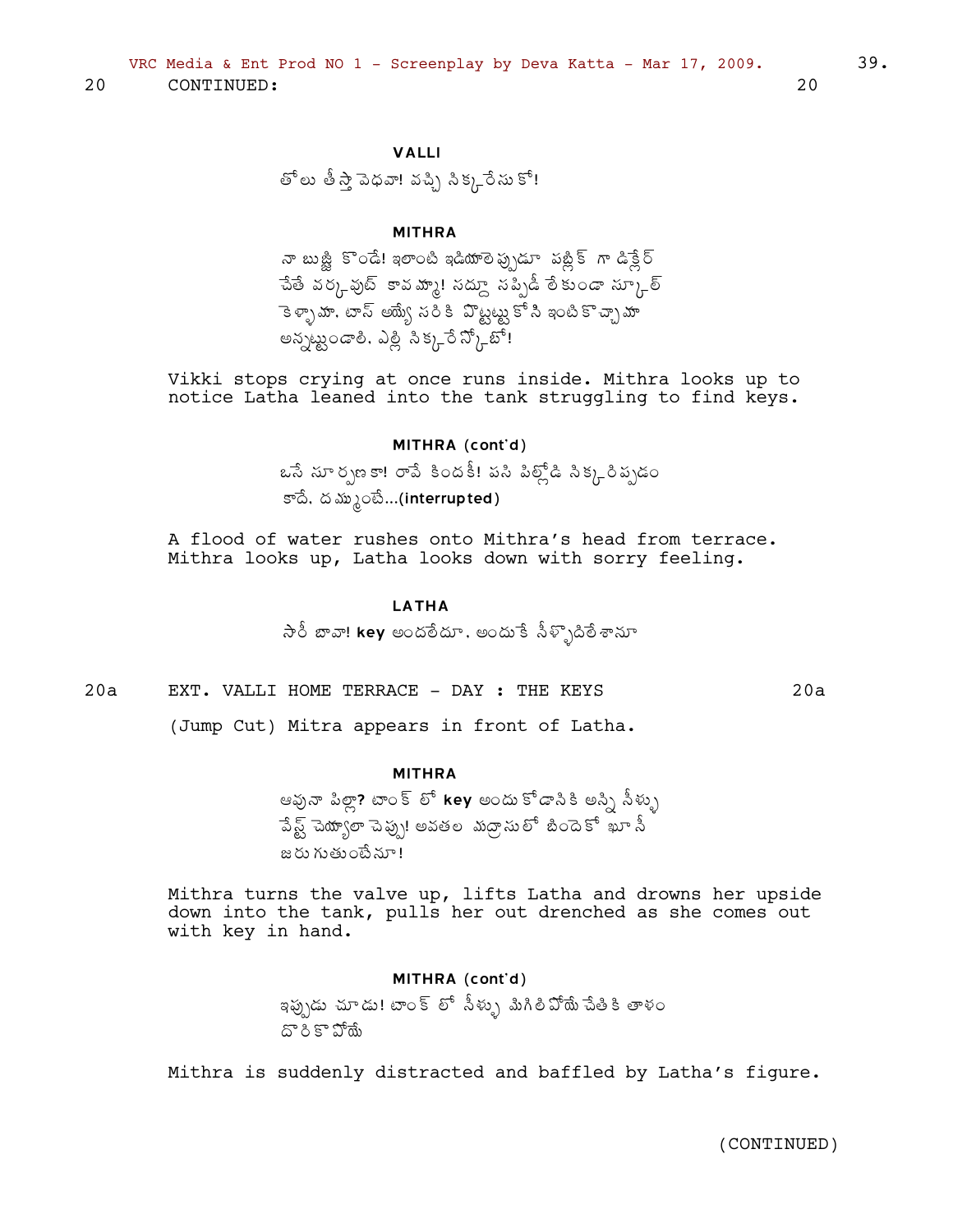20 CONTINUED: 20

**VALLI**

తోలు తీస్తా వెధవా! వచ్చి సిక్కరేసుకో!

**MITHRA**

నా బుజ్జి కొండే! ఇలాంటి ఇడియాలెప్పుడూ పబ్లిక్ గా డిక్లేర్ చేతే వర్కవుట్ కావమ్మా! సద్దా సప్పిడీ లేకుండా స్కూల్ కెళ్ళామా. టాస్ అయ్యే సరికి పొట్టట్టుకోసి ఇంటికొచ్చామా అన్నట్టుండాలి. ఎల్లి సిక్కరేస్కోబో!

Vikki stops crying at once runs inside. Mithra looks up to notice Latha leaned into the tank struggling to find keys.

**MITHRA (cont'd)**

ఒసే సూర్పణకా! రావే కిందకి! పసి పిల్లోడి సిక్కరిప్పడం కాదే. దమ్ముంటే...**(interrupted)**

A flood of water rushes onto Mithra's head from terrace. Mithra looks up, Latha looks down with sorry feeling.

**LATHA**

సారీ బావా! **key** అందలేదూ. అందుకే నీళ్ళొదిలేశానూ

20a EXT. VALLI HOME TERRACE - DAY : THE KEYS 20a

(Jump Cut) Mitra appears in front of Latha.

**MITHRA**

ఆవునా పిల్లా**?** టాంక్ లో **key** అందుకోడానికి అన్ని నీళ్ళు వేస్ట్ చెయ్యాలా చెప్పు! అవతల మద్రాసులో బిందెకో ఖూసీ జరుగుతుంటేనూ!

Mithra turns the valve up, lifts Latha and drowns her upside down into the tank, pulls her out drenched as she comes out with key in hand.

**MITHRA (cont'd)**

ఇప్పుడు చూడు! టాంక్ లో నీళ్ళు మిగిలిపోయే చేతికి తాళం దొరికొపోయే

Mithra is suddenly distracted and baffled by Latha's figure.

(CONTINUED)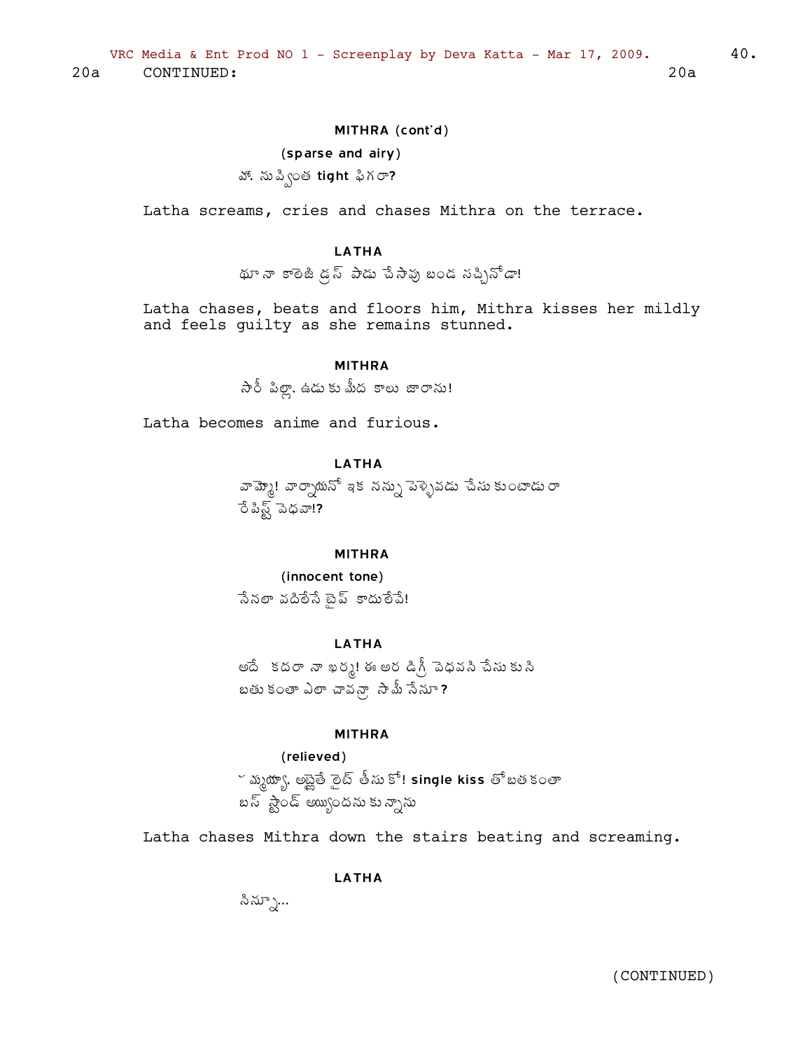20a CONTINUED: 20a

**MITHRA (cont'd)**

(sparse and airy)

వా. నువ్వింత tight ఫిగరా?

Latha screams, cries and chases Mithra on the terrace.

**LATHA**

థూ నా కాలెజి డ్రస్ పాడు చేసావు బండ సచ్చినోడా!

Latha chases, beats and floors him, Mithra kisses her mildly and feels guilty as she remains stunned.

**MITHRA**

సారీ పిల్లా. ఉడుకు మీద కాలు జారాను!

Latha becomes anime and furious.

**LATHA**

వామ్మో! వార్నాయనో ఇక నన్ను పెళ్ళెవడు చేసుకుంటాడురా రేపిస్ట్ వెధవా!?

**MITHRA**

(innocent tone)

నేనలా వదిలేసే టైప్ కాదులేవే!

**LATHA**

అదే కదరా నా ఖర్మ! ఈ అర డిగ్రీ వెధవని చేసుకుని బతుకంతా ఎలా చావన్రా సామీ నేనూ?

**MITHRA**

(relieved)

హమ్మయ్య. అట్లైతే లైట్ తీసుకో! single kiss తో బతకంతా బస్ స్టాండ్ అయ్యిందనుకున్నాను

Latha chases Mithra down the stairs beating and screaming.

**LATHA**

నిన్నూ...

(CONTINUED)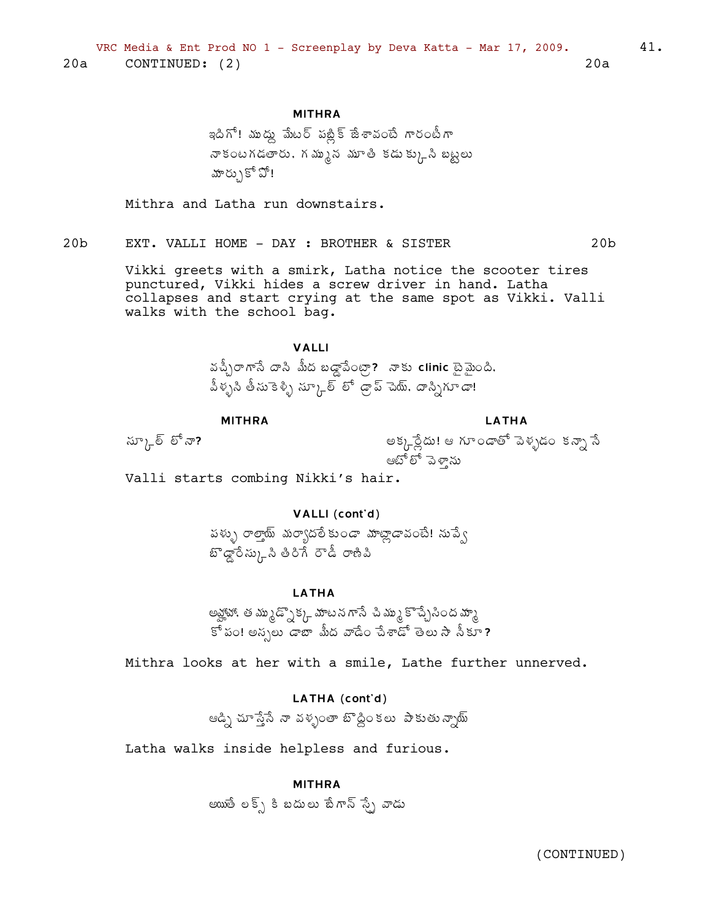20a CONTINUED: (2) 20a

**MITHRA**

ఇదిగో! ముద్దు మేటర్ పబ్లిక్ జేశావంటే గారంటీగా నాకంటగడతారు. గమ్మున మూతి కడుక్కొని బట్టలు మార్చుకోపో!

Mithra and Latha run downstairs.

20b EXT. VALLI HOME - DAY : BROTHER & SISTER 20b

Vikki greets with a smirk, Latha notice the scooter tires punctured, Vikki hides a screw driver in hand. Latha collapses and start crying at the same spot as Vikki. Valli walks with the school bag.

**VALLI**

వచ్చీరాగానే దాని మీద బడ్డావేంట్రా? నాకు **clinic** టైమైంది. వీళ్ళని తీసుకెళ్ళి స్కూల్ లో డ్రాప్ చెయ్. దాన్నిగూడా!

**MITHRA**

స్కూల్ లోనా?

**LATHA**

అక్కర్లేదు! ఆ గూండాతో వెళ్ళడం కన్నా నే ఆటోలో వెళ్తాను

Valli starts combing Nikki's hair.

**VALLI (cont'd)**

పళ్ళు రాల్తాయ్ మర్యాదలేకుండా మాట్లాడావంటే! నువ్వే బొడ్డోరేస్కొని తిరిగే రౌడీ రాణివి

**LATHA**

అవ్వోయ్. తమ్ముడ్నొక్క మాటనగానే చిమ్మకొచ్చేసిందమ్మా కోపం! అస్సలు డాబా మీద వాడేం చేశాడో తెలుసా నీకూ?

Mithra looks at her with a smile, Lathe further unnerved.

**LATHA (cont'd)**

ఆడ్ని చూస్తేనే నా వళ్ళంతా బొద్దింకలు పాకుతున్నాయ్

Latha walks inside helpless and furious.

**MITHRA**

అయితే లక్స్ కి బదులు బేగాన్ స్ప్రే వాడు

(CONTINUED)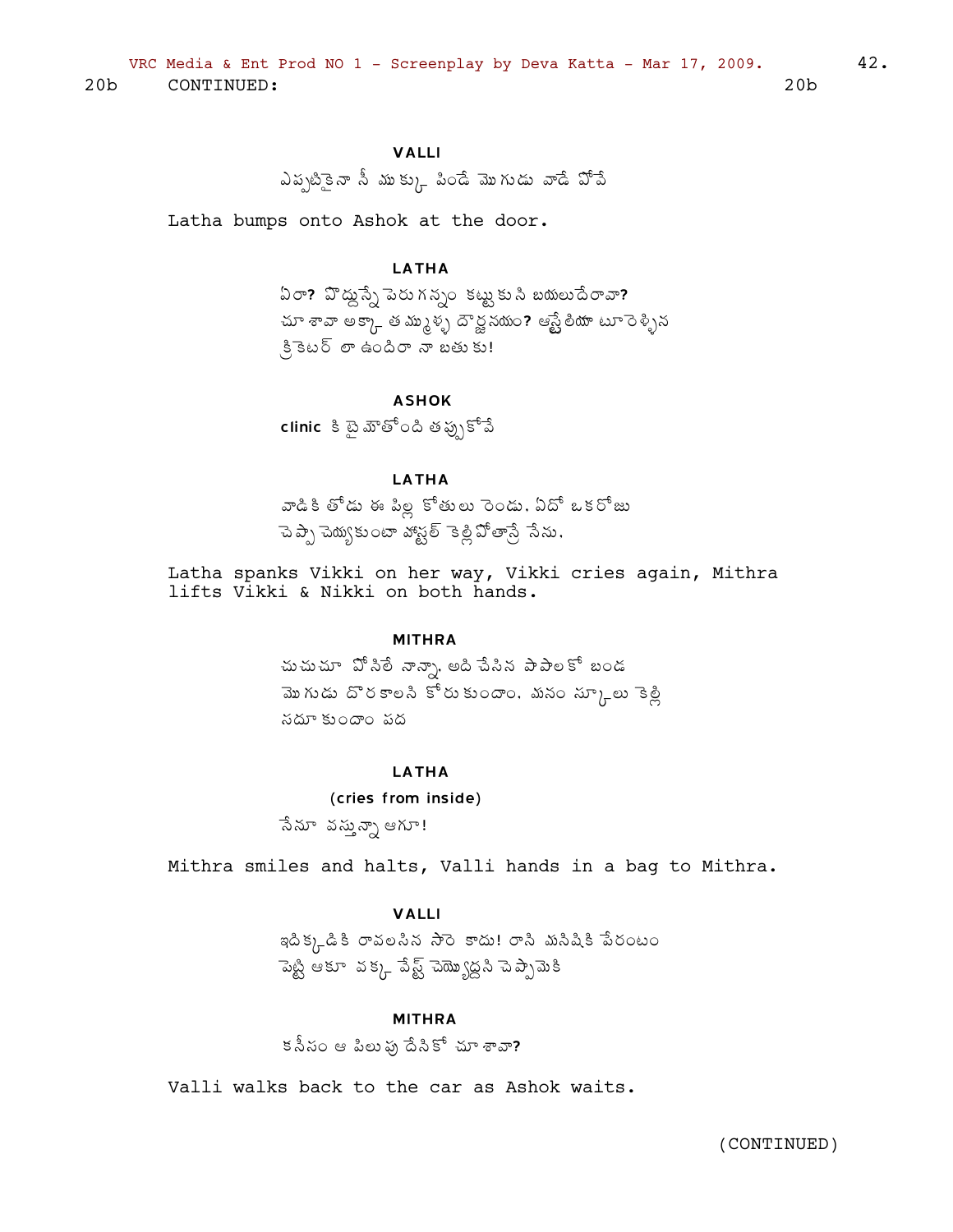20b CONTINUED: 20b

**VALLI**

ఎప్పటికైనా నీ ముక్కు పిండే మొగుడు వాడే పోవే

Latha bumps onto Ashok at the door.

**LATHA**

ఏరా? పొద్దున్నే పెరుగన్నం కట్టుకుని బయలుదేరావా? చూశావా అక్కా తమ్ముళ్ళ దౌర్జన్యం? ఆస్ట్రేలియా టూరెళ్ళిన క్రికెటర్ లా ఉందిరా నా బతుకు!

**ASHOK**

clinic కి లైటౌతోంది తప్పుకోవే

**LATHA**

వాడికి తోడు ఈ పిల్ల కోతులు రెండు. ఏదో ఒకరోజు చెప్పా చెయ్యకుండా హాస్టల్ కెళ్లిపోతాస్తే నేను.

Latha spanks Vikki on her way, Vikki cries again, Mithra lifts Vikki & Nikki on both hands.

**MITHRA**

చుచుచూ పోసిలే నాన్నా. అది చేసిన పాపాలకో బండ మొగుడు దొరకాలని కోరుకుందాం. మనం స్కూలు కెళ్లి సదూకుందాం పద

**LATHA**

(cries from inside)

నేనూ వస్తున్నా ఆగూ!

Mithra smiles and halts, Valli hands in a bag to Mithra.

**VALLI**

ఇదిక్కడికి రావలసిన సారె కాదు! దాని మనిషికి పేరంటం పెట్టి ఆకూ వక్క వేస్ట్ చెయ్యొద్దని చెప్పమెకి

**MITHRA**

కనీసం ఆ పిలుపు దేనికో చూశావా?

Valli walks back to the car as Ashok waits.

(CONTINUED)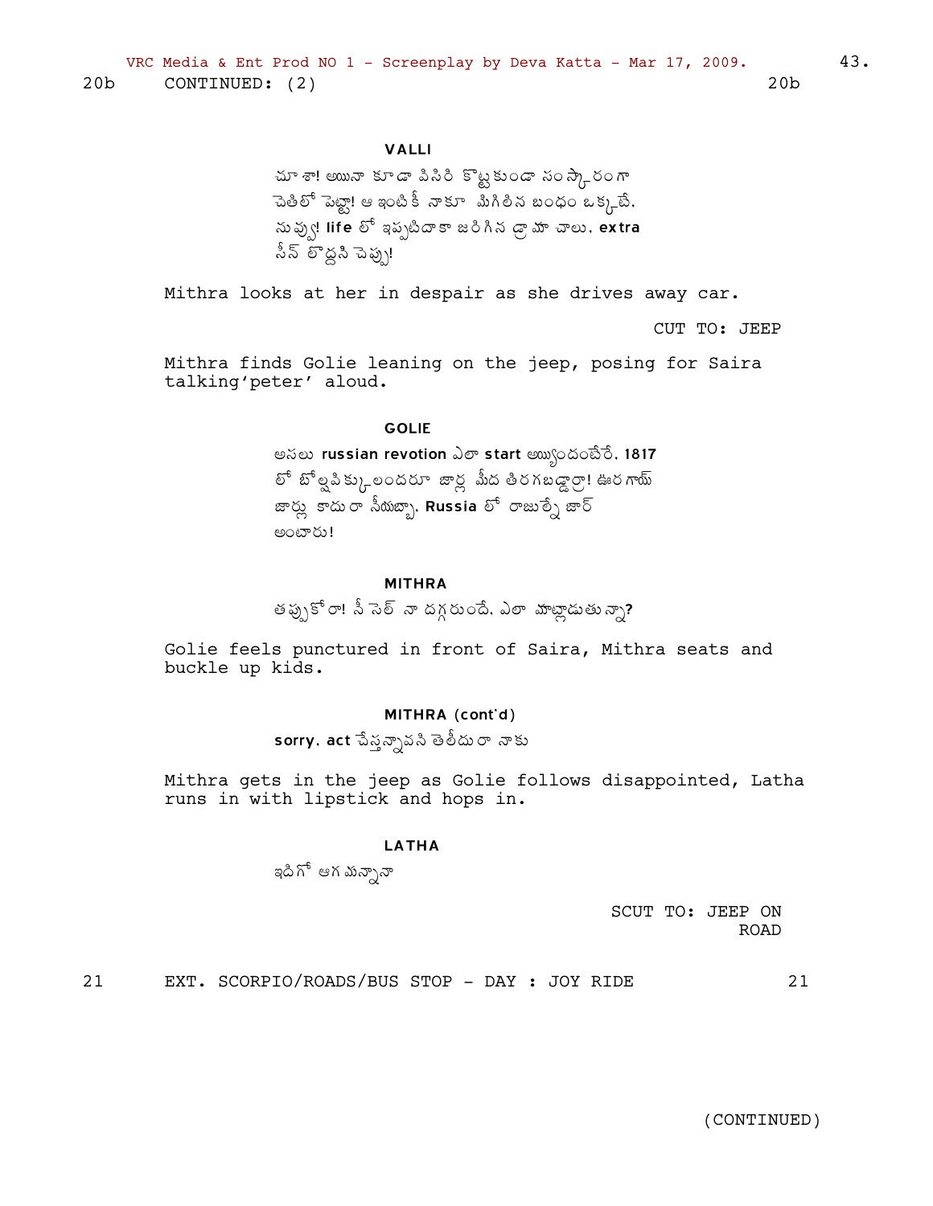20b CONTINUED: (2) 20b

**VALLI**

చూశా! అయినా కూడా విసిరి కొట్టకుండా సంస్కారంగా చెతిలో పెట్టా! ఆ ఇంటికి నాకూ మిగిలిన బంధం ఒక్కటే. నువ్వు! **life** లో ఇప్పటిదాకా జరిగిన డ్రామా చాలు. **extra** సీన్ లొద్దని చెప్పు!

Mithra looks at her in despair as she drives away car.

CUT TO: JEEP

Mithra finds Golie leaning on the jeep, posing for Saira talking'peter' aloud.

**GOLIE**

అసలు **russian revotion** ఎలా **start** అయ్యిందంటేరే. **1817** లో బోల్షవిక్కులందరూ జార్ల మీద తిరగబడ్డార్రా! ఊరగాయ్ జార్లు కాదురా సీయబ్బా. **Russia** లో రాజుల్నే జార్ అంటారు!

**MITHRA**

తప్పుకోరా! నీ సెల్ నా దగ్గరుందే. ఎలా మాట్లాడుతున్నా**?**

Golie feels punctured in front of Saira, Mithra seats and buckle up kids.

**MITHRA (cont'd)**

**sorry. act** చేస్తున్నావని తెలీదురా నాకు

Mithra gets in the jeep as Golie follows disappointed, Latha runs in with lipstick and hops in.

**LATHA**

ఇదిగో ఆగమన్నానా

SCUT TO: JEEP ON ROAD

21 EXT. SCORPIO/ROADS/BUS STOP - DAY : JOY RIDE 21

(CONTINUED)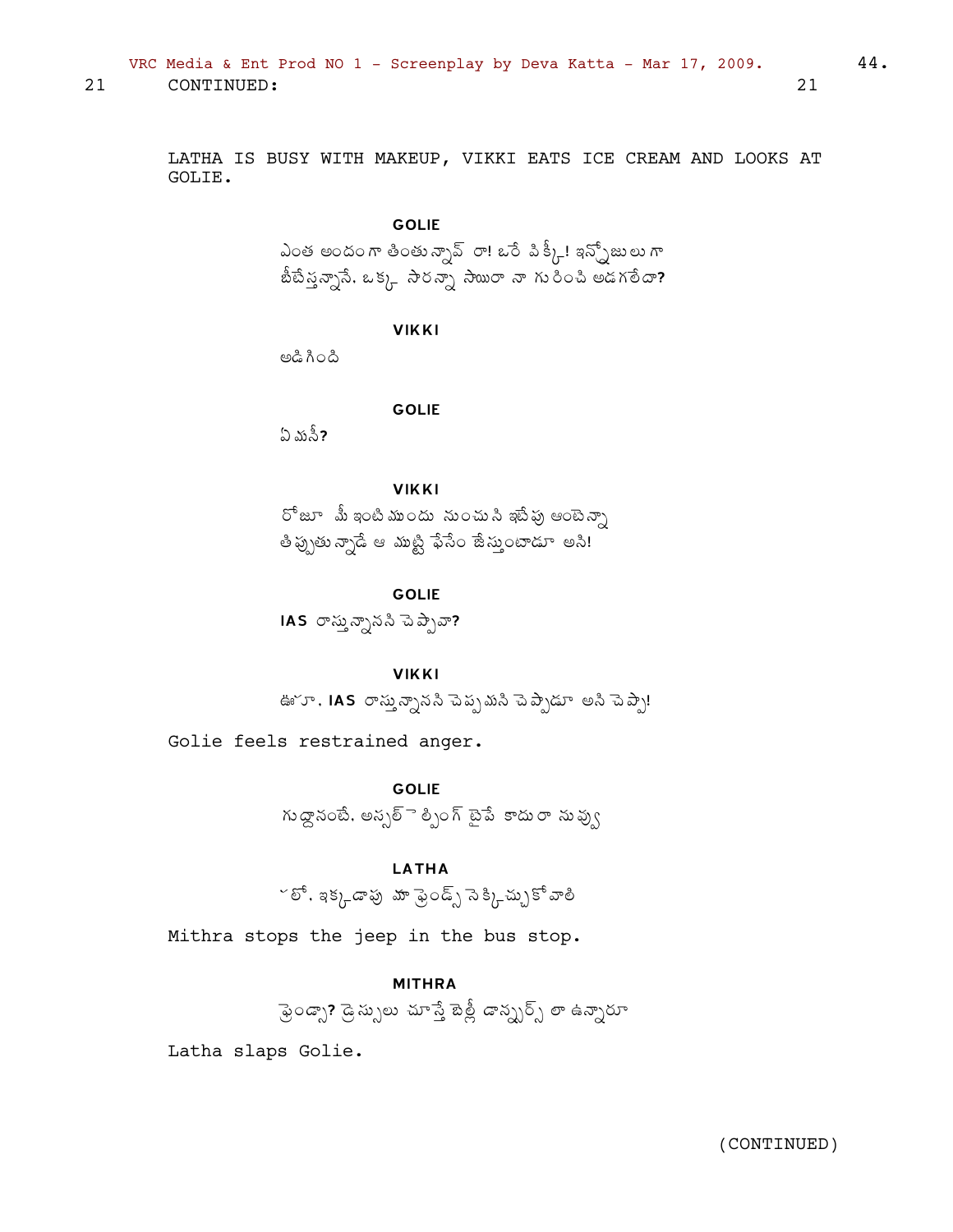21 CONTINUED: 21

LATHA IS BUSY WITH MAKEUP, VIKKI EATS ICE CREAM AND LOOKS AT GOLIE.

**GOLIE**

ఎంత అందంగా తింటున్నావ్ రా! ఒరే విక్కీ! ఇన్నోజులుగా బీటేస్తున్నానే. ఒక్క సారన్నా సాయిరా నా గురించి అడగలేదా?

**VIKKI**

అడిగింది

**GOLIE**

ఏమనీ?

**VIKKI**

రోజూ మీ ఇంటి ముందు నుంచుని ఇటేపు ఆంటెన్నా తిప్పుతున్నాడే ఆ ముట్టి ఫేసేం జేస్తుంటాడూ అని!

**GOLIE**

IAS రాస్తున్నానని చెప్పావా?

**VIKKI**

ఊఁ హూ. IAS రాస్తున్నానని చెప్పమని చెప్పాడూ అని చెప్పా!

Golie feels restrained anger.

**GOLIE**

గుద్దానంటే. అస్సలే లీక్ంగ్ టైపే కాదురా నువ్వు

**LATHA**

ˇలో. ఇక్కడాపు మా ఫ్రెండ్స్ నెక్కిచ్చుకోవాలి

Mithra stops the jeep in the bus stop.

**MITHRA**

ఫ్రెండ్సా? డ్రెస్సులు చూస్తే బెల్లీ డాన్సర్స్ లా ఉన్నారూ

Latha slaps Golie.

(CONTINUED)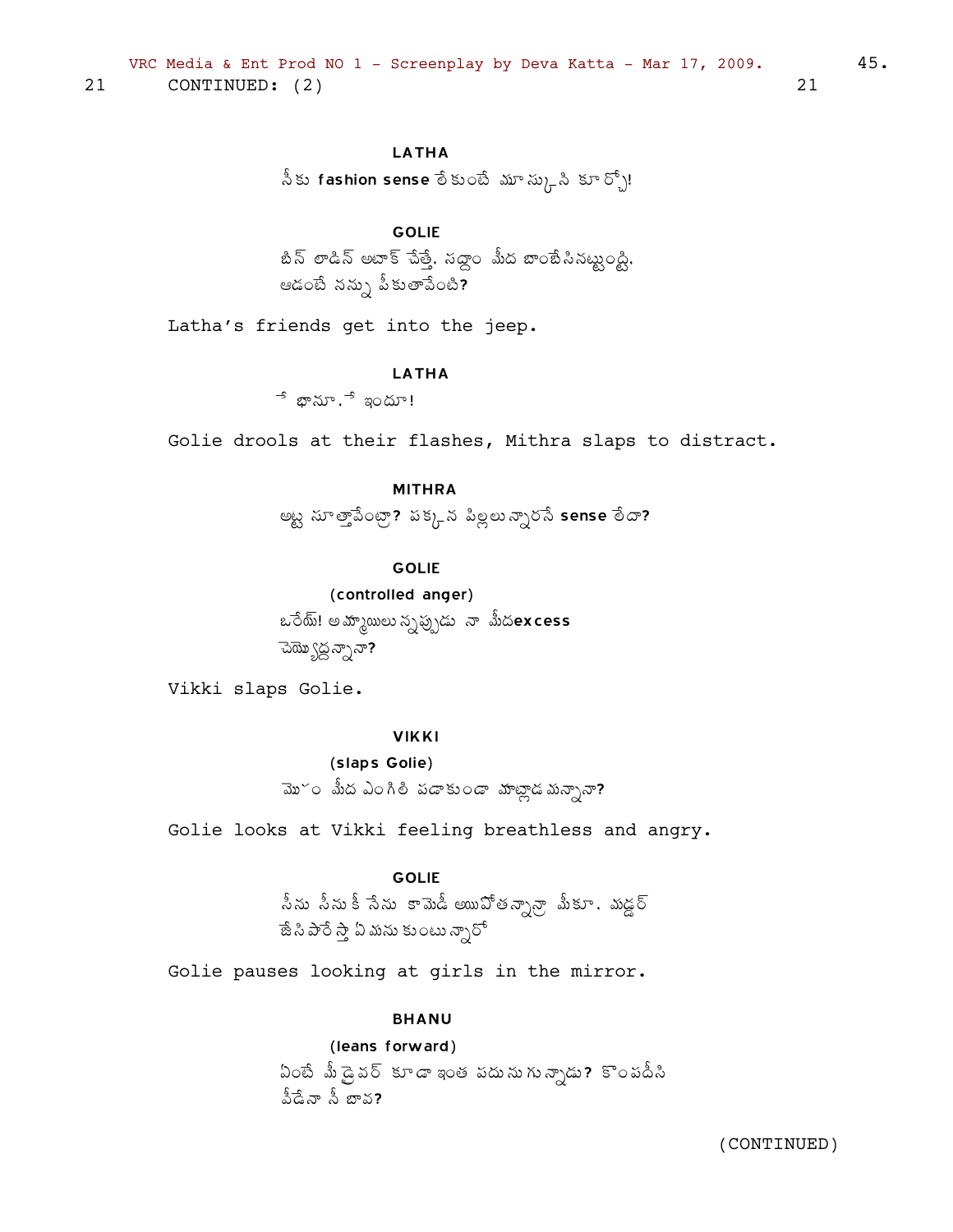21 CONTINUED: (2) 21

LATHA

నీకు **fashion sense** లేకుంటే మూస్కోని కూర్చో!

GOLIE

బిన్ లాడిన్ అటాక్ చేస్తే, సద్దాం మీద బాంబేసినట్టుంది. ఆడంటే నన్ను పీకుతావేంటి?

Latha's friends get into the jeep.

LATHA

హే భానూ, హే ఇందూ!

Golie drools at their flashes, Mithra slaps to distract.

MITHRA

అట్ల సూత్తావేంట్రా? పక్కన పిల్లలున్నారనే **sense** లేదా?

GOLIE

(controlled anger)

ఒరేయ్! అమ్మాయిలున్నప్పుడు నా మీద**excess** చెయ్యొద్దన్నానా?

Vikki slaps Golie.

VIKKI

(slaps Golie)

మొహం మీద ఎంగిలి పడకుండా మాట్లాడమన్నానా?

Golie looks at Vikki feeling breathless and angry.

GOLIE

నీను నీనుకి నేను కామెడీ అయిపోతన్నానా మీకూ. మర్డర్ జేసిపారేస్తే ఏమనుకుంటున్నారో

Golie pauses looking at girls in the mirror.

BHANU

(leans forward)

ఏంటే మీ డ్రైవర్ కూడా ఇంత పదునుగున్నాడు? కొంపదీసి వీడేనా నీ బావ?

(CONTINUED)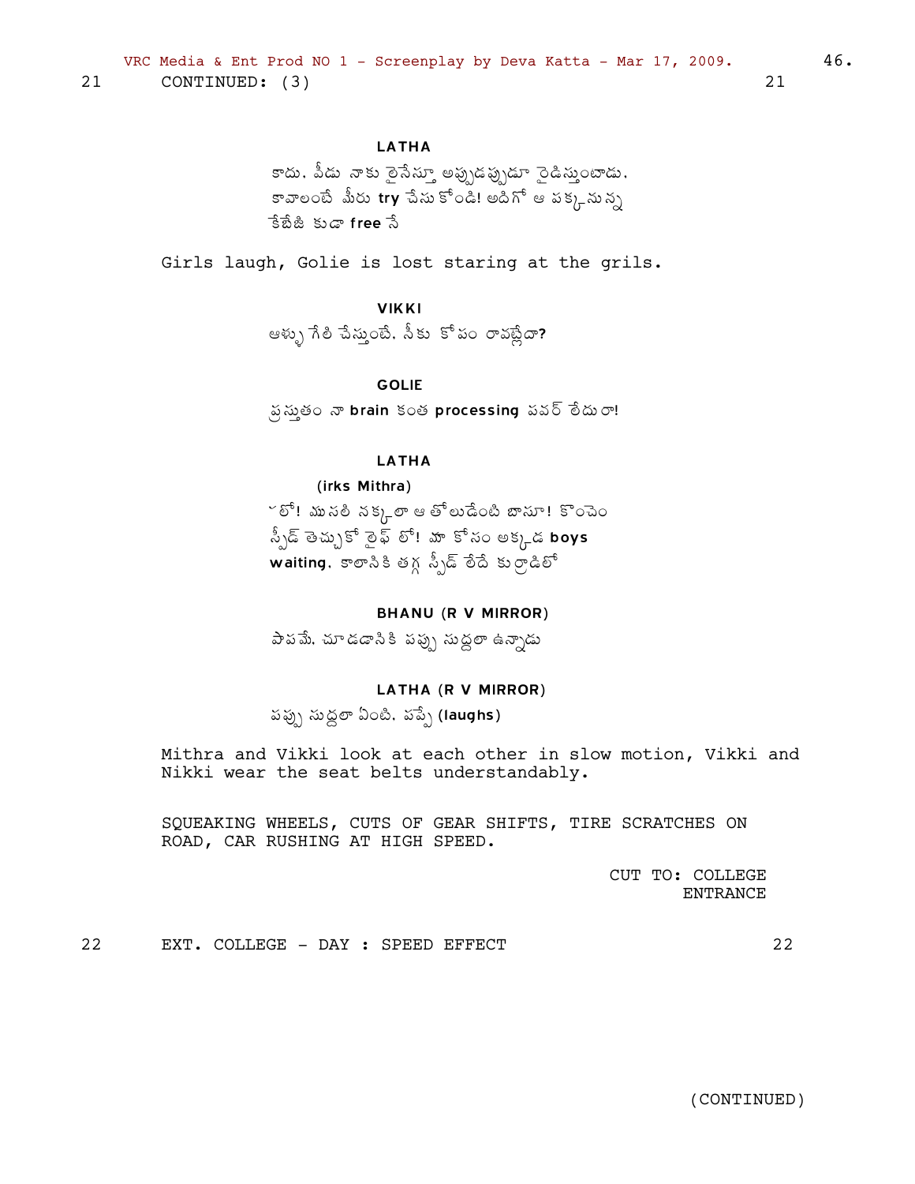21 CONTINUED: (3) 21

**LATHA**

కాదు. వీడు నాకు లైనేస్తూ అప్పుడప్పుడూ రైడిస్తుంటాడు. కావాలంటే మీరు **try** చేసుకోండి! అదిగో ఆ పక్కనున్న కేబీజి కుడా **free** నే

Girls laugh, Golie is lost staring at the grils.

**VIKKI**

ఆళ్ళు గేలి చేస్తుంటే. నీకు కోపం రావట్లేదా**?**

**GOLIE**

ప్రస్తుతం నా **brain** కంత **processing** పవర్ లేదురా!

**LATHA**

**(irks Mithra)**

ఒలో! ముసలి నక్కలా ఆ తోలుడేంటి బాసూ! కొంచెం స్పీడ్ తెచ్చుకో లైఫ్ లో! మా కోసం అక్కడ **boys waiting**. కాలానికి తగ్గ స్పీడ్ లేదే కుర్రాడిలో

**BHANU (R V MIRROR)**

పాపమే. చూడడానికి పప్పు సుద్దలా ఉన్నాడు

**LATHA (R V MIRROR)**

పప్పు సుద్దలా ఏంటి. పప్పే **(laughs)**

Mithra and Vikki look at each other in slow motion, Vikki and Nikki wear the seat belts understandably.

SQUEAKING WHEELS, CUTS OF GEAR SHIFTS, TIRE SCRATCHES ON ROAD, CAR RUSHING AT HIGH SPEED.

CUT TO: COLLEGE ENTRANCE

22 EXT. COLLEGE - DAY : SPEED EFFECT 22

(CONTINUED)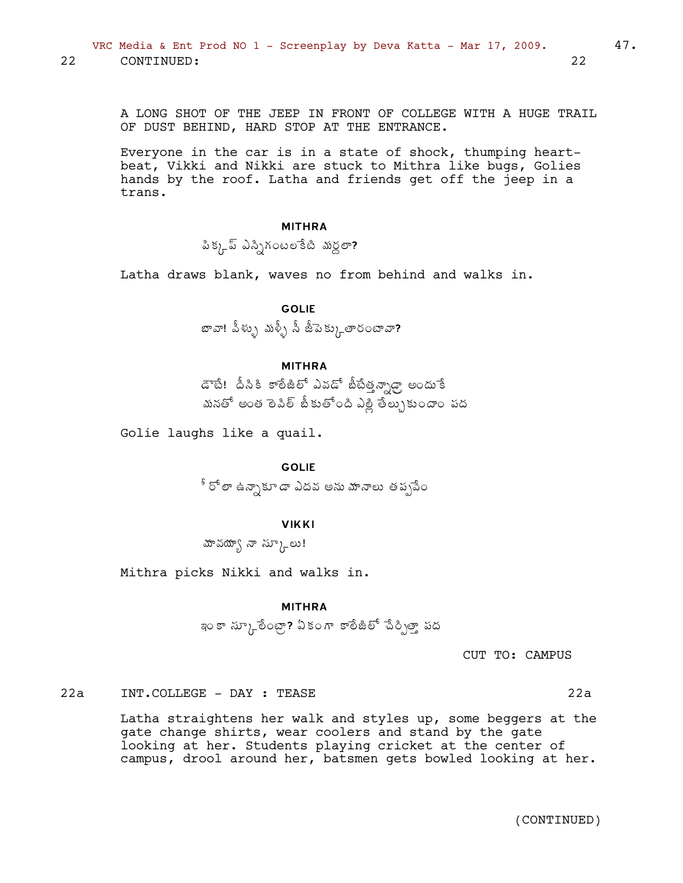22 CONTINUED: 22

A LONG SHOT OF THE JEEP IN FRONT OF COLLEGE WITH A HUGE TRAIL OF DUST BEHIND, HARD STOP AT THE ENTRANCE.

Everyone in the car is in a state of shock, thumping heart-beat, Vikki and Nikki are stuck to Mithra like bugs, Golies hands by the roof. Latha and friends get off the jeep in a trans.

**MITHRA**

పిక్కప్ ఎన్నిగంటలకేటి మర్దలా?

Latha draws blank, waves no from behind and walks in.

**GOLIE**

బావా! వీళ్ళు మళ్ళీ నీ జీపెక్కుతారంటావా?

**MITHRA**

డౌటే! దీనికి కాలేజీలో ఎవడో బీటేత్తన్నాడ్రా అందుకే
మనతో అంత లెవిల్ టీకుతోంది ఎల్లి తేల్చుకుందాం పద

Golie laughs like a quail.

**GOLIE**

కోలా ఉన్నాకూడా ఎదవ అను మానాలు తప్పవేం

**VIKKI**

మావయ్యా నా స్కూలు!

Mithra picks Nikki and walks in.

**MITHRA**

ఇంకా స్కూలేంట్రా? ఏకంగా కాలేజీలో చేర్పిత్తా పద

CUT TO: CAMPUS

22a INT.COLLEGE - DAY : TEASE 22a

Latha straightens her walk and styles up, some beggers at the gate change shirts, wear coolers and stand by the gate looking at her. Students playing cricket at the center of campus, drool around her, batsmen gets bowled looking at her.

(CONTINUED)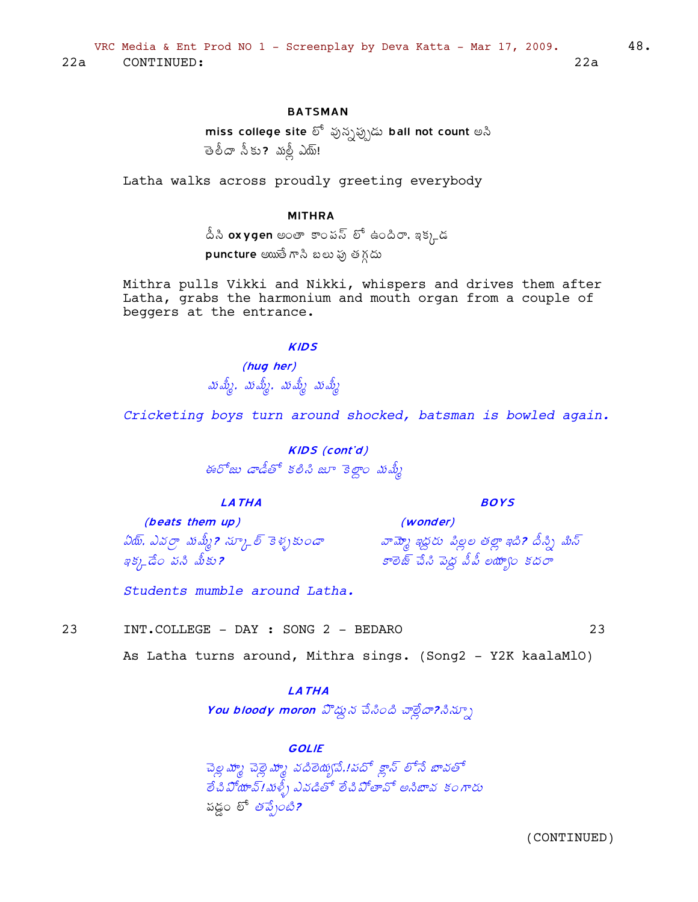22a CONTINUED: 22a

**BATSMAN**

miss college site లో వున్నప్పుడు ball not count అని
తెలీదా నీకు? మర్లీ ఎయ్!

Latha walks across proudly greeting everybody

**MITHRA**

దీని oxygen అంతా కాంపస్ లో ఉందిరా. ఇక్కడ
puncture అయితే గాని బలుపు తగ్గదు

Mithra pulls Vikki and Nikki, whispers and drives them after Latha, grabs the harmonium and mouth organ from a couple of beggers at the entrance.

***KIDS***

*(hug her)*
*మమ్మీ. మమ్మీ. మమ్మీ మమ్మీ*

*Cricketing boys turn around shocked, batsman is bowled again.*

***KIDS (cont'd)***

*ఈరోజు డాడీతో కలిసి జూ కెల్దాం మమ్మీ*

***LATHA***

*(beats them up)*
*ఏయ్. ఎవర్రా మమ్మీ? స్కూల్ కెళ్ళకుండా ఇక్కడేం పని మీకు?*

***BOYS***

*(wonder)*
*వామ్మో ఇద్దరు పిల్లల తల్లా ఇది? దీన్ని మిస్ కాలెజ్ చేసి పెద్ద పీపీ లయ్యాం కదరా*

*Students mumble around Latha.*

23 INT.COLLEGE - DAY : SONG 2 - BEDARO 23

As Latha turns around, Mithra sings. (Song2 - Y2K kaalaMlO)

***LATHA***

***You bloody moron*** *పొద్దున చేసింది చాల్లేదా?సిన్నూ*

***GOLIE***

*చెల్లెమ్మో చెల్లెమ్మో వదిలెయ్యవే.!వదో క్లాస్ లోనే జావతో*
*లేచిపోయావ్!మళ్ళీ ఎవడితో లేచిపోతావో అనిబావ కంగారు*
*పడ్డం లో తప్పేంటి?*

(CONTINUED)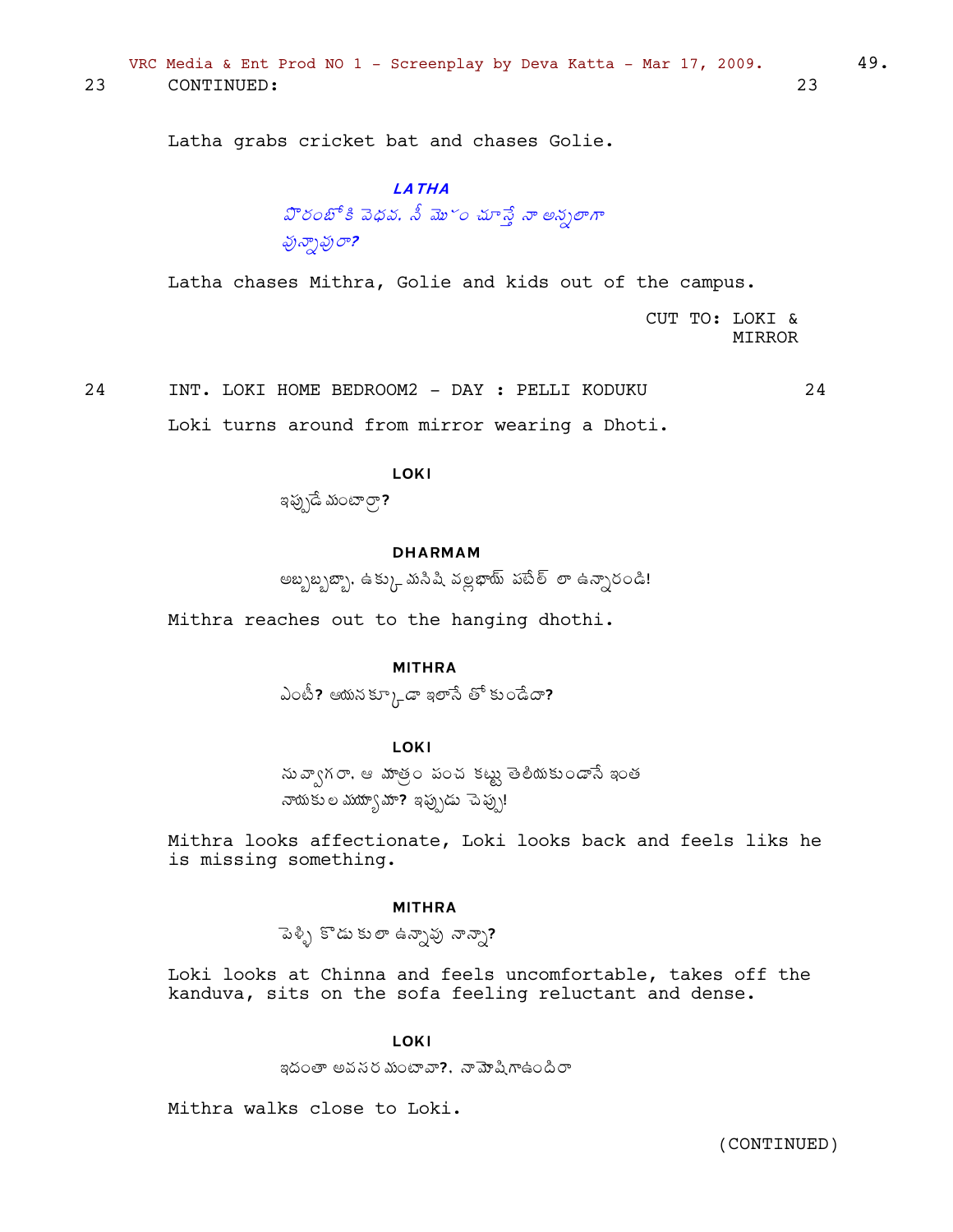23 CONTINUED: 23

Latha grabs cricket bat and chases Golie.

**LATHA**

*పొరంబోకి వెధవ. నీ మొహం చూస్తే నా అన్నలాగా వున్నావురా?*

Latha chases Mithra, Golie and kids out of the campus.

CUT TO: LOKI & MIRROR

24 INT. LOKI HOME BEDROOM2 - DAY : PELLI KODUKU 24

Loki turns around from mirror wearing a Dhoti.

**LOKI**

ఇప్పుడేమంటార్రా?

**DHARMAM**

అబ్బబ్బబ్బా. ఉక్కు మనిషి వల్లభాయ్ పటేల్ లా ఉన్నారండి!

Mithra reaches out to the hanging dhothi.

**MITHRA**

ఎంటీ? ఆయనక్కూడా ఇలానే తోకుండేదా?

**LOKI**

నువ్వాగరా. ఆ మాత్రం పంచ కట్టు తెలియకుండానే ఇంత నాయకుల మయ్యామా? ఇప్పుడు చెప్పు!

Mithra looks affectionate, Loki looks back and feels liks he is missing something.

**MITHRA**

పెళ్ళి కొడుకులా ఉన్నావు నాన్నా?

Loki looks at Chinna and feels uncomfortable, takes off the kanduva, sits on the sofa feeling reluctant and dense.

**LOKI**

ఇదంతా అవసరమంటావా?. నామోషిగాఉందిరా

Mithra walks close to Loki.

(CONTINUED)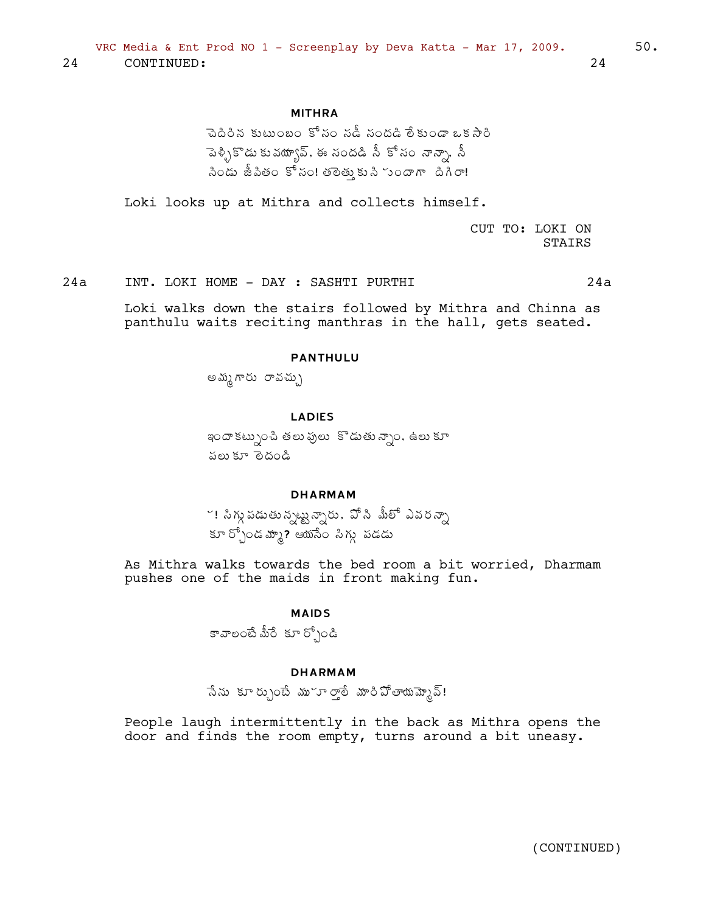24 CONTINUED: 24

**MITHRA**

చెదిరిన కుటుంబం కోసం నడీ సందడి లేకుండా ఒకసారి పెళ్ళికొడుకువయ్యావ్. ఈ సందడి నీ కోసం నాన్నా. నీ నిండు జీవితం కోసం! తలెత్తుకుని ఉండాగా దిగిరా!

Loki looks up at Mithra and collects himself.

CUT TO: LOKI ON STAIRS

24a INT. LOKI HOME - DAY : SASHTI PURTHI 24a

Loki walks down the stairs followed by Mithra and Chinna as panthulu waits reciting manthras in the hall, gets seated.

**PANTHULU**

అమ్మగారు రావచ్చు

**LADIES**

ఇందాకట్నుంచి తలుపులు కొడుతున్నాం. ఉలుకూ పలుకూ లేదండి

**DHARMAM**

ఓ! సిగ్గుపడుతున్నట్టున్నారు. పోనీ మీలో ఎవరన్నా కూర్చోండమ్మా? ఆయనేం సిగ్గుపడడు

As Mithra walks towards the bed room a bit worried, Dharmam pushes one of the maids in front making fun.

**MAIDS**

కావాలంటే మీరే కూర్చోండి

**DHARMAM**

నేను కూర్చుంటే ముహూర్తాలే మారిపోతాయమ్మా!

People laugh intermittently in the back as Mithra opens the door and finds the room empty, turns around a bit uneasy.

(CONTINUED)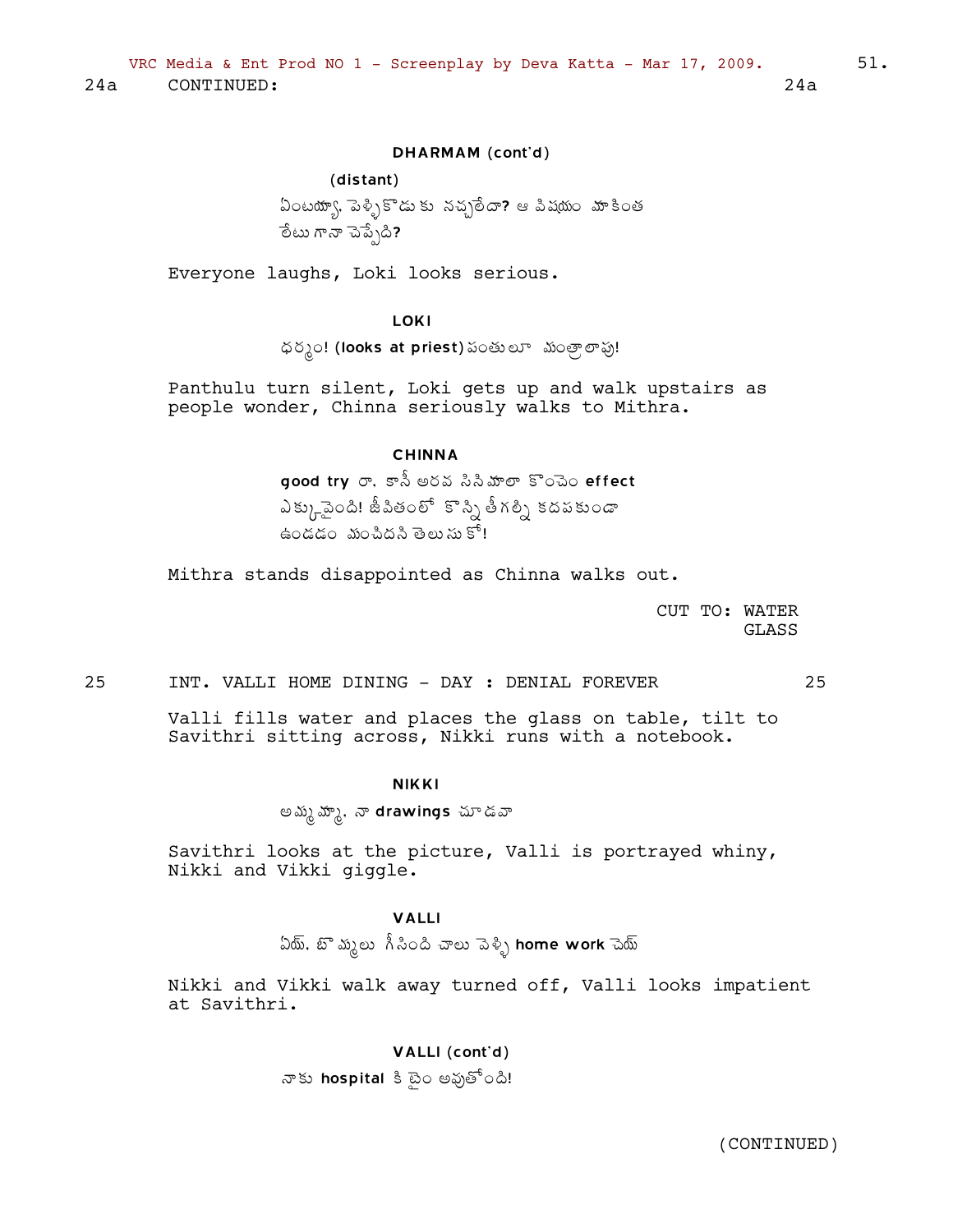24a CONTINUED: 24a

**DHARMAM (cont'd)**

(distant)

ఏంటయ్యా, పెళ్ళికొడుకు నచ్చలేదా? ఆ విషయం మాకింత లేటుగానా చెప్పేది?

Everyone laughs, Loki looks serious.

**LOKI**

ధర్మం! (looks at priest) పంతులూ మంత్రాలాపు!

Panthulu turn silent, Loki gets up and walk upstairs as people wonder, Chinna seriously walks to Mithra.

**CHINNA**

good try రా, కానీ అరవ సినిమాలా కొంచెం effect ఎక్కువైంది! జీవితంలో కొన్ని తీగల్ని కదపకుండా ఉండడం మంచిదని తెలుసుకో!

Mithra stands disappointed as Chinna walks out.

CUT TO: WATER GLASS

25 INT. VALLI HOME DINING - DAY : DENIAL FOREVER 25

Valli fills water and places the glass on table, tilt to Savithri sitting across, Nikki runs with a notebook.

**NIKKI**

అమ్మమ్మా, నా drawings చూడవా

Savithri looks at the picture, Valli is portrayed whiny, Nikki and Vikki giggle.

**VALLI**

ఏయ్, బొమ్మలు గీసింది చాలు వెళ్ళి home work చెయ్

Nikki and Vikki walk away turned off, Valli looks impatient at Savithri.

**VALLI (cont'd)**

నాకు hospital కి టైం అవుతోంది!

(CONTINUED)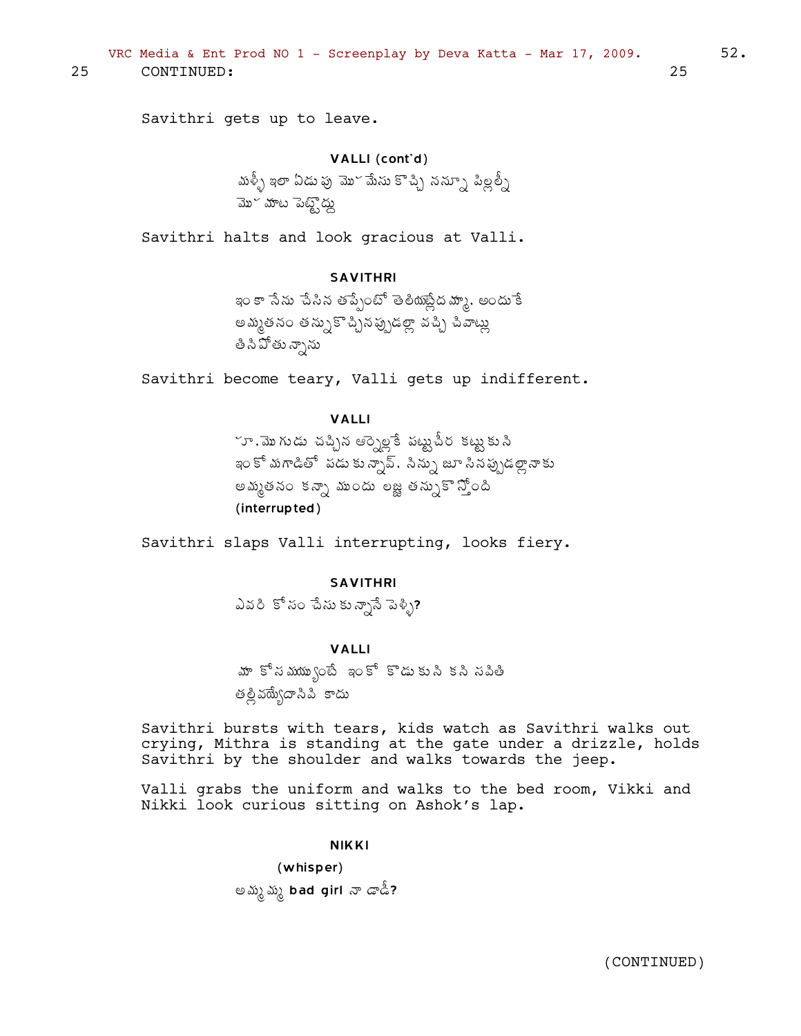25 CONTINUED: 25

Savithri gets up to leave.

**VALLI (cont'd)**

మళ్ళీ ఇలా ఏడుపు మొహేసుకొచ్చి నన్నూ పిల్లల్నీ
మొహమాట పెట్టొద్దు

Savithri halts and look gracious at Valli.

**SAVITHRI**

ఇంకా నేను చేసిన తప్పేంటో తెలియట్లేదమ్మా. అందుకే
అమ్మతనం తన్నుకొచ్చినప్పుడల్లా వచ్చి చివాట్లు
తినిపోతున్నాను

Savithri become teary, Valli gets up indifferent.

**VALLI**

హూ. మొగుడు చచ్చిన ఆర్నెల్లకే పట్టుచీర కట్టుకుని
ఇంకో మగాడితో పడుకున్నావ్. నిన్ను జూసినప్పుడల్లా నాకు
అమ్మతనం కన్నా ముందు లజ్జ తన్నుకొస్తోంది
**(interrupted)**

Savithri slaps Valli interrupting, looks fiery.

**SAVITHRI**

ఎవరి కోసం చేసుకున్నానే పెళ్ళి?

**VALLI**

మా కోసమయ్యుంటే ఇంకో కొడుకుని కని సవితి
తల్లివయ్యేదానివి కాదు

Savithri bursts with tears, kids watch as Savithri walks out crying, Mithra is standing at the gate under a drizzle, holds Savithri by the shoulder and walks towards the jeep.

Valli grabs the uniform and walks to the bed room, Vikki and Nikki look curious sitting on Ashok's lap.

**NIKKI**

**(whisper)**

అమ్మమ్మ **bad girl** నా డాడీ?

(CONTINUED)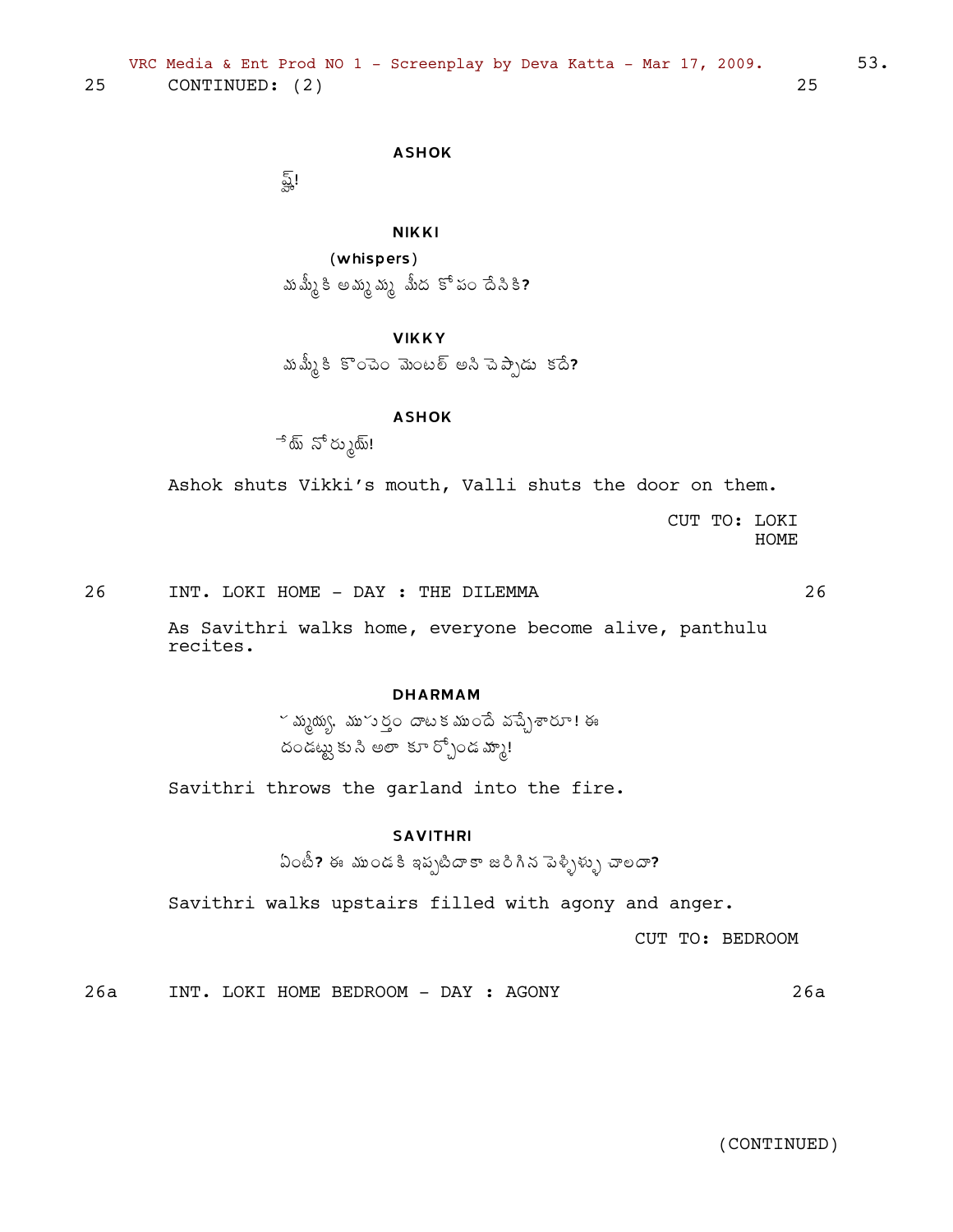25 CONTINUED: (2) 25

**ASHOK**

ష్!

**NIKKI**

(whispers)

మమ్మీకి అమ్మమ్మ మీద కోపం దేనికి?

**VIKKY**

మమ్మీకి కొంచెం మెంటల్ అని చెప్పాడు కదే?

**ASHOK**

షట్ నోర్మూయ్!

Ashok shuts Vikki's mouth, Valli shuts the door on them.

CUT TO: LOKI HOME

26 INT. LOKI HOME - DAY : THE DILEMMA 26

As Savithri walks home, everyone become alive, panthulu recites.

**DHARMAM**

అమ్మయ్య. ముహూర్తం దాటకముందే వచ్చేశారూ! ఈ దండట్టుకుని అలా కూర్చోండమ్మా!

Savithri throws the garland into the fire.

**SAVITHRI**

ఏంటీ? ఈ ముండకి ఇప్పటిదాకా జరిగిన పెళ్ళిళ్ళు చాలదా?

Savithri walks upstairs filled with agony and anger.

CUT TO: BEDROOM

26a INT. LOKI HOME BEDROOM - DAY : AGONY 26a

(CONTINUED)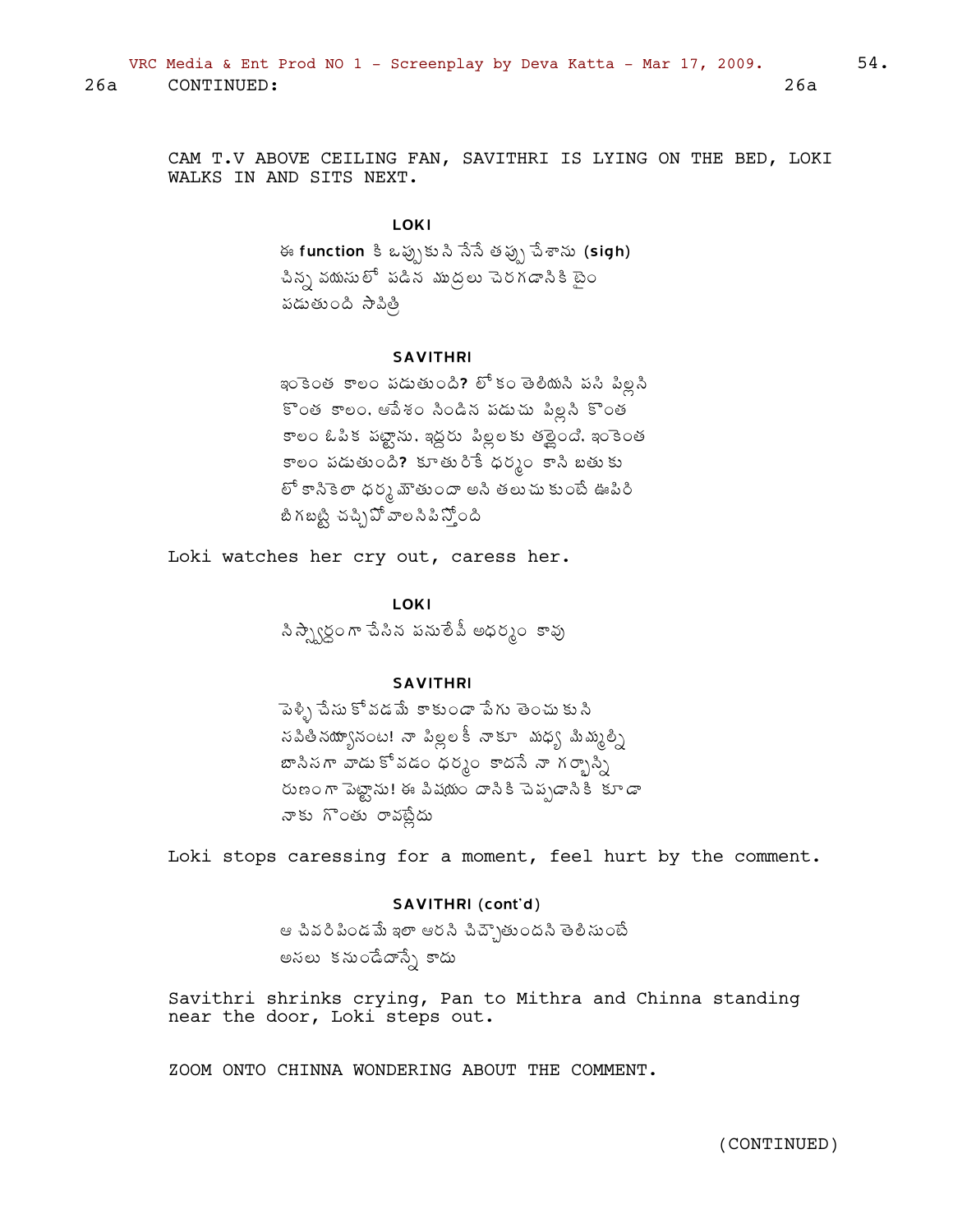26a CONTINUED: 26a

CAM T.V ABOVE CEILING FAN, SAVITHRI IS LYING ON THE BED, LOKI WALKS IN AND SITS NEXT.

**LOKI**

ఈ function కి ఒప్పుకుని నేనే తప్పు చేశాను (sigh) చిన్న వయసులో పడిన ముద్రలు చెరగడానికి టైం పడుతుంది సావిత్రి

**SAVITHRI**

ఇంకెంత కాలం పడుతుంది? లోకం తెలియని పసి పిల్లని కొంత కాలం. ఆవేశం నిండిన పడుచు పిల్లని కొంత కాలం ఓపిక పట్టాను. ఇద్దరు పిల్లలకు తల్లైంది. ఇంకెంత కాలం పడుతుంది? కూతురికే ధర్మం కాని బతుకు లోకానికెలా ధర్మమౌతుందా అని తలుచుకుంటే ఊపిరి బిగబట్టి చచ్చిపోవాలనిపిస్తోంది

Loki watches her cry out, caress her.

**LOKI**

నిస్వార్థంగా చేసిన పనులేవీ అధర్మం కావు

**SAVITHRI**

పెళ్ళి చేసుకోవడమే కాకుండా వేగు తెంచుకుని నపితినయ్యానంట! నా పిల్లలకీ నాకూ మధ్య మిమ్మల్ని బానిసగా వాడుకోవడం ధర్మం కాదనే నా గర్భాన్ని రుణంగా పెట్టాను! ఈ విషయం దానికి చెప్పడానికి కూడా నాకు గొంతు రావట్లేదు

Loki stops caressing for a moment, feel hurt by the comment.

**SAVITHRI (cont'd)**

ఆ చివరి పిండమే ఇలా ఆరని చిచ్చౌతుందని తెలిసుంటే అసలు కనుండేదాన్నే కాదు

Savithri shrinks crying, Pan to Mithra and Chinna standing near the door, Loki steps out.

ZOOM ONTO CHINNA WONDERING ABOUT THE COMMENT.

(CONTINUED)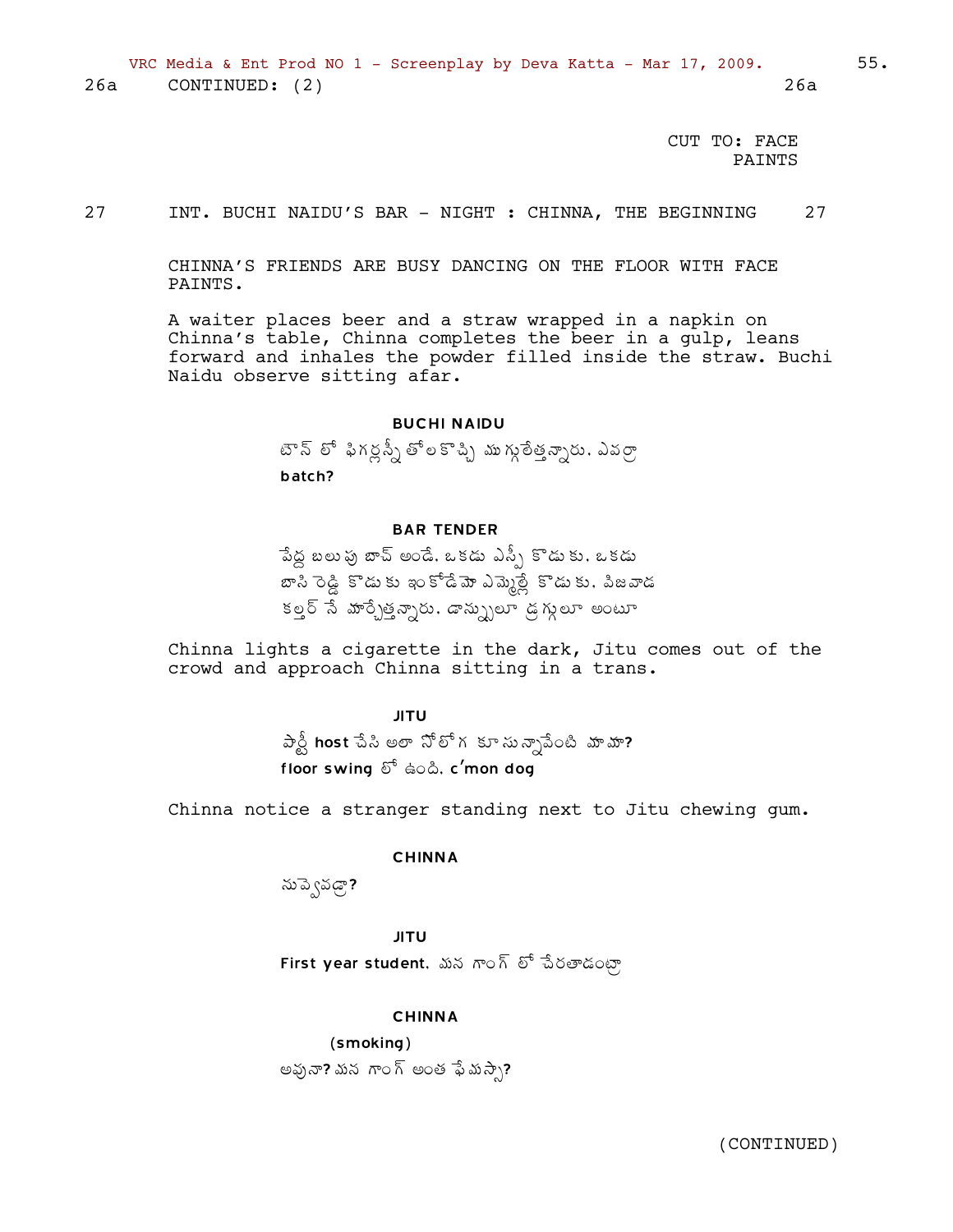26a CONTINUED: (2) 26a

CUT TO: FACE PAINTS

27 INT. BUCHI NAIDU'S BAR - NIGHT : CHINNA, THE BEGINNING 27

CHINNA'S FRIENDS ARE BUSY DANCING ON THE FLOOR WITH FACE PAINTS.

A waiter places beer and a straw wrapped in a napkin on Chinna's table, Chinna completes the beer in a gulp, leans forward and inhales the powder filled inside the straw. Buchi Naidu observe sitting afar.

**BUCHI NAIDU**

టౌన్ లో ఫిగర్లన్నీ తోలకొచ్చి ముగ్గులేత్తన్నారు. ఎవర్రా batch?

**BAR TENDER**

పేద్ద బలుపు బాచ్ అండే. ఒకడు ఎస్పీ కొడుకు. ఒకడు బాసి రెడ్డి కొడుకు ఇంకోడేమో ఎమ్మెల్యే కొడుకు. విజవాడ కల్తర్ నే మార్చేత్తన్నారు. డాన్సులూ డ్రగ్గులూ అంటూ

Chinna lights a cigarette in the dark, Jitu comes out of the crowd and approach Chinna sitting in a trans.

**JITU**

పార్టీ host చేసి అలా నోలోగ కూసున్నావేంటి మామా? floor swing లో ఉంది. c'mon dog

Chinna notice a stranger standing next to Jitu chewing gum.

**CHINNA**

నువ్వెవడ్రా?

**JITU**

First year student. మన గాంగ్ లో చేరతాడంట్రా

**CHINNA**

(smoking)

అవునా? మన గాంగ్ అంత ఫేమస్సా?

(CONTINUED)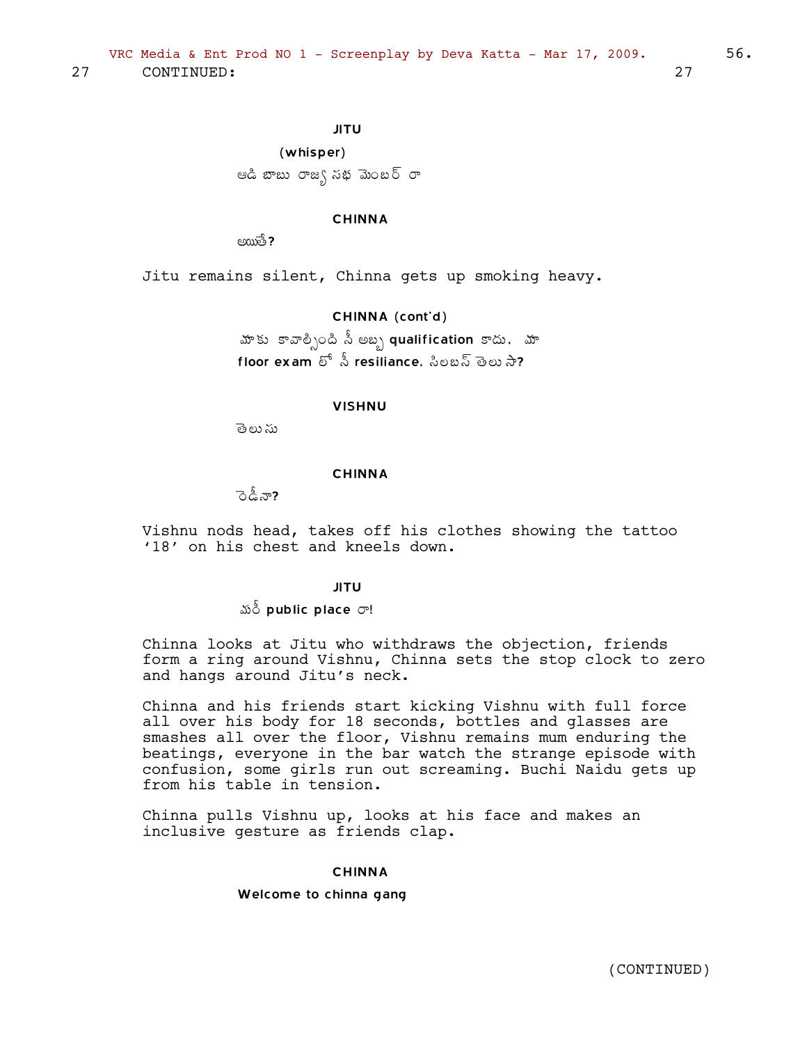27 CONTINUED: 27

JITU

(whisper)

ఆడి బాబు రాజ్య సభ మెంబర్ రా

CHINNA

అయితే?

Jitu remains silent, Chinna gets up smoking heavy.

CHINNA (cont'd)

మాకు కావాల్సింది నీ అబ్బ **qualification** కాదు. మా **floor exam** లో నీ **resiliance.** సిలబస్ తెలుసా?

VISHNU

తెలుసు

CHINNA

రెడీనా?

Vishnu nods head, takes off his clothes showing the tattoo '18' on his chest and kneels down.

JITU

మరీ **public place** రా!

Chinna looks at Jitu who withdraws the objection, friends form a ring around Vishnu, Chinna sets the stop clock to zero and hangs around Jitu's neck.

Chinna and his friends start kicking Vishnu with full force all over his body for 18 seconds, bottles and glasses are smashes all over the floor, Vishnu remains mum enduring the beatings, everyone in the bar watch the strange episode with confusion, some girls run out screaming. Buchi Naidu gets up from his table in tension.

Chinna pulls Vishnu up, looks at his face and makes an inclusive gesture as friends clap.

CHINNA

Welcome to chinna gang

(CONTINUED)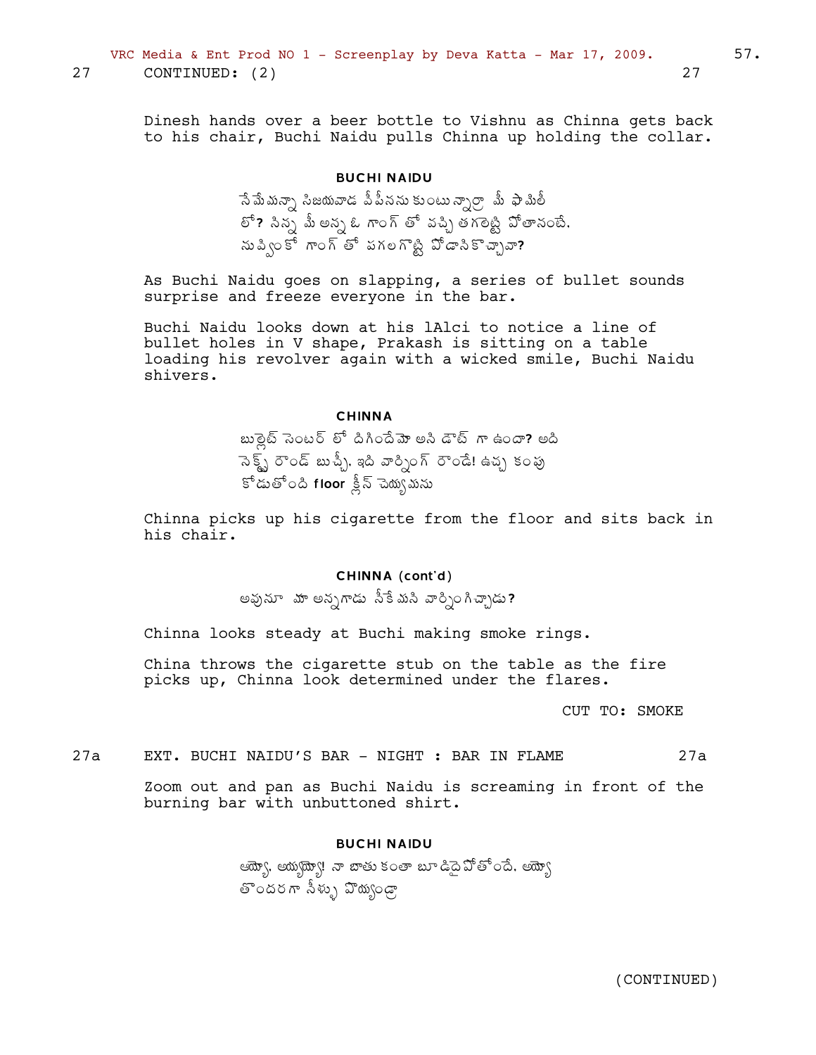27 CONTINUED: (2) 27

Dinesh hands over a beer bottle to Vishnu as Chinna gets back to his chair, Buchi Naidu pulls Chinna up holding the collar.

**BUCHI NAIDU**

నేమేమన్నా సిజయవాడ పీపీనను కుంటున్నార్రా మీ ఫామిలీ లో? నిన్న మీ అన్న ఓ గాంగ్ తో వచ్చి తగలెట్టి పోతానంటే. నువ్వింకో గాంగ్ తో పగలగొట్టి పోడానికొచ్చావా?

As Buchi Naidu goes on slapping, a series of bullet sounds surprise and freeze everyone in the bar.

Buchi Naidu looks down at his lAlci to notice a line of bullet holes in V shape, Prakash is sitting on a table loading his revolver again with a wicked smile, Buchi Naidu shivers.

**CHINNA**

బుల్లెట్ సెంటర్ లో దిగిందేమో అని డౌట్ గా ఉందా? అది నెక్స్ట్ రౌండ్ బుచ్చీ. ఇది వార్నింగ్ రౌండే! ఉచ్చ కంపు కొడుతోంది floor క్లీన్ చెయ్యమను

Chinna picks up his cigarette from the floor and sits back in his chair.

**CHINNA (cont'd)**

అవునూ మా అన్నగాడు నీకేమని వార్నింగిచ్చాడు?

Chinna looks steady at Buchi making smoke rings.

China throws the cigarette stub on the table as the fire picks up, Chinna look determined under the flares.

CUT TO: SMOKE

27a EXT. BUCHI NAIDU'S BAR - NIGHT : BAR IN FLAME 27a

Zoom out and pan as Buchi Naidu is screaming in front of the burning bar with unbuttoned shirt.

**BUCHI NAIDU**

అయ్యో. అయ్యయ్యో! నా బాతుకంతా బూడిదైపోతోందే. అయ్యో తొందరగా నీళ్ళు పొయ్యండ్రా

(CONTINUED)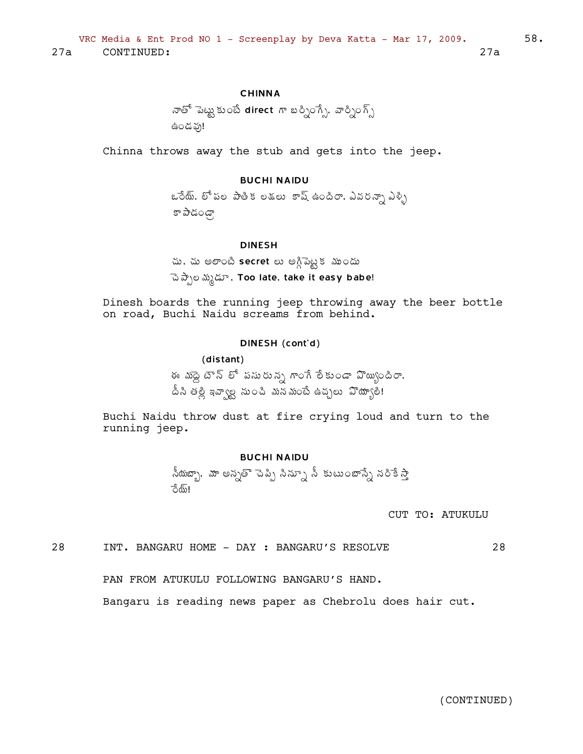27a CONTINUED: 27a

**CHINNA**

నాతో పెట్టుకుంటే **direct** గా బర్నింగ్స్. వార్నింగ్స్ ఉండవు!

Chinna throws away the stub and gets into the jeep.

**BUCHI NAIDU**

ఒరేయ్. లోపల పాతిక లక్షలు కాష్ ఉందిరా. ఎవరన్నా ఎళ్ళి కాపాడండ్రా

**DINESH**

చు. చు అలాంటి **secret** లు అగ్గిపెట్టక ముందు చెప్పాలమ్మడూ. **Too late. take it easy babe!**

Dinesh boards the running jeep throwing away the beer bottle on road, Buchi Naidu screams from behind.

**DINESH (cont'd)**

**(distant)**

ఈ మద్దె టౌన్ లో పసురున్న గాంగే లేకుండా పొయ్యిందిరా. దీని తల్లి ఇవ్వాల్ల నుంచి మనమంటే ఉచ్చలు పొయ్యాలి!

Buchi Naidu throw dust at fire crying loud and turn to the running jeep.

**BUCHI NAIDU**

నీయబ్బా. మా అన్నతో చెప్పి సిన్నూ నీ కుటుంబాన్నే నరికేస్తా రేయ్!

CUT TO: ATUKULU

28 INT. BANGARU HOME - DAY : BANGARU'S RESOLVE 28

PAN FROM ATUKULU FOLLOWING BANGARU'S HAND.

Bangaru is reading news paper as Chebrolu does hair cut.

(CONTINUED)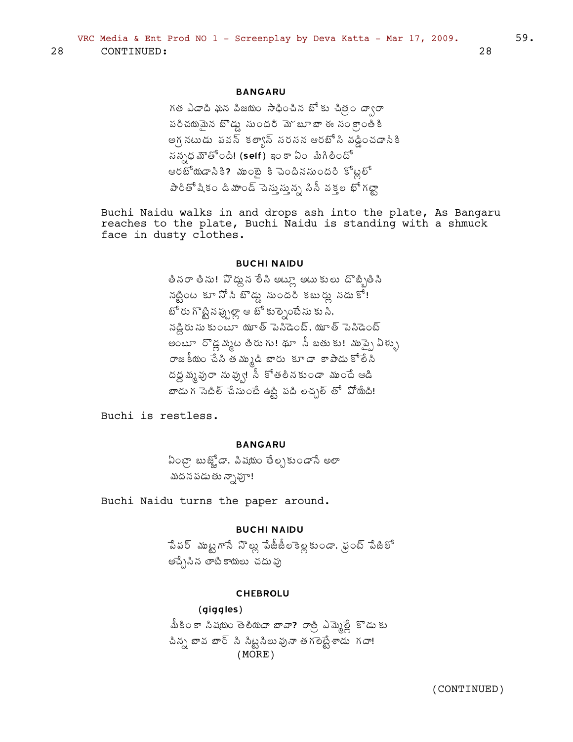28 CONTINUED: 28

**BANGARU**

గత ఏడాది ఘన విజయం సాధించిన బోకు చిత్రం ద్వారా
పరిచయమైన బొడ్డు సుందరి మోబూబా ఈ సంక్రాంతికి
అగ్రనటుడు పవన్ కళ్యాన్ సరసన ఆరబోసి వడ్డించడానికి
సన్నధమౌతోంది! **(self)** ఇంకా ఏం మిగిలిందో
ఆరబోయడానికి**?** ముంబై కి చెందినసుందరి కోట్లలో
పారితోషికం డిమాండ్ చెస్తున్న సినీ వర్గాల భోగట్టా

Buchi Naidu walks in and drops ash into the plate, As Bangaru reaches to the plate, Buchi Naidu is standing with a shmuck face in dusty clothes.

**BUCHI NAIDU**

తినరా తిను! పొద్దున లేసి అట్లా అటుకులు దొబ్బితిసి
నట్టింట కూనోసి బొడ్డు సుందరి కబుర్లు సదుకో!
బోరు గొట్టినప్పుల్లా ఆ బోకుల్నెంబేసుకుని.
నడ్డిరుసుకుంటూ యూత్ పెసిడెంట్. యూత్ పెసిడెంట్
అంటూ రొడ్లమ్మట తిరుగు! ఛూ నీ బతుకు! ముప్పై ఏళ్ళు
రాజకీయం చేసి తమ్ముడి బారు కూడా కాపాడుకోలేసి
దద్దమ్మవురా నువ్వు! నీ కోతలినకుండా ముందే ఆడి
బాడుగ సెటిల్ చేసుంటే ఉట్టి పది లచ్చల్ తో పోయేది!

Buchi is restless.

**BANGARU**

ఏంట్రా బుజ్జోడా. విషయం తేల్చకుండానే అలా
మదనపడుతున్నావూ!

Buchi Naidu turns the paper around.

**BUCHI NAIDU**

పేపర్ ముట్టగానే నొల్లు పేజీజీలకెల్లకుండా. ఫ్రంట్ పేజిలో
అచ్చేసిన తాటికాయలు చదువు

**CHEBROLU**

(giggles)

మీకింకా సిషయం తెలియదా బావా**?** రాత్రి ఎమ్మెల్లే కొడుకు
చిన్న బావ బార్ ని సిట్టసిలువునా తగలెట్టేశాడు గదా!

(MORE)

(CONTINUED)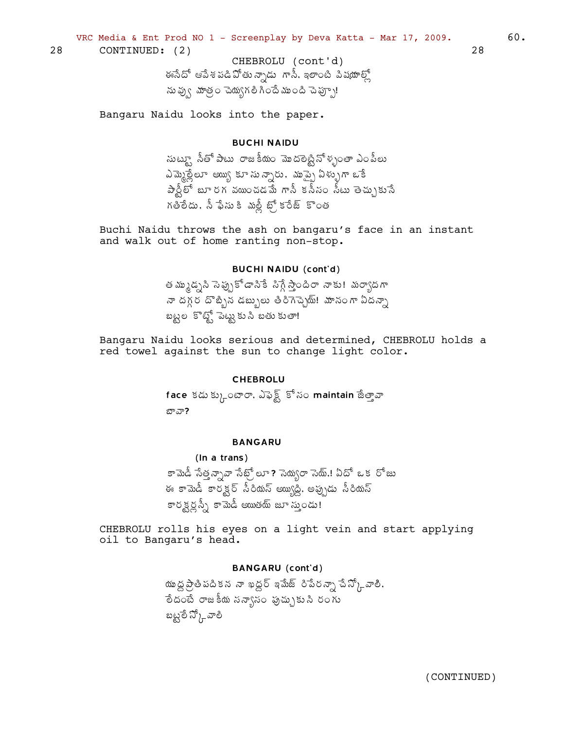28 CONTINUED: (2) 28

CHEBROLU (cont'd)

ఈనేదో ఆవేశపడిపోతున్నాడు గానీ. ఇలాంటి విషయాల్లో నువ్వు మాత్రం చెయ్యగలిగిందేముంది చెప్పూ!

Bangaru Naidu looks into the paper.

**BUCHI NAIDU**

సుట్టూ నీతో పాటు రాజకీయం మొదలెట్టినోళ్ళంతా ఎంపీలు ఎమ్మెల్లేలూ అయ్యి కూసున్నారు. ముప్పై ఏళ్ళుగా ఒకే పార్టీలో బూరగ వయించడమే గానీ కనీసం సీటు తెచ్చుకునే గతిలేదు. నీ ఫేసుకి మల్లీ బ్రోకరేజ్ కొంత

Buchi Naidu throws the ash on bangaru's face in an instant and walk out of home ranting non-stop.

**BUCHI NAIDU (cont'd)**

తమ్ముడ్నని సెప్పుకోడానికే సిగ్గేస్తోందిరా నాకు! మర్యాదగా నా దగ్గర దొబ్బిన డబ్బులు తిరిగెచ్చెయ్! మానంగా ఏదన్నా బట్టల కొట్టో పెట్టుకుని బతుకుతా!

Bangaru Naidu looks serious and determined, CHEBROLU holds a red towel against the sun to change light color.

**CHEBROLU**

face కడుక్కుంటారా. ఎఫెక్ట్ కోసం maintain జేత్తావా బావా?

**BANGARU**

(In a trans)

కామెడీ సేత్తన్నావా సేబ్రోలూ? సెయ్యరా సెయ్.! ఏదో ఒక రోజు ఈ కామెడీ కారక్టర్ సీరియస్ అయ్యిద్ది. అప్పుడు సీరియస్ కారక్టర్లన్నీ కామెడీ అయితయ్ జూస్తుండు!

CHEBROLU rolls his eyes on a light vein and start applying oil to Bangaru's head.

**BANGARU (cont'd)**

యుద్ధప్రాతిపదికన నా ఖద్దర్ ఇమేజ్ రిపేరన్నా చేస్కోవాలి. లేదంటే రాజకీయ సన్యాసం పుచ్చుకుని రంగు బట్టలేస్కోవాలి

(CONTINUED)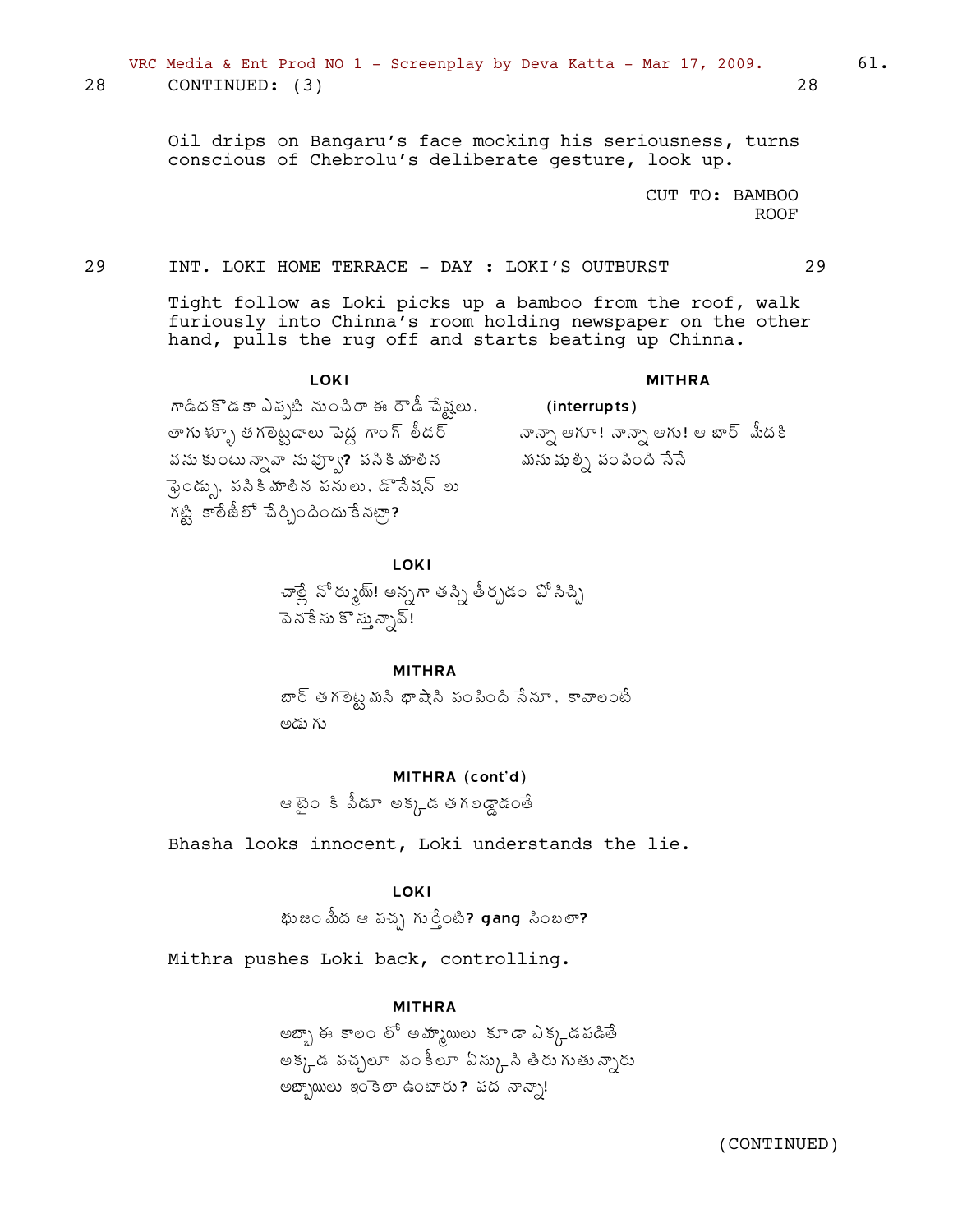28 CONTINUED: (3) 28

Oil drips on Bangaru's face mocking his seriousness, turns conscious of Chebrolu's deliberate gesture, look up.

CUT TO: BAMBOO ROOF

29 INT. LOKI HOME TERRACE - DAY : LOKI'S OUTBURST 29

Tight follow as Loki picks up a bamboo from the roof, walk furiously into Chinna's room holding newspaper on the other hand, pulls the rug off and starts beating up Chinna.

**LOKI**

గాడిదకొడకా ఎప్పటి నుంచిరా ఈ రౌడీ చేష్టలు. తాగుభ్ఫూ తగలెట్టడాలు పెద్ద గాంగ్ లీడర్ వనుకుంటున్నావా నువ్వు? పనికిమాలిన ఫ్రెండ్స్. పనికిమాలిన పనులు. డొనేషన్ లు గట్టి కాలేజీలో చేర్పించిందుకేనట్రా?

**MITHRA**

(interrupts)

నాన్నా ఆగూ! నాన్నా ఆగు! ఆ బార్ మీదకి మనుష్ల్ని పంపింది నేనే

**LOKI**

చాల్లే నోర్ముయ్! అన్నగా తన్ని తీర్చడం పోసిచ్చి వెనకేసుకొస్తున్నావ్!

**MITHRA**

బార్ తగలెట్టమని భాషాని పంపింది నేనూ. కావాలంటే అడుగు

**MITHRA (cont'd)**

ఆ టైం కి వీడూ అక్కడ తగలడ్డాడంతే

Bhasha looks innocent, Loki understands the lie.

**LOKI**

భుజం మీద ఆ పచ్చ గుర్తేంటి? gang సింబలా?

Mithra pushes Loki back, controlling.

**MITHRA**

అబ్బా ఈ కాలం లో అమ్మాయిలు కూడా ఎక్కడపడితే అక్కడ పచ్చలూ వంకీలూ ఏస్కొని తిరుగుతున్నారు అబ్బాయిలు ఇంకెలా ఉంటారు? పద నాన్నా!

(CONTINUED)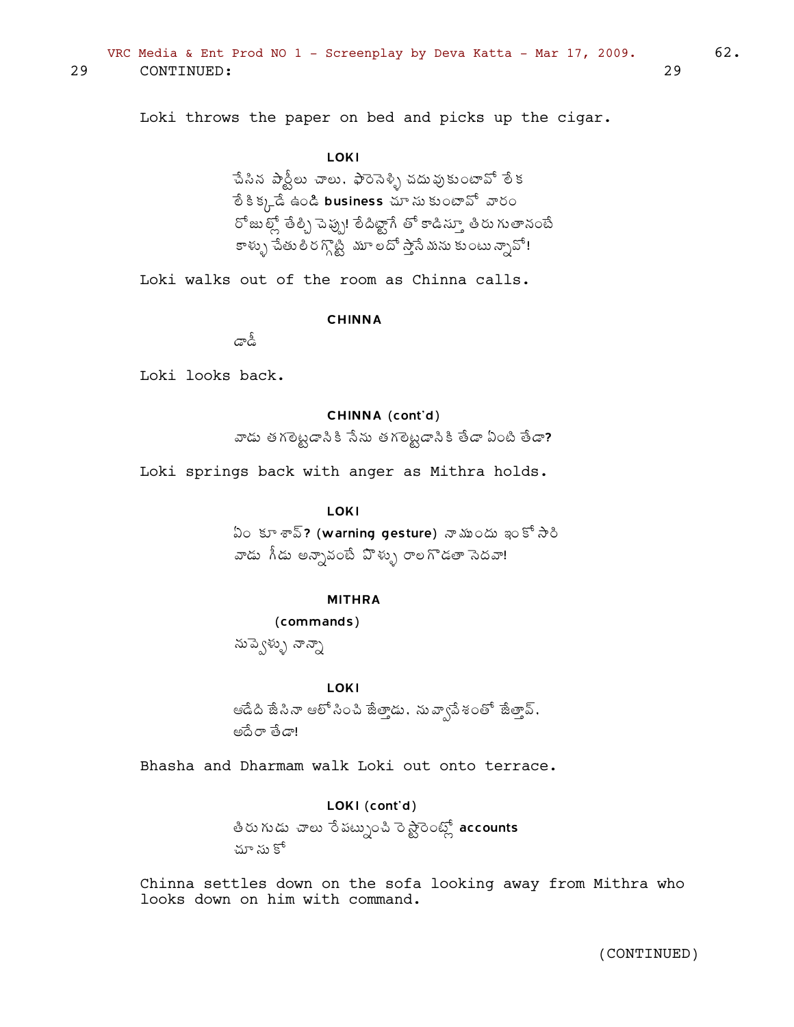29 CONTINUED: 29

Loki throws the paper on bed and picks up the cigar.

**LOKI**

చేసిన పార్టీలు చాలు. ఫారెనెళ్ళి చదువుకుంటావో లేక
లేకిక్కడే ఉండి **business** చూసుకుంటావో వారం
రోజుల్లో తేల్చి చెప్పు! లేదిట్టాగే తో కాడిస్తూ తిరుగుతానంటే
కాళ్ళు చేతులిరగ్గొట్టి మూలదో స్తానే మనుకుంటున్నావో!

Loki walks out of the room as Chinna calls.

**CHINNA**

డాడీ

Loki looks back.

**CHINNA (cont'd)**

వాడు తగలెట్టడానికి నేను తగలెట్టడానికి తేడా ఏంటి తేడా?

Loki springs back with anger as Mithra holds.

**LOKI**

ఏం కూశావ్? **(warning gesture)** నాముందు ఇంకోసారి
వాడు గీడు అన్నావంటే పొళ్ళు రాలగొడతా నెదవా!

**MITHRA**

**(commands)**

నువ్వెళ్ళు నాన్నా

**LOKI**

ఆడేది జేసినా ఆలోసించి జేత్తాడు. నువ్వావేశంతో జేత్తావ్.
అదేరా తేడా!

Bhasha and Dharmam walk Loki out onto terrace.

**LOKI (cont'd)**

తిరుగుడు చాలు రేపట్నుంచి రెస్టారెంట్లో **accounts**
చూసుకో

Chinna settles down on the sofa looking away from Mithra who looks down on him with command.

(CONTINUED)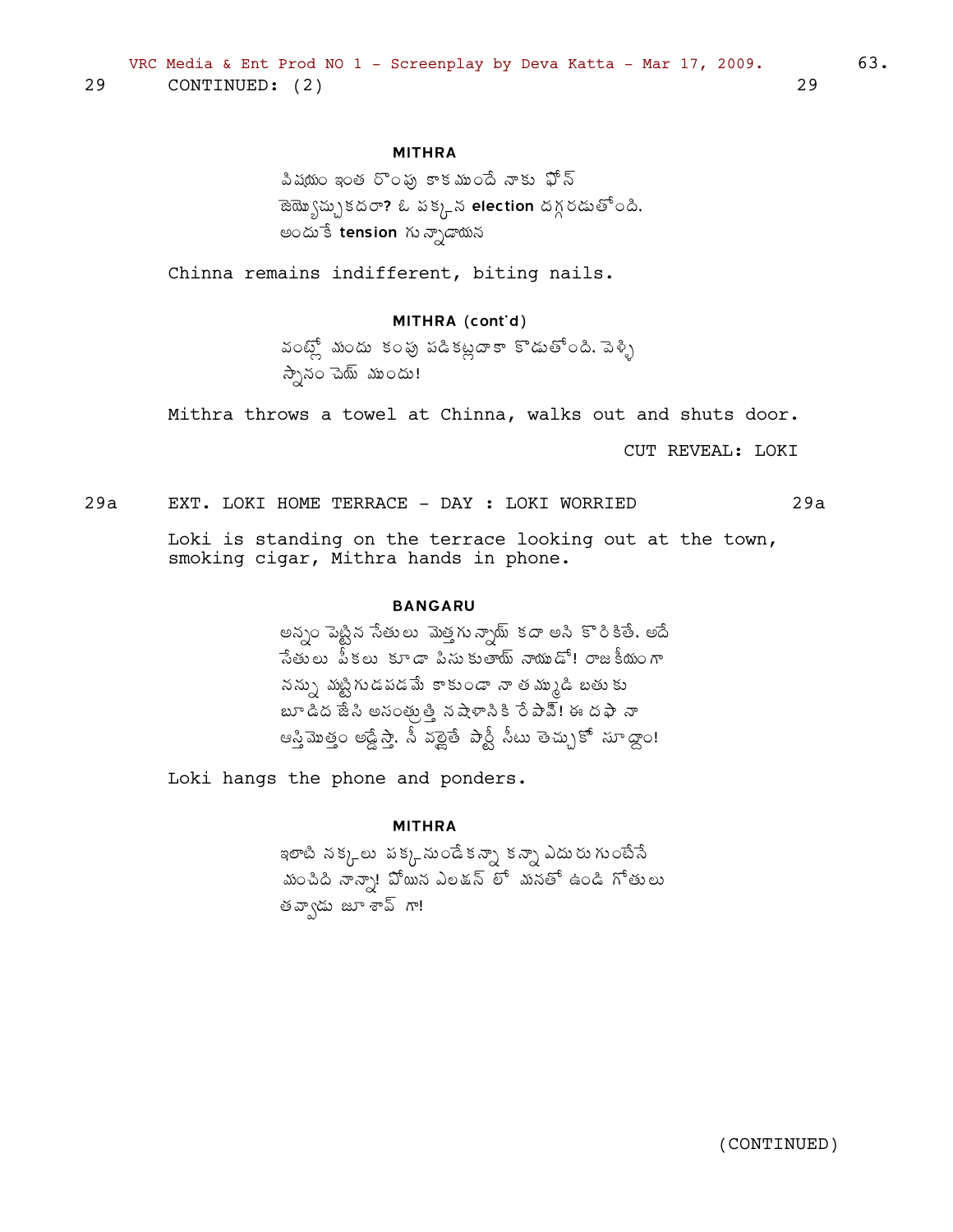29 CONTINUED: (2) 29

**MITHRA**

విషయం ఇంత రొంపు కాకముందే నాకు ఫోన్ జెయ్యొచ్చుకదరా? ఓ పక్కన **election** దగ్గరడుతోంది. అందుకే **tension** గున్నాడాయన

Chinna remains indifferent, biting nails.

**MITHRA (cont'd)**

వంట్లో మందు కంపు పడికట్లదాకా కొడుతోంది. వెళ్ళి స్నానం చెయ్ ముందు!

Mithra throws a towel at Chinna, walks out and shuts door.

CUT REVEAL: LOKI

29a EXT. LOKI HOME TERRACE - DAY : LOKI WORRIED 29a

Loki is standing on the terrace looking out at the town, smoking cigar, Mithra hands in phone.

**BANGARU**

అన్నం పెట్టిన సేతులు మెత్తగున్నాయ్ కదా అని కొరికితే, అదే సేతులు పీకలు కూడా పిసుకుతాయ్ నాయుడో! రాజకీయంగా నన్ను మట్టిగుడపడమే కాకుండా నా తమ్ముడి బతుకు బూడిద జేసి అసంతృప్తి నషాళానికి రేపావ్! ఈ దఫా నా ఆస్తిమొత్తం అడ్డేస్తా. నీ వల్లైతే పార్టీ సీటు తెచ్చుకో సూద్దాం!

Loki hangs the phone and ponders.

**MITHRA**

ఇలాటి నక్కలు పక్కనుండేకన్నా కన్నా ఎదురుగుంటేనే మంచిది నాన్నా! పోయిన ఎలక్షన్ లో మనతో ఉండి గోతులు తవ్వాడు జూశావ్ గా!

(CONTINUED)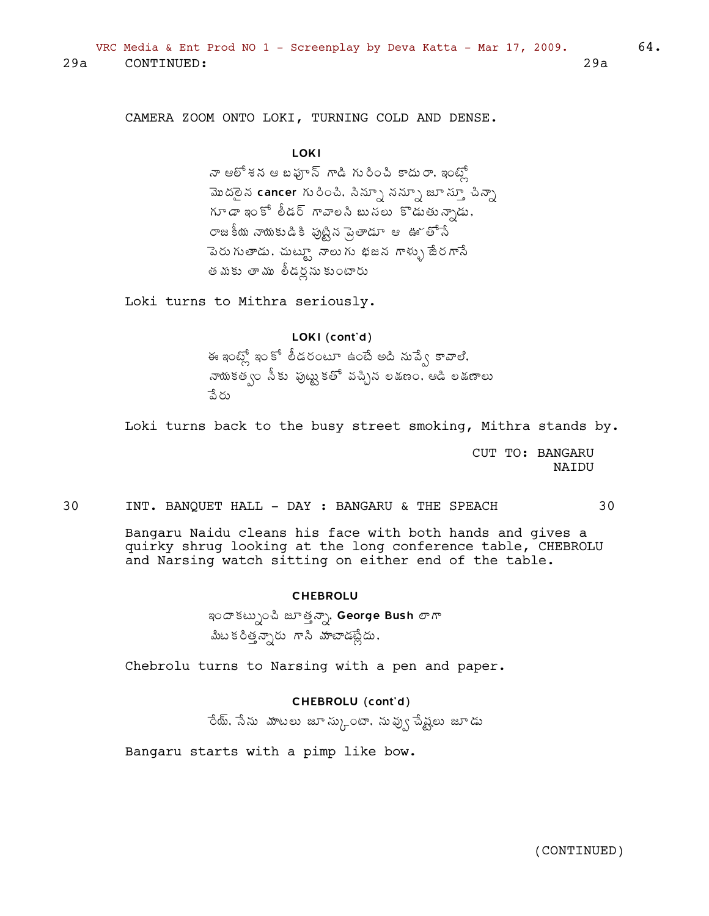29a CONTINUED: 29a

CAMERA ZOOM ONTO LOKI, TURNING COLD AND DENSE.

**LOKI**

నా ఆలోశన ఆ బఫూన్ గాడి గురించి కాదురా. ఇంట్లో మొదలైన **cancer** గురించి. సిన్నా నన్నూ జూస్తూ చిన్నా గూడా ఇంకో లీడర్ గావాలని బుసలు కొడుతున్నాడు. రాజకీయ నాయకుడికి పుట్టిన ప్రెతాడూ ఆ ఊతోనే పెరుగుతాడు. చుట్టూ నాలుగు భజన గాళ్ళు జేరగానే తమకు తాము లీడర్లనుకుంటారు

Loki turns to Mithra seriously.

**LOKI (cont'd)**

ఈ ఇంట్లో ఇంకో లీడరంటూ ఉంటే అది నువ్వే కావాలి. నాయకత్వం నీకు పుట్టుకతో వచ్చిన లక్షణం. ఆడి లక్షణాలు వేరు

Loki turns back to the busy street smoking, Mithra stands by.

CUT TO: BANGARU NAIDU

30 INT. BANQUET HALL - DAY : BANGARU & THE SPEACH 30

Bangaru Naidu cleans his face with both hands and gives a quirky shrug looking at the long conference table, CHEBROLU and Narsing watch sitting on either end of the table.

**CHEBROLU**

ఇందాకట్నుంచి జూత్తన్నా. **George Bush** లాగా మిటకరిత్తన్నారు గాని మాటాడట్లేదు.

Chebrolu turns to Narsing with a pen and paper.

**CHEBROLU (cont'd)**

రేయ్. నేను మాటలు జూస్కుంటా. నువ్వు చేష్టలు జూడు

Bangaru starts with a pimp like bow.

(CONTINUED)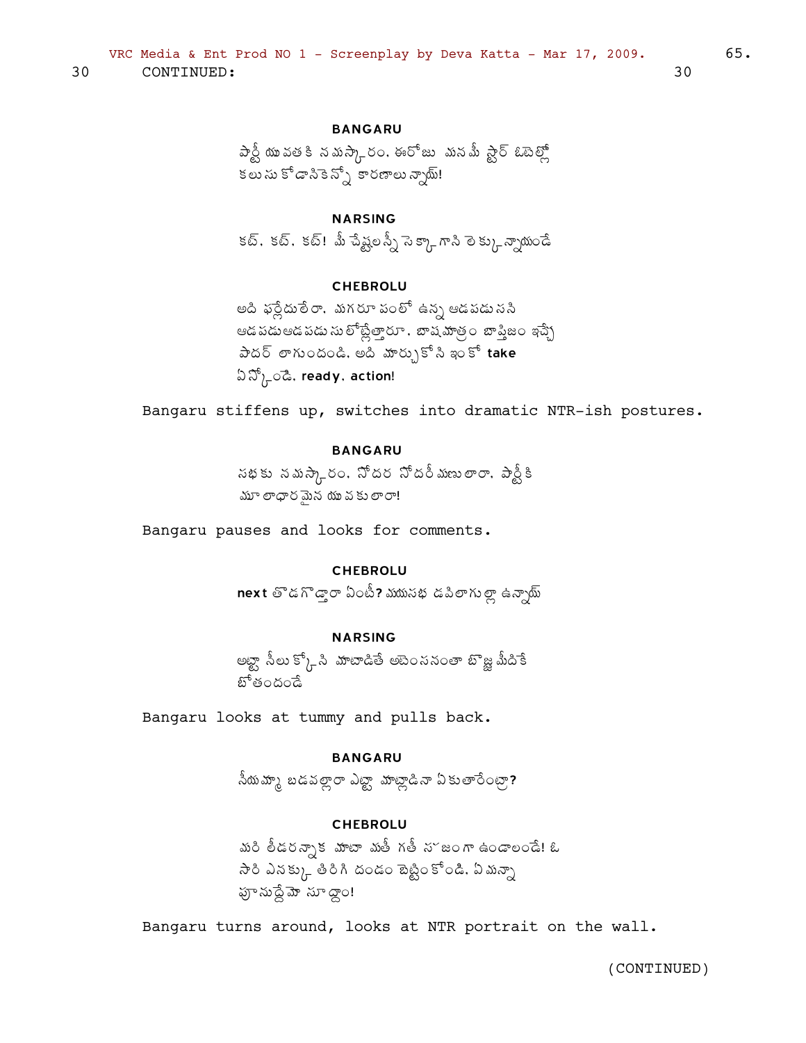30 CONTINUED: 30

**BANGARU**

పార్టీ యువతకి నమస్కారం. ఈరోజు మనమీ స్టార్ ఓటెల్లో కలుసుకోడానికెన్నో కారణాలున్నాయ్!

**NARSING**

కట్. కట్. కట్! మీ చేష్టలన్నీ సెక్కాగాసి లెక్కున్నాయండే

**CHEBROLU**

అది ఫర్లేదులేరా. మగరూపంలో ఉన్న ఆడపడుసని ఆడపడుఆడపడుసులోట్లేత్తారూ. బాషమాత్రం బాప్తిజం ఇచ్చే పాదర్ లాగుందండి. అది మార్చుకోసి ఇంకో **take** ఏస్కోండి. **ready. action!**

Bangaru stiffens up, switches into dramatic NTR-ish postures.

**BANGARU**

సభకు నమస్కారం. సోదర సోదరీమణులారా. పార్టీకి మూలాధారమైన యువకులారా!

Bangaru pauses and looks for comments.

**CHEBROLU**

**next** తొడగొడ్తారా ఏంటీ? మయసభ డపిలాగుల్లా ఉన్నాయ్

**NARSING**

అట్టా సీలుక్కోసి మాటాడితే అటెంసనంతా బొజ్జమీదికే బోతందండే

Bangaru looks at tummy and pulls back.

**BANGARU**

నీయమ్మా బడవల్లారా ఎట్టా మాట్లాడినా ఏకుతారేంట్రా?

**CHEBROLU**

మరి లీడరన్నాక మాటా మతీ గతీ సౌజంగా ఉండాలండే! ఓ సారి ఎనక్కు తిరిగి దండం బెట్టింకోండి. ఏమన్నా ఫూనుద్దేమో సూద్దాం!

Bangaru turns around, looks at NTR portrait on the wall.

(CONTINUED)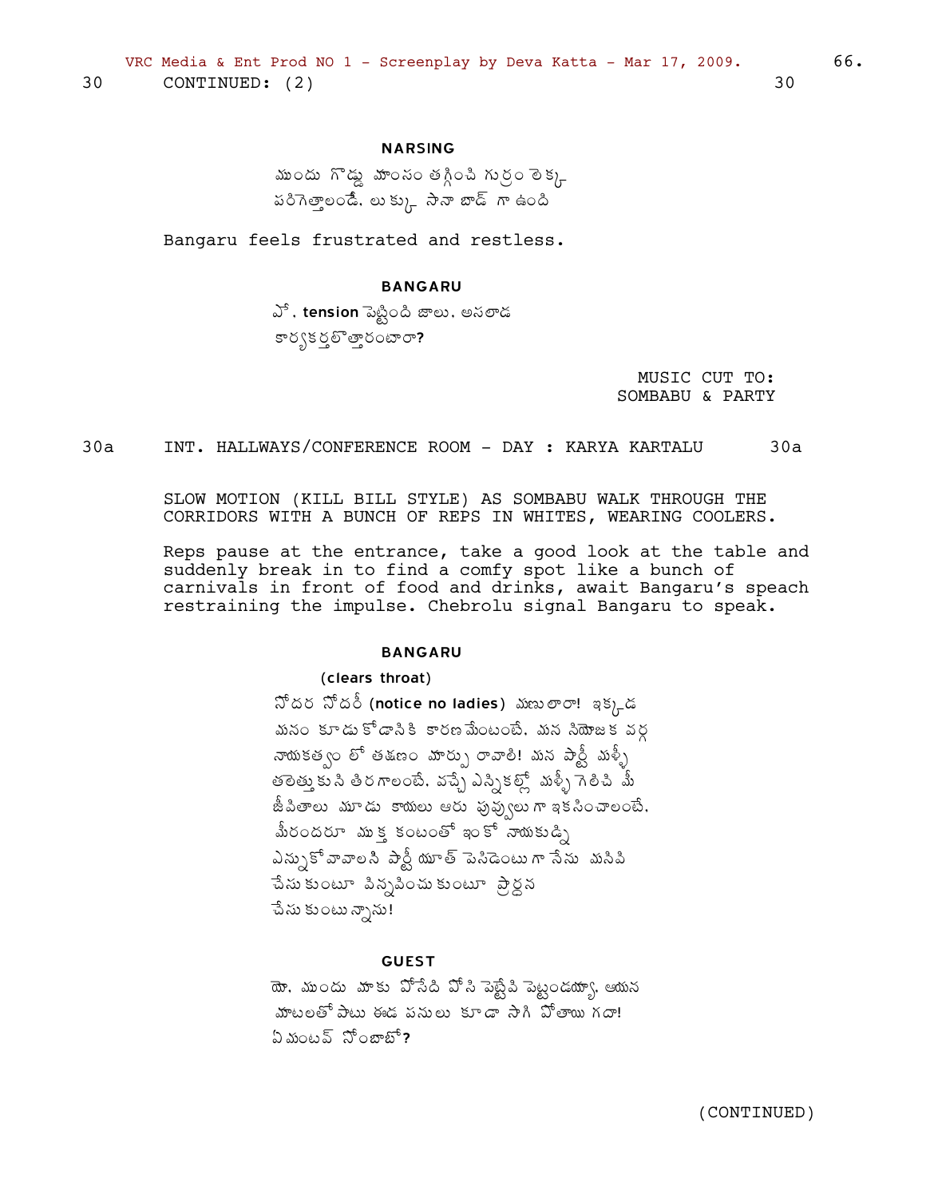30 CONTINUED: (2) 30

**NARSING**

ముందు గొడ్డు మాంసం తగ్గించి గుర్రం లెక్క
పరిగెత్తాలండే. లుక్కు సానా బాడ్ గా ఉంది

Bangaru feels frustrated and restless.

**BANGARU**

ఏ. **tension** పెట్టింది జాలు. అసలాడ
కార్యకర్తలొత్తారంటారా**?**

MUSIC CUT TO:
SOMBABU & PARTY

30a INT. HALLWAYS/CONFERENCE ROOM - DAY : KARYA KARTALU 30a

SLOW MOTION (KILL BILL STYLE) AS SOMBABU WALK THROUGH THE CORRIDORS WITH A BUNCH OF REPS IN WHITES, WEARING COOLERS.

Reps pause at the entrance, take a good look at the table and suddenly break in to find a comfy spot like a bunch of carnivals in front of food and drinks, await Bangaru's speach restraining the impulse. Chebrolu signal Bangaru to speak.

**BANGARU**

**(clears throat)**

సోదర సోదరీ **(notice no ladies)** మణులారా! ఇక్కడ
మనం కూడుకోడానికి కారణమేంటంటే. మన నియోజక వర్గ
నాయకత్వం లో తక్షణం మార్పు రావాలి! మన పార్టీ మళ్ళీ
తలెత్తుకుని తిరగాలంటే. వచ్చే ఎన్నికల్లో మళ్ళీ గెలిచి మీ
జీవితాలు మూడు కాయలు ఆరు పువ్వులు గా ఇకసించాలంటే.
మీరందరూ ముక్త కంటంతో ఇంకో నాయకుడ్ని
ఎన్నుకోవాలని పార్టీ యూత్ పెసిడెంటు గా నేను మనివి
చేసుకుంటూ విన్నవించుకుంటూ ప్రార్ధన
చేసుకుంటున్నాను!

**GUEST**

యో. ముందు మాకు పోసేది పోసి పెట్టేది పెట్టండయ్యా. ఆయన
మాటలతో పాటు ఈడ పనులు కూడా సాగి పోతాయి గదా!
ఏమంటవ్ సోంబాబో**?**

(CONTINUED)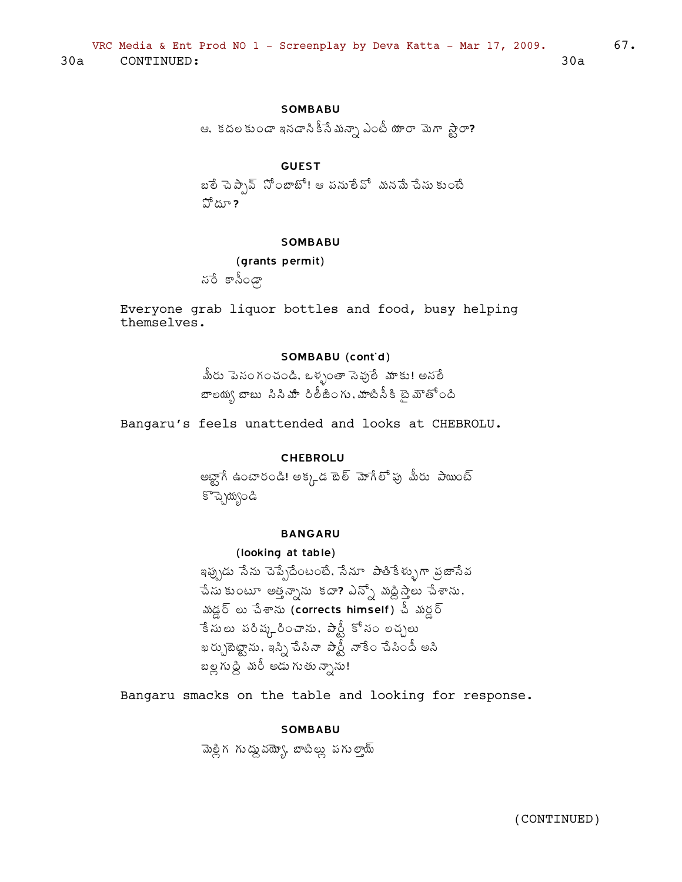30a CONTINUED: 30a

**SOMBABU**

ఆ. కదలకుండా ఇనడానికీనే వున్నా ఎంటీ యారా మెగా స్టారా?

**GUEST**

బలే చెప్పావ్ సోంబాబో! ఆ పనులేవో మనమే చేసుకుంటే పోదూ?

**SOMBABU**

(grants permit)

సరే కానీండ్రా

Everyone grab liquor bottles and food, busy helping themselves.

**SOMBABU (cont'd)**

మీరు పెసంగంచండి. ఒళ్ళంతా సెవులే మాకు! అసలే బాలయ్య బాబు సినిమా రిలీజింగు. మాటినీకి టైమౌతోంది

Bangaru's feels unattended and looks at CHEBROLU.

**CHEBROLU**

అట్టాగే ఉంటారండి! అక్కడ బెల్ మోగేలోపు మీరు పాయింట్ కొచ్చెయ్యండి

**BANGARU**

(looking at table)

ఇప్పుడు నేను చెప్పేదేంటంటే. నేనూ పాతికేళ్ళుగా ప్రజాసేవ చేసుకుంటూ అత్తన్నాను కదా? ఎన్నో మద్దిస్తాలు చేశాను. మడ్డర్ లు చేశాను (corrects himself) ఛీ మర్డర్ కేసులు పరిష్కరించాను. పార్టీ కోసం లచ్చలు ఖర్చుబెట్టాను. ఇన్ని చేసినా పార్టీ నాకేం చేసిందీ అని బల్లగుద్ది మరీ అడుగుతున్నాను!

Bangaru smacks on the table and looking for response.

**SOMBABU**

మెల్లిగ గుద్దువయ్యో. బాటిల్లు పగుల్తాయ్

(CONTINUED)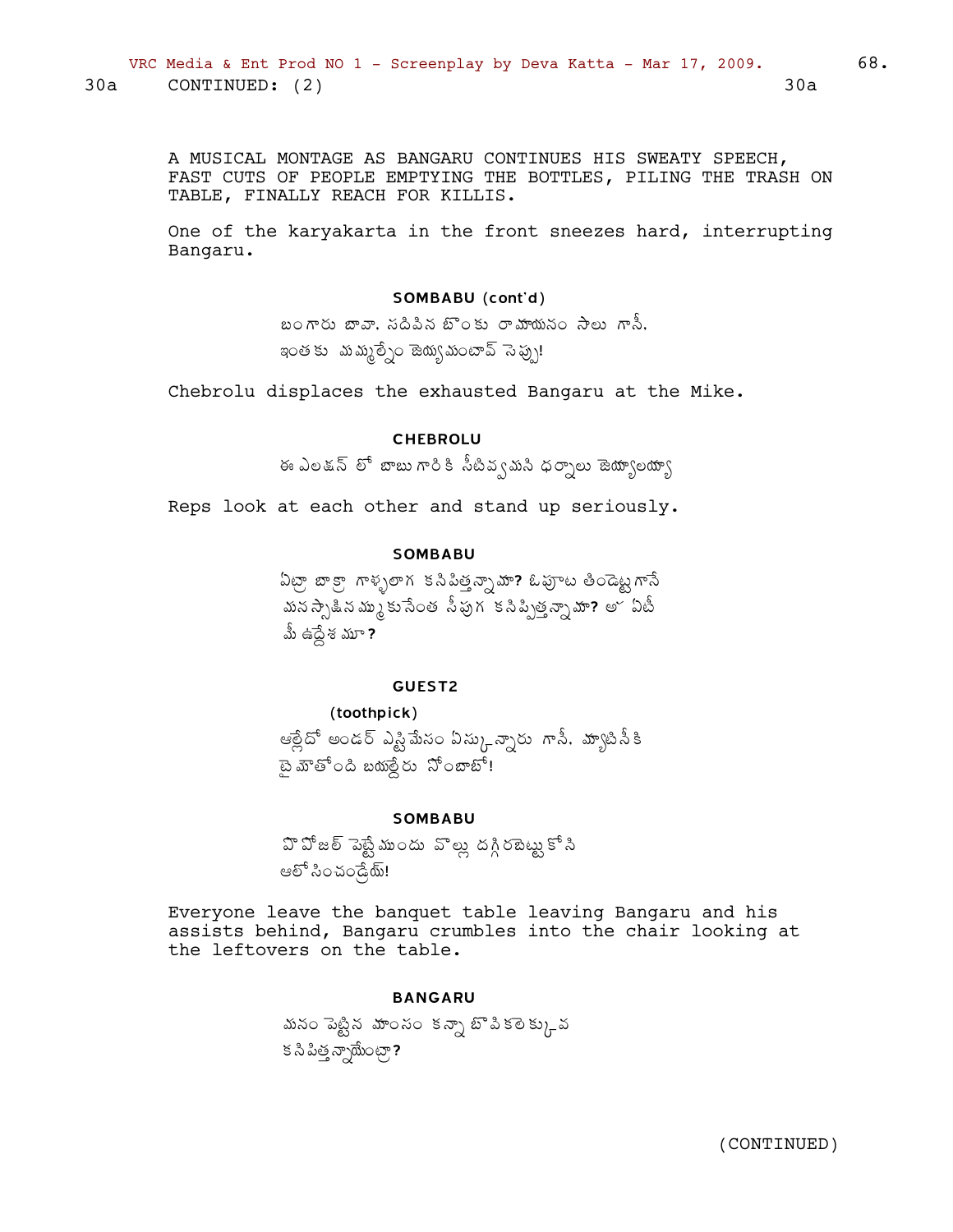30a CONTINUED: (2) 30a

A MUSICAL MONTAGE AS BANGARU CONTINUES HIS SWEATY SPEECH, FAST CUTS OF PEOPLE EMPTYING THE BOTTLES, PILING THE TRASH ON TABLE, FINALLY REACH FOR KILLIS.

One of the karyakarta in the front sneezes hard, interrupting Bangaru.

**SOMBABU (cont'd)**

బంగారు బావా. నదిపిన బొంకు రామాయనం సాలు గానీ.
ఇంతకు మమ్మేల్నం జెయ్యమంటావ్ సెప్పు!

Chebrolu displaces the exhausted Bangaru at the Mike.

**CHEBROLU**

ఈ ఎలక్షన్ లో బాబు గారికి సీటివ్వమని ధర్నాలు జెయ్యాలయ్యా

Reps look at each other and stand up seriously.

**SOMBABU**

ఏబ్రా బాక్రా గాళ్ళలాగ కనిపిత్తన్నామా? ఓపూట తిండెట్టగానే
మనస్పొషిన మ్ముకునేంత సీపుగ కనిప్పిత్తన్నామా? అ ఏటీ
మీ ఉద్దేశమూ?

**GUEST2**

(toothpick)

ఆల్లేదో అండర్ ఎస్టిమేసం ఏస్కున్నారు గానీ. మ్యాటినీకి
టైమౌతోంది బయల్దేరు సోంబాబో!

**SOMBABU**

పొపోజల్ పెట్టేముందు వొల్లు దగ్గిరబెట్టుకోని
ఆలోసించండ్రేయ్!

Everyone leave the banquet table leaving Bangaru and his assists behind, Bangaru crumbles into the chair looking at the leftovers on the table.

**BANGARU**

మనం పెట్టిన మాంసం కన్నా బొపికలెక్కువ
కనిపిత్తన్నాయేంట్రా?

(CONTINUED)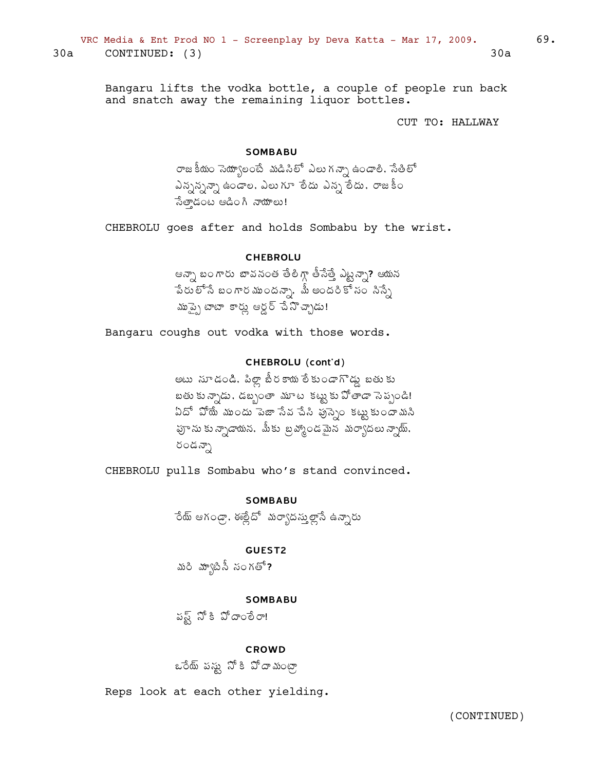30a CONTINUED: (3) 30a

Bangaru lifts the vodka bottle, a couple of people run back and snatch away the remaining liquor bottles.

CUT TO: HALLWAY

**SOMBABU**

రాజకీయం సెయ్యాలంటే మడిసిలో ఎలుగన్నా ఉండాలి. సేతిలో ఎన్నన్నన్నా ఉండాల. ఎలుగూ లేదు ఎన్న లేదు. రాజకీయం సేత్తాడంట ఆడింగి నాయాలు!

CHEBROLU goes after and holds Sombabu by the wrist.

**CHEBROLU**

అన్నా బంగారు బావనంత తేలిగ్గా తీసేత్తే ఎట్టన్నా? ఆయన పేరులోనే బంగారముందన్నా. మీ అందరికోసం నిన్నే ముప్పై టాటా కార్లు ఆర్డర్ చేసొచ్చాడు!

Bangaru coughs out vodka with those words.

**CHEBROLU (cont'd)**

అటు సూడండి. పిల్లా బీరకాయ లేకుండాగొడ్డు బతుకు బతుకున్నాడు. డబ్బంతా మూట కట్టుకు పోతాడా సెప్పండి! ఏదో పోయే ముందు పెజా సేవ చేసి పున్నెం కట్టుకుందామని పూనుకున్నాడాయన. మీకు బ్రహ్మాండమైన మర్యాదలున్నాయ్. రండన్నా

CHEBROLU pulls Sombabu who's stand convinced.

**SOMBABU**

రేయ్ ఆగండ్రా. ఈళ్లేదో మర్యాదస్తుల్లానే ఉన్నారు

**GUEST2**

మరి మ్యాటినీ సంగతో?

**SOMBABU**

పస్ట్ సోకి పోదాంలేరా!

**CROWD**

ఒరేయ్ పస్టు సోకి పోదామంట్రా

Reps look at each other yielding.

(CONTINUED)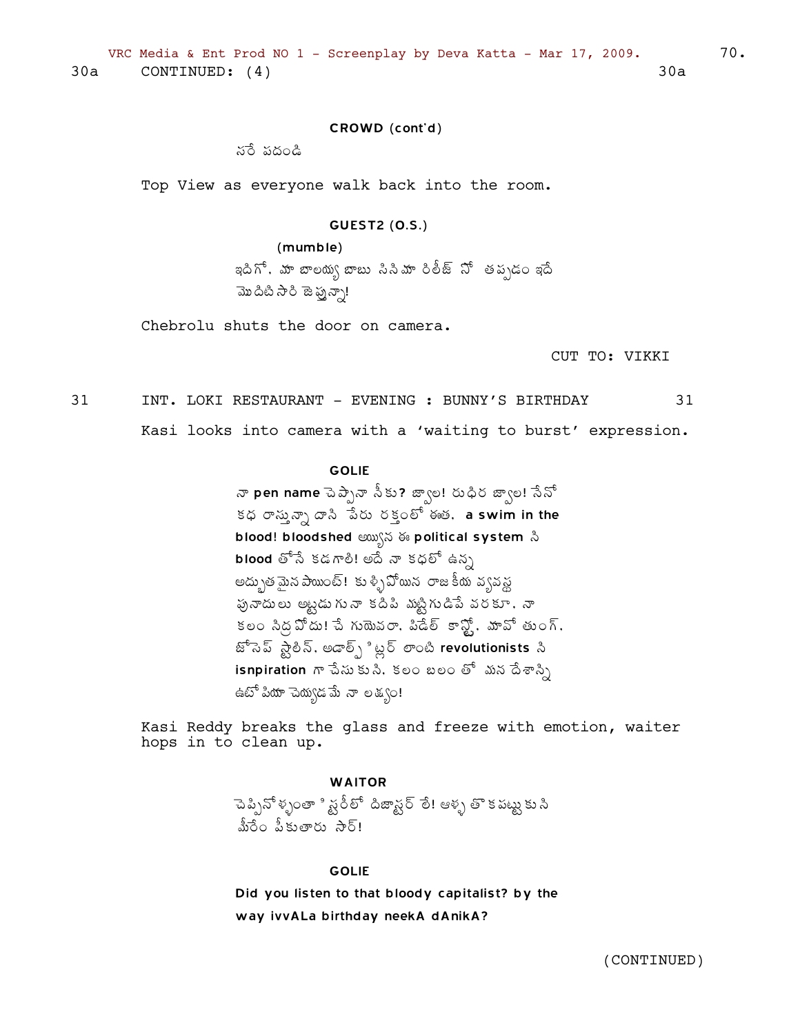30a CONTINUED: (4) 30a

**CROWD (cont'd)**

సరే పదండి

Top View as everyone walk back into the room.

**GUEST2 (O.S.)**

(mumble)

ఇదిగో, మా బాలయ్య బాబు సినిమా రిలీజ్ నో తప్పడం ఇదే మొదటిసారి జెప్తున్నా!

Chebrolu shuts the door on camera.

CUT TO: VIKKI

31 INT. LOKI RESTAURANT - EVENING : BUNNY'S BIRTHDAY 31

Kasi looks into camera with a 'waiting to burst' expression.

**GOLIE**

నా pen name చెప్పనా నీకు? జ్వాల! రుధిర జ్వాల! నేనో కథ రాస్తున్నా దాని పేరు రక్తంలో ఈత. a swim in the blood! bloodshed అయ్యిన ఈ political system ని blood తోనే కడగాలి! అదే నా కథలో ఉన్న అద్భుతమైన పాయింట్! కుళ్ళిపోయిన రాజకీయ వ్యవస్థ పునాదులు అట్టడుగునా కదిపి మట్టిగుడిపే వరకూ, నా కలం నిద్రపోదు! చే గుయెవరా, ఫిడేల్ కాస్ట్రో, మావో తుంగ్, జోసెఫ్ స్టాలిన్, అడాల్ఫ్ హిట్లర్ లాంటి revolutionists ని isnpiration గా చేసుకుని, కలం బలం తో మన దేశాన్ని ఉటోపియా చెయ్యడమే నా లక్ష్యం!

Kasi Reddy breaks the glass and freeze with emotion, waiter hops in to clean up.

**WAITOR**

చెప్పినోళ్ళంతా హిస్టరీలో డిజాస్టర్ లే! ఆళ్ళ తొకపట్టుకుని మీరేం పీకుతారు సార్!

**GOLIE**

Did you listen to that bloody capitalist? by the way ivvALa birthday neekA dAnikA?

(CONTINUED)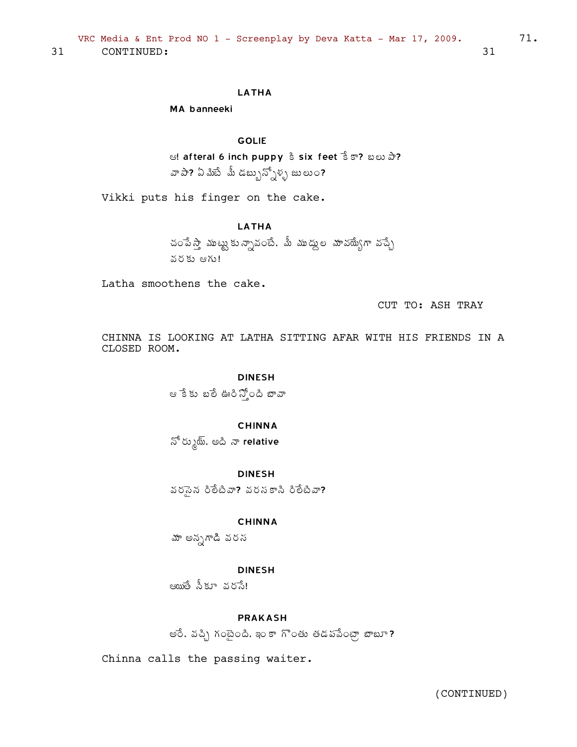31 CONTINUED: 31

LATHA

MA banneeki

GOLIE

ఆ! afteral 6 inch puppy కి six feet కేకా? బలుపా? వాపా? ఏమిటే మీ డబ్బున్నోళ్ళ జులుం?

Vikki puts his finger on the cake.

LATHA

చంపేస్తా ముట్టుకున్నావంటే. మీ ముద్దుల మావయ్యోగా వచ్చే వరకు ఆగు!

Latha smoothens the cake.

CUT TO: ASH TRAY

CHINNA IS LOOKING AT LATHA SITTING AFAR WITH HIS FRIENDS IN A CLOSED ROOM.

DINESH

ఆ కేకు బలే ఊరిస్తోంది బావా

CHINNA

నోర్ముయ్. అది నా relative

DINESH

వరసైన రిలేటివా? వరసకాని రిలేటివా?

CHINNA

మా అన్నగాడి వరస

DINESH

అయితే నీకూ వరసే!

PRAKASH

అరే. వచ్చి గంటైంది. ఇంకా గొంతు తడపవేంట్రా బాబూ?

Chinna calls the passing waiter.

(CONTINUED)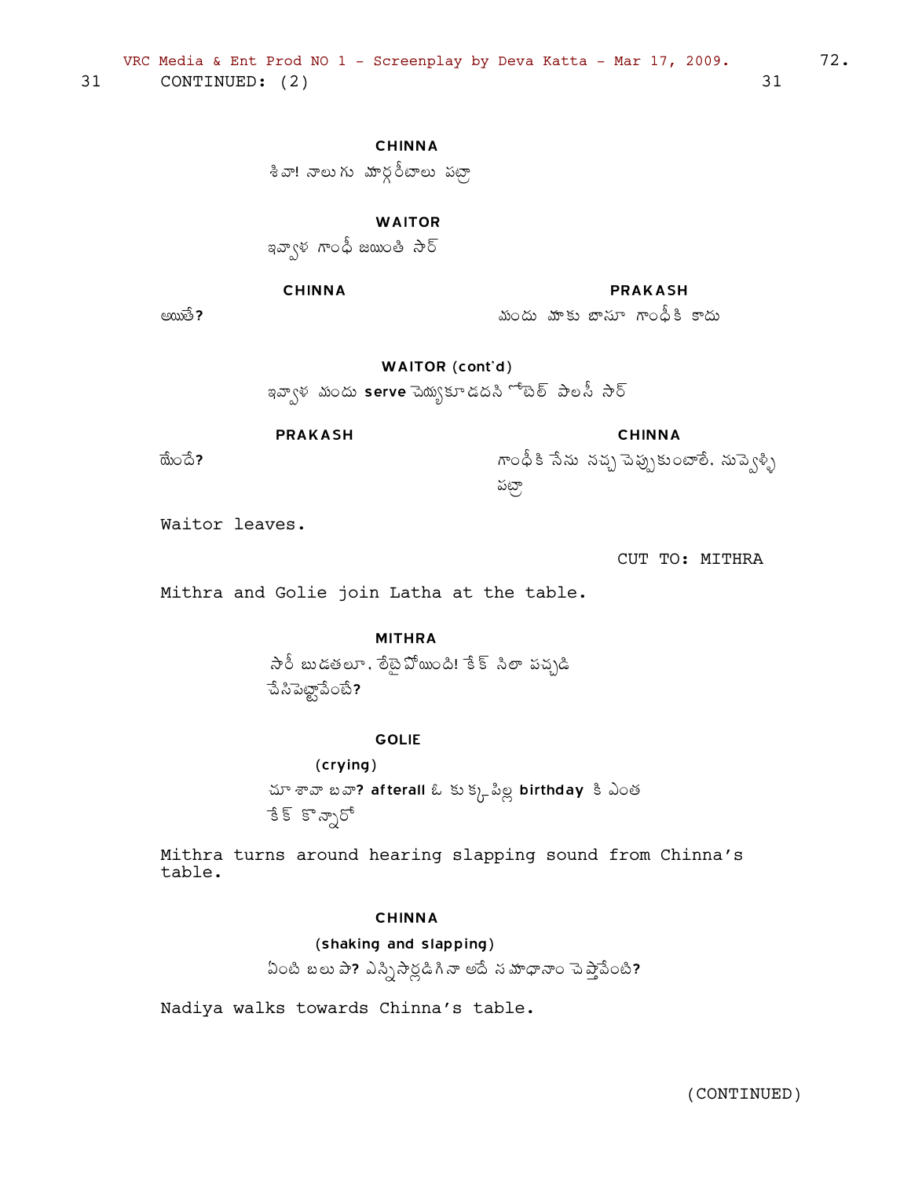31 CONTINUED: (2) 31

**CHINNA**

శివా! నాలుగు మార్గరీటాలు పట్రా

**WAITOR**

ఇవ్వాళ గాంధీ జయింతి సార్

**CHINNA**

అయితే?

**PRAKASH**

మందు మాకు బాసూ గాంధీకి కాదు

**WAITOR (cont'd)**

ఇవ్వాళ మందు **serve** చెయ్యకూడదని హోటెల్ పాలసీ సార్

**PRAKASH**

యేందే?

**CHINNA**

గాంధీకి నేను నచ్చచెప్పుకుంటాలే. నువ్వెళ్ళి పట్రా

Waitor leaves.

CUT TO: MITHRA

Mithra and Golie join Latha at the table.

**MITHRA**

సారీ బుడతలూ. లేటైపోయింది! కేక్ సిలా పచ్చడి చేసిపెట్టావేంటే?

**GOLIE**

(crying)

చూశావా బవా? **afterall** ఓ కుక్కపిల్ల **birthday** కి ఎంత కేక్ కొన్నారో

Mithra turns around hearing slapping sound from Chinna's table.

**CHINNA**

(shaking and slapping)

ఏంటి బలుపా? ఎన్నిసార్లడిగినా అదే సమాధానం చెప్తావేంటి?

Nadiya walks towards Chinna's table.

(CONTINUED)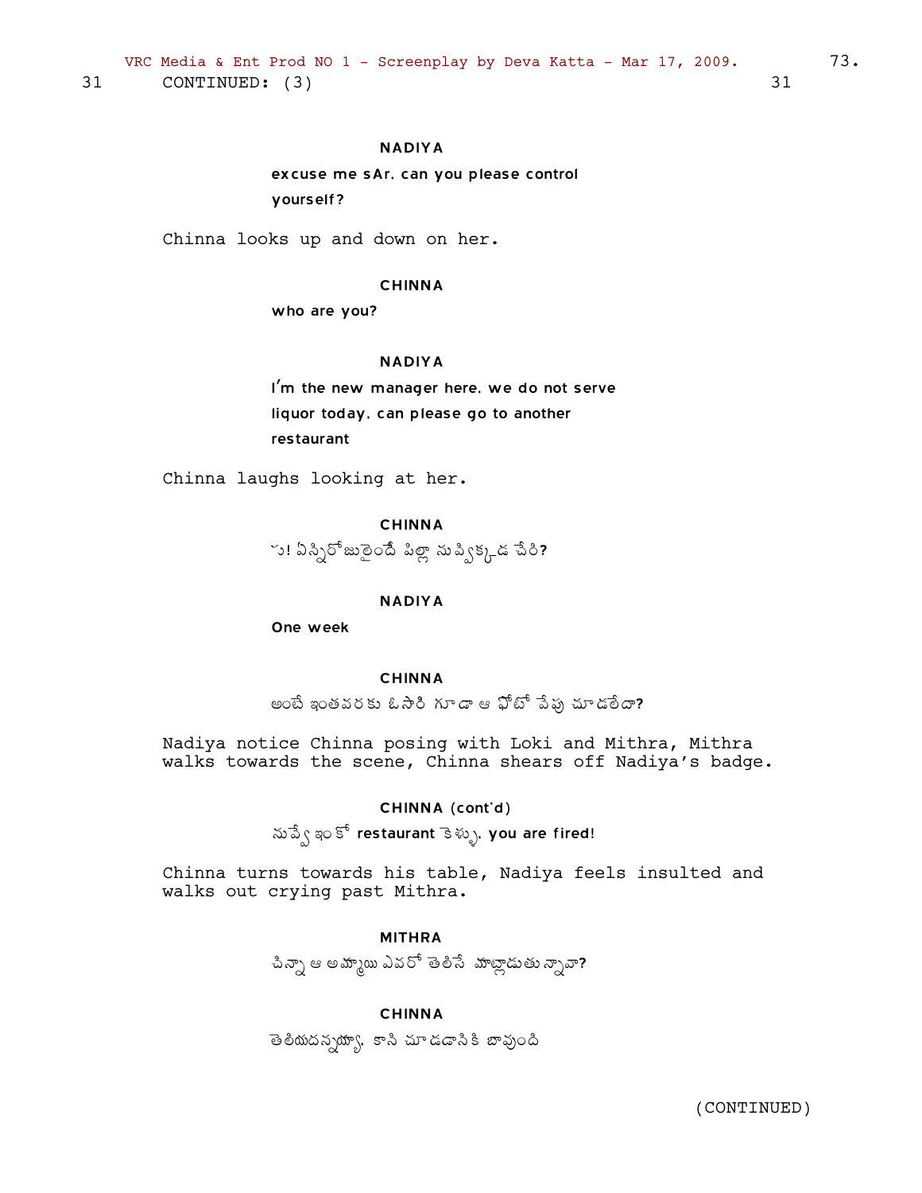31 CONTINUED: (3) 31

NADIYA

excuse me sAr. can you please control yourself?

Chinna looks up and down on her.

CHINNA

who are you?

NADIYA

I'm the new manager here. we do not serve liquor today. can please go to another restaurant

Chinna laughs looking at her.

CHINNA

ె! ఏన్నిరోజులైందే పిల్లా నువ్విక్కడ చేరి?

NADIYA

One week

CHINNA

అంటే ఇంతవరకు ఓసారి గూడా ఆ ఫోటో వేపు చూడలేదా?

Nadiya notice Chinna posing with Loki and Mithra, Mithra walks towards the scene, Chinna shears off Nadiya's badge.

CHINNA (cont'd)

నువ్వే ఇంకో restaurant కెళ్ళు. you are fired!

Chinna turns towards his table, Nadiya feels insulted and walks out crying past Mithra.

MITHRA

చిన్నా ఆ అమ్మాయి ఎవరో తెలిసే మాట్లాడుతున్నావా?

CHINNA

తెలియదన్నయ్యా. కాని చూడడానికి బావుంది

(CONTINUED)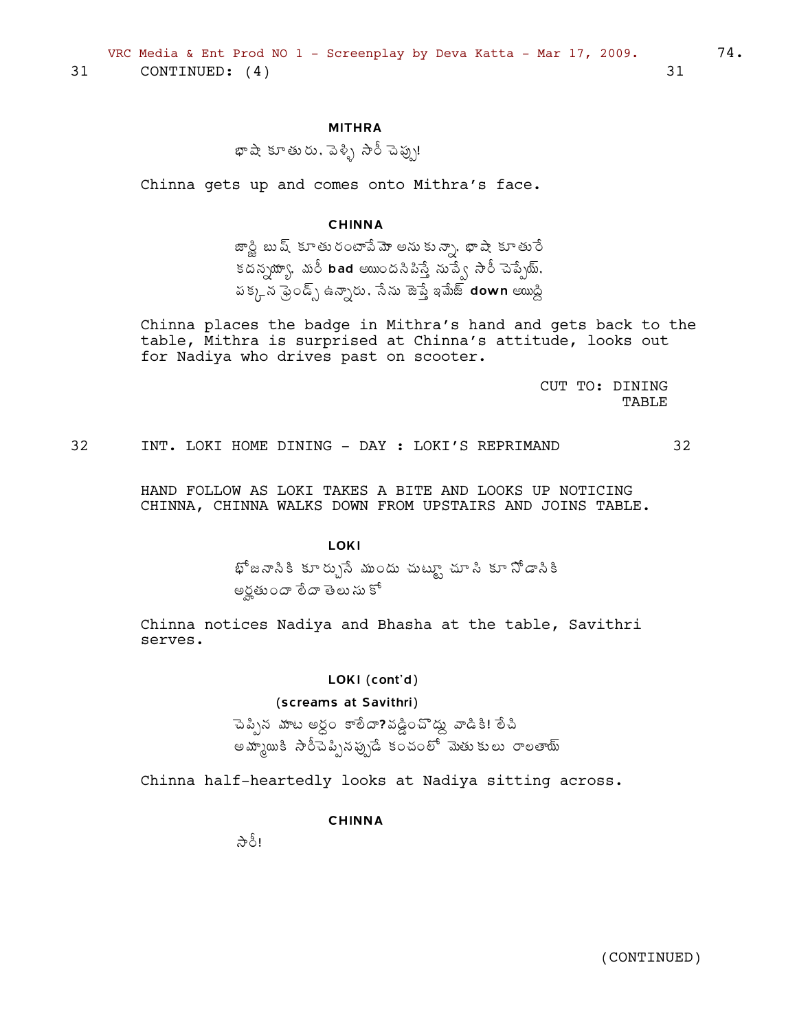31 CONTINUED: (4) 31

**MITHRA**

భాషే కూతురు. వెళ్ళి సారీ చెప్పు!

Chinna gets up and comes onto Mithra's face.

**CHINNA**

జార్జి బుష్ కూతురంటావేమో అనుకున్నా. భాషే కూతురే కదన్నయ్యా. మరీ **bad** అయిందనిపిస్తే నువ్వే సారీ చెప్పేయ్. పక్కన ఫ్రెండ్స్ ఉన్నారు. నేను జెప్తే ఇమేజ్ **down** అయిద్ది

Chinna places the badge in Mithra's hand and gets back to the table, Mithra is surprised at Chinna's attitude, looks out for Nadiya who drives past on scooter.

CUT TO: DINING TABLE

32 INT. LOKI HOME DINING - DAY : LOKI'S REPRIMAND 32

HAND FOLLOW AS LOKI TAKES A BITE AND LOOKS UP NOTICING CHINNA, CHINNA WALKS DOWN FROM UPSTAIRS AND JOINS TABLE.

**LOKI**

భోజనానికి కూర్చునే ముందు చుట్టూ చూసి కూర్చోడానికి అర్హతుందా లేదా తెలుసుకో

Chinna notices Nadiya and Bhasha at the table, Savithri serves.

**LOKI (cont'd)**

**(screams at Savithri)**

చెప్పిన మాట అర్థం కాలేదా? వడ్డించొద్దు వాడికి! లేచి అమ్మాయికి సారీచెప్పినప్పుడే కంచంలో మెతుకులు రాలతాయ్

Chinna half-heartedly looks at Nadiya sitting across.

**CHINNA**

సారీ!

(CONTINUED)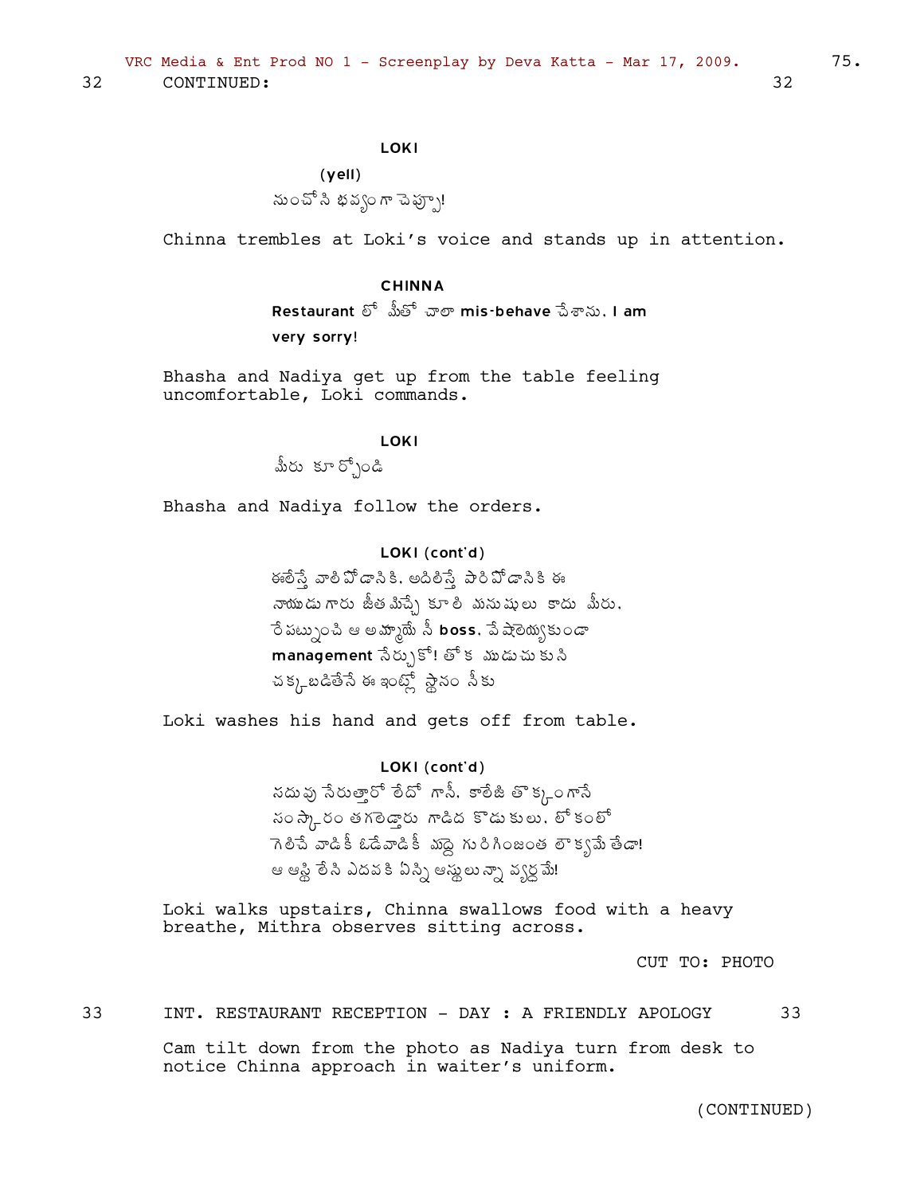32 CONTINUED: 32

**LOKI**

(yell)

నుంచోని భవ్యంగా చెప్పు!

Chinna trembles at Loki's voice and stands up in attention.

**CHINNA**

Restaurant లో మీతో చాలా mis-behave చేశాను. I am very sorry!

Bhasha and Nadiya get up from the table feeling uncomfortable, Loki commands.

**LOKI**

మీరు కూర్చోండి

Bhasha and Nadiya follow the orders.

**LOKI (cont'd)**

ఈలేస్తే వాలిపోడానికి, అదిలిస్తే పారిపోడానికి ఈ నాయుడుగారు జీతమిచ్చే కూలి మనుషులు కాదు మీరు. రేపట్నుంచి ఆ అమ్మాయే నీ **boss**. వేషాలెయ్యకుండా **management** నేర్చుకో! తోక ముడుచుకుని చక్కబడితేనే ఈ ఇంట్లో స్థానం నీకు

Loki washes his hand and gets off from table.

**LOKI (cont'd)**

నదువు నేరుత్తారో లేదో గానీ, కాలేజి తొక్కంగానే సంస్కారం తగలెడ్తారు గాడిద కొడుకులు. లోకంలో గెలిచే వాడికీ ఓడేవాడికీ మధ్య గురిగింజంత లౌక్యమే తేడా! ఆ ఆస్తి లేని ఎదవకి ఏన్ని ఆస్తులున్నా వ్యర్థమే!

Loki walks upstairs, Chinna swallows food with a heavy breathe, Mithra observes sitting across.

CUT TO: PHOTO

33 INT. RESTAURANT RECEPTION - DAY : A FRIENDLY APOLOGY 33

Cam tilt down from the photo as Nadiya turn from desk to notice Chinna approach in waiter's uniform.

(CONTINUED)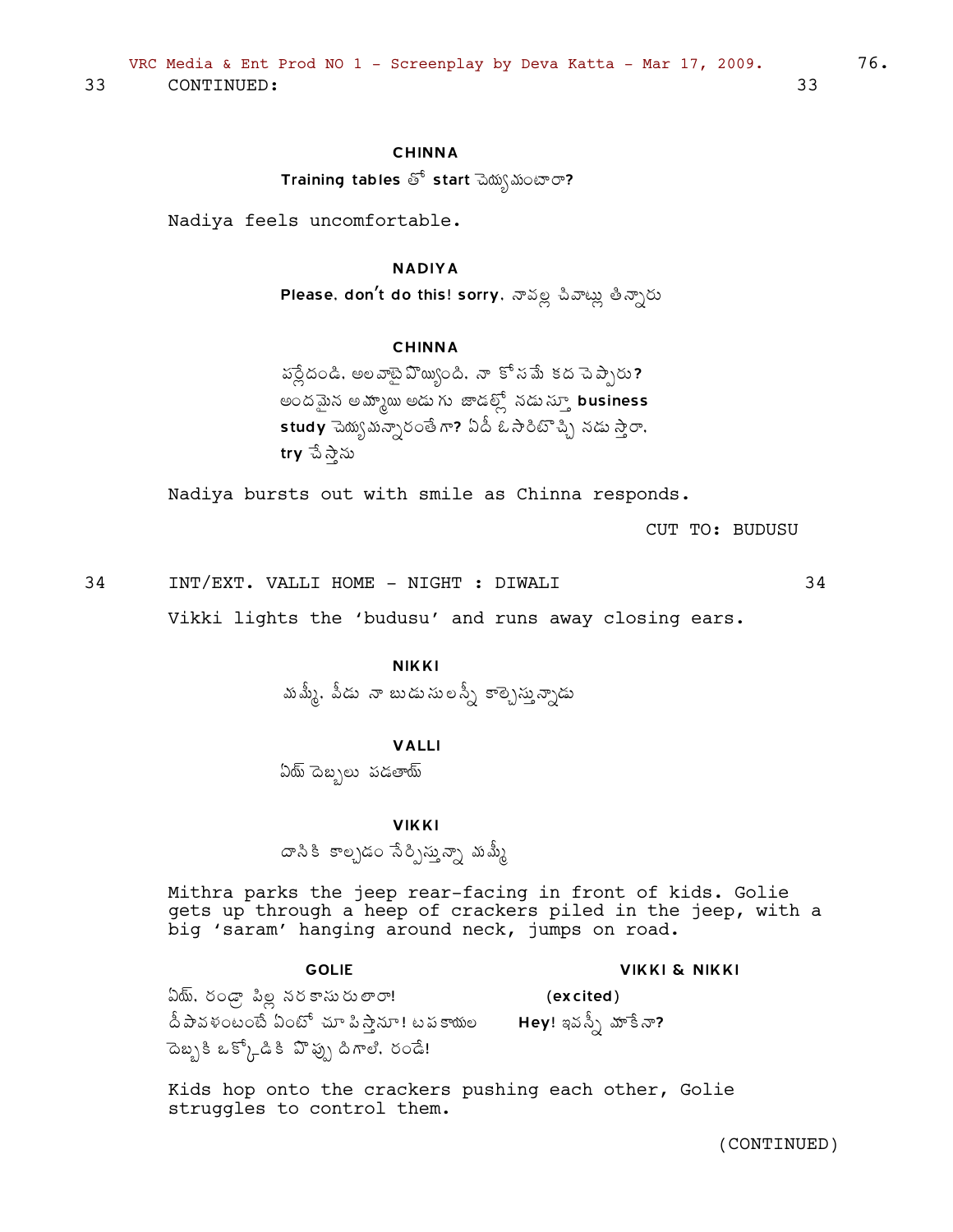33 CONTINUED: 33

**CHINNA**

**Training tables** తో **start** చెయ్యమంటారా**?**

Nadiya feels uncomfortable.

**NADIYA**

**Please, don't do this! sorry,** నావల్ల చివాట్లు తిన్నారు

**CHINNA**

పర్లేదండి. అలవాటైపొయ్యింది. నా కోసమే కద చెప్పారు**?** అందమైన అమ్మాయి అడుగు జాడల్లో నడుస్తూ **business study** చెయ్యమన్నారంతేగా**?** ఏదీ ఓసారిటొచ్చి నడుస్తారా, **try** చేస్తాను

Nadiya bursts out with smile as Chinna responds.

CUT TO: BUDUSU

34 INT/EXT. VALLI HOME - NIGHT : DIWALI 34

Vikki lights the 'budusu' and runs away closing ears.

**NIKKI**

మమ్మీ, వీడు నా బుడుసులన్నీ కాల్చేస్తున్నాడు

**VALLI**

ఏయ్ దెబ్బలు పడతాయ్

**VIKKI**

దానికి కాల్చడం నేర్పిస్తున్నా మమ్మీ

Mithra parks the jeep rear-facing in front of kids. Golie gets up through a heep of crackers piled in the jeep, with a big 'saram' hanging around neck, jumps on road.

**GOLIE**

ఏయ్, రండ్రా పిల్ల నరకాసురులారా! దీపావళంటంటే ఏంటో చూపిస్తానూ! టపకాయల దెబ్బకి ఒక్కోడికి వొప్పు దిగాలి, రండే!

**VIKKI & NIKKI**

**(excited)**

**Hey!** ఇవన్నీ మాకేనా**?**

Kids hop onto the crackers pushing each other, Golie struggles to control them.

(CONTINUED)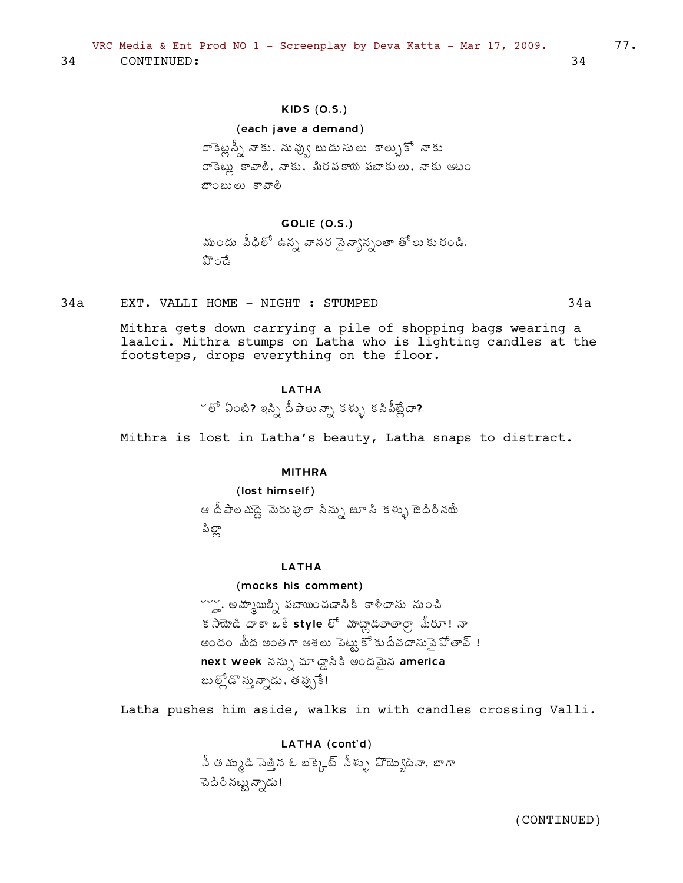34 CONTINUED: 34

**KIDS (O.S.)**

(each jave a demand)

రాకెట్లన్నీ నాకు. నువ్వు బుడుసులు కాల్చుకో నాకు రాకెట్లు కావాలి. నాకు. మిరపకాయ పటాకులు. నాకు ఆటం బాంబులు కావాలి

**GOLIE (O.S.)**

ముందు వీధిలో ఉన్న వానర సైన్యాన్నంతా తోలుకురండి. పొండే

34a EXT. VALLI HOME - NIGHT : STUMPED 34a

Mithra gets down carrying a pile of shopping bags wearing a laalci. Mithra stumps on Latha who is lighting candles at the footsteps, drops everything on the floor.

**LATHA**

ఁలో ఏంటి? ఇన్ని దీపాలున్నా కళ్ళు కనిపిట్లేదా?

Mithra is lost in Latha's beauty, Latha snaps to distract.

**MITHRA**

(lost himself)

ఆ దీపాల మధ్య మెరుపులా నిన్ను జూసి కళ్ళు జెదిరినయే పిల్లా

**LATHA**

(mocks his comment)

ఁఁఁ. అమ్మాయిల్ని పటాయించడానికి కాళిదాసు నుంచి కసాయోడి దాకా ఒకే style లో మాట్లాడతారా మీరూ! నా అందం మీద అంతగా ఆశలు పెట్టుకోకుదేవదాసువై పోతావ్ ! next week నన్ను చూడ్డానికి అందమైన america బుల్లోడొస్తున్నాడు. తప్పుకో!

Latha pushes him aside, walks in with candles crossing Valli.

**LATHA (cont'd)**

నీ తమ్ముడి నెత్తిన ఓ బక్కెట్ నీళ్ళు పొయ్యొదినా. బాగా చెదిరినట్టున్నాడు!

(CONTINUED)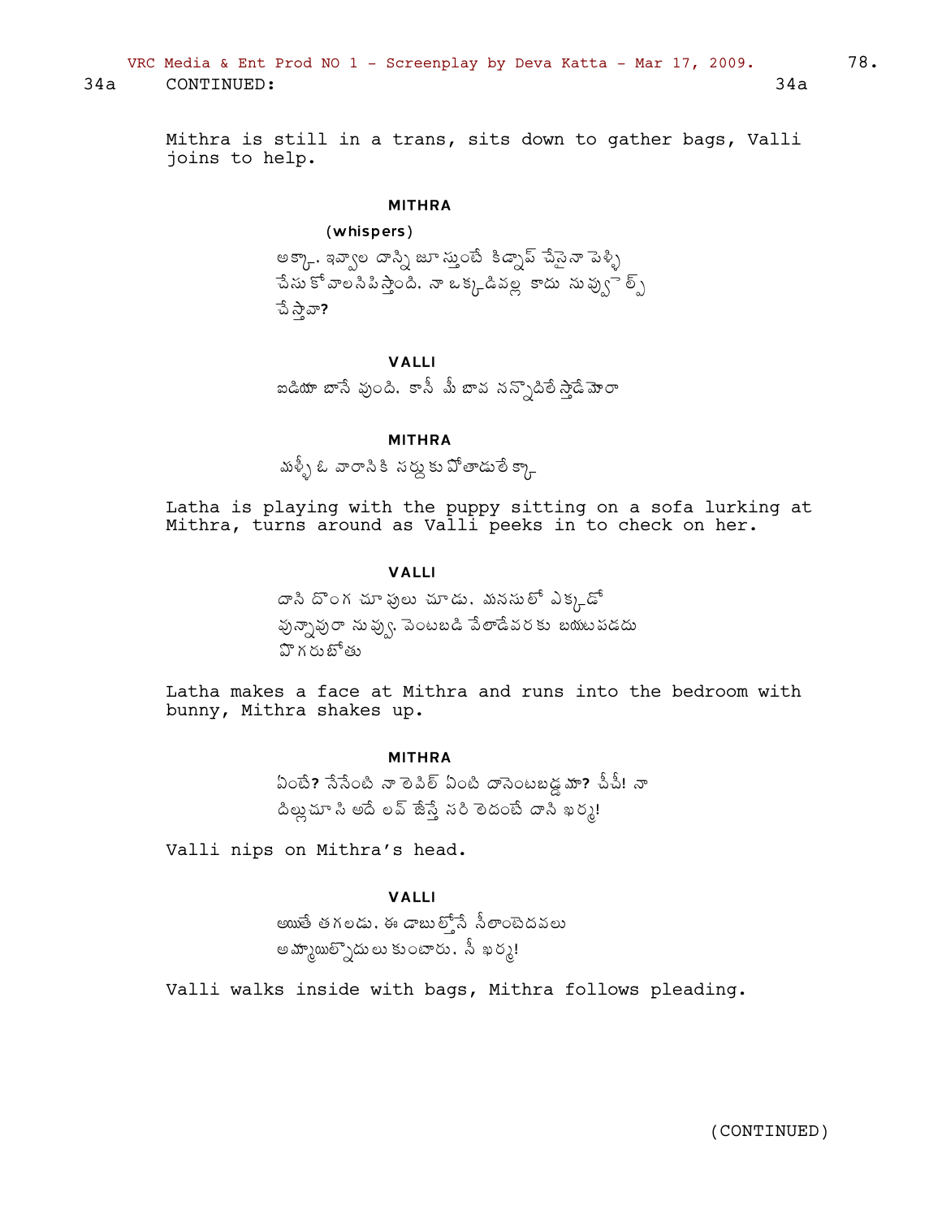34a CONTINUED: 34a

Mithra is still in a trans, sits down to gather bags, Valli joins to help.

**MITHRA**

(whispers)

అక్కా.. ఇవ్వాల దాన్ని జూస్తుంటే కిడ్నాప్ చేసైనా పెళ్ళి చేసుకోవాలనిపిస్తోంది. నా ఒక్కడివల్ల కాదు నువ్వు హెల్ప్ చేస్తావా?

**VALLI**

ఐడియా బానే వుంది. కానీ మీ బావ నన్నొదిలేస్తాడేమోరా

**MITHRA**

మళ్ళీ ఓ వారానికి సర్దుకుపోతాడులేక్కా

Latha is playing with the puppy sitting on a sofa lurking at Mithra, turns around as Valli peeks in to check on her.

**VALLI**

దాని దొంగ చూపులు చూడు. మనసులో ఎక్కడో వున్నావురా నువ్వు. వెంటబడి వేలాడేవరకు బయటపడదు పొగరుబోతు

Latha makes a face at Mithra and runs into the bedroom with bunny, Mithra shakes up.

**MITHRA**

ఏంటే? నేనేంటి నా లెవెల్ ఏంటి దానెంటబడ్డమా? ఛీఛీ! నా దిల్లుచూసి అదే లవ్ జేస్తే సరి లేదంటే దాని ఖర్మ!

Valli nips on Mithra's head.

**VALLI**

అయితే తగలడు. ఈ డాబుల్తోనే నీలాంటెదవలు అమ్మాయిల్నొదులుకుంటారు. నీ ఖర్మ!

Valli walks inside with bags, Mithra follows pleading.

(CONTINUED)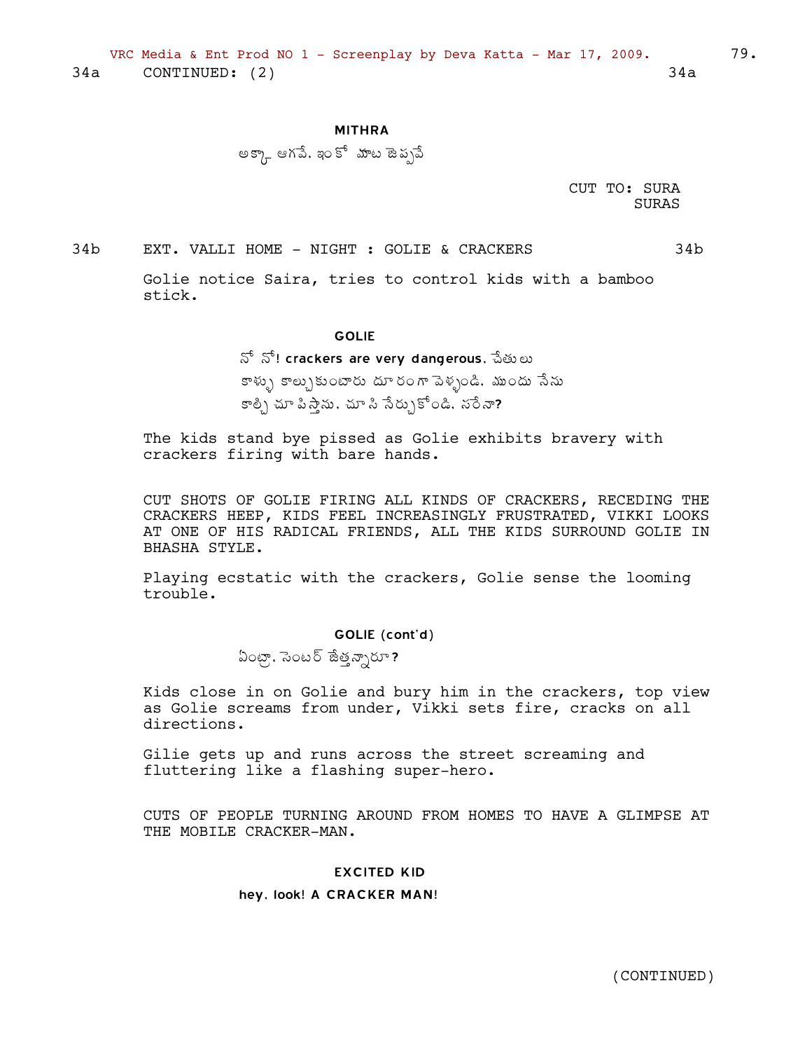34a CONTINUED: (2) 34a

**MITHRA**

అక్కా ఆగవే. ఇంకో మాట జెప్పవే

CUT TO: SURA SURAS

34b EXT. VALLI HOME - NIGHT : GOLIE & CRACKERS 34b

Golie notice Saira, tries to control kids with a bamboo stick.

**GOLIE**

నో నో! crackers are very dangerous. చేతులు కాళ్ళు కాల్చుకుంటారు దూరంగా వెళ్ళండి. ముందు నేను కాల్చి చూపిస్తాను. చూసి నేర్చుకోండి. సరేనా?

The kids stand bye pissed as Golie exhibits bravery with crackers firing with bare hands.

CUT SHOTS OF GOLIE FIRING ALL KINDS OF CRACKERS, RECEDING THE CRACKERS HEEP, KIDS FEEL INCREASINGLY FRUSTRATED, VIKKI LOOKS AT ONE OF HIS RADICAL FRIENDS, ALL THE KIDS SURROUND GOLIE IN BHASHA STYLE.

Playing ecstatic with the crackers, Golie sense the looming trouble.

**GOLIE (cont'd)**

ఏంట్రా. సెంటర్ జేత్తన్నారా?

Kids close in on Golie and bury him in the crackers, top view as Golie screams from under, Vikki sets fire, cracks on all directions.

Gilie gets up and runs across the street screaming and fluttering like a flashing super-hero.

CUTS OF PEOPLE TURNING AROUND FROM HOMES TO HAVE A GLIMPSE AT THE MOBILE CRACKER-MAN.

**EXCITED KID**

hey. look! A CRACKER MAN!

(CONTINUED)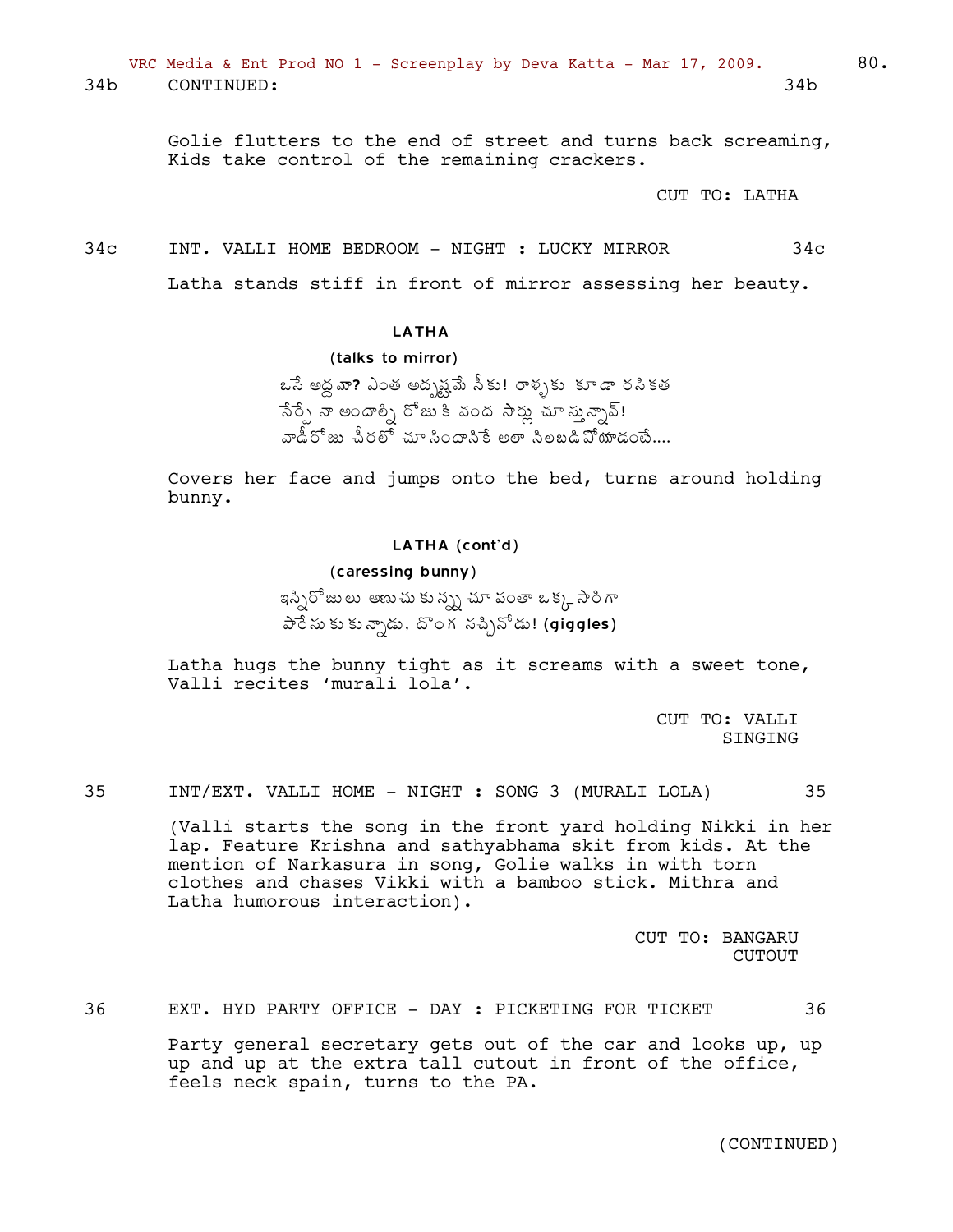34b CONTINUED: 34b

Golie flutters to the end of street and turns back screaming, Kids take control of the remaining crackers.

CUT TO: LATHA

34c INT. VALLI HOME BEDROOM - NIGHT : LUCKY MIRROR 34c

Latha stands stiff in front of mirror assessing her beauty.

**LATHA**

(talks to mirror)

ఒసే అద్దమా? ఎంత అదృష్టమే నీకు! రాళ్ళకు కూడా రసికత నేర్పే నా అందాల్ని రోజుకి వంద సార్లు చూస్తున్నావ్! వాడీరోజు చీరలో చూసిందానికే అలా సిలబడిపోయాడంటే....

Covers her face and jumps onto the bed, turns around holding bunny.

**LATHA (cont'd)**

(caressing bunny)

ఇన్నిరోజులు అణుచుకున్న చూపంతా ఒక్కసారిగా పారేసుకున్నాడు. దొంగ సచ్చినోడు! (giggles)

Latha hugs the bunny tight as it screams with a sweet tone, Valli recites 'murali lola'.

CUT TO: VALLI SINGING

35 INT/EXT. VALLI HOME - NIGHT : SONG 3 (MURALI LOLA) 35

(Valli starts the song in the front yard holding Nikki in her lap. Feature Krishna and sathyabhama skit from kids. At the mention of Narkasura in song, Golie walks in with torn clothes and chases Vikki with a bamboo stick. Mithra and Latha humorous interaction).

CUT TO: BANGARU CUTOUT

36 EXT. HYD PARTY OFFICE - DAY : PICKETING FOR TICKET 36

Party general secretary gets out of the car and looks up, up up and up at the extra tall cutout in front of the office, feels neck spain, turns to the PA.

(CONTINUED)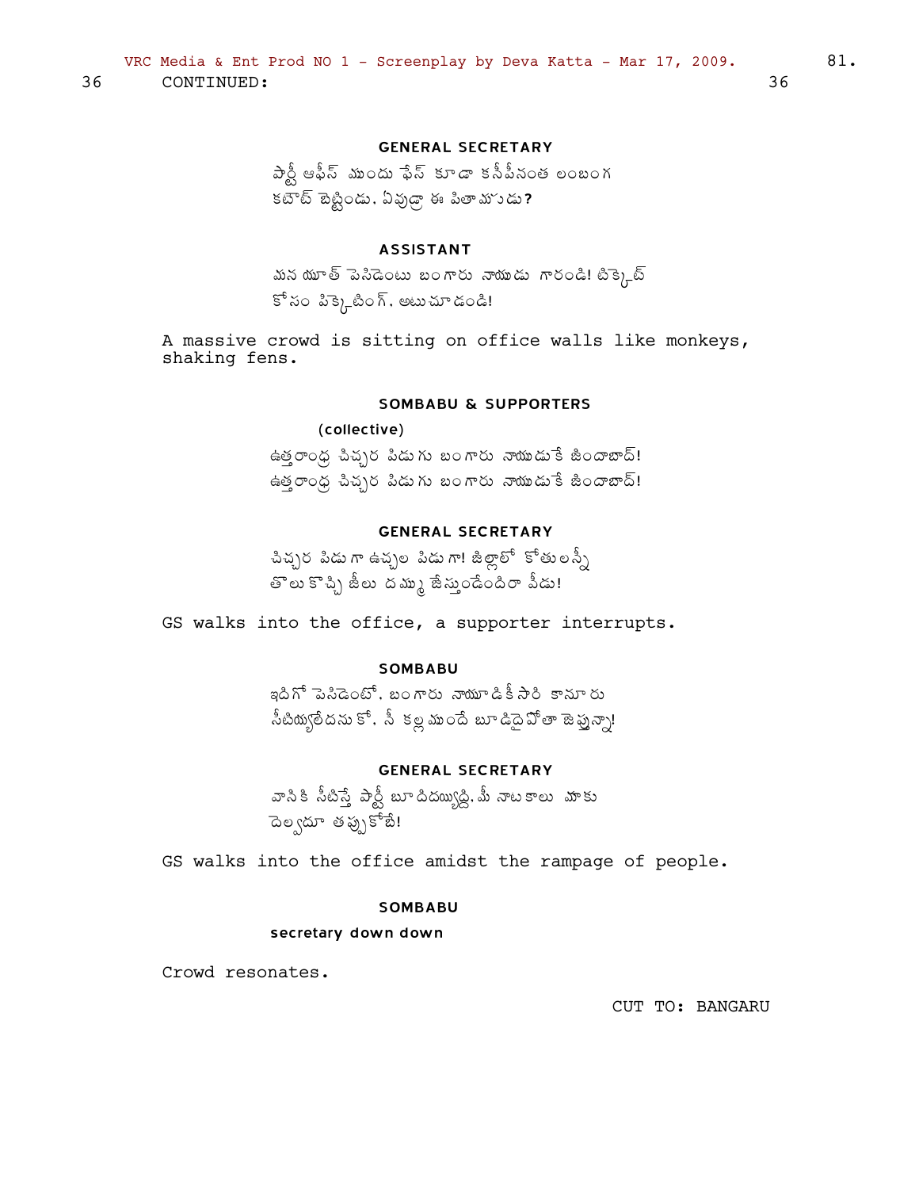36 CONTINUED: 36

**GENERAL SECRETARY**

పార్టీ ఆఫీస్ ముందు ఫేస్ కూడా కనీపీనంత లంబంగ
కటౌట్ బెట్టిండు. ఏవుడ్రా ఈ పితామాడు?

**ASSISTANT**

మన యూత్ పెసిడెంటు బంగారు నాయుడు గారండి! టిక్కెట్
కోసం పిక్కెటింగ్. అటు చూడండి!

A massive crowd is sitting on office walls like monkeys, shaking fens.

**SOMBABU & SUPPORTERS**

(collective)

ఉత్తరాంధ్ర చిచ్చర పిడుగు బంగారు నాయుడుకే జిందాబాద్!
ఉత్తరాంధ్ర చిచ్చర పిడుగు బంగారు నాయుడుకే జిందాబాద్!

**GENERAL SECRETARY**

చిచ్చర పిడుగా ఉచ్చల పిడుగా! జిల్లాలో కోతులన్నీ
తోలుకొచ్చి జీలు దమ్ము జేస్తుండేందిరా వీడు!

GS walks into the office, a supporter interrupts.

**SOMBABU**

ఇదిగో పెసిడెంటో. బంగారు నాయూడికీ సారి కానూరు
సీటియ్యలేదనుకో. నీ కళ్లముందే బూడిదైపోతా జెప్తున్నా!

**GENERAL SECRETARY**

వానికి సీటిస్తే పార్టీ బూడిదయ్యిద్ది. మీ నాటకాలు మాకు
దెల్వదూ తప్పుకోబే!

GS walks into the office amidst the rampage of people.

**SOMBABU**

secretary down down

Crowd resonates.

CUT TO: BANGARU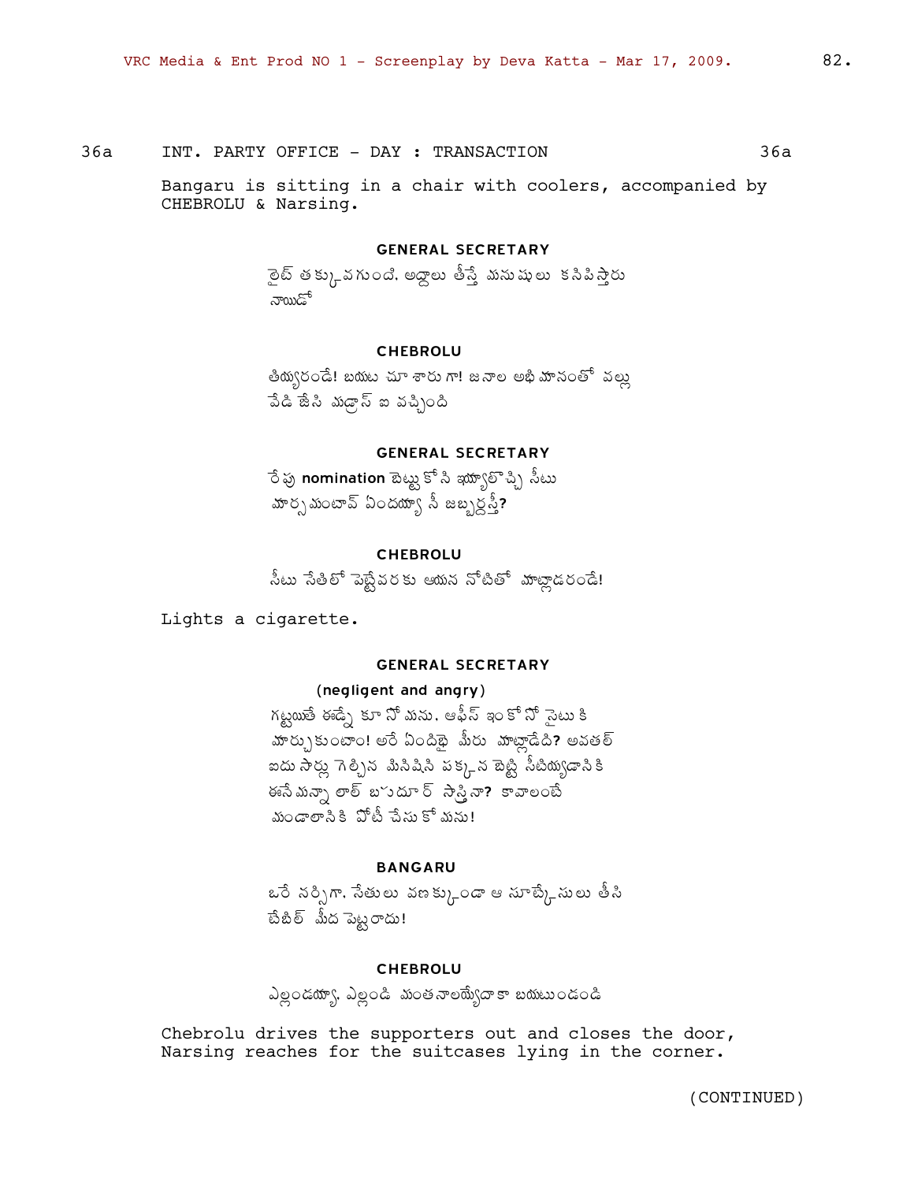36a INT. PARTY OFFICE - DAY : TRANSACTION 36a

Bangaru is sitting in a chair with coolers, accompanied by CHEBROLU & Narsing.

**GENERAL SECRETARY**

లైట్ తక్కువగుంది. అద్దాలు తీస్తే మనుషులు కనిపిస్తారు నాయుడో

**CHEBROLU**

తియ్యరండే! బయట చూశారుగా! జనాల అభిమానంతో వల్లు వేడి జేసి మద్రాస్ ఐ వచ్చింది

**GENERAL SECRETARY**

రేపు **nomination** బెట్టుకోసి ఇయ్యాలొచ్చి సీటు మార్చమంటావ్ ఏందయ్యా నీ జబ్బర్దస్తీ?

**CHEBROLU**

సీటు సేతిలో పెట్టేవరకు ఆయన నోటితో మాట్లాడరండే!

Lights a cigarette.

**GENERAL SECRETARY**

(negligent and angry)

గట్టయితే ఈడ్నే కూనోమను. ఆఫీస్ ఇంకోసో సైటుకి మార్చుకుంటాం! అరే ఏందిభై మీరు మాట్లాడేది? అవతల్ ఐదుసార్లు గెల్చిన మినిషిని పక్కన బెట్టి సీటియ్యడానికి ఈనేమన్నా లాల్ బహదూర్ సాస్త్రినా? కావాలంటే మండాలానికి పోటీ చేసుకోమను!

**BANGARU**

ఒరే నర్సిగా. సేతులు వణక్కుండా ఆ సూట్కేసులు తీసి టేబిల్ మీద పెట్టరాదు!

**CHEBROLU**

ఎల్లండయ్యా. ఎల్లండి మంతనాలయ్యేదాకా బయటుండండి

Chebrolu drives the supporters out and closes the door, Narsing reaches for the suitcases lying in the corner.

(CONTINUED)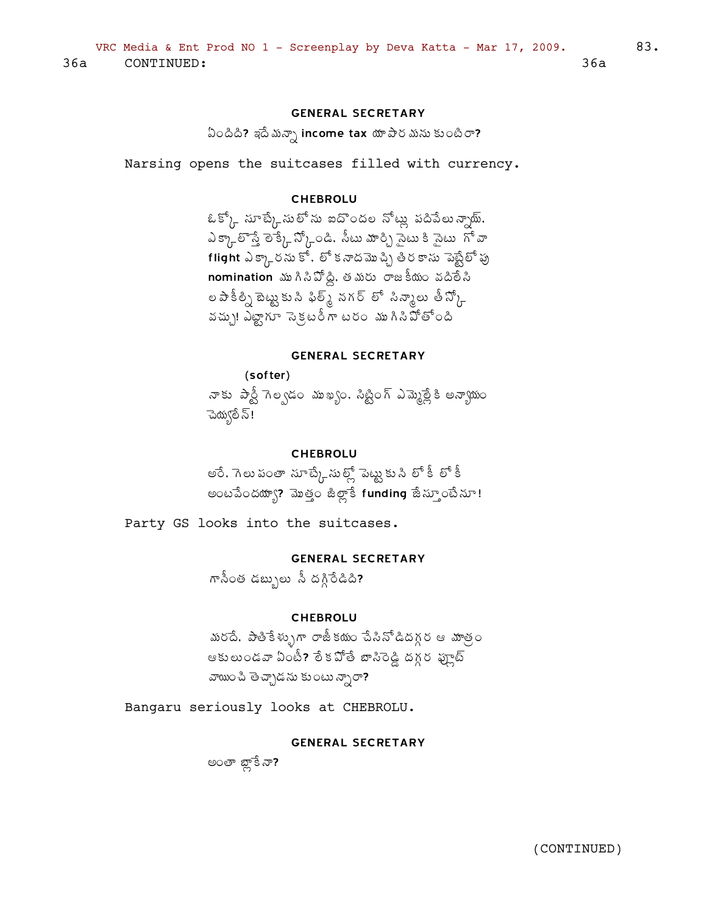36a CONTINUED: 36a

**GENERAL SECRETARY**

ఏందిది? ఇదే మన్నా **income tax** యాపార మను కుంటిరా?

Narsing opens the suitcases filled with currency.

**CHEBROLU**

ఒక్కో సూట్కేసులోను ఐదొందల నోట్లు పదివేలున్నాయ్. ఎక్కాలొస్తే లెక్కెట్టుకోండి. సీటు మార్చి సైటుకి సైటు గోవా **flight** ఎక్కారనుకో. లోకనాదమొచ్చి తిరకాసు పెట్టేలోపు **nomination** ముగిసిపోద్ది. తమరు రాజకీయం వదిలేసి లపాకీల్ని బెట్టుకుని ఫిల్మ్ నగర్ లో సిన్మాలు తీస్కో వచ్చు! ఎట్టాగూ సెక్రటరీగా టరం ముగిసిపోతోంది

**GENERAL SECRETARY**

(softer)

నాకు పార్టీ గెల్వడం ముఖ్యం. సిట్టింగ్ ఎమ్మెల్లేకి అన్యాయం చెయ్యలేన్!

**CHEBROLU**

అరే. గెలుపంతా సూట్కేసుల్లో పెట్టుకుని లోకీ లోకీ అంటవేందయ్యా? మొత్తం జిల్లాకే **funding** జేస్తాంటేనూ!

Party GS looks into the suitcases.

**GENERAL SECRETARY**

గాసింత డబ్బులు నీ దగ్గిరేడిది?

**CHEBROLU**

మరదే. పాతికేళ్ళుగా రాజీకయం చేసినోడిదగ్గర ఆ మాత్రం ఆకులుండవా ఏంటీ? లేకపోతే బాసిరెడ్డి దగ్గర ఫ్లాట్ వాయించి తెచ్చాడనుకుంటున్నారా?

Bangaru seriously looks at CHEBROLU.

**GENERAL SECRETARY**

అంతా బ్లాకేనా?

(CONTINUED)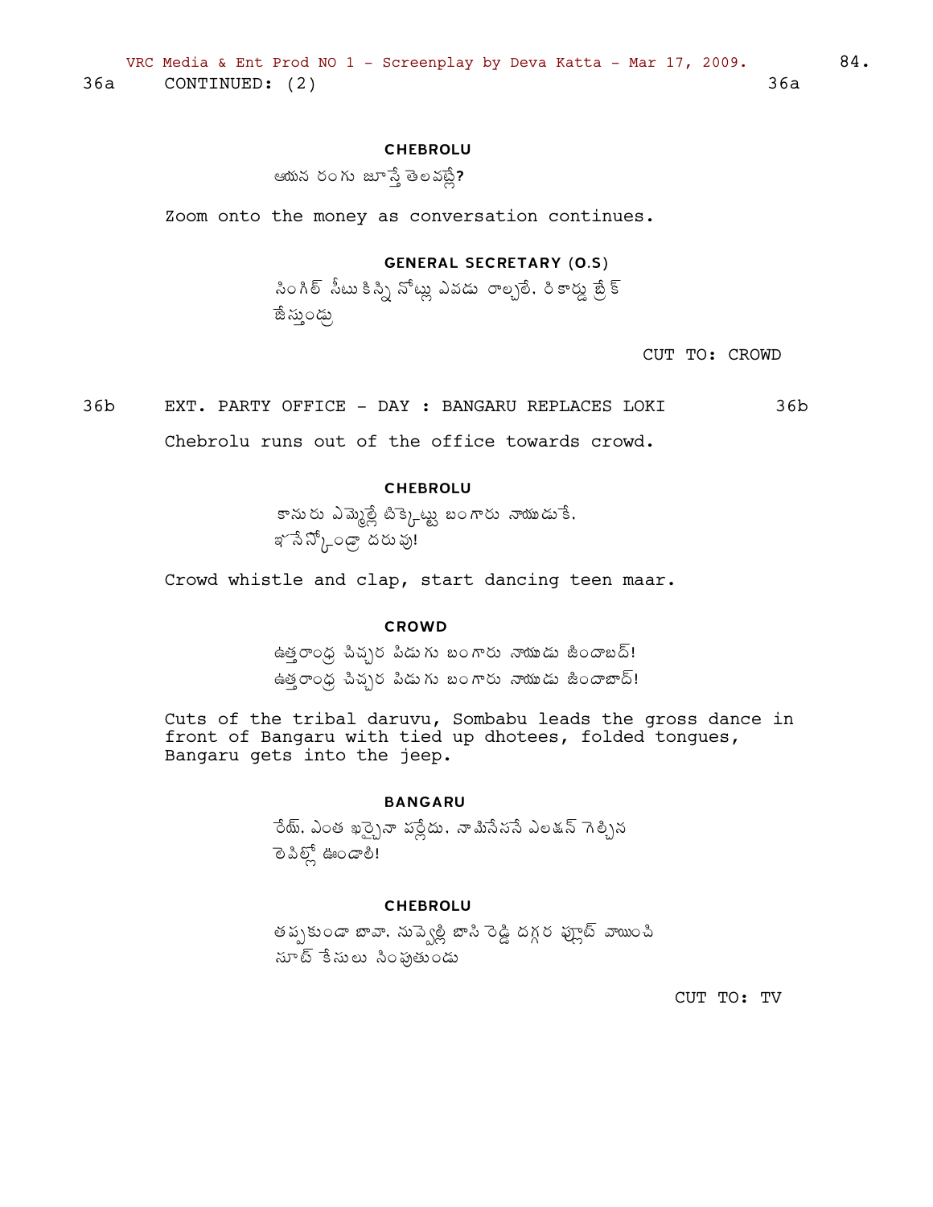36a CONTINUED: (2) 36a

**CHEBROLU**

ఆయన రంగు జూస్తే తెలవట్లే?

Zoom onto the money as conversation continues.

**GENERAL SECRETARY (O.S)**

సింగిల్ సీటుకిస్సి నోట్లు ఎవడు రాల్చలే. రికార్డు బ్రేక్ జేస్తుండు

CUT TO: CROWD

36b EXT. PARTY OFFICE - DAY : BANGARU REPLACES LOKI 36b

Chebrolu runs out of the office towards crowd.

**CHEBROLU**

కానురు ఎమ్మెల్లే టిక్కెట్టు బంగారు నాయుడుకే.
ఇగ సేస్కోండ్రా దరువు!

Crowd whistle and clap, start dancing teen maar.

**CROWD**

ఉత్తరాంధ్ర చిచ్చర పిడుగు బంగారు నాయుడు జిందాబద్!
ఉత్తరాంధ్ర చిచ్చర పిడుగు బంగారు నాయుడు జిందాబాద్!

Cuts of the tribal daruvu, Sombabu leads the gross dance in front of Bangaru with tied up dhotees, folded tongues, Bangaru gets into the jeep.

**BANGARU**

రేయ్. ఎంత ఖర్చైనా పర్లేదు. నామినేసనే ఎలక్షన్ గెల్చిన లెవిల్లో ఉండాలి!

**CHEBROLU**

తప్పకుండా బావా. నువ్వెల్లి బాసి రెడ్డి దగ్గర ఫ్లాట్ వాయించి సూట్ కేసులు సింపుతుండు

CUT TO: TV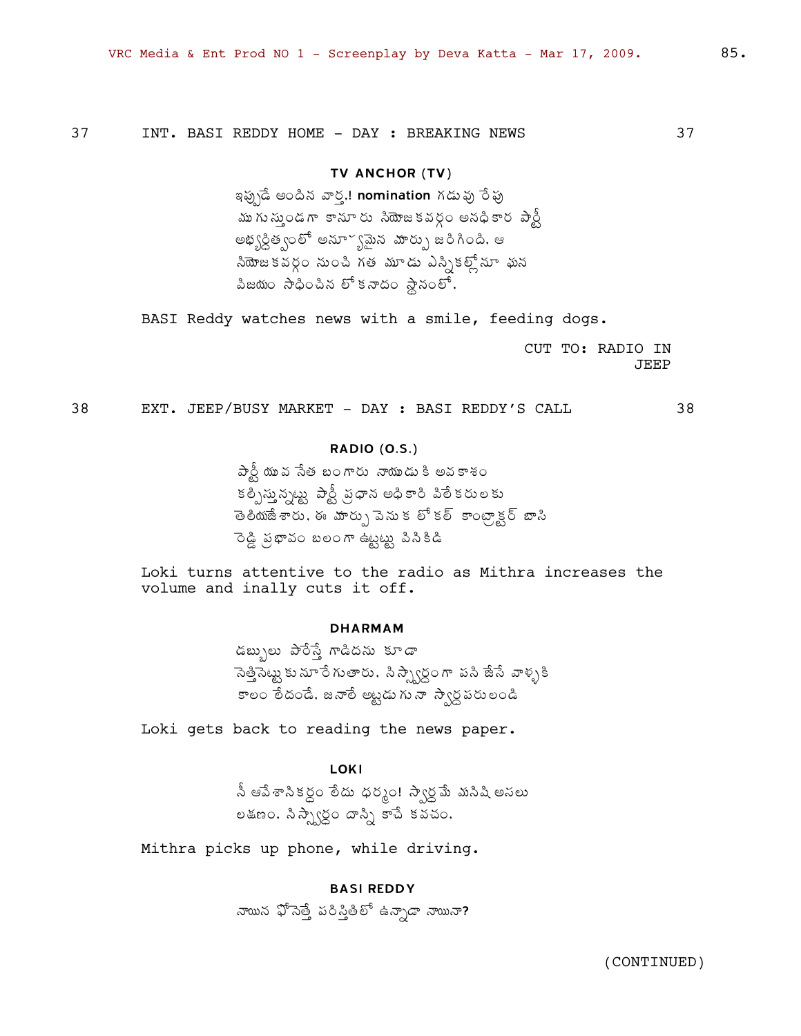37 INT. BASI REDDY HOME - DAY : BREAKING NEWS 37

**TV ANCHOR (TV)**

ఇప్పుడే అందిన వార్త.! **nomination** గడువు రేపు ముగుస్తుండగా కానూరు నియోజకవర్గం అనధికార పార్టీ అభ్యర్ధిత్వంలో అనూహ్యమైన మార్పు జరిగింది. ఆ నియోజకవర్గం నుంచి గత మూడు ఎన్నికల్లోనూ ఘన విజయం సాధించిన లోకనాదం స్థానంలో.

BASI Reddy watches news with a smile, feeding dogs.

CUT TO: RADIO IN JEEP

38 EXT. JEEP/BUSY MARKET - DAY : BASI REDDY'S CALL 38

**RADIO (O.S.)**

పార్టీ యువ నేత బంగారు నాయుడు కి అవకాశం కల్పిస్తున్నట్లు పార్టీ ప్రధాన అధికారి విలేకరులకు తెలియజేశారు. ఈ మార్పు వెనుక లోకల్ కాంట్రాక్టర్ బాసి రెడ్డి ప్రభావం బలంగా ఉట్టట్టు వినికిడి

Loki turns attentive to the radio as Mithra increases the volume and inally cuts it off.

**DHARMAM**

డబ్బులు పారేస్తే గాడిదను కూడా నెత్తినెట్టుకు నూరేగుతారు. నిస్వార్ధంగా పని జేసే వాళ్ళకి కాలం లేదండే. జనాలే అట్టడుగునా స్వార్ధపరులండి

Loki gets back to reading the news paper.

**LOKI**

నీ ఆవేశానికర్ధం లేదు ధర్మం! స్వార్ధమే మనిషి అసలు లక్షణం. నిస్వార్ధం దాన్ని కాచే కవచం.

Mithra picks up phone, while driving.

**BASI REDDY**

నాయిన ఫోనెత్తే పరిస్తితిలో ఉన్నాడా నాయినా?

(CONTINUED)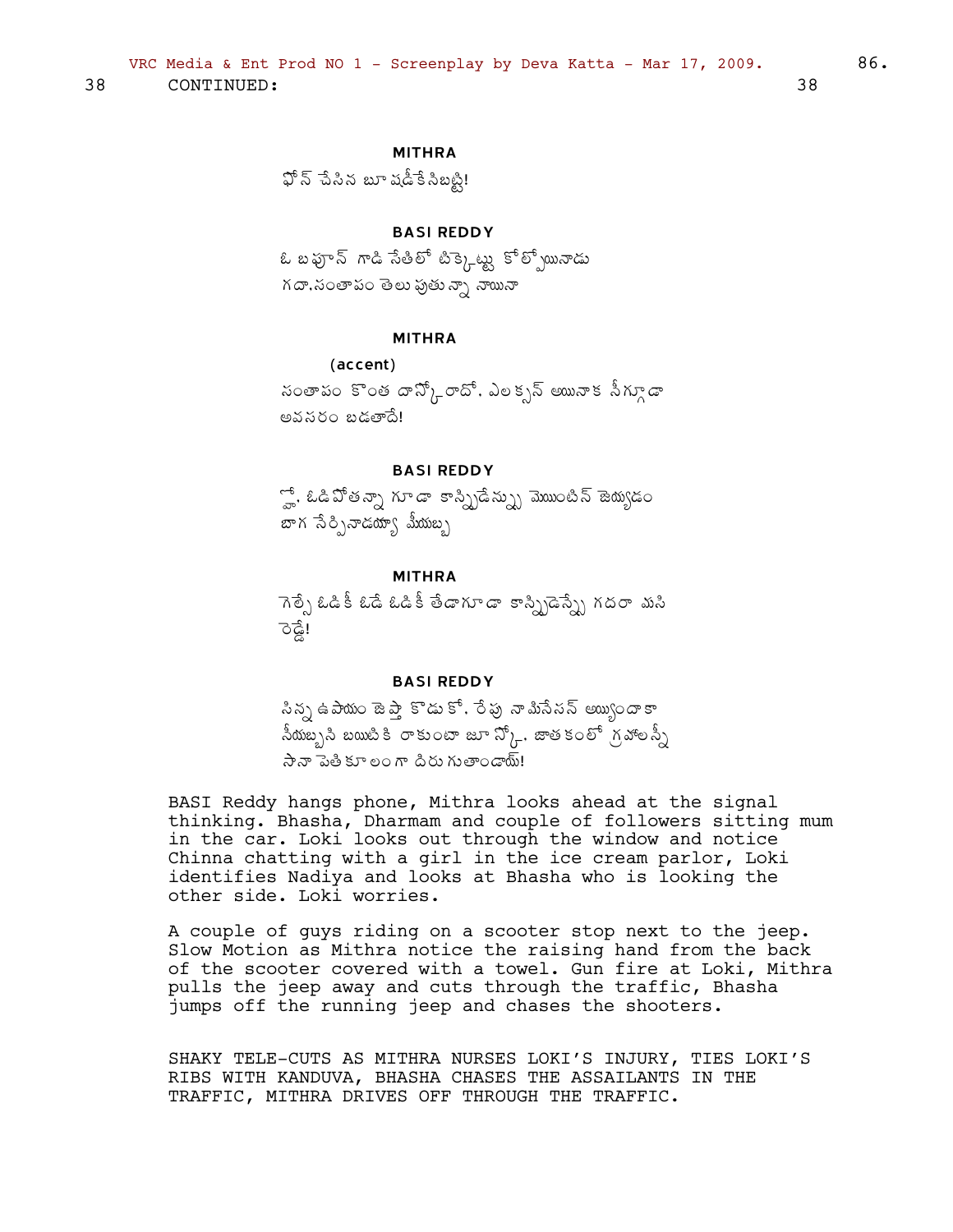38 CONTINUED: 38

**MITHRA**

ఫోన్ చేసిన బూషడీకే సిబట్టి!

**BASI REDDY**

ఓ బఫూన్ గాడి సేతిలో టిక్కెట్టు కోల్పోయినాడు గదా.సంతాపం తెలుపుతున్నా నాయినా

**MITHRA**

(accent)

సంతాపం కొంత దాన్కోరాదో. ఎలక్షన్ అయినాక సీగ్గాడా అవసరం బడతాదే!

**BASI REDDY**

హ్హా. ఓడిపోతన్నా గూడా కాన్ఫిడేన్సు మెయింటిన్ జెయ్యడం బాగ నేర్పినాడయ్యా మీయబ్బ

**MITHRA**

గెల్సే ఓడికీ ఓడే ఓడికీ తేడాగూడా కాన్ఫిడెన్సే గదరా వసి రెడ్డే!

**BASI REDDY**

సిన్న ఉపాయం జెప్తా కొడుకో. రేపు నా మినేసన్ అయ్యిందాకా నీయబ్బసి బయిటికి రాకుంటా జూస్కో. జాతకంలో గ్రహాలన్నీ సానా పెతికూలంగా దిరుగుతాండాయ్!

BASI Reddy hangs phone, Mithra looks ahead at the signal thinking. Bhasha, Dharmam and couple of followers sitting mum in the car. Loki looks out through the window and notice Chinna chatting with a girl in the ice cream parlor, Loki identifies Nadiya and looks at Bhasha who is looking the other side. Loki worries.

A couple of guys riding on a scooter stop next to the jeep. Slow Motion as Mithra notice the raising hand from the back of the scooter covered with a towel. Gun fire at Loki, Mithra pulls the jeep away and cuts through the traffic, Bhasha jumps off the running jeep and chases the shooters.

SHAKY TELE-CUTS AS MITHRA NURSES LOKI'S INJURY, TIES LOKI'S RIBS WITH KANDUVA, BHASHA CHASES THE ASSAILANTS IN THE TRAFFIC, MITHRA DRIVES OFF THROUGH THE TRAFFIC.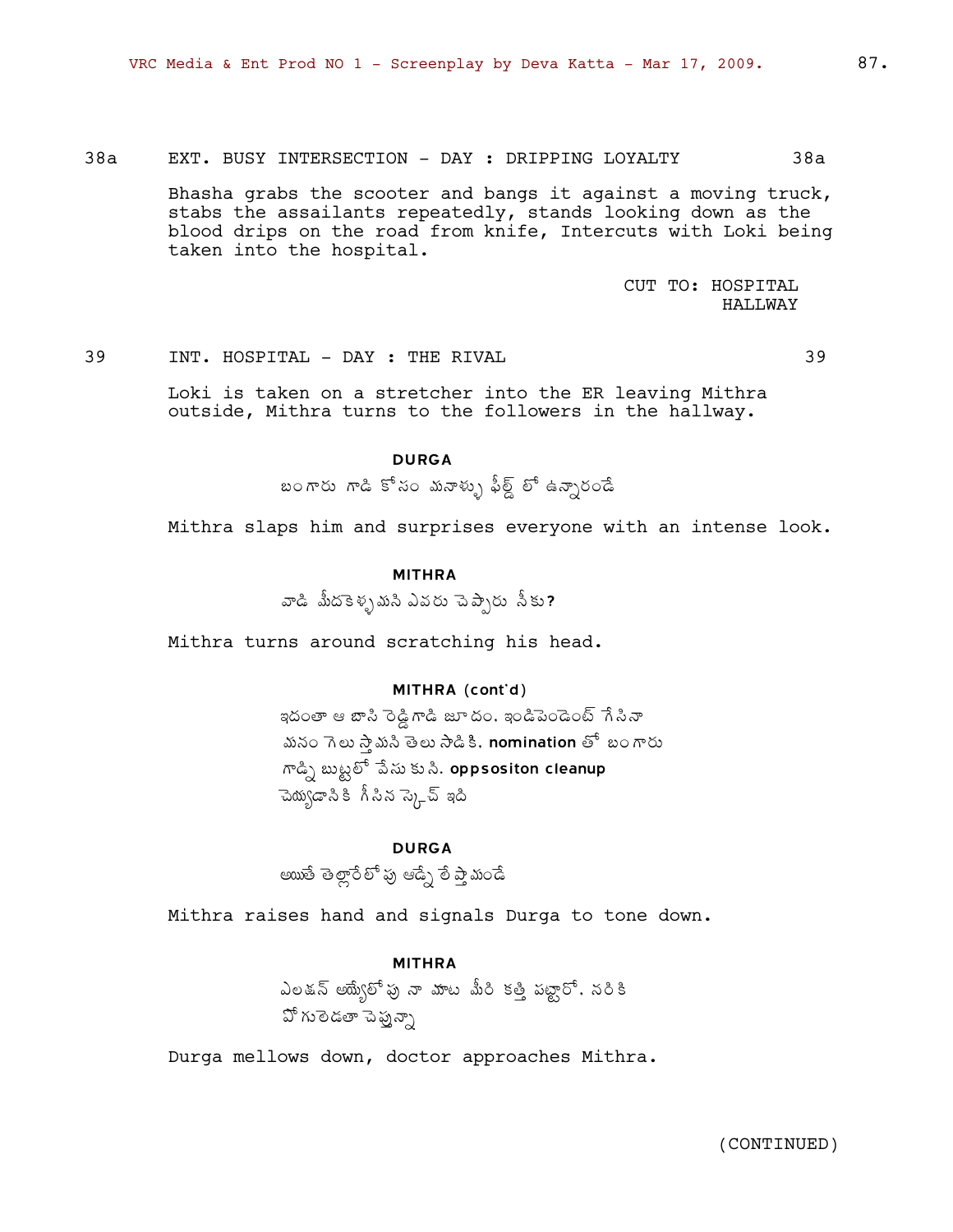38a EXT. BUSY INTERSECTION - DAY : DRIPPING LOYALTY 38a

Bhasha grabs the scooter and bangs it against a moving truck, stabs the assailants repeatedly, stands looking down as the blood drips on the road from knife, Intercuts with Loki being taken into the hospital.

CUT TO: HOSPITAL HALLWAY

39 INT. HOSPITAL - DAY : THE RIVAL 39

Loki is taken on a stretcher into the ER leaving Mithra outside, Mithra turns to the followers in the hallway.

**DURGA**

బంగారు గాడి కోసం మనాళ్ళు ఫీల్డ్ లో ఉన్నారండే

Mithra slaps him and surprises everyone with an intense look.

**MITHRA**

వాడి మీదకెళ్ళమని ఎవరు చెప్పారు నీకు?

Mithra turns around scratching his head.

**MITHRA (cont'd)**

ఇదంతా ఆ బాసి రెడ్డిగాడి జూదం. ఇండిపెండెంట్ గేసినా మనం గెలుస్తామని తెలుసాడికి. **nomination** తో బంగారు గాడ్ని బుట్టలో వేసుకుని. **oppsositon cleanup** చెయ్యడానికి గీసిన స్కెచ్ ఇది

**DURGA**

అయితే తెల్లారేలోపు ఆడ్ని లేపేస్తామండే

Mithra raises hand and signals Durga to tone down.

**MITHRA**

ఎలక్షన్ అయ్యేలోపు నా మాట మీరి కత్తి పట్టారో. నరికి పోగులెడతా చెప్తున్నా

Durga mellows down, doctor approaches Mithra.

(CONTINUED)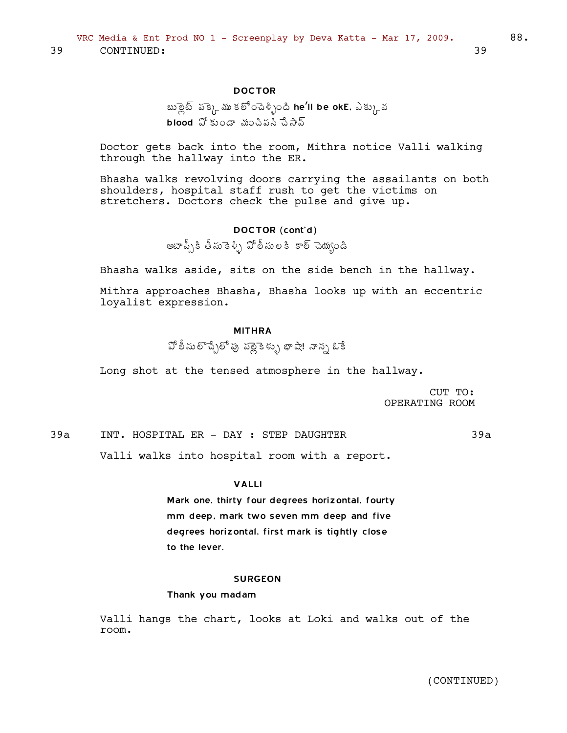39 CONTINUED: 39

**DOCTOR**

బుల్లెట్ పక్కా ముకలోంచెళ్ళింది **he'll be okE.** ఎక్కువ **blood** పోకుండా మంచిపని చేసావ్

Doctor gets back into the room, Mithra notice Valli walking through the hallway into the ER.

Bhasha walks revolving doors carrying the assailants on both shoulders, hospital staff rush to get the victims on stretchers. Doctors check the pulse and give up.

**DOCTOR (cont'd)**

అటాప్సీకి తీసుకెళ్ళి పోలీసులకి కాల్ చెయ్యండి

Bhasha walks aside, sits on the side bench in the hallway.

Mithra approaches Bhasha, Bhasha looks up with an eccentric loyalist expression.

**MITHRA**

పోలీసులొచ్చేలోపు వెళ్ళెళ్ళు భాషా! నాన్న ఓకే

Long shot at the tensed atmosphere in the hallway.

CUT TO:
OPERATING ROOM

39a INT. HOSPITAL ER - DAY : STEP DAUGHTER 39a

Valli walks into hospital room with a report.

**VALLI**

Mark one, thirty four degrees horizontal, fourty mm deep, mark two seven mm deep and five degrees horizontal, first mark is tightly close to the lever.

**SURGEON**

Thank you madam

Valli hangs the chart, looks at Loki and walks out of the room.

(CONTINUED)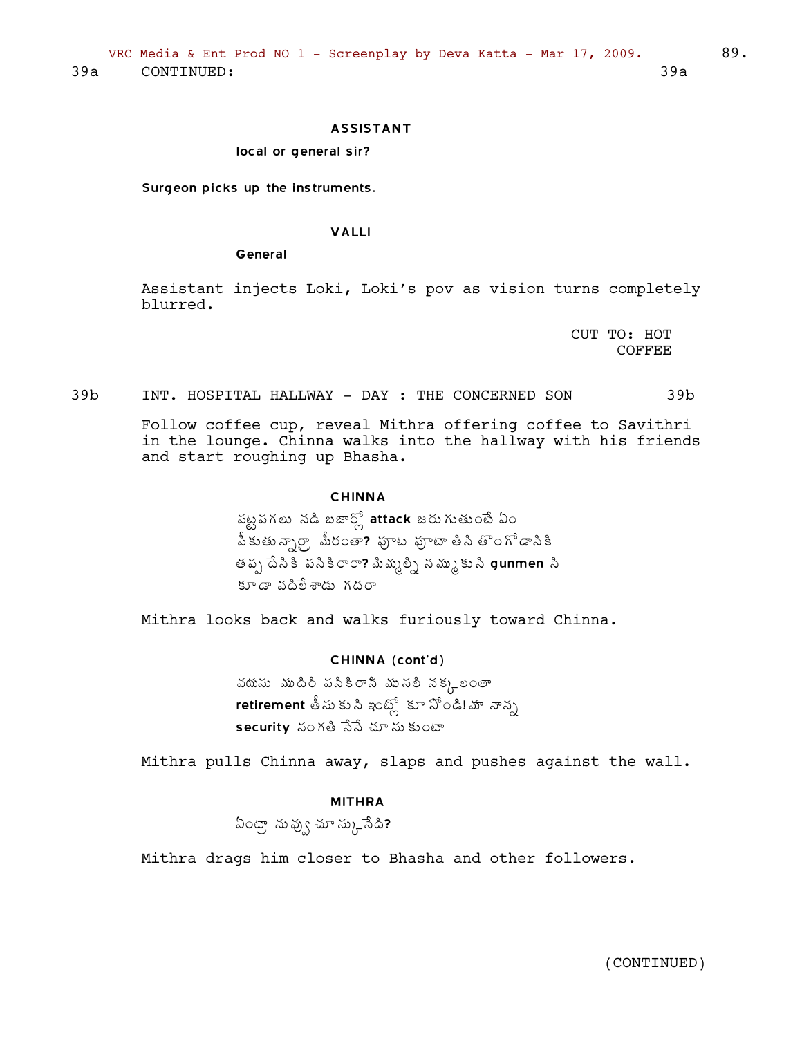39a CONTINUED: 39a

**ASSISTANT**

local or general sir?

Surgeon picks up the instruments.

**VALLI**

General

Assistant injects Loki, Loki's pov as vision turns completely blurred.

CUT TO: HOT COFFEE

39b INT. HOSPITAL HALLWAY - DAY : THE CONCERNED SON 39b

Follow coffee cup, reveal Mithra offering coffee to Savithri in the lounge. Chinna walks into the hallway with his friends and start roughing up Bhasha.

**CHINNA**

పట్టపగలు నడి బజార్లో **attack** జరుగుతుంటే ఏం పీకుతున్నార్రా మీరంతా? పూట పూటా తిని తొంగోడానికి తప్ప దేనికి పనికిరారా? మిమ్మల్ని నమ్ముకుని **gunmen** ని కూడా వదిలేశాడు గదరా

Mithra looks back and walks furiously toward Chinna.

**CHINNA** (cont'd)

వయసు ముదిరి పనికిరాని ముసలి నక్కలంతా **retirement** తీసుకుని ఇంట్లో కూర్చోండి! మా నాన్న **security** సంగతి నేనే చూసుకుంటా

Mithra pulls Chinna away, slaps and pushes against the wall.

**MITHRA**

ఏంట్రా నువ్వు చూస్కునేది?

Mithra drags him closer to Bhasha and other followers.

(CONTINUED)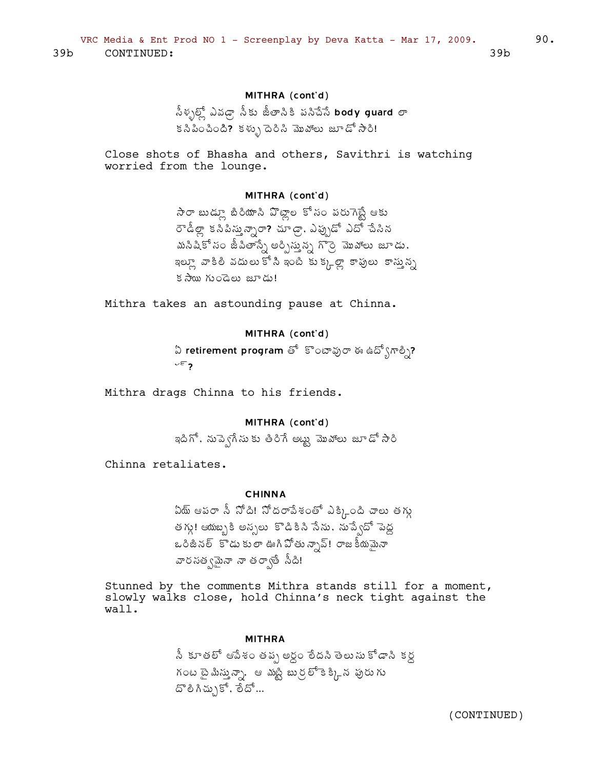39b CONTINUED: 39b

**MITHRA (cont'd)**

నీళ్ళల్లో ఎవడ్రా నీకు జీతానికి పనిచేసే **body guard** లా కనిపించింది**?** కళ్ళు దెరిచి మొహాలు జూడో సారి!

Close shots of Bhasha and others, Savithri is watching worried from the lounge.

**MITHRA (cont'd)**

సారా బుడ్లూ బిరియాని పొట్లాల కోసం పరుగెట్టే ఆకు రౌడీల్లా కనిపిస్తున్నారా**?** చూడ్రా. ఎప్పుడో ఎదో చేసిన మనిషికోసం జీవితాన్నే అర్పిస్తున్న గొర్రె మొహాలు జూడు. ఇల్లూ వాకిలీ వదులుకోని ఇంటి కుక్కల్లా కాపులు కాస్తున్న కసాయి గుండెలు జూడు!

Mithra takes an astounding pause at Chinna.

**MITHRA (cont'd)**

ఏ **retirement program** తో కొంటావురా ఈ ఉద్యోగాల్ని**?**
ఏ**?**

Mithra drags Chinna to his friends.

**MITHRA (cont'd)**

ఇదిగో. నువ్వెగేసుకు తిరిగే అట్టు మొహాలు జూడో సారి

Chinna retaliates.

**CHINNA**

ఏయ్ ఆపరా నీ నోది! నోదరావేశంతో ఎక్కింది చాలు తగ్గు తగ్గు! ఆయబ్బకి అస్సలు కొడికిని నేను. నువ్వేదో పెద్ద ఒరిజినల్ కొడుకులా ఊగిపోతున్నావ్! రాజకీయమైనా వారసత్వమైనా నా తర్వాతే నీది!

Stunned by the comments Mithra stands still for a moment, slowly walks close, hold Chinna's neck tight against the wall.

**MITHRA**

నీ కూతలో ఆవేశం తప్ప అర్ధం లేదని తెలుసుకోడాని కర్ద గంట టైమిస్తున్నా. ఆ మట్టి బుర్రలోకెక్కిన పురుగు దొలిగిచ్చుకో. లేదో...

(CONTINUED)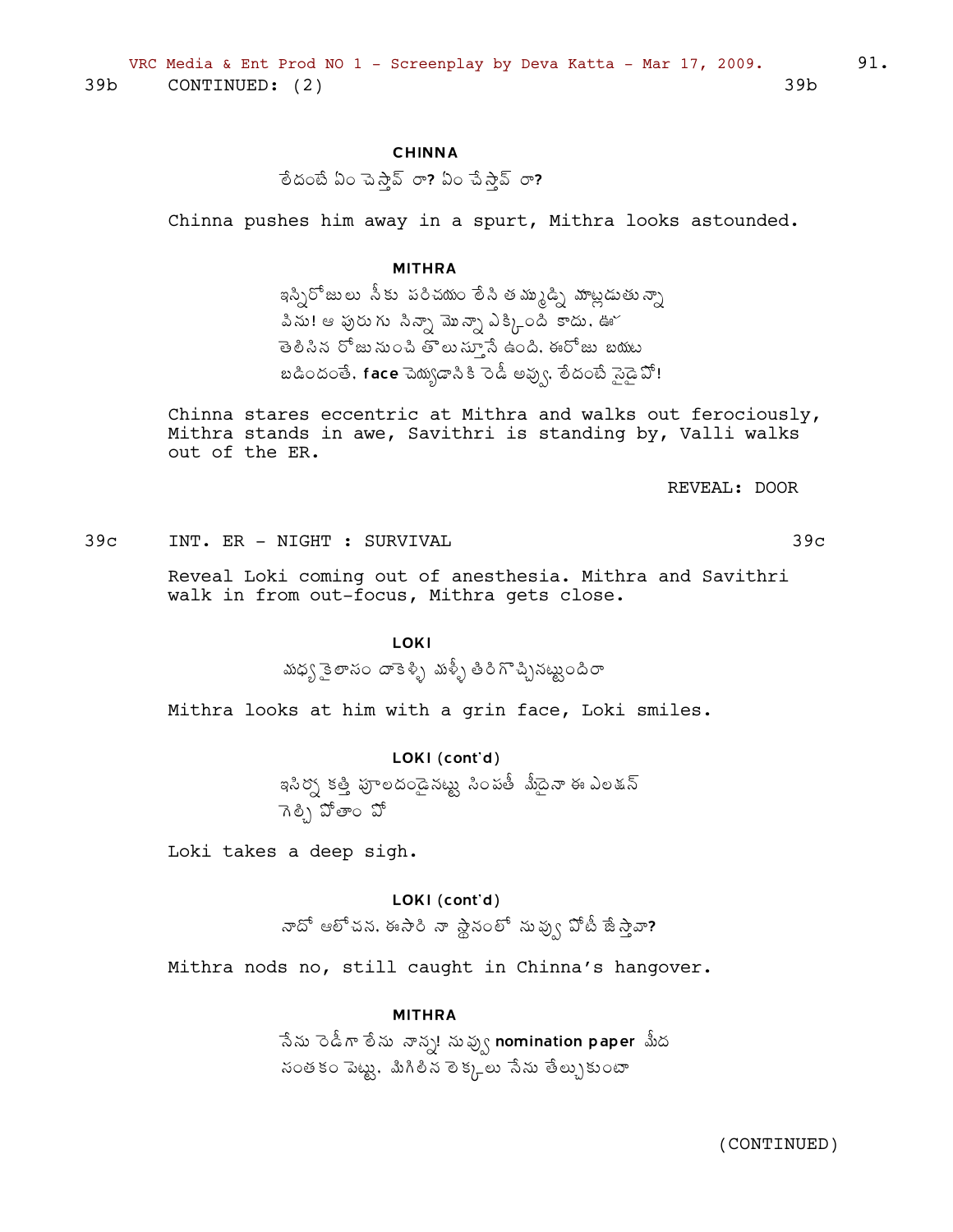39b CONTINUED: (2) 39b

**CHINNA**

లేదంటే ఏం చెస్తావ్ రా? ఏం చేస్తావ్ రా?

Chinna pushes him away in a spurt, Mithra looks astounded.

**MITHRA**

ఇన్నిరోజులు నీకు పరిచయం లేని తమ్ముడ్ని మాట్లడుతున్నా విను! ఆ పురుగు సిన్నా మొన్నా ఎక్కింది కాదు. ఊహ తెలిసిన రోజునుంచి తొలుస్తూనే ఉంది. ఈరోజు బయట బడిందంతే. **face** చెయ్యడానికి రెడీ అవ్వు. లేదంటే సైడై పో!

Chinna stares eccentric at Mithra and walks out ferociously, Mithra stands in awe, Savithri is standing by, Valli walks out of the ER.

REVEAL: DOOR

39c INT. ER - NIGHT : SURVIVAL 39c

Reveal Loki coming out of anesthesia. Mithra and Savithri walk in from out-focus, Mithra gets close.

**LOKI**

మధ్య కైలాసం దాకెళ్ళి మళ్ళీ తిరిగొచ్చినట్టుందిరా

Mithra looks at him with a grin face, Loki smiles.

**LOKI (cont'd)**

ఇసిర్న కత్తి పూలదండైనట్టు సింపతీ మీదైనా ఈ ఎలక్షన్ గెల్చి పోతాం పో

Loki takes a deep sigh.

**LOKI (cont'd)**

నాదో ఆలోచన. ఈసారి నా స్థానంలో నువ్వు పోటీ జేస్తావా?

Mithra nods no, still caught in Chinna's hangover.

**MITHRA**

నేను రెడీగా లేను నాన్న! నువ్వు **nomination paper** మీద సంతకం పెట్టు. మిగిలిన లెక్కలు నేను తేల్చుకుంటా

(CONTINUED)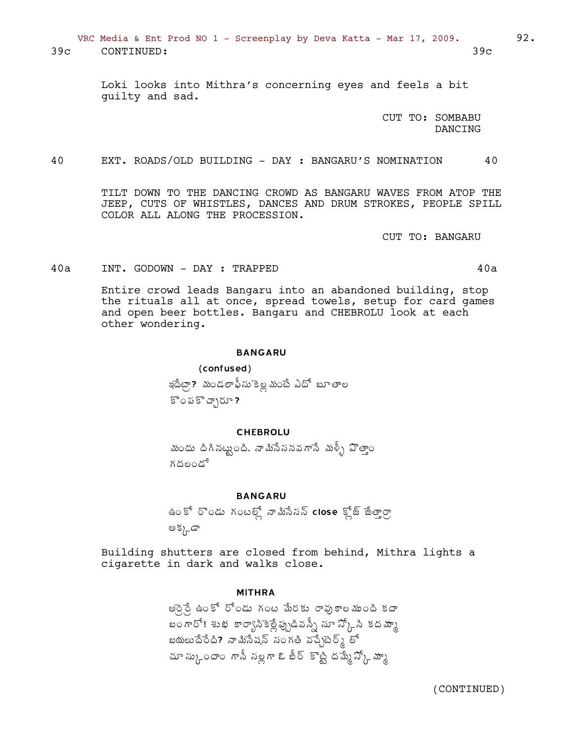39c CONTINUED: 39c

Loki looks into Mithra's concerning eyes and feels a bit guilty and sad.

CUT TO: SOMBABU DANCING

40 EXT. ROADS/OLD BUILDING - DAY : BANGARU'S NOMINATION 40

TILT DOWN TO THE DANCING CROWD AS BANGARU WAVES FROM ATOP THE JEEP, CUTS OF WHISTLES, DANCES AND DRUM STROKES, PEOPLE SPILL COLOR ALL ALONG THE PROCESSION.

CUT TO: BANGARU

40a INT. GODOWN - DAY : TRAPPED 40a

Entire crowd leads Bangaru into an abandoned building, stop the rituals all at once, spread towels, setup for card games and open beer bottles. Bangaru and CHEBROLU look at each other wondering.

**BANGARU**

**(confused)**

ఇదేట్రా? మండలాఫీసుకెళ్ల మంటే ఎదో బూతాల కొంపకొచ్చారూ?

**CHEBROLU**

మందు దిగినట్టుంది. నామినేసనవగానే మళ్ళీ వొత్తాం గదలండో

**BANGARU**

ఉంకో రొండు గంటల్లో నామినేసన్ **close** క్లోజ్ జేత్తార్రా అక్కడా

Building shutters are closed from behind, Mithra lights a cigarette in dark and walks close.

**MITHRA**

అర్రెర్రే ఉంకో రోండు గంట మేరకు రావుకాలముంది కదా బంగారో! శుభ కార్యానికెల్లేప్పుడివన్నీ సూస్కోసి కదమ్మా బయలుదేరేది? నామినేషన్ సంగతి వచ్చేటెర్మ్ లో చూసుకుందాం గానీ సల్లగా ఓ బీర్ కొట్టి దమ్మేస్కోమ్మా

(CONTINUED)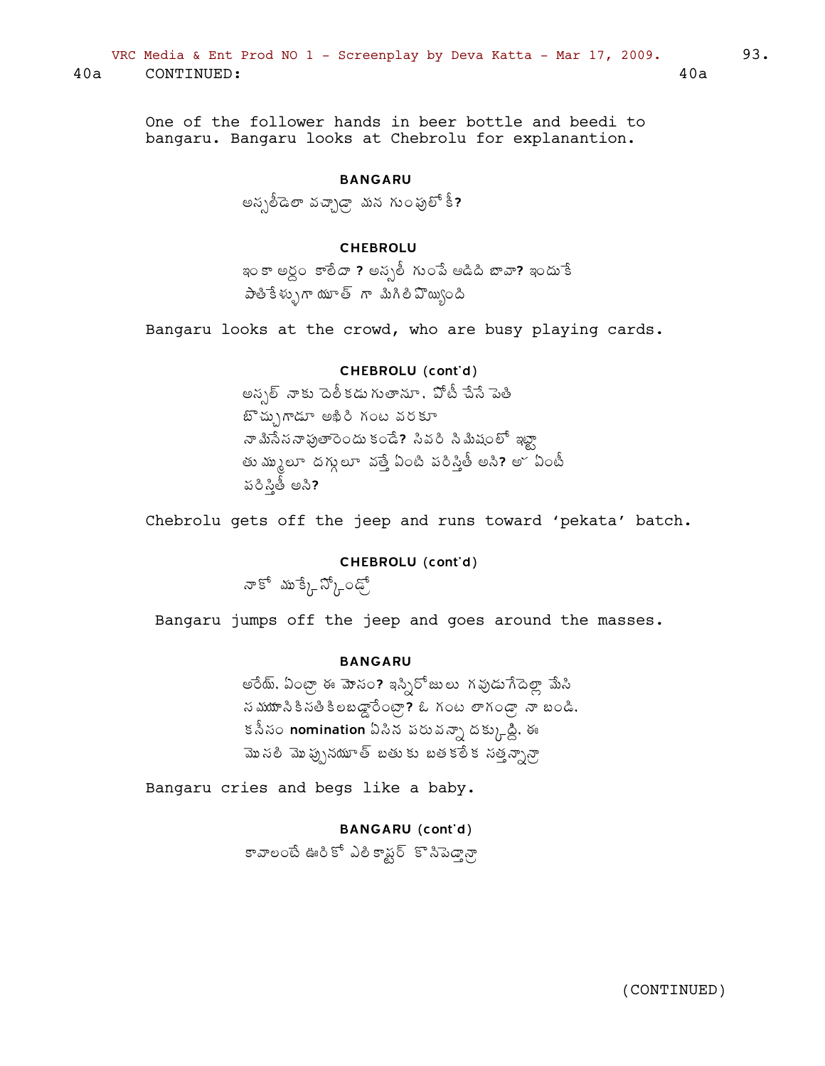40a CONTINUED: 40a

One of the follower hands in beer bottle and beedi to bangaru. Bangaru looks at Chebrolu for explanantion.

**BANGARU**

అస్సలీడెలా వచ్చాడ్రా మన గుంపులోకి?

**CHEBROLU**

ఇంకా అర్ధం కాలేదా ? అస్సలీ గుంపే ఆడిది బావా? ఇందుకే పాతికేళ్ళుగా యూత్ గా మిగిలిపొయ్యింది

Bangaru looks at the crowd, who are busy playing cards.

**CHEBROLU (cont'd)**

అస్సల్ నాకు డౌటోకటుగుతానూ. పోటీ చేసే ప్రతి బొచ్చుగాడూ ఆఖరి గంట వరకూ నా మనిసేననాపుతారెందుకండే? సివరి నిమిషంలో ఇట్టా తుమ్ములూ దగ్గులూ వత్తే ఏంటి పరిస్తితి అని? ఆఁ ఏంటీ పరిస్తితి అని?

Chebrolu gets off the jeep and runs toward 'pekata' batch.

**CHEBROLU (cont'd)**

నాకో ముక్కేస్కోండ్రో

Bangaru jumps off the jeep and goes around the masses.

**BANGARU**

అరేయ్. ఏంట్రా ఈ మోసం? ఇన్నిరోజులు గవుడుగేడెల్లా మేసి సమయానికి సతికిలబడ్డారేంట్రా? ఓ గంట లాగండ్రా నా బండి. కనీసం nomination ఏసిన పరువన్నా దక్కుద్ది. ఈ మొనలి మొప్పనయూత్ బతుకు బతకలేక సత్తన్నార్రా

Bangaru cries and begs like a baby.

**BANGARU (cont'd)**

కావాలంటే ఊరికో ఎలికాప్టర్ కొనిపెడ్తాన్రా

(CONTINUED)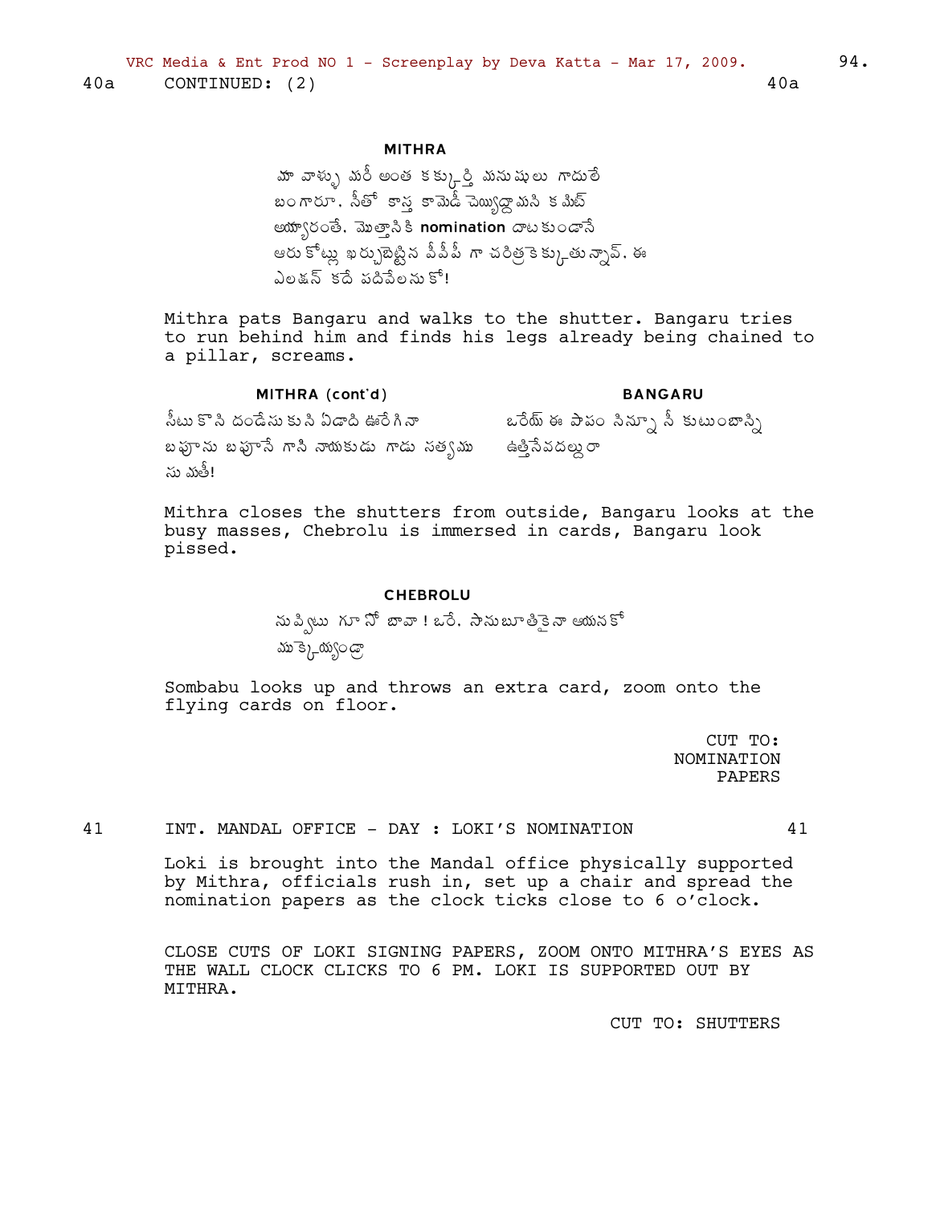40a CONTINUED: (2) 40a

**MITHRA**

మా వాళ్ళు మరీ అంత కక్కుర్తి మనుషులు గాదులే బంగారూ. నీతో కాస్త కామెడీ చెయ్యద్దామని కమిట్ అయ్యారంతే. మొత్తానికి **nomination** దాటకుండానే ఆరుకోట్లు ఖర్చుబెట్టిన వీవీపీ గా చరిత్రకెక్కుతున్నావ్. ఈ ఎలక్షన్ కదే పదివేలనుకో!

Mithra pats Bangaru and walks to the shutter. Bangaru tries to run behind him and finds his legs already being chained to a pillar, screams.

**MITHRA (cont'd)**

సీటుకొని దండేసుకుని ఏడాది ఊరేగినా బఫూను బఫూనే గాని నాయకుడు గాడు సత్యమును మతీ!

**BANGARU**

ఒరేయ్ ఈ పాపం నిన్నూ నీ కుటుంబాన్ని ఉత్తినేవదల్దురా

Mithra closes the shutters from outside, Bangaru looks at the busy masses, Chebrolu is immersed in cards, Bangaru look pissed.

**CHEBROLU**

నువ్వెటు గూనో బావా ! ఒరే, సానుబూతికైనా ఆయనకో ముక్కెయ్యండ్రా

Sombabu looks up and throws an extra card, zoom onto the flying cards on floor.

CUT TO: NOMINATION PAPERS

41 INT. MANDAL OFFICE - DAY : LOKI'S NOMINATION 41

Loki is brought into the Mandal office physically supported by Mithra, officials rush in, set up a chair and spread the nomination papers as the clock ticks close to 6 o'clock.

CLOSE CUTS OF LOKI SIGNING PAPERS, ZOOM ONTO MITHRA'S EYES AS THE WALL CLOCK CLICKS TO 6 PM. LOKI IS SUPPORTED OUT BY MITHRA.

CUT TO: SHUTTERS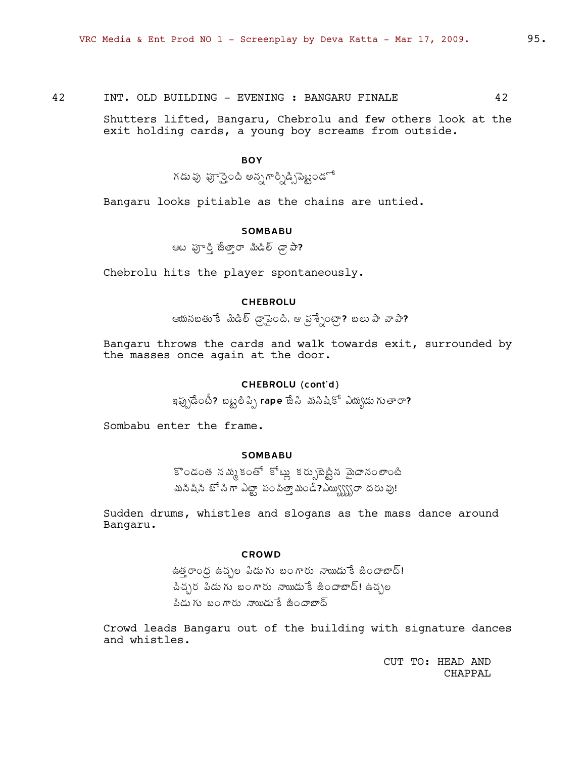42 INT. OLD BUILDING - EVENING : BANGARU FINALE 42

Shutters lifted, Bangaru, Chebrolu and few others look at the exit holding cards, a young boy screams from outside.

**BOY**

గడువు పూర్తైంది అన్నగార్నిడిస్పెట్టండో

Bangaru looks pitiable as the chains are untied.

**SOMBABU**

ఆట పూర్తి జేత్తారా మిడిల్ డ్రాపా?

Chebrolu hits the player spontaneously.

**CHEBROLU**

ఆయనబతుకే మిడిల్ డ్రాపైంది. ఆ ప్రశ్నేంట్రా? బలుపా వాపా?

Bangaru throws the cards and walk towards exit, surrounded by the masses once again at the door.

**CHEBROLU (cont'd)**

ఇప్పుడేంటి? బట్టలిప్పి **rape** జేసి మనిషికో ఎయ్యడు గుతారా?

Sombabu enter the frame.

**SOMBABU**

కొండంత నమ్మకంతో కోట్లు కర్సుబెట్టిన మైదానంలాంటి మనిషిని బోసిగా ఎట్టా పంపిత్తామండే? ఎయ్యిర్రా దరువు!

Sudden drums, whistles and slogans as the mass dance around Bangaru.

**CROWD**

ఉత్తరాంధ్ర ఉచ్చల పిడుగు బంగారు నాయుడుకే జిందాబాద్! చిచ్చర పిడుగు బంగారు నాయుడుకే జిందాబాద్! ఉచ్చల పిడుగు బంగారు నాయుడుకే జిందాబాద్

Crowd leads Bangaru out of the building with signature dances and whistles.

CUT TO: HEAD AND CHAPPAL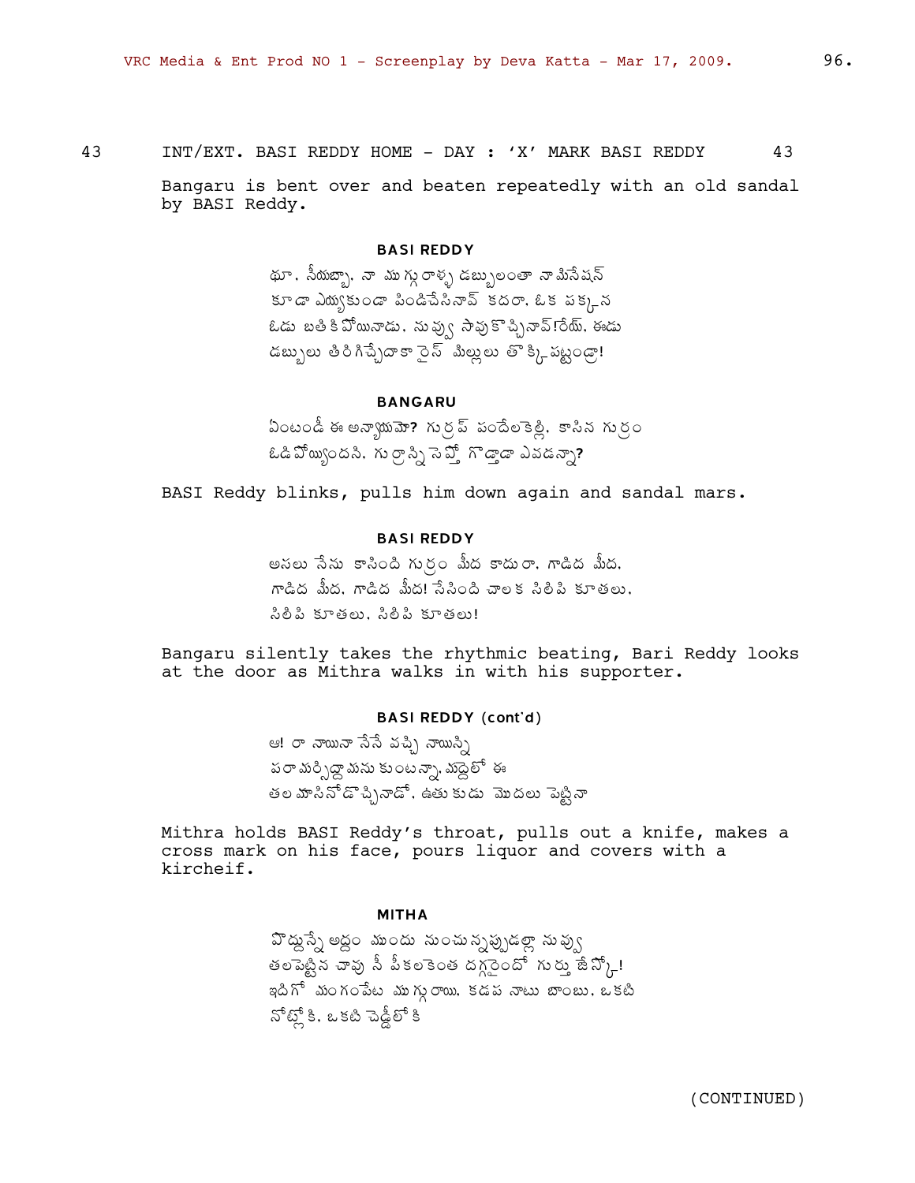43 INT/EXT. BASI REDDY HOME - DAY : 'X' MARK BASI REDDY 43

Bangaru is bent over and beaten repeatedly with an old sandal by BASI Reddy.

**BASI REDDY**

ఛూ. నీయబ్బా. నా ముగ్గురాళ్ళ డబ్బులంతా నామినేషన్ కూడా ఎయ్యకుండా పిండిచేసినావ్ కదరా. ఒక పక్కన ఓడు బతికిపోయినాడు. నువ్వు సావుకొచ్చినావ్!రేయ్. ఈడు డబ్బులు తిరిగిచ్చేదాకా రైస్ మిల్లులు తొక్కపట్టండ్రా!

**BANGARU**

ఏంటండీ ఈ అన్యాయమో? గుర్రప్ పందేలకెల్లి. కాసిన గుర్రం ఓడిపోయ్యిందని. గుర్రాన్ని సెప్పో గొడ్తాడా ఎవడన్నా?

BASI Reddy blinks, pulls him down again and sandal mars.

**BASI REDDY**

అసలు నేను కాసింది గుర్రం మీద కాదురా. గాడిద మీద. గాడిద మీద. గాడిద మీద! నేసింది చాలక సిలిపి కూతలు. సిలిపి కూతలు. సిలిపి కూతలు!

Bangaru silently takes the rhythmic beating, Bari Reddy looks at the door as Mithra walks in with his supporter.

**BASI REDDY (cont'd)**

ఆ! రా నాయినా నేనే వచ్చి నాయిన్ని పరామర్సిద్దామనుకుంటన్నా. మద్దెలో ఈ తలమాసినోడొచ్చినాడో. ఉతుకుడు మొదలు పెట్టినా

Mithra holds BASI Reddy's throat, pulls out a knife, makes a cross mark on his face, pours liquor and covers with a kircheif.

**MITHA**

పొద్దున్నే అద్దం ముందు నుంచున్నప్పుడల్లా నువ్వు తలపెట్టిన చావు నీ పీకలకెంత దగ్గరైందో గుర్తు జేస్కో! ఇదిగో మంగంపేట ముగ్గురాయి. కడప నాటు బాంబు. ఒకటి నోట్లోకి. ఒకటి చెడ్డీలోకి

(CONTINUED)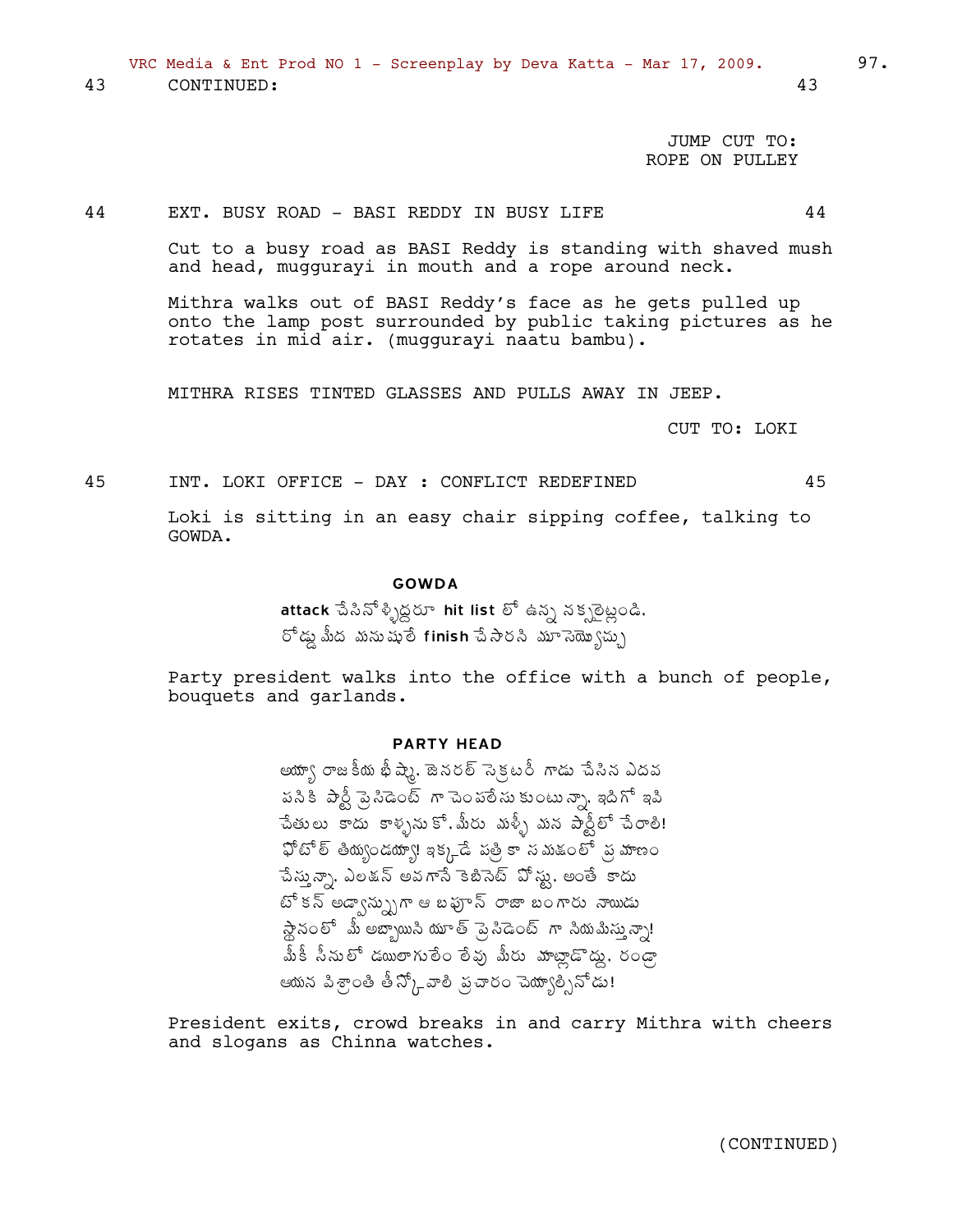43 CONTINUED: 43

JUMP CUT TO:
ROPE ON PULLEY

44 EXT. BUSY ROAD - BASI REDDY IN BUSY LIFE 44

Cut to a busy road as BASI Reddy is standing with shaved mush and head, mugguryai in mouth and a rope around neck.

Mithra walks out of BASI Reddy's face as he gets pulled up onto the lamp post surrounded by public taking pictures as he rotates in mid air. (mugguryai naatu bambu).

MITHRA RISES TINTED GLASSES AND PULLS AWAY IN JEEP.

CUT TO: LOKI

45 INT. LOKI OFFICE - DAY : CONFLICT REDEFINED 45

Loki is sitting in an easy chair sipping coffee, talking to GOWDA.

**GOWDA**

**attack** చేసినోళ్ళిద్దరూ **hit list** లో ఉన్న నక్సలైట్లండి. రోడ్డు మీద మనుషులే **finish** చేసారని మూసెయ్యొచ్చు

Party president walks into the office with a bunch of people, bouquets and garlands.

**PARTY HEAD**

అయ్యా రాజకీయ భీష్మా. జెనరల్ సెక్రటరీ గాడు చేసిన ఎదవ పనికి పార్టీ ప్రెసిడెంట్ గా చెంపలేసుకుంటున్నా. ఇదిగో ఇవి చేతులు కాదు కాళ్ళనుకో. మీరు మళ్ళీ మన పార్టీలో చేరాలి! ఫోటోల్ తియ్యండయ్యా! ఇక్కడే పత్రికా సమక్షంలో ప్రమాణం చేస్తున్నా. ఎలక్షన్ అవగానే కెబినెట్ పోస్టు. అంతే కాదు టోకెన్ అడ్వాన్సుగా ఆ బఫూన్ రాజా బంగారు నాయుడు స్థానంలో మీ అబ్బాయిని యూత్ ప్రెసిడెంట్ గా నియమిస్తున్నా! మీకి సీనులో డయిలాగులేం లేవు మీరు మాట్లాడొద్దు. రండ్రా ఆయన విశ్రాంతి తీస్కోవాలి ప్రచారం చెయ్యాల్సినోడు!

President exits, crowd breaks in and carry Mithra with cheers and slogans as Chinna watches.

(CONTINUED)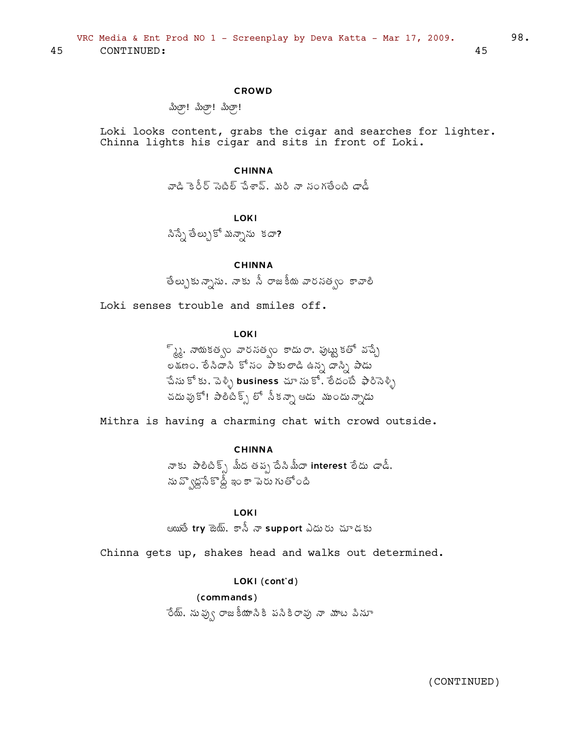45 CONTINUED: 45

**CROWD**

మిత్రా! మిత్రా! మిత్రా!

Loki looks content, grabs the cigar and searches for lighter. Chinna lights his cigar and sits in front of Loki.

**CHINNA**

వాడి కెరీర్ సెటిల్ చేశావ్. మరి నా సంగతేంటి డాడీ

**LOKI**

నిన్నే తేల్చుకోమన్నాను కదా?

**CHINNA**

తేల్చుకున్నాను. నాకు నీ రాజకీయ వారసత్వం కావాలి

Loki senses trouble and smiles off.

**LOKI**

హ్మ్. నాయకత్వం వారసత్వం కాదురా. పుట్టుకతో వచ్చే లక్షణం. లేనిదాని కోసం పాకులాడి ఉన్న దాన్ని పాడు చేసుకోకు. వెళ్ళి **business** చూసుకో. లేదంటే ఫారిన్ వెళ్ళి చదువుకో! పాలిటిక్స్ లో నీకన్నా ఆడు ముందున్నాడు

Mithra is having a charming chat with crowd outside.

**CHINNA**

నాకు పాలిటిక్స్ మీద తప్ప దేనిమీదా **interest** లేదు డాడీ. నువ్వొద్దనే కొద్దీ ఇంకా పెరుగుతోంది

**LOKI**

అయితే **try** జెయ్. కానీ నా **support** ఎదురు చూడకు

Chinna gets up, shakes head and walks out determined.

**LOKI (cont'd)**

(commands)

రేయ్. నువ్వు రాజకీయానికి పనికిరావు నా మాట వినూ

(CONTINUED)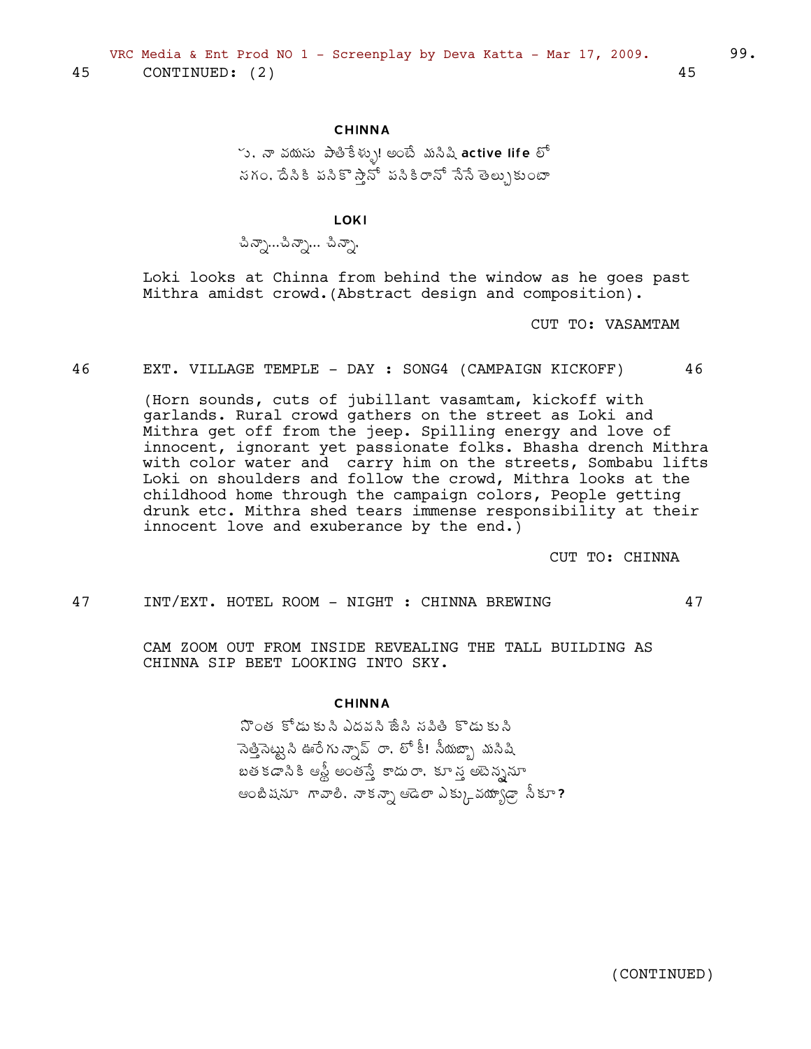45 CONTINUED: (2) 45

**CHINNA**

ు. నా వయసు పాతికేళ్ళు! అంటే మనిషి active life లో సగం. దేనికి పనికొస్తానో పనికిరానో నేనే తెల్చుకుంటా

**LOKI**

చిన్నా...చిన్నా... చిన్నా.

Loki looks at Chinna from behind the window as he goes past Mithra amidst crowd.(Abstract design and composition).

CUT TO: VASAMTAM

46 EXT. VILLAGE TEMPLE - DAY : SONG4 (CAMPAIGN KICKOFF) 46

(Horn sounds, cuts of jubillant vasamtam, kickoff with garlands. Rural crowd gathers on the street as Loki and Mithra get off from the jeep. Spilling energy and love of innocent, ignorant yet passionate folks. Bhasha drench Mithra with color water and carry him on the streets, Sombabu lifts Loki on shoulders and follow the crowd, Mithra looks at the childhood home through the campaign colors, People getting drunk etc. Mithra shed tears immense responsibility at their innocent love and exuberance by the end.)

CUT TO: CHINNA

47 INT/EXT. HOTEL ROOM - NIGHT : CHINNA BREWING 47

CAM ZOOM OUT FROM INSIDE REVEALING THE TALL BUILDING AS CHINNA SIP BEET LOOKING INTO SKY.

**CHINNA**

సొంత కోడుకుని ఎదవని జేసి సవితి కొడుకుని నెత్తినెట్టుని ఊరేగుతున్నావ్ రా. లోకీ! నీయబ్బా మనిషి బతకడానికి ఆస్తీ అంతస్తే కాదురా. కూస్త అటెన్షనూ ఆంబిషనూ గావాలి. నాకన్నా ఆడెలా ఎక్కువయ్యాడ్రా నీకూ?

(CONTINUED)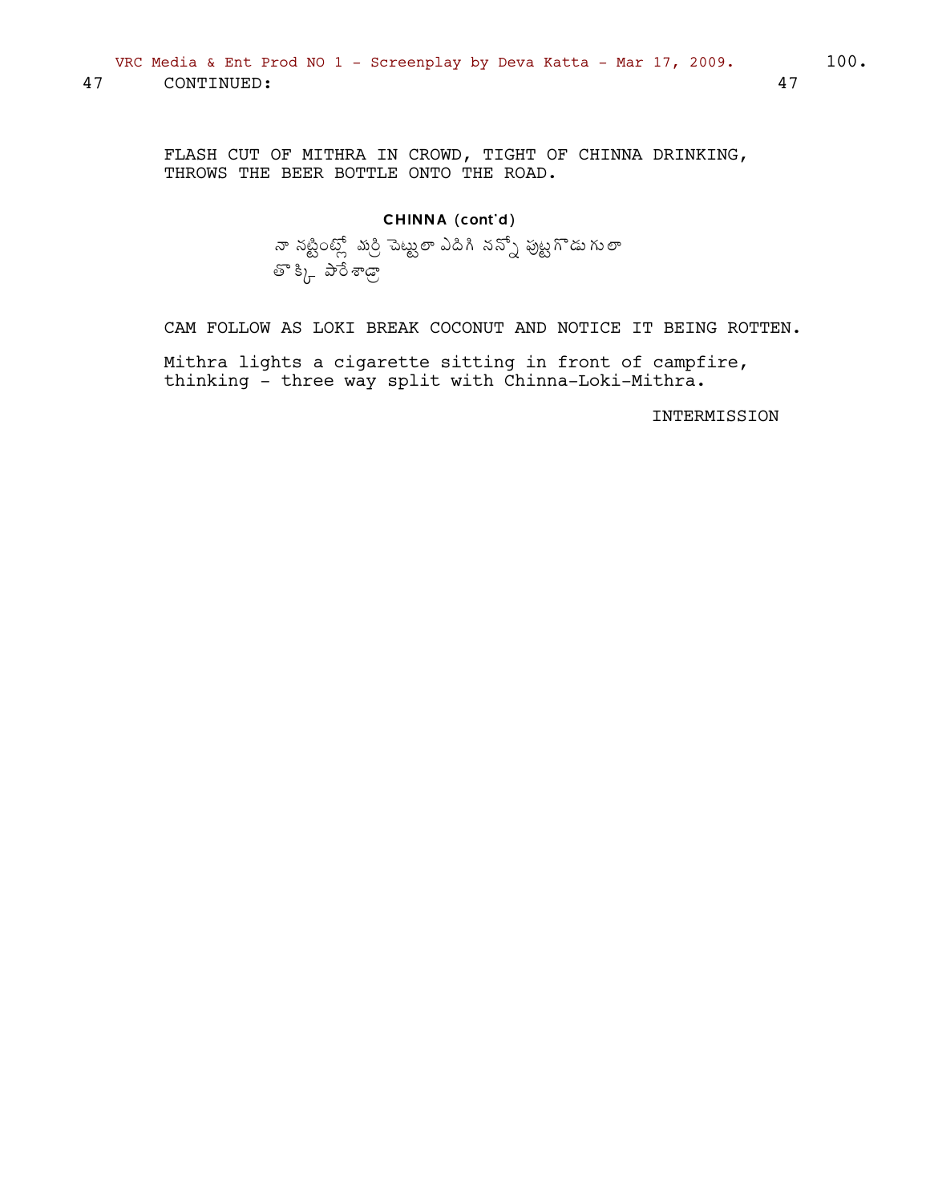47 CONTINUED: 47

FLASH CUT OF MITHRA IN CROWD, TIGHT OF CHINNA DRINKING, THROWS THE BEER BOTTLE ONTO THE ROAD.

CHINNA (cont'd)
నా నట్టింట్లో మర్రి చెట్టులా ఎదిగి నన్నే పుట్టగొడుగులా తొక్కి పారేశాడ్రా

CAM FOLLOW AS LOKI BREAK COCONUT AND NOTICE IT BEING ROTTEN.

Mithra lights a cigarette sitting in front of campfire, thinking - three way split with Chinna-Loki-Mithra.

INTERMISSION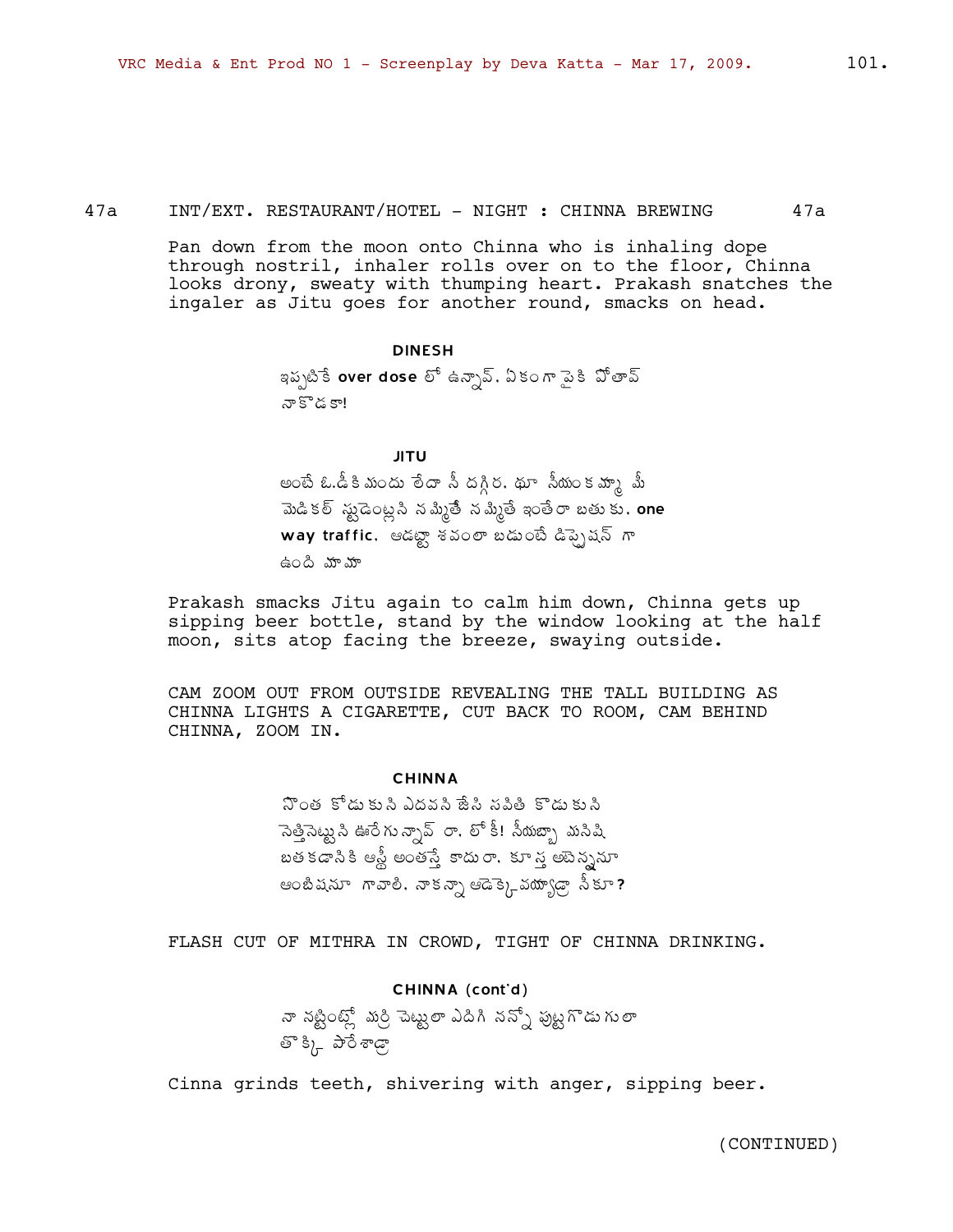47a INT/EXT. RESTAURANT/HOTEL - NIGHT : CHINNA BREWING 47a

Pan down from the moon onto Chinna who is inhaling dope through nostril, inhaler rolls over on to the floor, Chinna looks drony, sweaty with thumping heart. Prakash snatches the ingaler as Jitu goes for another round, smacks on head.

**DINESH**

ఇప్పటికే **over dose** లో ఉన్నావ్. ఏకంగా పైకి పోతావ్ నాకొడకా!

**JITU**

అంటే ఓ.డీకి మందు లేదా నీ దగ్గిర. ఛా నీయంకమ్మా మీ మెడికల్ స్టుడెంట్లని నమ్మితే నమ్మితే ఇంతేరా బతుకు. **one way traffic.** ఆడట్టా శవంలా బడుంటే డిప్రెషన్ గా ఉంది మామా

Prakash smacks Jitu again to calm him down, Chinna gets up sipping beer bottle, stand by the window looking at the half moon, sits atop facing the breeze, swaying outside.

CAM ZOOM OUT FROM OUTSIDE REVEALING THE TALL BUILDING AS CHINNA LIGHTS A CIGARETTE, CUT BACK TO ROOM, CAM BEHIND CHINNA, ZOOM IN.

**CHINNA**

సొంత కోడుకుని ఎదవని జేసి సవితి కొడుకుని నెత్తినెట్టుని ఊరేగుతున్నావ్ రా. లోకీ! నీయబ్బా మనిషి బతకడానికి ఆస్తి అంతస్తే కాదురా. కూస్త అభిమానమూ ఆంబిషనూ గావాలి. నాకన్నా ఆడెక్కువయ్యాడ్రా నీకూ?

FLASH CUT OF MITHRA IN CROWD, TIGHT OF CHINNA DRINKING.

**CHINNA (cont'd)**

నా నట్టింట్లో మర్రి చెట్టులా ఎదిగి నన్నో పుట్టగొడుగులా తొక్కి పారేశాడ్రా

Cinna grinds teeth, shivering with anger, sipping beer.

(CONTINUED)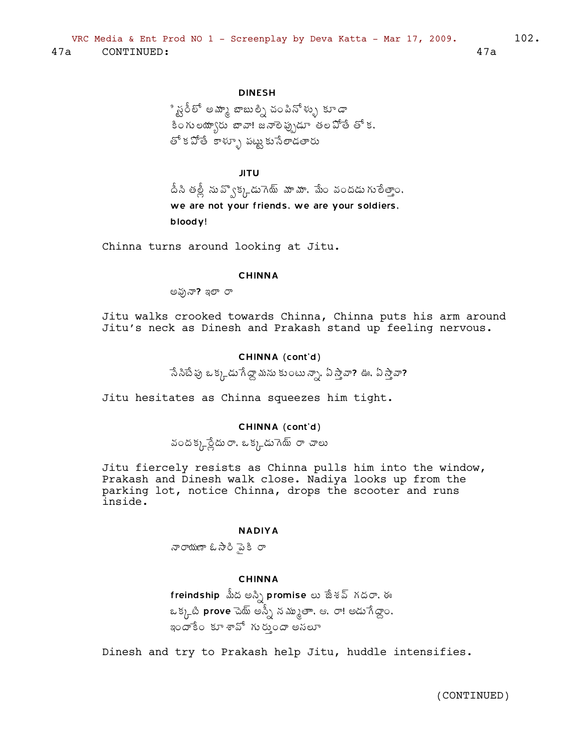47a CONTINUED: 47a

**DINESH**

హిస్టరీలో అమ్మా బాబుల్ని చంపినోళ్ళు కూడా
కింగులయ్యారు బావా! జనాలెప్పుడూ తలపోతే తోక,
తోకపోతే కాళ్ళూ పట్టుకునేలాడతారు

**JITU**

దీని తల్లీ నువ్వొక్కడుగెయ్ మామా. మేం వందడుగులేత్తాం.
we are not your friends. we are your soldiers.
bloody!

Chinna turns around looking at Jitu.

**CHINNA**

అవునా? ఇలా రా

Jitu walks crooked towards Chinna, Chinna puts his arm around Jitu's neck as Dinesh and Prakash stand up feeling nervous.

**CHINNA (cont'd)**

నేనిప్పుడు ఒక్కడుగేద్దామనుకుంటున్నా. ఏస్తావా? ఊ. ఏస్తావా?

Jitu hesitates as Chinna squeezes him tight.

**CHINNA (cont'd)**

వందక్కర్లేదురా. ఒక్కడుగెయ్ రా చాలు

Jitu fiercely resists as Chinna pulls him into the window, Prakash and Dinesh walk close. Nadiya looks up from the parking lot, notice Chinna, drops the scooter and runs inside.

**NADIYA**

నారాయణా ఓసారి పైకి రా

**CHINNA**

freindship మీద అన్ని promise లు జేశవ్ గదరా. ఈ
ఒక్కటి prove చెయ్ అన్నీ నమ్ముతా. ఆ. రా! అడుగేద్దాం.
ఇందాకేం కూశావో గుర్తుందా అసలూ

Dinesh and try to Prakash help Jitu, huddle intensifies.

(CONTINUED)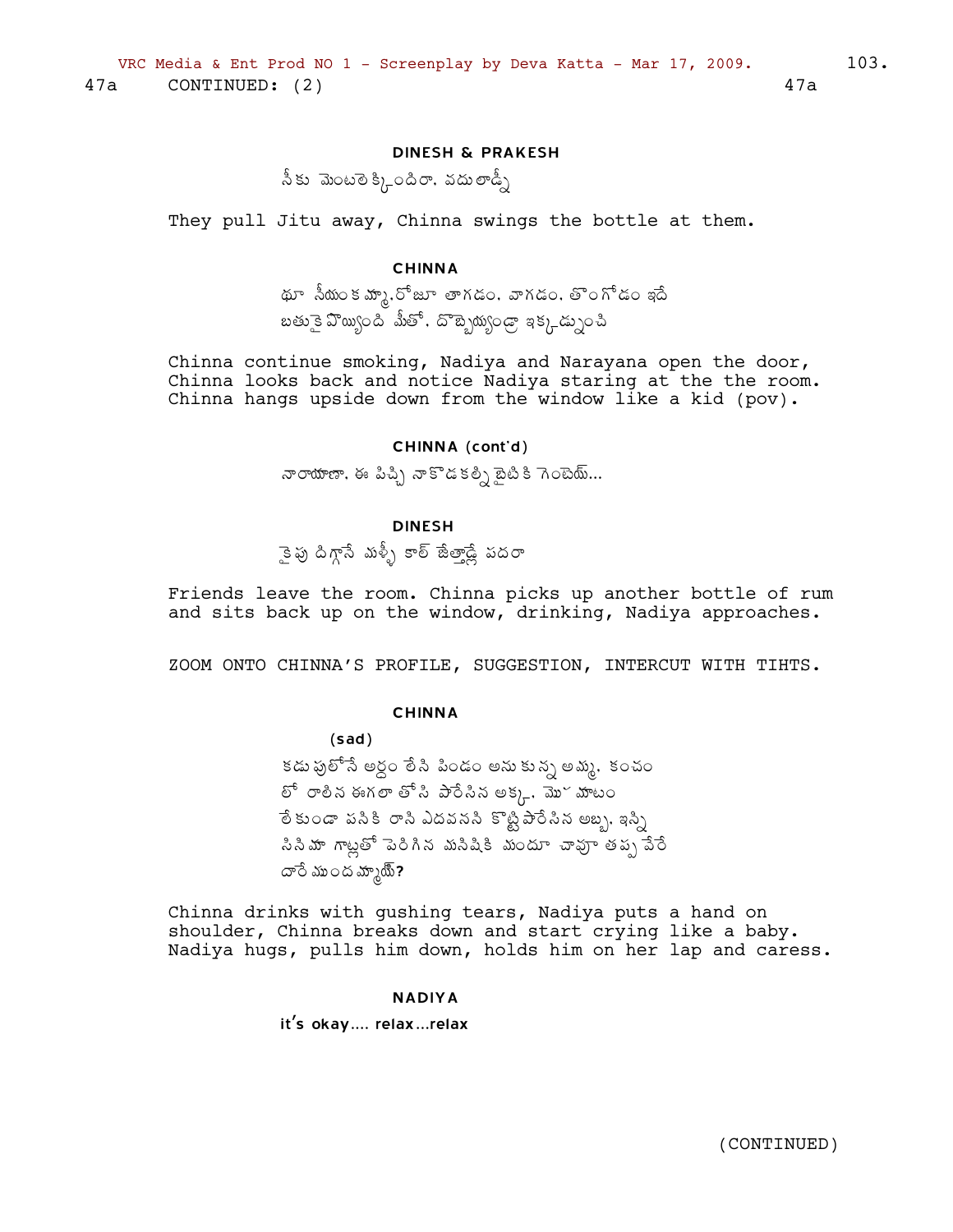47a CONTINUED: (2) 47a

**DINESH & PRAKESH**

నీకు మెంటలెక్కిందిరా. వదులాడ్నీ

They pull Jitu away, Chinna swings the bottle at them.

**CHINNA**

థూ నీయంకమ్మా.రోజూ తాగడం. వాగడం. తొంగోడం ఇదే బతుకైపోయింది మీతో. దొబ్బెయ్యండ్రా ఇక్కడ్నుంచి

Chinna continue smoking, Nadiya and Narayana open the door, Chinna looks back and notice Nadiya staring at the the room. Chinna hangs upside down from the window like a kid (pov).

**CHINNA (cont'd)**

నారాయణా. ఈ పిచ్చి నాకొడకల్ని బైటికి గెంటెయ్...

**DINESH**

కైపు దిగ్గానే మళ్ళీ కాల్ జేత్తాడ్లే పదరా

Friends leave the room. Chinna picks up another bottle of rum and sits back up on the window, drinking, Nadiya approaches.

ZOOM ONTO CHINNA'S PROFILE, SUGGESTION, INTERCUT WITH TIHTS.

**CHINNA**

(sad)

కడుపులోనే అర్థం లేని పిండం అనుకున్న అమ్మ. కంచంలో రాలిన ఈగలా తోసి పారేసిన అక్క. మొహమాటం లేకుండా పనికి రాని ఎదవనని కొట్టి పారేసిన అబ్బ. ఇన్ని సినిమా గాట్లతో పెరిగిన మనిషికి మందూ చావూ తప్ప వేరే దారేముందమ్మాయ్?

Chinna drinks with gushing tears, Nadiya puts a hand on shoulder, Chinna breaks down and start crying like a baby. Nadiya hugs, pulls him down, holds him on her lap and caress.

**NADIYA**

it's okay.... relax...relax

(CONTINUED)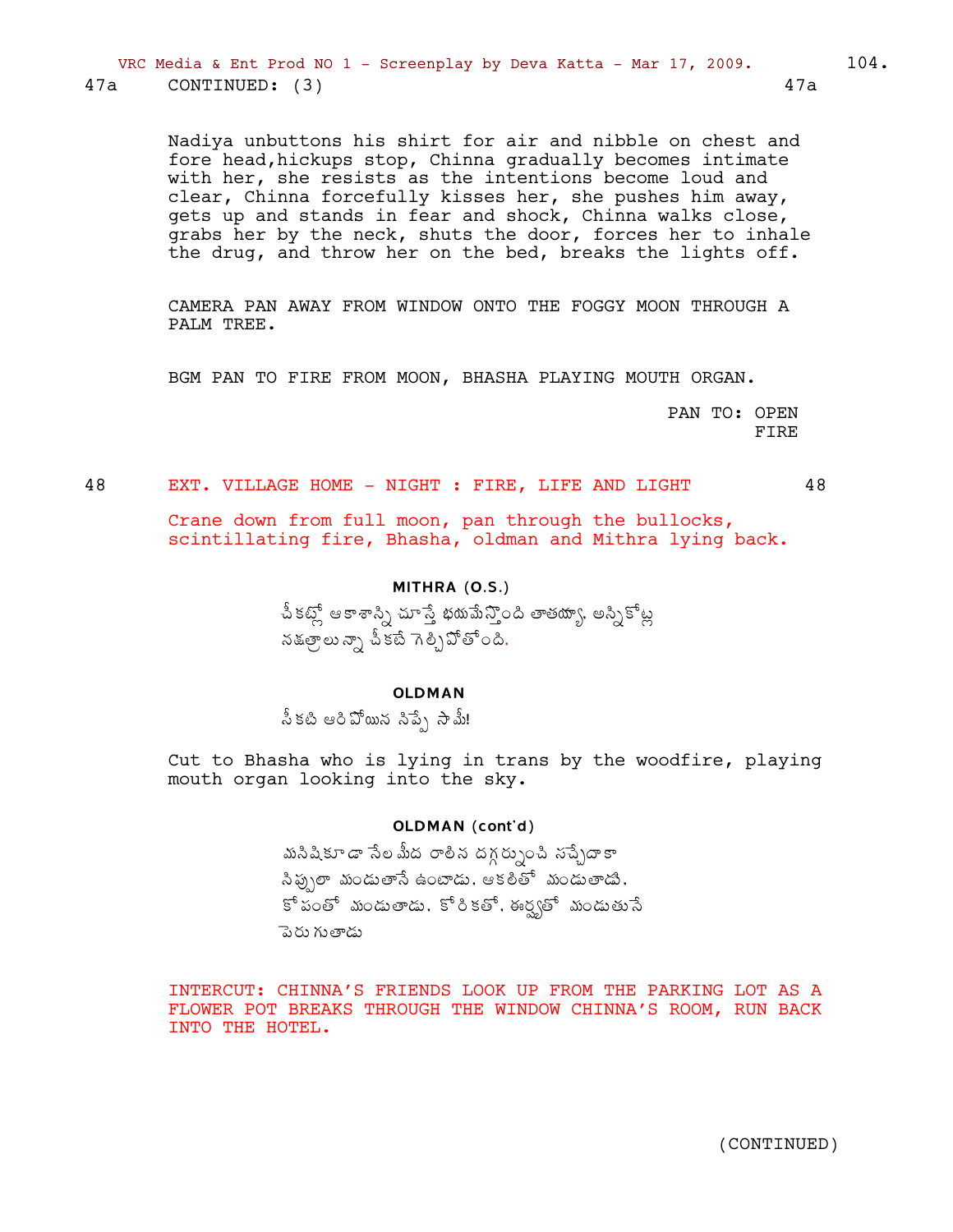47a CONTINUED: (3) 47a

Nadiya unbuttons his shirt for air and nibble on chest and fore head,hickups stop, Chinna gradually becomes intimate with her, she resists as the intentions become loud and clear, Chinna forcefully kisses her, she pushes him away, gets up and stands in fear and shock, Chinna walks close, grabs her by the neck, shuts the door, forces her to inhale the drug, and throw her on the bed, breaks the lights off.

CAMERA PAN AWAY FROM WINDOW ONTO THE FOGGY MOON THROUGH A PALM TREE.

BGM PAN TO FIRE FROM MOON, BHASHA PLAYING MOUTH ORGAN.

PAN TO: OPEN FIRE

48 EXT. VILLAGE HOME - NIGHT : FIRE, LIFE AND LIGHT 48

Crane down from full moon, pan through the bullocks, scintillating fire, Bhasha, oldman and Mithra lying back.

**MITHRA (O.S.)**

చీకట్లో ఆకాశాన్ని చూస్తే భయమేస్తోంది తాతయ్యా. అన్నికోట్ల నక్షత్రాలున్నా చీకటే గెల్చిపోతోంది.

**OLDMAN**

సీకటి ఆరిపోయిన సిప్పే సామీ!

Cut to Bhasha who is lying in trans by the woodfire, playing mouth organ looking into the sky.

**OLDMAN (cont'd)**

మనిషికూడా నేల మీద రాలిన దగ్గర్నుంచి సచ్చేదాకా సిప్పులా మండుతానే ఉంటాడు. ఆకలితో మండుతాడు. కోపంతో మండుతాడు. కోరికతో. ఈర్ష్యతో మండుతునే పెరుగుతాడు

INTERCUT: CHINNA'S FRIENDS LOOK UP FROM THE PARKING LOT AS A FLOWER POT BREAKS THROUGH THE WINDOW CHINNA'S ROOM, RUN BACK INTO THE HOTEL.

(CONTINUED)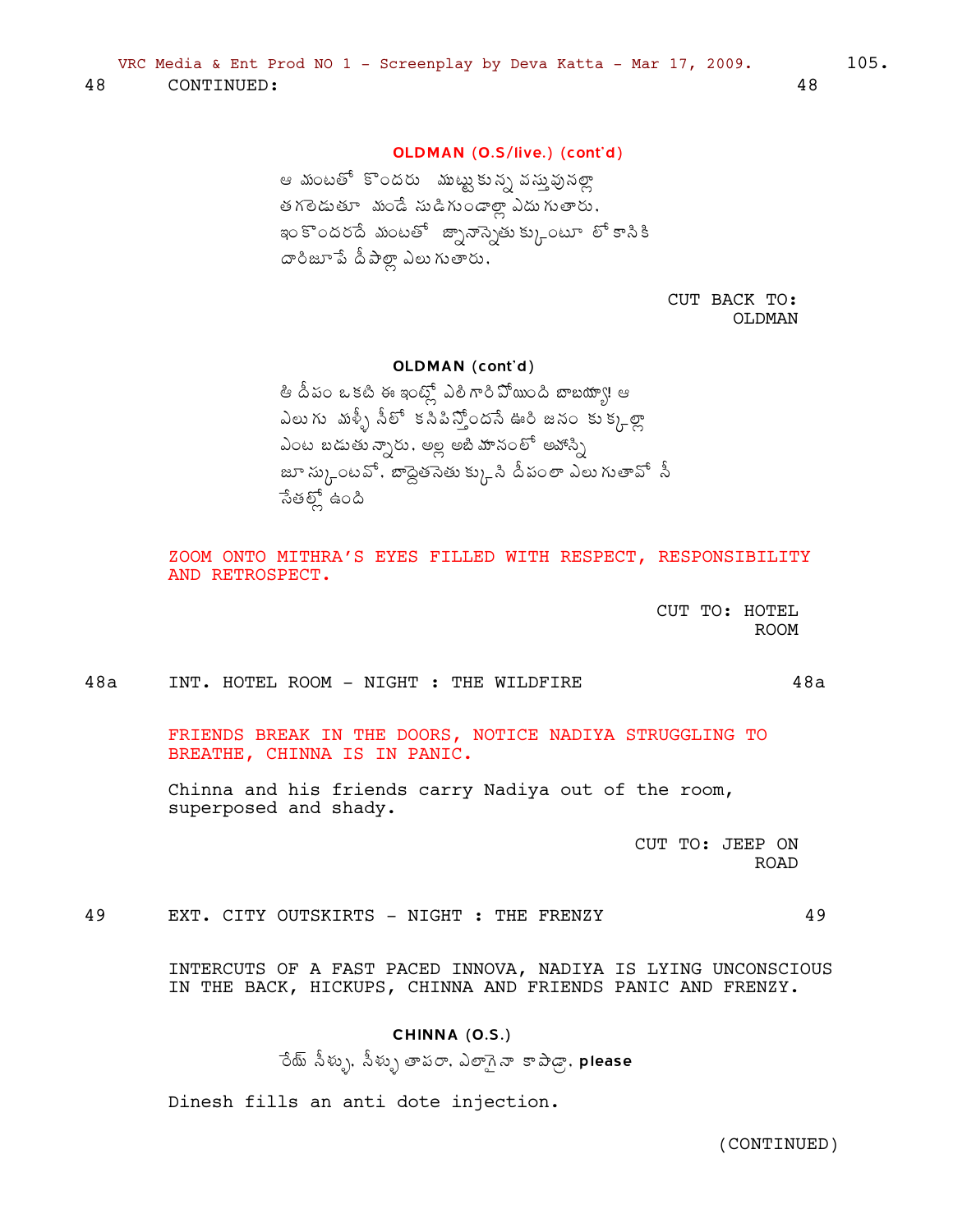48 CONTINUED: 48

**OLDMAN (O.S/live.) (cont'd)**

ఆ మంటతో కొందరు ముట్టుకున్న వస్తువునల్లా
తగలెడుతూ మండే సుడిగుండాల్లా ఎదుగుతారు.
ఇంకొందరదే మంటతో జ్ఞానాన్నెతుక్కుంటూ లోకానికి
దారిజూపే దీపాల్లా ఎలుగుతారు.

CUT BACK TO:
OLDMAN

**OLDMAN (cont'd)**

ఆ దీపం ఒకటి ఈ ఇంట్లో ఎలిగారిపోయింది బాబయ్యా! ఆ
ఎలుగు మళ్ళీ నీలో కనిపిస్తోందనే ఊరి జనం కుక్కల్లా
ఎంట బడుతున్నారు. అల్ల అది మానంలో అహోన్ని
జూసుకుంటవో, బొద్దెతనెతుక్కుని దీపంలా ఎలుగుతావో నీ
సేతల్లో ఉంది

ZOOM ONTO MITHRA'S EYES FILLED WITH RESPECT, RESPONSIBILITY AND RETROSPECT.

CUT TO: HOTEL
ROOM

48a INT. HOTEL ROOM - NIGHT : THE WILDFIRE 48a

FRIENDS BREAK IN THE DOORS, NOTICE NADIYA STRUGGLING TO BREATHE, CHINNA IS IN PANIC.

Chinna and his friends carry Nadiya out of the room, superposed and shady.

CUT TO: JEEP ON
ROAD

49 EXT. CITY OUTSKIRTS - NIGHT : THE FRENZY 49

INTERCUTS OF A FAST PACED INNOVA, NADIYA IS LYING UNCONSCIOUS IN THE BACK, HICKUPS, CHINNA AND FRIENDS PANIC AND FRENZY.

**CHINNA (O.S.)**

రేయ్ నీళ్ళు. నీళ్ళు తాపరా. ఎలాగైనా కాపాడ్రా. **please**

Dinesh fills an anti dote injection.

(CONTINUED)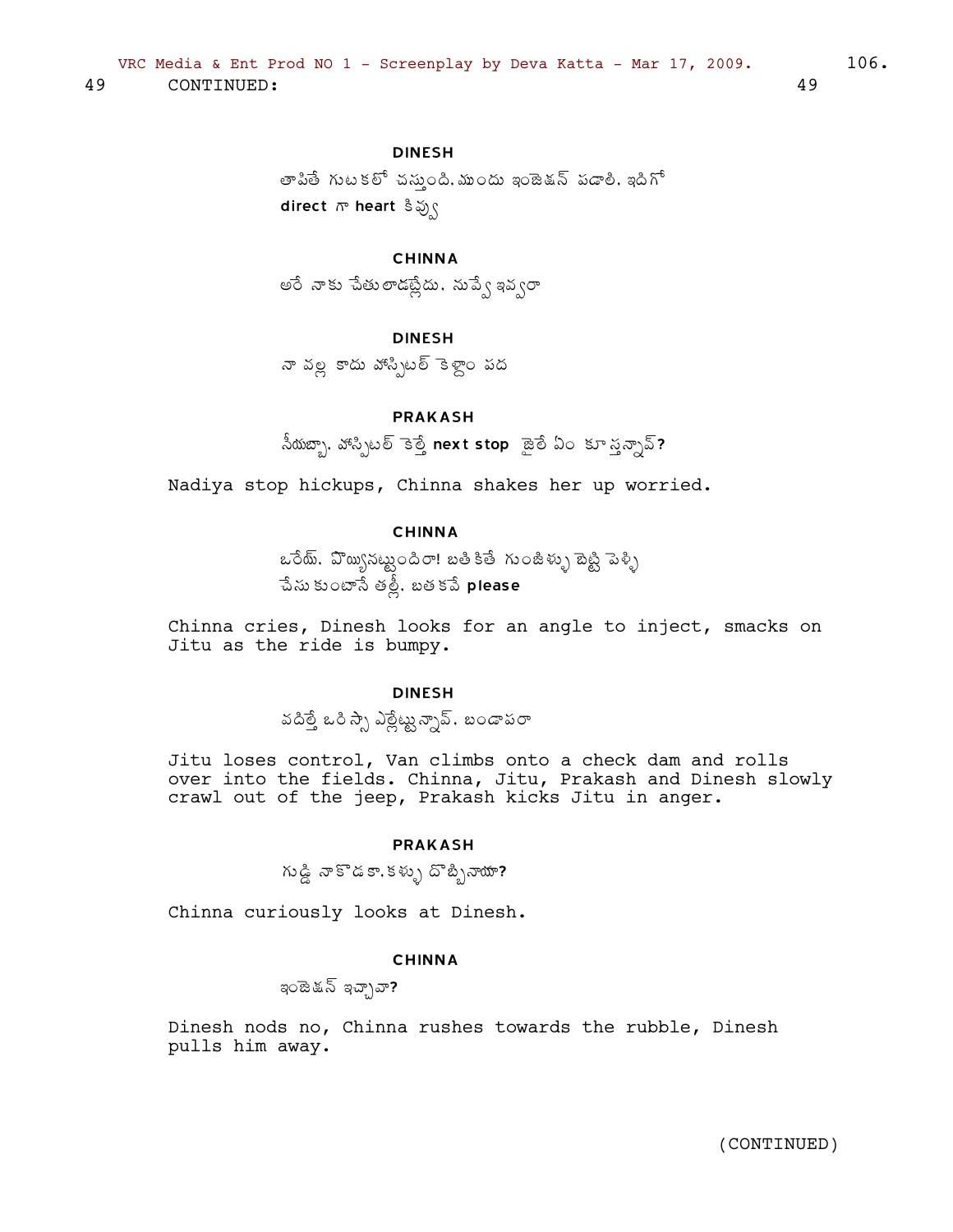49 CONTINUED: 49

**DINESH**

తాపితే గుటకలో చస్తుంది. ముందు ఇంజెక్షన్ పడాలి. ఇదిగో direct గా heart కివ్వు

**CHINNA**

అరే నాకు చేతులాడట్లేదు. నువ్వే ఇవ్వరా

**DINESH**

నా వల్ల కాదు హాస్పిటల్ కెళ్దాం పద

**PRAKASH**

సీయబ్బా. హాస్పిటల్ కెళ్తే next stop జైలే ఏం కూస్తన్నావ్?

Nadiya stop hickups, Chinna shakes her up worried.

**CHINNA**

ఒరేయ్. పొయ్యినట్టుందిరా! బతికితే గుంజీళ్ళు బెట్టి పెళ్ళి చేసుకుంటానే తల్లీ. బతకవే please

Chinna cries, Dinesh looks for an angle to inject, smacks on Jitu as the ride is bumpy.

**DINESH**

వదిత్తే ఒరిస్సా ఎల్లేట్టున్నావ్. బండాపరా

Jitu loses control, Van climbs onto a check dam and rolls over into the fields. Chinna, Jitu, Prakash and Dinesh slowly crawl out of the jeep, Prakash kicks Jitu in anger.

**PRAKASH**

గుడ్డి నాకొడకా. కళ్ళు దొబ్బినాయా?

Chinna curiously looks at Dinesh.

**CHINNA**

ఇంజెక్షన్ ఇచ్చావా?

Dinesh nods no, Chinna rushes towards the rubble, Dinesh pulls him away.

(CONTINUED)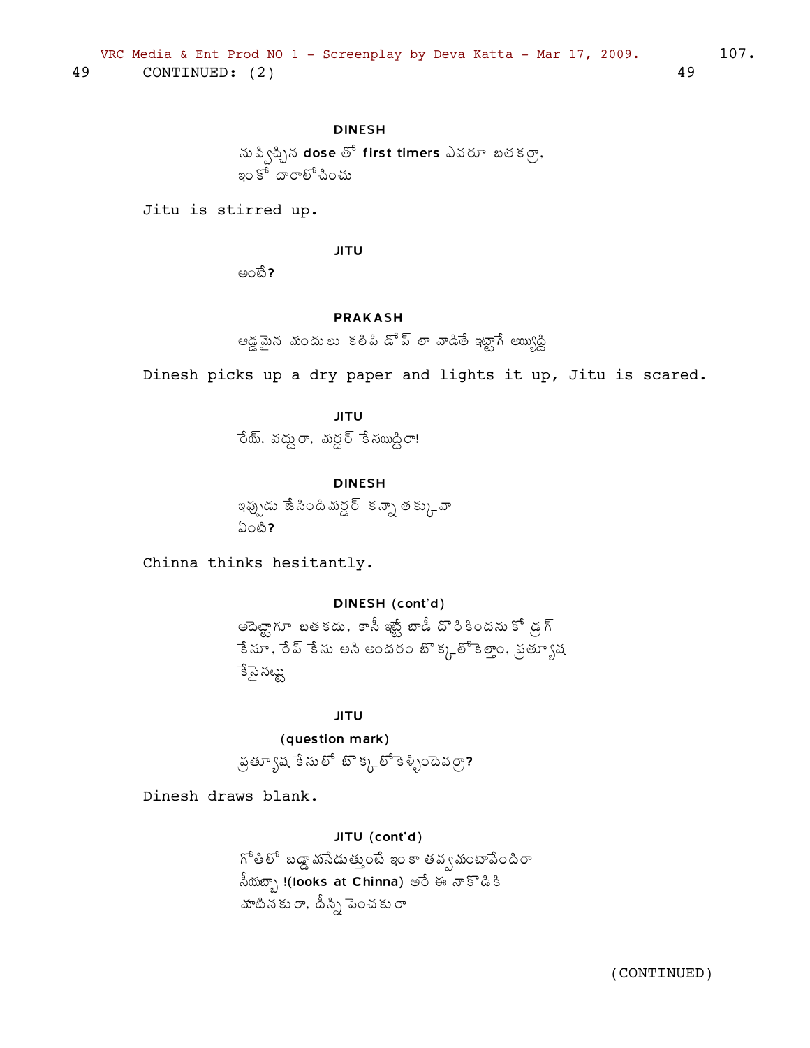49 CONTINUED: (2) 49

**DINESH**

నువ్విచ్చిన **dose** తో **first timers** ఎవరూ బతకర్రా.
ఇంకో దారాలోచించు

Jitu is stirred up.

**JITU**

అంటే**?**

**PRAKASH**

ఆడ్డమైన మందులు కలిపి డోప్ లా వాడితే ఇట్టాగే అయ్యిద్ది

Dinesh picks up a dry paper and lights it up, Jitu is scared.

**JITU**

రేయ్. వద్దురా. మర్డర్ కేసయిద్దిరా!

**DINESH**

ఇప్పుడు జేసింది మర్డర్ కన్నా తక్కువా
ఏంటి**?**

Chinna thinks hesitantly.

**DINESH (cont'd)**

అదెట్టాగూ బతకదు. కానీ ఇట్టే బాడీ దొరికిందనుకో డ్రగ్
కేసూ. రేప్ కేసు అని అందరం బొక్కలోకెల్తాం. ప్రత్యూష
కేసైనట్టు

**JITU**

**(question mark)**

ప్రత్యూష కేసులో బొక్కలోకెళ్ళిందెవర్రా**?**

Dinesh draws blank.

**JITU (cont'd)**

గోతిలో బడ్డామనేడుత్తుంటే ఇంకా తవ్వమంటావేందిరా
నీయబ్బా **!(looks at Chinna)** అరే ఈ నాకొడికి
మాటినకురా. దీన్ని పెంచకురా

(CONTINUED)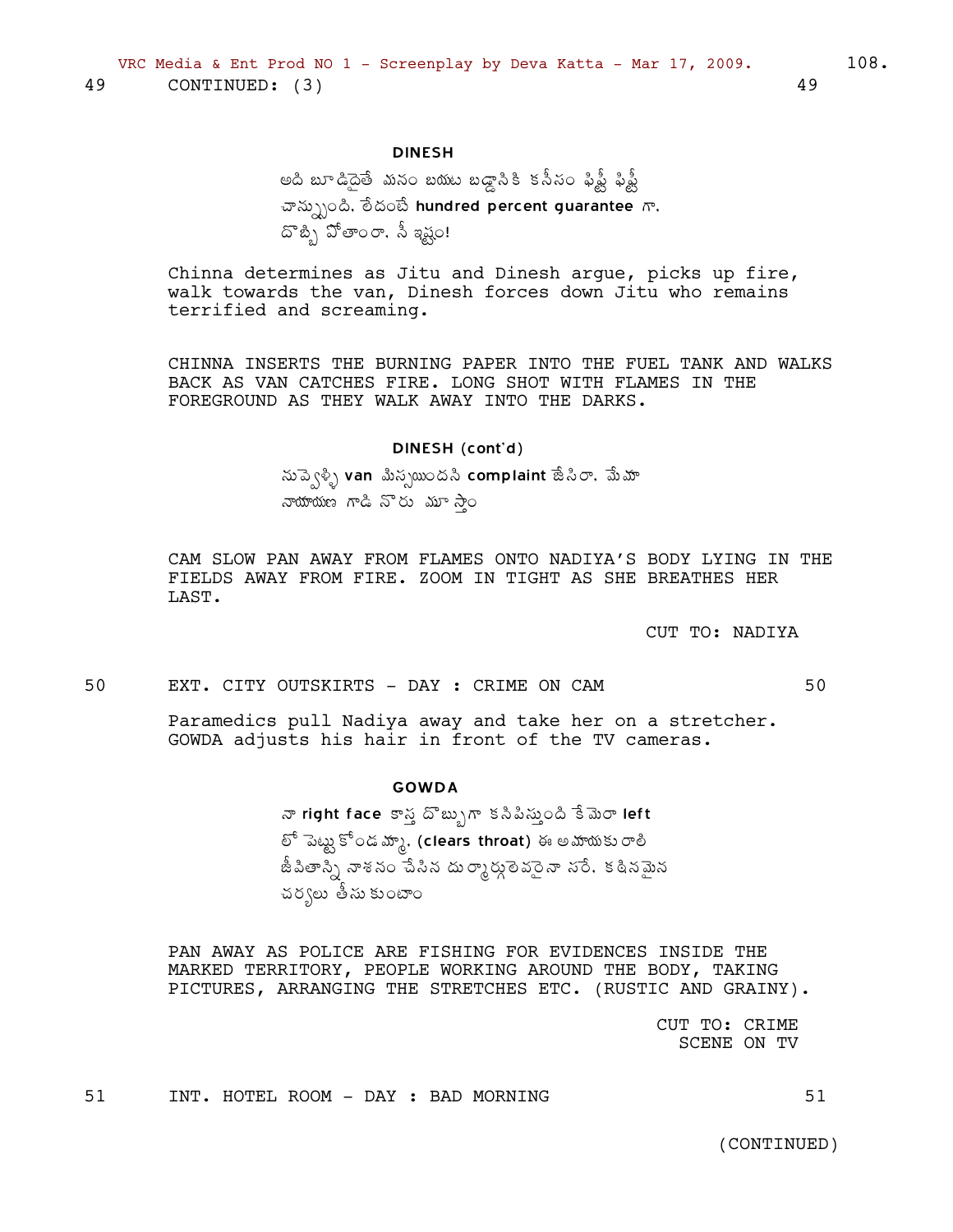49 CONTINUED: (3) 49

**DINESH**

అది బూడిదైతే మనం బయట బడ్డానికి కనీసం ఫిఫ్టీ ఫిఫ్టీ చాన్సుంది. లేదంటే **hundred percent guarantee** గా. దొబ్బి పోతాంరా. నీ ఇష్టం!

Chinna determines as Jitu and Dinesh argue, picks up fire, walk towards the van, Dinesh forces down Jitu who remains terrified and screaming.

CHINNA INSERTS THE BURNING PAPER INTO THE FUEL TANK AND WALKS BACK AS VAN CATCHES FIRE. LONG SHOT WITH FLAMES IN THE FOREGROUND AS THEY WALK AWAY INTO THE DARKS.

**DINESH (cont'd)**

నువ్వెళ్ళి **van** మిస్సయిందని **complaint** జేసిరా. మేమా నాయాయణ గాడి నోరు మూస్తాం

CAM SLOW PAN AWAY FROM FLAMES ONTO NADIYA'S BODY LYING IN THE FIELDS AWAY FROM FIRE. ZOOM IN TIGHT AS SHE BREATHES HER LAST.

CUT TO: NADIYA

50 EXT. CITY OUTSKIRTS - DAY : CRIME ON CAM 50

Paramedics pull Nadiya away and take her on a stretcher. GOWDA adjusts his hair in front of the TV cameras.

**GOWDA**

నా **right face** కాస్త దొబ్బుగా కనిపిస్తుంది కేమెరా **left** లో పెట్టుకోండమ్మా. **(clears throat)** ఈ అమాయకురాలి జీవితాన్ని నాశనం చేసిన దుర్మార్గులెవరైనా సరే. కఠినమైన చర్యలు తీసుకుంటాం

PAN AWAY AS POLICE ARE FISHING FOR EVIDENCES INSIDE THE MARKED TERRITORY, PEOPLE WORKING AROUND THE BODY, TAKING PICTURES, ARRANGING THE STRETCHES ETC. (RUSTIC AND GRAINY).

CUT TO: CRIME SCENE ON TV

51 INT. HOTEL ROOM - DAY : BAD MORNING 51

(CONTINUED)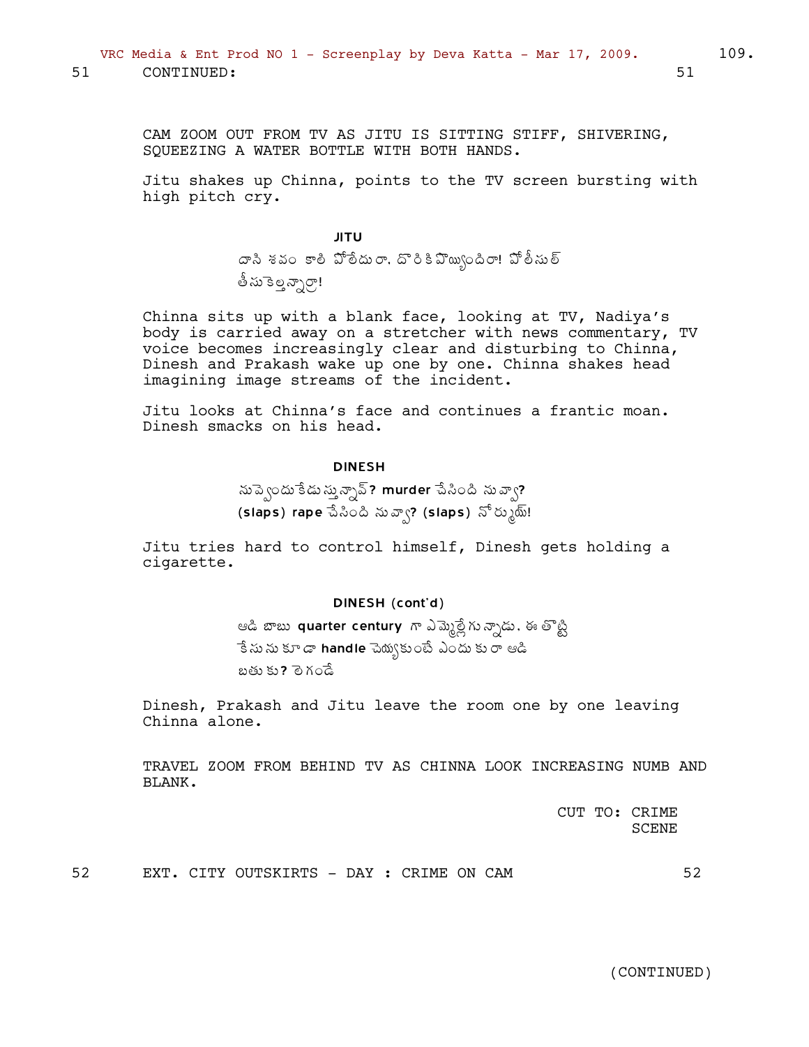51 CONTINUED: 51

CAM ZOOM OUT FROM TV AS JITU IS SITTING STIFF, SHIVERING, SQUEEZING A WATER BOTTLE WITH BOTH HANDS.

Jitu shakes up Chinna, points to the TV screen bursting with high pitch cry.

**JITU**

దాని శవం కాలి పోలేదురా. దొరికిపొయ్యిందిరా! పోలీసుల్ తీసుకెల్తన్నార్రా!

Chinna sits up with a blank face, looking at TV, Nadiya's body is carried away on a stretcher with news commentary, TV voice becomes increasingly clear and disturbing to Chinna, Dinesh and Prakash wake up one by one. Chinna shakes head imagining image streams of the incident.

Jitu looks at Chinna's face and continues a frantic moan. Dinesh smacks on his head.

**DINESH**

నువ్వెందుకేడుస్తున్నావ్? **murder** చేసింది నువ్వా? **(slaps) rape** చేసింది నువ్వా? **(slaps)** నోర్ముయ్!

Jitu tries hard to control himself, Dinesh gets holding a cigarette.

**DINESH (cont'd)**

ఆడి బాబు **quarter century** గా ఎమ్మెల్లే గున్నాడు. ఈ తొట్టి కేసును కూడా **handle** చెయ్యకుంటే ఎందుకురా ఆడి బతుకు? లెగండే

Dinesh, Prakash and Jitu leave the room one by one leaving Chinna alone.

TRAVEL ZOOM FROM BEHIND TV AS CHINNA LOOK INCREASING NUMB AND BLANK.

CUT TO: CRIME SCENE

52 EXT. CITY OUTSKIRTS - DAY : CRIME ON CAM 52

(CONTINUED)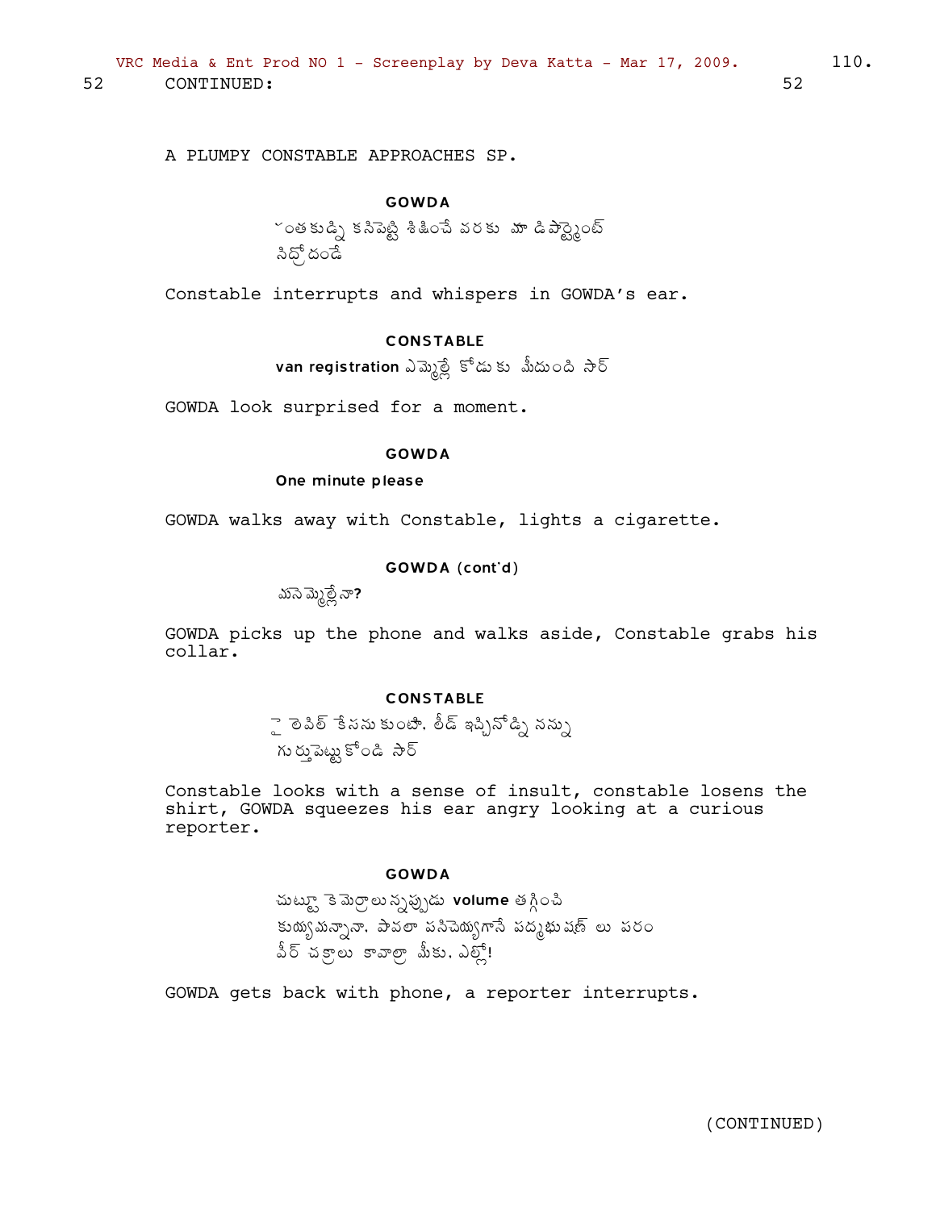52 CONTINUED: 52

A PLUMPY CONSTABLE APPROACHES SP.

**GOWDA**

హంతకుడ్ని కనిపెట్టి శిక్షించే వరకు మా డిపార్ట్మెంట్
నిద్రోదండే

Constable interrupts and whispers in GOWDA's ear.

**CONSTABLE**

**van registration** ఎమ్మెల్లే కోడుకు మీదుంది సార్

GOWDA look surprised for a moment.

**GOWDA**

**One minute please**

GOWDA walks away with Constable, lights a cigarette.

**GOWDA (cont'd)**

మనెమ్మెల్లేనా?

GOWDA picks up the phone and walks aside, Constable grabs his collar.

**CONSTABLE**

పై లెవెల్ కేసను కుంటా. లీడ్ ఇచ్చినోడ్ని నన్ను
గుర్తుపెట్టుకోండి సార్

Constable looks with a sense of insult, constable losens the shirt, GOWDA squeezes his ear angry looking at a curious reporter.

**GOWDA**

చుట్టూ కెమెరాలున్నప్పుడు **volume** తగ్గించి
కుయ్యమన్నానా. పావలా పనిచెయ్యగానే పద్మభుషణ్ లు పరం
వీర్ చక్రాలు కావాలా మీకు. ఎల్లో!

GOWDA gets back with phone, a reporter interrupts.

(CONTINUED)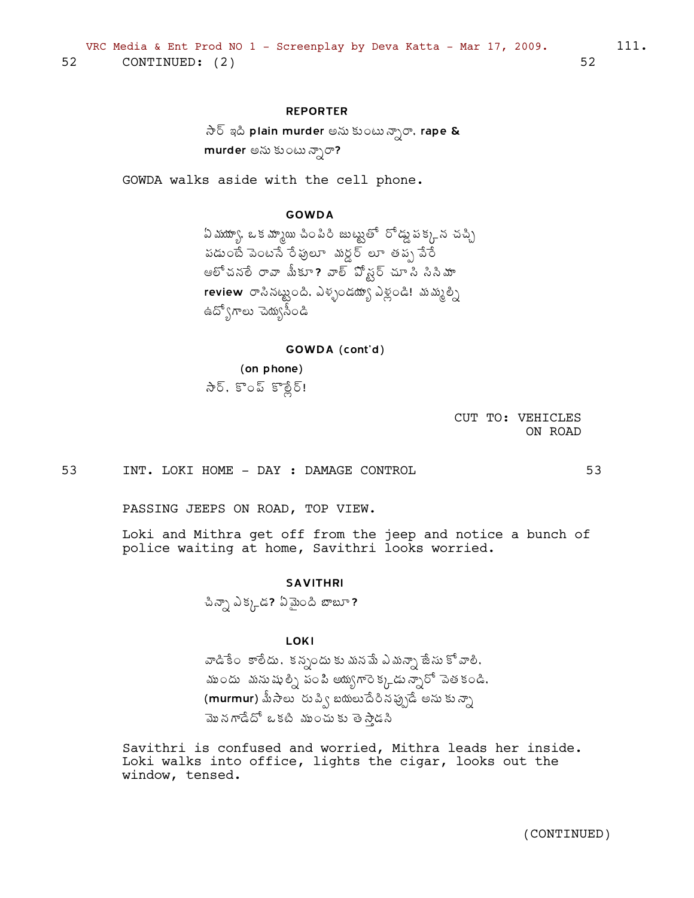52 CONTINUED: (2) 52

**REPORTER**

సార్ ఇది **plain murder** అనుకుంటున్నారా, **rape & murder** అనుకుంటున్నారా?

GOWDA walks aside with the cell phone.

**GOWDA**

ఏమయ్యా, ఒకమ్మాయి చింపిరి జుట్టుతో రోడ్డు పక్కన చచ్చి పడుంటే వెంటనే రేపులూ మర్డర్ లూ తప్ప వేరే ఆలోచనలే రావా మీకూ? వాల్ పోస్టర్ చూసి సినిమా **review** రాసినట్టుంది. ఎళ్ళండయ్యా ఎళ్లండి! మమ్మల్ని ఉద్యోగాలు చెయ్యనీండి

**GOWDA (cont'd)**

**(on phone)**

సార్, కొంప్ కొల్లేర్!

CUT TO: VEHICLES ON ROAD

53 INT. LOKI HOME - DAY : DAMAGE CONTROL 53

PASSING JEEPS ON ROAD, TOP VIEW.

Loki and Mithra get off from the jeep and notice a bunch of police waiting at home, Savithri looks worried.

**SAVITHRI**

చిన్నా ఎక్కడ? ఏమైంది బాబూ?

**LOKI**

వాడికేం కాలేదు. కన్నందుకు మనమే ఎమన్నా జేసుకోవాలి. ముందు మనుషుల్ని పంపి అయ్యగారెక్కడున్నారో వెతకండి. **(murmur)** మీసాలు రువ్వి బయలుదేరినప్పుడే అనుకున్నా మొనగాడేదో ఒకటి ముంచుకు తెస్తాడని

Savithri is confused and worried, Mithra leads her inside. Loki walks into office, lights the cigar, looks out the window, tensed.

(CONTINUED)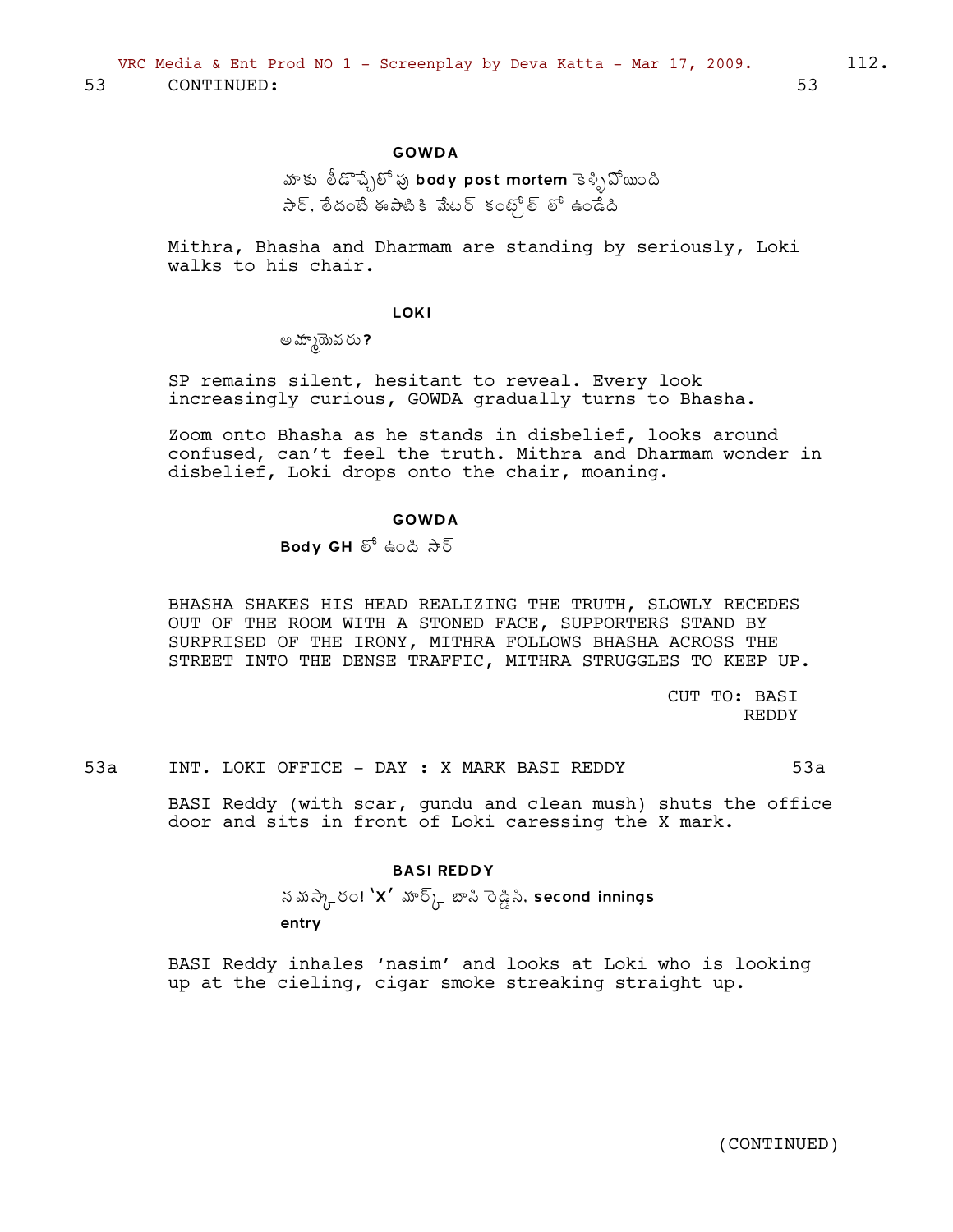53 CONTINUED: 53

**GOWDA**

మాకు తీడొచ్చేలోపు body post mortem కెళ్ళిపోయింది సార్. లేదంటే ఈపాటికి మేటర్ కంట్రోల్ లో ఉండేది

Mithra, Bhasha and Dharmam are standing by seriously, Loki walks to his chair.

**LOKI**

అమ్మాయెవరు?

SP remains silent, hesitant to reveal. Every look increasingly curious, GOWDA gradually turns to Bhasha.

Zoom onto Bhasha as he stands in disbelief, looks around confused, can't feel the truth. Mithra and Dharmam wonder in disbelief, Loki drops onto the chair, moaning.

**GOWDA**

Body GH లో ఉంది సార్

BHASHA SHAKES HIS HEAD REALIZING THE TRUTH, SLOWLY RECEDES OUT OF THE ROOM WITH A STONED FACE, SUPPORTERS STAND BY SURPRISED OF THE IRONY, MITHRA FOLLOWS BHASHA ACROSS THE STREET INTO THE DENSE TRAFFIC, MITHRA STRUGGLES TO KEEP UP.

CUT TO: BASI REDDY

53a INT. LOKI OFFICE - DAY : X MARK BASI REDDY 53a

BASI Reddy (with scar, gundu and clean mush) shuts the office door and sits in front of Loki caressing the X mark.

**BASI REDDY**

నమస్కారం! 'X' మార్క్ బాసి రెడ్డిని. second innings entry

BASI Reddy inhales 'nasim' and looks at Loki who is looking up at the cieling, cigar smoke streaking straight up.

(CONTINUED)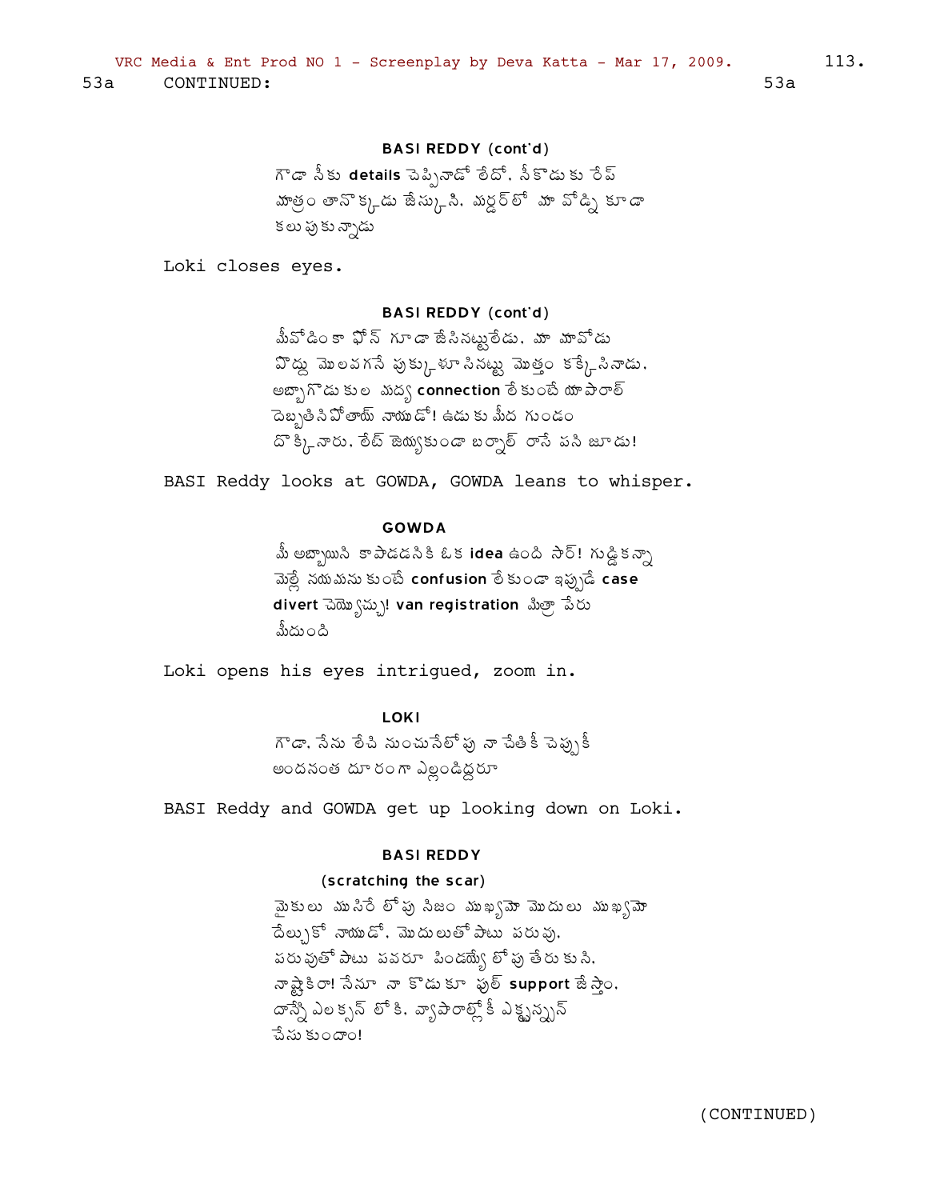53a CONTINUED: 53a

**BASI REDDY (cont'd)**

గౌడా నీకు **details** చెప్పినాడో లేదో. నీకొడుకు రేప్ మాత్రం తానొక్కడు జేస్కొసి. మర్డర్‌లో మా వోడ్ని కూడా కలుపుకున్నాడు

Loki closes eyes.

**BASI REDDY (cont'd)**

మీవోడింకా ఫోన్ గూడా జేసినట్టులేడు. మా మావోడు పొద్దు మొలవగనే పుక్కొళూసినట్టు మొత్తం కక్కేసినాడు. అబ్బాగౌడు కుల మద్య **connection** లేకుంటే యాపారాల్ దెబ్బతిని పోతాయ్ నాయుడో! ఉడుకు మీద గుండం దొక్కినారు. లేట్ జెయ్యకుండా బర్నాల్ రాసే పని జూడు!

BASI Reddy looks at GOWDA, GOWDA leans to whisper.

**GOWDA**

మీ అబ్బాయిని కాపాడడనికి ఓక **idea** ఉంది సార్! గుడ్డికన్నా మెల్లే నయమను కుంటే **confusion** లేకుండా ఇప్పుడే **case divert** చెయ్యొచ్చు! **van registration** మిత్రా పేరు మీదుంది

Loki opens his eyes intrigued, zoom in.

**LOKI**

గౌడా. నేను లేచి నుంచునేలోపు నా చేతికి చెప్పుకీ అందనంత దూరంగా ఎల్లండిద్దరూ

BASI Reddy and GOWDA get up looking down on Loki.

**BASI REDDY**

(scratching the scar)

మైకులు ముసిరే లోపు నిజం ముఖ్యమో మొదులు ముఖ్యమో దేల్చుకో నాయుడో. మొదులుతో పాటు పరువు. పరువుతో పాటు పవరూ పిండయ్యే లోపు తేరుకుని. నాష్టకిరా! నేనూ నా కొడుకూ ఫుల్ **support** జేస్తాం. దాన్నే ఎలక్షన్ లోకి. వ్యాపారాల్లోకి ఎక్స్టన్షన్ చేసుకుందాం!

(CONTINUED)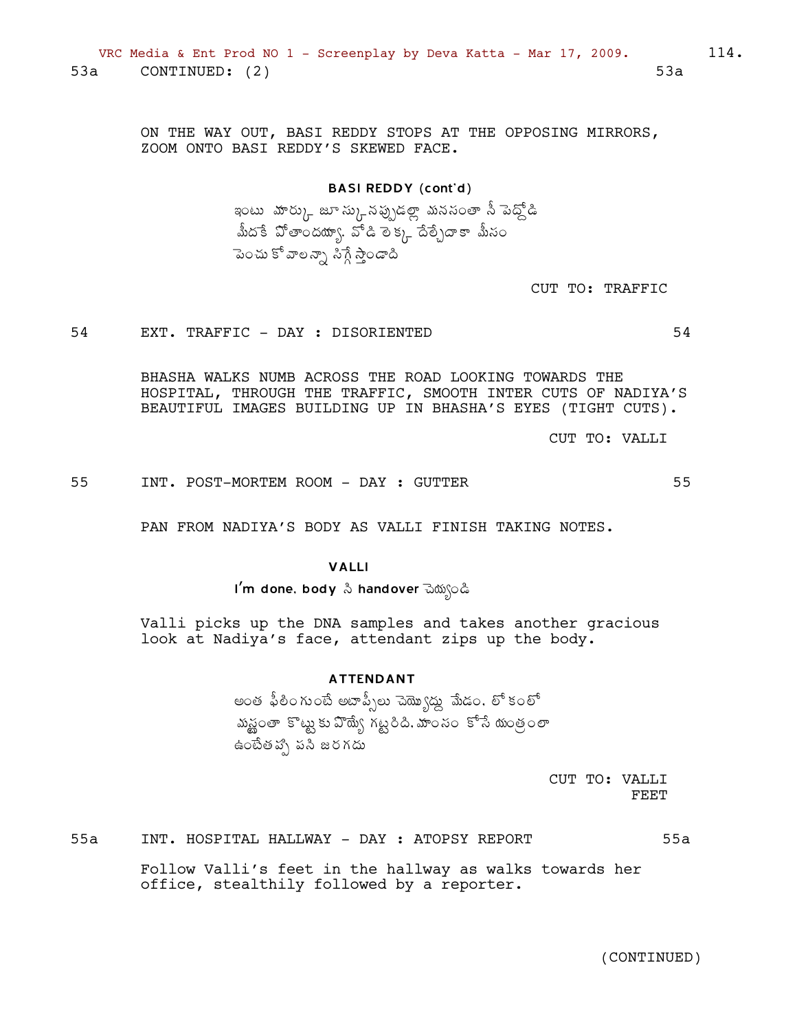53a CONTINUED: (2) 53a

ON THE WAY OUT, BASI REDDY STOPS AT THE OPPOSING MIRRORS, ZOOM ONTO BASI REDDY'S SKEWED FACE.

**BASI REDDY (cont'd)**

ఇంటు మార్కు జూస్కునప్పుడల్లా మనసంతా నీ పెద్దోడి మీదకే పోతాందయ్యా. వాడి లెక్క దేల్చేదాకా మీసం పెంచుకోవాలన్నా సిగ్గేస్తాండాది

CUT TO: TRAFFIC

54 EXT. TRAFFIC - DAY : DISORIENTED 54

BHASHA WALKS NUMB ACROSS THE ROAD LOOKING TOWARDS THE HOSPITAL, THROUGH THE TRAFFIC, SMOOTH INTER CUTS OF NADIYA'S BEAUTIFUL IMAGES BUILDING UP IN BHASHA'S EYES (TIGHT CUTS).

CUT TO: VALLI

55 INT. POST-MORTEM ROOM - DAY : GUTTER 55

PAN FROM NADIYA'S BODY AS VALLI FINISH TAKING NOTES.

**VALLI**

I'm done. body ని handover చెయ్యండి

Valli picks up the DNA samples and takes another gracious look at Nadiya's face, attendant zips up the body.

**ATTENDANT**

అంత ఫీలింగుంటే అటాప్సీలు చెయ్యొద్దు మేడం. లోకంలో మన్షంతా కొట్టుకు పొయ్యే గట్టరిది. మాంసం కోసే యంత్రంలా ఉంటేతప్ప పని జరగదు

CUT TO: VALLI FEET

55a INT. HOSPITAL HALLWAY - DAY : ATOPSY REPORT 55a

Follow Valli's feet in the hallway as walks towards her office, stealthily followed by a reporter.

(CONTINUED)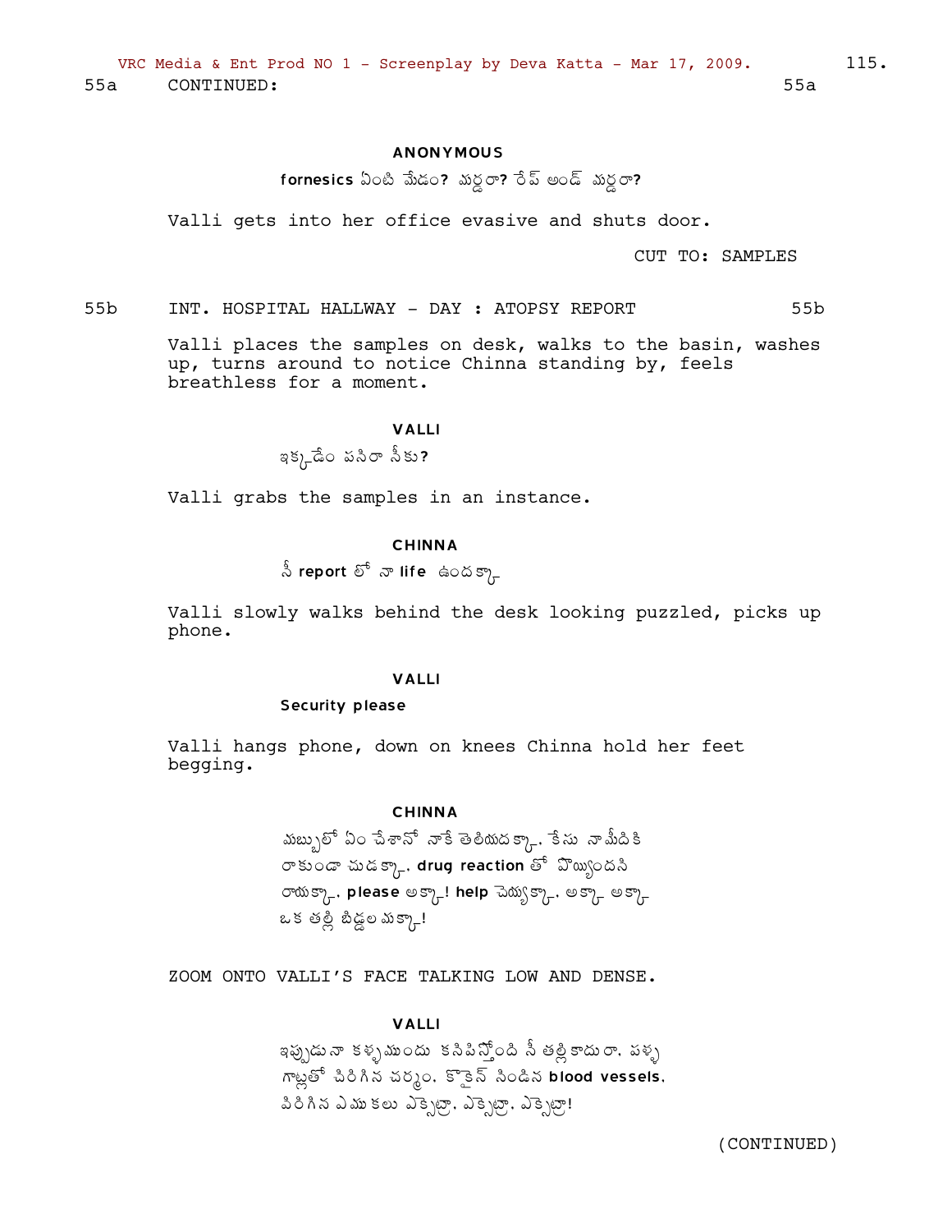55a CONTINUED: 55a

**ANONYMOUS**

fornesics ఏంటి మేడం? మర్డరా? రేప్ అండ్ మర్డరా?

Valli gets into her office evasive and shuts door.

CUT TO: SAMPLES

55b INT. HOSPITAL HALLWAY - DAY : ATOPSY REPORT 55b

Valli places the samples on desk, walks to the basin, washes up, turns around to notice Chinna standing by, feels breathless for a moment.

**VALLI**

ఇక్కడేం పనిరా నీకు?

Valli grabs the samples in an instance.

**CHINNA**

నీ report లో నా life ఉందక్కా

Valli slowly walks behind the desk looking puzzled, picks up phone.

**VALLI**

Security please

Valli hangs phone, down on knees Chinna hold her feet begging.

**CHINNA**

మబ్బులో ఏం చేశానో నాకే తెలియదక్కా. కేసు నా మీదికి రాకుండా చుడక్కా. drug reaction తో పొయ్యిందని రాయక్కా. please అక్కా! help చెయ్యక్కా. అక్కా అక్కా ఒక తల్లి బిడ్డలమక్కా!

ZOOM ONTO VALLI'S FACE TALKING LOW AND DENSE.

**VALLI**

ఇప్పుడు నా కళ్ళముందు కనిపిస్తోంది నీ తల్లి కాదురా. పళ్ళ గాట్లతో చిరిగిన చర్మం. కొకైన్ నిండిన blood vessels. విరిగిన ఎముకలు ఎక్స్ట్రా. ఎక్స్ట్రా. ఎక్స్ట్రా!

(CONTINUED)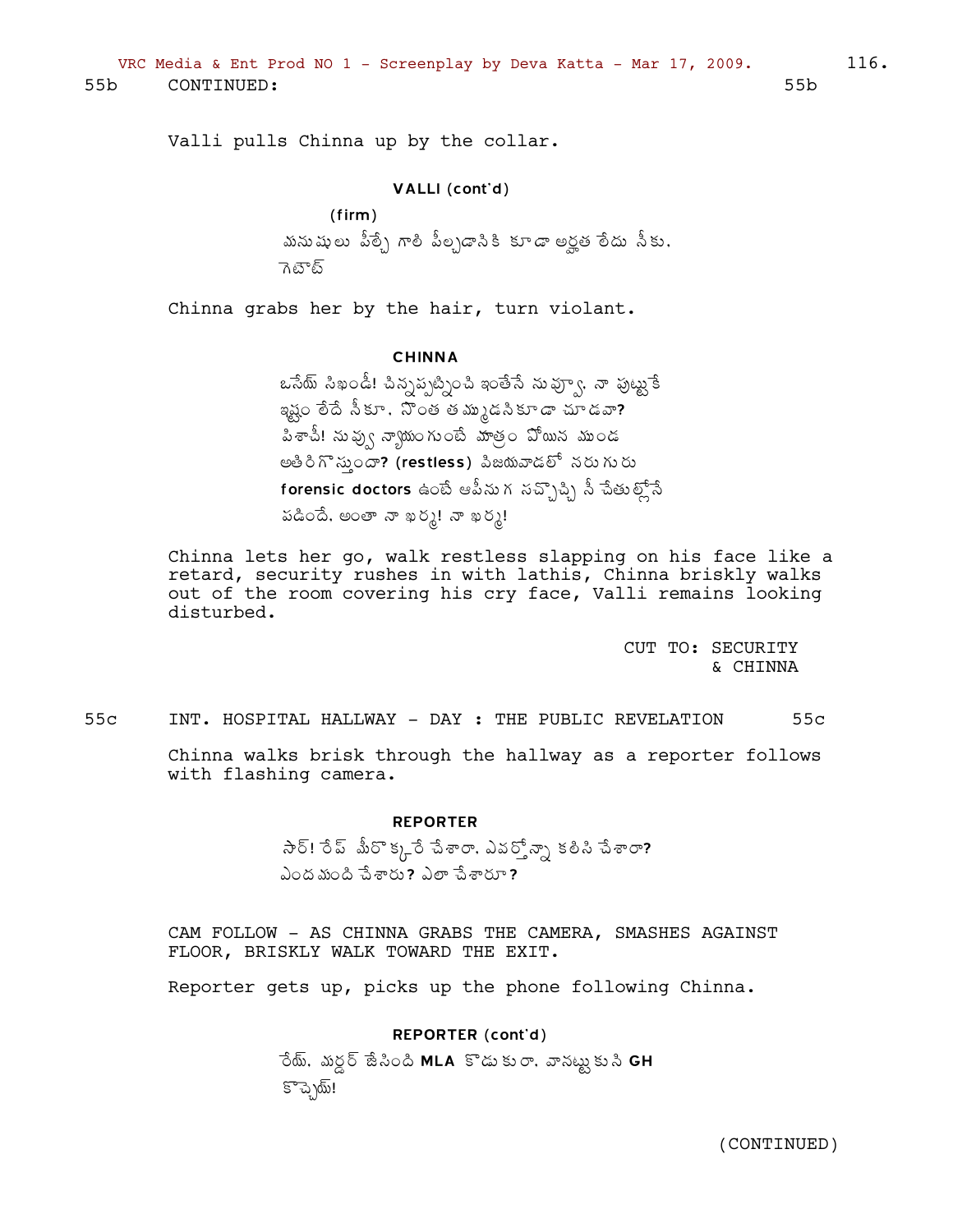55b CONTINUED: 55b

Valli pulls Chinna up by the collar.

**VALLI (cont'd)**

(firm)

మనుషులు పీల్చే గాలి పీల్చడానికి కూడా అర్హత లేదు నీకు. గెటౌట్

Chinna grabs her by the hair, turn violant.

**CHINNA**

ఒసేయ్ సిఖండీ! చిన్నప్పట్నించి ఇంతేనే నువ్వూ. నా పుట్టుకే ఇష్టం లేదే నీకూ. సొంత తమ్ముడనికూడా చూడవా? పిశాచీ! నువ్వు న్యాయంగుంటే మాత్రం పోయిన ముండ అతిరిగొస్తుందా? **(restless)** విజయవాడలో నరుగురు **forensic doctors** ఉంటే ఆపీనుగ నచ్చొప్పి నీ చేతుల్లోనే పడింది. అంతా నా ఖర్మ! నా ఖర్మ!

Chinna lets her go, walk restless slapping on his face like a retard, security rushes in with lathis, Chinna briskly walks out of the room covering his cry face, Valli remains looking disturbed.

CUT TO: SECURITY & CHINNA

55c INT. HOSPITAL HALLWAY - DAY : THE PUBLIC REVELATION 55c

Chinna walks brisk through the hallway as a reporter follows with flashing camera.

**REPORTER**

సార్! రేప్ మీరొక్కరే చేశారా. ఎవర్తోన్నా కలిసి చేశారా? ఎందమంది చేశారు? ఎలా చేశారూ?

CAM FOLLOW - AS CHINNA GRABS THE CAMERA, SMASHES AGAINST FLOOR, BRISKLY WALK TOWARD THE EXIT.

Reporter gets up, picks up the phone following Chinna.

**REPORTER (cont'd)**

రేయ్. మర్డర్ జేసింది **MLA** కొడుకురా. వానట్టుకుని **GH** కొచ్చెయ్!

(CONTINUED)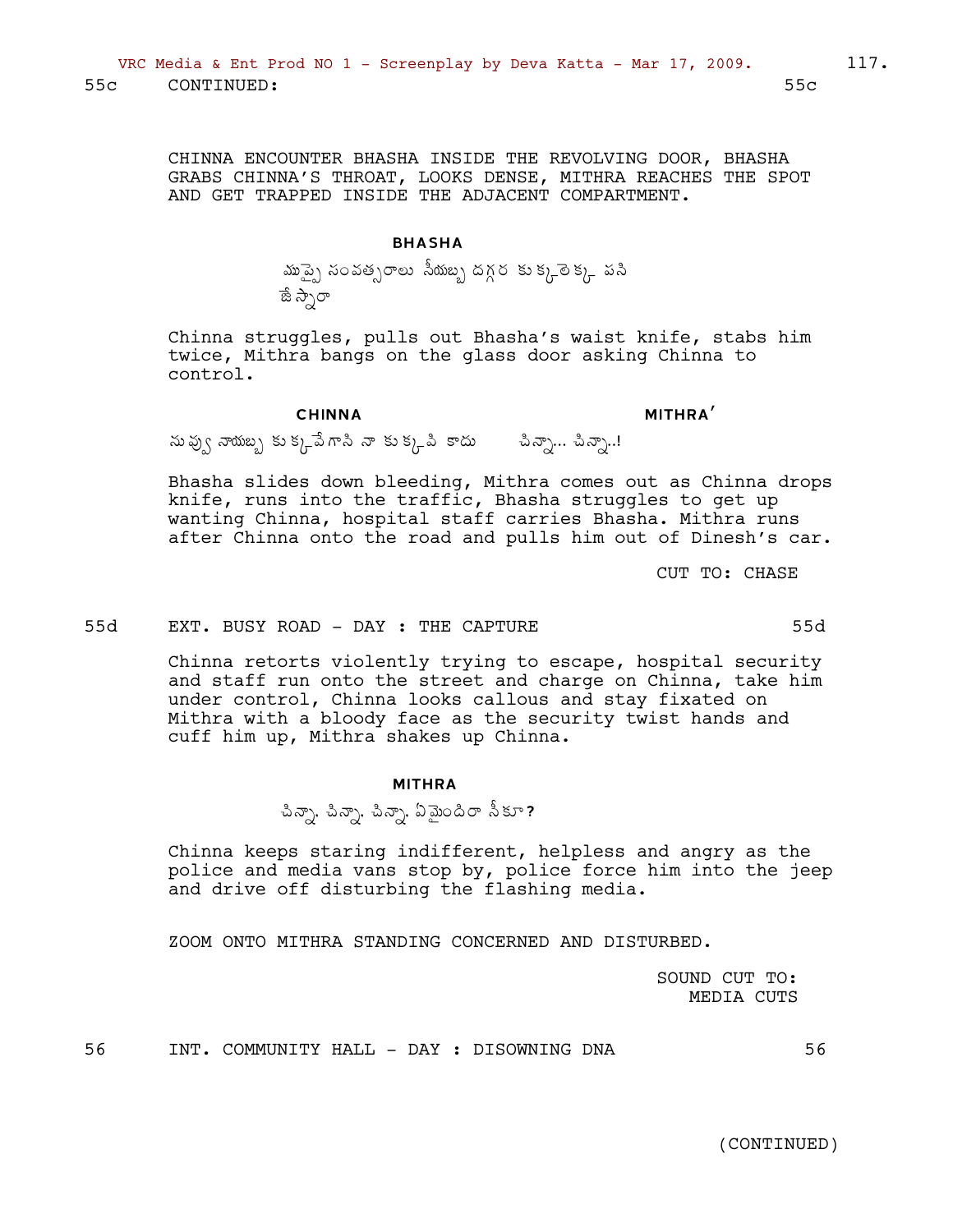55c CONTINUED: 55c

CHINNA ENCOUNTER BHASHA INSIDE THE REVOLVING DOOR, BHASHA GRABS CHINNA'S THROAT, LOOKS DENSE, MITHRA REACHES THE SPOT AND GET TRAPPED INSIDE THE ADJACENT COMPARTMENT.

**BHASHA**

ముప్పై సంవత్సరాలు నీయబ్బ దగ్గర కుక్కలెక్క పని జేస్నారా

Chinna struggles, pulls out Bhasha's waist knife, stabs him twice, Mithra bangs on the glass door asking Chinna to control.

**CHINNA**

నువ్వు నాయబ్బ కుక్కవేగాని నా కుక్కవి కాదు

**MITHRA'**

చిన్నా... చిన్నా..!

Bhasha slides down bleeding, Mithra comes out as Chinna drops knife, runs into the traffic, Bhasha struggles to get up wanting Chinna, hospital staff carries Bhasha. Mithra runs after Chinna onto the road and pulls him out of Dinesh's car.

CUT TO: CHASE

55d EXT. BUSY ROAD - DAY : THE CAPTURE 55d

Chinna retorts violently trying to escape, hospital security and staff run onto the street and charge on Chinna, take him under control, Chinna looks callous and stay fixated on Mithra with a bloody face as the security twist hands and cuff him up, Mithra shakes up Chinna.

**MITHRA**

చిన్నా. చిన్నా. చిన్నా. ఏమైందిరా నీకూ?

Chinna keeps staring indifferent, helpless and angry as the police and media vans stop by, police force him into the jeep and drive off disturbing the flashing media.

ZOOM ONTO MITHRA STANDING CONCERNED AND DISTURBED.

SOUND CUT TO:
MEDIA CUTS

56 INT. COMMUNITY HALL - DAY : DISOWNING DNA 56

(CONTINUED)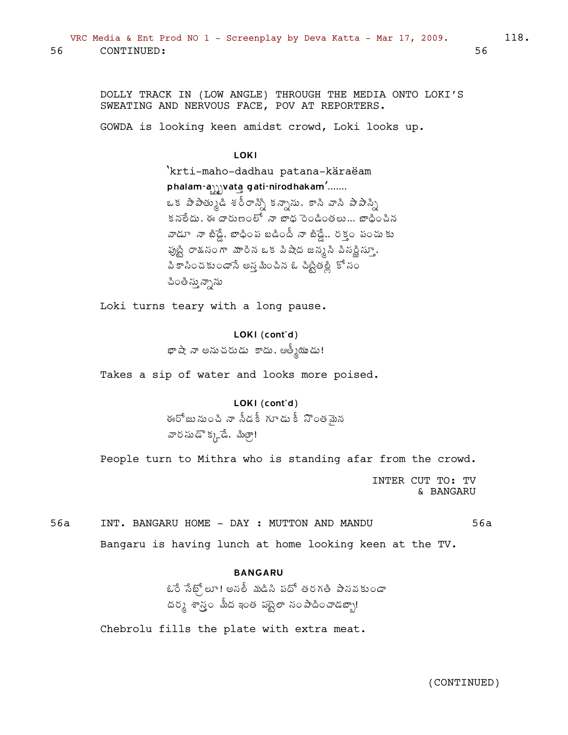56 CONTINUED: 56

DOLLY TRACK IN (LOW ANGLE) THROUGH THE MEDIA ONTO LOKI'S SWEATING AND NERVOUS FACE, POV AT REPORTERS.

GOWDA is looking keen amidst crowd, Loki looks up.

**LOKI**

'krti-maho-dadhau patana-käraëam phalam-abhavat gati-nirodhakam'.......
ఒక పాపాత్ముడి శరీరాన్ని కన్నాను. కాని వాని పాపాన్ని కనలేదు. ఈ దారుణంలో నా బాధ రెండింతలు... బాధించిన వాడూ నా బిడ్డే. బాధింప బడిందీ నా బిడ్డే.. రక్తం పంచుకు పుట్టి రాక్షసంగా మారిన ఒక విషాద జన్మని విసర్జిస్తూ. వికాసించకుండానే అస్తమించిన ఓ చిట్టితల్లి కోసం చింతిస్తున్నాను

Loki turns teary with a long pause.

**LOKI (cont'd)**

భాషా నా అనుచరుడు కాదు. ఆత్మీయుడు!

Takes a sip of water and looks more poised.

**LOKI (cont'd)**

ఈరోజునుంచి నా నీడకీ గూడుకీ సొంతమైన వారసుడొక్కడే. మిత్రా!

People turn to Mithra who is standing afar from the crowd.

INTER CUT TO: TV & BANGARU

56a INT. BANGARU HOME - DAY : MUTTON AND MANDU 56a

Bangaru is having lunch at home looking keen at the TV.

**BANGARU**

ఒరే చేబ్రోలూ! అసలీ వడిసి పదో తరగతి పాసవకుండా దర్మ శాస్త్రం మీద ఇంత పట్టెలా సంపాదించాడబ్బా!

Chebrolu fills the plate with extra meat.

(CONTINUED)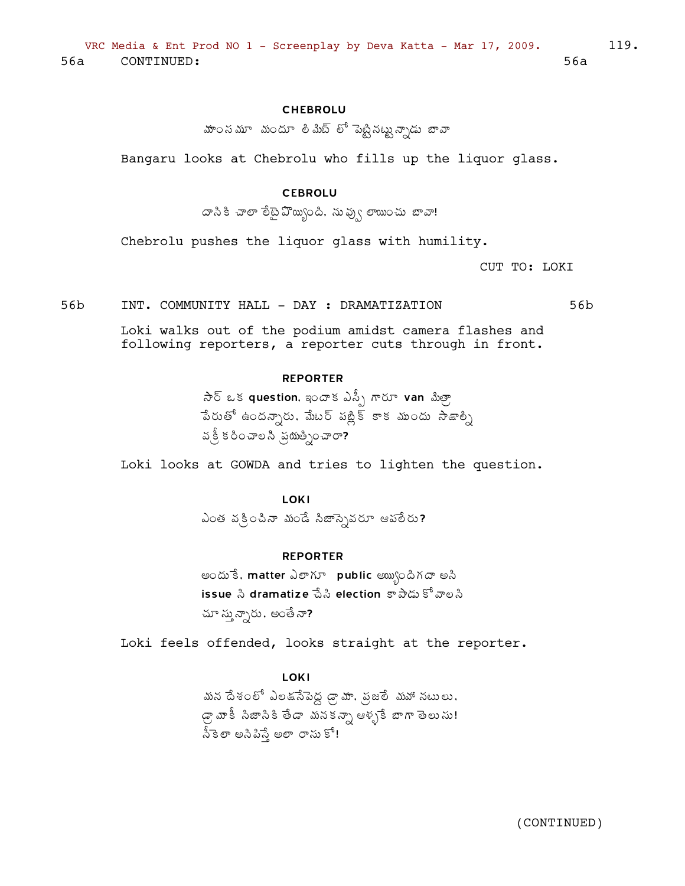56a CONTINUED: 56a

**CHEBROLU**

మాంసమూ మందూ లిమిట్ లో పెట్టినట్టున్నాడు బావా

Bangaru looks at Chebrolu who fills up the liquor glass.

**CEBROLU**

దానికి చాలా లేటైపోయ్యింది. నువ్వు లాయించు బావా!

Chebrolu pushes the liquor glass with humility.

CUT TO: LOKI

56b INT. COMMUNITY HALL - DAY : DRAMATIZATION 56b

Loki walks out of the podium amidst camera flashes and following reporters, a reporter cuts through in front.

**REPORTER**

సార్ ఒక **question.** ఇందాక ఎస్పీ గారూ **van** మిత్రా పేరుతో ఉందన్నారు. మేటర్ పబ్లిక్ కాక ముందు సాక్షాల్ని వక్రీకరించాలని ప్రయత్నించారా**?**

Loki looks at GOWDA and tries to lighten the question.

**LOKI**

ఎంత వక్రించినా మండే నిజాన్నెవరూ ఆపలేరు**?**

**REPORTER**

అందుకే. **matter** ఎలాగూ **public** అయ్యిందిగదా అని **issue** ని **dramatize** చేసి **election** కాపాడుకోవాలని చూస్తున్నారు. అంతేనా**?**

Loki feels offended, looks straight at the reporter.

**LOKI**

మన దేశంలో ఎలక్షనేపెద్ద డ్రామా. ప్రజలే మహానటులు. డ్రామాకీ నిజానికి తేడా మనకన్నా ఆళ్ళకే బాగా తెలుసు! నీకెలా అనిపిస్తే అలా రాసుకో!

(CONTINUED)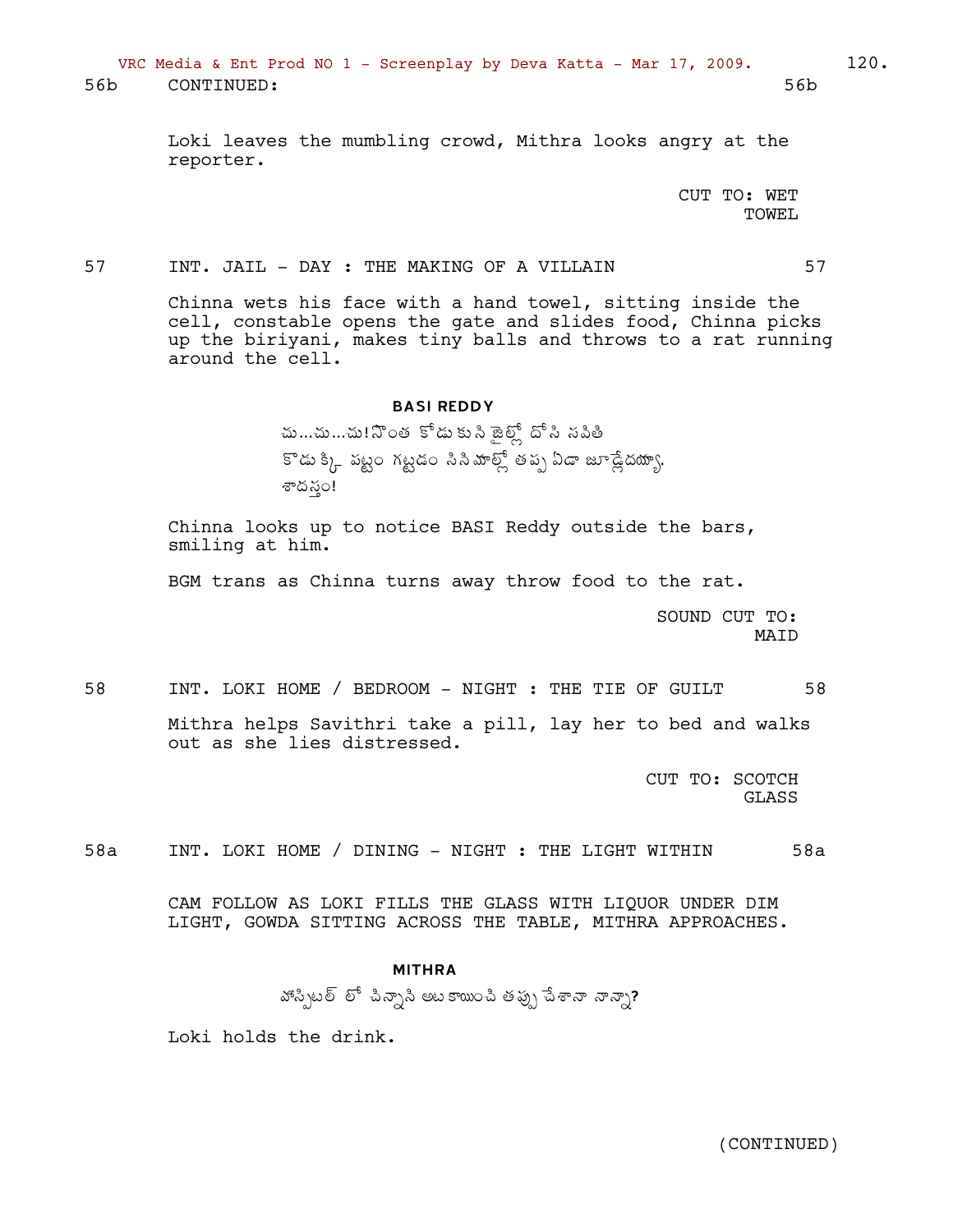56b CONTINUED: 56b

Loki leaves the mumbling crowd, Mithra looks angry at the reporter.

CUT TO: WET TOWEL

57 INT. JAIL - DAY : THE MAKING OF A VILLAIN 57

Chinna wets his face with a hand towel, sitting inside the cell, constable opens the gate and slides food, Chinna picks up the biriyani, makes tiny balls and throws to a rat running around the cell.

**BASI REDDY**

చు...చు...చు! సొంత కోడుకుని జైల్లో దోసి సవితి కొడుక్కి పట్టం గట్టడం సినిమాల్లో తప్ప ఏడా జూడ్లేదయ్యా. శాదస్తం!

Chinna looks up to notice BASI Reddy outside the bars, smiling at him.

BGM trans as Chinna turns away throw food to the rat.

SOUND CUT TO: MAID

58 INT. LOKI HOME / BEDROOM - NIGHT : THE TIE OF GUILT 58

Mithra helps Savithri take a pill, lay her to bed and walks out as she lies distressed.

CUT TO: SCOTCH GLASS

58a INT. LOKI HOME / DINING - NIGHT : THE LIGHT WITHIN 58a

CAM FOLLOW AS LOKI FILLS THE GLASS WITH LIQUOR UNDER DIM LIGHT, GOWDA SITTING ACROSS THE TABLE, MITHRA APPROACHES.

**MITHRA**

హాస్పిటల్ లో చిన్నాని అటకాయించి తప్పు చేశానా నాన్నా?

Loki holds the drink.

(CONTINUED)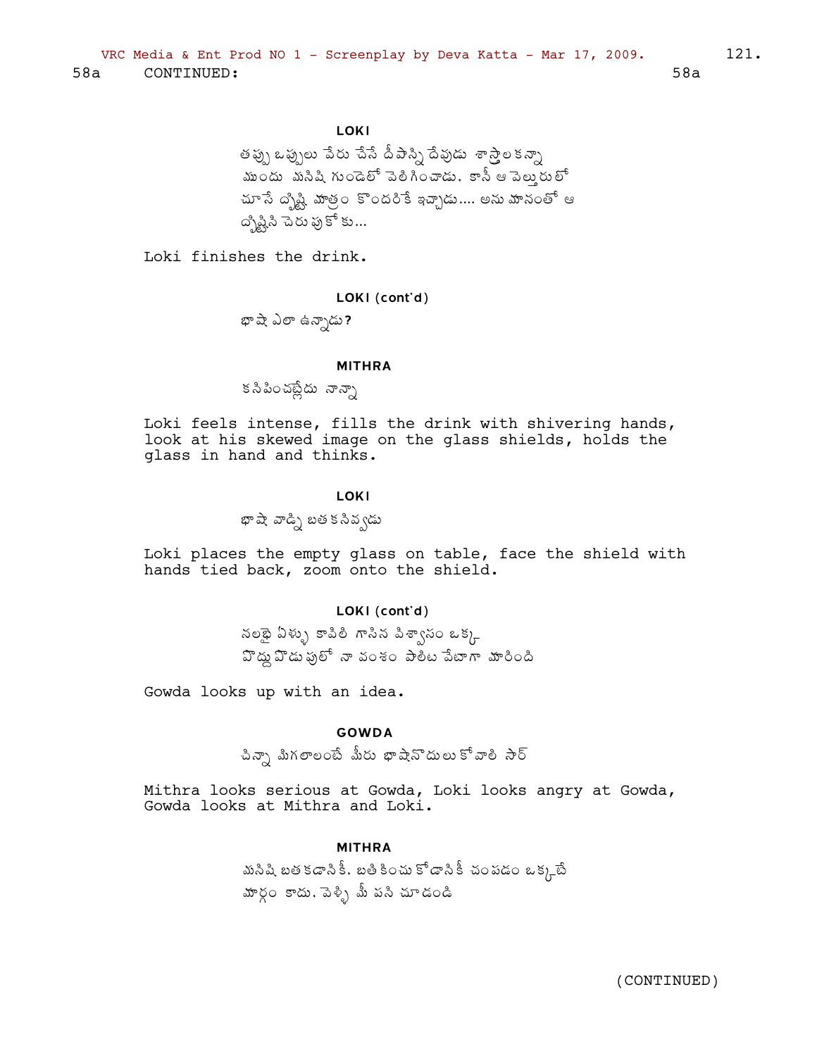58a CONTINUED: 58a

**LOKI**

తప్పు ఒప్పులు వేరు చేసే దీపాన్ని దేవుడు శాస్త్రాలకన్నా ముందు మనిషి గుండెలో వెలిగించాడు. కానీ ఆ వెల్తురులో చూసే దృష్టి మాత్రం కొందరికే ఇచ్చాడు.... అనుమానంతో ఆ దృష్టిని చెరుపుకోకు...

Loki finishes the drink.

**LOKI (cont'd)**

భాషా ఎలా ఉన్నాడు?

**MITHRA**

కనిపించట్లేదు నాన్నా

Loki feels intense, fills the drink with shivering hands, look at his skewed image on the glass shields, holds the glass in hand and thinks.

**LOKI**

భాషా వాడ్ని బతకనివ్వడు

Loki places the empty glass on table, face the shield with hands tied back, zoom onto the shield.

**LOKI (cont'd)**

నలభై ఏళ్ళు కాపలి గాసిన విశ్వాసం ఒక్క పొద్దుపొడుపులో నా వంశం పాలిట వేటగా మారింది

Gowda looks up with an idea.

**GOWDA**

చిన్నా మిగలాలంటే మీరు భాషానొదులుకోవాలి సార్

Mithra looks serious at Gowda, Loki looks angry at Gowda, Gowda looks at Mithra and Loki.

**MITHRA**

మనిషి బతకడానికీ, బతికించుకోడానికీ చంపడం ఒక్కటే మార్గం కాదు. వెళ్ళి మీ పని చూడండి

(CONTINUED)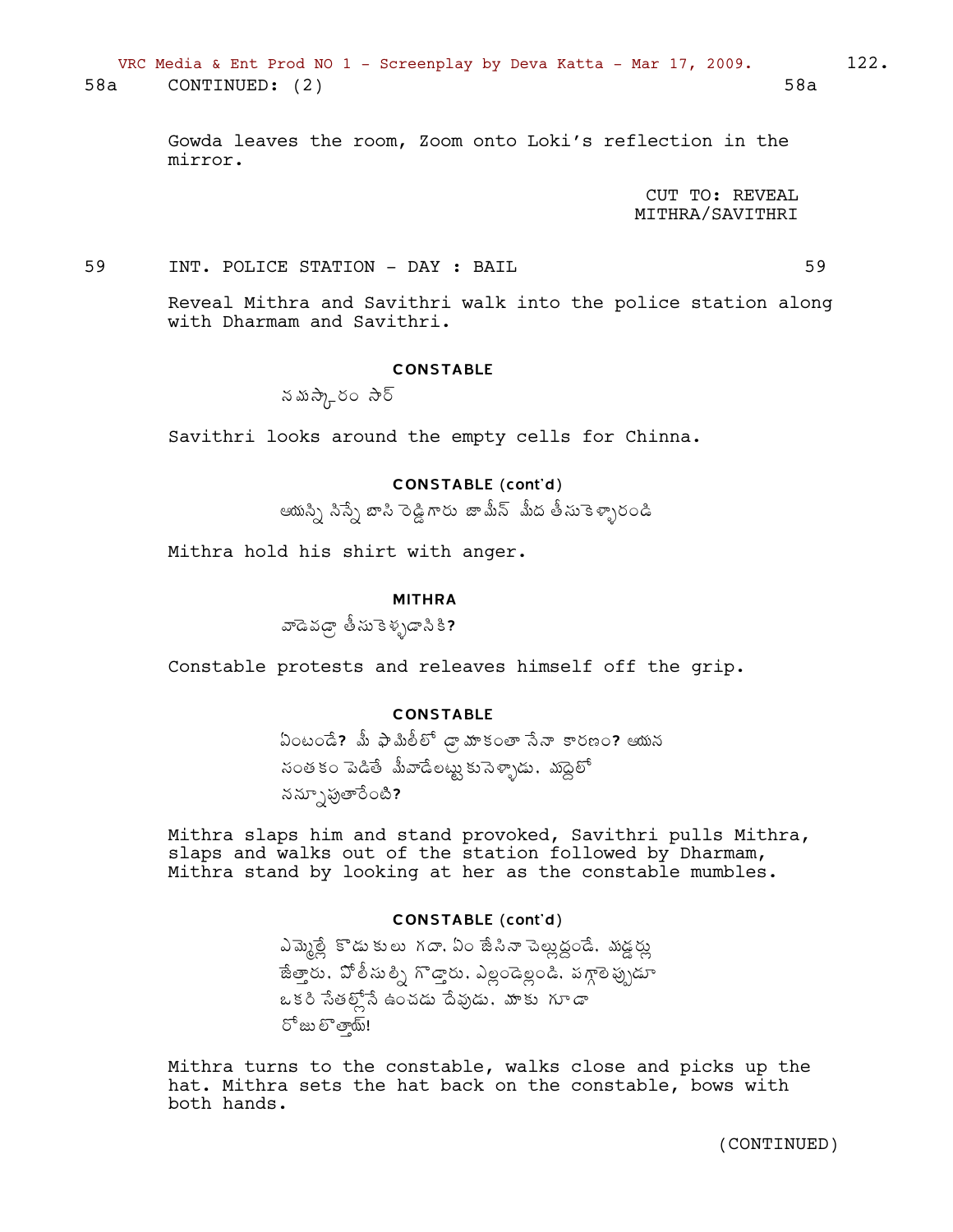58a CONTINUED: (2) 58a

Gowda leaves the room, Zoom onto Loki's reflection in the mirror.

CUT TO: REVEAL MITHRA/SAVITHRI

59 INT. POLICE STATION - DAY : BAIL 59

Reveal Mithra and Savithri walk into the police station along with Dharmam and Savithri.

**CONSTABLE**

నమస్కారం సార్

Savithri looks around the empty cells for Chinna.

**CONSTABLE (cont'd)**

ఆయన్ని నిన్నే బాసి రెడ్డిగారు జామీన్ మీద తీసుకెళ్ళారండి

Mithra hold his shirt with anger.

**MITHRA**

వాడెవడ్రా తీసుకెళ్ళడానికి?

Constable protests and releaves himself off the grip.

**CONSTABLE**

ఏంటండే? మీ ఫామిలీలో డ్రామాకంతా నేనా కారణం? ఆయన సంతకం పెడితే మీవాడేలట్టుకుసెళ్ళాడు. మధ్దెలో నన్నూపుతారేంటి?

Mithra slaps him and stand provoked, Savithri pulls Mithra, slaps and walks out of the station followed by Dharmam, Mithra stand by looking at her as the constable mumbles.

**CONSTABLE (cont'd)**

ఎమ్మెల్లే కొడుకులు గదా. ఏం జేసినా చెల్లుద్దండే. మడ్డర్లు జేత్తారు. పోలీసుల్ని గొడ్తారు. ఎల్లండెల్లండి. పగ్గాలెప్పుడూ ఒకరి సేతల్లోనే ఉంచడు దేవుడు. మాకు గూడా రోజులొత్తాయ్!

Mithra turns to the constable, walks close and picks up the hat. Mithra sets the hat back on the constable, bows with both hands.

(CONTINUED)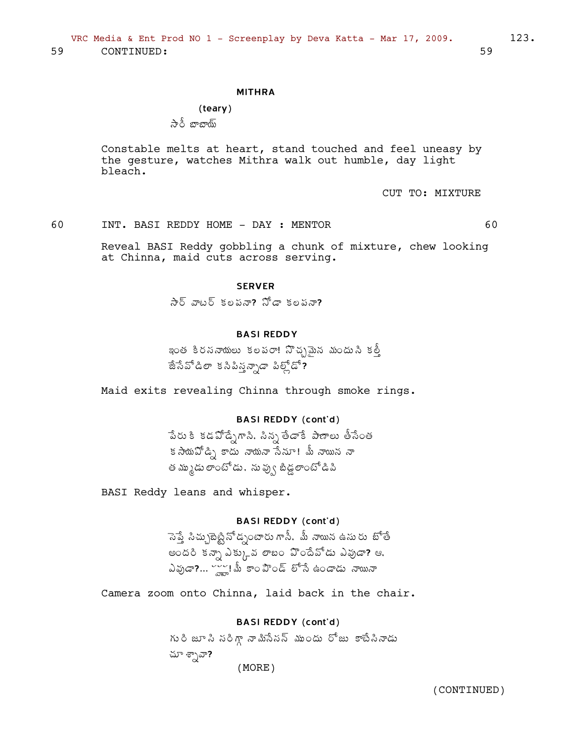59 CONTINUED: 59

**MITHRA**

(teary)

సారీ బాబాయ్

Constable melts at heart, stand touched and feel uneasy by the gesture, watches Mithra walk out humble, day light bleach.

CUT TO: MIXTURE

60 INT. BASI REDDY HOME - DAY : MENTOR 60

Reveal BASI Reddy gobbling a chunk of mixture, chew looking at Chinna, maid cuts across serving.

**SERVER**

సార్ వాటర్ కలపనా? సోడా కలపనా?

**BASI REDDY**

ఇంత కిరసనాయిలు కలపరా! నొచ్చమైన మందుని కల్తీ జేసేవోడిలా కనిపిస్తున్నాడా పిల్లోడో?

Maid exits revealing Chinna through smoke rings.

**BASI REDDY (cont'd)**

పేరుకి కడవోడ్నిగాని. సిన్న తేడాకే పాణాలు తీసేంత కసాయివోడ్ని కాదు నాయనా నేనూ! మీ నాయిన నా తమ్ముడులాంటోడు. నువ్వు బిడ్డలాంటోడివి

BASI Reddy leans and whisper.

**BASI REDDY (cont'd)**

సెప్తే సిచ్చుబెట్టినోడ్నంటారు గానీ. మీ నాయిన ఉసురు బోతే అందరి కన్నా ఎక్కువ లాబం పొందేవోడు ఎవుడా? ఆ. ఎవుడా?... ప్చ్! మీ కాంపౌండ్ లోనే ఉండాడు నాయినా

Camera zoom onto Chinna, laid back in the chair.

**BASI REDDY (cont'd)**

గురి జూసి సరిగ్గా నామినేసన్ ముందు రోజు కాటేసినాడు చూశ్నావా?

(MORE)

(CONTINUED)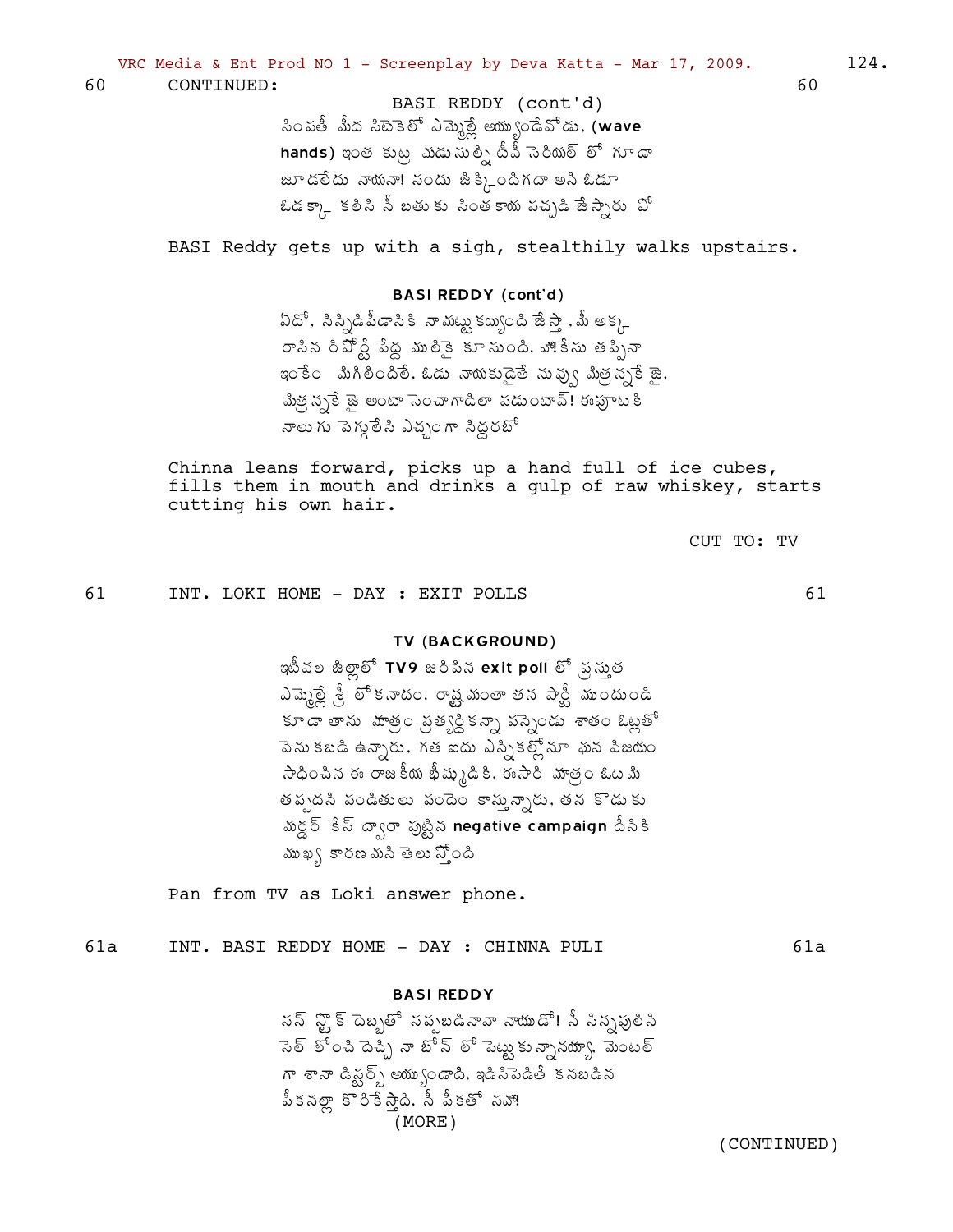60 CONTINUED: 60

BASI REDDY (cont'd)

సింపతీ మీద సిబెకెలో ఎమ్మెల్లే అయ్యిండేవోడు. (**wave hands**) ఇంత కుట్ర మడుసుల్ని టీవీ సెరియల్ లో గూడా జూడలేదు నాయనా! సందు జిక్కిందిగదా అని ఓడూ ఓడక్కా కలిసి నీ బతుకు సింతకాయ పచ్చడి జేస్నారు పో

BASI Reddy gets up with a sigh, stealthily walks upstairs.

**BASI REDDY (cont'd)**

ఏదో. సిన్నడిపీడాసికి నామట్టుకయ్యింది జేస్తా. మీ అక్క రాసిన రిపోర్టే పేద్ద ములికై కూసుంది. ఆ కేసు తప్పినా ఇంకేం మిగిలిందిలే. ఓడు నాయకుడైతే నువ్వు మిత్రన్నకే జై. మిత్రన్నకే జై అంటా సెంచాగాడిలా పడుంటావ్! ఈపూటకి నాలుగు పెగ్గులేసి ఎచ్చంగా సిద్దరబో

Chinna leans forward, picks up a hand full of ice cubes, fills them in mouth and drinks a gulp of raw whiskey, starts cutting his own hair.

CUT TO: TV

61 INT. LOKI HOME - DAY : EXIT POLLS 61

**TV (BACKGROUND)**

ఇటీవల జిల్లాలో **TV9** జరిపిన **exit poll** లో ప్రస్తుత ఎమ్మెల్లే శ్రీ లోకనాదం. రాష్ట్రమంతా తన పార్టీ ముందుండి కూడా తాను మాత్రం ప్రత్యర్ధికన్నా పన్నెండు శాతం ఓట్లతో వెనుకబడి ఉన్నారు. గత ఐదు ఎన్నికల్లోనూ ఘన విజయం సాధించిన ఈ రాజకీయ భీష్ముడికి. ఈసారి మాత్రం ఓటమి తప్పదని పండితులు పందెం కాస్తున్నారు. తన కొడుకు మర్డర్ కేస్ ద్వారా పుట్టిన **negative campaign** దీనికి ముఖ్య కారణమని తెలుస్తోంది

Pan from TV as Loki answer phone.

61a INT. BASI REDDY HOME - DAY : CHINNA PULI 61a

**BASI REDDY**

నన్ స్ట్రోక్ దెబ్బతో నప్పబడినావా నాయుడో! నీ సిన్నపులిని సెల్ లోంచి దెచ్చి నా టోన్ లో పెట్టుకున్నానయ్యా. మెంటల్ గా శానా డిస్టర్బ్ అయ్యిండాది. ఇడిసిపెడితే కనబడిన పీకనల్లా కొరికేస్తాది. నీ పీకతో సహా!

(MORE)

(CONTINUED)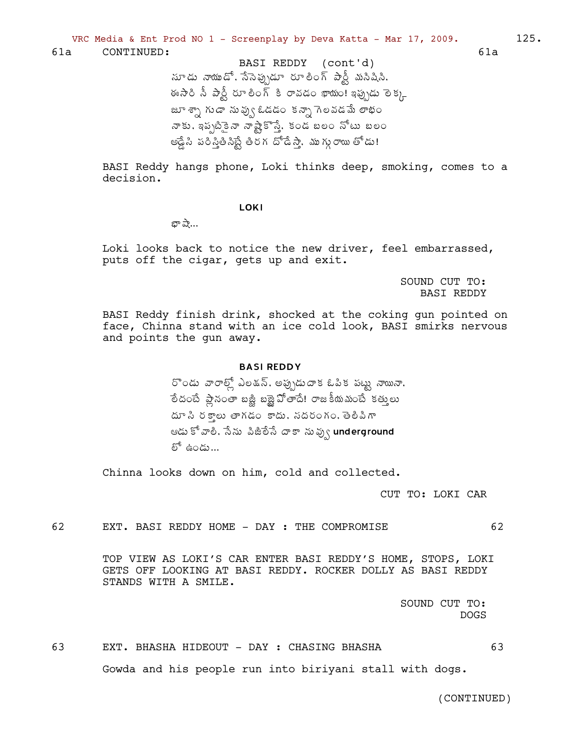61a CONTINUED: 61a

BASI REDDY (cont'd)

సూడు నాయుడో, నేనెప్పుడూ రూలింగ్ పార్టీ మనిషిని. ఈసారి నీ పార్టీ రూలింగ్ కి రావడం ఖాయం! ఇప్పుడు లెక్క జూశ్నా గుడా నువ్వు ఓడడం కన్నా గెలవడమే లాభం నాకు. ఇప్పటికైనా నాష్టకొస్తే, కండ బలం నోటు బలం అడ్డేసి పరిస్థితిసిట్టే తిరగ దోడేస్తా. ముగ్గురాయి తోడు!

BASI Reddy hangs phone, Loki thinks deep, smoking, comes to a decision.

**LOKI**

భాషే...

Loki looks back to notice the new driver, feel embarrassed, puts off the cigar, gets up and exit.

SOUND CUT TO: BASI REDDY

BASI Reddy finish drink, shocked at the coking gun pointed on face, Chinna stand with an ice cold look, BASI smirks nervous and points the gun away.

**BASI REDDY**

రెండు వారాల్లో ఎలక్షన్. అప్పుడుదాక ఓపిక పట్టు నాయినా. లేదంటే ప్లానంతా బజ్జీ బజ్జై పోతాదే! రాజకీయమంటే కత్తులు దూసి రక్తాలు తాగడం కాదు. సదరంగం. తెలివిగా ఆడుకోవాలి. నేను పిజిలేసే దాకా నువ్వు **underground** లో ఉండు...

Chinna looks down on him, cold and collected.

CUT TO: LOKI CAR

62 EXT. BASI REDDY HOME - DAY : THE COMPROMISE 62

TOP VIEW AS LOKI'S CAR ENTER BASI REDDY'S HOME, STOPS, LOKI GETS OFF LOOKING AT BASI REDDY. ROCKER DOLLY AS BASI REDDY STANDS WITH A SMILE.

SOUND CUT TO: DOGS

63 EXT. BHASHA HIDEOUT - DAY : CHASING BHASHA 63

Gowda and his people run into biriyani stall with dogs.

(CONTINUED)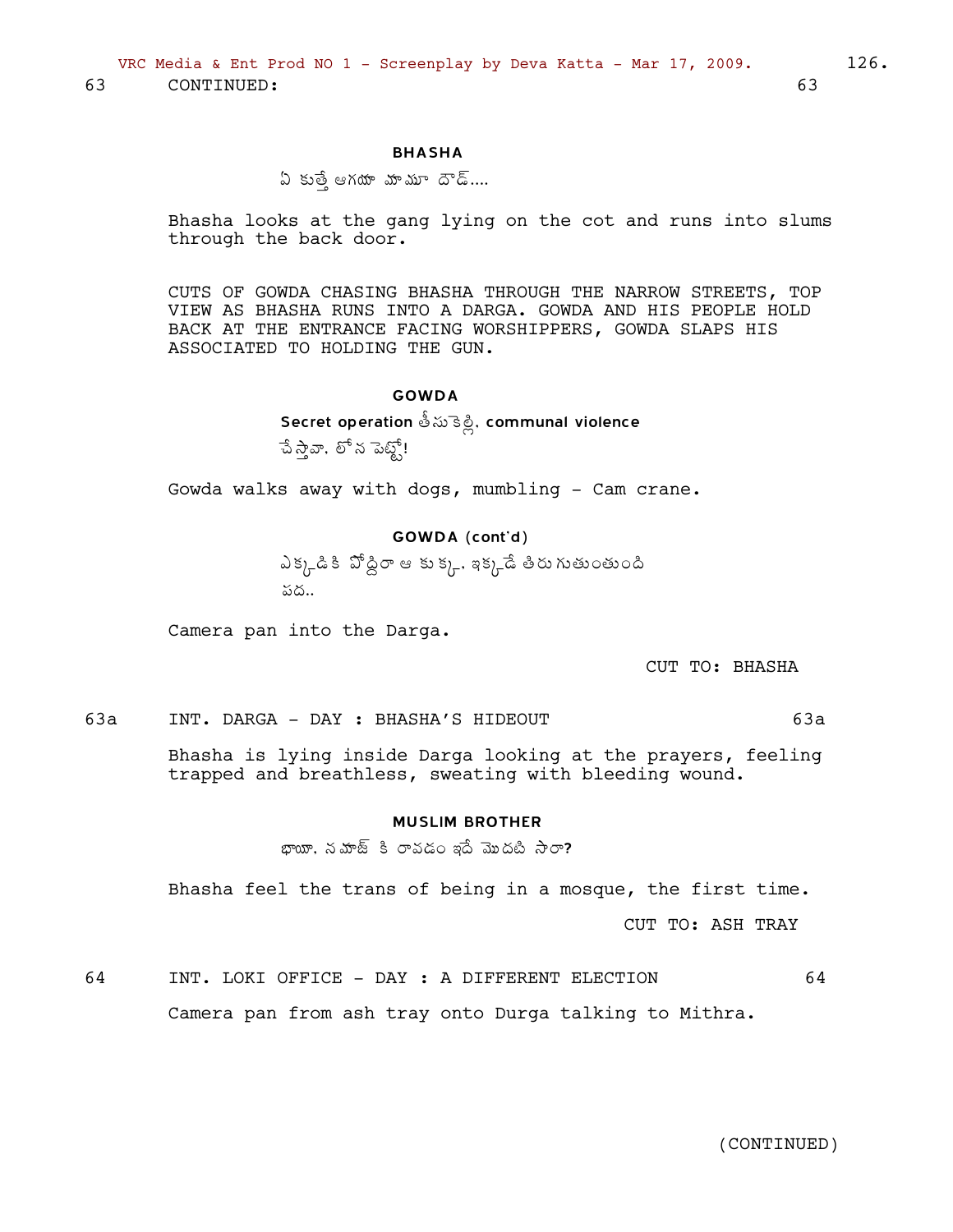63 CONTINUED: 63

**BHASHA**

ఏ కుత్తే ఆగయా మామా దొడ్....

Bhasha looks at the gang lying on the cot and runs into slums through the back door.

CUTS OF GOWDA CHASING BHASHA THROUGH THE NARROW STREETS, TOP VIEW AS BHASHA RUNS INTO A DARGA. GOWDA AND HIS PEOPLE HOLD BACK AT THE ENTRANCE FACING WORSHIPPERS, GOWDA SLAPS HIS ASSOCIATED TO HOLDING THE GUN.

**GOWDA**

Secret operation తీసుకెళ్లి, communal violence చేస్తావా, లోన పెట్టో!

Gowda walks away with dogs, mumbling - Cam crane.

**GOWDA (cont'd)**

ఎక్కడికి పోద్దిరా ఆ కుక్క, ఇక్కడే తిరుగుతుంతుంది పద..

Camera pan into the Darga.

CUT TO: BHASHA

63a INT. DARGA - DAY : BHASHA'S HIDEOUT 63a

Bhasha is lying inside Darga looking at the prayers, feeling trapped and breathless, sweating with bleeding wound.

**MUSLIM BROTHER**

భాయీ, నమాజ్ కి రావడం ఇదే మొదటి సారా?

Bhasha feel the trans of being in a mosque, the first time.

CUT TO: ASH TRAY

64 INT. LOKI OFFICE - DAY : A DIFFERENT ELECTION 64

Camera pan from ash tray onto Durga talking to Mithra.

(CONTINUED)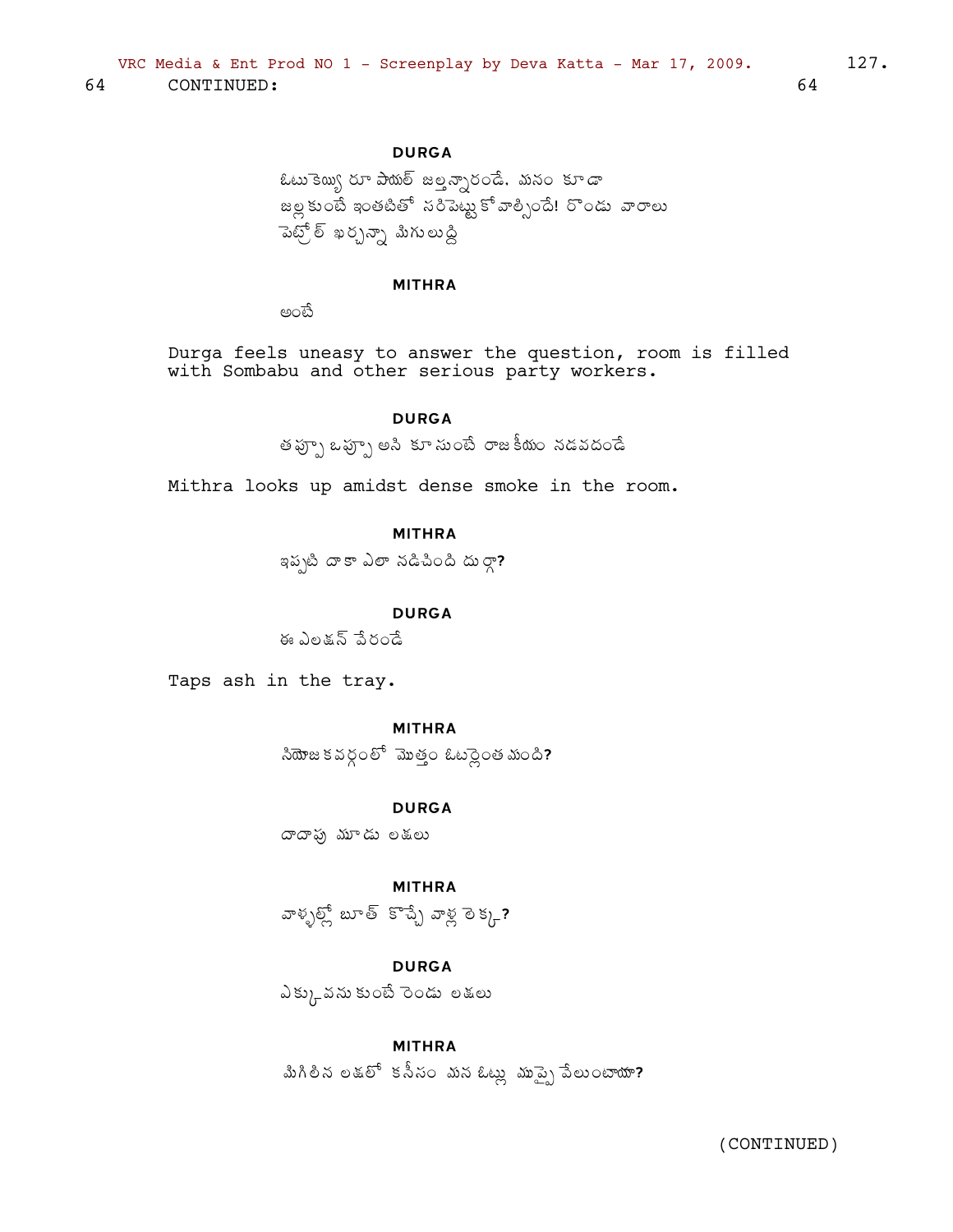64 CONTINUED: 64

**DURGA**

ఓటుకెయ్యి రూ పాయల్ జల్తన్నారండే. మనం కూడా జల్లకుంటే ఇంతటితో సరిపెట్టుకోవాల్సిందే! రెండు వారాలు పెట్రోల్ ఖర్చన్నా మిగులుద్ది

**MITHRA**

అంటే

Durga feels uneasy to answer the question, room is filled with Sombabu and other serious party workers.

**DURGA**

తప్పా ఒప్పా అని కూసుంటే రాజకీయం నడవదండే

Mithra looks up amidst dense smoke in the room.

**MITHRA**

ఇప్పటి దాకా ఎలా నడిపింది దుర్గా?

**DURGA**

ఈ ఎలక్షన్ వేరండే

Taps ash in the tray.

**MITHRA**

నియోజకవర్గంలో మొత్తం ఓటర్లెంత మంది?

**DURGA**

దాదాపు మూడు లక్షలు

**MITHRA**

వాళ్ళల్లో బూత్ కొచ్చే వాళ్ల లెక్క?

**DURGA**

ఎక్కువనుకుంటే రెండు లక్షలు

**MITHRA**

మిగిలిన లక్షలో కనీసం మన ఓట్లు ముప్పై వేలుంటాయా?

(CONTINUED)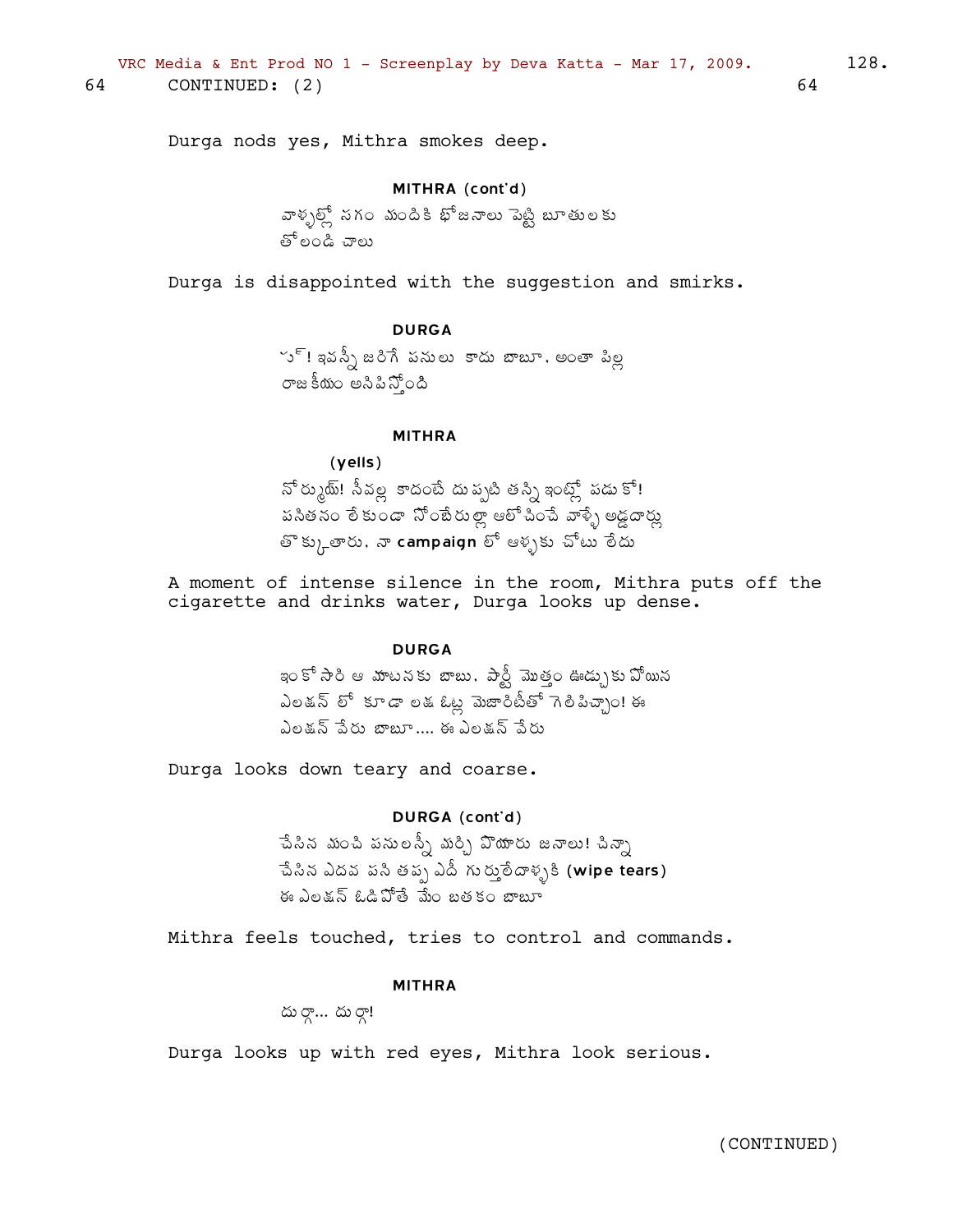64 CONTINUED: (2) 64

Durga nods yes, Mithra smokes deep.

**MITHRA (cont'd)**

వాళ్ళల్లో సగం మందికి భోజనాలు పెట్టి బూతులకు తోలండి చాలు

Durga is disappointed with the suggestion and smirks.

**DURGA**

ప్చ్! ఇవన్నీ జరిగే పనులు కాదు బాబూ. అంతా పిల్ల రాజకీయం అనిపిస్తోంది

**MITHRA**

**(yells)**

నోర్ముయ్! నీవల్ల కాదంటే దుప్పటి తన్ని ఇంట్లో పడుకో! పసితనం లేకుండా నోంబేరుల్లా ఆలోచించే వాళ్ళే అడ్డదార్లు తొక్కుతారు. నా **campaign** లో ఆళ్ళకు చోటు లేదు

A moment of intense silence in the room, Mithra puts off the cigarette and drinks water, Durga looks up dense.

**DURGA**

ఇంకోసారి ఆ మాటనకు బాబు. పార్టీ మొత్తం ఊడ్చుకు పోయిన ఎలక్షన్ లో కూడా లక్ష ఓట్ల మెజారిటీతో గెలిపిచ్చాం! ఈ ఎలక్షన్ వేరు బాబూ.... ఈ ఎలక్షన్ వేరు

Durga looks down teary and coarse.

**DURGA (cont'd)**

చేసిన మంచి పనులన్నీ మర్చి పొయారు జనాలు! చిన్నా చేసిన ఎదవ పని తప్ప ఎదీ గుర్తులేదాళ్ళకి **(wipe tears)** ఈ ఎలక్షన్ ఓడిపోతే మేం బతకం బాబూ

Mithra feels touched, tries to control and commands.

**MITHRA**

దుర్గా... దుర్గా!

Durga looks up with red eyes, Mithra look serious.

(CONTINUED)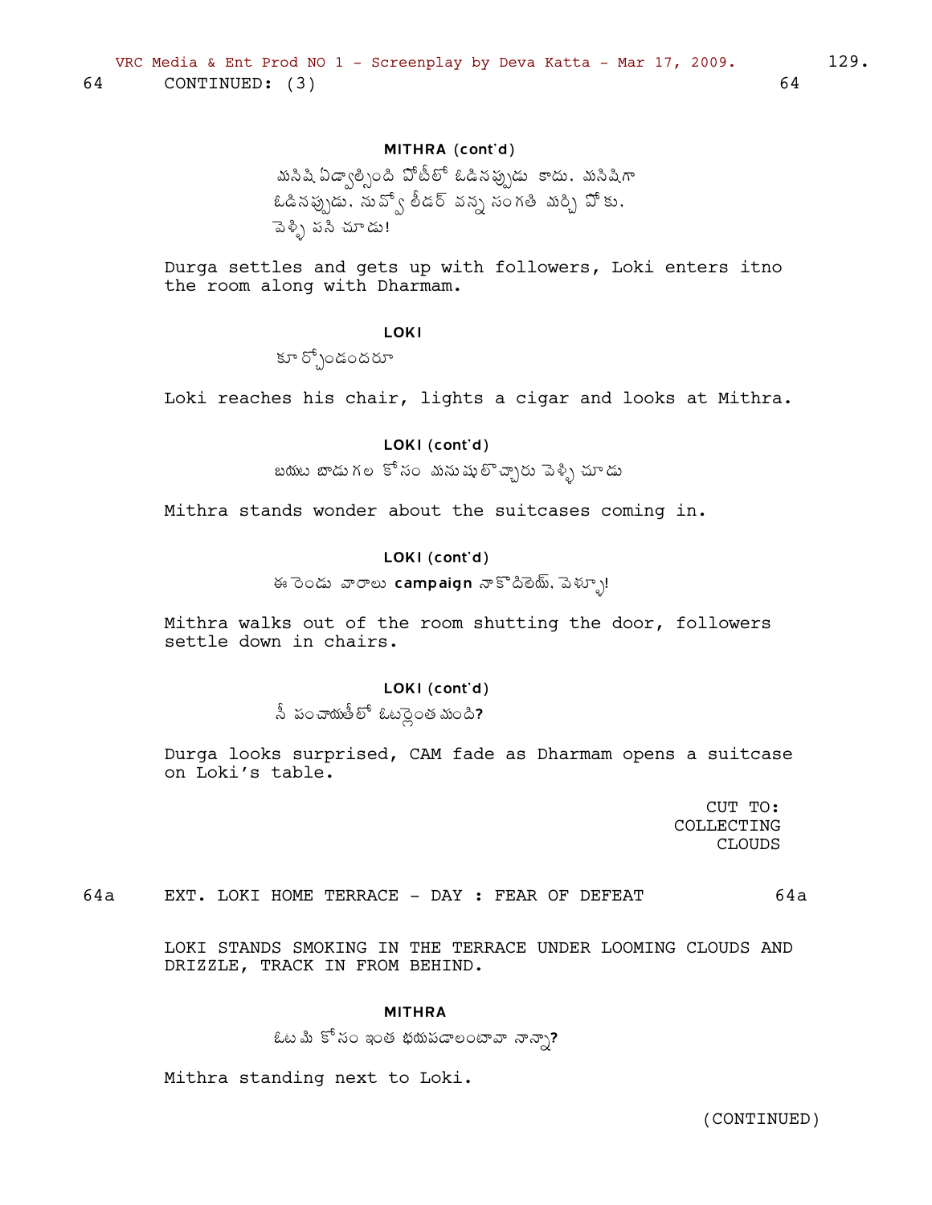64 CONTINUED: (3) 64

MITHRA (cont'd)

మనిషి ఏడ్వాల్సింది పోటీలో ఓడినప్పుడు కాదు. మనిషిగా ఓడినప్పుడు. నువ్వో లీడర్ వన్న సంగతి మర్చి పోకు. వెళ్ళి పని చూడు!

Durga settles and gets up with followers, Loki enters itno the room along with Dharmam.

LOKI

కూర్చోండందరూ

Loki reaches his chair, lights a cigar and looks at Mithra.

LOKI (cont'd)

బయట బాడుగల కోసం మనుషులొచ్చారు వెళ్ళి చూడు

Mithra stands wonder about the suitcases coming in.

LOKI (cont'd)

ఈ రెండు వారాలు **campaign** నాకొదిలెయ్. వెళ్ళూ!

Mithra walks out of the room shutting the door, followers settle down in chairs.

LOKI (cont'd)

నీ పంచాయితీలో ఓటర్లెంత మంది?

Durga looks surprised, CAM fade as Dharmam opens a suitcase on Loki's table.

CUT TO:
COLLECTING
CLOUDS

64a EXT. LOKI HOME TERRACE - DAY : FEAR OF DEFEAT 64a

LOKI STANDS SMOKING IN THE TERRACE UNDER LOOMING CLOUDS AND DRIZZLE, TRACK IN FROM BEHIND.

MITHRA

ఓటమి కోసం ఇంత భయపడాలంటావా నాన్నా?

Mithra standing next to Loki.

(CONTINUED)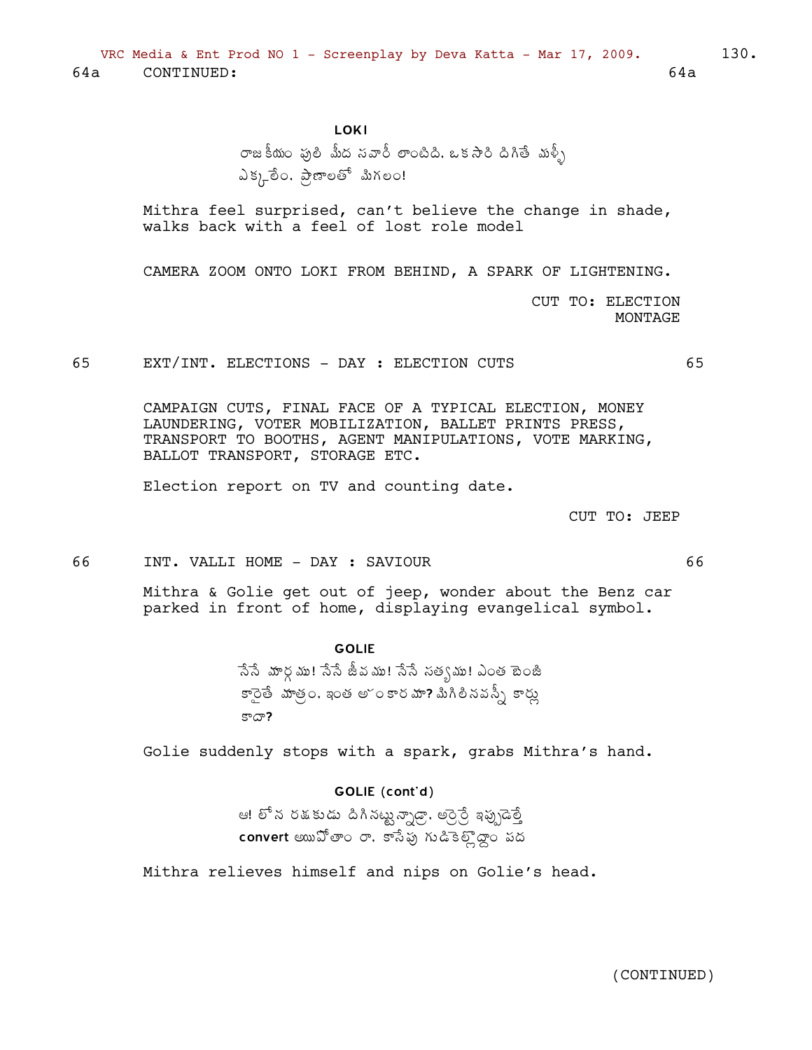64a CONTINUED: 64a

**LOKI**

రాజకీయం పులి మీద సవారీ లాంటిది. ఒకసారి దిగితే మళ్ళీ ఎక్కలేం. ప్రాణాలతో మిగలం!

Mithra feel surprised, can't believe the change in shade, walks back with a feel of lost role model

CAMERA ZOOM ONTO LOKI FROM BEHIND, A SPARK OF LIGHTENING.

CUT TO: ELECTION MONTAGE

65 EXT/INT. ELECTIONS - DAY : ELECTION CUTS 65

CAMPAIGN CUTS, FINAL FACE OF A TYPICAL ELECTION, MONEY LAUNDERING, VOTER MOBILIZATION, BALLET PRINTS PRESS, TRANSPORT TO BOOTHS, AGENT MANIPULATIONS, VOTE MARKING, BALLOT TRANSPORT, STORAGE ETC.

Election report on TV and counting date.

CUT TO: JEEP

66 INT. VALLI HOME - DAY : SAVIOUR 66

Mithra & Golie get out of jeep, wonder about the Benz car parked in front of home, displaying evangelical symbol.

**GOLIE**

నేనే మార్గము! నేనే జీవము! నేనే సత్యము! ఎంత బెంజి కారైతే మాత్రం. ఇంత అహంకారమా**?** మిగిలినవన్నీ కార్లు కాదా**?**

Golie suddenly stops with a spark, grabs Mithra's hand.

**GOLIE (cont'd)**

ఆ! లోన రక్షకుడు దిగినట్టున్నాడ్రా. అర్రెర్రే ఇప్పుడెళ్తే **convert** అయిపోతాం రా. కాసేపు గుడికెళ్లొద్దాం పద

Mithra relieves himself and nips on Golie's head.

(CONTINUED)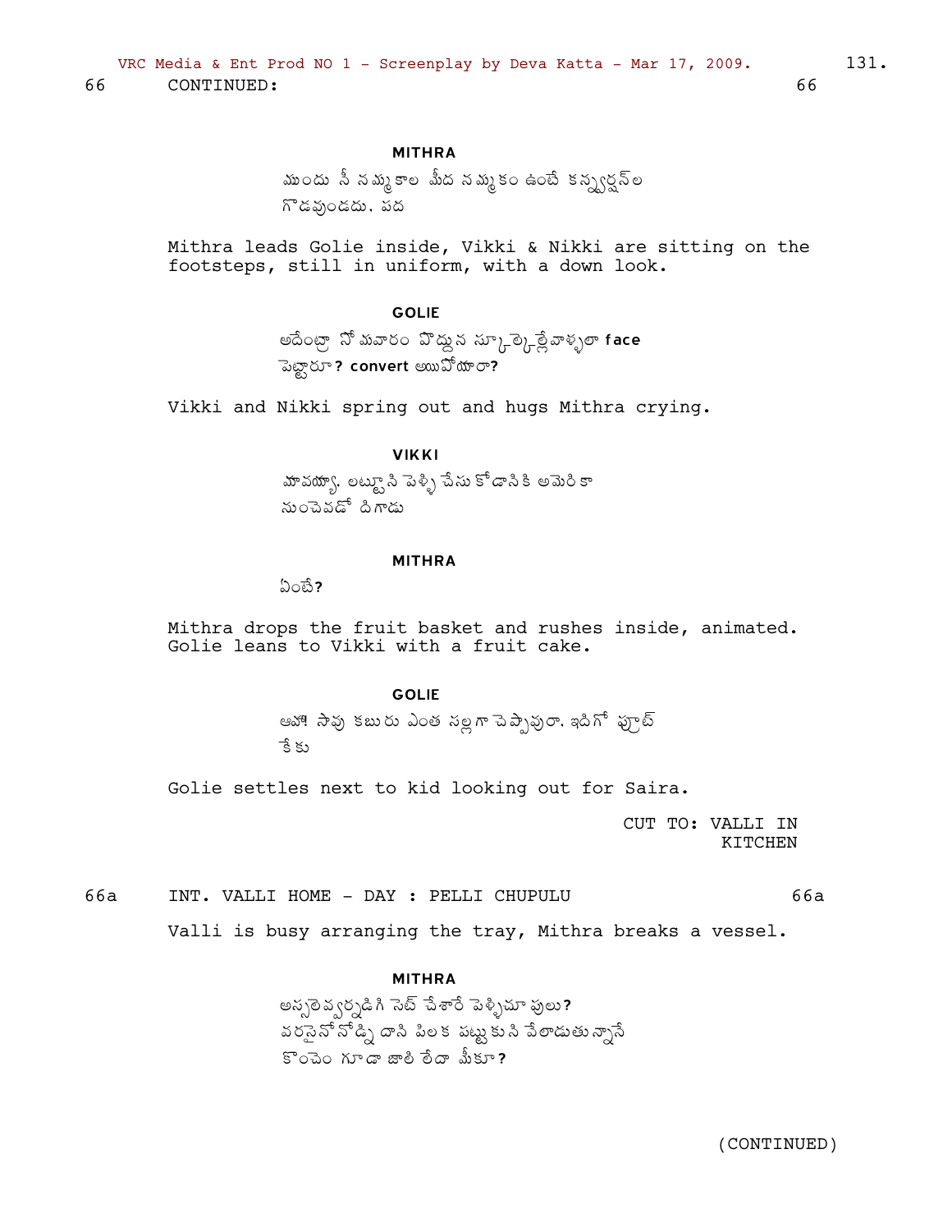66 CONTINUED: 66

**MITHRA**

ముందు నీ నమ్మకాల మీద నమ్మకం ఉంటే కన్వర్షన్‌ల గొడవుండదు. పద

Mithra leads Golie inside, Vikki & Nikki are sitting on the footsteps, still in uniform, with a down look.

**GOLIE**

అదేంట్రా సోమవారం పొద్దున స్కూల్కెళ్లేవాళ్ళలా **face** పెట్టారూ? **convert** అయిపోయారా?

Vikki and Nikki spring out and hugs Mithra crying.

**VIKKI**

మావయ్యా. లట్టూని పెళ్ళి చేసుకోడానికి అమెరికా నుంచెవడో దిగాడు

**MITHRA**

ఏంటే?

Mithra drops the fruit basket and rushes inside, animated. Golie leans to Vikki with a fruit cake.

**GOLIE**

ఆహా! సావు కబురు ఎంత సల్లగా చెప్పావురా. ఇదిగో ఫ్రూట్ కేకు

Golie settles next to kid looking out for Saira.

CUT TO: VALLI IN KITCHEN

66a INT. VALLI HOME - DAY : PELLI CHUPULU 66a

Valli is busy arranging the tray, Mithra breaks a vessel.

**MITHRA**

అస్సలెవ్వర్నడిగి సెట్ చేశారే పెళ్ళిచూపులు? వరసైనోనోడ్ని దాని పిలక పట్టుకుని వేలాడుతున్నానే కొంచెం గూడా జాలి లేదా మీకూ?

(CONTINUED)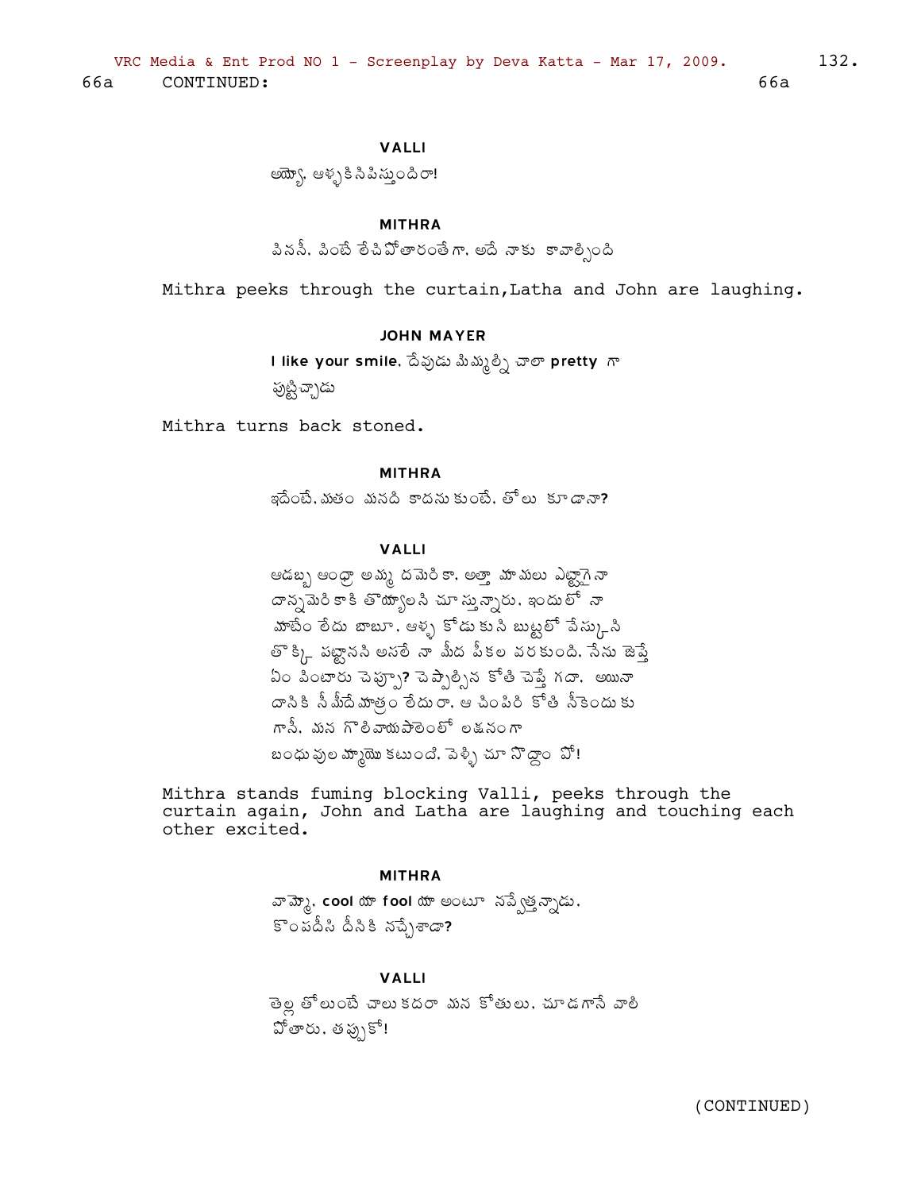66a CONTINUED: 66a

**VALLI**

అయ్యో, ఆళ్ళకి సిపిస్తుందిరా!

**MITHRA**

వినసీ. వింటే లేచిపోతారంతే గా. అదే నాకు కావాల్సింది

Mithra peeks through the curtain,Latha and John are laughing.

**JOHN MAYER**

**I like your smile.** దేవుడు మిమ్మల్ని చాలా **pretty** గా పుట్టిచ్చాడు

Mithra turns back stoned.

**MITHRA**

ఇదేంటే. మతం మనది కాదను కుంటే. తోలు కూడానా?

**VALLI**

ఆడబ్బ ఆంధ్రా అమ్మ దమెరికా. అత్తా మామలు ఎట్టాగైనా దాన్నమెరికాకి తొయ్యాలని చూస్తున్నారు. ఇందులో నా మాటేం లేదు బాబూ. ఆళ్ళ కోడుకుని బుట్టలో వేస్కుని తొక్కి పట్టానని అసలే నా మీద పీకల వరకుంది. నేను జెప్తే ఏం వింటారు చెప్పూ? చెప్పాల్సిన కోతి చెప్తే గదా. అయినా దానికి నీ మీదే మాత్రం లేదురా. ఆ చింపిరి కోతి నీకెందుకు గానీ. మన గొలివాయపాలెంలో లక్షనంగా బంధువుల మ్మాయి కటుంది. వెళ్ళి చూసొద్దాం పో!

Mithra stands fuming blocking Valli, peeks through the curtain again, John and Latha are laughing and touching each other excited.

**MITHRA**

వామ్మో. **cool** యా **fool** యా అంటూ నవ్వేత్తన్నాడు. కొంపదీసి దీనికి నచ్చేశాడా?

**VALLI**

తెల్లతోలుంటే చాలుకదరా మన కోతులు. చూడగానే వాలి పోతారు. తప్పుకో!

(CONTINUED)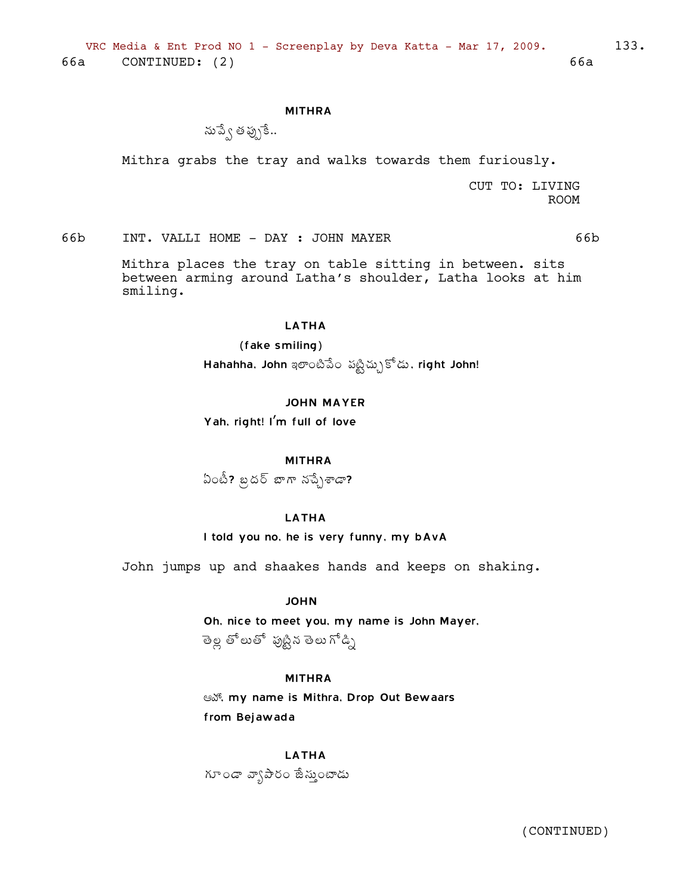66a CONTINUED: (2) 66a

MITHRA

నువ్వే తప్పుకే..

Mithra grabs the tray and walks towards them furiously.

CUT TO: LIVING ROOM

66b INT. VALLI HOME - DAY : JOHN MAYER 66b

Mithra places the tray on table sitting in between. sits between arming around Latha's shoulder, Latha looks at him smiling.

LATHA

(fake smiling)

Hahahha, John ఇలాంటివేం పట్టిచ్చుకోడు, right John!

JOHN MAYER

Yah, right! I'm full of love

MITHRA

ఏంటీ? బ్రదర్ బాగా నచ్చేశాడా?

LATHA

I told you no, he is very funny, my bAvA

John jumps up and shaakes hands and keeps on shaking.

JOHN

Oh, nice to meet you, my name is John Mayer, తెల్ల తోలుతో పుట్టిన తెలుగోడ్ని

MITHRA

ఆహా, my name is Mithra, Drop Out Bewaars from Bejawada

LATHA

గూండా వ్యాపారం జేస్తుంటాడు

(CONTINUED)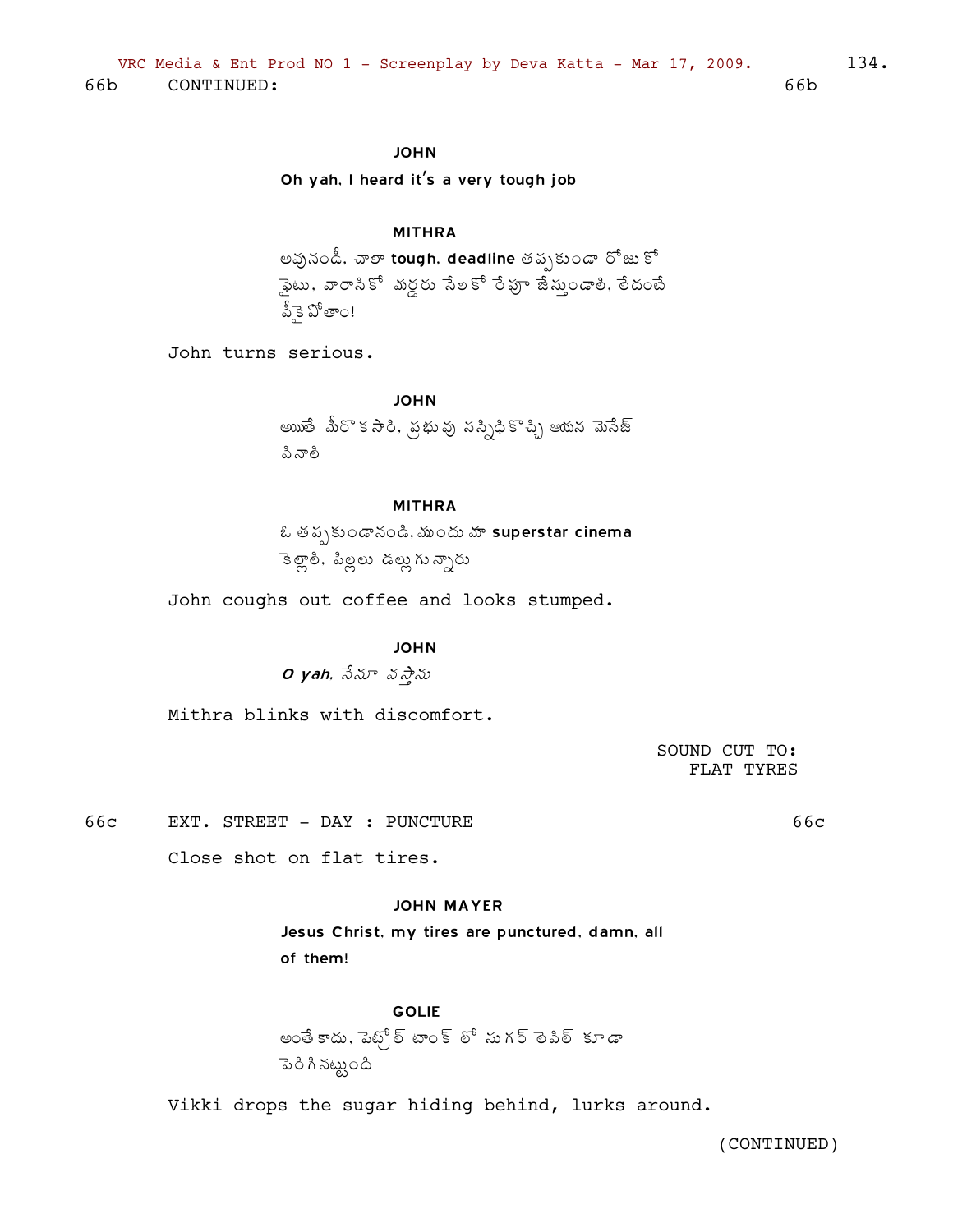66b CONTINUED: 66b

**JOHN**

**Oh yah, I heard it's a very tough job**

**MITHRA**

అవునండీ, చాలా **tough, deadline** తప్పకుండా రోజుకో ఫైటు, వారానికో మర్డరు నెలకో రేపూ జేస్తుండాలి, లేదంటే వీకై పోతాం!

John turns serious.

**JOHN**

అయితే మీరొకసారి, ప్రభువు సన్నిధికొచ్చి ఆయన మెసేజ్ వినాలి

**MITHRA**

ఓ తప్పకుండానండి, ముందు మా **superstar cinema** కెళ్లాలి, పిల్లలు డల్లుగున్నారు

John coughs out coffee and looks stumped.

**JOHN**

***O yah,*** నేనూ వస్తాను

Mithra blinks with discomfort.

SOUND CUT TO:
FLAT TYRES

66c EXT. STREET - DAY : PUNCTURE 66c

Close shot on flat tires.

**JOHN MAYER**

**Jesus Christ, my tires are punctured, damn, all of them!**

**GOLIE**

అంతే కాదు, పెట్రోల్ టాంక్ లో సుగర్ లెవెల్ కూడా పెరిగినట్టుంది

Vikki drops the sugar hiding behind, lurks around.

(CONTINUED)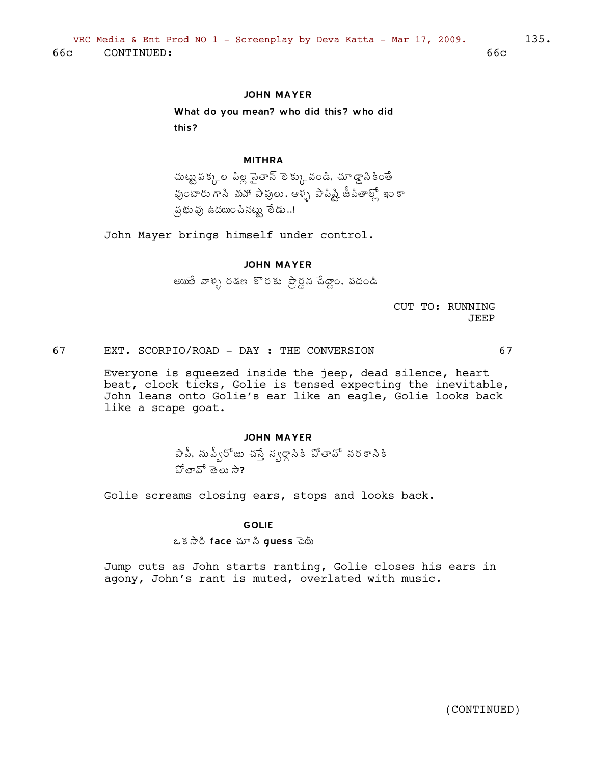66c CONTINUED: 66c

**JOHN MAYER**

What do you mean? who did this? who did this?

**MITHRA**

చుట్టుపక్కల పిల్ల సైతాన్ లెక్కువండి. చూడ్డానికింతే వుంటారు గాని మహా పాపులు. ఆళ్ళ పాపిష్టి జీవితాల్లో ఇంకా ప్రభువు ఉదయించినట్టు లేడు..!

John Mayer brings himself under control.

**JOHN MAYER**

అయితే వాళ్ళ రక్షణ కొరకు ప్రార్ధన చేద్దాం. పదండి

CUT TO: RUNNING JEEP

67 EXT. SCORPIO/ROAD - DAY : THE CONVERSION 67

Everyone is squeezed inside the jeep, dead silence, heart beat, clock ticks, Golie is tensed expecting the inevitable, John leans onto Golie's ear like an eagle, Golie looks back like a scape goat.

**JOHN MAYER**

పాపీ. నువ్వీరోజు చస్తే స్వర్గానికి పోతావో నరకానికి పోతావో తెలుసా?

Golie screams closing ears, stops and looks back.

**GOLIE**

ఒకసారి face చూసి guess చెయ్

Jump cuts as John starts ranting, Golie closes his ears in agony, John's rant is muted, overlated with music.

(CONTINUED)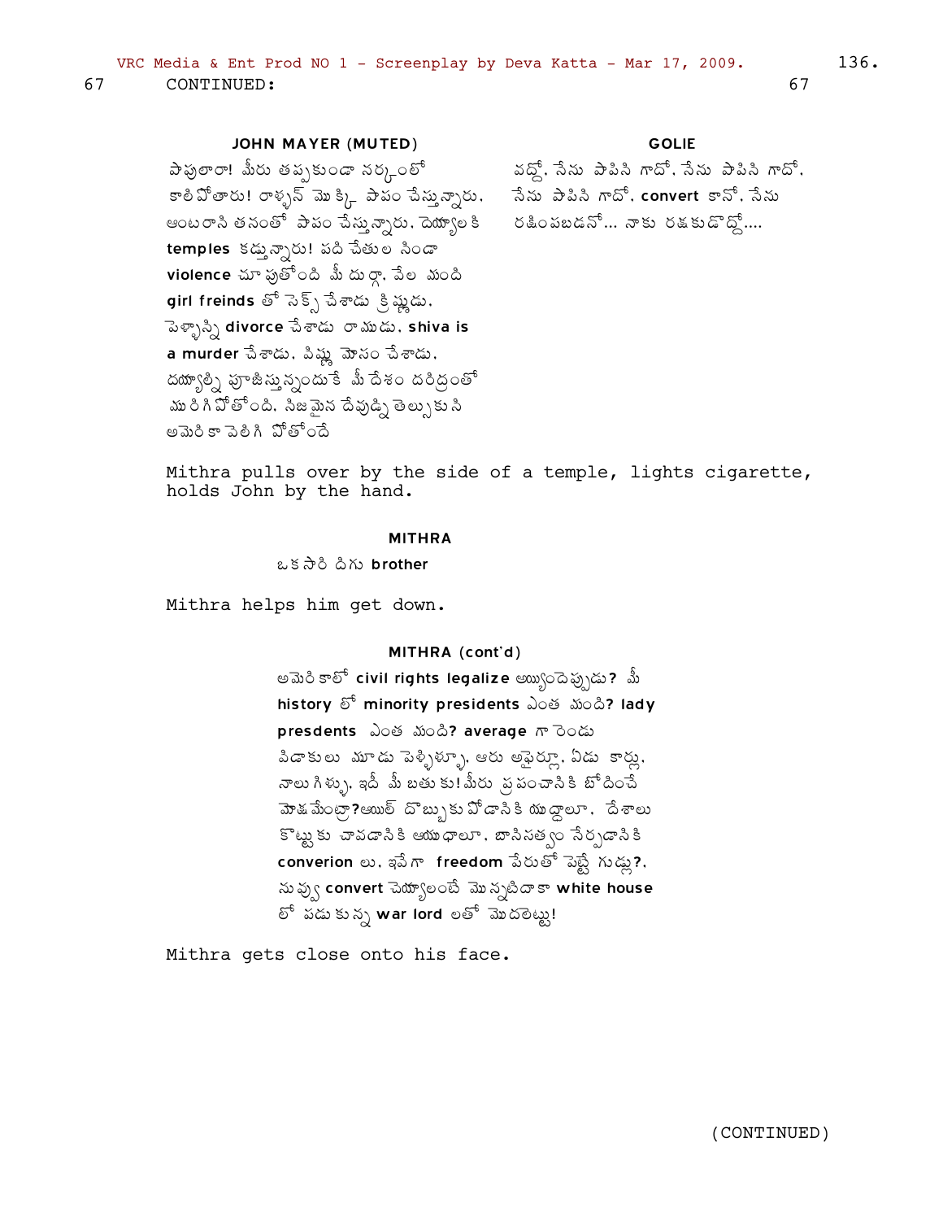67 CONTINUED: 67

**JOHN MAYER (MUTED)**

పాపులారా! మీరు తప్పకుండా నర్కంలో కాలిపోతారు! రాళ్ళన్ మొక్కి పాపం చేస్తున్నారు. అంటరాని తనంతో పాపం చేస్తున్నారు. దెయ్యాలకి temples కడ్తున్నారు! పది చేతుల నిండా violence చూపుతోంది మీ దుర్గ. వేల మంది girl freinds తో సెక్స్ చేశాడు క్రిష్ణుడు. పెళ్ళాన్ని divorce చేశాడు రాముడు. shiva is a murder చేశాడు. విష్ణు మోసం చేశాడు. దయ్యాల్ని పూజిస్తున్నందుకే మీ దేశం దరిద్రంతో మురిగిపోతోంది. నిజమైన దేవుణ్ని తెల్సుకుని అమెరికా వెలిగి పోతోందే

**GOLIE**

వద్దో. నేను పాపిని గాదో. నేను పాపిని గాదో. నేను పాపిని గాదో. convert కానో. నేను రక్షింపబడనో... నాకు రక్షకుడొద్దో....

Mithra pulls over by the side of a temple, lights cigarette, holds John by the hand.

**MITHRA**

ఒకసారి దిగు brother

Mithra helps him get down.

**MITHRA (cont'd)**

అమెరికాలో civil rights legalize అయ్యిందెప్పుడు? మీ history లో minority presidents ఎంత మంది? lady presdents ఎంత మంది? average గా రెండు విడాకులు మూడు పెళ్ళిళ్ళూ. ఆరు అఫైర్లూ. ఏడు కార్లు. నాలుగిళ్ళు. ఇదీ మీ బతుకు! మీరు ప్రపంచానికి బోధించే మోక్షమేంట్రా?ఆయిల్ దొబ్బుకు పోడానికి యుద్ధాలూ. దేశాలు కొట్టుకు చావడానికి ఆయుధాలూ. బానిసత్వం నేర్పడానికి converion లు. ఇవేగా freedom పేరుతో పెట్టే గుడ్లు?. నువ్వు convert చెయ్యాలంటే మొన్నటిదాకా white house లో పడుకున్న war lord లతో మొదలెట్టు!

Mithra gets close onto his face.

(CONTINUED)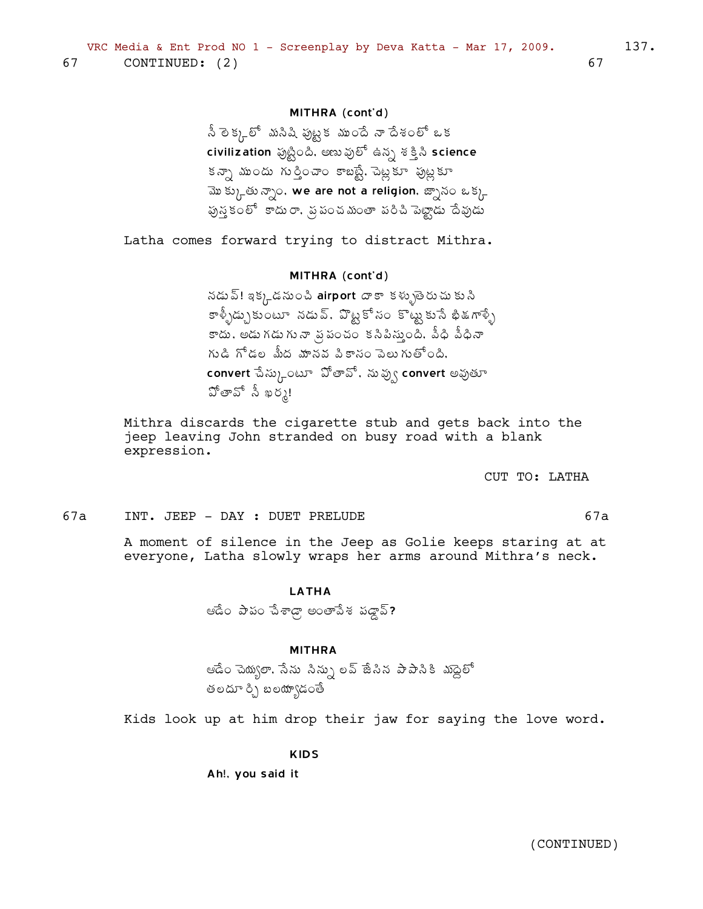67 CONTINUED: (2) 67

MITHRA (cont'd)

నీ లెక్కలో మనిషి పుట్టక ముందే నా దేశంలో ఒక **civilization** పుట్టింది. అణువులో ఉన్న శక్తిని **science** కన్నా ముందు గుర్తించాం కాబట్టే, చెట్లకూ పుట్లకూ మొక్కుతున్నాం. **we are not a religion.** జ్ఞానం ఒక్క పుస్తకంలో కాదురా, ప్రపంచమంతా పరిచి పెట్టాడు దేవుడు

Latha comes forward trying to distract Mithra.

MITHRA (cont'd)

నడువ్! ఇక్కడనుంచి **airport** దాకా కళ్ళుతెరుచుకుని కాళ్ళీడ్చుకుంటూ నడువ్. పొట్టకోసం కొట్టుకునే భిక్షగాళ్ళే కాదు. అడుగడుగునా ప్రపంచం కనిపిస్తుంది. వీధి వీధినా గుడి గోడల మీద మానవ వికాసం వెలుగుతోంది. **convert** చేస్కుంటూ పోతావో, నువ్వు **convert** అవుతూ పోతావో నీ ఖర్మ!

Mithra discards the cigarette stub and gets back into the jeep leaving John stranded on busy road with a blank expression.

CUT TO: LATHA

67a INT. JEEP - DAY : DUET PRELUDE 67a

A moment of silence in the Jeep as Golie keeps staring at at everyone, Latha slowly wraps her arms around Mithra's neck.

LATHA

ఆడేం పాపం చేశాడ్రా అంతావేశ పడ్డావ్?

MITHRA

ఆడేం చెయ్యాలా, నేను నిన్ను లవ్ జేసిన పాపానికి మధ్దలో తలదూర్చి బలయ్యాడంతే

Kids look up at him drop their jaw for saying the love word.

KIDS

Ah!, you said it

(CONTINUED)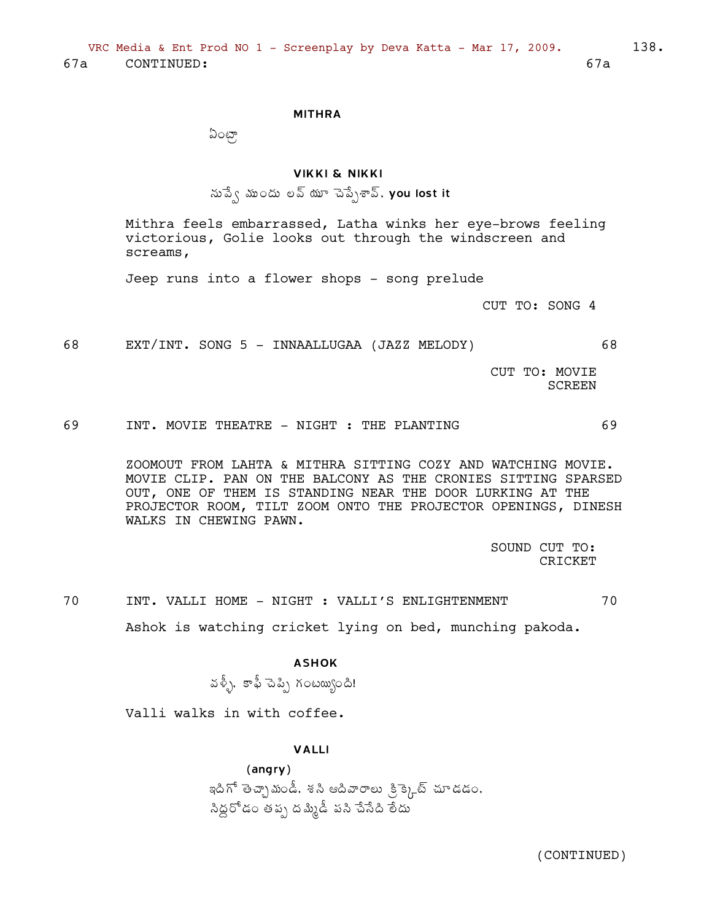67a CONTINUED: 67a

**MITHRA**

ఏంట్రా

**VIKKI & NIKKI**

నువ్వే ముందు లవ్ యూ చెప్పేశావ్. **you lost it**

Mithra feels embarrassed, Latha winks her eye-brows feeling victorious, Golie looks out through the windscreen and screams,

Jeep runs into a flower shops - song prelude

CUT TO: SONG 4

68 EXT/INT. SONG 5 - INNAALLUGAA (JAZZ MELODY) 68

CUT TO: MOVIE SCREEN

69 INT. MOVIE THEATRE - NIGHT : THE PLANTING 69

ZOOMOUT FROM LAHTA & MITHRA SITTING COZY AND WATCHING MOVIE. MOVIE CLIP. PAN ON THE BALCONY AS THE CRONIES SITTING SPARSED OUT, ONE OF THEM IS STANDING NEAR THE DOOR LURKING AT THE PROJECTOR ROOM, TILT ZOOM ONTO THE PROJECTOR OPENINGS, DINESH WALKS IN CHEWING PAWN.

SOUND CUT TO: CRICKET

70 INT. VALLI HOME - NIGHT : VALLI'S ENLIGHTENMENT 70

Ashok is watching cricket lying on bed, munching pakoda.

**ASHOK**

వళ్ళీ, కాఫీ చెప్పి గంటయ్యింది!

Valli walks in with coffee.

**VALLI**

(angry)

ఇదిగో తెచ్చామండీ. శని ఆదివారాలు క్రికెట్ చూడడం, సిద్ధరోడం తప్ప దమ్మిడీ పని చేసేది లేదు

(CONTINUED)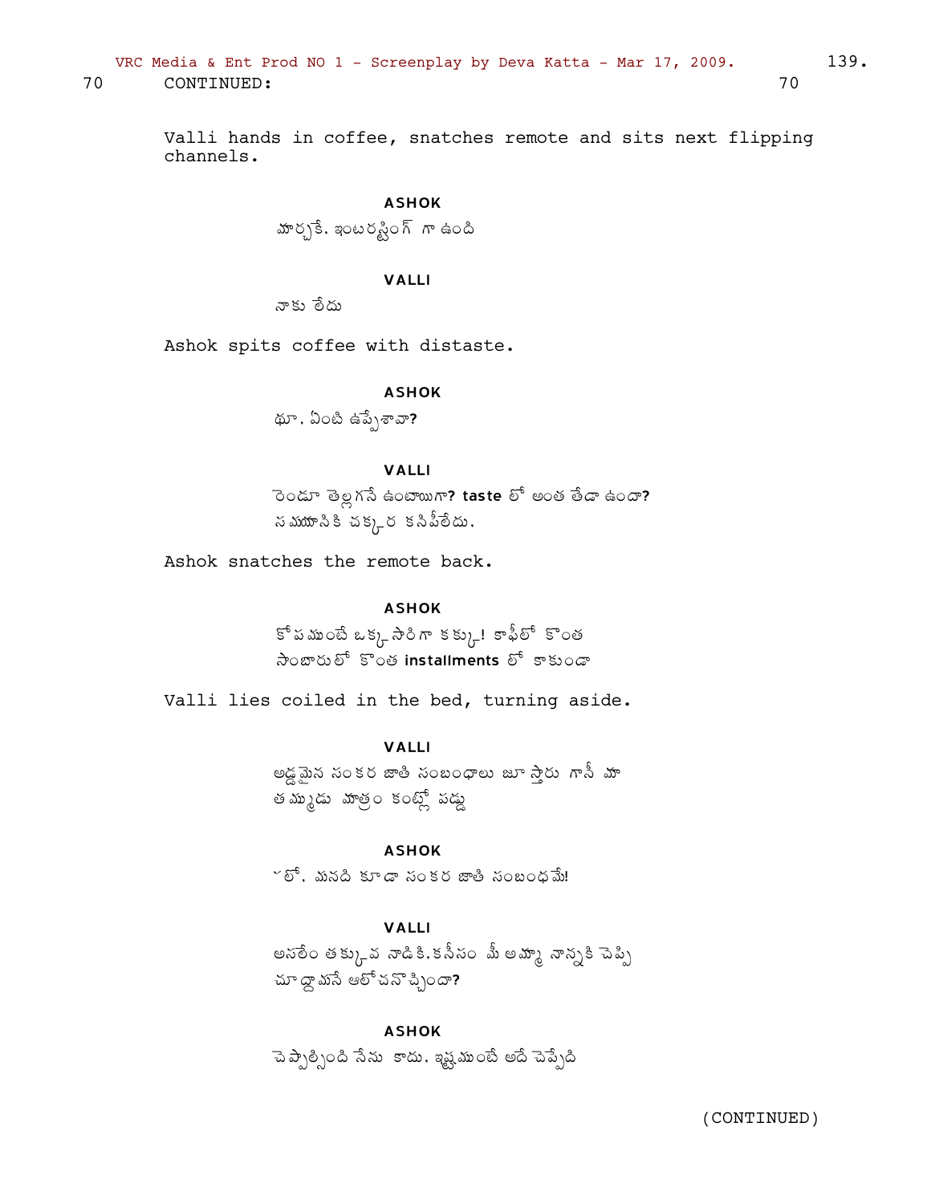70 CONTINUED: 70

Valli hands in coffee, snatches remote and sits next flipping channels.

**ASHOK**

మార్చకే. ఇంటరస్టింగ్ గా ఉంది

**VALLI**

నాకు లేదు

Ashok spits coffee with distaste.

**ASHOK**

థూ. ఏంటి ఉప్పేశావా?

**VALLI**

రెండూ తెల్లగనే ఉంటాయిగా? taste లో అంత తేడా ఉందా? సమయానికి చక్కెర కనిపీలేదు.

Ashok snatches the remote back.

**ASHOK**

కోపముంటే ఒక్కసారిగా కక్కు! కాఫీలో కొంత సాంబారులో కొంత installments లో కాకుండా

Valli lies coiled in the bed, turning aside.

**VALLI**

అడ్డమైన సంకర జాతి సంబంధాలు జూస్తారు గానీ మా తమ్ముడు మాత్రం కంట్లో పడ్డు

**ASHOK**

ఓలో. మనది కూడా సంకర జాతి సంబంధమే!

**VALLI**

అసలేం తక్కువ నాడికి.కనీసం మీ అమ్మా నాన్నకి చెప్పి చూద్దామనే ఆలోచనొచ్చిందా?

**ASHOK**

చెప్పాల్సింది నేను కాదు. ఇష్టముంటే అదే చెప్పేది

(CONTINUED)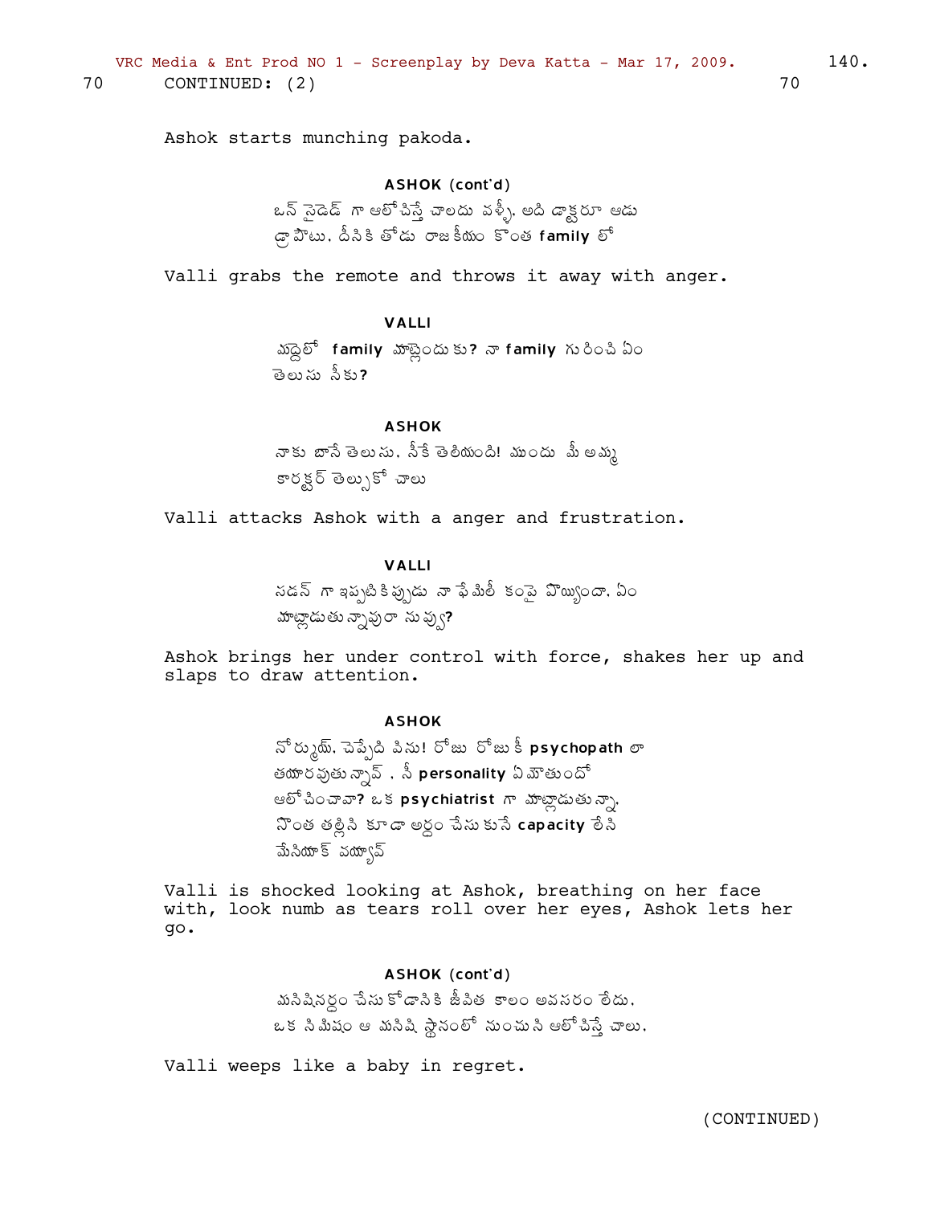70 CONTINUED: (2) 70

Ashok starts munching pakoda.

**ASHOK (cont'd)**

ఒన్ సైడెడ్ గా ఆలోచిస్తే చాలదు వళ్ళీ. అది డాక్టరూ ఆడు డ్రామాటు. దీనికి తోడు రాజకీయం కొంత **family** లో

Valli grabs the remote and throws it away with anger.

**VALLI**

మధ్దెలో **family** మాట్లెందుకు? నా **family** గురించి ఏం తెలుసు నీకు?

**ASHOK**

నాకు బాసే తెలుసు. నీకే తెలియంది! ముందు మీ అమ్మ కారక్టర్ తెల్సుకో చాలు

Valli attacks Ashok with a anger and frustration.

**VALLI**

సడన్ గా ఇప్పటికిప్పుడు నా ఫేమిలీ కంప్లై పొయ్యిందా. ఏం మాట్లాడుతున్నావురా నువ్వు?

Ashok brings her under control with force, shakes her up and slaps to draw attention.

**ASHOK**

నోర్ముయ్. చెప్పేది విను! రోజు రోజుకీ **psychopath** లా తయారవుతున్నావ్ . నీ **personality** ఏమౌతుందో ఆలోచించావా? ఒక **psychiatrist** గా మాట్లాడుతున్నా. సొంత తల్లిని కూడా అర్ధం చేసుకునే **capacity** లేని మేనియాక్ వయ్యావ్

Valli is shocked looking at Ashok, breathing on her face with, look numb as tears roll over her eyes, Ashok lets her go.

**ASHOK (cont'd)**

మనిషినర్ధం చేసుకోడానికి జీవిత కాలం అవసరం లేదు. ఒక నిమిషం ఆ మనిషి స్థానంలో నుంచుని ఆలోచిస్తే చాలు.

Valli weeps like a baby in regret.

(CONTINUED)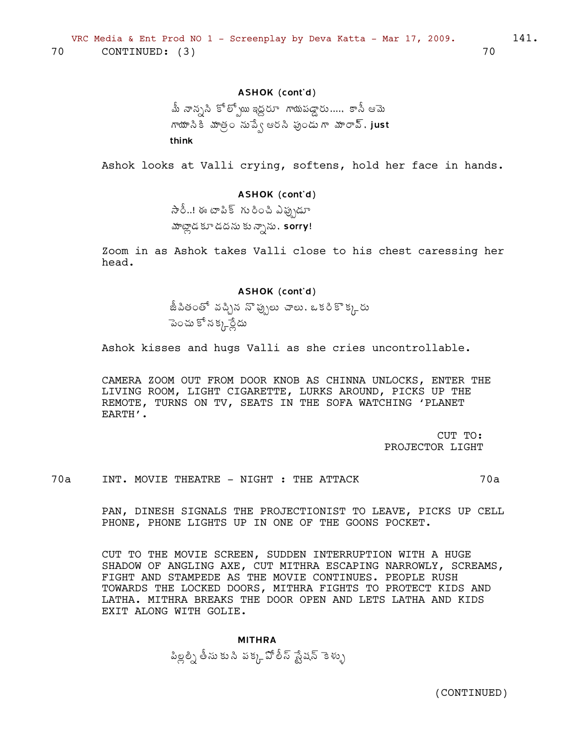70 CONTINUED: (3) 70

**ASHOK (cont'd)**
మీ నాన్నని కోల్పోయి ఇద్దరూ గాయపడ్డారు..... కానీ ఆమె గాయానికి మాత్రం నువ్వే ఆరని పుండు గా మారావ్. just think

Ashok looks at Valli crying, softens, hold her face in hands.

**ASHOK (cont'd)**
సారీ..! ఈ టాపిక్ గురించి ఎప్పుడూ మాట్లాడకూడదనుకున్నాను. sorry!

Zoom in as Ashok takes Valli close to his chest caressing her head.

**ASHOK (cont'd)**
జీవితంతో వచ్చిన నొప్పులు చాలు. ఒకరికొక్కరు పెంచుకోనక్కర్లేదు

Ashok kisses and hugs Valli as she cries uncontrollable.

CAMERA ZOOM OUT FROM DOOR KNOB AS CHINNA UNLOCKS, ENTER THE LIVING ROOM, LIGHT CIGARETTE, LURKS AROUND, PICKS UP THE REMOTE, TURNS ON TV, SEATS IN THE SOFA WATCHING 'PLANET EARTH'.

CUT TO:
PROJECTOR LIGHT

70a INT. MOVIE THEATRE - NIGHT : THE ATTACK 70a

PAN, DINESH SIGNALS THE PROJECTIONIST TO LEAVE, PICKS UP CELL PHONE, PHONE LIGHTS UP IN ONE OF THE GOONS POCKET.

CUT TO THE MOVIE SCREEN, SUDDEN INTERRUPTION WITH A HUGE SHADOW OF ANGLING AXE, CUT MITHRA ESCAPING NARROWLY, SCREAMS, FIGHT AND STAMPEDE AS THE MOVIE CONTINUES. PEOPLE RUSH TOWARDS THE LOCKED DOORS, MITHRA FIGHTS TO PROTECT KIDS AND LATHA. MITHRA BREAKS THE DOOR OPEN AND LETS LATHA AND KIDS EXIT ALONG WITH GOLIE.

**MITHRA**
పిల్లల్ని తీసుకుని పక్క పోలీస్ స్టేషన్ కెళ్ళు

(CONTINUED)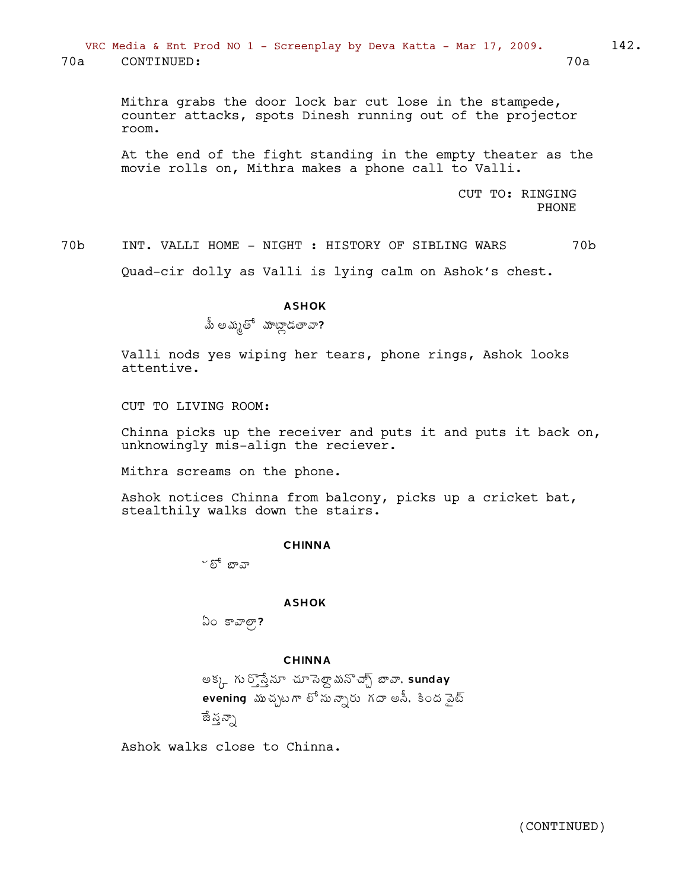70a CONTINUED: 70a

Mithra grabs the door lock bar cut lose in the stampede, counter attacks, spots Dinesh running out of the projector room.

At the end of the fight standing in the empty theater as the movie rolls on, Mithra makes a phone call to Valli.

CUT TO: RINGING PHONE

70b INT. VALLI HOME - NIGHT : HISTORY OF SIBLING WARS 70b

Quad-cir dolly as Valli is lying calm on Ashok's chest.

**ASHOK**

మీ అమ్మతో మాట్లాడతావా?

Valli nods yes wiping her tears, phone rings, Ashok looks attentive.

CUT TO LIVING ROOM:

Chinna picks up the receiver and puts it and puts it back on, unknowingly mis-align the reciever.

Mithra screams on the phone.

Ashok notices Chinna from balcony, picks up a cricket bat, stealthily walks down the stairs.

**CHINNA**

లేలో బావా

**ASHOK**

ఏం కావాలా?

**CHINNA**

అక్క గుర్తొస్తేనూ చూసెల్దామనొచ్చా బావా. sunday evening ముచ్చటగా లోనున్నారు గదా అనీ. కింద వైట్ జేస్తన్నా

Ashok walks close to Chinna.

(CONTINUED)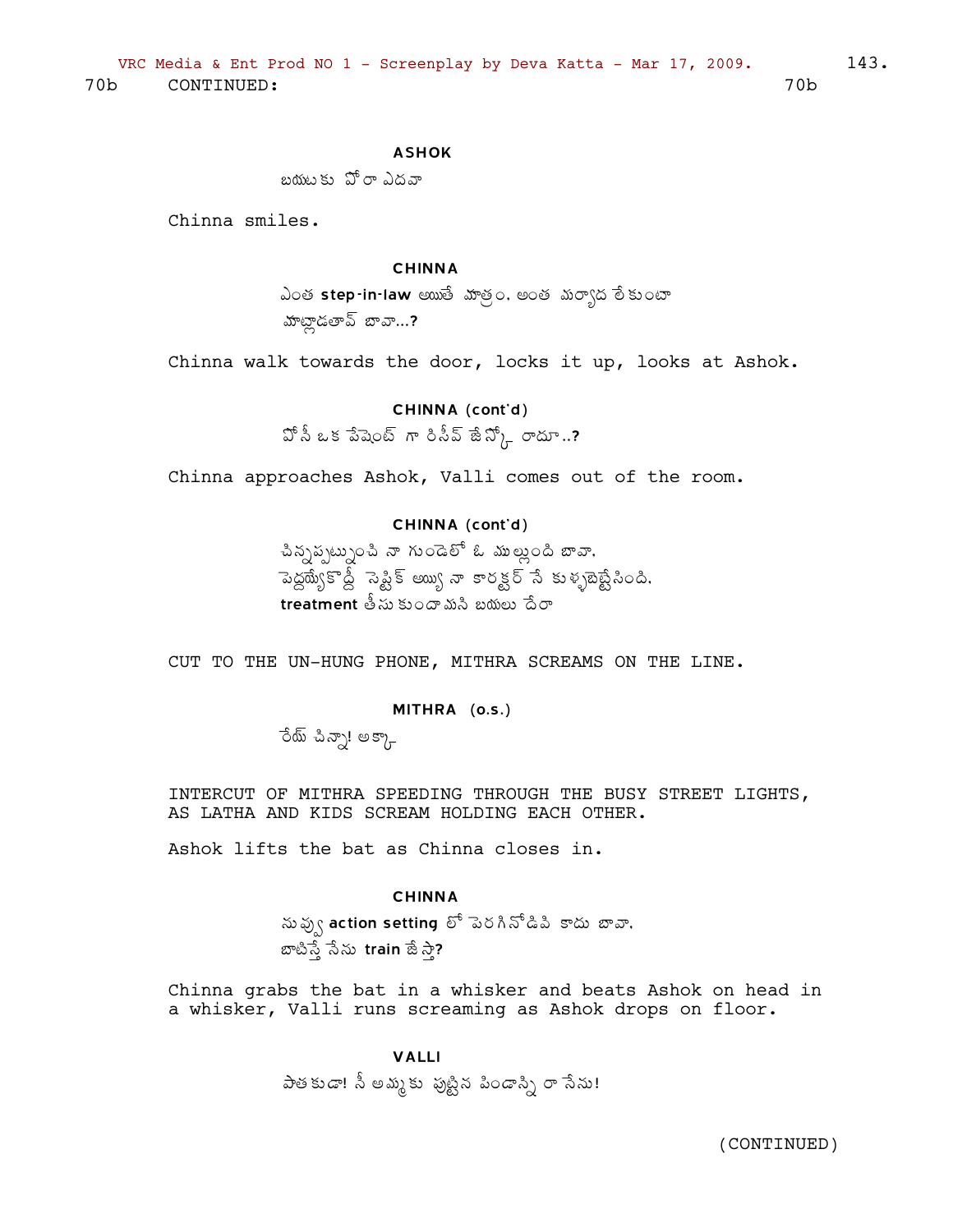70b CONTINUED: 70b

**ASHOK**

బయటకు పోరా ఎదవా

Chinna smiles.

**CHINNA**

ఎంత **step-in-law** అయితే మాత్రం. అంత మర్యాద లేకుంటా మాట్లాడతావ్ బావా...?

Chinna walk towards the door, locks it up, looks at Ashok.

**CHINNA (cont'd)**

పోనీ ఒక పేషెంట్ గా రిసీవ్ జేస్కో రాదూ..?

Chinna approaches Ashok, Valli comes out of the room.

**CHINNA (cont'd)**

చిన్నప్పట్నుంచి నా గుండెలో ఓ ముల్లుంది బావా. పెద్దయ్యేకొద్దీ సెప్టిక్ అయ్యి నా కారక్టర్ నే కుళ్ళబెట్టేసింది. **treatment** తీసుకుందామని బయలుదేరా

CUT TO THE UN-HUNG PHONE, MITHRA SCREAMS ON THE LINE.

**MITHRA (o.s.)**

రేయ్ చిన్నా! అక్కా

INTERCUT OF MITHRA SPEEDING THROUGH THE BUSY STREET LIGHTS, AS LATHA AND KIDS SCREAM HOLDING EACH OTHER.

Ashok lifts the bat as Chinna closes in.

**CHINNA**

నువ్వు **action setting** లో పెరిగినోడివి కాదు బావా. బాటిస్తే నేను **train** జేస్తా?

Chinna grabs the bat in a whisker and beats Ashok on head in a whisker, Valli runs screaming as Ashok drops on floor.

**VALLI**

పాతకుడా! నీ అమ్మకు పుట్టిన పిండాన్ని రా నేను!

(CONTINUED)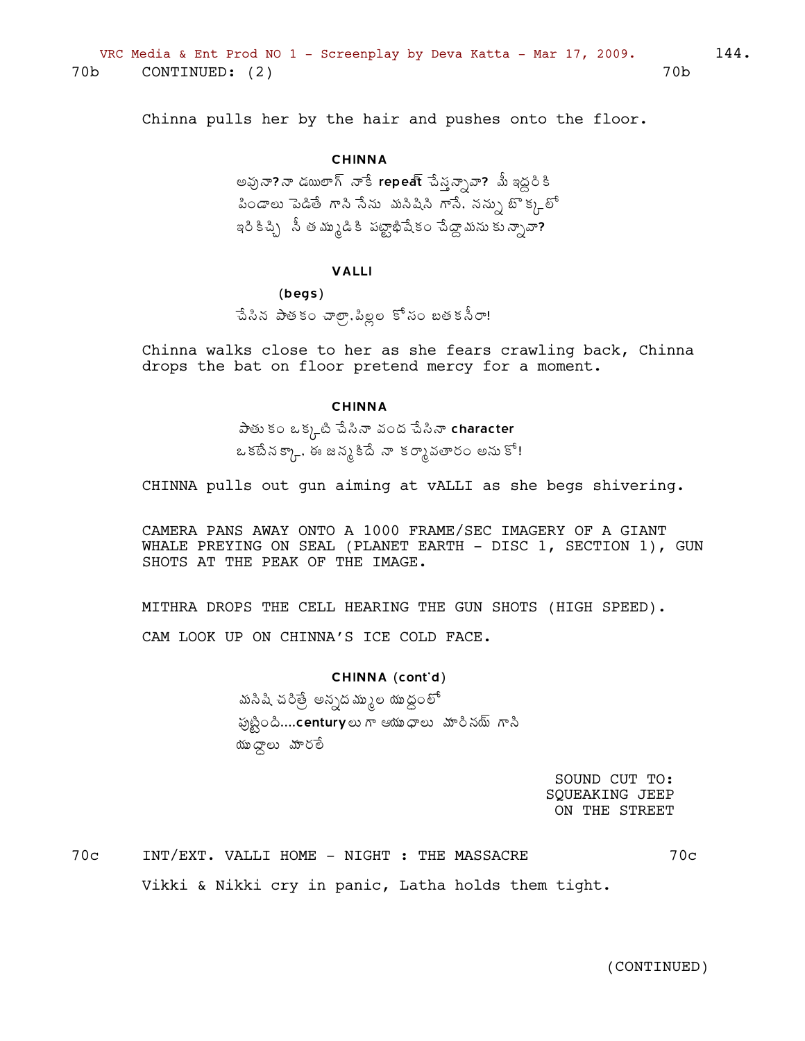70b CONTINUED: (2) 70b

Chinna pulls her by the hair and pushes onto the floor.

**CHINNA**

అవునా? నా డయిలాగ్ నాకే **repeat** చేస్తున్నావా? మీ ఇద్దరికి పిండాలు పెడితే గాని నేను మనిషిని గానే. నన్ను బొక్కలో ఇరికిచ్చి నీ తమ్ముడికి పట్టాభిషేకం చేద్దామనుకున్నావా?

**VALLI**

(begs)

చేసిన పాతకం చాల్రా. పిల్లల కోసం బతకనీరా!

Chinna walks close to her as she fears crawling back, Chinna drops the bat on floor pretend mercy for a moment.

**CHINNA**

పాతుకం ఒక్కటి చేసినా వంద చేసినా **character** ఒకటేనక్కా. ఈ జన్మకిదే నా కర్మావతారం అనుకో!

CHINNA pulls out gun aiming at vALLI as she begs shivering.

CAMERA PANS AWAY ONTO A 1000 FRAME/SEC IMAGERY OF A GIANT WHALE PREYING ON SEAL (PLANET EARTH - DISC 1, SECTION 1), GUN SHOTS AT THE PEAK OF THE IMAGE.

MITHRA DROPS THE CELL HEARING THE GUN SHOTS (HIGH SPEED).

CAM LOOK UP ON CHINNA'S ICE COLD FACE.

**CHINNA (cont'd)**

మనిషి చరిత్రే అన్నదమ్ముల యుద్ధంలో పుట్టింది....**century**లు గా ఆయుధాలు మారినయ్ గాని యుద్ధాలు మారలే

SOUND CUT TO: SQUEAKING JEEP ON THE STREET

70c INT/EXT. VALLI HOME - NIGHT : THE MASSACRE 70c

Vikki & Nikki cry in panic, Latha holds them tight.

(CONTINUED)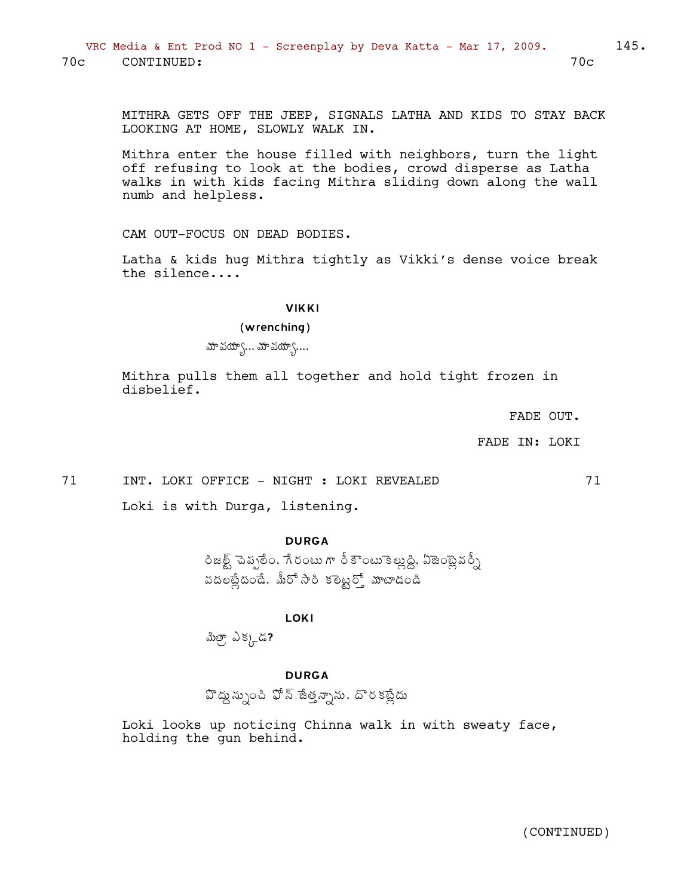70c CONTINUED: 70c

MITHRA GETS OFF THE JEEP, SIGNALS LATHA AND KIDS TO STAY BACK LOOKING AT HOME, SLOWLY WALK IN.

Mithra enter the house filled with neighbors, turn the light off refusing to look at the bodies, crowd disperse as Latha walks in with kids facing Mithra sliding down along the wall numb and helpless.

CAM OUT-FOCUS ON DEAD BODIES.

Latha & kids hug Mithra tightly as Vikki's dense voice break the silence....

**VIKKI**

(wrenching)

మావయ్యా... మావయ్యా....

Mithra pulls them all together and hold tight frozen in disbelief.

FADE OUT.

FADE IN: LOKI

71 INT. LOKI OFFICE - NIGHT : LOKI REVEALED 71

Loki is with Durga, listening.

**DURGA**

రిజల్ట్ చెప్పలేం. గేరంటుగా రీకౌంటుకెల్లుద్ది. ఏజెంట్లెవర్నీ వదలట్లేదండే. మీరో సారి కలెక్టర్తో మాటాడండి

**LOKI**

మిత్రా ఎక్కడ?

**DURGA**

పొద్దున్నుంచి ఫోన్ జేత్తన్నాను. దొరకట్లేదు

Loki looks up noticing Chinna walk in with sweaty face, holding the gun behind.

(CONTINUED)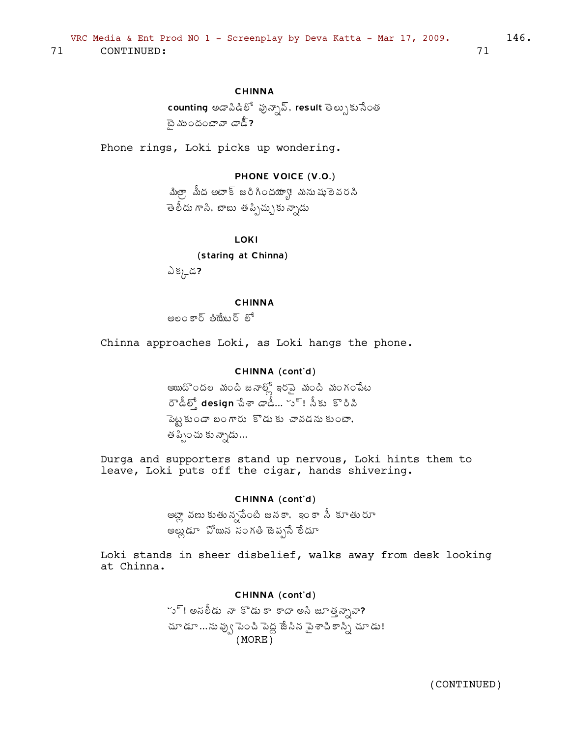71 CONTINUED: 71

CHINNA

**counting** అడాపిడిలో వున్నావ్. **result** తెల్సుకునేంత బై ముందంటావా డాడీ**?**

Phone rings, Loki picks up wondering.

PHONE VOICE (V.O.)

మిత్రా మీద అటాక్ జరిగిందయ్యా! మనుషులెవరని తెలీదు గాని. బాబు తప్పిచ్చుకున్నాడు

LOKI

(staring at Chinna)

ఎక్కడ**?**

CHINNA

అలంకార్ తియేటర్ లో

Chinna approaches Loki, as Loki hangs the phone.

CHINNA (cont'd)

అయిదొందల మంది జనాల్లో ఇరవై మంది మంగంపేట రౌడీల్తో **design** చేశా డాడీ... ప్చ్! నీకు కొరివి పెట్టకుండా బంగారు కొడుకు చావడనుకుంటా. తప్పించుకున్నాడు...

Durga and supporters stand up nervous, Loki hints them to leave, Loki puts off the cigar, hands shivering.

CHINNA (cont'd)

అట్లా వణుకుతున్నవేంటి జనకా. ఇంకా నీ కూతురూ అల్లుడూ పోయిన సంగతి జెప్పనే లేదూ

Loki stands in sheer disbelief, walks away from desk looking at Chinna.

CHINNA (cont'd)

ప్చ్! అసలీడు నా కొడుకా కాదా అని జూత్తన్నావా**?** చూడూ...నువ్వు పెంచి పెద్ద జేసిన పైశాచికాన్ని చూడు!

(MORE)

(CONTINUED)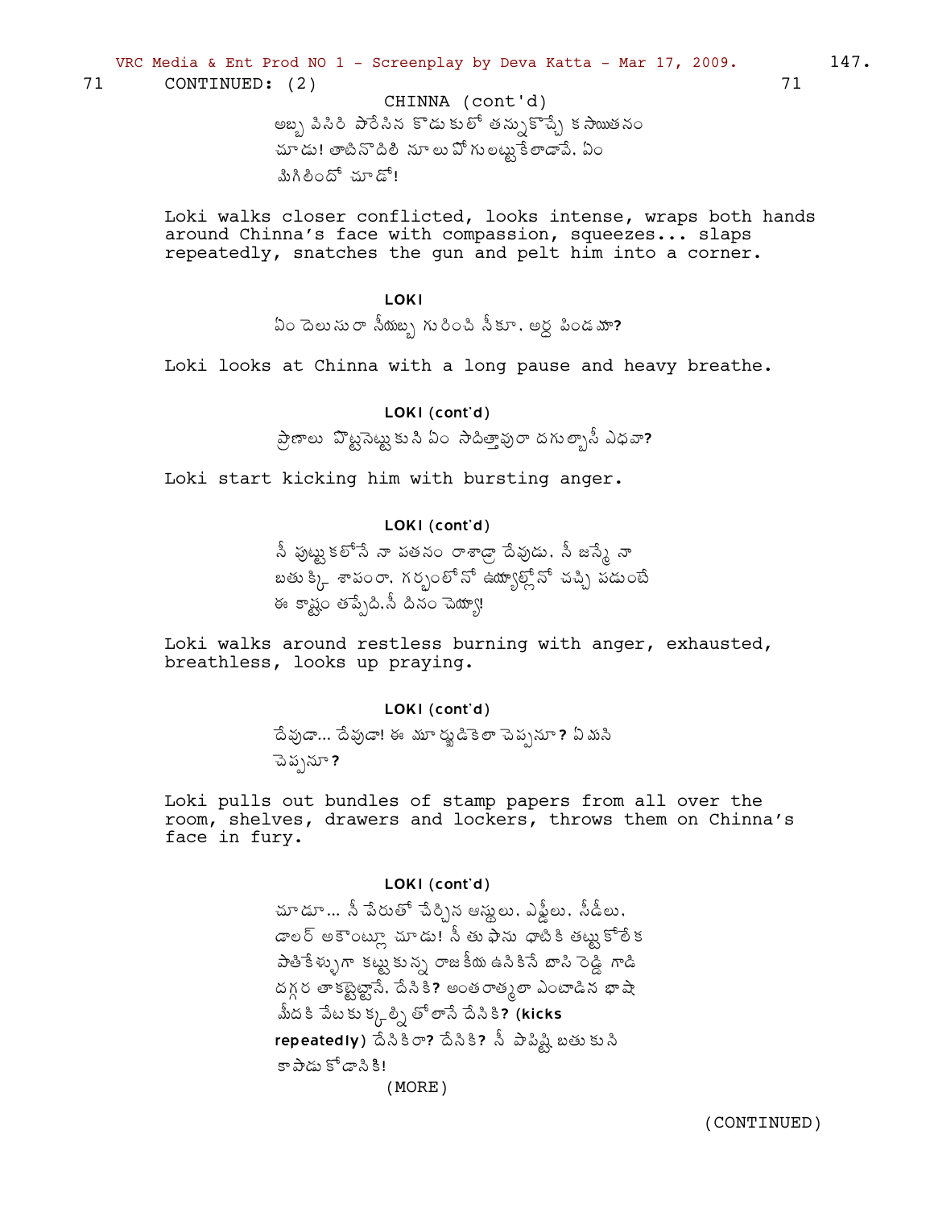71 CONTINUED: (2) 71

CHINNA (cont'd)

అబ్బ పిసిరి పారేసిన కొడుకులో తన్నుకొచ్చే కసాయితనం చూడు! తాటినొదిలి నూలుపోగులట్టుకేలాడావే. ఏం మిగిలిందో చూడో!

Loki walks closer conflicted, looks intense, wraps both hands around Chinna's face with compassion, squeezes... slaps repeatedly, snatches the gun and pelt him into a corner.

**LOKI**

ఏం దెలుసురా నీయబ్బ గురించి నీకూ. అర్ధ పిండమా?

Loki looks at Chinna with a long pause and heavy breathe.

**LOKI (cont'd)**

ప్రాణాలు పొట్టనెట్టుకుని ఏం సాదిత్తావురా దగుల్బాజీ ఎధవా?

Loki start kicking him with bursting anger.

**LOKI (cont'd)**

నీ పుట్టుకలోనే నా పతనం రాశాడ్రా దేవుడు. నీ జన్మే నా బతుక్కి శాపంరా. గర్భంలోనో ఉయ్యాల్లోనో చచ్చి పడుంటే ఈ కాష్టం తప్పేది.నీ దినం చెయ్య!

Loki walks around restless burning with anger, exhausted, breathless, looks up praying.

**LOKI (cont'd)**

దేవుడా... దేవుడా! ఈ మూర్ఖుడికెలా చెప్పనూ? ఏమని చెప్పనూ?

Loki pulls out bundles of stamp papers from all over the room, shelves, drawers and lockers, throws them on Chinna's face in fury.

**LOKI (cont'd)**

చూడూ... నీ పేరుతో చేర్చిన ఆస్తులు. ఎఫ్డీలు. సీడీలు. డాలర్ అకౌంట్లూ చూడు! నీ తుఫాను ధాటికి తట్టుకోలేక పాతికేళ్ళుగా కట్టుకున్న రాజకీయ ఉనికినే బాసి రెడ్డి గాడి దగ్గర తాకట్టెట్టానే. దేనికి? అంతరాత్మలా ఎంటాడిన భాషా మీదకి వేటకుక్కల్నితోలానే దేనికి? **(kicks repeatedly)** దేనికిరా? దేనికి? నీ పాపిష్టి బతుకుని కాపాడుకోడానికి!

(MORE)

(CONTINUED)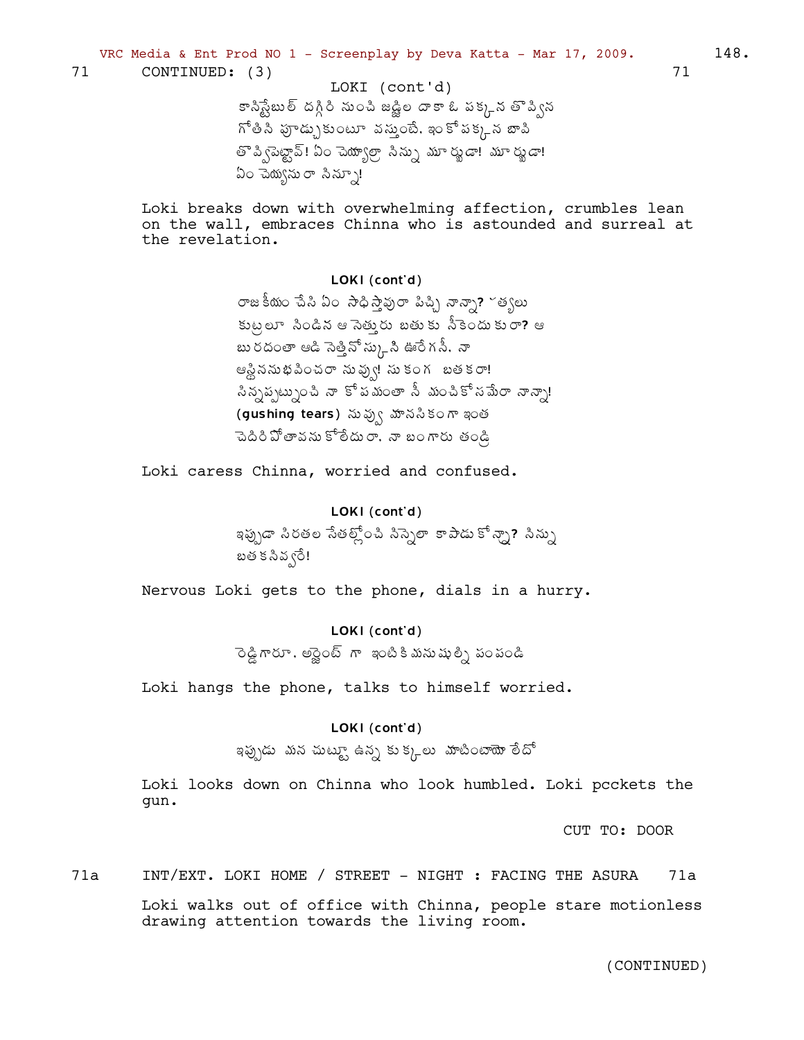71 CONTINUED: (3) 71

LOKI (cont'd)

కానిస్టేబుల్ దగ్గిరి నుంచి జడ్జిల దాకా ఓ పక్కన తొవ్విన గోతిని పూడ్చుకుంటూ వస్తుంటే, ఇంకో పక్కన బావి తొవ్విపెట్టావ్! ఏం చెయ్యాల్రా నిన్ను మూర్ఖుడా! మూర్ఖుడా! ఏం చెయ్యను రా నిన్నూ!

Loki breaks down with overwhelming affection, crumbles lean on the wall, embraces Chinna who is astounded and surreal at the revelation.

**LOKI (cont'd)**

రాజకీయం చేసి ఏం సాధిస్తావురా పిచ్చి నాన్నా? హత్యలు కుట్రలూ నిండిన ఆ నెత్తురు బతుకు నీకెందుకురా? ఆ బురదంతా ఆడి నెత్తినోస్కొని ఊరేగనీ. నా ఆస్తిననుభవించరా నువ్వు! సుకంగ బతకరా! సిన్నప్పట్నుంచి నా కోపమంతా నీ మంచికోసమేరా నాన్నా! (**gushing tears**) నువ్వు మానసికంగా ఇంత చెదిరిపోతావనుకోలేదురా. నా బంగారు తండ్రి

Loki caress Chinna, worried and confused.

**LOKI (cont'd)**

ఇప్పుడా సిరతల సేతల్లోంచి సిన్నెలా కాపాడుకోన్రా? నిన్ను బతకనివ్వరే!

Nervous Loki gets to the phone, dials in a hurry.

**LOKI (cont'd)**

రెడ్డిగారూ. అర్జెంట్ గా ఇంటికి మనుషుల్ని పంపండి

Loki hangs the phone, talks to himself worried.

**LOKI (cont'd)**

ఇప్పుడు మన చుట్టూ ఉన్న కుక్కలు మాటింటాయో లేదో

Loki looks down on Chinna who look humbled. Loki pcckets the gun.

CUT TO: DOOR

71a INT/EXT. LOKI HOME / STREET - NIGHT : FACING THE ASURA 71a

Loki walks out of office with Chinna, people stare motionless drawing attention towards the living room.

(CONTINUED)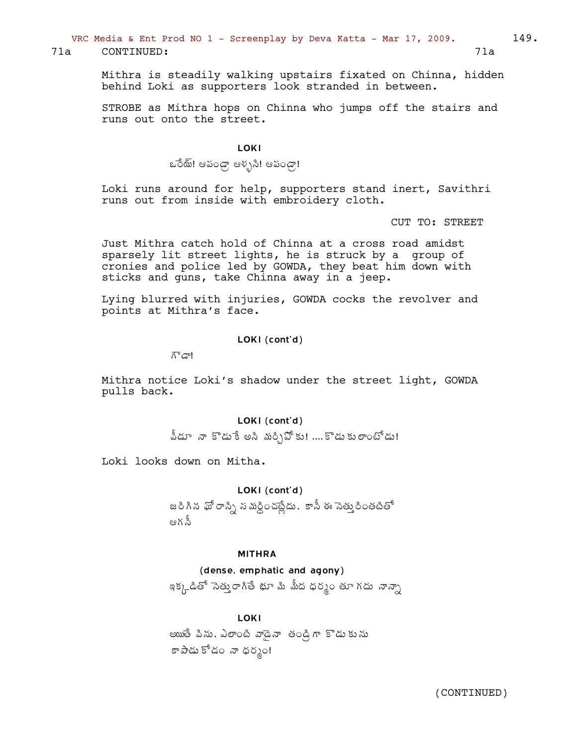71a CONTINUED: 71a

Mithra is steadily walking upstairs fixated on Chinna, hidden behind Loki as supporters look stranded in between.

STROBE as Mithra hops on Chinna who jumps off the stairs and runs out onto the street.

LOKI

ఒరేయ్! ఆపండ్రా ఆళ్ళని! ఆపండ్రా!

Loki runs around for help, supporters stand inert, Savithri runs out from inside with embroidery cloth.

CUT TO: STREET

Just Mithra catch hold of Chinna at a cross road amidst sparsely lit street lights, he is struck by a group of cronies and police led by GOWDA, they beat him down with sticks and guns, take Chinna away in a jeep.

Lying blurred with injuries, GOWDA cocks the revolver and points at Mithra's face.

LOKI (cont'd)

గౌడా!

Mithra notice Loki's shadow under the street light, GOWDA pulls back.

LOKI (cont'd)

వీడూ నా కొడుకే అని మర్చిపోకు! ....కొడుకులాంటోడు!

Loki looks down on Mitha.

LOKI (cont'd)

జరిగిన ఘోరాన్ని సమర్ధించట్లేదు. కానీ ఈ నెత్తురింతటితో ఆగనీ

MITHRA

(dense, emphatic and agony)

ఇక్కడితో నెత్తురాగితే భూమి మీద ధర్మం తూగదు నాన్నా

LOKI

అయితే విను. ఎలాంటి వాడైనా తండ్రిగా కొడుకును కాపాడుకోడం నా ధర్మం!

(CONTINUED)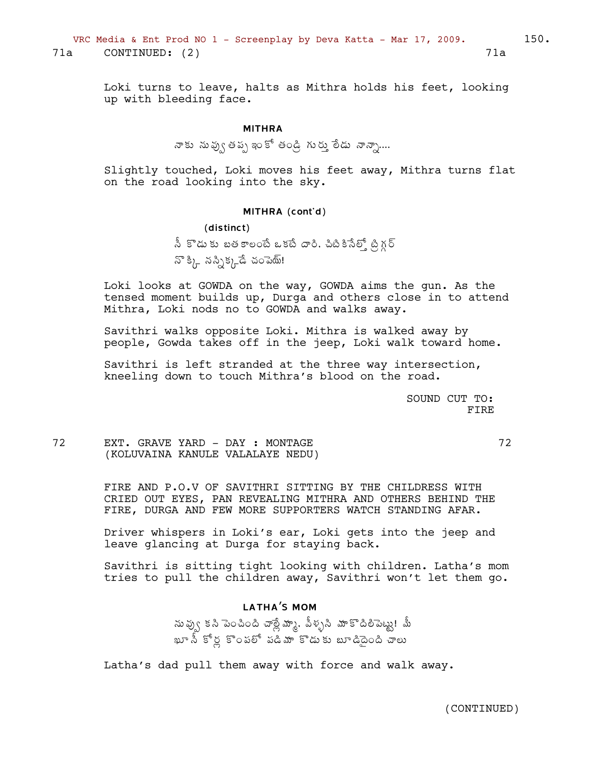71a CONTINUED: (2) 71a

Loki turns to leave, halts as Mithra holds his feet, looking up with bleeding face.

**MITHRA**

నాకు నువ్వు తప్ప ఇంకో తండ్రి గుర్తు లేడు నాన్నా....

Slightly touched, Loki moves his feet away, Mithra turns flat on the road looking into the sky.

**MITHRA (cont'd)**

**(distinct)**

నీ కొడుకు బతకాలంటే ఒకటే దారి. చిటికేసేల్లో ట్రిగ్గర్ నొక్కి నన్నిక్కడే చంపెయ్!

Loki looks at GOWDA on the way, GOWDA aims the gun. As the tensed moment builds up, Durga and others close in to attend Mithra, Loki nods no to GOWDA and walks away.

Savithri walks opposite Loki. Mithra is walked away by people, Gowda takes off in the jeep, Loki walk toward home.

Savithri is left stranded at the three way intersection, kneeling down to touch Mithra's blood on the road.

SOUND CUT TO: FIRE

72 EXT. GRAVE YARD - DAY : MONTAGE (KOLUVAINA KANULE VALALAYE NEDU) 72

FIRE AND P.O.V OF SAVITHRI SITTING BY THE CHILDRESS WITH CRIED OUT EYES, PAN REVEALING MITHRA AND OTHERS BEHIND THE FIRE, DURGA AND FEW MORE SUPPORTERS WATCH STANDING AFAR.

Driver whispers in Loki's ear, Loki gets into the jeep and leave glancing at Durga for staying back.

Savithri is sitting tight looking with children. Latha's mom tries to pull the children away, Savithri won't let them go.

**LATHA'S MOM**

నువ్వు కని పెంచింది చాల్లేమ్మా. వీళ్ళని మాకొదిలిపెట్టు! మీ ఖూనీ కోర్ల కొంపలో పడి మా కొడుకు బూడిదైంది చాలు

Latha's dad pull them away with force and walk away.

(CONTINUED)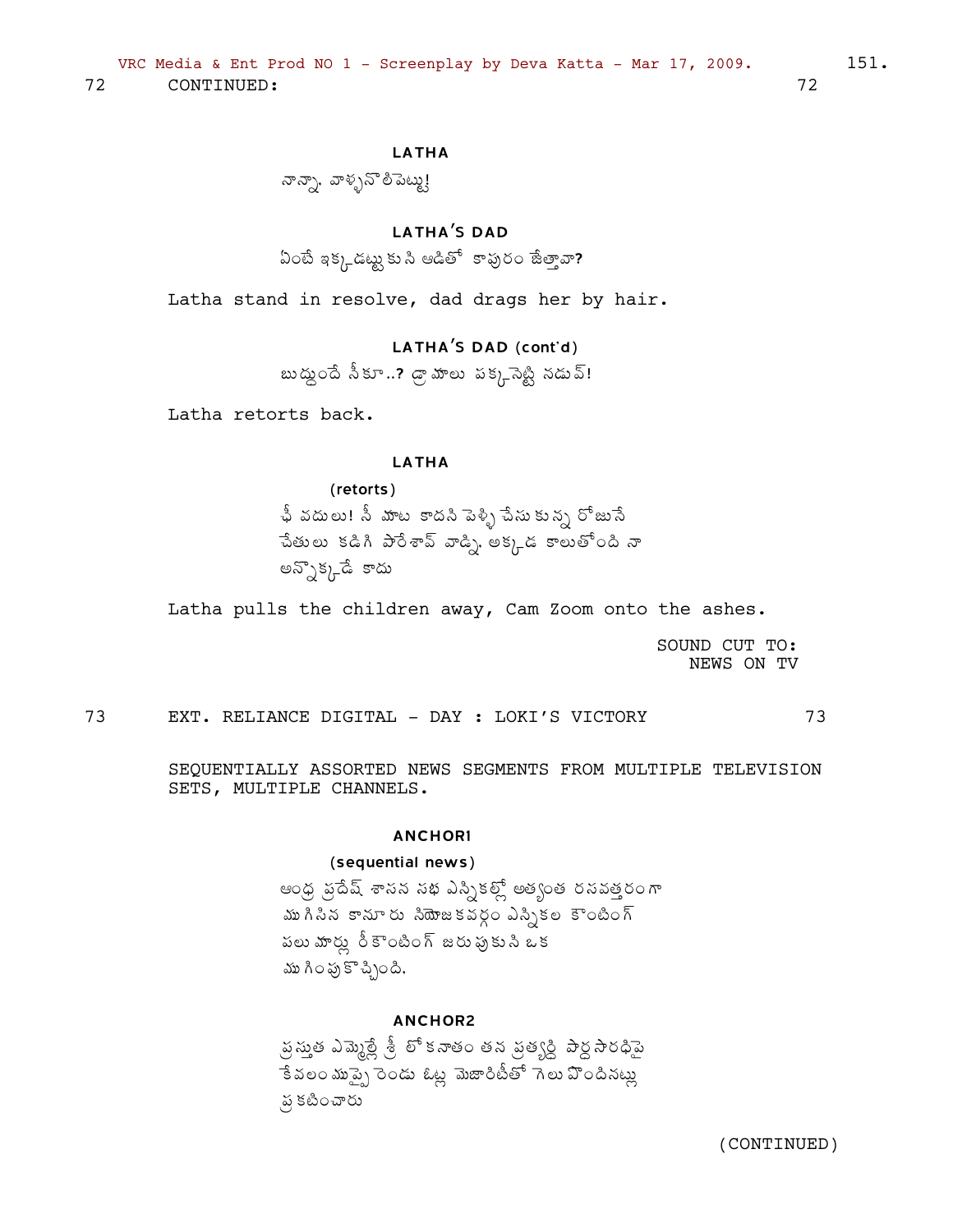72 CONTINUED: 72

**LATHA**

నాన్నా. వాళ్ళనొలిపెట్టు!

**LATHA'S DAD**

ఏంటే ఇక్కడట్టుకుని ఆడితో కాపురం జేత్తావా?

Latha stand in resolve, dad drags her by hair.

**LATHA'S DAD (cont'd)**

బుద్ధుందే నీకూ..? డ్రామాలు పక్కనెట్టి నడువ్!

Latha retorts back.

**LATHA**

(retorts)

ఛీ వదులు! నీ మాట కాదని పెళ్ళి చేసుకున్న రోజునే చేతులు కడిగి పారేశావ్ వాడ్ని. అక్కడ కాలుతోంది నా అన్నొక్కడే కాదు

Latha pulls the children away, Cam Zoom onto the ashes.

SOUND CUT TO:
NEWS ON TV

73 EXT. RELIANCE DIGITAL - DAY : LOKI'S VICTORY 73

SEQUENTIALLY ASSORTED NEWS SEGMENTS FROM MULTIPLE TELEVISION SETS, MULTIPLE CHANNELS.

**ANCHOR1**

(sequential news)

ఆంధ్ర ప్రదేష్ శాసన సభ ఎన్నికల్లో అత్యంత రసవత్తరంగా ముగిసిన కానూరు నియోజకవర్గం ఎన్నికల కౌంటింగ్ పలు మార్లు రీకౌంటింగ్ జరుపుకుని ఒక ముగింపుకొచ్చింది.

**ANCHOR2**

ప్రస్తుత ఎమ్మెల్లే శ్రీ లోకనాతం తన ప్రత్యర్థి పార్ధసారధిపై కేవలం ముప్పై రెండు ఓట్ల మెజారిటీతో గెలుపొందినట్లు ప్రకటించారు

(CONTINUED)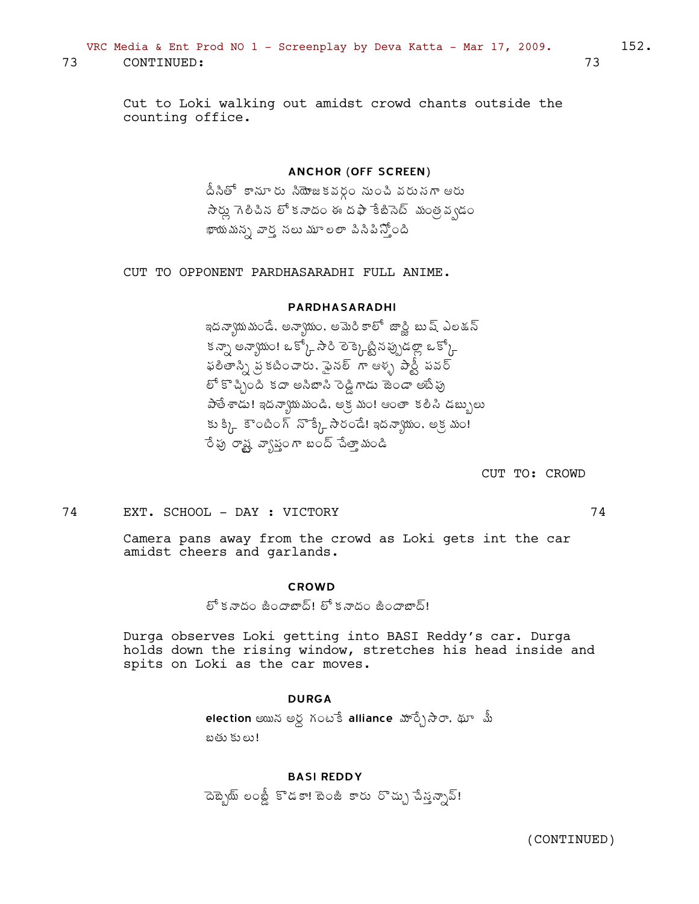73 CONTINUED: 73

Cut to Loki walking out amidst crowd chants outside the counting office.

**ANCHOR (OFF SCREEN)**

దీనితో కానూరు నియోజకవర్గం నుంచి వరుసగా ఆరు సార్లు గెలిచిన లోకనాదం ఈ దఫా కేబినెట్ మంత్రవ్వడం ఖాయమన్న వార్త నలుమూలలా వినిపిస్తోంది

CUT TO OPPONENT PARDHASARADHI FULL ANIME.

**PARDHASARADHI**

ఇదన్యాయమండే. అన్యాయం. అమెరికాలో జార్జి బుష్ ఎలక్షన్ కన్నా అన్యాయం! ఒక్కోసారి లెక్కెట్టినప్పుడల్లా ఒక్కో ఫలితాన్ని ప్రకటించారు. ఫైనల్ గా ఆళ్ళ పార్టీ పవర్ లోకొచ్చింది కదా అనిబాసి రెడ్డిగాడు జెండా అటేపు పాతేశాడు! ఇదన్యాయమండి. అక్రమం! అంతా కలిసి డబ్బులు కుక్కి కౌంటింగ్ నొక్కేసారండే! ఇదన్యాయం. అక్రమం! రేపు రాష్ట్ర వ్యాప్తంగా బంద్ చేత్తామండి

CUT TO: CROWD

74 EXT. SCHOOL - DAY : VICTORY 74

Camera pans away from the crowd as Loki gets int the car amidst cheers and garlands.

**CROWD**

లోకనాదం జిందాబాద్! లోకనాదం జిందాబాద్!

Durga observes Loki getting into BASI Reddy's car. Durga holds down the rising window, stretches his head inside and spits on Loki as the car moves.

**DURGA**

election అయిన అర్ధ గంటకే alliance మార్చేసారా. థూ మీ బతుకులు!

**BASI REDDY**

దెబ్బెయ్ లంబ్డీ కొడకా! బెంజి కారు రొచ్చు చేస్తన్నావ్!

(CONTINUED)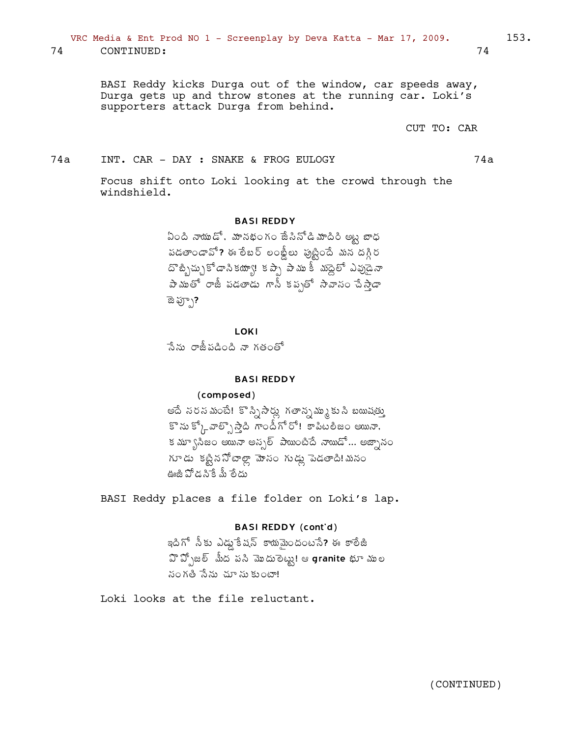74 CONTINUED: 74

BASI Reddy kicks Durga out of the window, car speeds away, Durga gets up and throw stones at the running car. Loki's supporters attack Durga from behind.

CUT TO: CAR

74a INT. CAR - DAY : SNAKE & FROG EULOGY 74a

Focus shift onto Loki looking at the crowd through the windshield.

**BASI REDDY**

ఏంది నాయుడో, మానభంగం జేసినోడి మాదిరి అట్ల బాధ పడతాండావో? ఈ లేబర్ లంబ్డీలు పుట్టిందే మన దగ్గిర దొబ్బిచ్చుకోడానికయ్యా! కప్ప పాముకి మద్దెలో ఎవుడైనా పాముతో రాజీ పడతాడు గానీ కప్పతో సావాసం చేస్తాడా జెప్పా?

**LOKI**

నేను రాజీపడింది నా గతంతో

**BASI REDDY**

(composed)

అదే సరసమంటే! కొన్నిసార్లు గతాన్నమ్ముకుని బయిషత్తు కొనుక్కోవాల్సొస్తది గాందీగోరో! కాపిటలిజం అయినా, కమ్యూనిజం అయినా అస్సల్ పాయింటిదే నాయుడో... అజ్ఞానం గూడు కట్టిననోటాల్లా మోసం గుడ్లు పెడతాది! మనం ఊజి పోడనికే మే లేదు

BASI Reddy places a file folder on Loki's lap.

**BASI REDDY (cont'd)**

ఇదిగో నీకు ఎడ్డుకేషన్ కాయమైందంటనే? ఈ కాలేజి ప్రొపోజల్ మీద పని మొదులెట్టు! ఆ granite భూముల సంగతి నేను చూసుకుంటా!

Loki looks at the file reluctant.

(CONTINUED)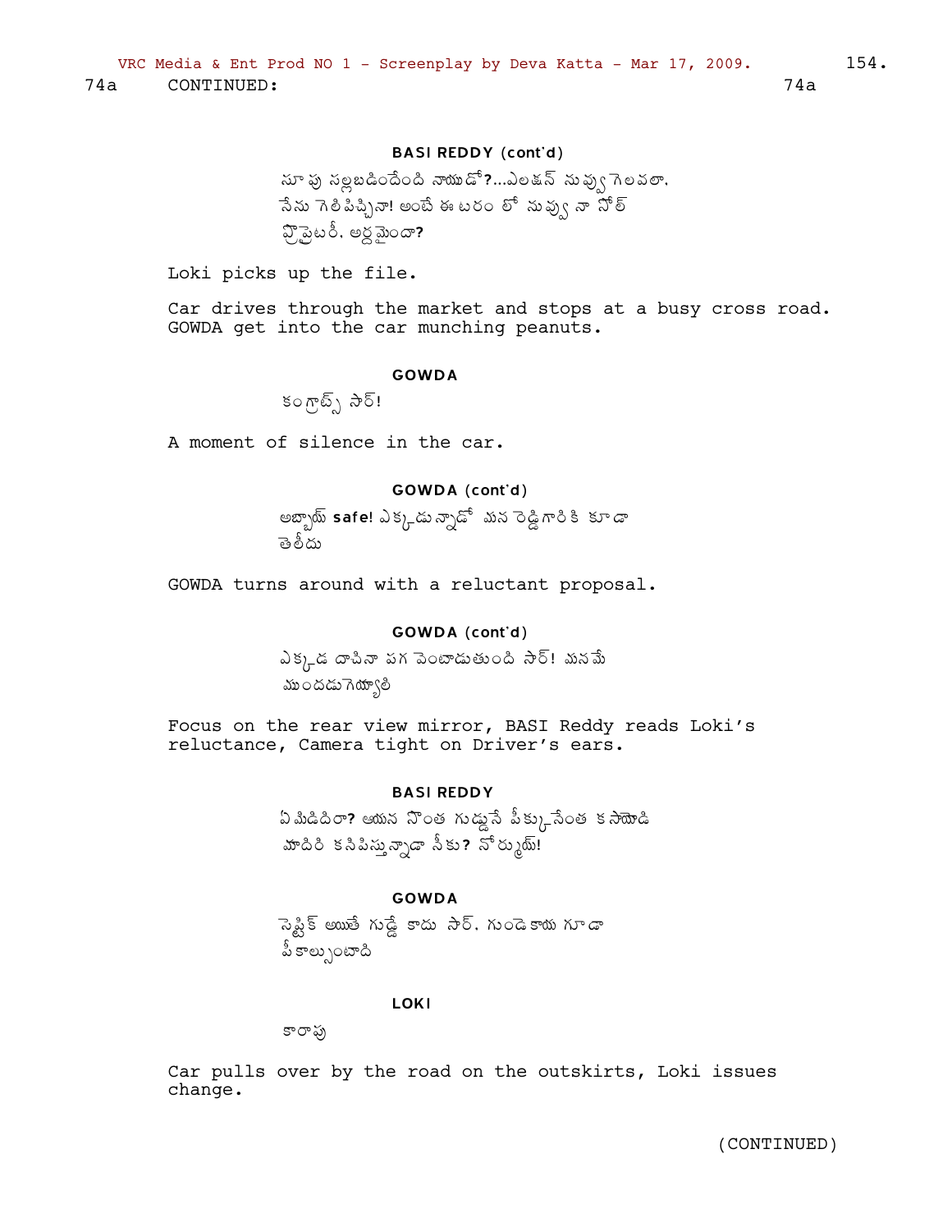74a CONTINUED: 74a

**BASI REDDY (cont'd)**

నా పు సల్లబడిందేంది నాయుడో?...ఎలక్షన్ నువ్వు గెలవలా. నేను గెలిపిచ్చినా! అంటే ఈ టరం లో నువ్వు నా నోన్ ప్రొప్రైటరీ. అర్ధమైందా?

Loki picks up the file.

Car drives through the market and stops at a busy cross road. GOWDA get into the car munching peanuts.

**GOWDA**

కంగ్రాట్స్ సార్!

A moment of silence in the car.

**GOWDA (cont'd)**

అబ్బాయ్ **safe**! ఎక్కడున్నాడో మన రెడ్డిగారికి కూడా తెలీదు

GOWDA turns around with a reluctant proposal.

**GOWDA (cont'd)**

ఎక్కడ దాచినా పగ వెంటాడుతుంది సార్! మనమే ముందడుగెయ్యాలి

Focus on the rear view mirror, BASI Reddy reads Loki's reluctance, Camera tight on Driver's ears.

**BASI REDDY**

ఏమిడిదిరా? ఆయన సొంత గుడ్డునే పీక్కునేంత కసాయోడి మాదిరి కనిపిస్తున్నాడా నీకు? నోర్ముయ్!

**GOWDA**

సెప్టిక్ అయితే గుడ్డే కాదు సార్. గుండెకాయ గూడా పీకాల్సొంటాది

**LOKI**

కారాపు

Car pulls over by the road on the outskirts, Loki issues change.

(CONTINUED)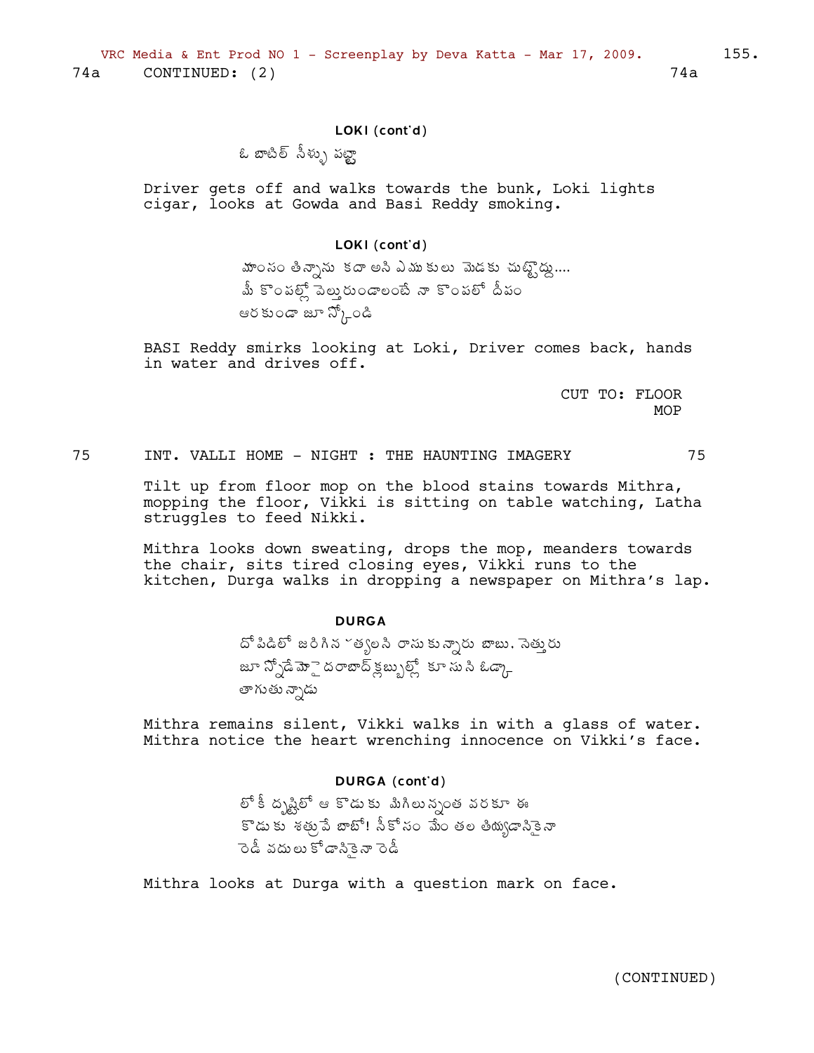74a CONTINUED: (2) 74a

**LOKI (cont'd)**

ఓ బాటిల్ నీళ్ళు పట్టా

Driver gets off and walks towards the bunk, Loki lights cigar, looks at Gowda and Basi Reddy smoking.

**LOKI (cont'd)**

మాంసం తిన్నాను కదా అని ఎముకులు మెడకు చుట్టొద్దు....
మీ కొంపల్లో వెల్తురుండాలంటే నా కొంపలో దీపం
ఆరకుండా జూస్కోండి

BASI Reddy smirks looking at Loki, Driver comes back, hands in water and drives off.

CUT TO: FLOOR MOP

75 INT. VALLI HOME - NIGHT : THE HAUNTING IMAGERY 75

Tilt up from floor mop on the blood stains towards Mithra, mopping the floor, Vikki is sitting on table watching, Latha struggles to feed Nikki.

Mithra looks down sweating, drops the mop, meanders towards the chair, sits tired closing eyes, Vikki runs to the kitchen, Durga walks in dropping a newspaper on Mithra's lap.

**DURGA**

దోపిడిలో జరిగిన హత్యలని రాసుకున్నారు బాబు. సెత్తురు
జూస్నోడే మైదరాబాద్ క్లబ్బుల్లో కూసుని ఓడ్కా
తాగుతున్నాడు

Mithra remains silent, Vikki walks in with a glass of water. Mithra notice the heart wrenching innocence on Vikki's face.

**DURGA (cont'd)**

లోకీ దృష్టిలో ఆ కొడుకు మిగిలున్నంత వరకూ ఈ
కొడుకు శత్రువే బాబో! నీకోసం మేం తల తియ్యడానికైనా
రెడీ వదులుకోడానికైనా రెడీ

Mithra looks at Durga with a question mark on face.

(CONTINUED)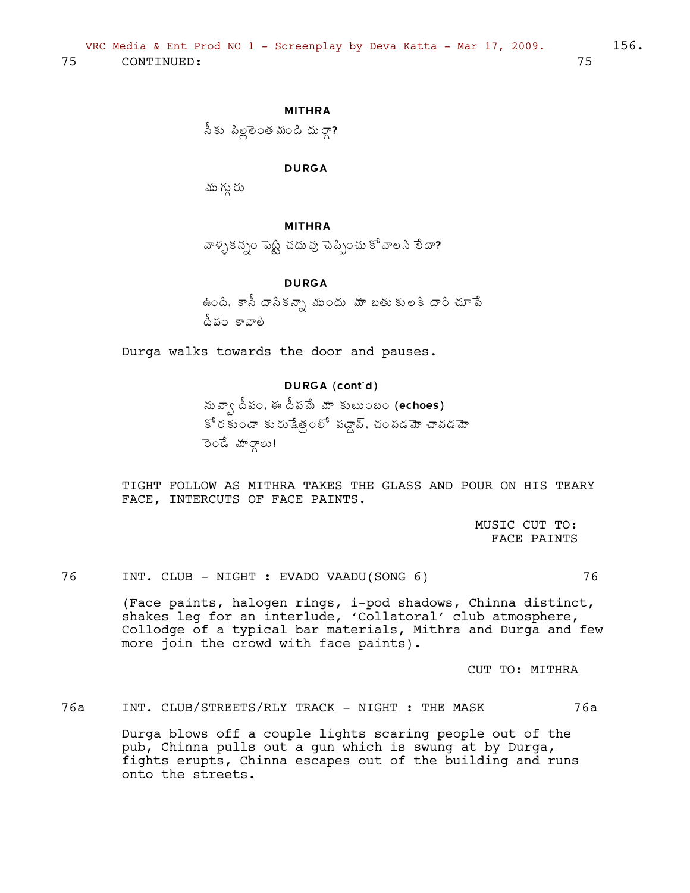75 CONTINUED: 75

**MITHRA**

నీకు పిల్లలెంత మంది దుర్గా?

**DURGA**

ముగ్గురు

**MITHRA**

వాళ్ళకన్నం పెట్టి చదువు చెప్పించుకోవాలని లేదా?

**DURGA**

ఉంది. కానీ దానికన్నా ముందు మా బతుకులకి దారి చూపే దీపం కావాలి

Durga walks towards the door and pauses.

**DURGA (cont'd)**

నువ్వా దీపం. ఈ దీపమే మా కుటుంబం **(echoes)** కోరకుండా కురుక్షేత్రంలో పడ్డావ్. చంపడమో చావడమో రెండే మార్గాలు!

TIGHT FOLLOW AS MITHRA TAKES THE GLASS AND POUR ON HIS TEARY FACE, INTERCUTS OF FACE PAINTS.

MUSIC CUT TO:
FACE PAINTS

76 INT. CLUB - NIGHT : EVADO VAADU(SONG 6) 76

(Face paints, halogen rings, i-pod shadows, Chinna distinct, shakes leg for an interlude, 'Collatoral' club atmosphere, Collodge of a typical bar materials, Mithra and Durga and few more join the crowd with face paints).

CUT TO: MITHRA

76a INT. CLUB/STREETS/RLY TRACK - NIGHT : THE MASK 76a

Durga blows off a couple lights scaring people out of the pub, Chinna pulls out a gun which is swung at by Durga, fights erupts, Chinna escapes out of the building and runs onto the streets.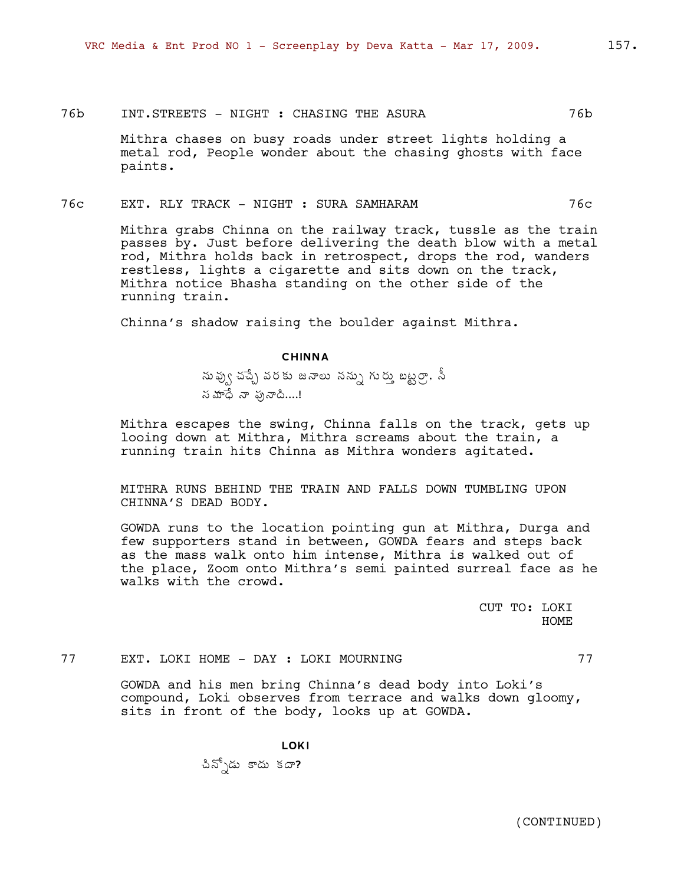76b INT.STREETS - NIGHT : CHASING THE ASURA 76b

Mithra chases on busy roads under street lights holding a metal rod, People wonder about the chasing ghosts with face paints.

76c EXT. RLY TRACK - NIGHT : SURA SAMHARAM 76c

Mithra grabs Chinna on the railway track, tussle as the train passes by. Just before delivering the death blow with a metal rod, Mithra holds back in retrospect, drops the rod, wanders restless, lights a cigarette and sits down on the track, Mithra notice Bhasha standing on the other side of the running train.

Chinna's shadow raising the boulder against Mithra.

**CHINNA**

నువ్వు చచ్చే వరకు జనాలు నన్ను గుర్తు బట్టర్రా. నీ సమాధే నా పునాది....!

Mithra escapes the swing, Chinna falls on the track, gets up looing down at Mithra, Mithra screams about the train, a running train hits Chinna as Mithra wonders agitated.

MITHRA RUNS BEHIND THE TRAIN AND FALLS DOWN TUMBLING UPON CHINNA'S DEAD BODY.

GOWDA runs to the location pointing gun at Mithra, Durga and few supporters stand in between, GOWDA fears and steps back as the mass walk onto him intense, Mithra is walked out of the place, Zoom onto Mithra's semi painted surreal face as he walks with the crowd.

CUT TO: LOKI HOME

77 EXT. LOKI HOME - DAY : LOKI MOURNING 77

GOWDA and his men bring Chinna's dead body into Loki's compound, Loki observes from terrace and walks down gloomy, sits in front of the body, looks up at GOWDA.

**LOKI**

చిన్నోడు కాదు కదా?

(CONTINUED)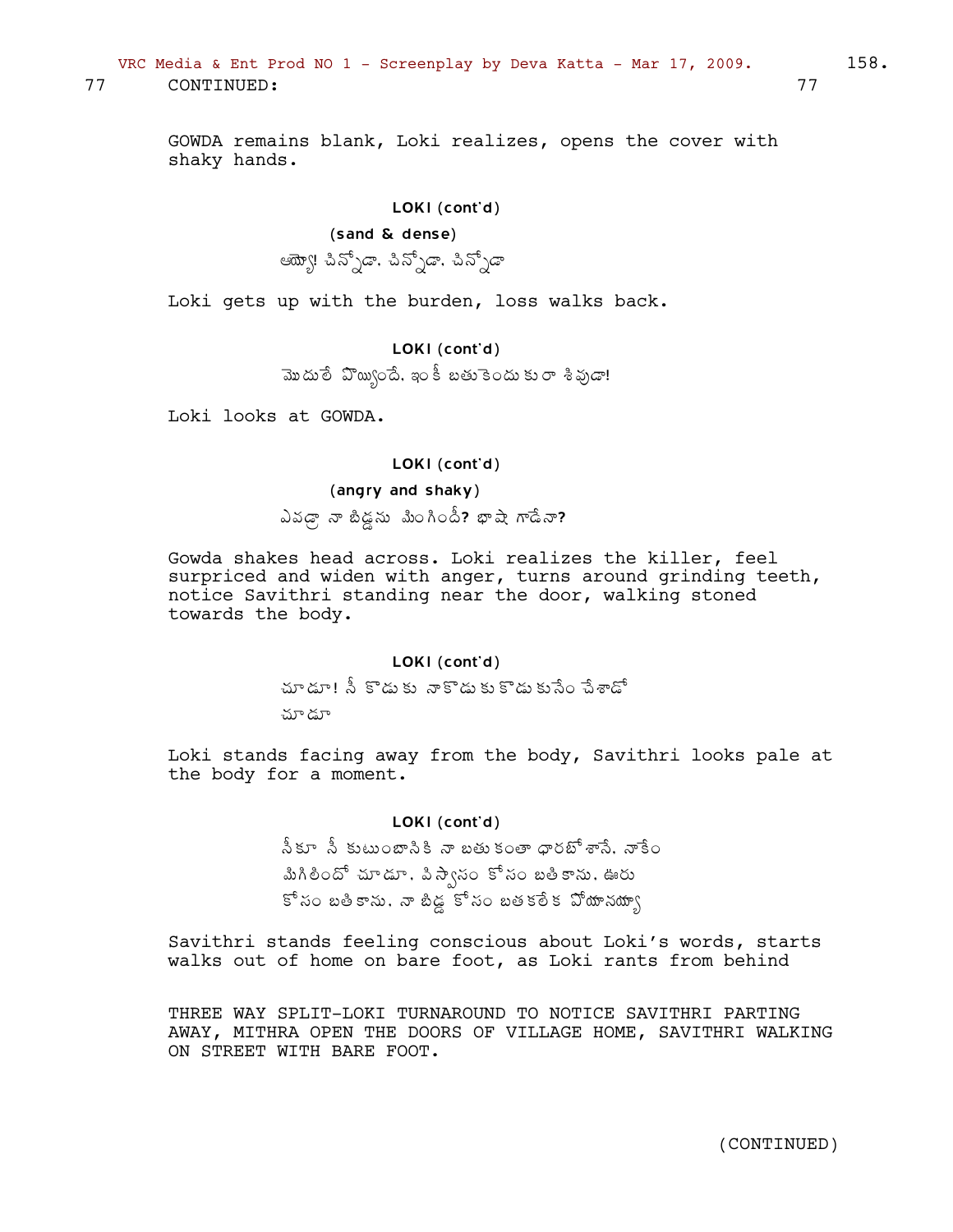77 CONTINUED: 77

GOWDA remains blank, Loki realizes, opens the cover with shaky hands.

LOKI (cont'd)
(sand & dense)
అయ్యో! చిన్నోడా, చిన్నోడా, చిన్నోడా

Loki gets up with the burden, loss walks back.

LOKI (cont'd)
మొదులే వొయ్యిందే. ఇంకీ బతుకెందుకురా శివుడా!

Loki looks at GOWDA.

LOKI (cont'd)
(angry and shaky)
ఎవడ్రా నా బిడ్డను మింగిందీ? భాషా గాడేనా?

Gowda shakes head across. Loki realizes the killer, feel surpriced and widen with anger, turns around grinding teeth, notice Savithri standing near the door, walking stoned towards the body.

LOKI (cont'd)
చూడూ! నీ కొడుకు నాకొడుకుకొడుకునేం చేశాడో
చూడూ

Loki stands facing away from the body, Savithri looks pale at the body for a moment.

LOKI (cont'd)
నీకూ నీ కుటుంబానికి నా బతుకంతా ధారబోశానే. నాకేం
మిగిలిందో చూడూ. విస్వాసం కోసం బతికాను. ఊరు
కోసం బతికాను. నా బిడ్డ కోసం బతకలేక పోయానయ్యా

Savithri stands feeling conscious about Loki's words, starts walks out of home on bare foot, as Loki rants from behind

THREE WAY SPLIT-LOKI TURNAROUND TO NOTICE SAVITHRI PARTING AWAY, MITHRA OPEN THE DOORS OF VILLAGE HOME, SAVITHRI WALKING ON STREET WITH BARE FOOT.

(CONTINUED)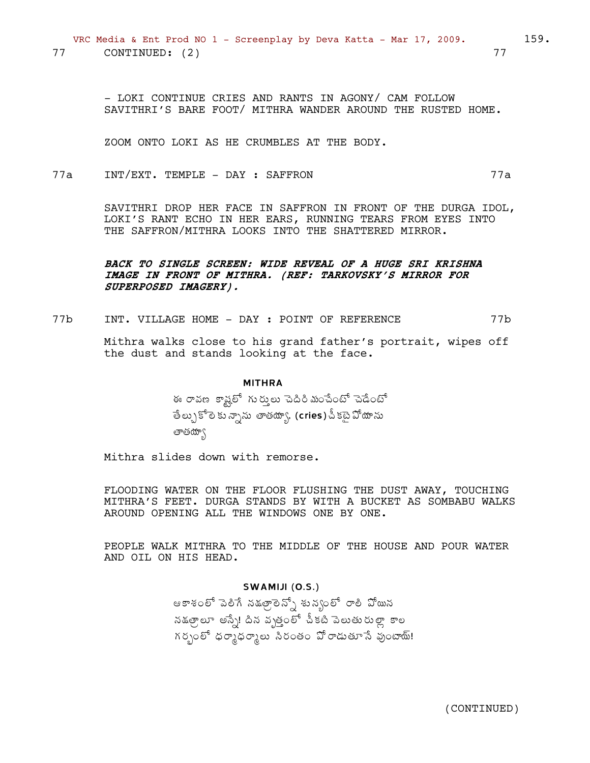77 CONTINUED: (2) 77

- LOKI CONTINUE CRIES AND RANTS IN AGONY/ CAM FOLLOW SAVITHRI'S BARE FOOT/ MITHRA WANDER AROUND THE RUSTED HOME.

ZOOM ONTO LOKI AS HE CRUMBLES AT THE BODY.

77a INT/EXT. TEMPLE - DAY : SAFFRON 77a

SAVITHRI DROP HER FACE IN SAFFRON IN FRONT OF THE DURGA IDOL, LOKI'S RANT ECHO IN HER EARS, RUNNING TEARS FROM EYES INTO THE SAFFRON/MITHRA LOOKS INTO THE SHATTERED MIRROR.

***BACK TO SINGLE SCREEN: WIDE REVEAL OF A HUGE SRI KRISHNA IMAGE IN FRONT OF MITHRA. (REF: TARKOVSKY'S MIRROR FOR SUPERPOSED IMAGERY).***

77b INT. VILLAGE HOME - DAY : POINT OF REFERENCE 77b

Mithra walks close to his grand father's portrait, wipes off the dust and stands looking at the face.

**MITHRA**

ఈ రావణ కాష్టలో గుర్తులు చెదిరి మంచేంటో చెడేంటో తేల్చుకోలేకున్నాను తాతయ్యా. (cries) చీకటై పోయాను తాతయ్యా

Mithra slides down with remorse.

FLOODING WATER ON THE FLOOR FLUSHING THE DUST AWAY, TOUCHING MITHRA'S FEET. DURGA STANDS BY WITH A BUCKET AS SOMBABU WALKS AROUND OPENING ALL THE WINDOWS ONE BY ONE.

PEOPLE WALK MITHRA TO THE MIDDLE OF THE HOUSE AND POUR WATER AND OIL ON HIS HEAD.

**SWAMIJI (O.S.)**

ఆకాశంలో వెలిగే నక్షత్రాలెన్నో శున్యంలో రాలి పోయిన నక్షత్రాలూ అన్నే! దిన వృత్తంలో చీకటి వెలుతురుల్లా కాల గర్భంలో ధర్మాధర్మాలు నిరంతం పోరాడుతూనే వుంటాయ్!

(CONTINUED)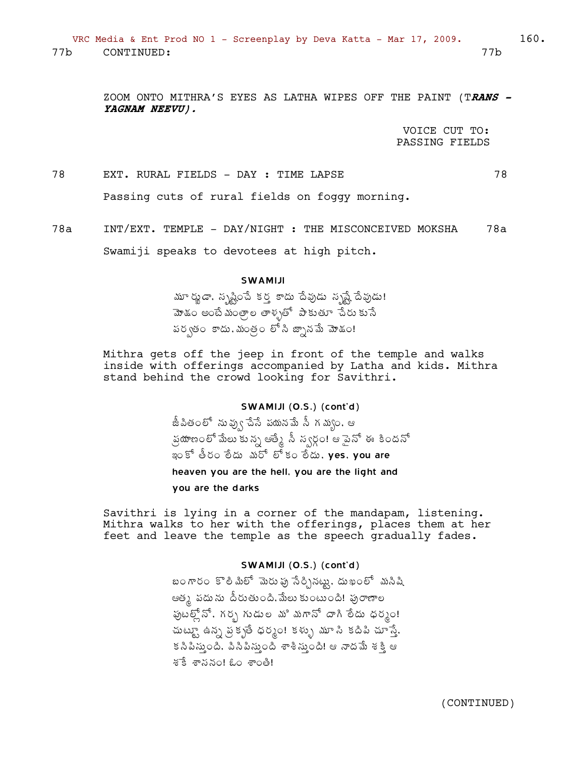77b CONTINUED: 77b

ZOOM ONTO MITHRA'S EYES AS LATHA WIPES OFF THE PAINT (T***RANS - YAGNAM NEEVU).***

VOICE CUT TO:
PASSING FIELDS

78 EXT. RURAL FIELDS - DAY : TIME LAPSE 78

Passing cuts of rural fields on foggy morning.

78a INT/EXT. TEMPLE - DAY/NIGHT : THE MISCONCEIVED MOKSHA 78a

Swamiji speaks to devotees at high pitch.

**SWAMIJI**

మూర్ఖుడా. సృష్టించే కర్త కాదు దేవుడు సృష్టే దేవుడు!
మోక్షం అంటే మంత్రాల తాళ్ళతో పాకుతూ చేరుకునే
పర్వతం కాదు. మంత్రం లోని జ్ఞానమే మోక్షం!

Mithra gets off the jeep in front of the temple and walks inside with offerings accompanied by Latha and kids. Mithra stand behind the crowd looking for Savithri.

**SWAMIJI (O.S.) (cont'd)**

జీవితంలో నువ్వు చేసే పయనమే నీ గమ్యం. ఆ
ప్రయాణంలో మేలుకున్న ఆత్మే నీ స్వర్గం! ఆపైనో ఈ కిందనో
ఇంకో తీరం లేదు మరో లోకం లేదు. **yes. you are heaven you are the hell. you are the light and you are the darks**

Savithri is lying in a corner of the mandapam, listening. Mithra walks to her with the offerings, places them at her feet and leave the temple as the speech gradually fades.

**SWAMIJI (O.S.) (cont'd)**

బంగారం కొలిమిలో మెరుపు సేర్చినట్టు. దుఃఖంలో మనిషి
ఆత్మ పదును దీరుతుంది. మేలుకుంటుంది! పురాణాల
పుటల్లోనో. గర్భ గుడుల మౌనగానో దాగి లేదు ధర్మం!
చుట్టూ ఉన్న ప్రకృతే ధర్మం! కళ్ళు మూసి కదిపి చూస్తే.
కనిపిస్తుంది. వినిపిస్తుంది శాశిస్తుంది! ఆ నాదమే శక్తి ఆ
శక్తే శాసనం! ఓం శాంతి!

(CONTINUED)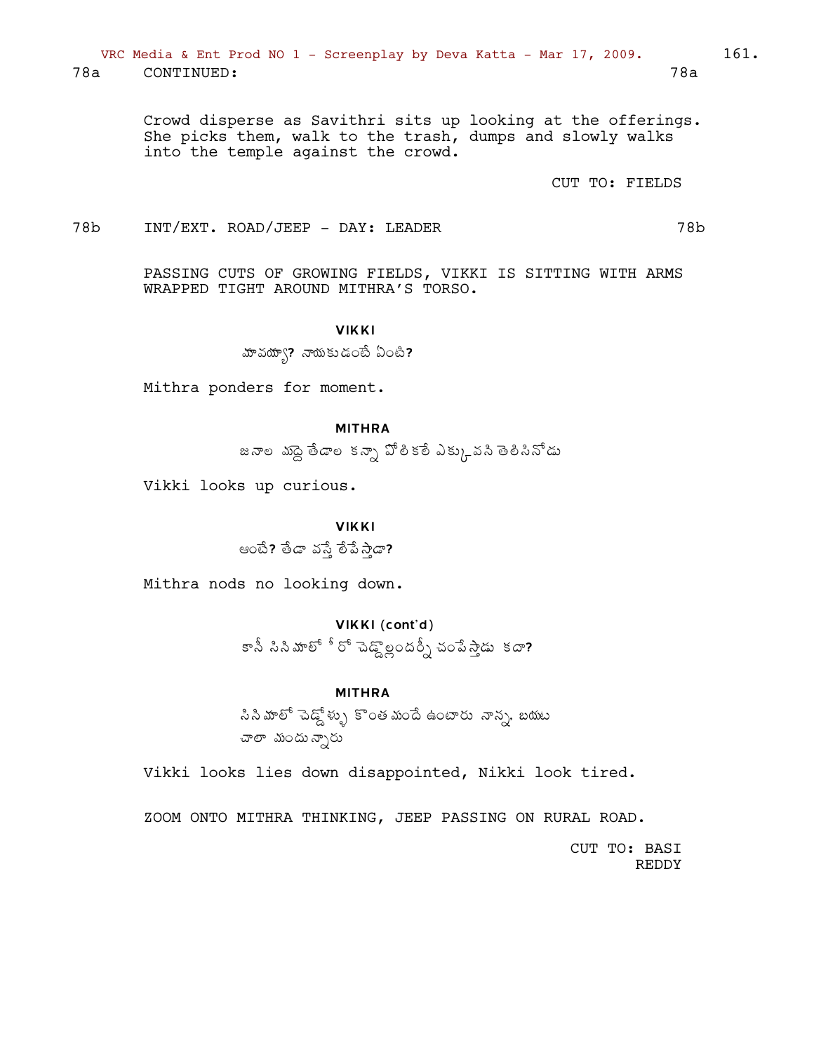78a CONTINUED: 78a

Crowd disperse as Savithri sits up looking at the offerings. She picks them, walk to the trash, dumps and slowly walks into the temple against the crowd.

CUT TO: FIELDS

78b INT/EXT. ROAD/JEEP - DAY: LEADER 78b

PASSING CUTS OF GROWING FIELDS, VIKKI IS SITTING WITH ARMS WRAPPED TIGHT AROUND MITHRA'S TORSO.

**VIKKI**

మావయ్యా? నాయకుడంటే ఏంటి?

Mithra ponders for moment.

**MITHRA**

జనాల మద్దె తేడాల కన్నా పోలికలే ఎక్కువని తెలిసినోడు

Vikki looks up curious.

**VIKKI**

అంటే? తేడా వస్తే లేపేస్తాడా?

Mithra nods no looking down.

**VIKKI (cont'd)**

కానీ సినిమాలో హీరో చెడ్డోల్లందర్నీ చంపేస్తాడు కదా?

**MITHRA**

సినిమాలో చెడ్డోళ్ళు కొంత మందే ఉంటారు నాన్న. బయట చాలా మందున్నారు

Vikki looks lies down disappointed, Nikki look tired.

ZOOM ONTO MITHRA THINKING, JEEP PASSING ON RURAL ROAD.

CUT TO: BASI REDDY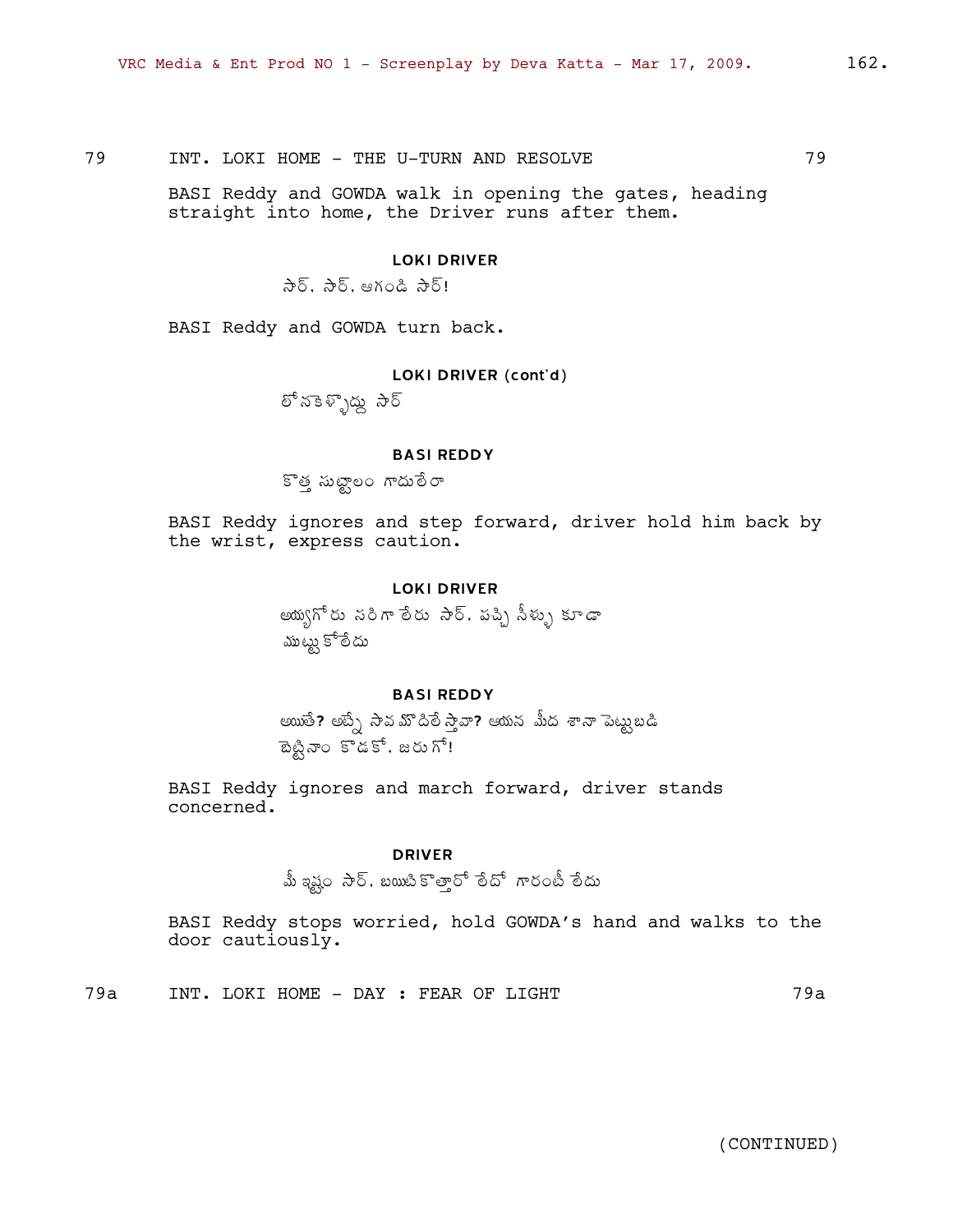79 INT. LOKI HOME - THE U-TURN AND RESOLVE 79

BASI Reddy and GOWDA walk in opening the gates, heading straight into home, the Driver runs after them.

**LOKI DRIVER**

సార్. సార్. ఆగండి సార్!

BASI Reddy and GOWDA turn back.

**LOKI DRIVER (cont'd)**

లోనకెళ్ళొద్దు సార్

**BASI REDDY**

కొత్త సుట్టాలం గాదులేరా

BASI Reddy ignores and step forward, driver hold him back by the wrist, express caution.

**LOKI DRIVER**

అయ్యగోరు సరిగా లేరు సార్. పచ్చి నీళ్ళు కూడా ముట్టుకోలేదు

**BASI REDDY**

అయితే? అట్నే సావ మొదిలేస్తావా? ఆయన మీద శానా పెట్టుబడి బెట్టినాం కొడకో. జరుగో!

BASI Reddy ignores and march forward, driver stands concerned.

**DRIVER**

మీ ఇష్టం సార్. బయిటికొత్తారో లేదో గారంటీ లేదు

BASI Reddy stops worried, hold GOWDA's hand and walks to the door cautiously.

79a INT. LOKI HOME - DAY : FEAR OF LIGHT 79a

(CONTINUED)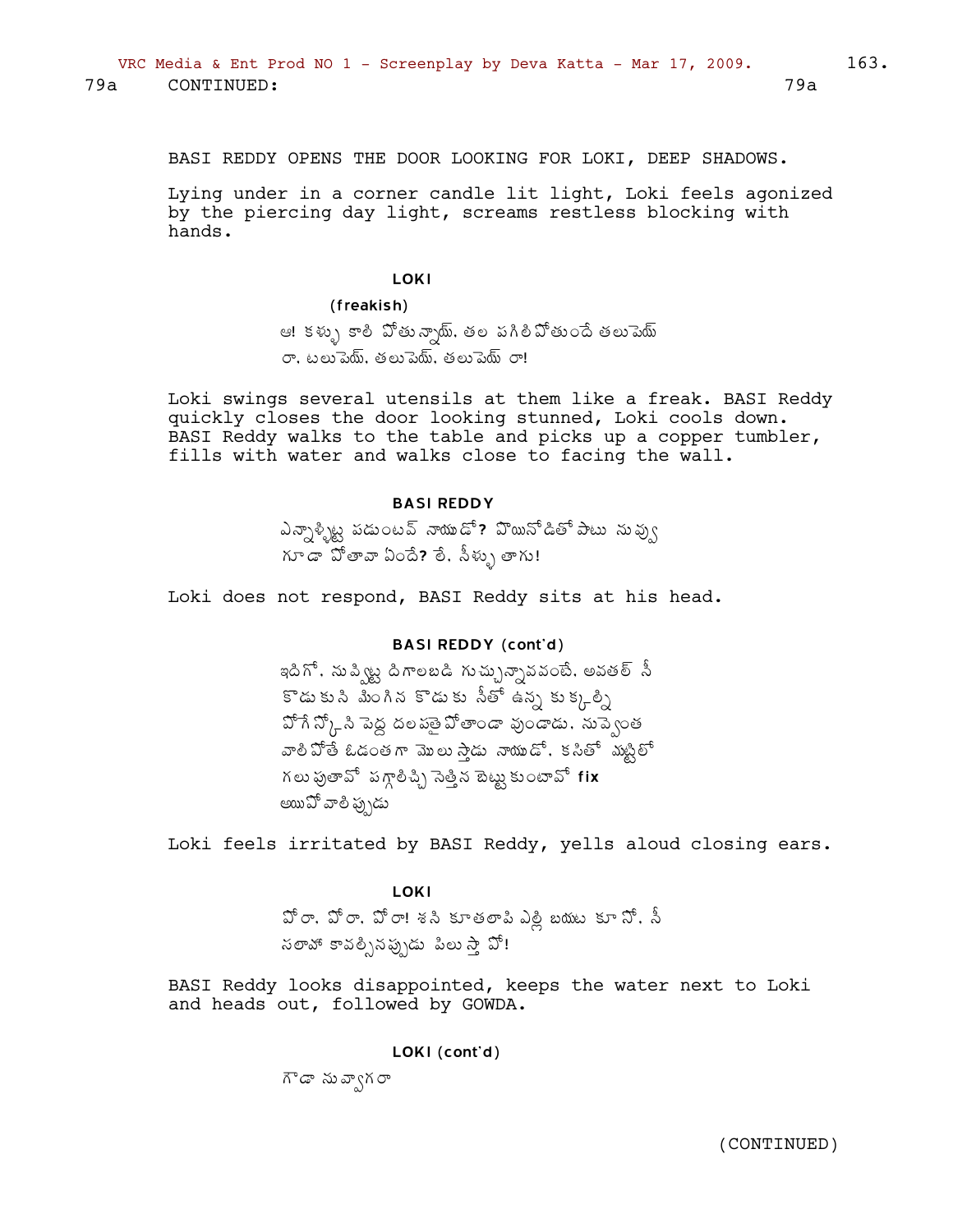79a CONTINUED: 79a

BASI REDDY OPENS THE DOOR LOOKING FOR LOKI, DEEP SHADOWS.

Lying under in a corner candle lit light, Loki feels agonized by the piercing day light, screams restless blocking with hands.

**LOKI**

(freakish)

ఆ! కళ్ళు కాలి పోతున్నాయ్. తల పగిలిపోతుందే తలుపెయ్ రా. టలుపెయ్. తలుపెయ్. తలుపెయ్ రా!

Loki swings several utensils at them like a freak. BASI Reddy quickly closes the door looking stunned, Loki cools down. BASI Reddy walks to the table and picks up a copper tumbler, fills with water and walks close to facing the wall.

**BASI REDDY**

ఎన్నాళ్ళిట్ల పడుంటవ్ నాయుడో? పొయినోడితో పాటు నువ్వు గూడా పోతావా ఏందే? లే. నీళ్ళు తాగు!

Loki does not respond, BASI Reddy sits at his head.

**BASI REDDY (cont'd)**

ఇదిగో. నువ్విట్ల దిగాలబడి గుచ్చున్నావవంటే. అవతల్ నీ కొడుకుని మింగిన కొడుకు నీతో ఉన్న కుక్కల్ని పోగేస్కోని పెద్ద దలపతై పోతాండా వుండాడు. నువ్వెంత వాలిపోతే ఓడంతగా మొలుస్తాడు నాయుడో. కసితో మట్టిలో గలుపుతావో పగ్గాలిచ్చి సెత్తిన బెట్టుకుంటావో fix అయిపోవాలిప్పుడు

Loki feels irritated by BASI Reddy, yells aloud closing ears.

**LOKI**

పోరా. పోరా. పోరా! శని కూతలాపి ఎల్లి బయట కూనో. నీ సలాహా కావల్సినప్పుడు పిలుస్తా పో!

BASI Reddy looks disappointed, keeps the water next to Loki and heads out, followed by GOWDA.

**LOKI (cont'd)**

గౌడా నువ్వాగరా

(CONTINUED)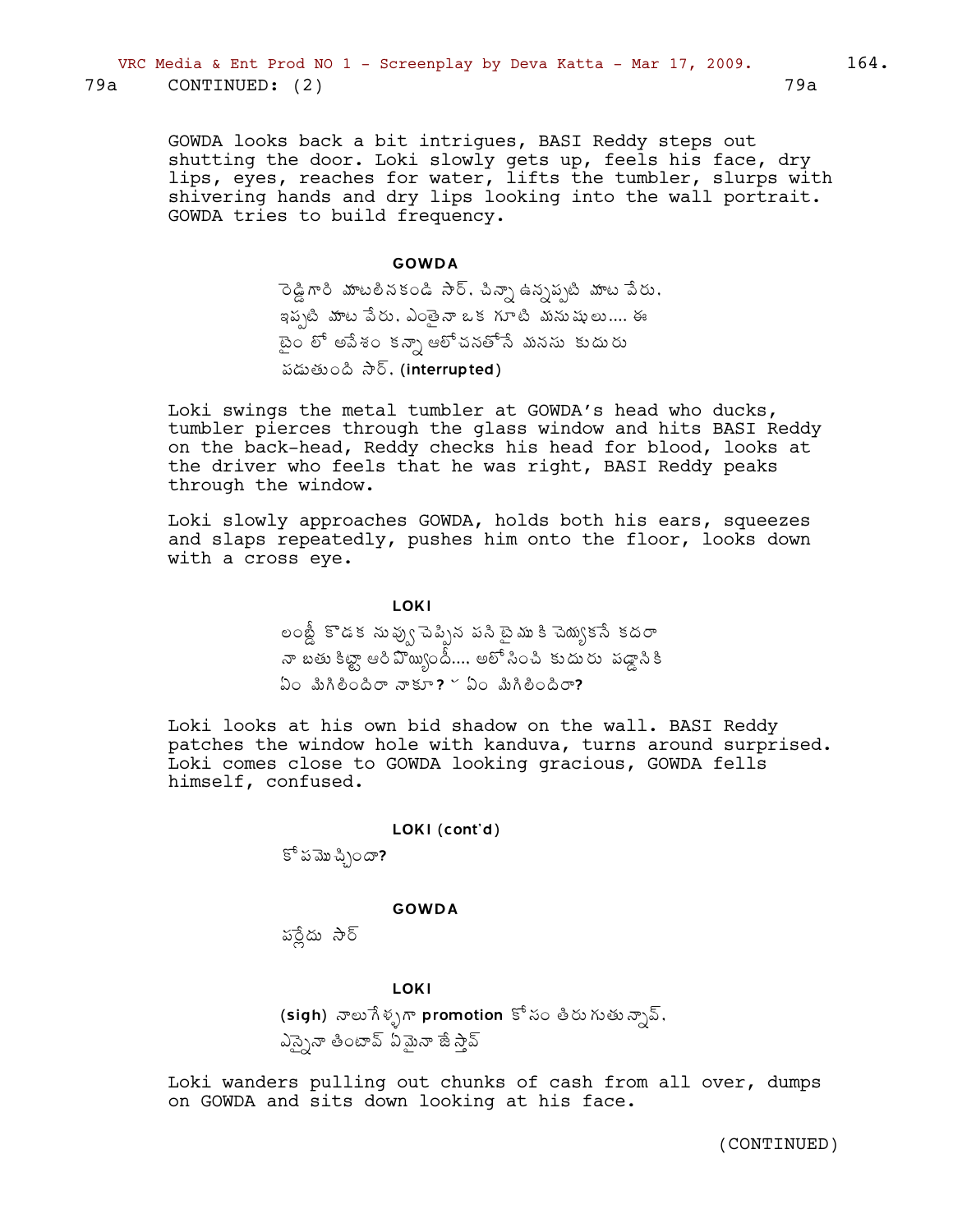79a CONTINUED: (2) 79a

GOWDA looks back a bit intrigues, BASI Reddy steps out shutting the door. Loki slowly gets up, feels his face, dry lips, eyes, reaches for water, lifts the tumbler, slurps with shivering hands and dry lips looking into the wall portrait. GOWDA tries to build frequency.

**GOWDA**

రెడ్డిగారి మాటలినకండి సార్. చిన్నా ఉన్నప్పటి మాట వేరు. ఇప్పటి మాట వేరు. ఎంతైనా ఒక గూటి మనుషులు.... ఈ టైం లో ఆవేశం కన్నా ఆలోచనతోనే మనసు కుదురు పడుతుంది సార్. (interrupted)

Loki swings the metal tumbler at GOWDA's head who ducks, tumbler pierces through the glass window and hits BASI Reddy on the back-head, Reddy checks his head for blood, looks at the driver who feels that he was right, BASI Reddy peaks through the window.

Loki slowly approaches GOWDA, holds both his ears, squeezes and slaps repeatedly, pushes him onto the floor, looks down with a cross eye.

**LOKI**

లంబ్డీ కొడక నువ్వు చెప్పిన పని టైముకి చెయ్యకనే కదరా నా బతుకిట్లా ఆరిపొయ్యిందీ.... అలోసించి కుదురు పడ్డానికి ఏం మిగిలిందిరా నాకూ? ఏం మిగిలిందిరా?

Loki looks at his own bid shadow on the wall. BASI Reddy patches the window hole with kanduva, turns around surprised. Loki comes close to GOWDA looking gracious, GOWDA fells himself, confused.

**LOKI (cont'd)**

కోపమొచ్చిందా?

**GOWDA**

పర్లేదు సార్

**LOKI**

(sigh) నాలుగేళ్ళగా promotion కోసం తిరుగుతున్నావ్. ఎన్నైనా తింటావ్ ఏమైనా జేస్తావ్

Loki wanders pulling out chunks of cash from all over, dumps on GOWDA and sits down looking at his face.

(CONTINUED)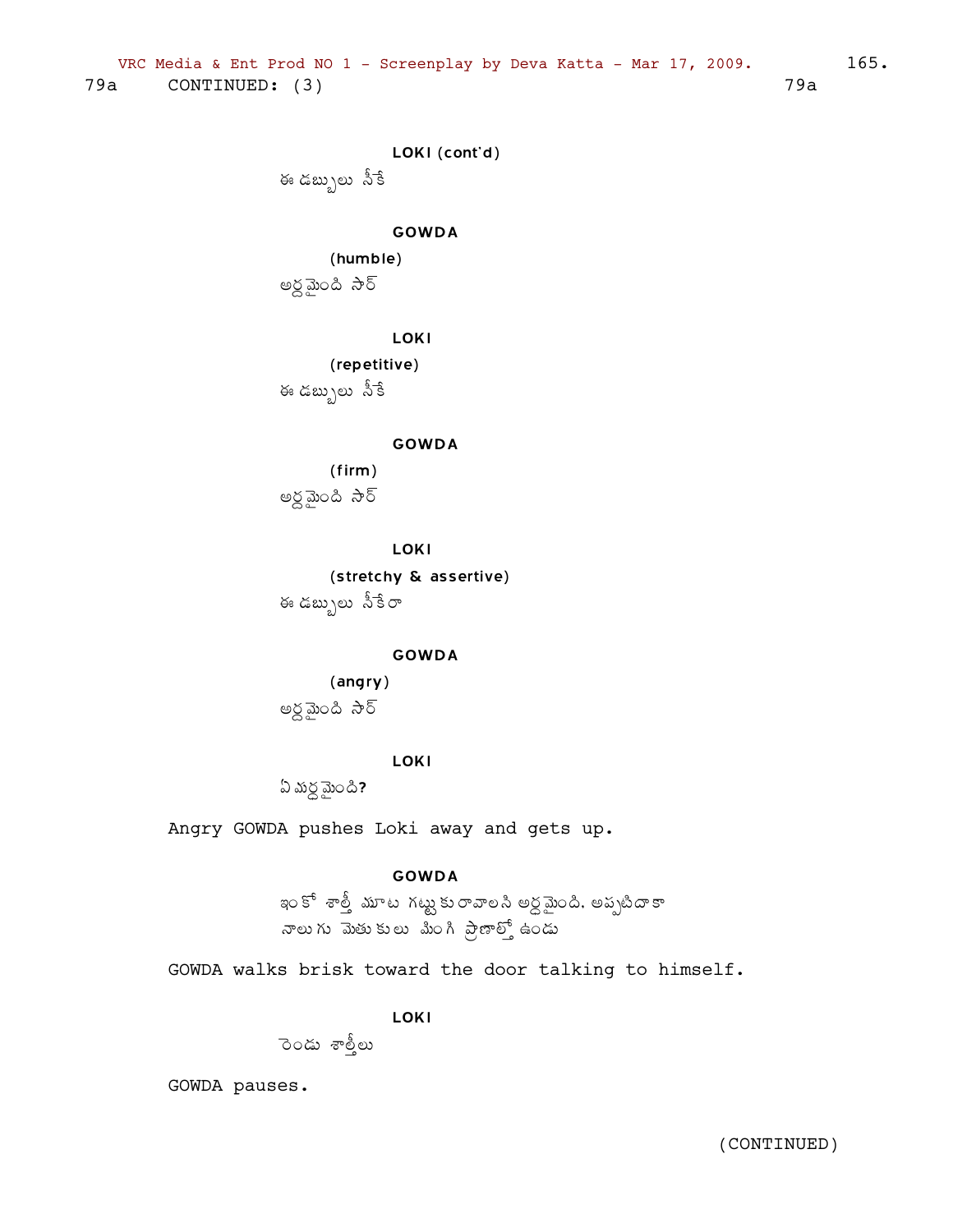79a CONTINUED: (3) 79a

LOKI (cont'd)

ఈ డబ్బులు నీకే

GOWDA

(humble)

అర్థమైంది సార్

LOKI

(repetitive)

ఈ డబ్బులు నీకే

GOWDA

(firm)

అర్థమైంది సార్

LOKI

(stretchy & assertive)

ఈ డబ్బులు నీకేరా

GOWDA

(angry)

అర్థమైంది సార్

LOKI

ఏమర్థమైంది?

Angry GOWDA pushes Loki away and gets up.

GOWDA

ఇంకో శాస్త్రీ మాట గట్టుకురావాలని అర్థమైంది. అప్పటిదాకా నాలుగు మెతుకులు మింగి ప్రాణాల్తో ఉండు

GOWDA walks brisk toward the door talking to himself.

LOKI

రెండు శాస్త్రీలు

GOWDA pauses.

(CONTINUED)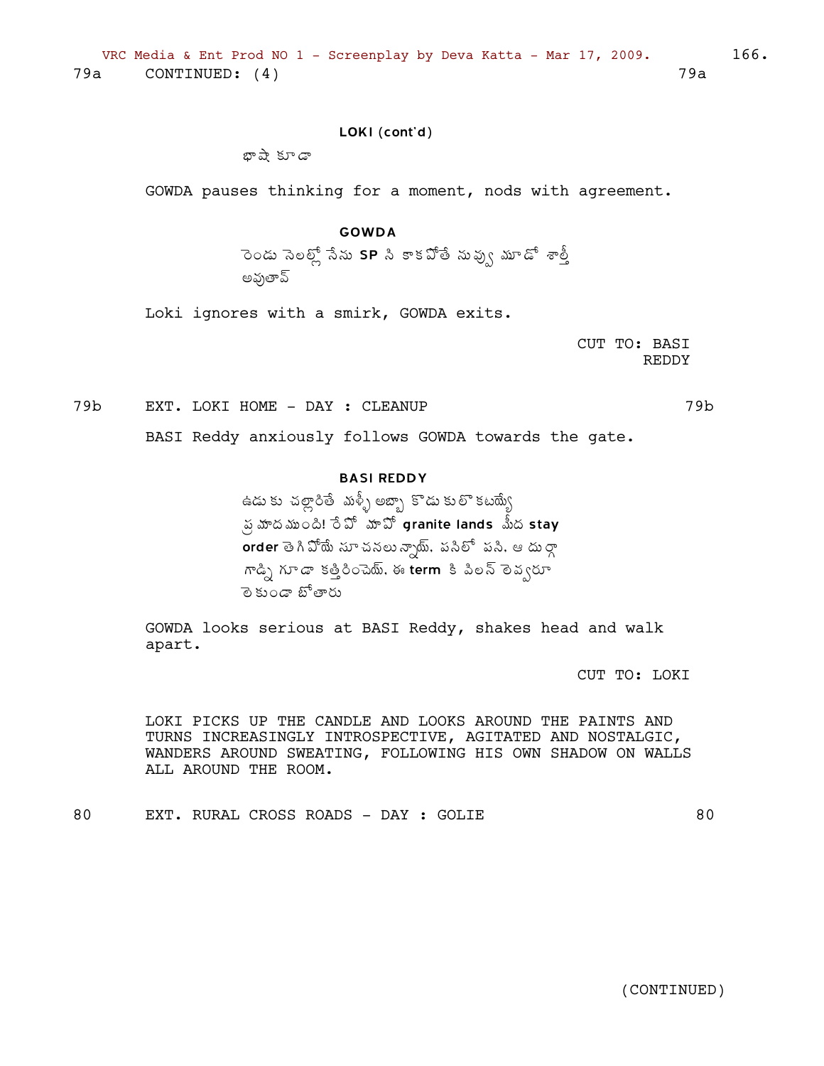79a CONTINUED: (4) 79a

**LOKI (cont'd)**

భాషే కూడా

GOWDA pauses thinking for a moment, nods with agreement.

**GOWDA**

రెండు నెలల్లో నేను **SP** ని కాకపోతే నువ్వు మూడో శాల్తీ అవుతావ్

Loki ignores with a smirk, GOWDA exits.

CUT TO: BASI REDDY

79b EXT. LOKI HOME - DAY : CLEANUP 79b

BASI Reddy anxiously follows GOWDA towards the gate.

**BASI REDDY**

ఉడుకు చల్లారితే మళ్ళీ అబ్బా కొడుకులొకటయ్యే ప్రమాదముంది! రేపో మాపో **granite lands** మీద **stay order** తెగిపోయే సూచనలున్నాయ్. పనిలో పని, ఆ దుర్గా గాడ్ని గూడా కత్తిరించెయ్. ఈ **term** కి పిలన్ లెవ్వరూ లెకుండా బోతారు

GOWDA looks serious at BASI Reddy, shakes head and walk apart.

CUT TO: LOKI

LOKI PICKS UP THE CANDLE AND LOOKS AROUND THE PAINTS AND TURNS INCREASINGLY INTROSPECTIVE, AGITATED AND NOSTALGIC, WANDERS AROUND SWEATING, FOLLOWING HIS OWN SHADOW ON WALLS ALL AROUND THE ROOM.

80 EXT. RURAL CROSS ROADS - DAY : GOLIE 80

(CONTINUED)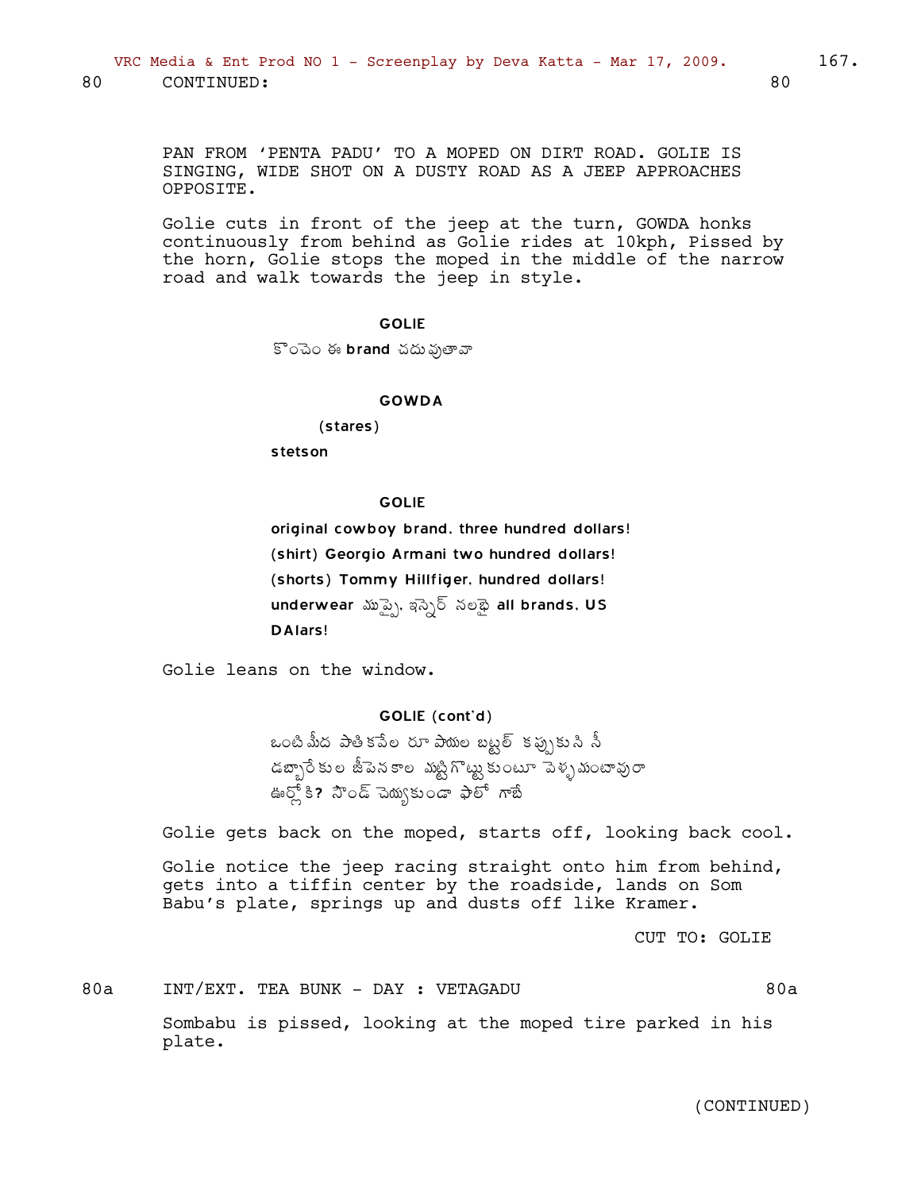80 CONTINUED: 80

PAN FROM 'PENTA PADU' TO A MOPED ON DIRT ROAD. GOLIE IS SINGING, WIDE SHOT ON A DUSTY ROAD AS A JEEP APPROACHES OPPOSITE.

Golie cuts in front of the jeep at the turn, GOWDA honks continuously from behind as Golie rides at 10kph, Pissed by the horn, Golie stops the moped in the middle of the narrow road and walk towards the jeep in style.

GOLIE

కొంచెం ఈ **brand** చదువుతావా

GOWDA

(stares)

**stetson**

GOLIE

**original cowboy brand, three hundred dollars!**
(shirt) **Georgio Armani two hundred dollars!**
(shorts) **Tommy Hillfiger, hundred dollars!**
**underwear** ముప్పై, ఇన్నెర్ నలభై **all brands, US DAlars!**

Golie leans on the window.

GOLIE (cont'd)

ఒంటి మీద పాతికవేల రూపాయల బట్టల్ కప్పుకుని నీ డబ్బారేకుల జీపెనకాల మట్టిగొట్టుకుంటూ వెళ్ళమంటావురా ఊర్లోకి**?** సౌండ్ చెయ్యకుండా ఫాలో గాబే

Golie gets back on the moped, starts off, looking back cool.

Golie notice the jeep racing straight onto him from behind, gets into a tiffin center by the roadside, lands on Som Babu's plate, springs up and dusts off like Kramer.

CUT TO: GOLIE

80a INT/EXT. TEA BUNK - DAY : VETAGADU 80a

Sombabu is pissed, looking at the moped tire parked in his plate.

(CONTINUED)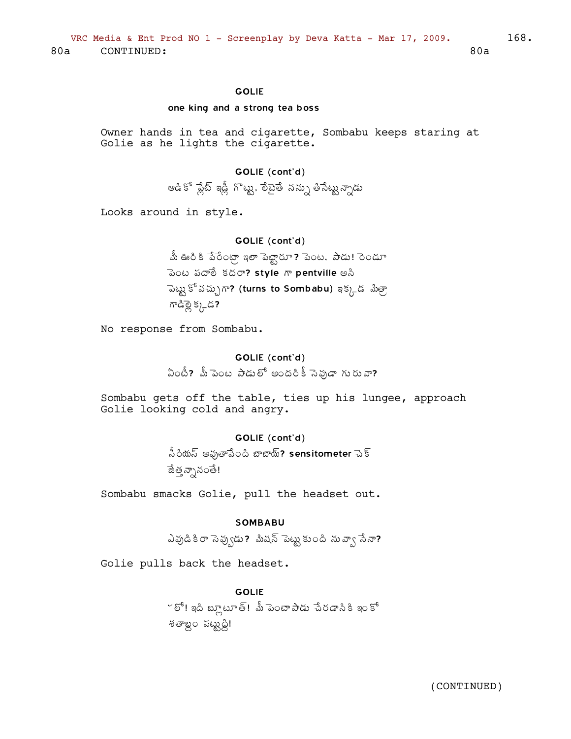80a CONTINUED: 80a

GOLIE

one king and a strong tea boss

Owner hands in tea and cigarette, Sombabu keeps staring at Golie as he lights the cigarette.

GOLIE (cont'd)

ఆడికో ప్లేట్ ఇడ్లీ గొట్టు. లేటైతే నన్ను తినేట్టున్నాడు

Looks around in style.

GOLIE (cont'd)

మీ ఊరికి పేరేంట్రా ఇలా పెట్టారూ? పెంట. పాడు! రెండూ పెంట పదాలే కదరా? style గా pentville అని పెట్టుకోవచ్చుగా? (turns to Sombabu) ఇక్కడ మిత్రా గాడిల్లెక్కడ?

No response from Sombabu.

GOLIE (cont'd)

ఏంటీ? మీ పెంట పాడులో అందరికీ సెవుడా గురువా?

Sombabu gets off the table, ties up his lungee, approach Golie looking cold and angry.

GOLIE (cont'd)

సీరియస్ అవుతావేంది బాబాయ్? sensitometer చెక్ జేత్తన్నానంతే!

Sombabu smacks Golie, pull the headset out.

SOMBABU

ఎవుడికిరా సెవ్వుడు? మిషన్ పెట్టుకుంది నువ్వా నేనా?

Golie pulls back the headset.

GOLIE

లో! ఇది బ్లూటూత్! మీ పెంటాపాడు చేరడానికి ఇంకో శతాబ్దం పట్టుద్ది!

(CONTINUED)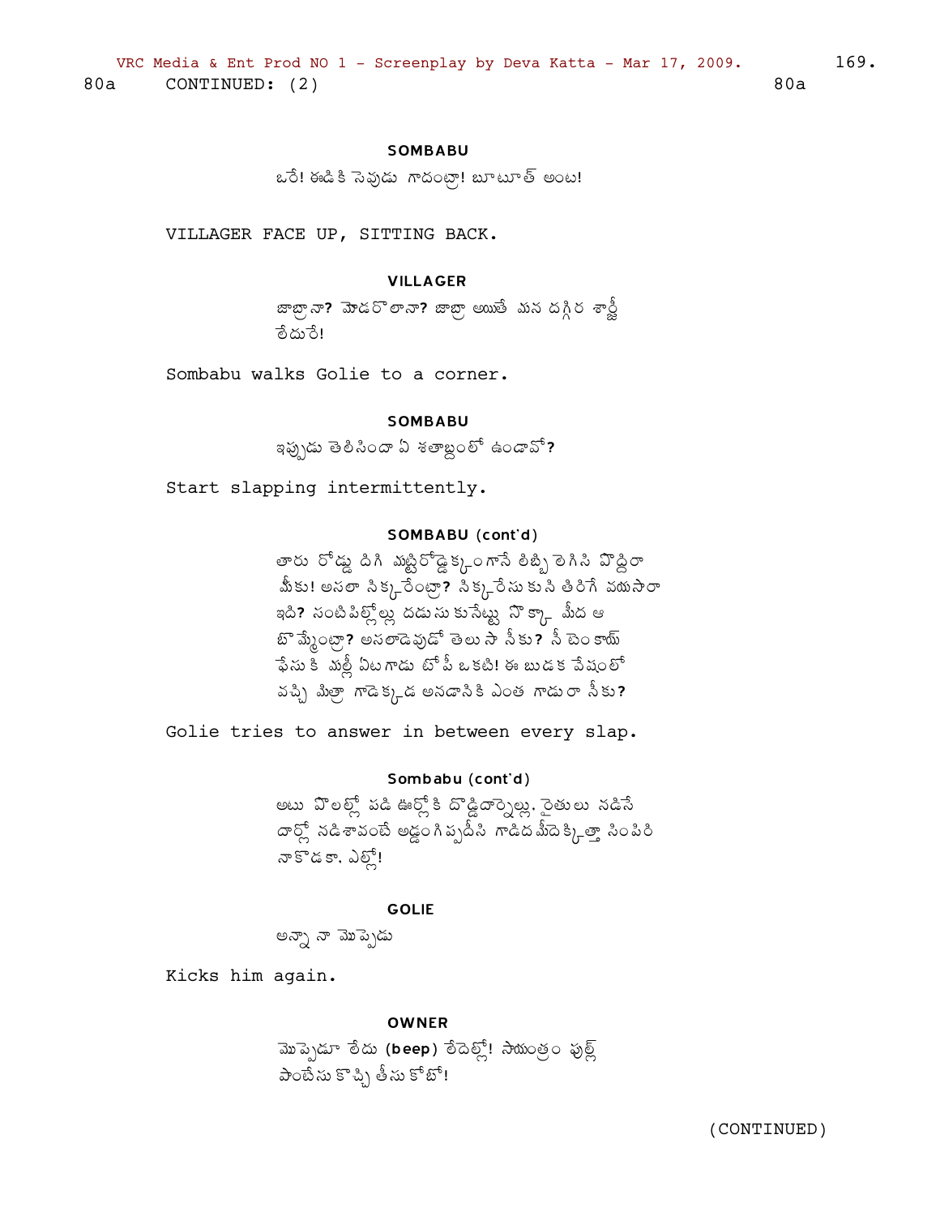80a CONTINUED: (2) 80a

**SOMBABU**

ఒరే! ఈడికి సెవుడు గాదంట్రా! బూటూత్ అంట!

VILLAGER FACE UP, SITTING BACK.

**VILLAGER**

జాబ్రా నా? మోడరొలా నా? జాబ్రా అయితే మన దగ్గిర శార్జీ లేదురే!

Sombabu walks Golie to a corner.

**SOMBABU**

ఇప్పుడు తెలిసిందా ఏ శతాబ్దంలో ఉండావో?

Start slapping intermittently.

**SOMBABU (cont'd)**

తారు రోడ్డు దిగి మట్టిరోడ్డెక్కంగానే లిబ్బి లెగిసి పొద్దిరా మీకు! అసలా సిక్కరేంట్రా? సిక్కరేసుకుని తిరిగే వయసారా ఇది? సంటిపిల్లోల్లు దడుసుకునేట్టు నొక్కా మీద ఆ బొమ్మేంట్రా? అసలాడెవుడో తెలుసా నీకు? నీ బెంకాయ్ ఫేసుకి మల్లీ ఏటగాడు టోపీ ఒకటి! ఈ బుడక వేషంలో వచ్చి మిత్రా గాడెక్కడ అనడానికి ఎంత గాడురా నీకు?

Golie tries to answer in between every slap.

**Sombabu (cont'd)**

అటు పొలల్లో పడి ఊర్లోకి దొడ్డిదార్నెల్లు. రైతులు నడిసే దార్లో నడిశావంటే అడ్డంగిప్పదీసి గాడిదమీదెక్కిత్తా సింపిరి నాకొడకా. ఎల్లో!

**GOLIE**

అన్నా నా మొప్పెడు

Kicks him again.

**OWNER**

మొప్పెడూ లేదు (beep) లేదెల్లో! సాయంత్రం ఫుల్ పంపేసుకొచ్చి తీసుకోటో!

(CONTINUED)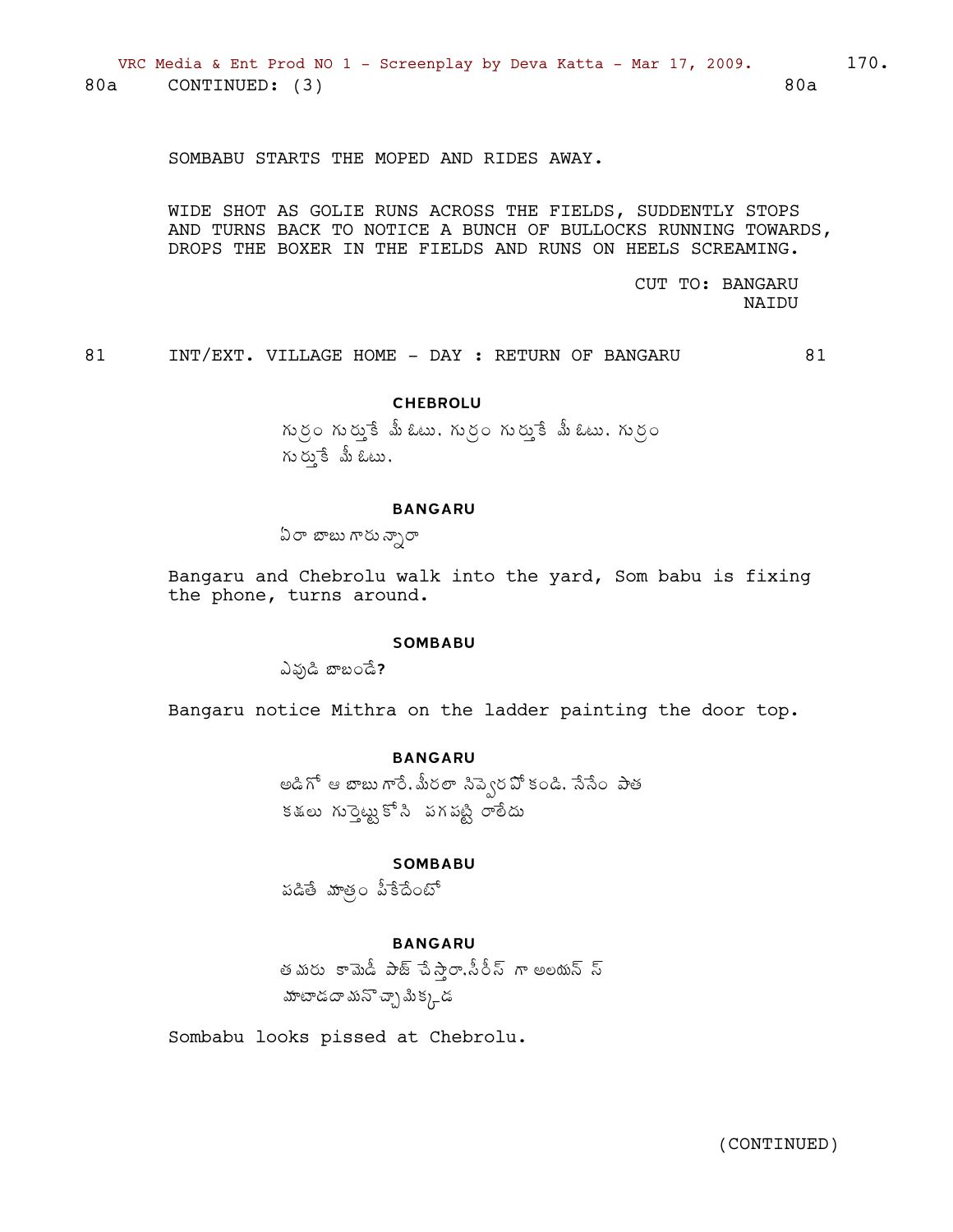80a CONTINUED: (3) 80a

SOMBABU STARTS THE MOPED AND RIDES AWAY.

WIDE SHOT AS GOLIE RUNS ACROSS THE FIELDS, SUDDENTLY STOPS AND TURNS BACK TO NOTICE A BUNCH OF BULLOCKS RUNNING TOWARDS, DROPS THE BOXER IN THE FIELDS AND RUNS ON HEELS SCREAMING.

CUT TO: BANGARU NAIDU

81 INT/EXT. VILLAGE HOME - DAY : RETURN OF BANGARU 81

**CHEBROLU**

గుర్రం గుర్తుకే మీ ఓటు. గుర్రం గుర్తుకే మీ ఓటు. గుర్రం గుర్తుకే మీ ఓటు.

**BANGARU**

ఏరా బాబు గారున్నారా

Bangaru and Chebrolu walk into the yard, Som babu is fixing the phone, turns around.

**SOMBABU**

ఎవుడి బాబండే?

Bangaru notice Mithra on the ladder painting the door top.

**BANGARU**

అడిగో ఆ బాబు గారే. మీరలా సివ్వెర వోకండి. నేనేం పాత కక్షలు గుర్తెట్టుకోని పగపట్టి రాలేదు

**SOMBABU**

పడితే మాత్రం పీకేదేంటో

**BANGARU**

తమరు కామెడీ పాజ్ చేస్తారా. సీరీస్ గా అలయన్స్ మాటాడదామనొచ్చామిక్కడ

Sombabu looks pissed at Chebrolu.

(CONTINUED)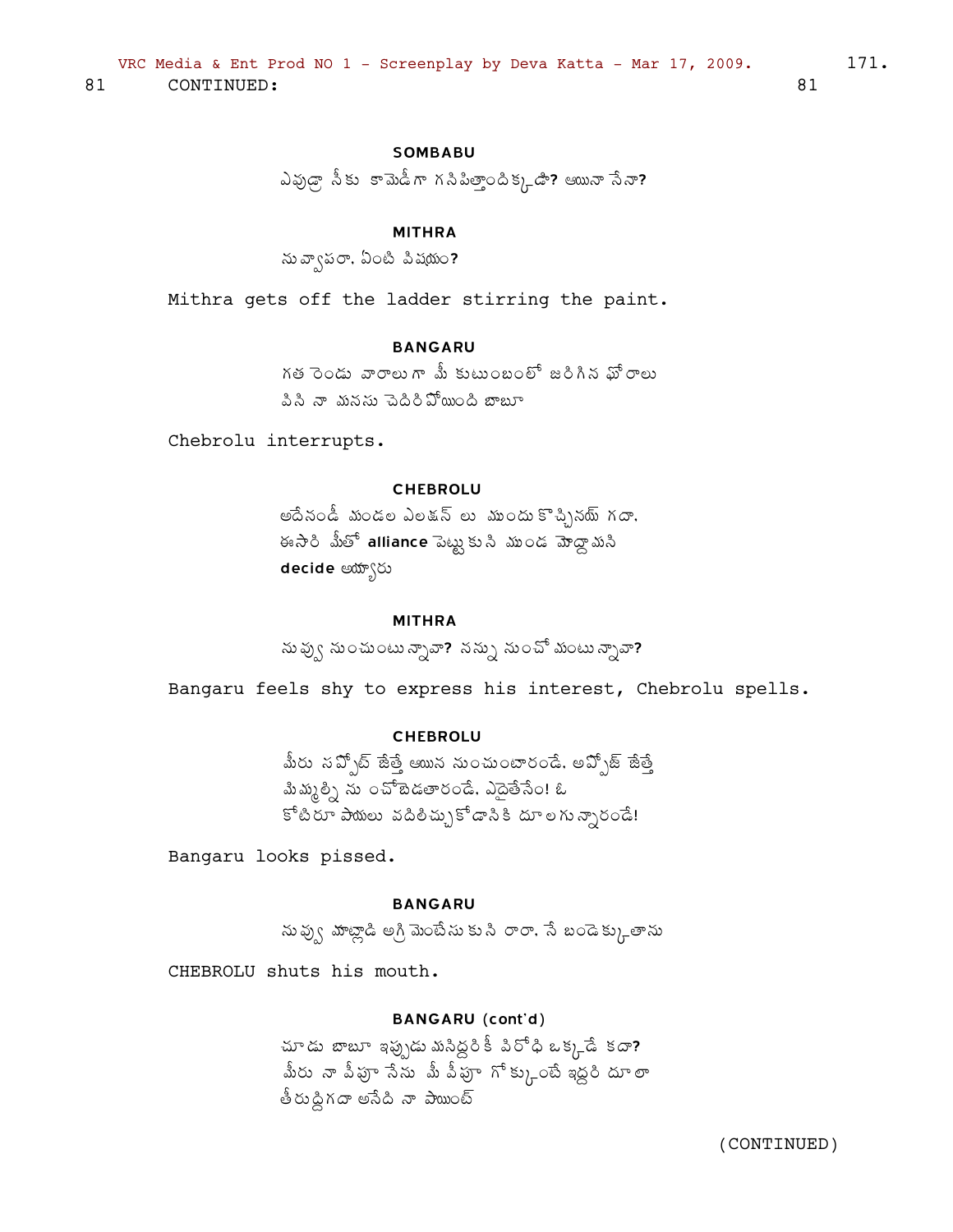81 CONTINUED: 81

**SOMBABU**

ఎవుడ్రా నీకు కామెడీగా గనిపిత్తాందిక్కడా? ఆయినా నేనా?

**MITHRA**

నువ్వాపరా. ఏంటి విషయం?

Mithra gets off the ladder stirring the paint.

**BANGARU**

గత రెండు వారాలుగా మీ కుటుంబంలో జరిగిన ఘోరాలు
విని నా మనసు చెదిరిపోయింది బాబూ

Chebrolu interrupts.

**CHEBROLU**

అదేనండీ మండల ఎలక్షన్ లు ముందుకొచ్చినయ్ గదా.
ఈసారి మీతో **alliance** పెట్టుకుని ముండ మోద్దామని
**decide** అయ్యారు

**MITHRA**

నువ్వు నుంచుంటున్నావా? నన్ను నుంచోమంటున్నావా?

Bangaru feels shy to express his interest, Chebrolu spells.

**CHEBROLU**

మీరు సప్పోర్ట్ జేత్తే ఆయిన నుంచుంటారండే. అప్పోజ్ జేత్తే
మిమ్మల్ని నుంచోబెడతారండే. ఎద్దైతేనేం! ఓ
కోటిరూపాయలు వదిలిచ్చుకోడానికి దూలగున్నారండే!

Bangaru looks pissed.

**BANGARU**

నువ్వు మాట్లాడి అగ్గిమెంటేసుకుని రారా. నే బండెక్కుతాను

CHEBROLU shuts his mouth.

**BANGARU (cont'd)**

చూడు బాబూ ఇప్పుడు మనిద్దరికీ విరోధి ఒక్కడే కదా?
మీరు నా వీపూ నేను మీ వీపూ గోక్కుంటే ఇద్దరి దూలా
తీరుద్దిగదా అనేది నా పాయింట్

(CONTINUED)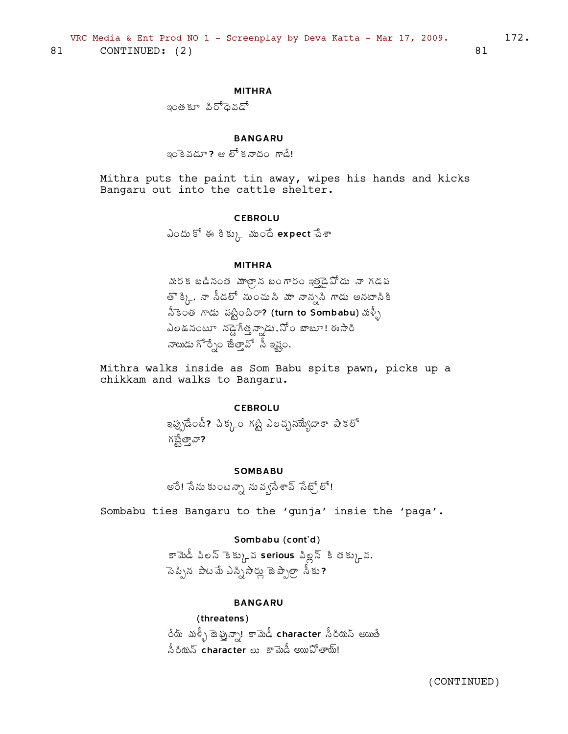81 CONTINUED: (2) 81

**MITHRA**

ఇంతకూ పిరోధవడో

**BANGARU**

ఇంకెవడూ? ఆ లోకనాదం గాడే!

Mithra puts the paint tin away, wipes his hands and kicks Bangaru out into the cattle shelter.

**CEBROLU**

ఎందుకో ఈ కిక్కు ముందే **expect** చేశా

**MITHRA**

మరక బడినంత మాత్రాన బంగారం ఇత్తడైపోదు నా గడప తొక్కి, నా నీడలో నుంచుసి మా నాన్నసి గాడు అనటానికి నీకెంత గాడు పట్టిందిరా? **(turn to Sombabu)** మళ్ళీ ఎలక్షనంటూ నడ్డెగేత్తన్నాడు. సోం బాబూ! ఈసారి నాయుడు గోర్నేం జేత్తావో నీ ఇష్టం.

Mithra walks inside as Som Babu spits pawn, picks up a chikkam and walks to Bangaru.

**CEBROLU**

ఇప్పుడేంటీ? చిక్కం గట్టి ఎలచ్చనయ్యేదాకా పాకలో గట్టేత్తావా?

**SOMBABU**

అరే! నేను కుంటన్నా నువ్వనేశావ్ సేట్రో లో!

Sombabu ties Bangaru to the 'gunja' insie the 'paga'.

**Sombabu (cont'd)**

కామెడీ పిలన్ కెక్కువ **serious** పిల్లన్ కి తక్కువ. సెప్పిన పాటమే ఎన్నిసార్లు జెప్పాల్రా నీకు?

**BANGARU**

(threatens)

రేయ్ మళ్ళీ జెప్తున్నా! కామెడీ **character** సీరియస్ అయితే సీరియస్ **character** లు కామెడీ అయిపోతాయ్!

(CONTINUED)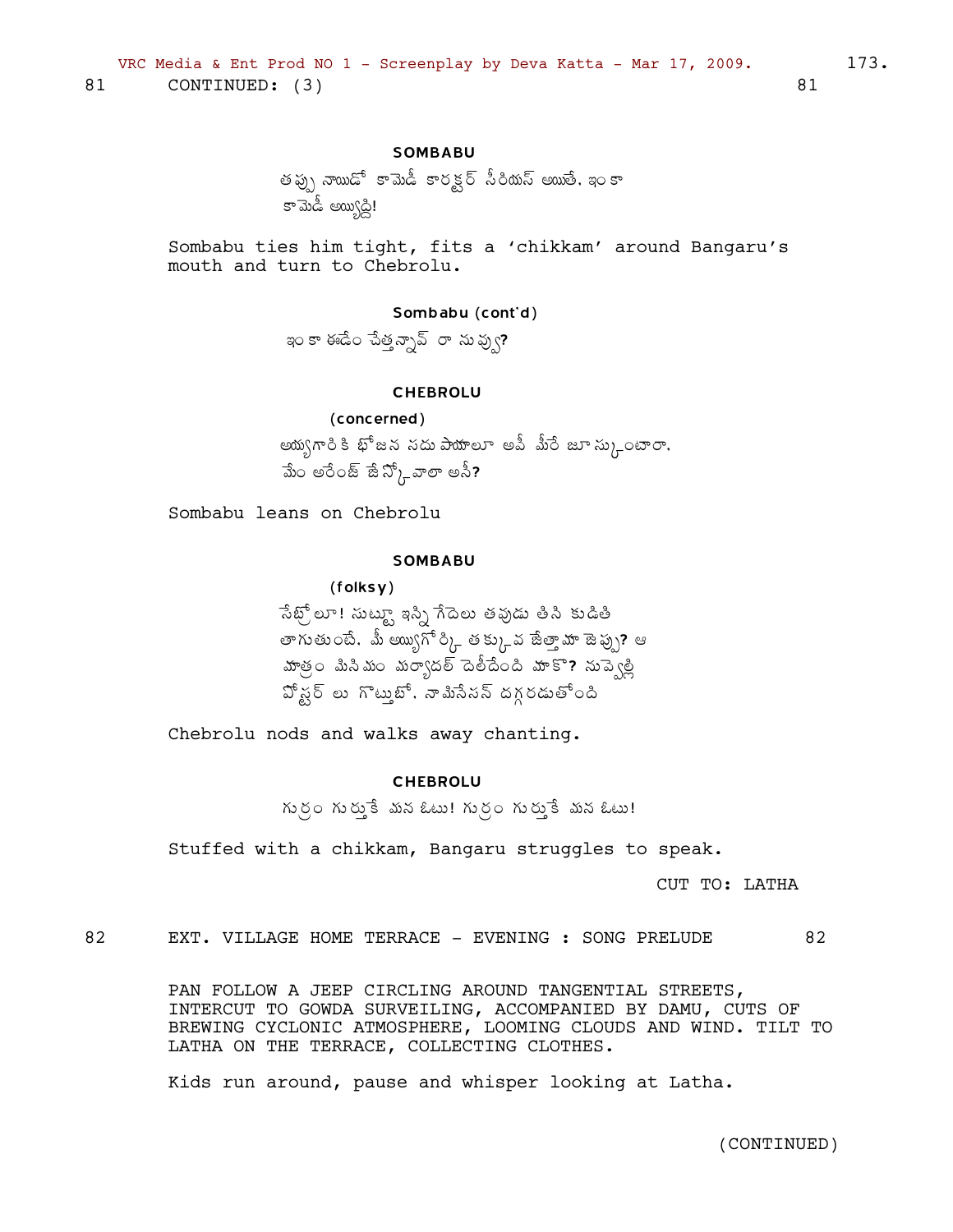81 CONTINUED: (3) 81

**SOMBABU**

తప్పు నాయుడో కామెడీ కారక్టర్ సీరియస్ అయితే, ఇంకా కామెడీ అయ్యిద్ది!

Sombabu ties him tight, fits a 'chikkam' around Bangaru's mouth and turn to Chebrolu.

**Sombabu (cont'd)**

ఇంకా ఈడేం చేత్తన్నావ్ రా నువ్వు?

**CHEBROLU**

(concerned)

అయ్యగారికి భోజన సదుపాయాలూ అవీ మీరే జూసుకుంటారా. మేం అరేంజ్ జేస్కోవాలా అనీ?

Sombabu leans on Chebrolu

**SOMBABU**

(folksy)

సేబ్రోలూ! సుట్టూ ఇన్ని గేదెలు తవుడు తిని కుడితి తాగుతుంటే, మీ అయ్యిగోర్కి తక్కువ జేత్తామా జెప్పు? ఆ మాత్రం మినిమం మర్యాదల్ దెలీదేంది మాకొ? నువ్వెళ్లి పోస్టర్ లు గొట్టుబో. నామినేసన్ దగ్గరడుతోంది

Chebrolu nods and walks away chanting.

**CHEBROLU**

గుర్రం గుర్తుకే మన ఓటు! గుర్రం గుర్తుకే మన ఓటు!

Stuffed with a chikkam, Bangaru struggles to speak.

CUT TO: LATHA

82 EXT. VILLAGE HOME TERRACE - EVENING : SONG PRELUDE 82

PAN FOLLOW A JEEP CIRCLING AROUND TANGENTIAL STREETS, INTERCUT TO GOWDA SURVEILING, ACCOMPANIED BY DAMU, CUTS OF BREWING CYCLONIC ATMOSPHERE, LOOMING CLOUDS AND WIND. TILT TO LATHA ON THE TERRACE, COLLECTING CLOTHES.

Kids run around, pause and whisper looking at Latha.

(CONTINUED)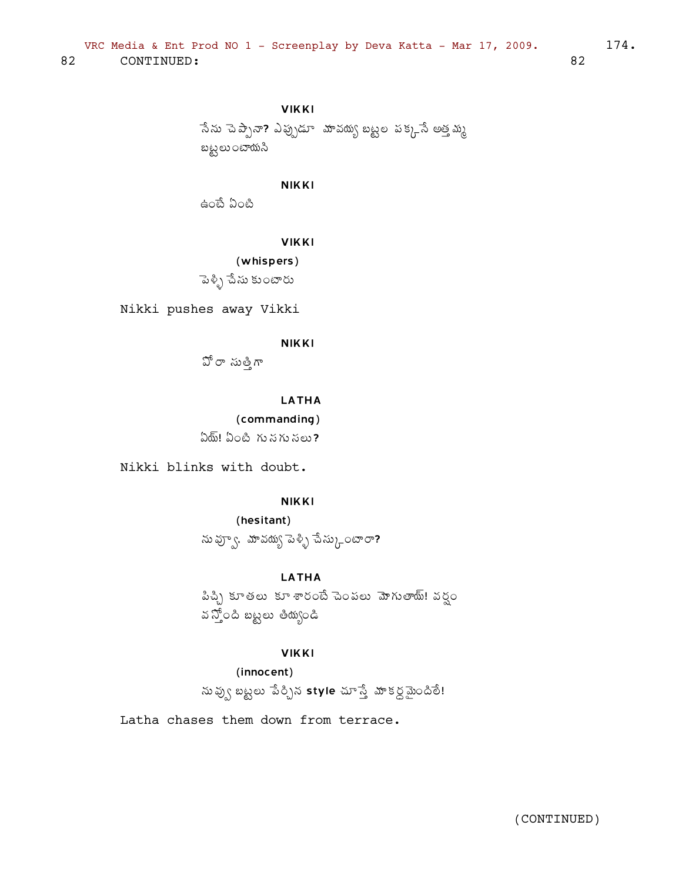82 CONTINUED: 82

**VIKKI**

నేను చెప్పానా? ఎప్పుడూ మావయ్య బట్టల పక్కనే అత్తమ్మ బట్టలుంటాయని

**NIKKI**

ఉంటే ఏంటి

**VIKKI**

(whispers)

పెళ్ళి చేసుకుంటారు

Nikki pushes away Vikki

**NIKKI**

పోరా సుత్తిగా

**LATHA**

(commanding)

ఏయ్! ఏంటి గుసగుసలు?

Nikki blinks with doubt.

**NIKKI**

(hesitant)

నువ్వూ. మావయ్య పెళ్ళి చేసుకుంటారా?

**LATHA**

పిచ్చి కూతలు కూశారంటే చెంపలు మోగుతాయ్! వర్షం వస్తోంది బట్టలు తియ్యండి

**VIKKI**

(innocent)

నువ్వు బట్టలు పేర్చిన **style** చూస్తే మాకర్థమైందిలే!

Latha chases them down from terrace.

(CONTINUED)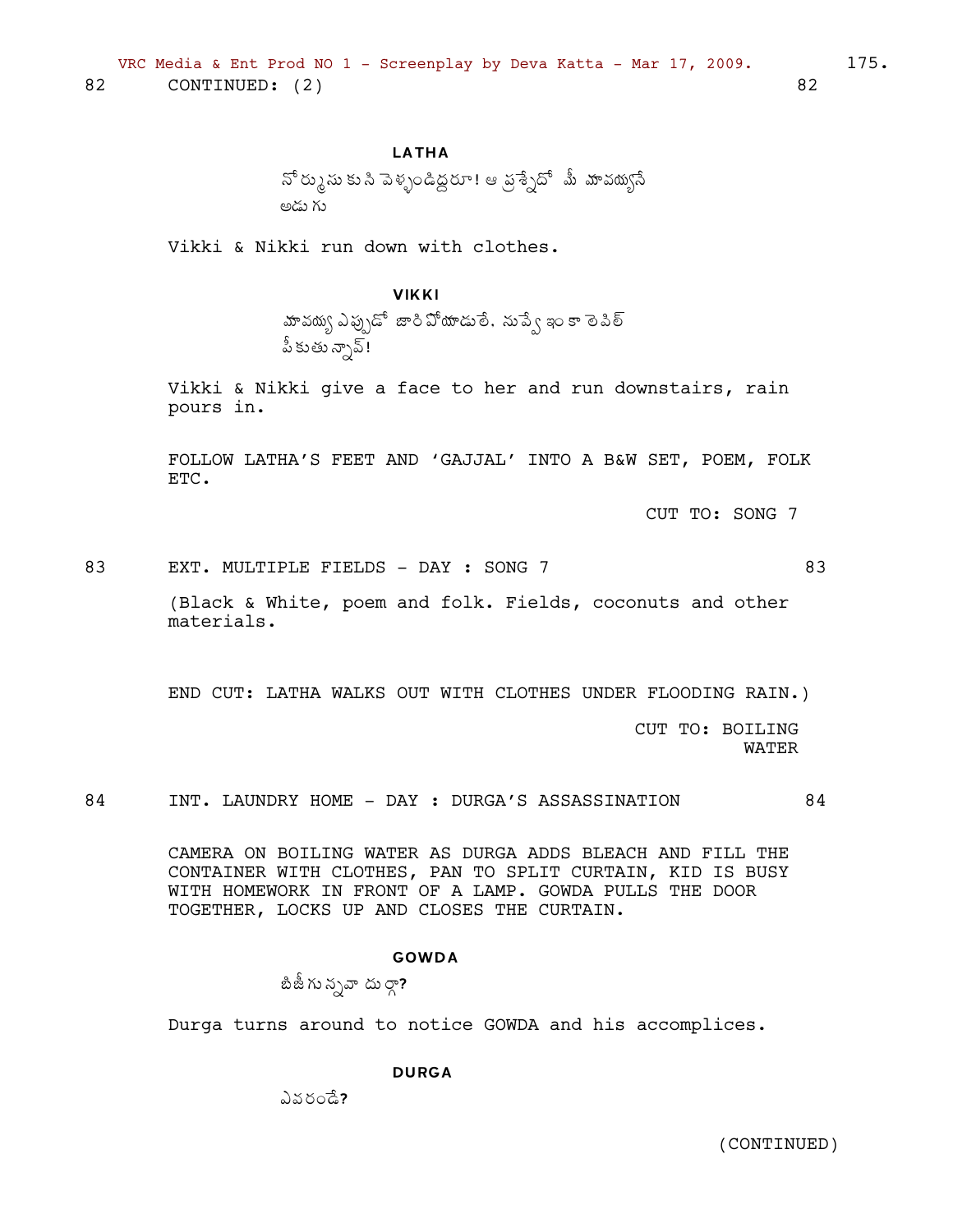82 CONTINUED: (2) 82

**LATHA**

నోర్మూసుకుని వెళ్ళండిద్దరూ! ఆ ప్రశ్నేదో మీ మావయ్యనే అడుగు

Vikki & Nikki run down with clothes.

**VIKKI**

మావయ్య ఎప్పుడో జారిపోయాడులే. నువ్వే ఇంకా లెవిల్ పీకుతున్నావ్!

Vikki & Nikki give a face to her and run downstairs, rain pours in.

FOLLOW LATHA'S FEET AND 'GAJJAL' INTO A B&W SET, POEM, FOLK ETC.

CUT TO: SONG 7

83 EXT. MULTIPLE FIELDS - DAY : SONG 7 83

(Black & White, poem and folk. Fields, coconuts and other materials.

END CUT: LATHA WALKS OUT WITH CLOTHES UNDER FLOODING RAIN.)

CUT TO: BOILING WATER

84 INT. LAUNDRY HOME - DAY : DURGA'S ASSASSINATION 84

CAMERA ON BOILING WATER AS DURGA ADDS BLEACH AND FILL THE CONTAINER WITH CLOTHES, PAN TO SPLIT CURTAIN, KID IS BUSY WITH HOMEWORK IN FRONT OF A LAMP. GOWDA PULLS THE DOOR TOGETHER, LOCKS UP AND CLOSES THE CURTAIN.

**GOWDA**

బిజీగున్నావా దుర్గా?

Durga turns around to notice GOWDA and his accomplices.

**DURGA**

ఎవరండే?

(CONTINUED)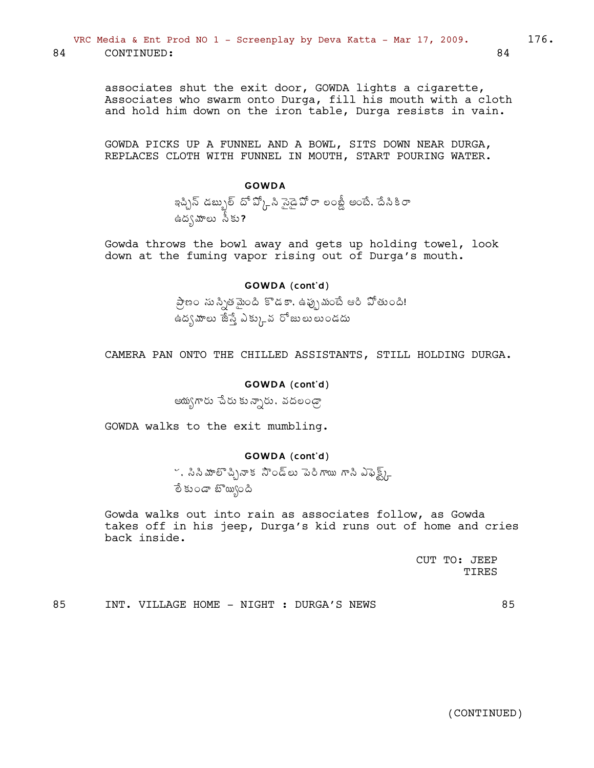84 CONTINUED: 84

associates shut the exit door, GOWDA lights a cigarette, Associates who swarm onto Durga, fill his mouth with a cloth and hold him down on the iron table, Durga resists in vain.

GOWDA PICKS UP A FUNNEL AND A BOWL, SITS DOWN NEAR DURGA, REPLACES CLOTH WITH FUNNEL IN MOUTH, START POURING WATER.

**GOWDA**

ఇచ్చిన్ డబ్బుల్ దోపోక్కసి సైడైపోరా లంబ్డీ అంటే. దేనికిరా ఉద్యమాలు నీకు?

Gowda throws the bowl away and gets up holding towel, look down at the fuming vapor rising out of Durga's mouth.

**GOWDA (cont'd)**

ప్రాణం సున్నితమైంది కొడకా. ఉప్పుమంటే ఆరిపోతుంది! ఉద్యమాలు జేస్తే ఎక్కువ రోజులుండదు

CAMERA PAN ONTO THE CHILLED ASSISTANTS, STILL HOLDING DURGA.

**GOWDA (cont'd)**

అయ్యగారు చేరుకున్నారు. వదలండ్రా

GOWDA walks to the exit mumbling.

**GOWDA (cont'd)**

ౘ. సినిమాలొచ్చినాక సౌండ్లు పెరిగాయి గాని ఎఫెక్ట్ లేకుండా బొయ్యింది

Gowda walks out into rain as associates follow, as Gowda takes off in his jeep, Durga's kid runs out of home and cries back inside.

CUT TO: JEEP TIRES

85 INT. VILLAGE HOME - NIGHT : DURGA'S NEWS 85

(CONTINUED)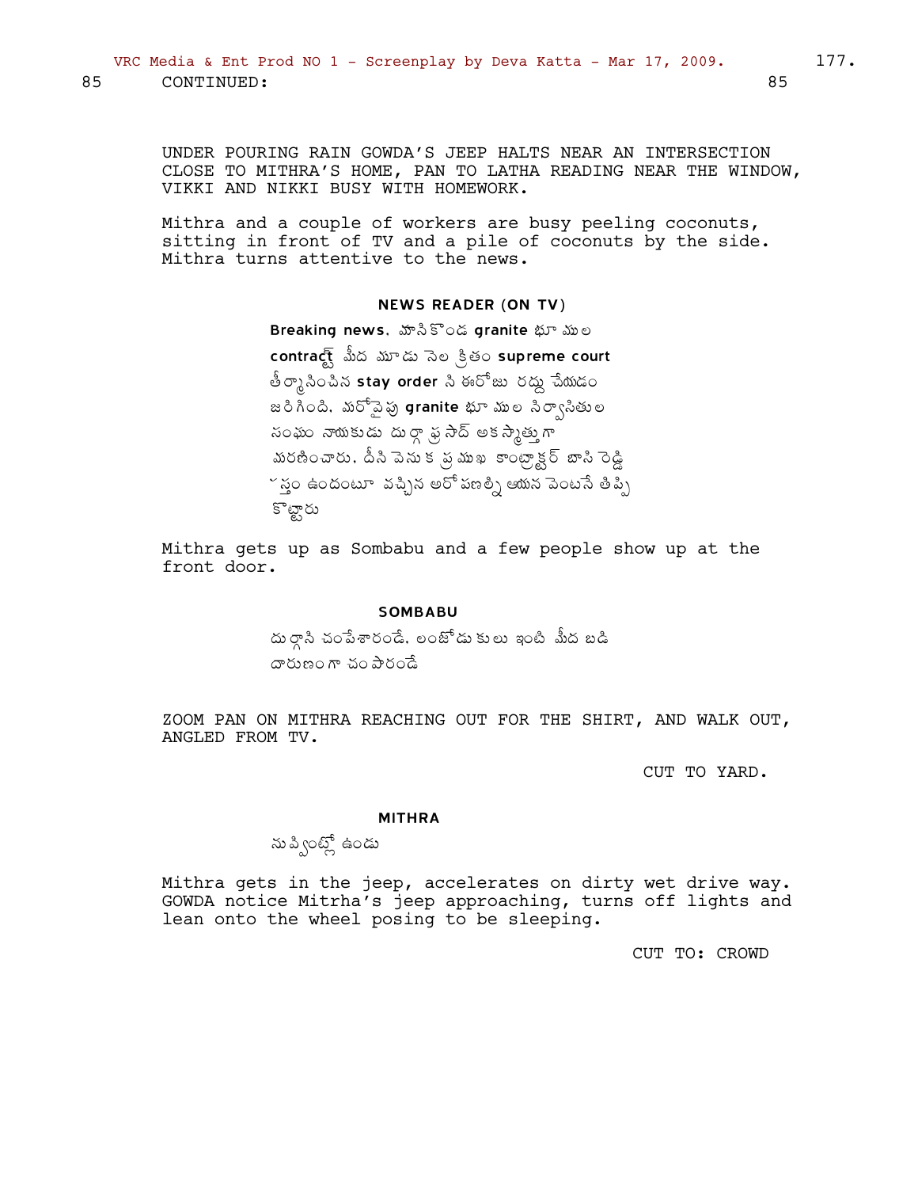85 CONTINUED: 85

UNDER POURING RAIN GOWDA'S JEEP HALTS NEAR AN INTERSECTION CLOSE TO MITHRA'S HOME, PAN TO LATHA READING NEAR THE WINDOW, VIKKI AND NIKKI BUSY WITH HOMEWORK.

Mithra and a couple of workers are busy peeling coconuts, sitting in front of TV and a pile of coconuts by the side. Mithra turns attentive to the news.

**NEWS READER (ON TV)**

**Breaking news**. మాసికొండ **granite** భూముల **contract** మీద మూడు నెల క్రితం **supreme court** తీర్మానించిన **stay order** ని ఈరోజు రద్దు చేయడం జరిగింది. మరోవైపు **granite** భూముల నిర్వాసితుల సంఘం నాయకుడు దుర్గా ప్రసాద్ అకస్మాత్తుగా మరణించారు. దీని వెనుక ప్రముఖ కాంట్రాక్టర్ బాసి రెడ్డి హస్తం ఉందంటూ వచ్చిన ఆరోపణల్ని ఆయన వెంటనే తిప్పికొట్టారు

Mithra gets up as Sombabu and a few people show up at the front door.

**SOMBABU**

దుర్గాని చంపేశారండే. లంజోడుకులు ఇంటి మీద బడి దారుణంగా చంపారండే

ZOOM PAN ON MITHRA REACHING OUT FOR THE SHIRT, AND WALK OUT, ANGLED FROM TV.

CUT TO YARD.

**MITHRA**

నువ్వింట్లో ఉండు

Mithra gets in the jeep, accelerates on dirty wet drive way. GOWDA notice Mitrha's jeep approaching, turns off lights and lean onto the wheel posing to be sleeping.

CUT TO: CROWD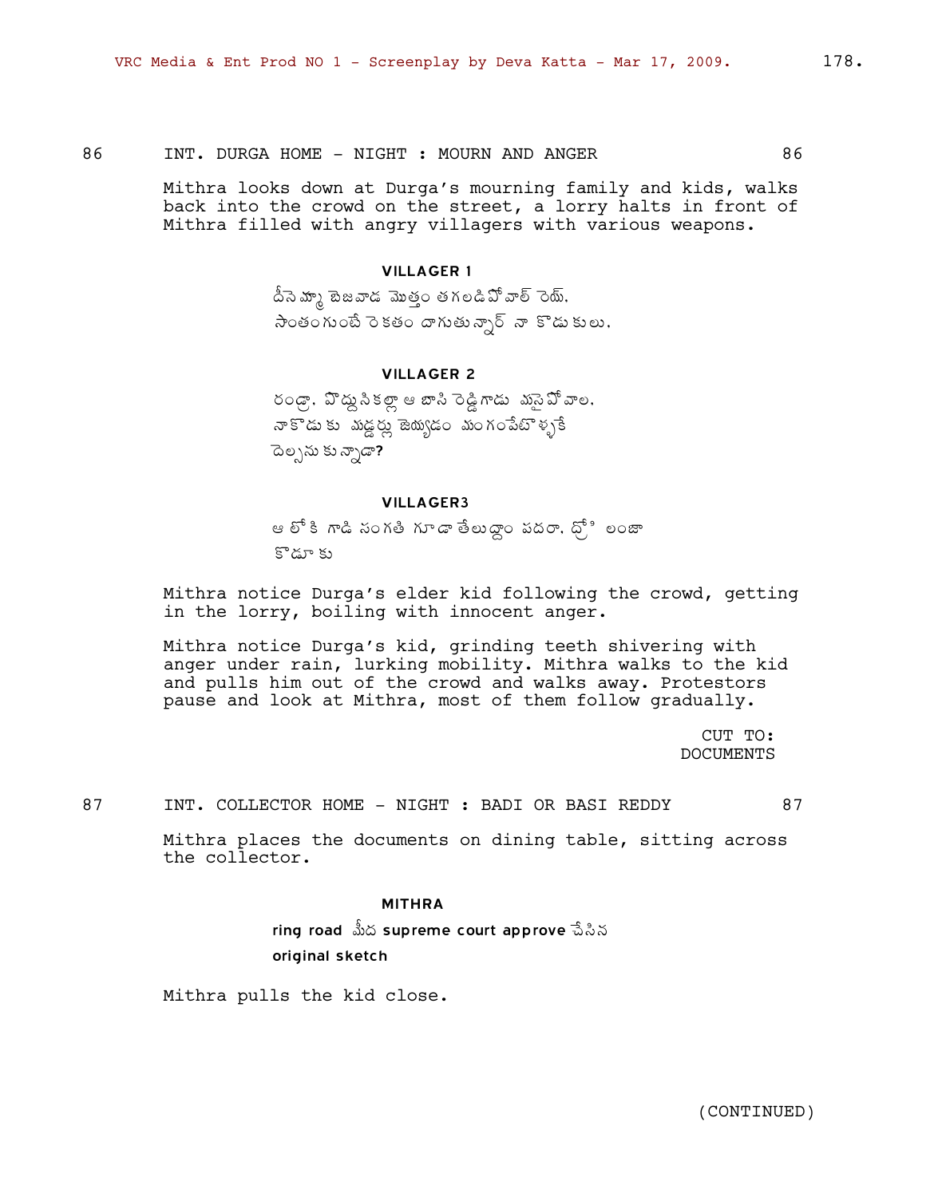86 INT. DURGA HOME - NIGHT : MOURN AND ANGER 86

Mithra looks down at Durga's mourning family and kids, walks back into the crowd on the street, a lorry halts in front of Mithra filled with angry villagers with various weapons.

**VILLAGER 1**

దీనెమ్మా బెజవాడ మొత్తం తగలడిపోవాల్ రెయ్.
సొంతంగుంటే రెకతం దాగుతున్నార్ నా కొడుకులు.

**VILLAGER 2**

రండ్రా. పొద్దుసికల్లా ఆ బాసి రెడ్డిగాడు వసైపోవాల.
నాకొడుకు మడ్డర్లు జెయ్యడం మంగంపేటోళ్ళకే
దెల్సనుకున్నాడా?

**VILLAGER3**

ఆ లోకి గాడి సంగతి గూడా తేలుద్దాం పదరా. ద్రో్ి లంజా
కొడూకు

Mithra notice Durga's elder kid following the crowd, getting in the lorry, boiling with innocent anger.

Mithra notice Durga's kid, grinding teeth shivering with anger under rain, lurking mobility. Mithra walks to the kid and pulls him out of the crowd and walks away. Protestors pause and look at Mithra, most of them follow gradually.

CUT TO:
DOCUMENTS

87 INT. COLLECTOR HOME - NIGHT : BADI OR BASI REDDY 87

Mithra places the documents on dining table, sitting across the collector.

**MITHRA**

ring road మీద supreme court approve చేసిన
original sketch

Mithra pulls the kid close.

(CONTINUED)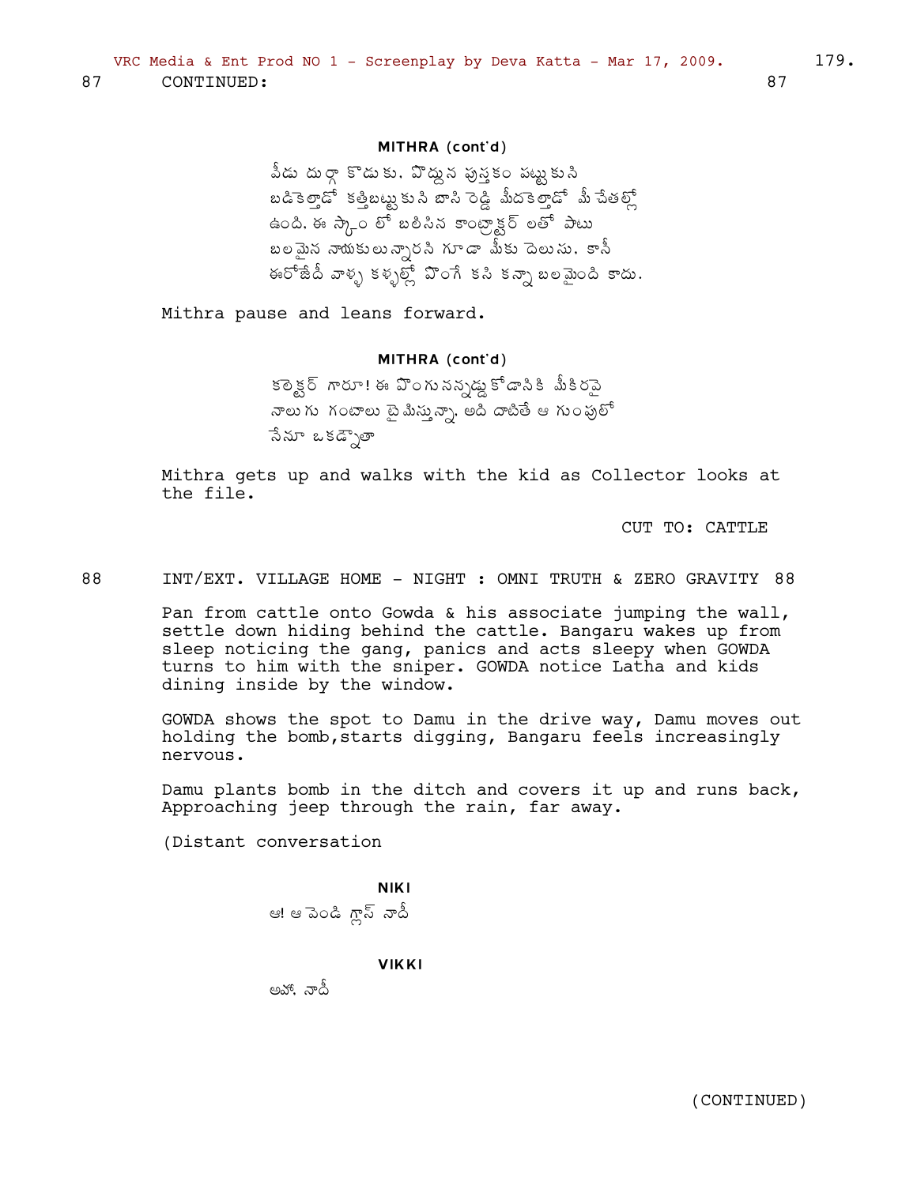87 CONTINUED: 87

**MITHRA (cont'd)**

వీడు దుర్గా కొడుకు. పొద్దున పుస్తకం పట్టుకుని బడికెళ్తాడో కత్తిబట్టుకుని బాసి రెడ్డి మీదకెళ్తాడో మీ చేతల్లో ఉంది. ఈ స్కాం లో బలిసిన కాంట్రాక్టర్ లతో పాటు బలమైన నాయకులున్నారని గూడా మీకు దెలుసు. కానీ ఈరోజేదీ వాళ్ళ కళ్ళల్లో పొంగే కసి కన్నా బలమైంది కాదు.

Mithra pause and leans forward.

**MITHRA (cont'd)**

కలెక్టర్ గారూ! ఈ పొంగు నన్నడ్డుకోడానికి మీకిరవై నాలుగు గంటాలు టైమిస్తున్నా. అది దాటితే ఆ గుంపులో నేనూ ఒకడ్నౌతా

Mithra gets up and walks with the kid as Collector looks at the file.

CUT TO: CATTLE

88 INT/EXT. VILLAGE HOME - NIGHT : OMNI TRUTH & ZERO GRAVITY 88

Pan from cattle onto Gowda & his associate jumping the wall, settle down hiding behind the cattle. Bangaru wakes up from sleep noticing the gang, panics and acts sleepy when GOWDA turns to him with the sniper. GOWDA notice Latha and kids dining inside by the window.

GOWDA shows the spot to Damu in the drive way, Damu moves out holding the bomb,starts digging, Bangaru feels increasingly nervous.

Damu plants bomb in the ditch and covers it up and runs back, Approaching jeep through the rain, far away.

(Distant conversation

**NIKI**

ఆ! ఆ వెండి గ్లాస్ నాదీ

**VIKKI**

అహా. నాదీ

(CONTINUED)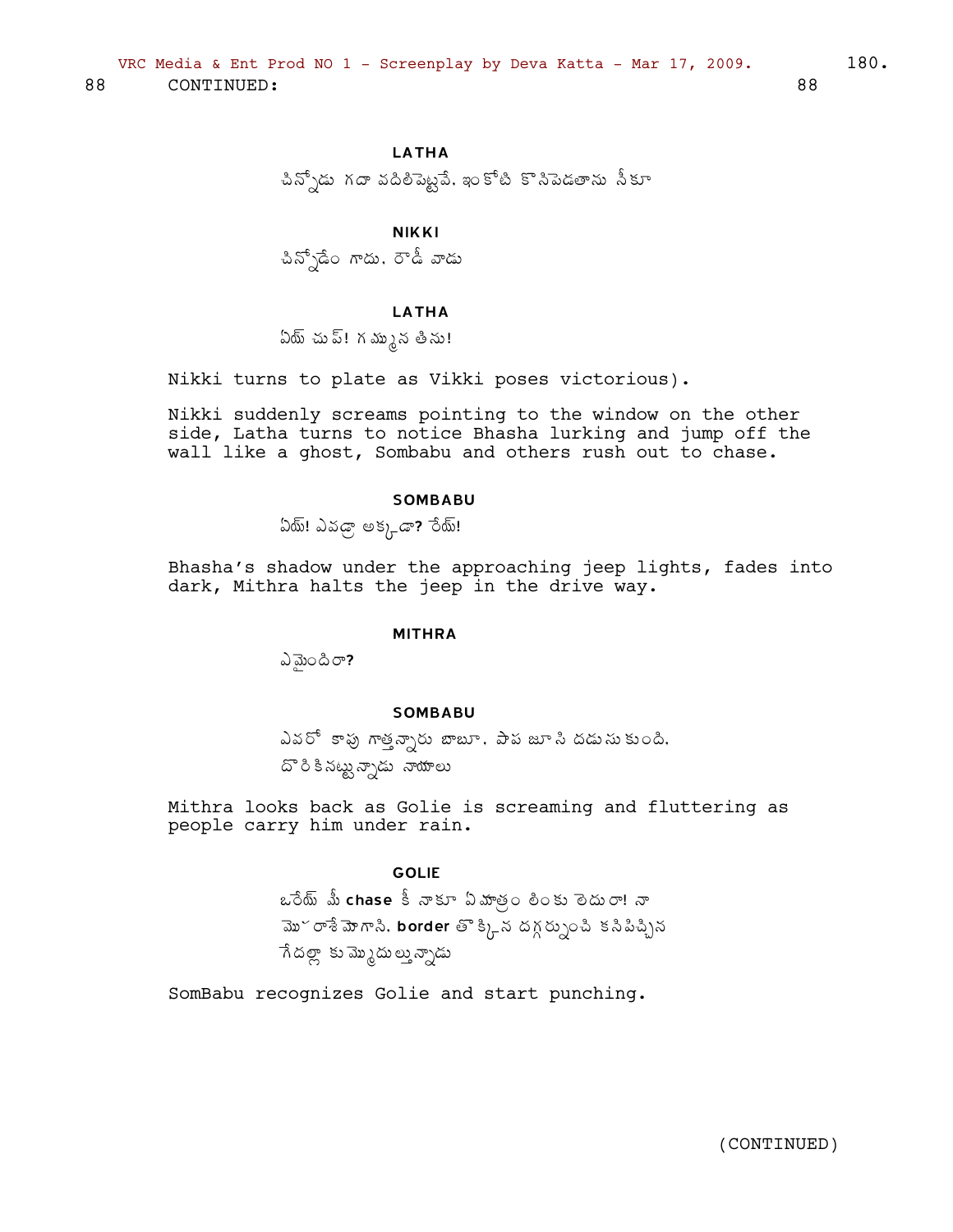88 CONTINUED: 88

**LATHA**

చిన్నోడు గదా వదిలిపెట్టవే. ఇంకోటి కొనిపెడతాను నీకూ

**NIKKI**

చిన్నోడేం గాదు. రౌడీ వాడు

**LATHA**

ఏయ్ చుప్! గమ్మున తిను!

Nikki turns to plate as Vikki poses victorious).

Nikki suddenly screams pointing to the window on the other side, Latha turns to notice Bhasha lurking and jump off the wall like a ghost, Sombabu and others rush out to chase.

**SOMBABU**

ఏయ్! ఎవడ్రా అక్కడా? రేయ్!

Bhasha's shadow under the approaching jeep lights, fades into dark, Mithra halts the jeep in the drive way.

**MITHRA**

ఏమైందిరా?

**SOMBABU**

ఎవరో కాపు గాస్తున్నారు బాబూ. పాప జూసి దడుసుకుంది. దొరికినట్టున్నాడు నాయాలు

Mithra looks back as Golie is screaming and fluttering as people carry him under rain.

**GOLIE**

ఒరేయ్ మీ **chase** కీ నాకూ ఏమాత్రం లింకు లెదురా! నా మొఖం రాశే మోగాసి. **border** తొక్కిన దగ్గర్నుంచి కసిపిచ్చిన గేదల్లా కుమ్మేదుల్తున్నాడు

SomBabu recognizes Golie and start punching.

(CONTINUED)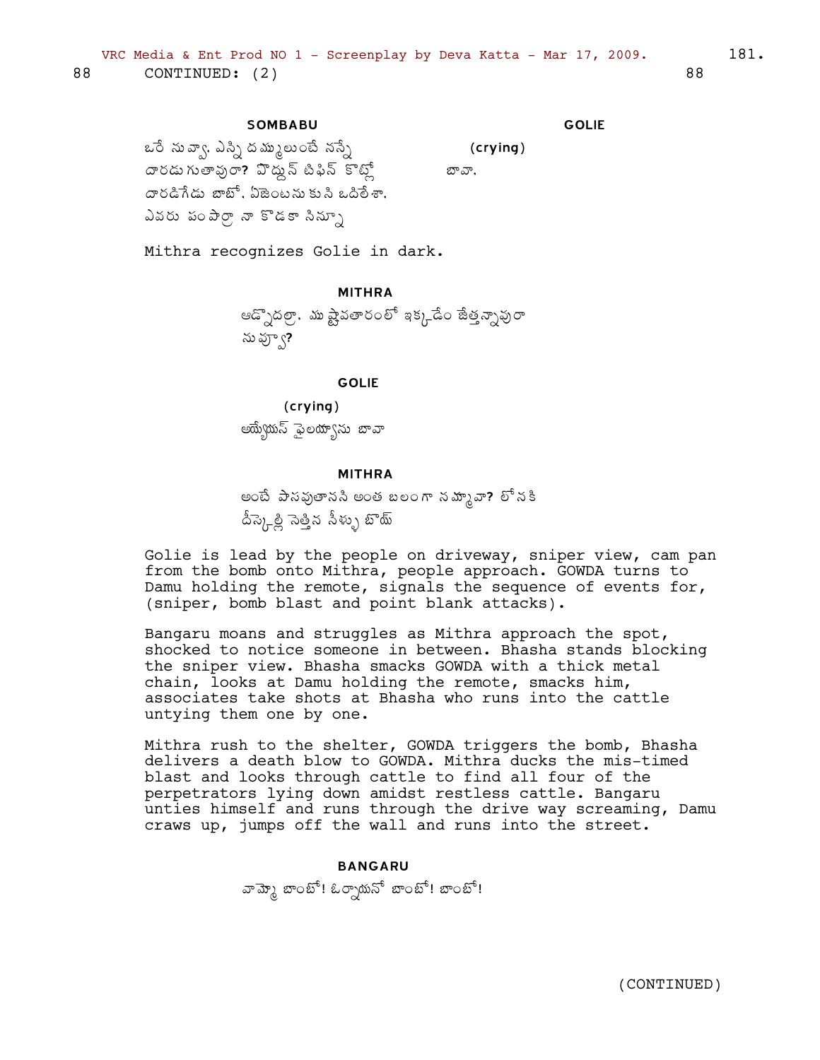88 CONTINUED: (2) 88

**SOMBABU**

ఒరే నువ్వా. ఎన్ని దమ్ములుంటే నన్నే
దారడుగుతావురా? పొద్దున్ టిఫిన్ కొట్లో
దారడిగేడు బాబో. ఏజెంటనుకుని ఒదిలేశా.
ఎవరు పంపార్రా నా కొడకా నిన్ను

**GOLIE**

(crying)
బావా.

Mithra recognizes Golie in dark.

**MITHRA**

ఆడ్నొదల్రా. ము ష్టావతారంలో ఇక్కడేం జేత్తన్నావురా
నువ్వా?

**GOLIE**

(crying)
అయ్యేయస్ ఫైలయ్యాను బావా

**MITHRA**

అంటే పాసవుతానని అంత బలంగా నమ్మావా? లోనకి
దీస్కెల్లి సెత్తిన సీళ్ళు బొయ్

Golie is lead by the people on driveway, sniper view, cam pan from the bomb onto Mithra, people approach. GOWDA turns to Damu holding the remote, signals the sequence of events for, (sniper, bomb blast and point blank attacks).

Bangaru moans and struggles as Mithra approach the spot, shocked to notice someone in between. Bhasha stands blocking the sniper view. Bhasha smacks GOWDA with a thick metal chain, looks at Damu holding the remote, smacks him, associates take shots at Bhasha who runs into the cattle untying them one by one.

Mithra rush to the shelter, GOWDA triggers the bomb, Bhasha delivers a death blow to GOWDA. Mithra ducks the mis-timed blast and looks through cattle to find all four of the perpetrators lying down amidst restless cattle. Bangaru unties himself and runs through the drive way screaming, Damu craws up, jumps off the wall and runs into the street.

**BANGARU**

వామ్మో బాంబో! ఓర్నాయనో బాంబో! బాంబో!

(CONTINUED)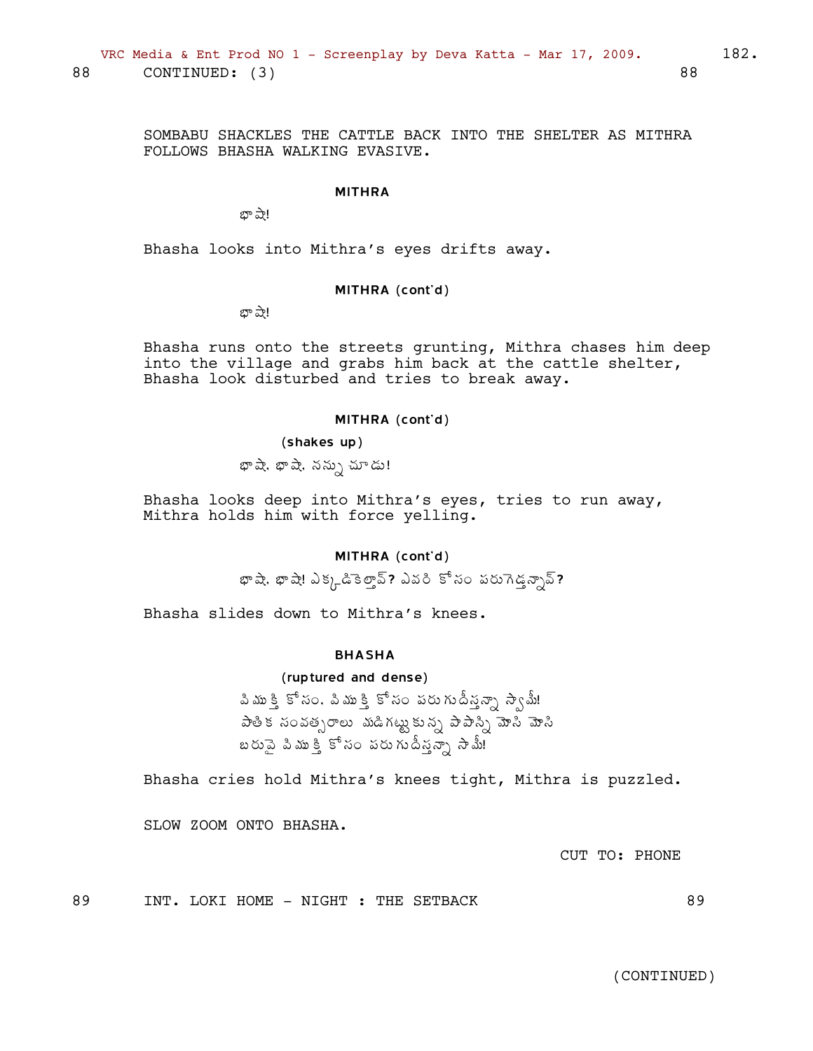88 CONTINUED: (3) 88

SOMBABU SHACKLES THE CATTLE BACK INTO THE SHELTER AS MITHRA FOLLOWS BHASHA WALKING EVASIVE.

**MITHRA**

భాషా!

Bhasha looks into Mithra's eyes drifts away.

**MITHRA (cont'd)**

భాషా!

Bhasha runs onto the streets grunting, Mithra chases him deep into the village and grabs him back at the cattle shelter, Bhasha look disturbed and tries to break away.

**MITHRA (cont'd)**

(shakes up)

భాషా. భాషా. నన్ను చూడు!

Bhasha looks deep into Mithra's eyes, tries to run away, Mithra holds him with force yelling.

**MITHRA (cont'd)**

భాషా. భాషా! ఎక్కడికెళ్తావ్? ఎవరి కోసం పరుగెడ్తన్నావ్?

Bhasha slides down to Mithra's knees.

**BHASHA**

(ruptured and dense)

విముక్తి కోసం. విముక్తి కోసం పరుగుదీస్తన్నా స్వామీ!
పాతిక సంవత్సరాలు మడిగట్టుకున్న పాపాన్ని మోసి మోసి
బరువై విముక్తి కోసం పరుగుదీస్తన్నా సామీ!

Bhasha cries hold Mithra's knees tight, Mithra is puzzled.

SLOW ZOOM ONTO BHASHA.

CUT TO: PHONE

89 INT. LOKI HOME - NIGHT : THE SETBACK 89

(CONTINUED)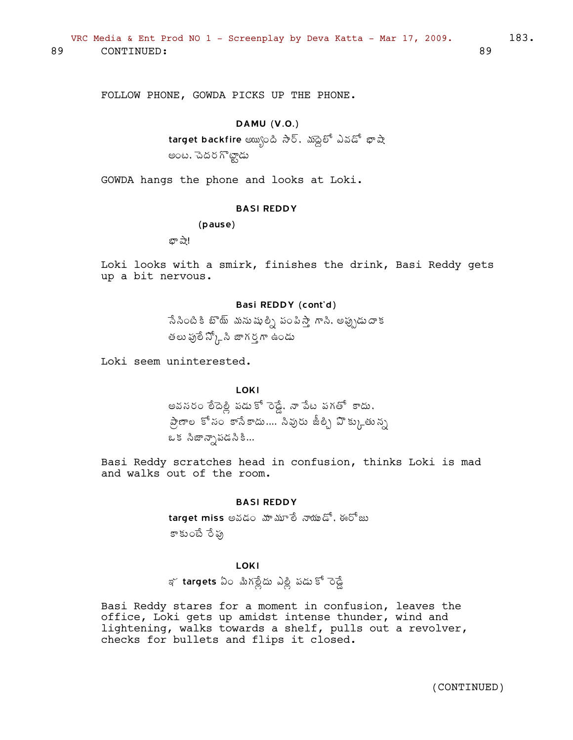89 CONTINUED: 89

FOLLOW PHONE, GOWDA PICKS UP THE PHONE.

**DAMU (V.O.)**

**target backfire** అయ్యింది సార్. మధ్దలో ఎవడో భాషా అంట. చెదరగొట్టాడు

GOWDA hangs the phone and looks at Loki.

**BASI REDDY**

(pause)

భాషా!

Loki looks with a smirk, finishes the drink, Basi Reddy gets up a bit nervous.

**Basi REDDY (cont'd)**

నేసింటికి బొయ్ మనుషుల్ని పంపిస్తా గాని. అప్పుడుదాక తలుపులేస్కోని జాగర్తగా ఉండు

Loki seem uninterested.

**LOKI**

అవసరం లేదెల్లి పడుకో రెడ్డే. నా వేట పగతో కాదు. ప్రాణాల కోసం కానేకాదు.... సివురు జీల్చి వొక్కుతున్న ఒక సిజాన్నాపడసికి...

Basi Reddy scratches head in confusion, thinks Loki is mad and walks out of the room.

**BASI REDDY**

**target miss** అవడం మామూలే నాయుడో. ఈరోజు కాకుంటే రేపు

**LOKI**

ఇ **targets** ఏం మిగల్లేదు ఎల్లి పడుకో రెడ్డే

Basi Reddy stares for a moment in confusion, leaves the office, Loki gets up amidst intense thunder, wind and lightening, walks towards a shelf, pulls out a revolver, checks for bullets and flips it closed.

(CONTINUED)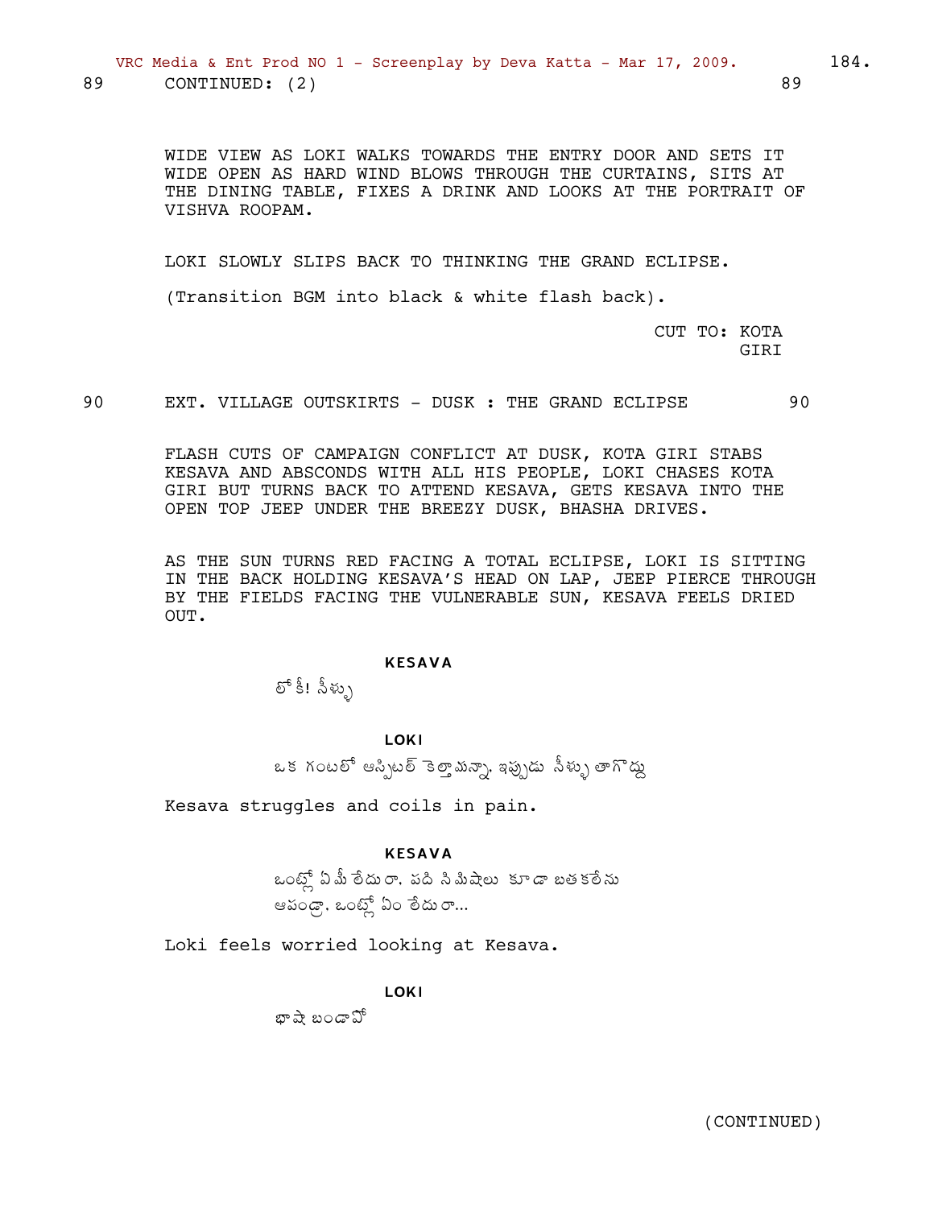89 CONTINUED: (2) 89

WIDE VIEW AS LOKI WALKS TOWARDS THE ENTRY DOOR AND SETS IT WIDE OPEN AS HARD WIND BLOWS THROUGH THE CURTAINS, SITS AT THE DINING TABLE, FIXES A DRINK AND LOOKS AT THE PORTRAIT OF VISHVA ROOPAM.

LOKI SLOWLY SLIPS BACK TO THINKING THE GRAND ECLIPSE.

(Transition BGM into black & white flash back).

CUT TO: KOTA GIRI

90 EXT. VILLAGE OUTSKIRTS - DUSK : THE GRAND ECLIPSE 90

FLASH CUTS OF CAMPAIGN CONFLICT AT DUSK, KOTA GIRI STABS KESAVA AND ABSCONDS WITH ALL HIS PEOPLE, LOKI CHASES KOTA GIRI BUT TURNS BACK TO ATTEND KESAVA, GETS KESAVA INTO THE OPEN TOP JEEP UNDER THE BREEZY DUSK, BHASHA DRIVES.

AS THE SUN TURNS RED FACING A TOTAL ECLIPSE, LOKI IS SITTING IN THE BACK HOLDING KESAVA'S HEAD ON LAP, JEEP PIERCE THROUGH BY THE FIELDS FACING THE VULNERABLE SUN, KESAVA FEELS DRIED OUT.

**KESAVA**

లోకీ! నీళ్ళు

**LOKI**

ఒక గంటలో ఆస్పిటల్ కెల్తామన్నా. ఇప్పుడు నీళ్ళు తాగొద్దు

Kesava struggles and coils in pain.

**KESAVA**

ఒంట్లో ఏమీ లేదురా. పది నిమిషాలు కూడా బతకలేను
ఆపండ్రా. ఒంట్లో ఏం లేదురా...

Loki feels worried looking at Kesava.

**LOKI**

భాషా బండాపో

(CONTINUED)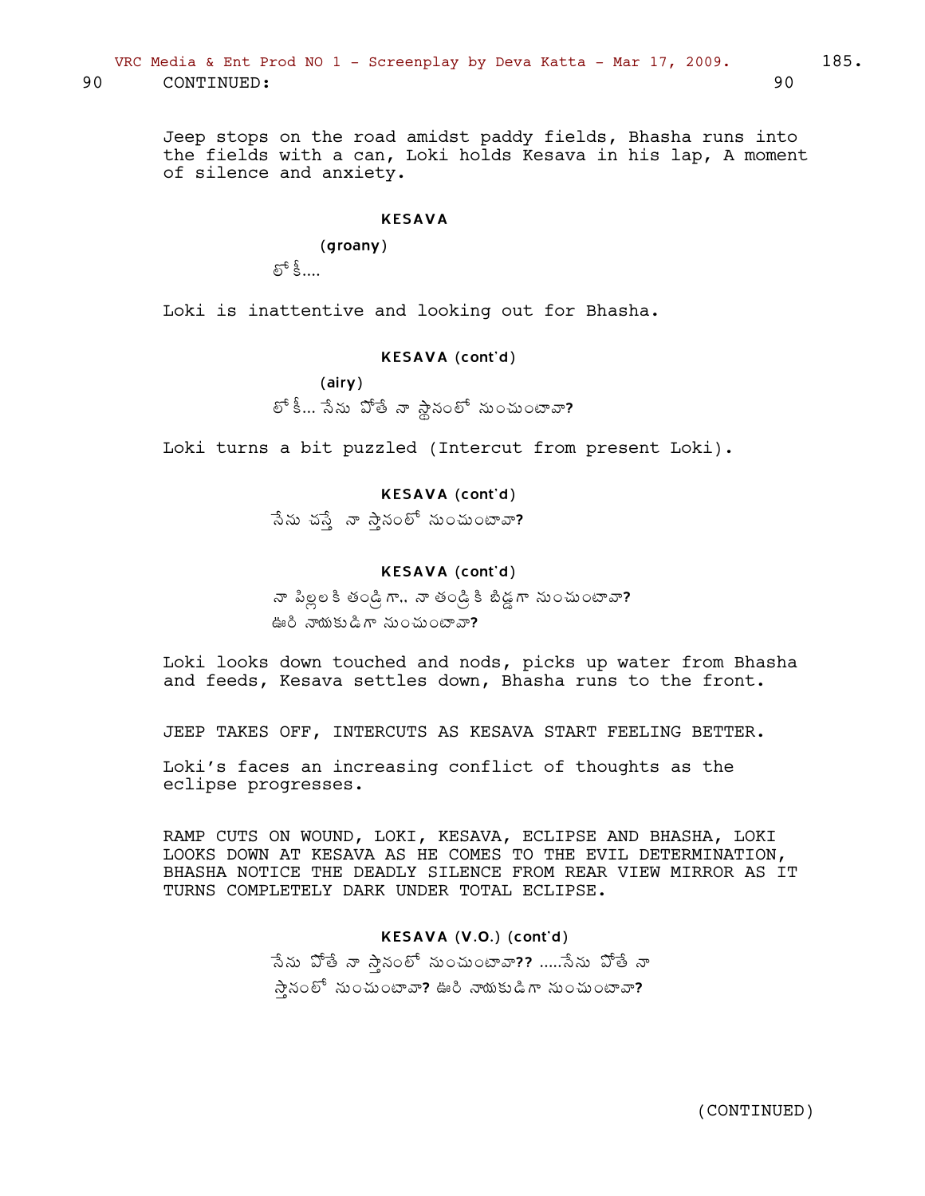90 CONTINUED: 90

Jeep stops on the road amidst paddy fields, Bhasha runs into the fields with a can, Loki holds Kesava in his lap, A moment of silence and anxiety.

**KESAVA**

(groany)

లోకీ....

Loki is inattentive and looking out for Bhasha.

**KESAVA (cont'd)**

(airy)

లోకీ... నేను పోతే నా స్థానంలో నుంచుంటావా?

Loki turns a bit puzzled (Intercut from present Loki).

**KESAVA (cont'd)**

నేను చస్తే నా స్తానంలో నుంచుంటావా?

**KESAVA (cont'd)**

నా పిల్లలకి తండ్రిగా.. నా తండ్రికి బిడ్డగా నుంచుంటావా?
ఊరి నాయకుడిగా నుంచుంటావా?

Loki looks down touched and nods, picks up water from Bhasha and feeds, Kesava settles down, Bhasha runs to the front.

JEEP TAKES OFF, INTERCUTS AS KESAVA START FEELING BETTER.

Loki's faces an increasing conflict of thoughts as the eclipse progresses.

RAMP CUTS ON WOUND, LOKI, KESAVA, ECLIPSE AND BHASHA, LOKI LOOKS DOWN AT KESAVA AS HE COMES TO THE EVIL DETERMINATION, BHASHA NOTICE THE DEADLY SILENCE FROM REAR VIEW MIRROR AS IT TURNS COMPLETELY DARK UNDER TOTAL ECLIPSE.

**KESAVA (V.O.) (cont'd)**

నేను పోతే నా స్తానంలో నుంచుంటావా?? .....నేను పోతే నా స్తానంలో నుంచుంటావా? ఊరి నాయకుడిగా నుంచుంటావా?

(CONTINUED)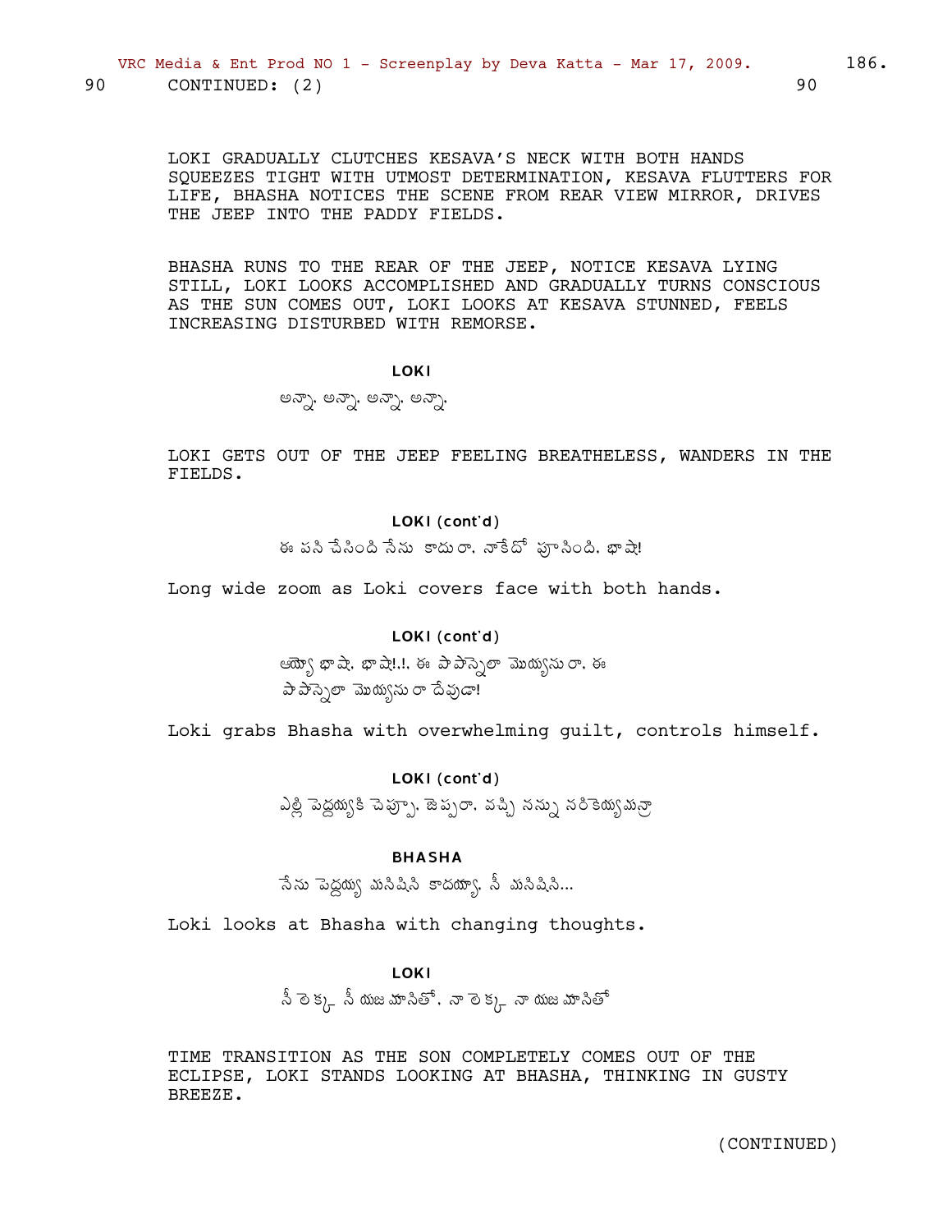90 CONTINUED: (2) 90

LOKI GRADUALLY CLUTCHES KESAVA'S NECK WITH BOTH HANDS SQUEEZES TIGHT WITH UTMOST DETERMINATION, KESAVA FLUTTERS FOR LIFE, BHASHA NOTICES THE SCENE FROM REAR VIEW MIRROR, DRIVES THE JEEP INTO THE PADDY FIELDS.

BHASHA RUNS TO THE REAR OF THE JEEP, NOTICE KESAVA LYING STILL, LOKI LOOKS ACCOMPLISHED AND GRADUALLY TURNS CONSCIOUS AS THE SUN COMES OUT, LOKI LOOKS AT KESAVA STUNNED, FEELS INCREASING DISTURBED WITH REMORSE.

**LOKI**

అన్నా. అన్నా. అన్నా. అన్నా.

LOKI GETS OUT OF THE JEEP FEELING BREATHELESS, WANDERS IN THE FIELDS.

**LOKI (cont'd)**

ఈ పని చేసింది నేను కాదురా. నాకేదో పూనింది. భాషా!

Long wide zoom as Loki covers face with both hands.

**LOKI (cont'd)**

ఆయ్యో భాషా. భాషా!.!. ఈ పాపాన్నెలా మొయ్యనురా. ఈ పాపాన్నెలా మొయ్యనురా దేవుడా!

Loki grabs Bhasha with overwhelming guilt, controls himself.

**LOKI (cont'd)**

ఎల్లి పెద్దయ్యకి చెప్పూ. జెప్పరా. వచ్చి నన్ను నరికెయ్యమన్రా

**BHASHA**

నేను పెద్దయ్య మనిషిని కాదయ్యా. నీ మనిషిని...

Loki looks at Bhasha with changing thoughts.

**LOKI**

నీ లెక్క నీ యజమానితో. నా లెక్క నా యజమానితో

TIME TRANSITION AS THE SON COMPLETELY COMES OUT OF THE ECLIPSE, LOKI STANDS LOOKING AT BHASHA, THINKING IN GUSTY BREEZE.

(CONTINUED)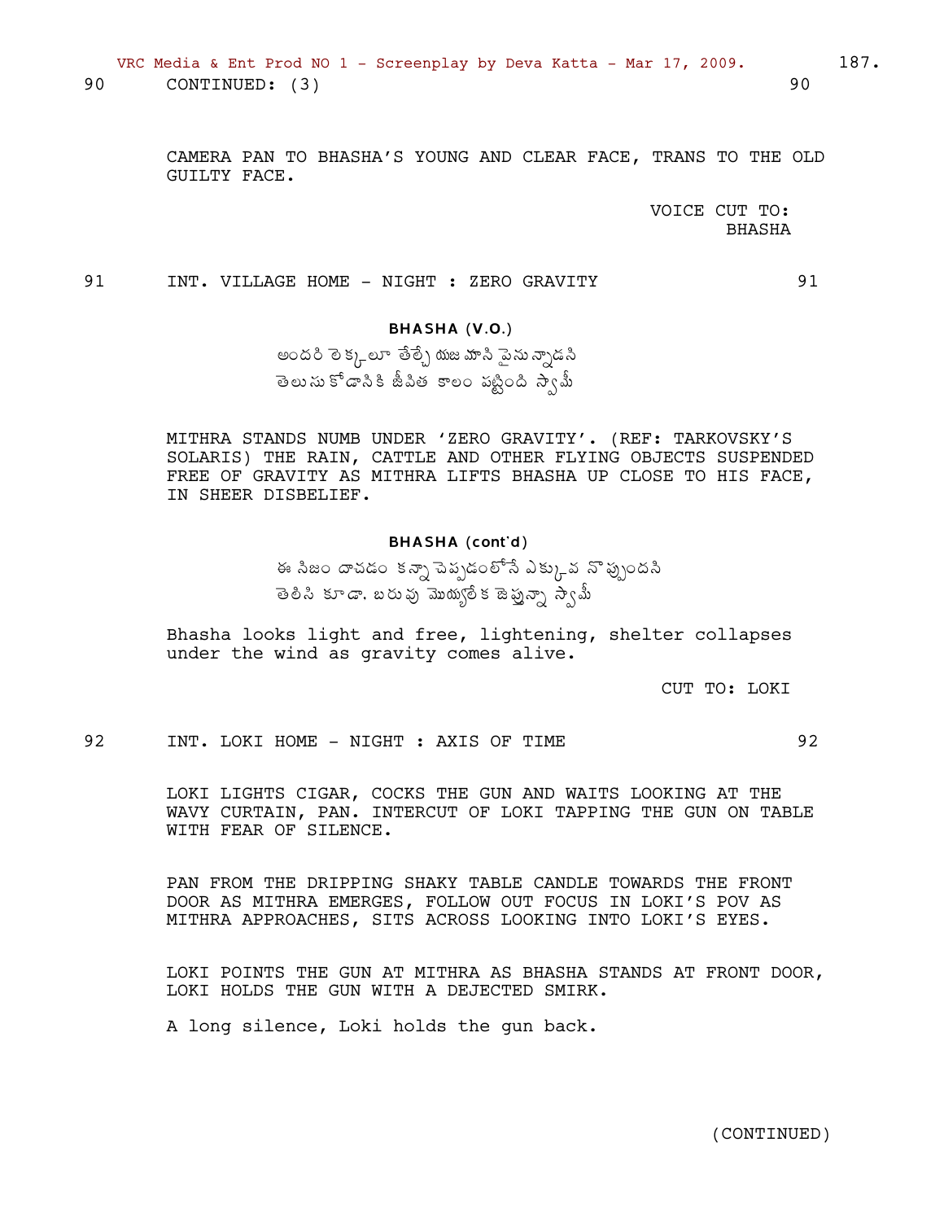90 CONTINUED: (3) 90

CAMERA PAN TO BHASHA'S YOUNG AND CLEAR FACE, TRANS TO THE OLD GUILTY FACE.

VOICE CUT TO: BHASHA

91 INT. VILLAGE HOME - NIGHT : ZERO GRAVITY 91

**BHASHA (V.O.)**

అందరి లెక్కలూ తేల్చే యజమాని పైనున్నాడని
తెలుసుకోడానికి జీవిత కాలం పట్టింది స్వామీ

MITHRA STANDS NUMB UNDER 'ZERO GRAVITY'. (REF: TARKOVSKY'S SOLARIS) THE RAIN, CATTLE AND OTHER FLYING OBJECTS SUSPENDED FREE OF GRAVITY AS MITHRA LIFTS BHASHA UP CLOSE TO HIS FACE, IN SHEER DISBELIEF.

**BHASHA (cont'd)**

ఈ నిజం దాచడం కన్నా చెప్పడంలోనే ఎక్కువ నొప్పుందని
తెలిసి కూడా, బరువు మొయ్యలేక జెప్తున్నా స్వామీ

Bhasha looks light and free, lightening, shelter collapses under the wind as gravity comes alive.

CUT TO: LOKI

92 INT. LOKI HOME - NIGHT : AXIS OF TIME 92

LOKI LIGHTS CIGAR, COCKS THE GUN AND WAITS LOOKING AT THE WAVY CURTAIN, PAN. INTERCUT OF LOKI TAPPING THE GUN ON TABLE WITH FEAR OF SILENCE.

PAN FROM THE DRIPPING SHAKY TABLE CANDLE TOWARDS THE FRONT DOOR AS MITHRA EMERGES, FOLLOW OUT FOCUS IN LOKI'S POV AS MITHRA APPROACHES, SITS ACROSS LOOKING INTO LOKI'S EYES.

LOKI POINTS THE GUN AT MITHRA AS BHASHA STANDS AT FRONT DOOR, LOKI HOLDS THE GUN WITH A DEJECTED SMIRK.

A long silence, Loki holds the gun back.

(CONTINUED)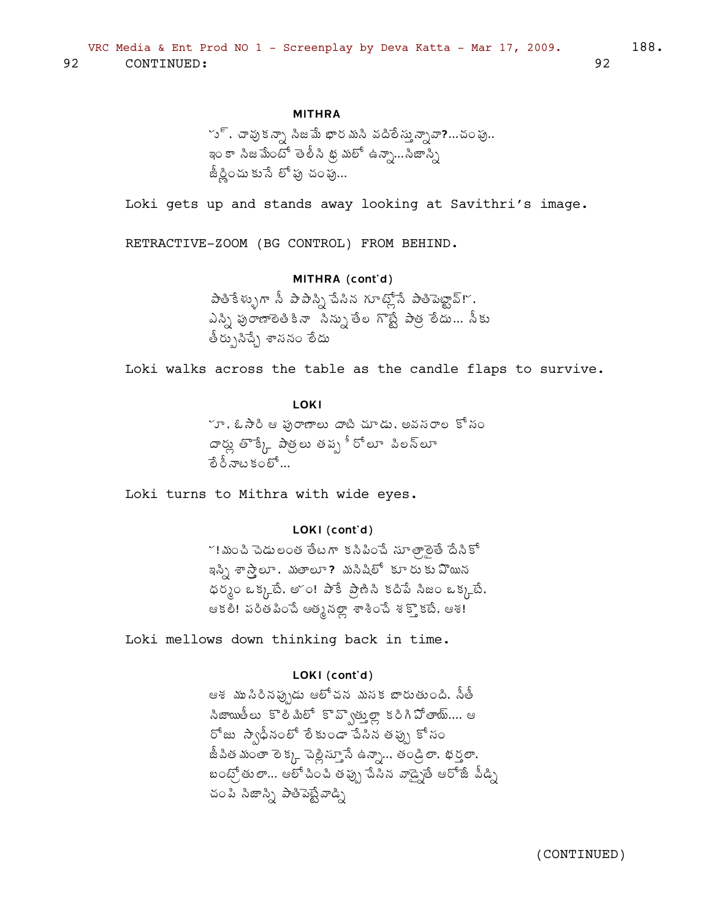92 CONTINUED: 92

**MITHRA**

హ్. చావుకన్నా నిజమే భారమని వదిలేస్తున్నావా?...చంపు.. ఇంకా నిజమేంటో తెలీని భ్రమలో ఉన్నా...నిజాన్ని జీర్ణించుకునే లోపు చంపు...

Loki gets up and stands away looking at Savithri's image.

RETRACTIVE-ZOOM (BG CONTROL) FROM BEHIND.

**MITHRA (cont'd)**

పాతికేళ్ళుగా నీ పాపాన్ని చేసిన గూట్లోనే పాతిపెట్టావ్!. ఎన్ని పురాణాలెతికినా నిన్ను తేల గొట్టే పాత్ర లేదు... నీకు తీర్పునిచ్చే శాసనం లేదు

Loki walks across the table as the candle flaps to survive.

**LOKI**

హా. ఓసారి ఆ పురాణాలు దాటి చూడు. అవసరాల కోసం దార్లు తొక్కే పాత్రలు తప్ప హీరోలూ విలన్‌లూ లేరీనాటకంలో...

Loki turns to Mithra with wide eyes.

**LOKI (cont'd)**

!మంచి చెడులంత తేటగా కనిపించే సూత్రాలైతే దేనికో ఇన్ని శాస్త్రాలూ. మతాలూ? మనిషిలో కూరుకుపోయిన ధర్మం ఒక్కటే. అం! పాకే ప్రాణిని కదిపే నిజం ఒక్కటే. ఆకలి! పరితపించే ఆత్మనల్లా శాశించే శక్తొకటే. ఆశ!

Loki mellows down thinking back in time.

**LOKI (cont'd)**

ఆశ ముసిరినప్పుడు ఆలోచన మసక బారుతుంది. నీతీ నిజాయితీలు కొలిమిలో కొవ్వొత్తుల్లా కరిగిపోతాయ్.... ఆ రోజు స్పృహలో లేకుండా చేసిన తప్పు కోసం జీవితమంతా లెక్క చెల్లిస్తూనే ఉన్నా... తండ్రిలా. భర్తలా. బంట్రోతులా... ఆలోచించి తప్పు చేసిన వాడైతే ఆరోజే వీడ్ని చంపి నిజాన్ని పాతిపెట్టేవాడ్ని

(CONTINUED)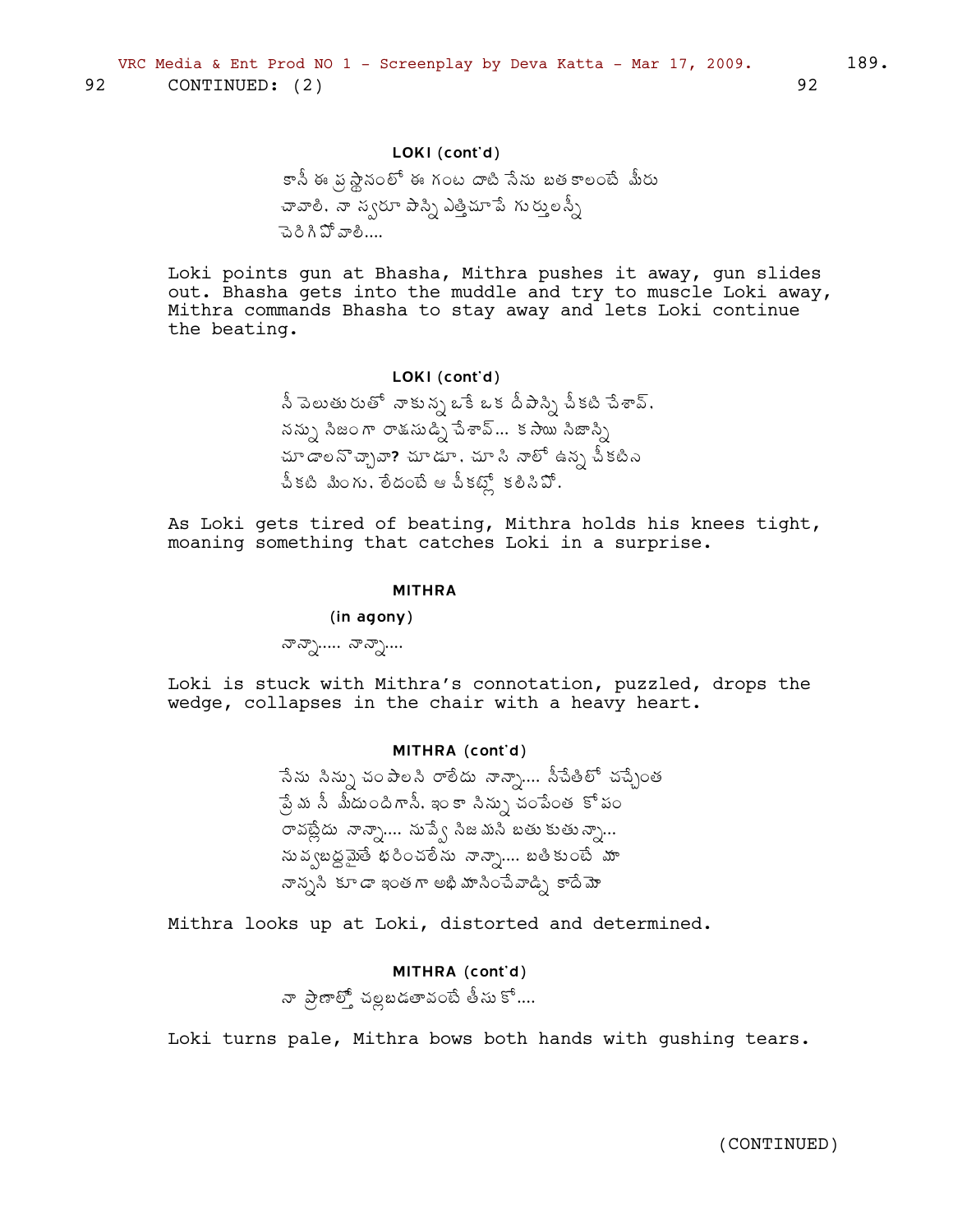92 CONTINUED: (2) 92

LOKI (cont'd)

కానీ ఈ ప్రస్థానంలో ఈ గంట దాటి నేను బతకాలంటే మీరు చావాలి. నా స్వరూపాన్ని ఎత్తిచూపే గుర్తులన్నీ చెరిగిపోవాలి....

Loki points gun at Bhasha, Mithra pushes it away, gun slides out. Bhasha gets into the muddle and try to muscle Loki away, Mithra commands Bhasha to stay away and lets Loki continue the beating.

LOKI (cont'd)

నీ వెలుతురుతో నాకున్న ఒకే ఒక దీపాన్ని చీకటి చేశావ్. నన్ను నిజంగా రాక్షసుడ్ని చేశావ్... కసాయి నిజాన్ని చూడాలనొచ్చావా? చూడూ. చూసి నాలో ఉన్న చీకటిని చీకటి మింగు. లేదంటే ఆ చీకట్లో కలిసిపో.

As Loki gets tired of beating, Mithra holds his knees tight, moaning something that catches Loki in a surprise.

MITHRA

(in agony)

నాన్నా..... నాన్నా....

Loki is stuck with Mithra's connotation, puzzled, drops the wedge, collapses in the chair with a heavy heart.

MITHRA (cont'd)

నేను నిన్ను చంపాలని రాలేదు నాన్నా.... నీచేతిలో చచ్చేంత ప్రేమ నీ మీదుందిగానీ. ఇంకా నిన్ను చంపేంత కోపం రావట్లేదు నాన్నా.... నువ్వే నిజమని బతుకుతున్నా... నువ్వబద్ధమైతే భరించలేను నాన్నా.... బతికుంటే మా నాన్నని కూడా ఇంతగా అభిమానించేవాడ్ని కాదేమో

Mithra looks up at Loki, distorted and determined.

MITHRA (cont'd)

నా ప్రాణాల్తో చల్లబడతావంటే తీసుకో....

Loki turns pale, Mithra bows both hands with gushing tears.

(CONTINUED)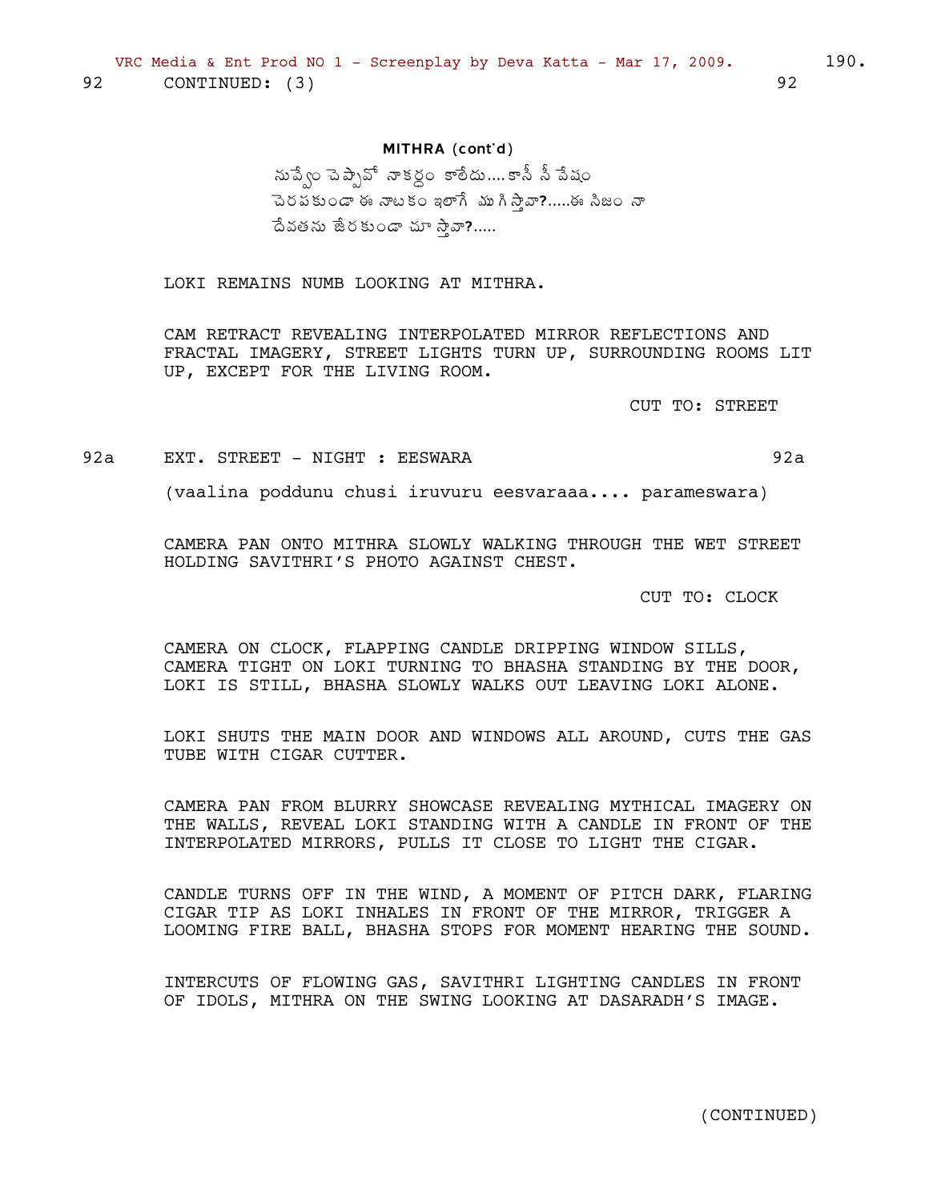92 CONTINUED: (3) 92

**MITHRA (cont'd)**

నువ్వేం చెప్పావో నాకర్థం కాలేదు....కానీ నీ వేషం చెరపకుండా ఈ నాటకం ఇలాగే ముగిస్తావా?.....ఈ నిజం నా దేవతను చేరకుండా చూస్తావా?.....

LOKI REMAINS NUMB LOOKING AT MITHRA.

CAM RETRACT REVEALING INTERPOLATED MIRROR REFLECTIONS AND FRACTAL IMAGERY, STREET LIGHTS TURN UP, SURROUNDING ROOMS LIT UP, EXCEPT FOR THE LIVING ROOM.

CUT TO: STREET

92a EXT. STREET - NIGHT : EESWARA 92a

(vaalina poddunu chusi iruvuru eesvaraaa.... parameswara)

CAMERA PAN ONTO MITHRA SLOWLY WALKING THROUGH THE WET STREET HOLDING SAVITHRI'S PHOTO AGAINST CHEST.

CUT TO: CLOCK

CAMERA ON CLOCK, FLAPPING CANDLE DRIPPING WINDOW SILLS, CAMERA TIGHT ON LOKI TURNING TO BHASHA STANDING BY THE DOOR, LOKI IS STILL, BHASHA SLOWLY WALKS OUT LEAVING LOKI ALONE.

LOKI SHUTS THE MAIN DOOR AND WINDOWS ALL AROUND, CUTS THE GAS TUBE WITH CIGAR CUTTER.

CAMERA PAN FROM BLURRY SHOWCASE REVEALING MYTHICAL IMAGERY ON THE WALLS, REVEAL LOKI STANDING WITH A CANDLE IN FRONT OF THE INTERPOLATED MIRRORS, PULLS IT CLOSE TO LIGHT THE CIGAR.

CANDLE TURNS OFF IN THE WIND, A MOMENT OF PITCH DARK, FLARING CIGAR TIP AS LOKI INHALES IN FRONT OF THE MIRROR, TRIGGER A LOOMING FIRE BALL, BHASHA STOPS FOR MOMENT HEARING THE SOUND.

INTERCUTS OF FLOWING GAS, SAVITHRI LIGHTING CANDLES IN FRONT OF IDOLS, MITHRA ON THE SWING LOOKING AT DASARADH'S IMAGE.

(CONTINUED)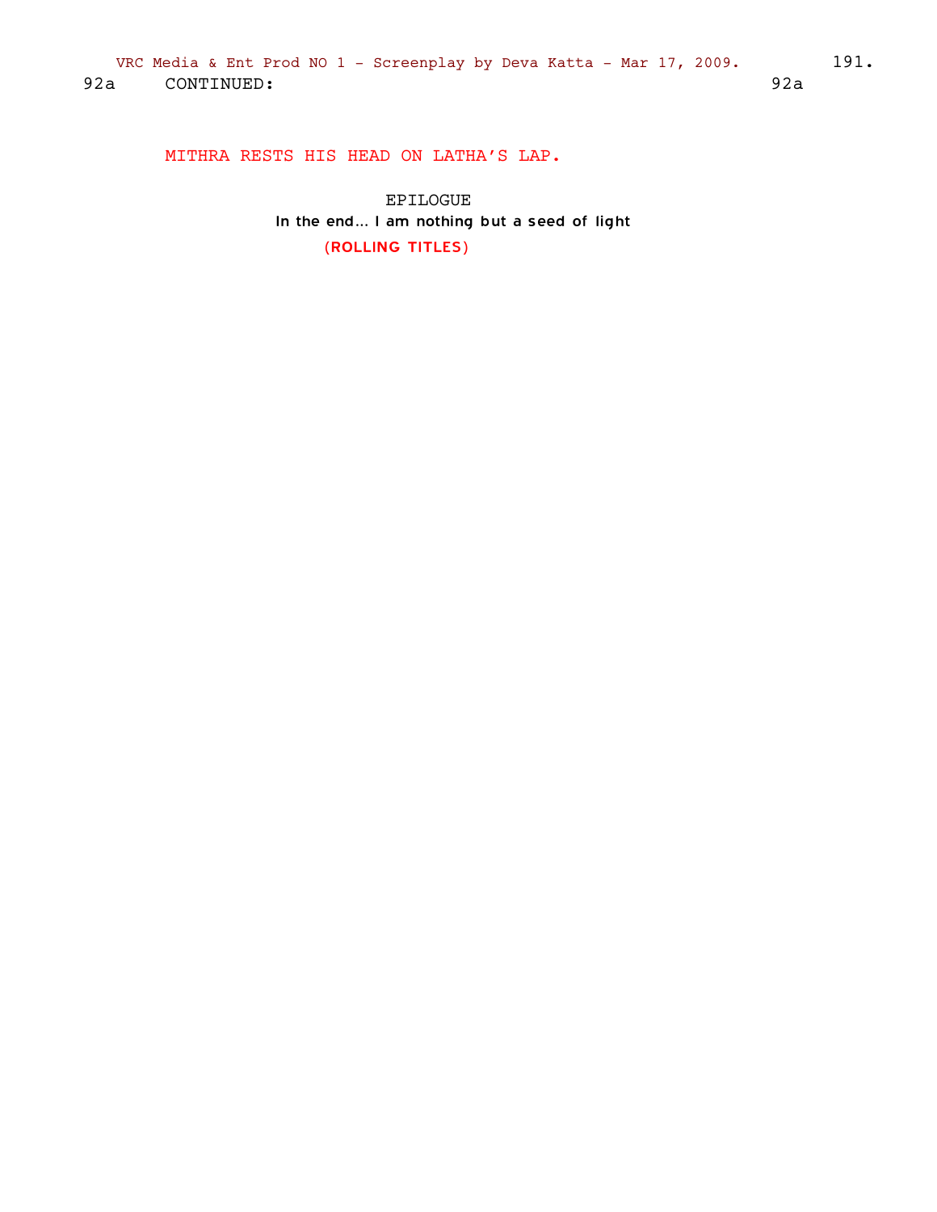92a CONTINUED: 92a

MITHRA RESTS HIS HEAD ON LATHA'S LAP.

EPILOGUE

In the end... I am nothing but a seed of light

(ROLLING TITLES)